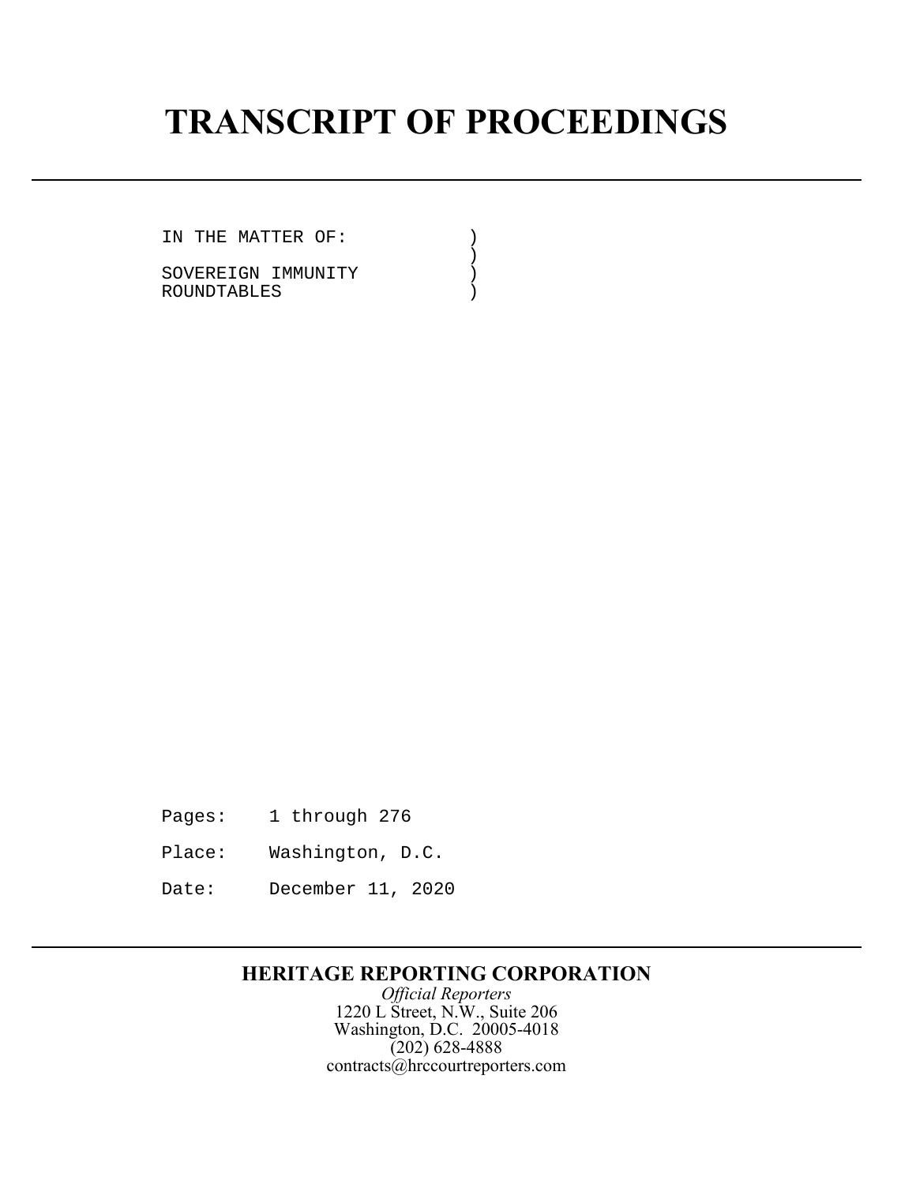# TRANSCRIPT OF PROCEEDINGS

---

```
IN THE MATTER OF:          )
                           )
SOVEREIGN IMMUNITY         )
ROUNDTABLES                )
```

Pages: 1 through 276

Place: Washington, D.C.

Date: December 11, 2020

---

**HERITAGE REPORTING CORPORATION**

*Official Reporters*

1220 L Street, N.W., Suite 206

Washington, D.C. 20005-4018

(202) 628-4888

contracts@hrccourtreporters.com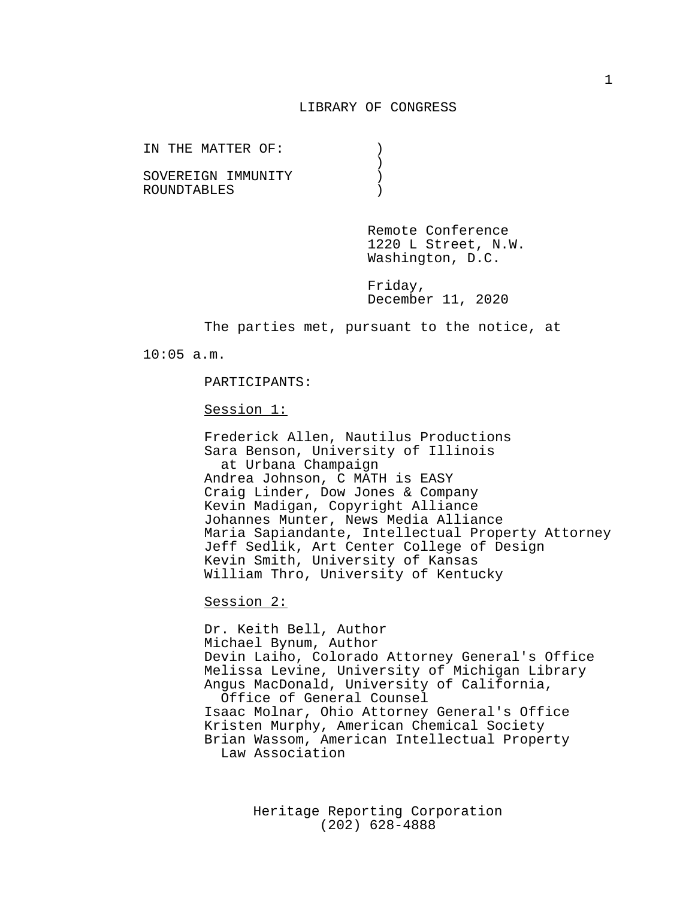LIBRARY OF CONGRESS

IN THE MATTER OF: )
)
SOVEREIGN IMMUNITY )
ROUNDTABLES )

Remote Conference
1220 L Street, N.W.
Washington, D.C.

Friday,
December 11, 2020

The parties met, pursuant to the notice, at 10:05 a.m.

PARTICIPANTS:

Session 1:

Frederick Allen, Nautilus Productions
Sara Benson, University of Illinois at Urbana Champaign
Andrea Johnson, C MATH is EASY
Craig Linder, Dow Jones & Company
Kevin Madigan, Copyright Alliance
Johannes Munter, News Media Alliance
Maria Sapiandante, Intellectual Property Attorney
Jeff Sedlik, Art Center College of Design
Kevin Smith, University of Kansas
William Thro, University of Kentucky

Session 2:

Dr. Keith Bell, Author
Michael Bynum, Author
Devin Laiho, Colorado Attorney General's Office
Melissa Levine, University of Michigan Library
Angus MacDonald, University of California, Office of General Counsel
Isaac Molnar, Ohio Attorney General's Office
Kristen Murphy, American Chemical Society
Brian Wassom, American Intellectual Property Law Association

Heritage Reporting Corporation
(202) 628-4888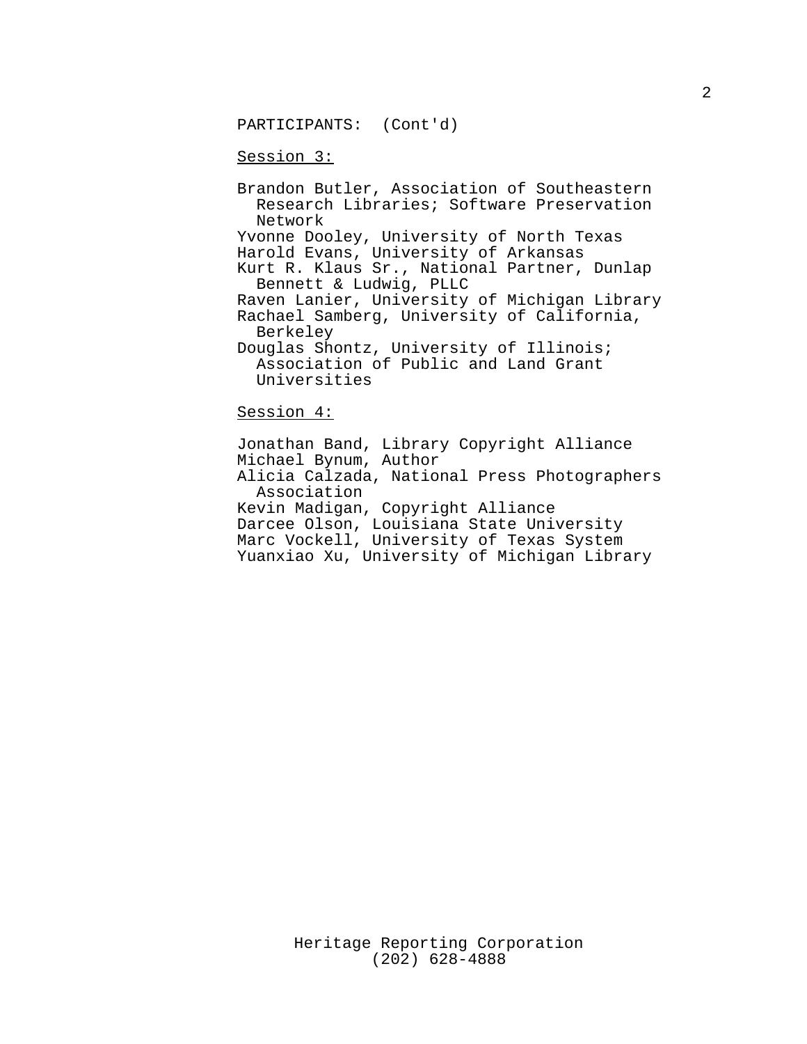PARTICIPANTS: (Cont'd)

Session 3:

Brandon Butler, Association of Southeastern Research Libraries; Software Preservation Network
Yvonne Dooley, University of North Texas
Harold Evans, University of Arkansas
Kurt R. Klaus Sr., National Partner, Dunlap Bennett & Ludwig, PLLC
Raven Lanier, University of Michigan Library
Rachael Samberg, University of California, Berkeley
Douglas Shontz, University of Illinois; Association of Public and Land Grant Universities

Session 4:

Jonathan Band, Library Copyright Alliance
Michael Bynum, Author
Alicia Calzada, National Press Photographers Association
Kevin Madigan, Copyright Alliance
Darcee Olson, Louisiana State University
Marc Vockell, University of Texas System
Yuanxiao Xu, University of Michigan Library

Heritage Reporting Corporation
(202) 628-4888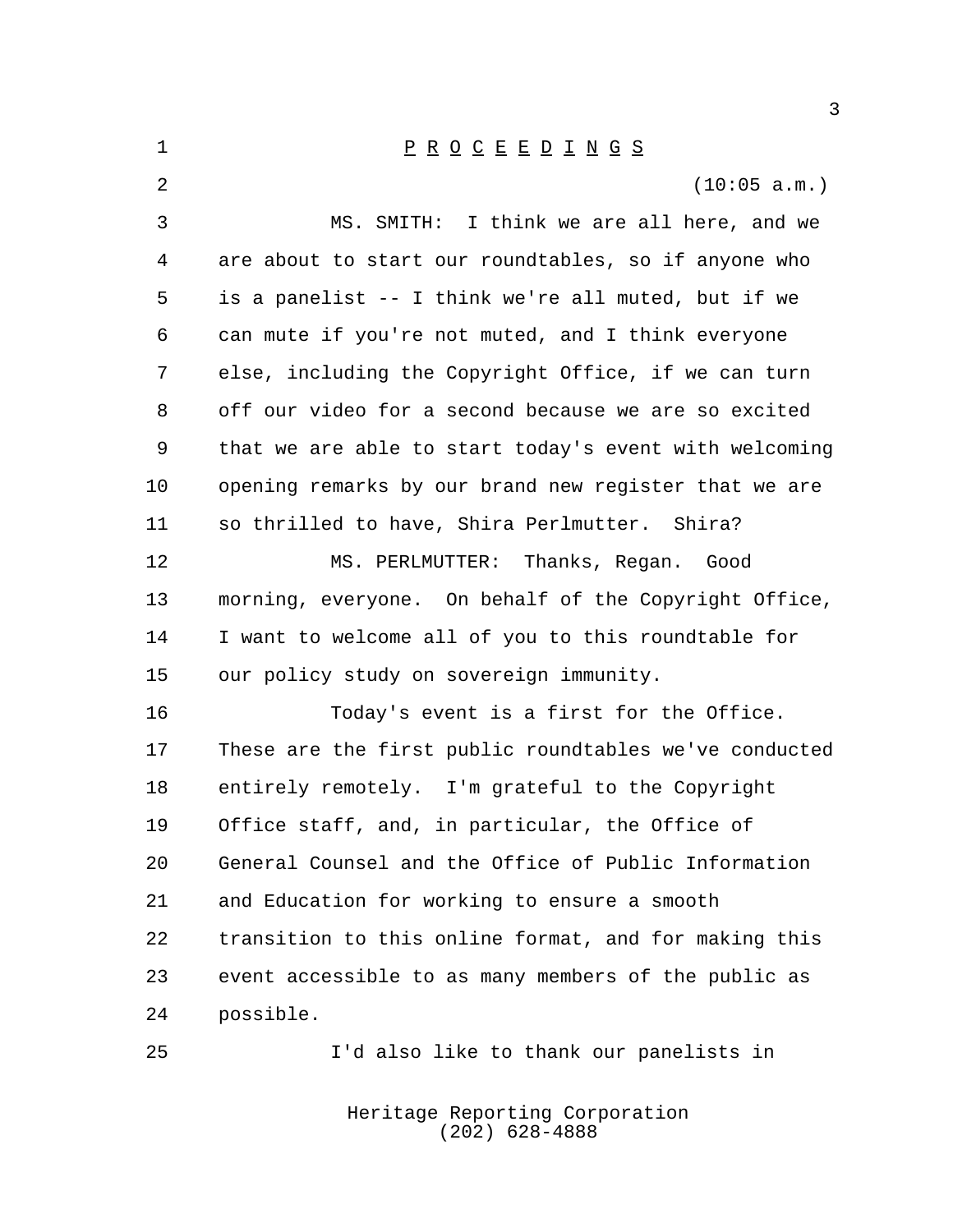P R O C E E D I N G S

(10:05 a.m.)

MS. SMITH: I think we are all here, and we are about to start our roundtables, so if anyone who is a panelist -- I think we're all muted, but if we can mute if you're not muted, and I think everyone else, including the Copyright Office, if we can turn off our video for a second because we are so excited that we are able to start today's event with welcoming opening remarks by our brand new register that we are so thrilled to have, Shira Perlmutter. Shira?

MS. PERLMUTTER: Thanks, Regan. Good morning, everyone. On behalf of the Copyright Office, I want to welcome all of you to this roundtable for our policy study on sovereign immunity.

Today's event is a first for the Office. These are the first public roundtables we've conducted entirely remotely. I'm grateful to the Copyright Office staff, and, in particular, the Office of General Counsel and the Office of Public Information and Education for working to ensure a smooth transition to this online format, and for making this event accessible to as many members of the public as possible.

I'd also like to thank our panelists in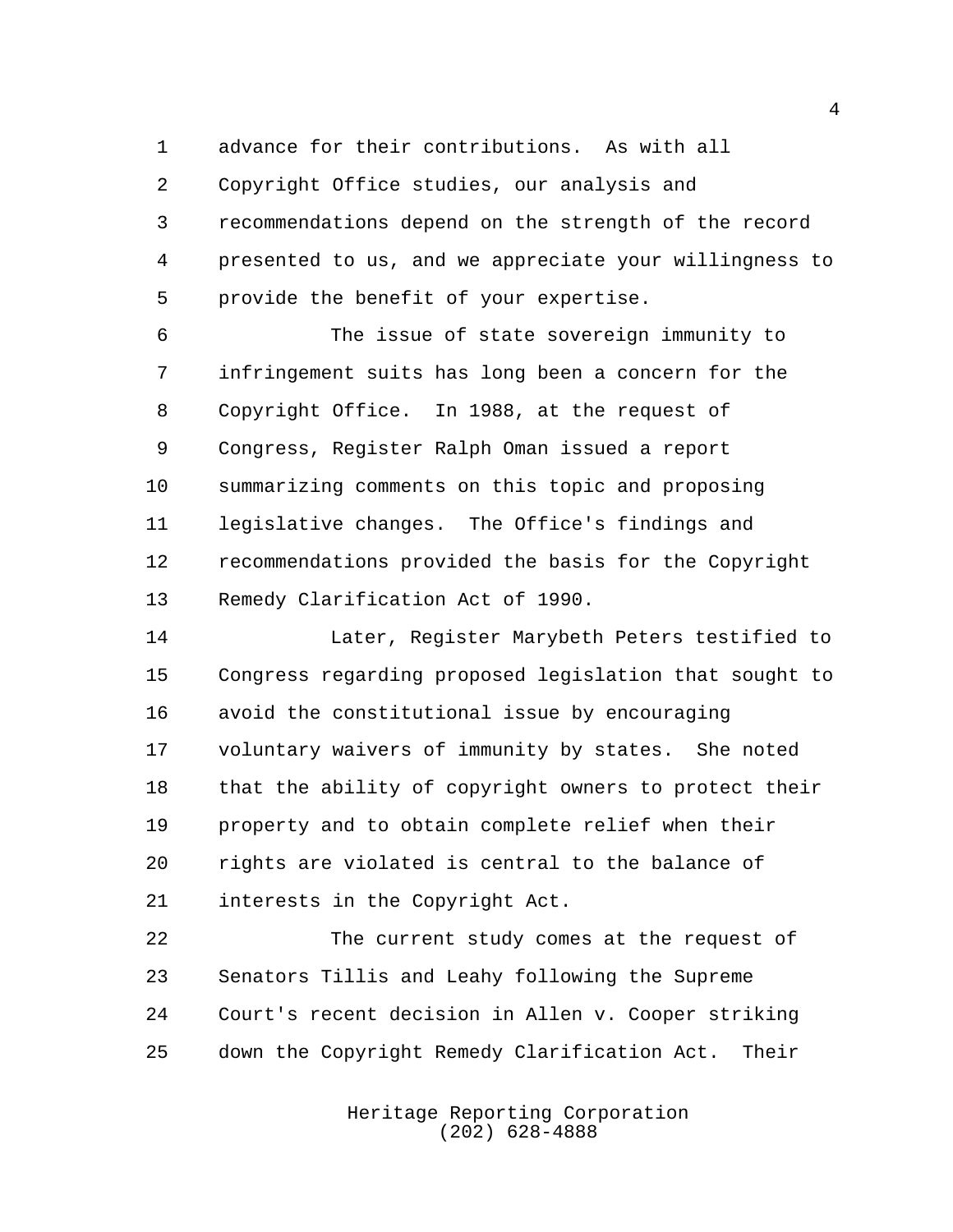advance for their contributions. As with all Copyright Office studies, our analysis and recommendations depend on the strength of the record presented to us, and we appreciate your willingness to provide the benefit of your expertise.

The issue of state sovereign immunity to infringement suits has long been a concern for the Copyright Office. In 1988, at the request of Congress, Register Ralph Oman issued a report summarizing comments on this topic and proposing legislative changes. The Office's findings and recommendations provided the basis for the Copyright Remedy Clarification Act of 1990.

Later, Register Marybeth Peters testified to Congress regarding proposed legislation that sought to avoid the constitutional issue by encouraging voluntary waivers of immunity by states. She noted that the ability of copyright owners to protect their property and to obtain complete relief when their rights are violated is central to the balance of interests in the Copyright Act.

The current study comes at the request of Senators Tillis and Leahy following the Supreme Court's recent decision in Allen v. Cooper striking down the Copyright Remedy Clarification Act. Their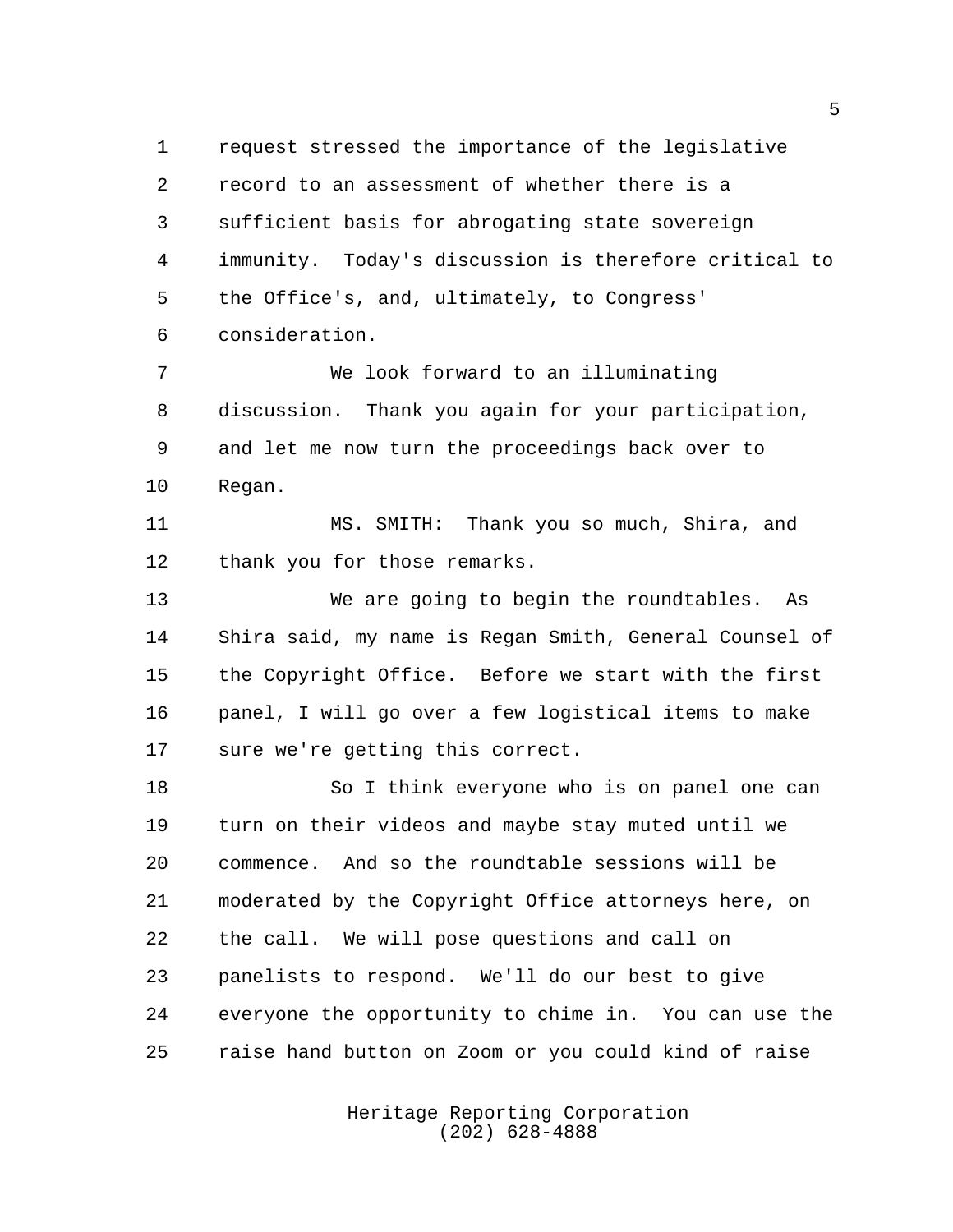request stressed the importance of the legislative record to an assessment of whether there is a sufficient basis for abrogating state sovereign immunity. Today's discussion is therefore critical to the Office's, and, ultimately, to Congress' consideration.

We look forward to an illuminating discussion. Thank you again for your participation, and let me now turn the proceedings back over to Regan.

MS. SMITH: Thank you so much, Shira, and thank you for those remarks.

We are going to begin the roundtables. As Shira said, my name is Regan Smith, General Counsel of the Copyright Office. Before we start with the first panel, I will go over a few logistical items to make sure we're getting this correct.

So I think everyone who is on panel one can turn on their videos and maybe stay muted until we commence. And so the roundtable sessions will be moderated by the Copyright Office attorneys here, on the call. We will pose questions and call on panelists to respond. We'll do our best to give everyone the opportunity to chime in. You can use the raise hand button on Zoom or you could kind of raise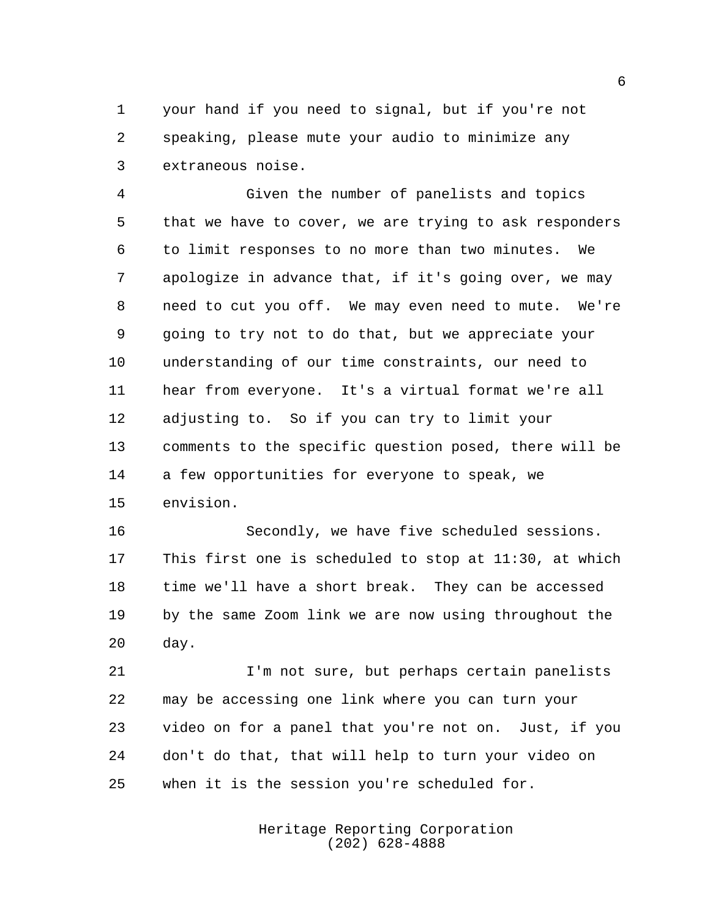your hand if you need to signal, but if you're not speaking, please mute your audio to minimize any extraneous noise.

Given the number of panelists and topics that we have to cover, we are trying to ask responders to limit responses to no more than two minutes. We apologize in advance that, if it's going over, we may need to cut you off. We may even need to mute. We're going to try not to do that, but we appreciate your understanding of our time constraints, our need to hear from everyone. It's a virtual format we're all adjusting to. So if you can try to limit your comments to the specific question posed, there will be a few opportunities for everyone to speak, we envision.

Secondly, we have five scheduled sessions. This first one is scheduled to stop at 11:30, at which time we'll have a short break. They can be accessed by the same Zoom link we are now using throughout the day.

I'm not sure, but perhaps certain panelists may be accessing one link where you can turn your video on for a panel that you're not on. Just, if you don't do that, that will help to turn your video on when it is the session you're scheduled for.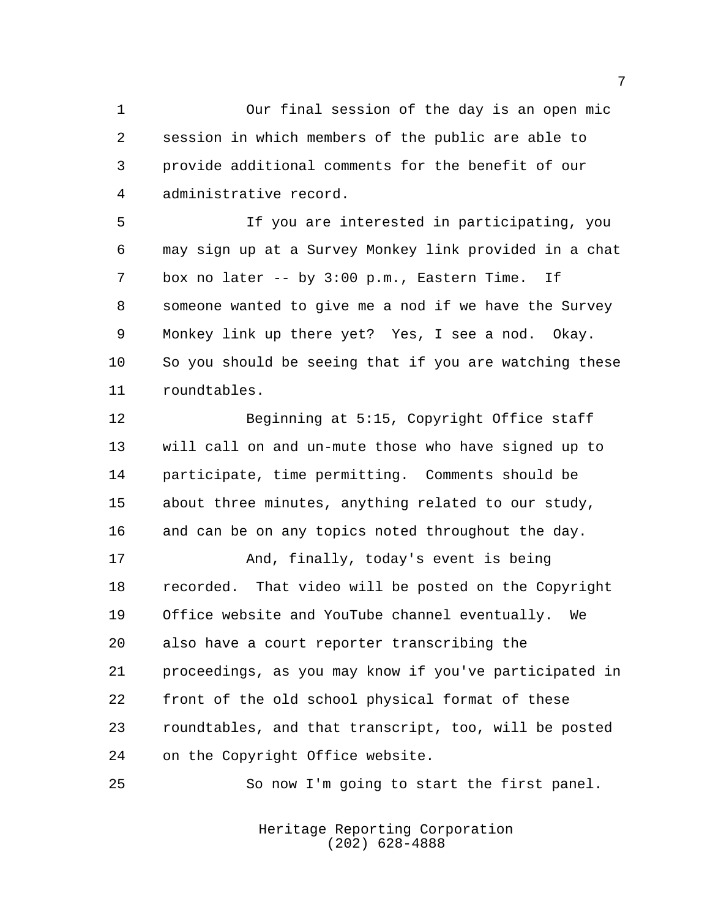Our final session of the day is an open mic session in which members of the public are able to provide additional comments for the benefit of our administrative record.

If you are interested in participating, you may sign up at a Survey Monkey link provided in a chat box no later -- by 3:00 p.m., Eastern Time. If someone wanted to give me a nod if we have the Survey Monkey link up there yet? Yes, I see a nod. Okay. So you should be seeing that if you are watching these roundtables.

Beginning at 5:15, Copyright Office staff will call on and un-mute those who have signed up to participate, time permitting. Comments should be about three minutes, anything related to our study, and can be on any topics noted throughout the day.

And, finally, today's event is being recorded. That video will be posted on the Copyright Office website and YouTube channel eventually. We also have a court reporter transcribing the proceedings, as you may know if you've participated in front of the old school physical format of these roundtables, and that transcript, too, will be posted on the Copyright Office website.

So now I'm going to start the first panel.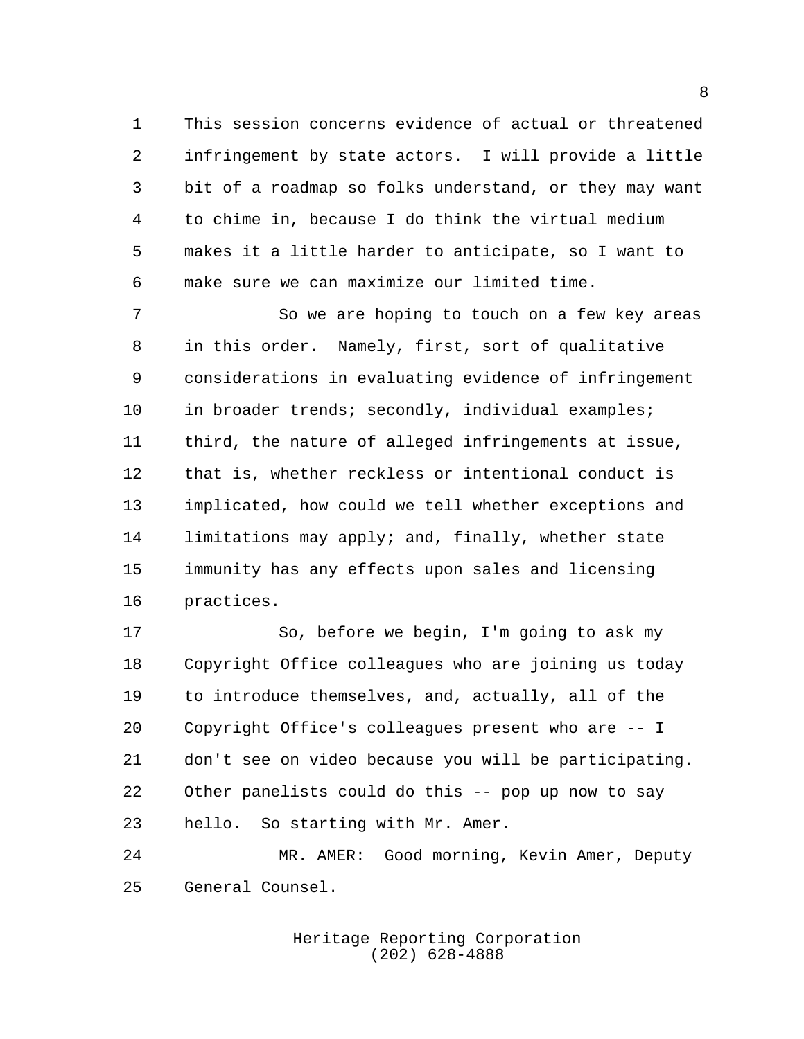This session concerns evidence of actual or threatened infringement by state actors. I will provide a little bit of a roadmap so folks understand, or they may want to chime in, because I do think the virtual medium makes it a little harder to anticipate, so I want to make sure we can maximize our limited time.

So we are hoping to touch on a few key areas in this order. Namely, first, sort of qualitative considerations in evaluating evidence of infringement in broader trends; secondly, individual examples; third, the nature of alleged infringements at issue, that is, whether reckless or intentional conduct is implicated, how could we tell whether exceptions and limitations may apply; and, finally, whether state immunity has any effects upon sales and licensing practices.

So, before we begin, I'm going to ask my Copyright Office colleagues who are joining us today to introduce themselves, and, actually, all of the Copyright Office's colleagues present who are -- I don't see on video because you will be participating. Other panelists could do this -- pop up now to say hello. So starting with Mr. Amer.

MR. AMER: Good morning, Kevin Amer, Deputy General Counsel.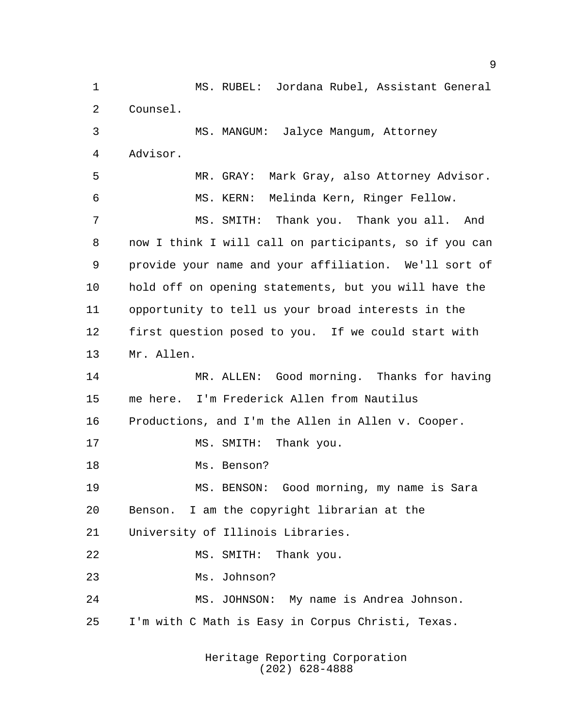MS. RUBEL: Jordana Rubel, Assistant General Counsel.

MS. MANGUM: Jalyce Mangum, Attorney Advisor.

MR. GRAY: Mark Gray, also Attorney Advisor.

MS. KERN: Melinda Kern, Ringer Fellow.

MS. SMITH: Thank you. Thank you all. And now I think I will call on participants, so if you can provide your name and your affiliation. We'll sort of hold off on opening statements, but you will have the opportunity to tell us your broad interests in the first question posed to you. If we could start with Mr. Allen.

MR. ALLEN: Good morning. Thanks for having me here. I'm Frederick Allen from Nautilus Productions, and I'm the Allen in Allen v. Cooper.

MS. SMITH: Thank you.

Ms. Benson?

MS. BENSON: Good morning, my name is Sara Benson. I am the copyright librarian at the University of Illinois Libraries.

MS. SMITH: Thank you.

Ms. Johnson?

MS. JOHNSON: My name is Andrea Johnson. I'm with C Math is Easy in Corpus Christi, Texas.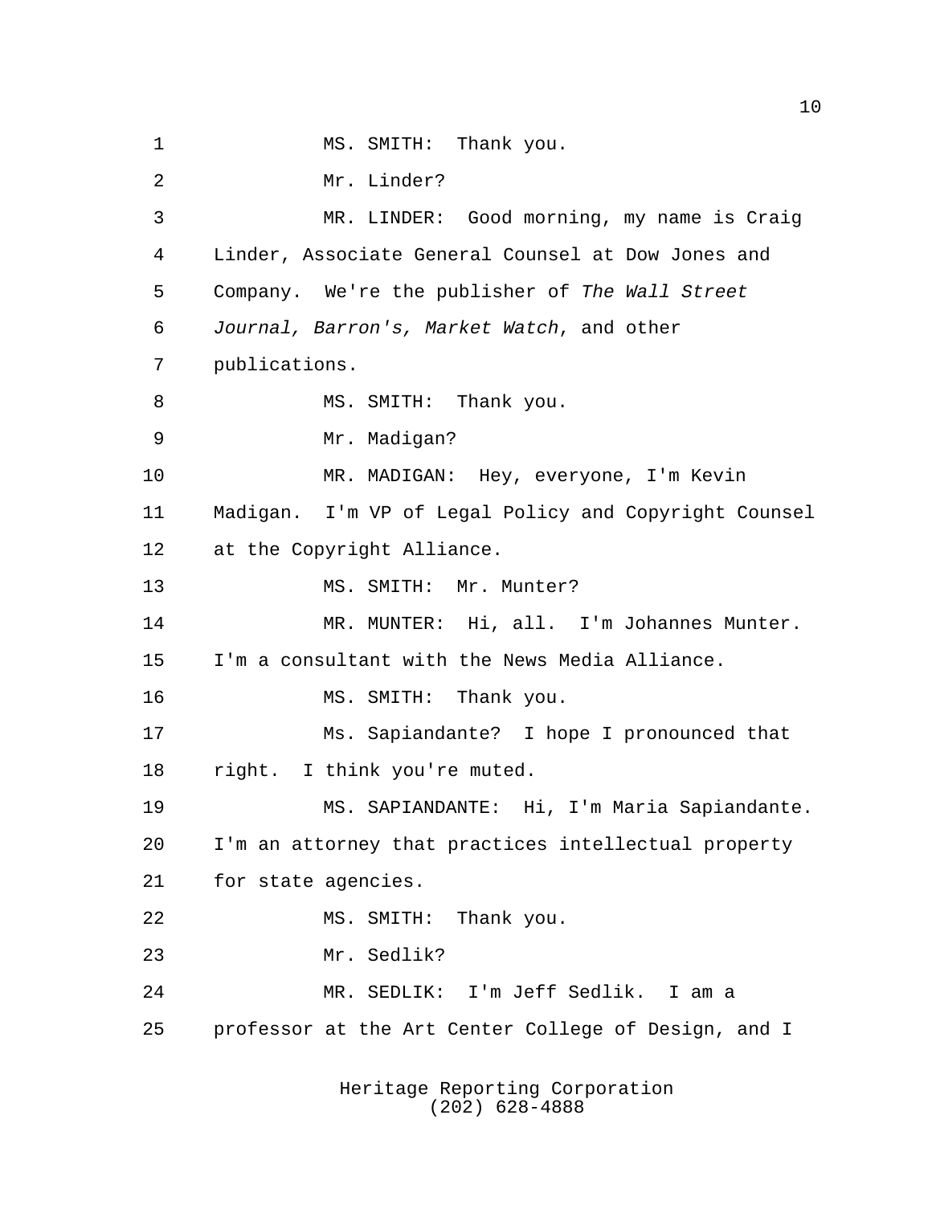1 MS. SMITH: Thank you.

2 Mr. Linder?

3 MR. LINDER: Good morning, my name is Craig

4 Linder, Associate General Counsel at Dow Jones and

5 Company. We're the publisher of *The Wall Street*

6 *Journal, Barron's, Market Watch*, and other

7 publications.

8 MS. SMITH: Thank you.

9 Mr. Madigan?

10 MR. MADIGAN: Hey, everyone, I'm Kevin

11 Madigan. I'm VP of Legal Policy and Copyright Counsel

12 at the Copyright Alliance.

13 MS. SMITH: Mr. Munter?

14 MR. MUNTER: Hi, all. I'm Johannes Munter.

15 I'm a consultant with the News Media Alliance.

16 MS. SMITH: Thank you.

17 Ms. Sapiandante? I hope I pronounced that

18 right. I think you're muted.

19 MS. SAPIANDANTE: Hi, I'm Maria Sapiandante.

20 I'm an attorney that practices intellectual property

21 for state agencies.

22 MS. SMITH: Thank you.

23 Mr. Sedlik?

24 MR. SEDLIK: I'm Jeff Sedlik. I am a

25 professor at the Art Center College of Design, and I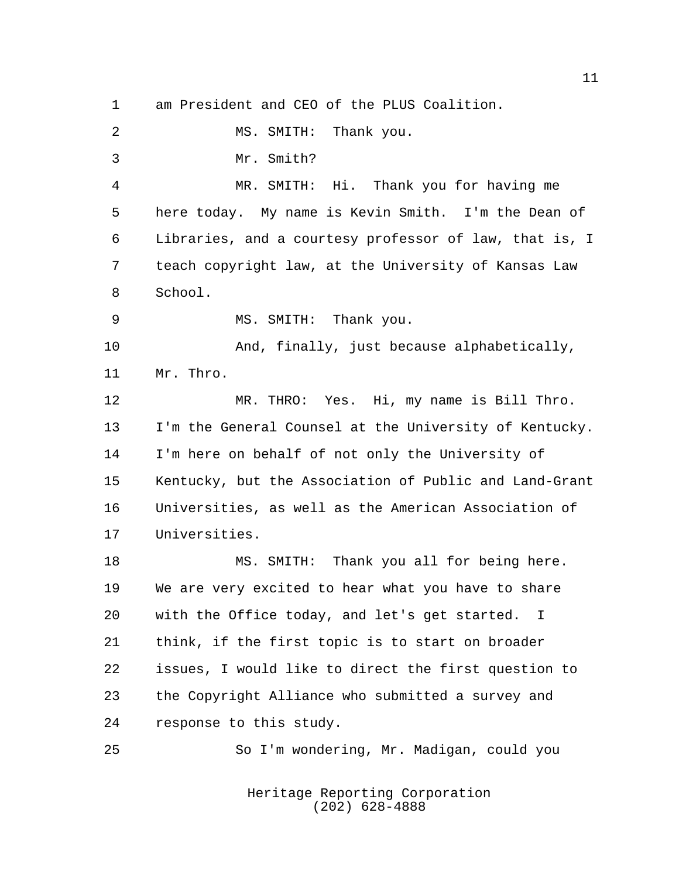am President and CEO of the PLUS Coalition.

MS. SMITH: Thank you.

Mr. Smith?

MR. SMITH: Hi. Thank you for having me here today. My name is Kevin Smith. I'm the Dean of Libraries, and a courtesy professor of law, that is, I teach copyright law, at the University of Kansas Law School.

MS. SMITH: Thank you.

And, finally, just because alphabetically, Mr. Thro.

MR. THRO: Yes. Hi, my name is Bill Thro. I'm the General Counsel at the University of Kentucky. I'm here on behalf of not only the University of Kentucky, but the Association of Public and Land-Grant Universities, as well as the American Association of Universities.

MS. SMITH: Thank you all for being here. We are very excited to hear what you have to share with the Office today, and let's get started. I think, if the first topic is to start on broader issues, I would like to direct the first question to the Copyright Alliance who submitted a survey and response to this study.

So I'm wondering, Mr. Madigan, could you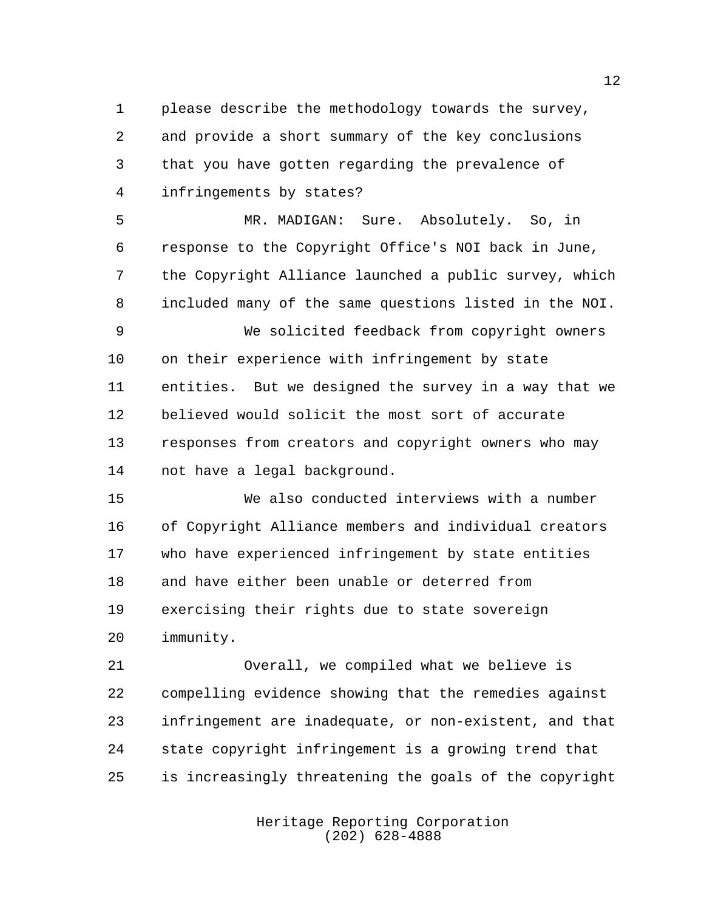please describe the methodology towards the survey, and provide a short summary of the key conclusions that you have gotten regarding the prevalence of infringements by states?

MR. MADIGAN: Sure. Absolutely. So, in response to the Copyright Office's NOI back in June, the Copyright Alliance launched a public survey, which included many of the same questions listed in the NOI.

We solicited feedback from copyright owners on their experience with infringement by state entities. But we designed the survey in a way that we believed would solicit the most sort of accurate responses from creators and copyright owners who may not have a legal background.

We also conducted interviews with a number of Copyright Alliance members and individual creators who have experienced infringement by state entities and have either been unable or deterred from exercising their rights due to state sovereign immunity.

Overall, we compiled what we believe is compelling evidence showing that the remedies against infringement are inadequate, or non-existent, and that state copyright infringement is a growing trend that is increasingly threatening the goals of the copyright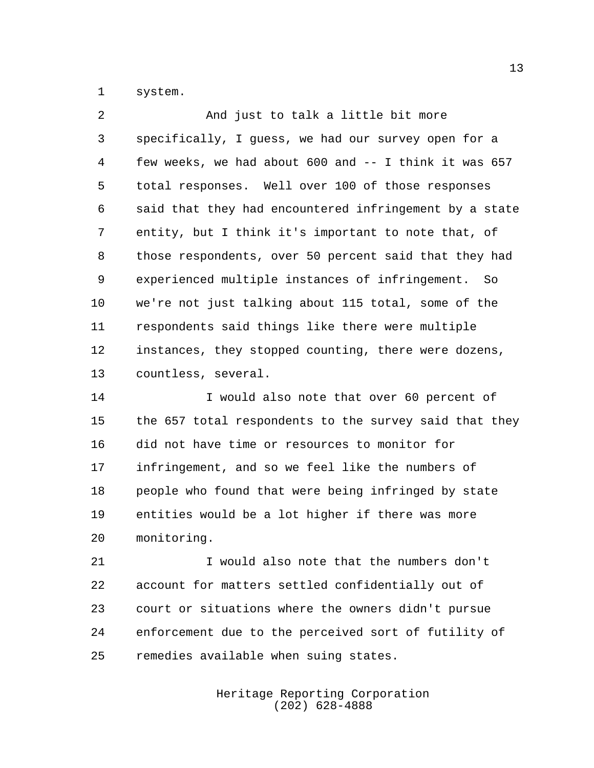system.

And just to talk a little bit more specifically, I guess, we had our survey open for a few weeks, we had about 600 and -- I think it was 657 total responses. Well over 100 of those responses said that they had encountered infringement by a state entity, but I think it's important to note that, of those respondents, over 50 percent said that they had experienced multiple instances of infringement. So we're not just talking about 115 total, some of the respondents said things like there were multiple instances, they stopped counting, there were dozens, countless, several.

I would also note that over 60 percent of the 657 total respondents to the survey said that they did not have time or resources to monitor for infringement, and so we feel like the numbers of people who found that were being infringed by state entities would be a lot higher if there was more monitoring.

I would also note that the numbers don't account for matters settled confidentially out of court or situations where the owners didn't pursue enforcement due to the perceived sort of futility of remedies available when suing states.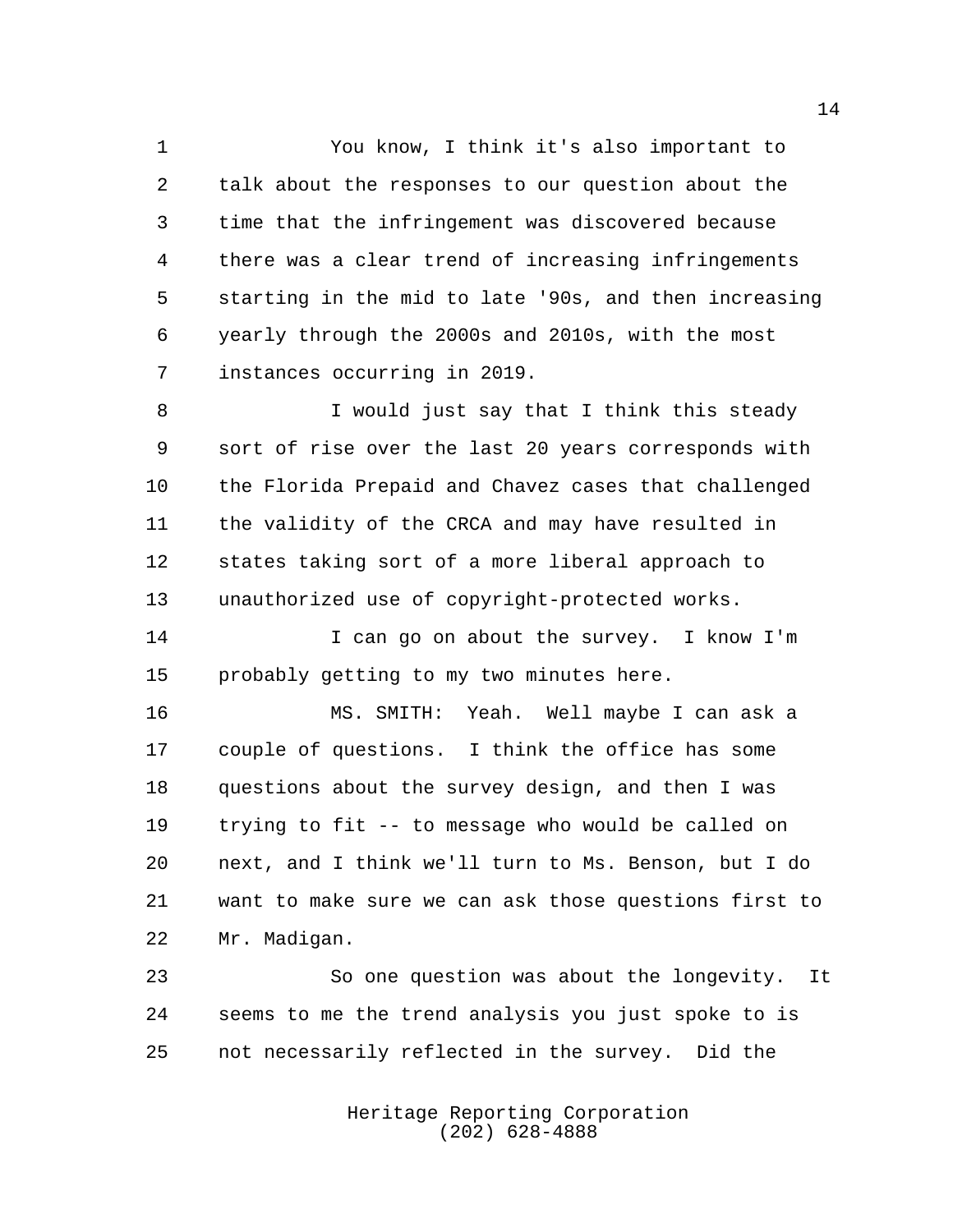You know, I think it's also important to talk about the responses to our question about the time that the infringement was discovered because there was a clear trend of increasing infringements starting in the mid to late '90s, and then increasing yearly through the 2000s and 2010s, with the most instances occurring in 2019.

I would just say that I think this steady sort of rise over the last 20 years corresponds with the Florida Prepaid and Chavez cases that challenged the validity of the CRCA and may have resulted in states taking sort of a more liberal approach to unauthorized use of copyright-protected works.

I can go on about the survey. I know I'm probably getting to my two minutes here.

MS. SMITH: Yeah. Well maybe I can ask a couple of questions. I think the office has some questions about the survey design, and then I was trying to fit -- to message who would be called on next, and I think we'll turn to Ms. Benson, but I do want to make sure we can ask those questions first to Mr. Madigan.

So one question was about the longevity. It seems to me the trend analysis you just spoke to is not necessarily reflected in the survey. Did the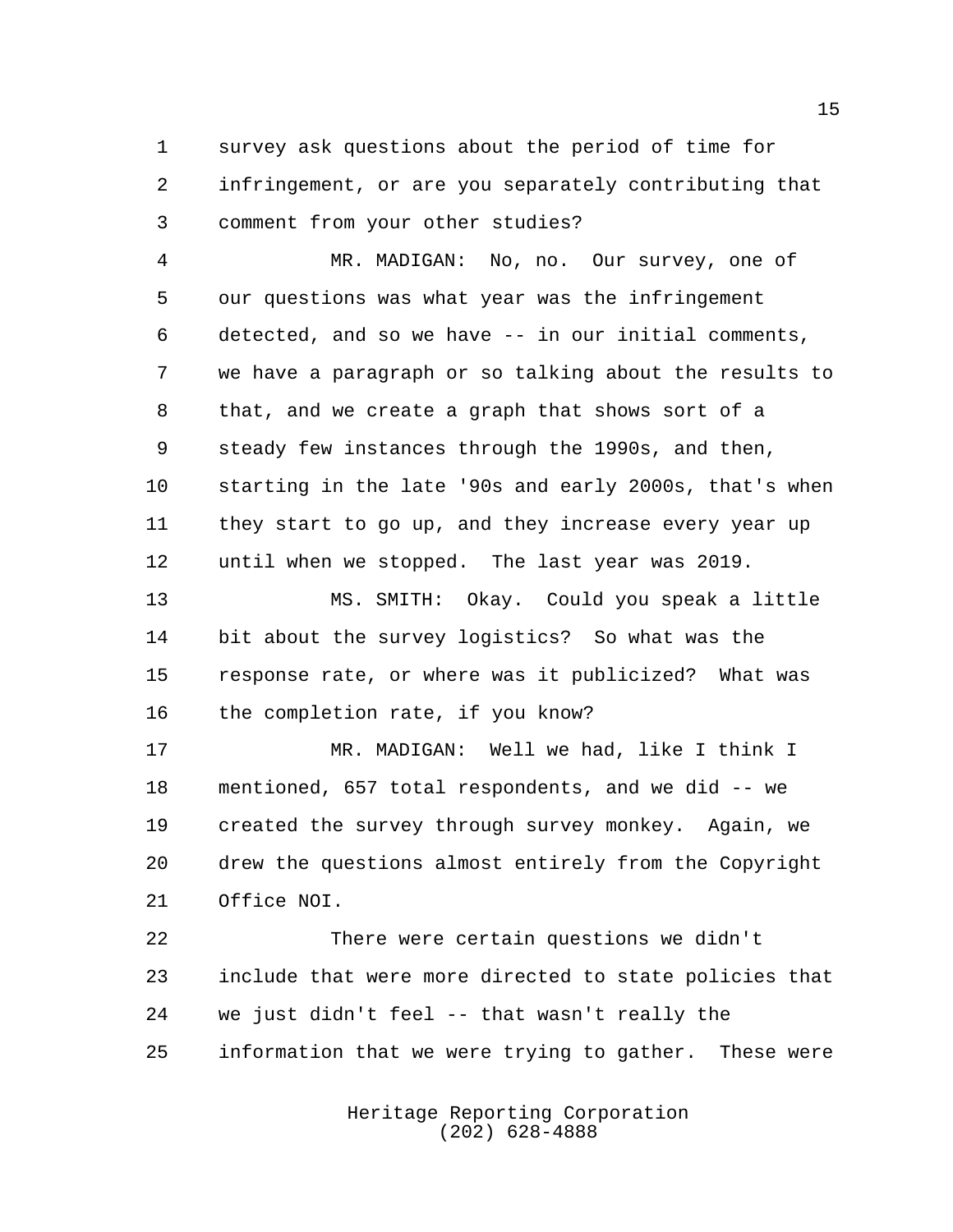survey ask questions about the period of time for infringement, or are you separately contributing that comment from your other studies?

MR. MADIGAN: No, no. Our survey, one of our questions was what year was the infringement detected, and so we have -- in our initial comments, we have a paragraph or so talking about the results to that, and we create a graph that shows sort of a steady few instances through the 1990s, and then, starting in the late '90s and early 2000s, that's when they start to go up, and they increase every year up until when we stopped. The last year was 2019.

MS. SMITH: Okay. Could you speak a little bit about the survey logistics? So what was the response rate, or where was it publicized? What was the completion rate, if you know?

MR. MADIGAN: Well we had, like I think I mentioned, 657 total respondents, and we did -- we created the survey through survey monkey. Again, we drew the questions almost entirely from the Copyright Office NOI.

There were certain questions we didn't include that were more directed to state policies that we just didn't feel -- that wasn't really the information that we were trying to gather. These were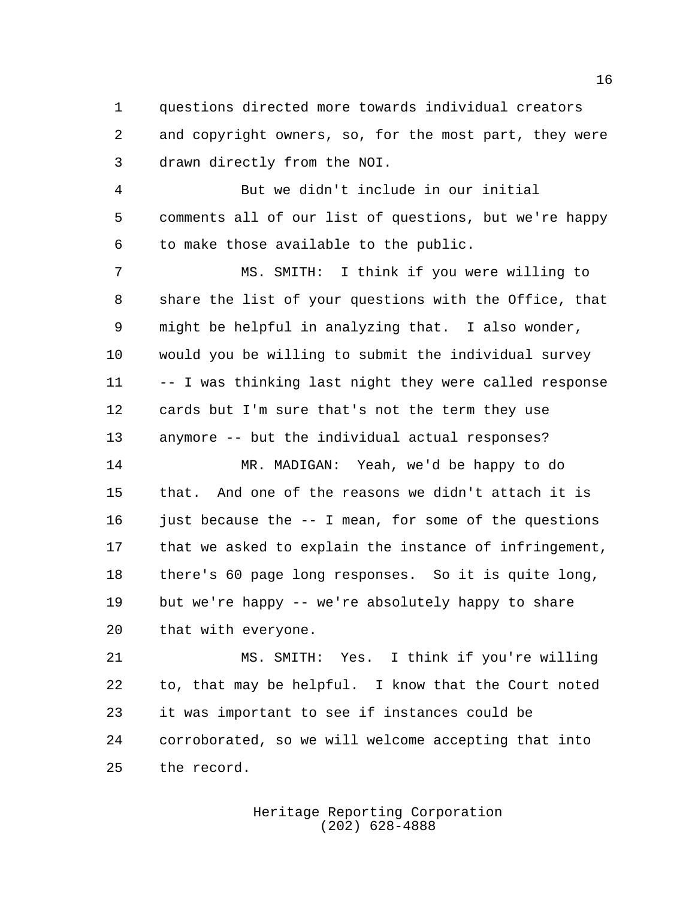questions directed more towards individual creators and copyright owners, so, for the most part, they were drawn directly from the NOI.

But we didn't include in our initial comments all of our list of questions, but we're happy to make those available to the public.

MS. SMITH: I think if you were willing to share the list of your questions with the Office, that might be helpful in analyzing that. I also wonder, would you be willing to submit the individual survey -- I was thinking last night they were called response cards but I'm sure that's not the term they use anymore -- but the individual actual responses?

MR. MADIGAN: Yeah, we'd be happy to do that. And one of the reasons we didn't attach it is just because the -- I mean, for some of the questions that we asked to explain the instance of infringement, there's 60 page long responses. So it is quite long, but we're happy -- we're absolutely happy to share that with everyone.

MS. SMITH: Yes. I think if you're willing to, that may be helpful. I know that the Court noted it was important to see if instances could be corroborated, so we will welcome accepting that into the record.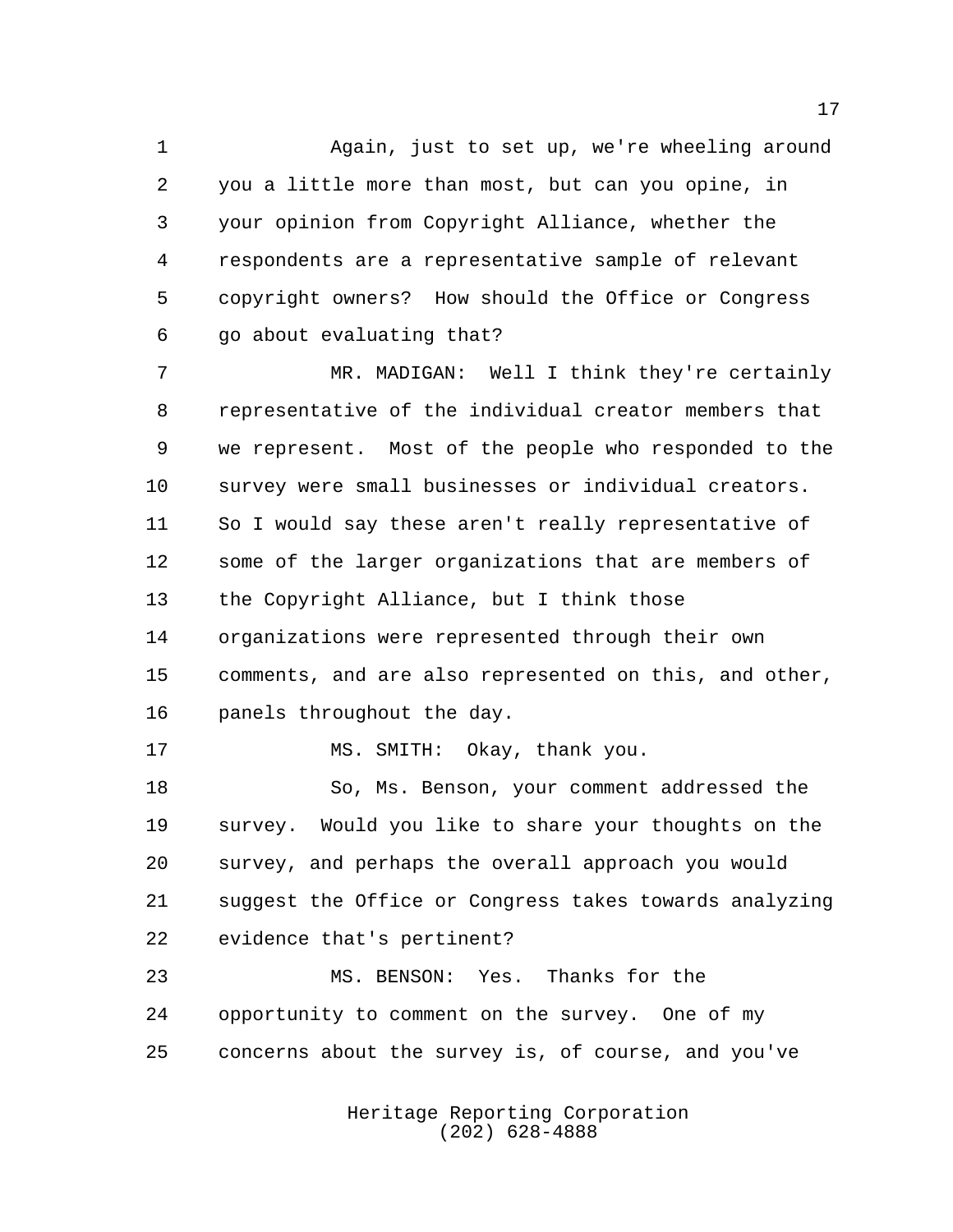Again, just to set up, we're wheeling around you a little more than most, but can you opine, in your opinion from Copyright Alliance, whether the respondents are a representative sample of relevant copyright owners? How should the Office or Congress go about evaluating that?

MR. MADIGAN: Well I think they're certainly representative of the individual creator members that we represent. Most of the people who responded to the survey were small businesses or individual creators. So I would say these aren't really representative of some of the larger organizations that are members of the Copyright Alliance, but I think those organizations were represented through their own comments, and are also represented on this, and other, panels throughout the day.

MS. SMITH: Okay, thank you.

So, Ms. Benson, your comment addressed the survey. Would you like to share your thoughts on the survey, and perhaps the overall approach you would suggest the Office or Congress takes towards analyzing evidence that's pertinent?

MS. BENSON: Yes. Thanks for the opportunity to comment on the survey. One of my concerns about the survey is, of course, and you've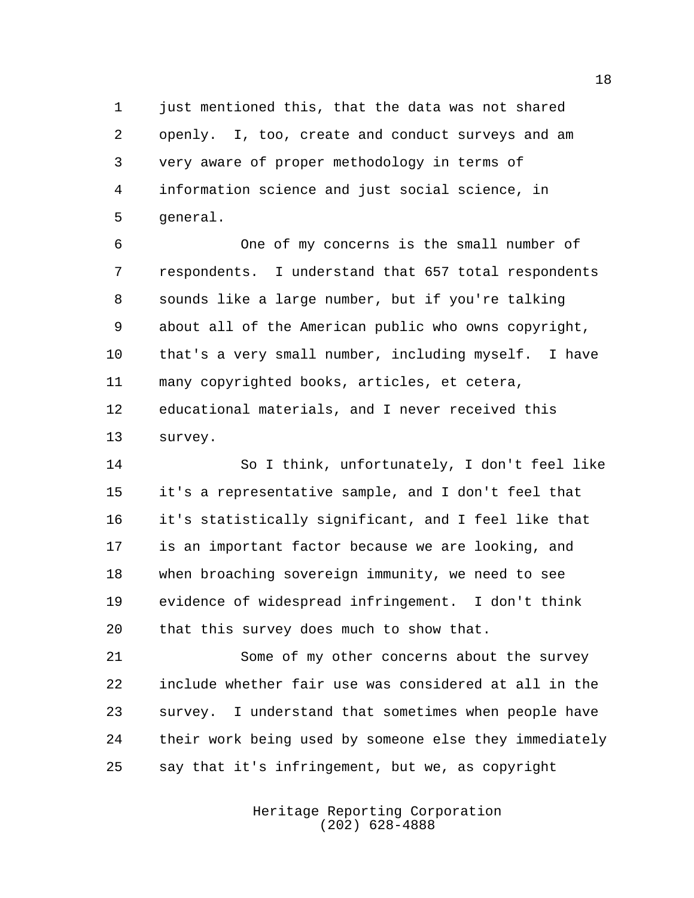just mentioned this, that the data was not shared openly. I, too, create and conduct surveys and am very aware of proper methodology in terms of information science and just social science, in general.

One of my concerns is the small number of respondents. I understand that 657 total respondents sounds like a large number, but if you're talking about all of the American public who owns copyright, that's a very small number, including myself. I have many copyrighted books, articles, et cetera, educational materials, and I never received this survey.

So I think, unfortunately, I don't feel like it's a representative sample, and I don't feel that it's statistically significant, and I feel like that is an important factor because we are looking, and when broaching sovereign immunity, we need to see evidence of widespread infringement. I don't think that this survey does much to show that.

Some of my other concerns about the survey include whether fair use was considered at all in the survey. I understand that sometimes when people have their work being used by someone else they immediately say that it's infringement, but we, as copyright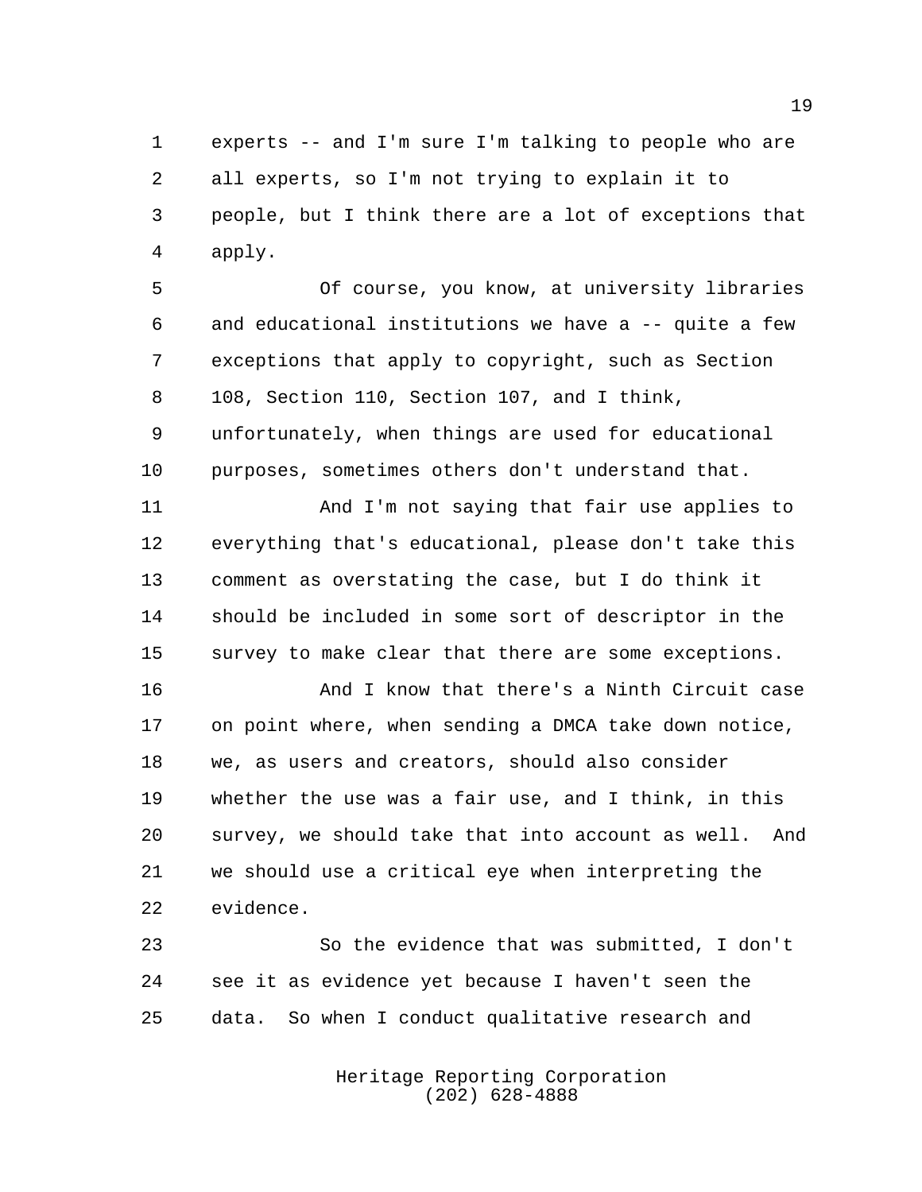experts -- and I'm sure I'm talking to people who are all experts, so I'm not trying to explain it to people, but I think there are a lot of exceptions that apply.

Of course, you know, at university libraries and educational institutions we have a -- quite a few exceptions that apply to copyright, such as Section 108, Section 110, Section 107, and I think, unfortunately, when things are used for educational purposes, sometimes others don't understand that.

And I'm not saying that fair use applies to everything that's educational, please don't take this comment as overstating the case, but I do think it should be included in some sort of descriptor in the survey to make clear that there are some exceptions.

And I know that there's a Ninth Circuit case on point where, when sending a DMCA take down notice, we, as users and creators, should also consider whether the use was a fair use, and I think, in this survey, we should take that into account as well. And we should use a critical eye when interpreting the evidence.

So the evidence that was submitted, I don't see it as evidence yet because I haven't seen the data. So when I conduct qualitative research and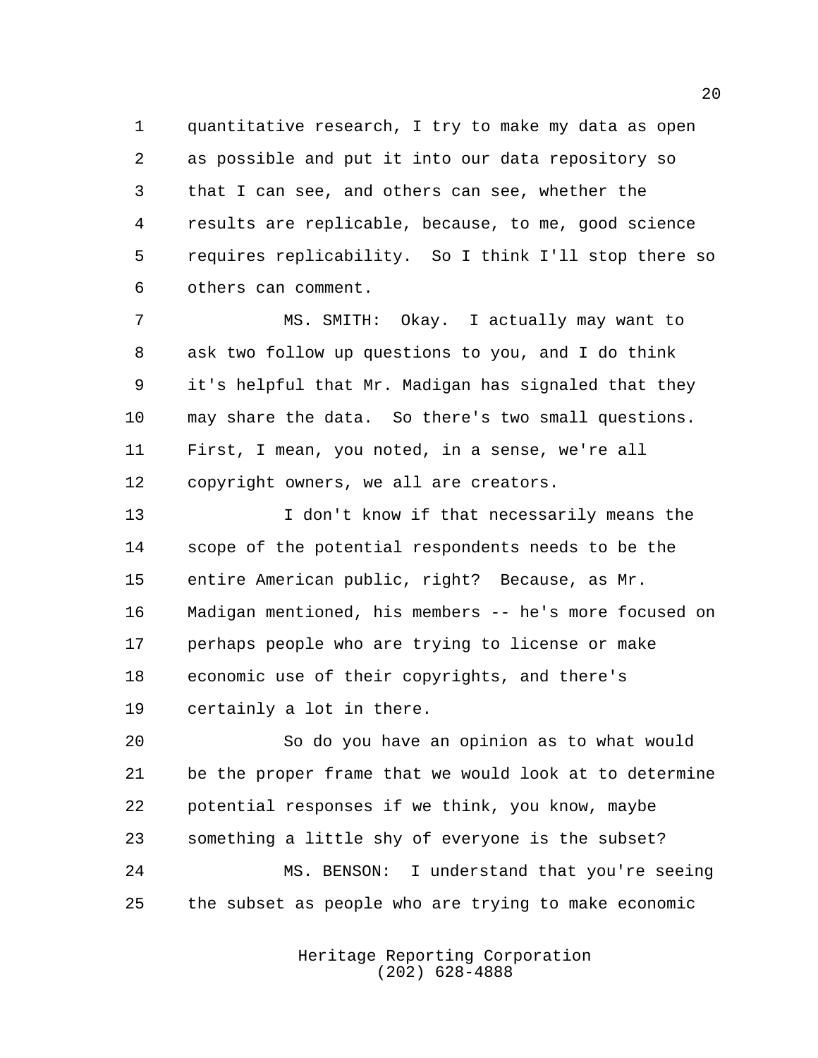quantitative research, I try to make my data as open as possible and put it into our data repository so that I can see, and others can see, whether the results are replicable, because, to me, good science requires replicability. So I think I'll stop there so others can comment.

MS. SMITH: Okay. I actually may want to ask two follow up questions to you, and I do think it's helpful that Mr. Madigan has signaled that they may share the data. So there's two small questions. First, I mean, you noted, in a sense, we're all copyright owners, we all are creators.

I don't know if that necessarily means the scope of the potential respondents needs to be the entire American public, right? Because, as Mr. Madigan mentioned, his members -- he's more focused on perhaps people who are trying to license or make economic use of their copyrights, and there's certainly a lot in there.

So do you have an opinion as to what would be the proper frame that we would look at to determine potential responses if we think, you know, maybe something a little shy of everyone is the subset?

MS. BENSON: I understand that you're seeing the subset as people who are trying to make economic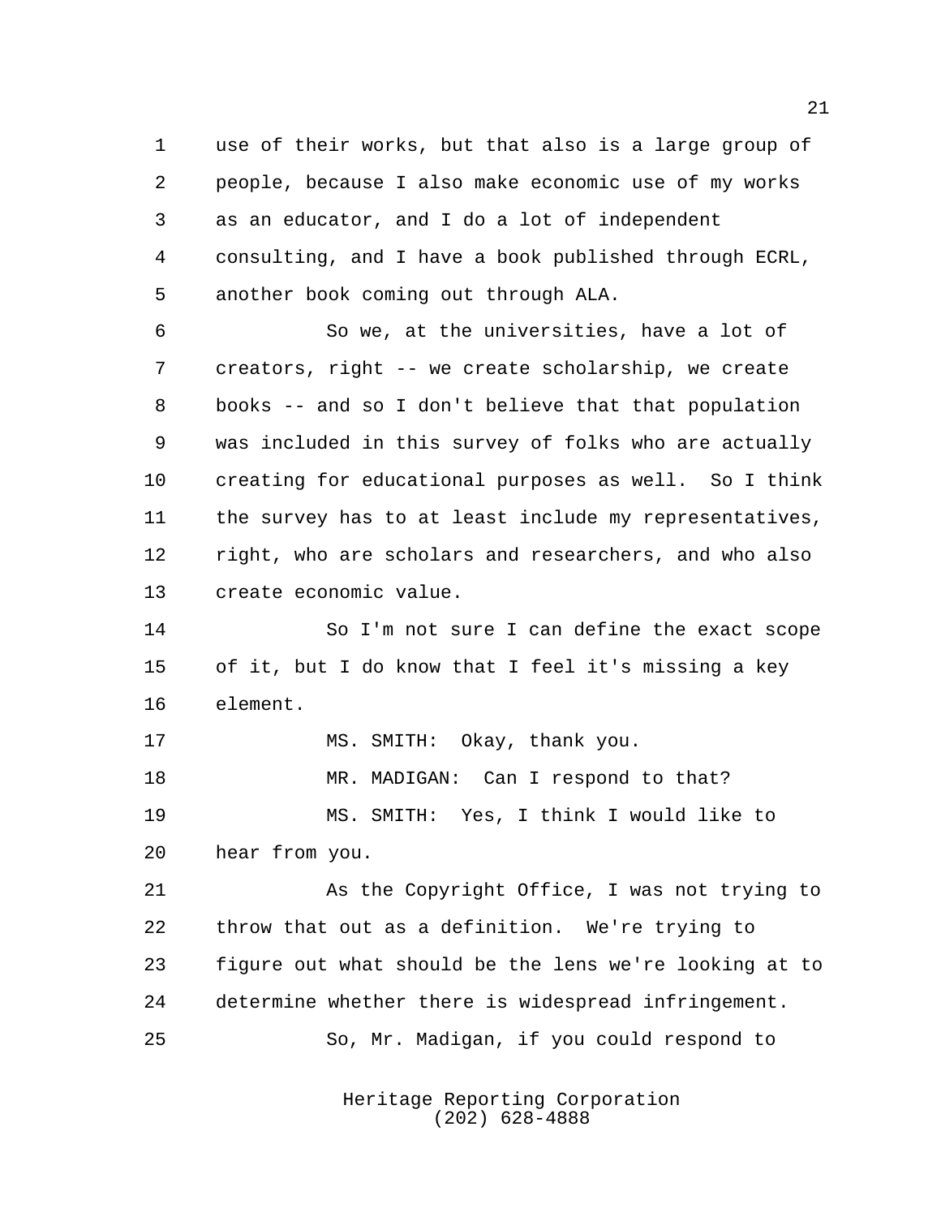use of their works, but that also is a large group of people, because I also make economic use of my works as an educator, and I do a lot of independent consulting, and I have a book published through ECRL, another book coming out through ALA.

So we, at the universities, have a lot of creators, right -- we create scholarship, we create books -- and so I don't believe that that population was included in this survey of folks who are actually creating for educational purposes as well. So I think the survey has to at least include my representatives, right, who are scholars and researchers, and who also create economic value.

So I'm not sure I can define the exact scope of it, but I do know that I feel it's missing a key element.

MS. SMITH: Okay, thank you.

MR. MADIGAN: Can I respond to that?

MS. SMITH: Yes, I think I would like to hear from you.

As the Copyright Office, I was not trying to throw that out as a definition. We're trying to figure out what should be the lens we're looking at to determine whether there is widespread infringement.

So, Mr. Madigan, if you could respond to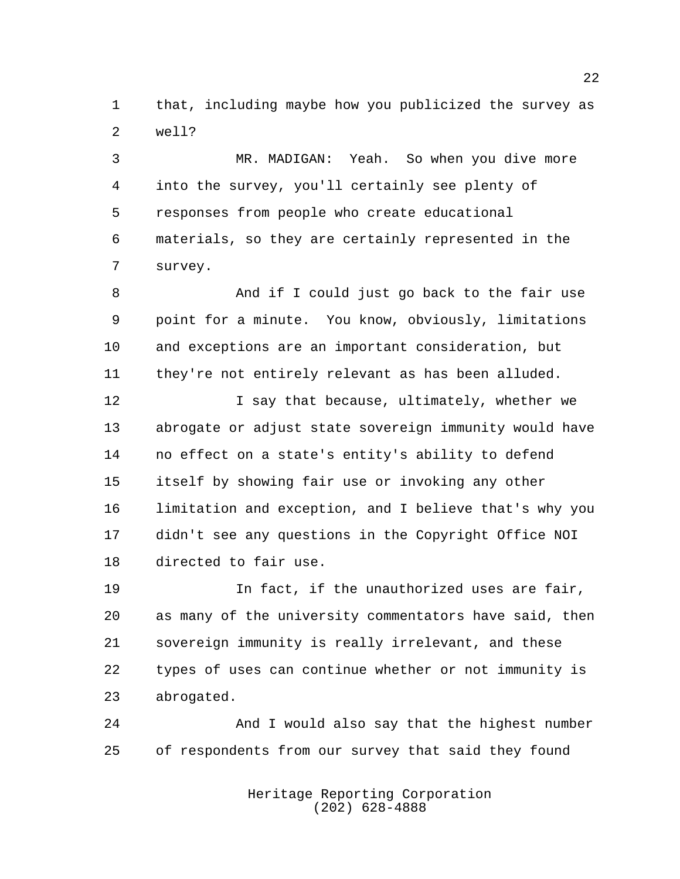that, including maybe how you publicized the survey as well?

MR. MADIGAN: Yeah. So when you dive more into the survey, you'll certainly see plenty of responses from people who create educational materials, so they are certainly represented in the survey.

And if I could just go back to the fair use point for a minute. You know, obviously, limitations and exceptions are an important consideration, but they're not entirely relevant as has been alluded.

I say that because, ultimately, whether we abrogate or adjust state sovereign immunity would have no effect on a state's entity's ability to defend itself by showing fair use or invoking any other limitation and exception, and I believe that's why you didn't see any questions in the Copyright Office NOI directed to fair use.

In fact, if the unauthorized uses are fair, as many of the university commentators have said, then sovereign immunity is really irrelevant, and these types of uses can continue whether or not immunity is abrogated.

And I would also say that the highest number of respondents from our survey that said they found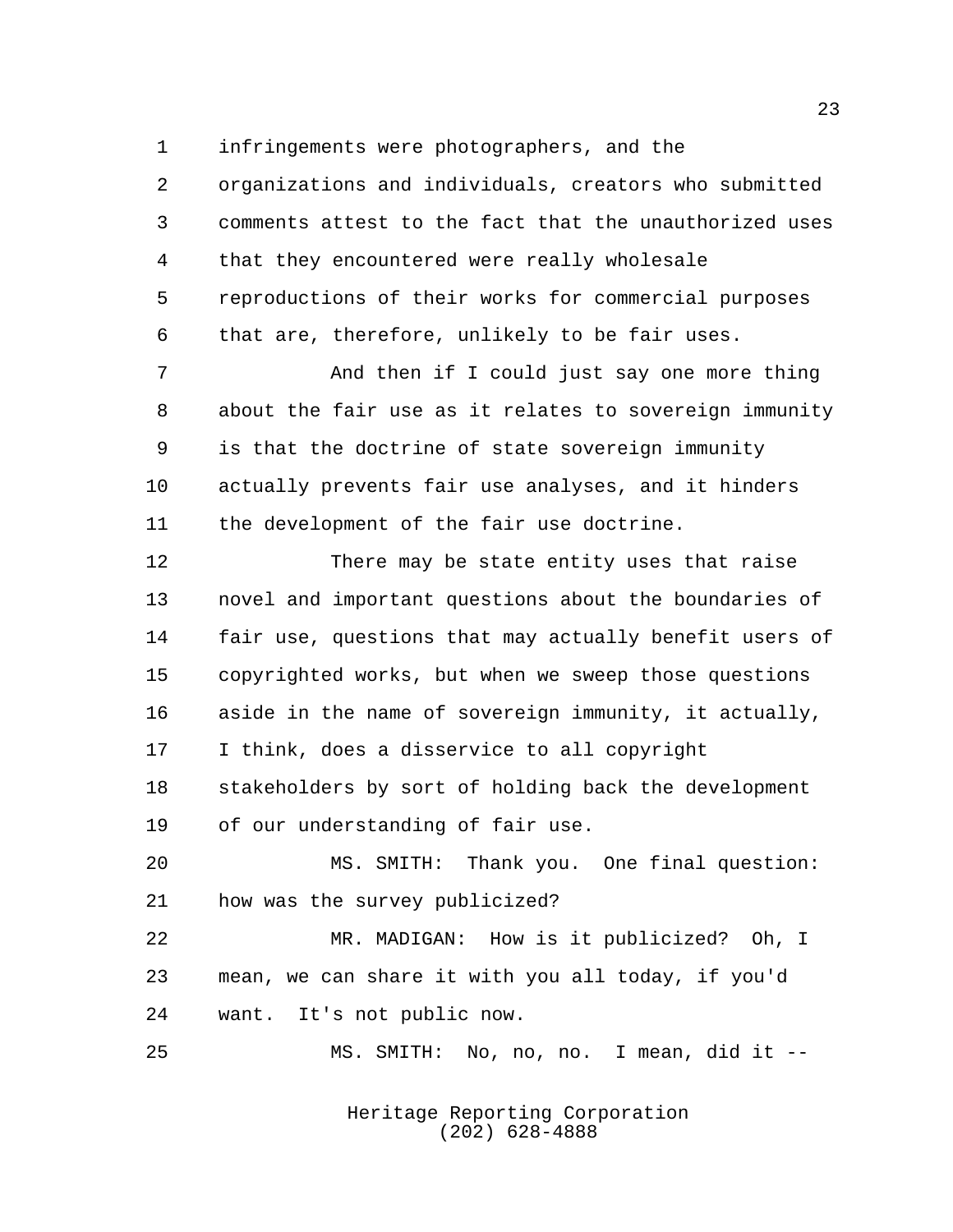infringements were photographers, and the organizations and individuals, creators who submitted comments attest to the fact that the unauthorized uses that they encountered were really wholesale reproductions of their works for commercial purposes that are, therefore, unlikely to be fair uses.

And then if I could just say one more thing about the fair use as it relates to sovereign immunity is that the doctrine of state sovereign immunity actually prevents fair use analyses, and it hinders the development of the fair use doctrine.

There may be state entity uses that raise novel and important questions about the boundaries of fair use, questions that may actually benefit users of copyrighted works, but when we sweep those questions aside in the name of sovereign immunity, it actually, I think, does a disservice to all copyright stakeholders by sort of holding back the development of our understanding of fair use.

MS. SMITH: Thank you. One final question: how was the survey publicized?

MR. MADIGAN: How is it publicized? Oh, I mean, we can share it with you all today, if you'd want. It's not public now.

MS. SMITH: No, no, no. I mean, did it --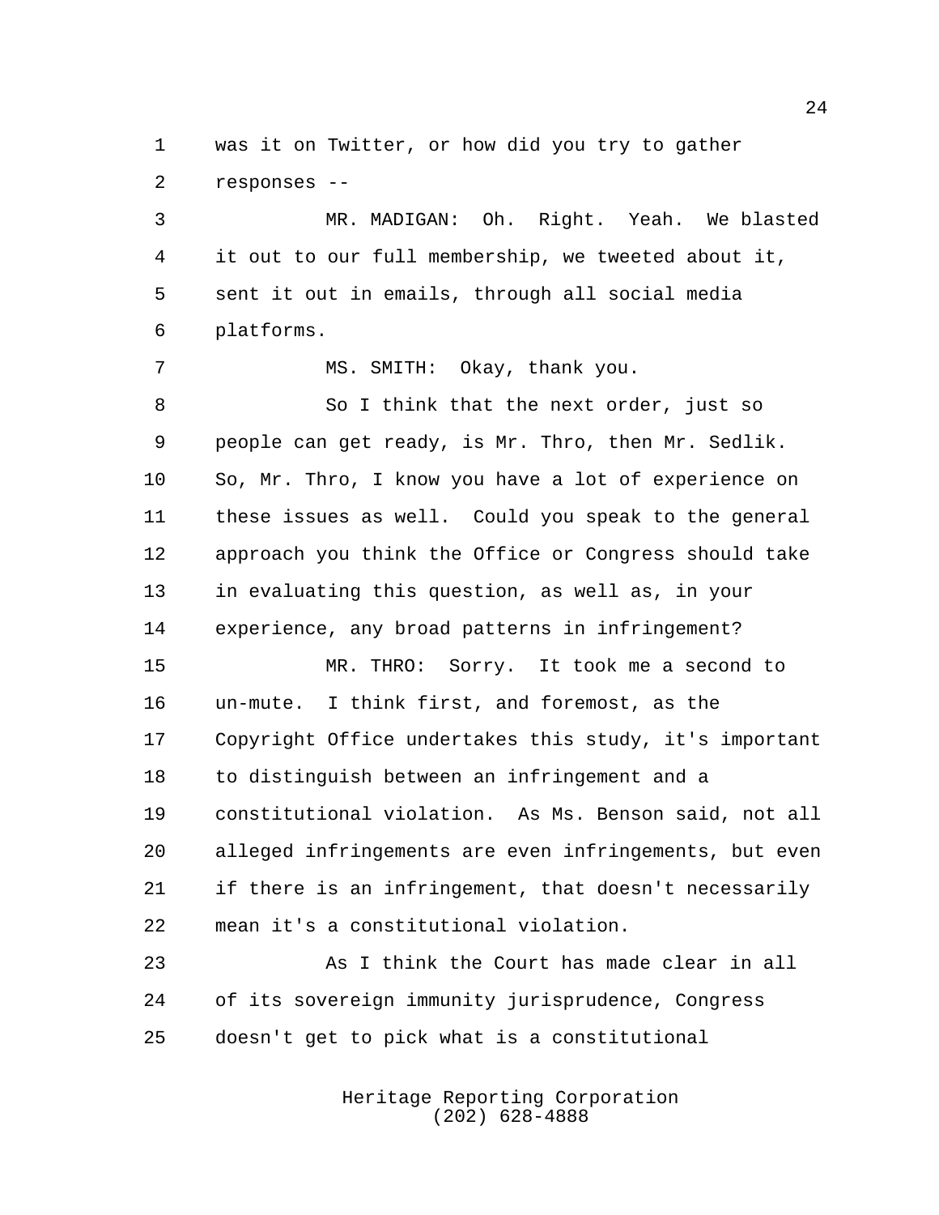was it on Twitter, or how did you try to gather responses --

MR. MADIGAN: Oh. Right. Yeah. We blasted it out to our full membership, we tweeted about it, sent it out in emails, through all social media platforms.

MS. SMITH: Okay, thank you.

So I think that the next order, just so people can get ready, is Mr. Thro, then Mr. Sedlik. So, Mr. Thro, I know you have a lot of experience on these issues as well. Could you speak to the general approach you think the Office or Congress should take in evaluating this question, as well as, in your experience, any broad patterns in infringement?

MR. THRO: Sorry. It took me a second to un-mute. I think first, and foremost, as the Copyright Office undertakes this study, it's important to distinguish between an infringement and a constitutional violation. As Ms. Benson said, not all alleged infringements are even infringements, but even if there is an infringement, that doesn't necessarily mean it's a constitutional violation.

As I think the Court has made clear in all of its sovereign immunity jurisprudence, Congress doesn't get to pick what is a constitutional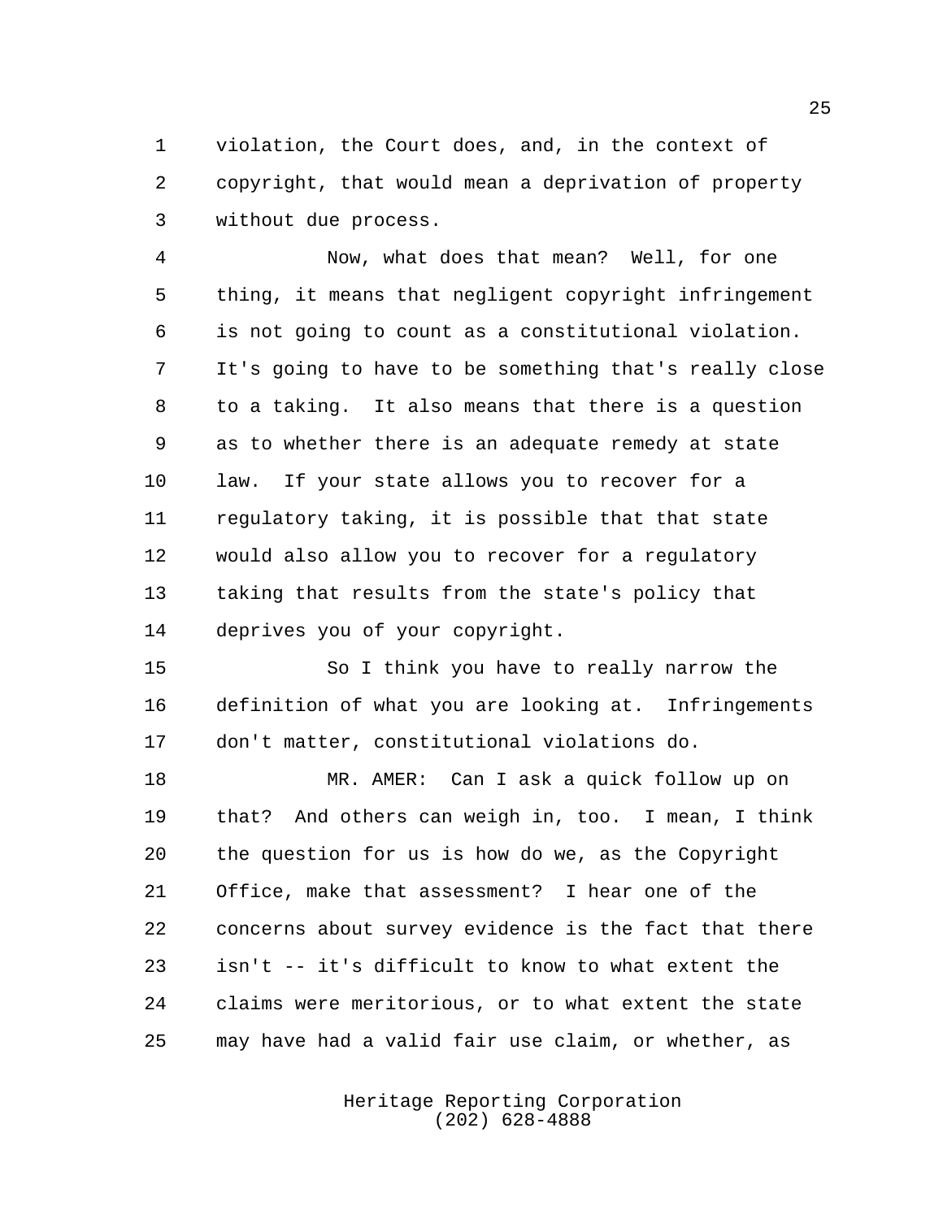violation, the Court does, and, in the context of copyright, that would mean a deprivation of property without due process.

Now, what does that mean? Well, for one thing, it means that negligent copyright infringement is not going to count as a constitutional violation. It's going to have to be something that's really close to a taking. It also means that there is a question as to whether there is an adequate remedy at state law. If your state allows you to recover for a regulatory taking, it is possible that that state would also allow you to recover for a regulatory taking that results from the state's policy that deprives you of your copyright.

So I think you have to really narrow the definition of what you are looking at. Infringements don't matter, constitutional violations do.

MR. AMER: Can I ask a quick follow up on that? And others can weigh in, too. I mean, I think the question for us is how do we, as the Copyright Office, make that assessment? I hear one of the concerns about survey evidence is the fact that there isn't -- it's difficult to know to what extent the claims were meritorious, or to what extent the state may have had a valid fair use claim, or whether, as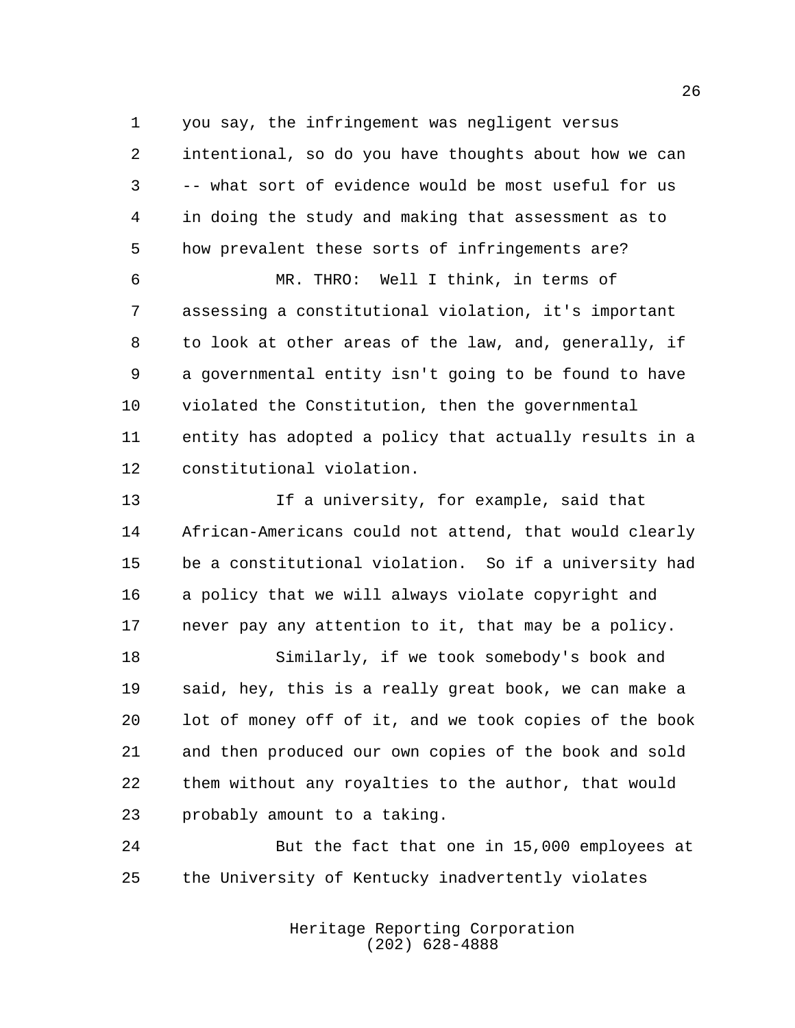you say, the infringement was negligent versus intentional, so do you have thoughts about how we can -- what sort of evidence would be most useful for us in doing the study and making that assessment as to how prevalent these sorts of infringements are?

MR. THRO: Well I think, in terms of assessing a constitutional violation, it's important to look at other areas of the law, and, generally, if a governmental entity isn't going to be found to have violated the Constitution, then the governmental entity has adopted a policy that actually results in a constitutional violation.

If a university, for example, said that African-Americans could not attend, that would clearly be a constitutional violation. So if a university had a policy that we will always violate copyright and never pay any attention to it, that may be a policy.

Similarly, if we took somebody's book and said, hey, this is a really great book, we can make a lot of money off of it, and we took copies of the book and then produced our own copies of the book and sold them without any royalties to the author, that would probably amount to a taking.

But the fact that one in 15,000 employees at the University of Kentucky inadvertently violates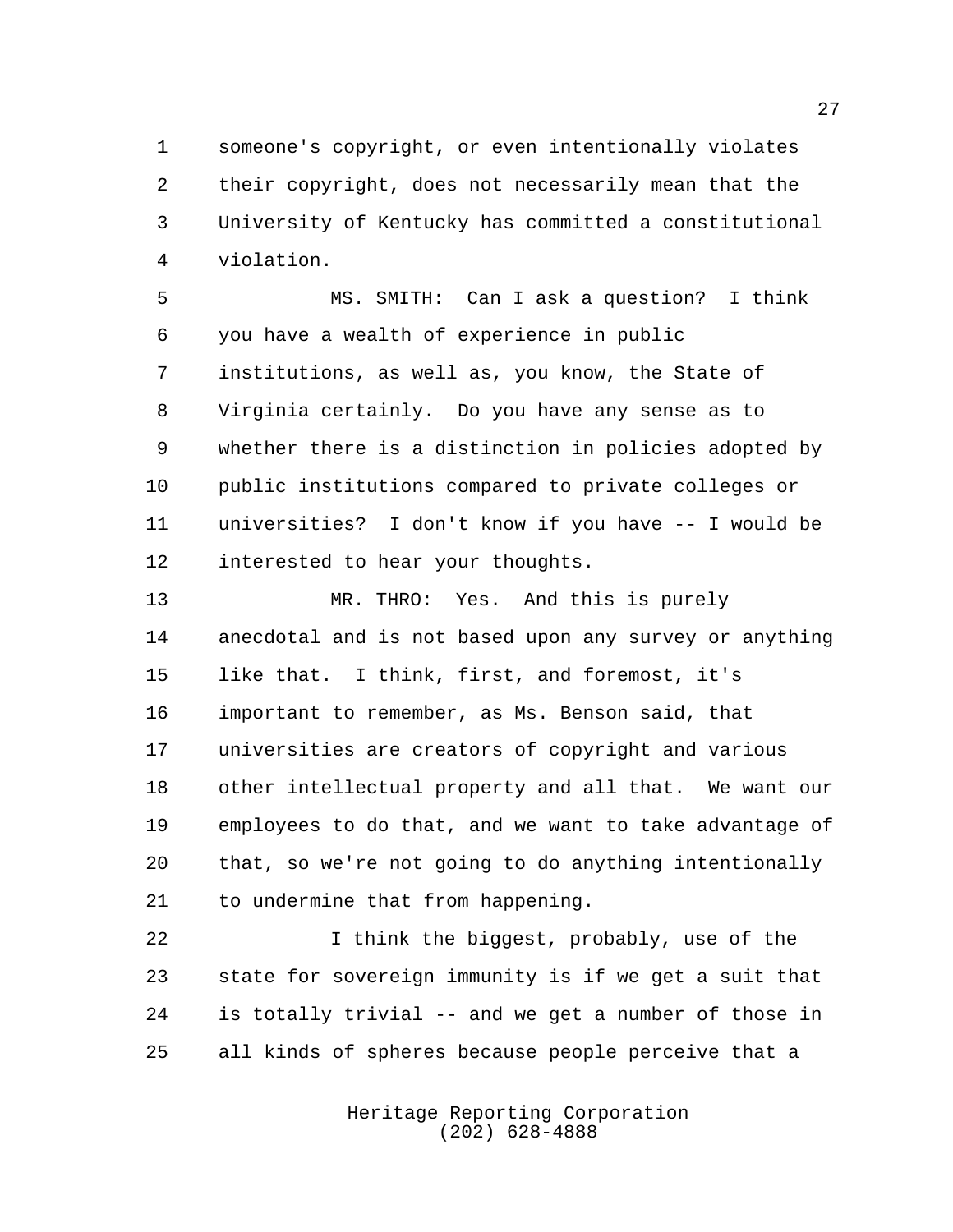someone's copyright, or even intentionally violates their copyright, does not necessarily mean that the University of Kentucky has committed a constitutional violation.

MS. SMITH: Can I ask a question? I think you have a wealth of experience in public institutions, as well as, you know, the State of Virginia certainly. Do you have any sense as to whether there is a distinction in policies adopted by public institutions compared to private colleges or universities? I don't know if you have -- I would be interested to hear your thoughts.

MR. THRO: Yes. And this is purely anecdotal and is not based upon any survey or anything like that. I think, first, and foremost, it's important to remember, as Ms. Benson said, that universities are creators of copyright and various other intellectual property and all that. We want our employees to do that, and we want to take advantage of that, so we're not going to do anything intentionally to undermine that from happening.

I think the biggest, probably, use of the state for sovereign immunity is if we get a suit that is totally trivial -- and we get a number of those in all kinds of spheres because people perceive that a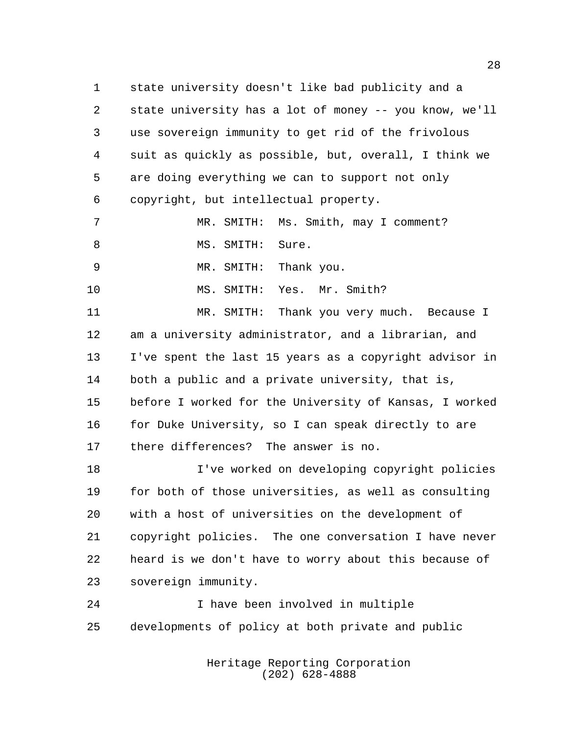state university doesn't like bad publicity and a state university has a lot of money -- you know, we'll use sovereign immunity to get rid of the frivolous suit as quickly as possible, but, overall, I think we are doing everything we can to support not only copyright, but intellectual property.

MR. SMITH: Ms. Smith, may I comment?

MS. SMITH: Sure.

MR. SMITH: Thank you.

MS. SMITH: Yes. Mr. Smith?

MR. SMITH: Thank you very much. Because I am a university administrator, and a librarian, and I've spent the last 15 years as a copyright advisor in both a public and a private university, that is, before I worked for the University of Kansas, I worked for Duke University, so I can speak directly to are there differences? The answer is no.

I've worked on developing copyright policies for both of those universities, as well as consulting with a host of universities on the development of copyright policies. The one conversation I have never heard is we don't have to worry about this because of sovereign immunity.

I have been involved in multiple developments of policy at both private and public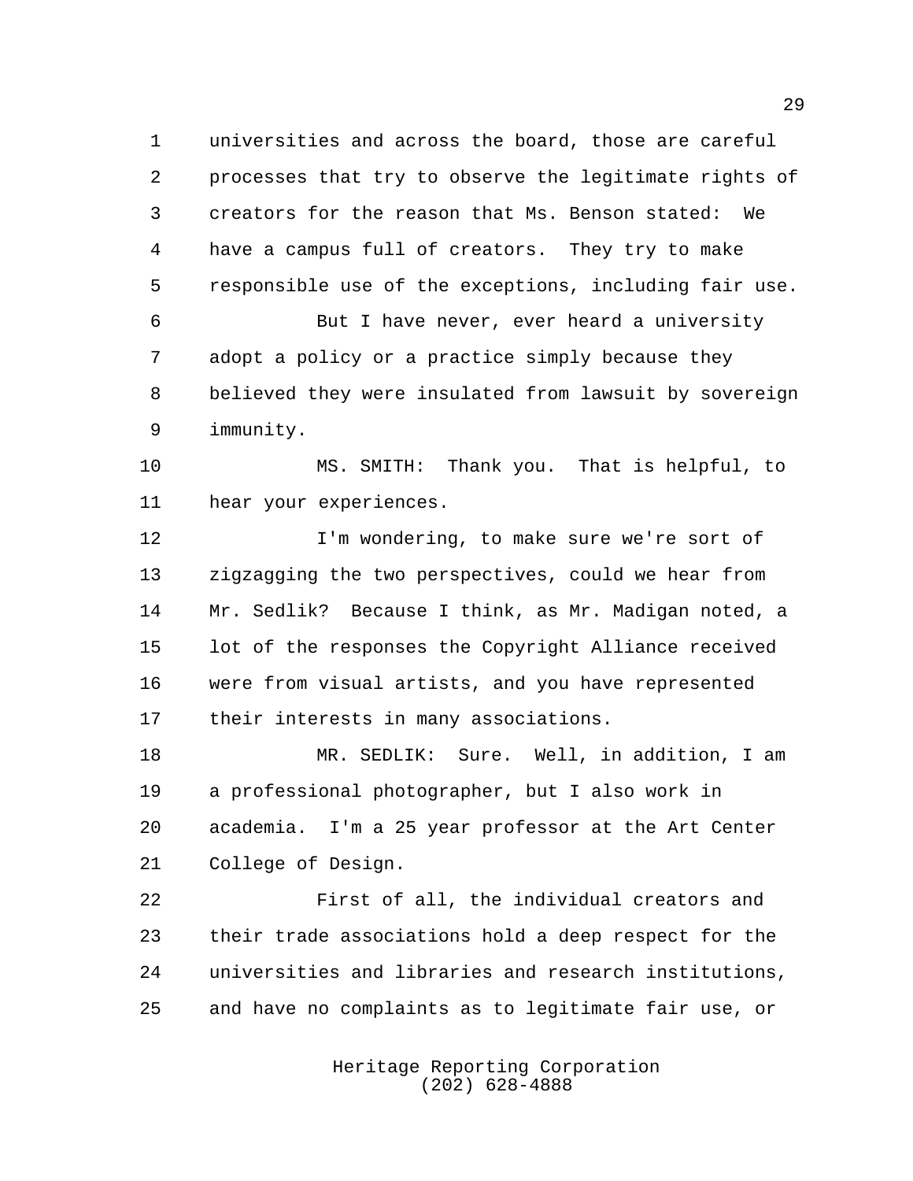universities and across the board, those are careful processes that try to observe the legitimate rights of creators for the reason that Ms. Benson stated: We have a campus full of creators. They try to make responsible use of the exceptions, including fair use.

But I have never, ever heard a university adopt a policy or a practice simply because they believed they were insulated from lawsuit by sovereign immunity.

MS. SMITH: Thank you. That is helpful, to hear your experiences.

I'm wondering, to make sure we're sort of zigzagging the two perspectives, could we hear from Mr. Sedlik? Because I think, as Mr. Madigan noted, a lot of the responses the Copyright Alliance received were from visual artists, and you have represented their interests in many associations.

MR. SEDLIK: Sure. Well, in addition, I am a professional photographer, but I also work in academia. I'm a 25 year professor at the Art Center College of Design.

First of all, the individual creators and their trade associations hold a deep respect for the universities and libraries and research institutions, and have no complaints as to legitimate fair use, or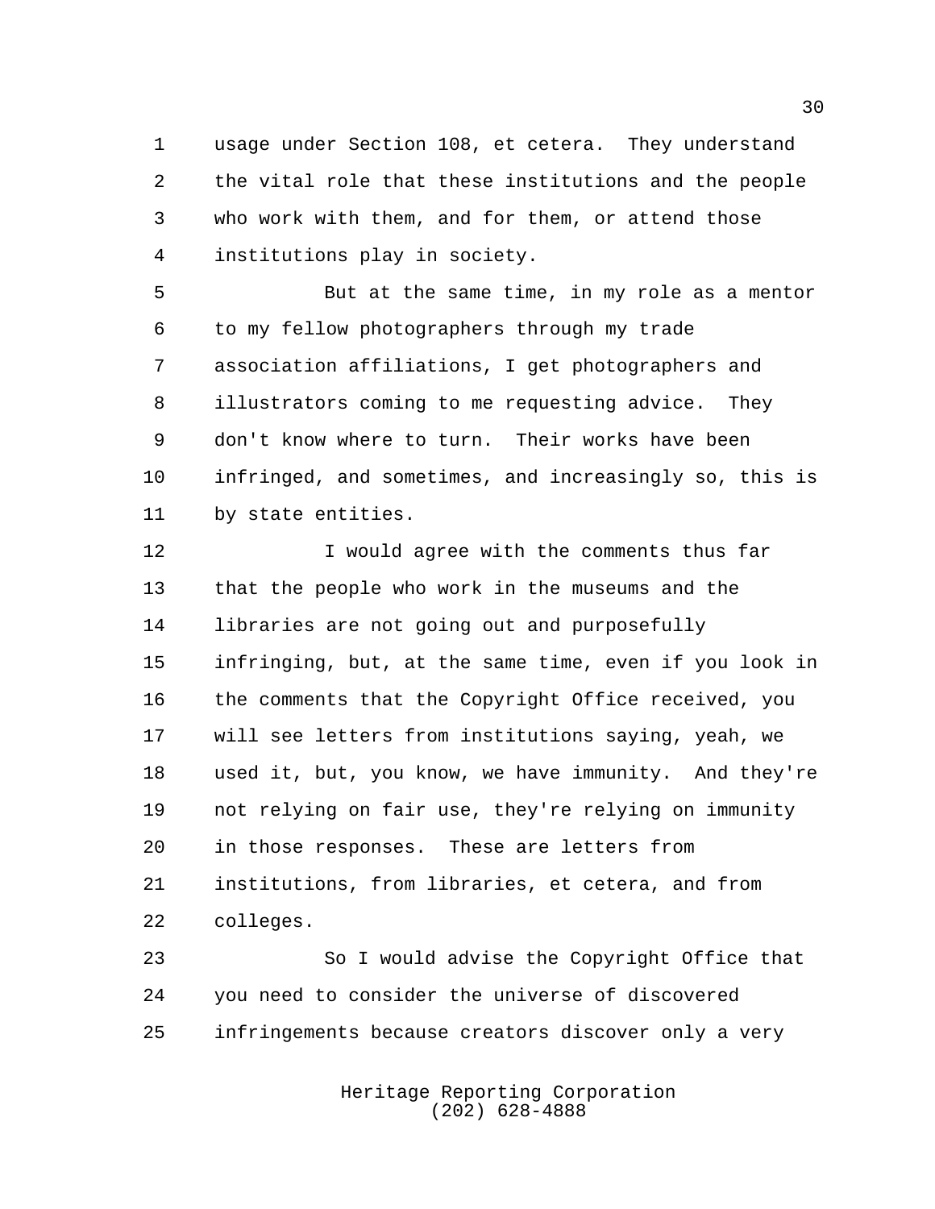usage under Section 108, et cetera. They understand the vital role that these institutions and the people who work with them, and for them, or attend those institutions play in society.

But at the same time, in my role as a mentor to my fellow photographers through my trade association affiliations, I get photographers and illustrators coming to me requesting advice. They don't know where to turn. Their works have been infringed, and sometimes, and increasingly so, this is by state entities.

I would agree with the comments thus far that the people who work in the museums and the libraries are not going out and purposefully infringing, but, at the same time, even if you look in the comments that the Copyright Office received, you will see letters from institutions saying, yeah, we used it, but, you know, we have immunity. And they're not relying on fair use, they're relying on immunity in those responses. These are letters from institutions, from libraries, et cetera, and from colleges.

So I would advise the Copyright Office that you need to consider the universe of discovered infringements because creators discover only a very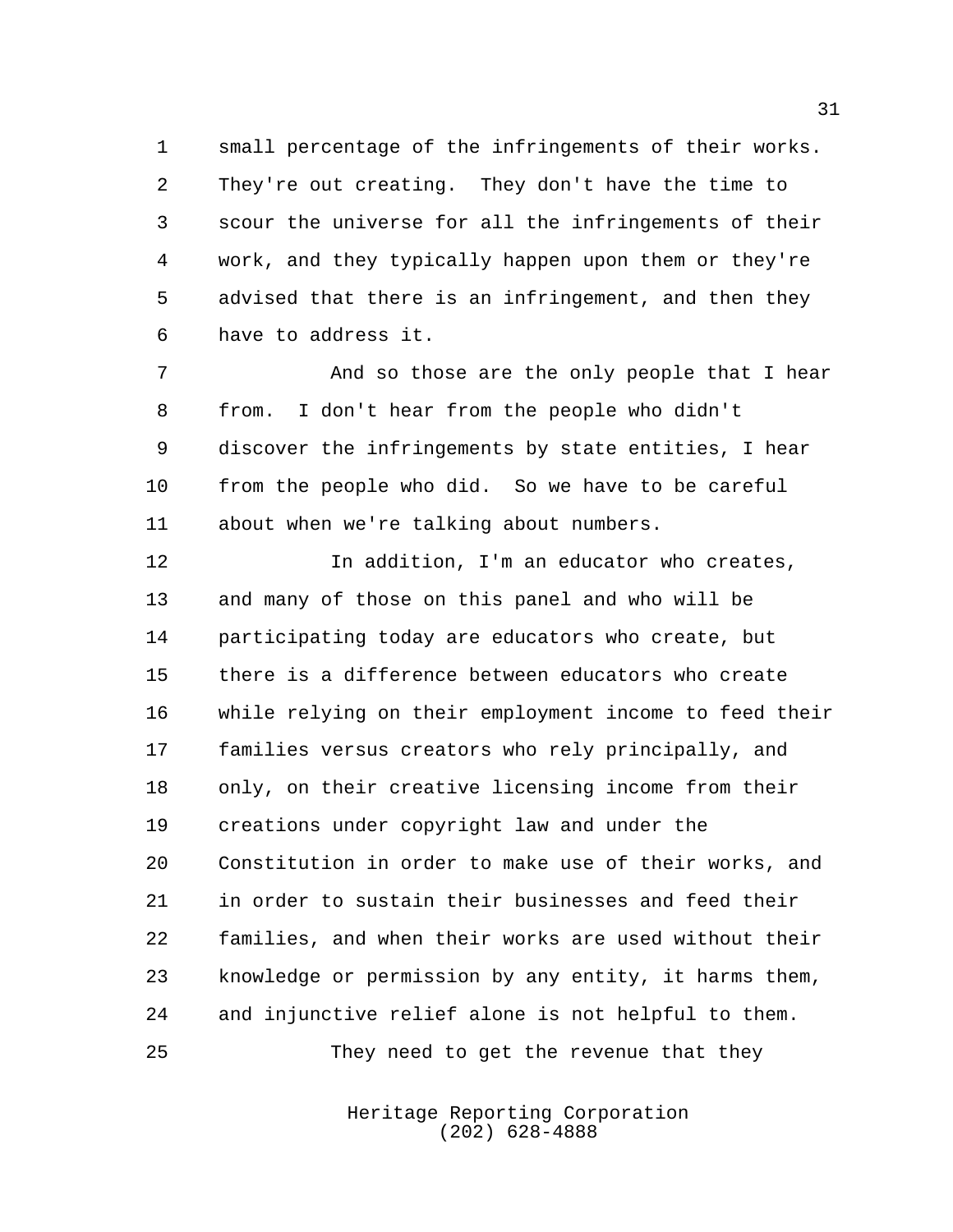small percentage of the infringements of their works. They're out creating. They don't have the time to scour the universe for all the infringements of their work, and they typically happen upon them or they're advised that there is an infringement, and then they have to address it.

And so those are the only people that I hear from. I don't hear from the people who didn't discover the infringements by state entities, I hear from the people who did. So we have to be careful about when we're talking about numbers.

In addition, I'm an educator who creates, and many of those on this panel and who will be participating today are educators who create, but there is a difference between educators who create while relying on their employment income to feed their families versus creators who rely principally, and only, on their creative licensing income from their creations under copyright law and under the Constitution in order to make use of their works, and in order to sustain their businesses and feed their families, and when their works are used without their knowledge or permission by any entity, it harms them, and injunctive relief alone is not helpful to them.

They need to get the revenue that they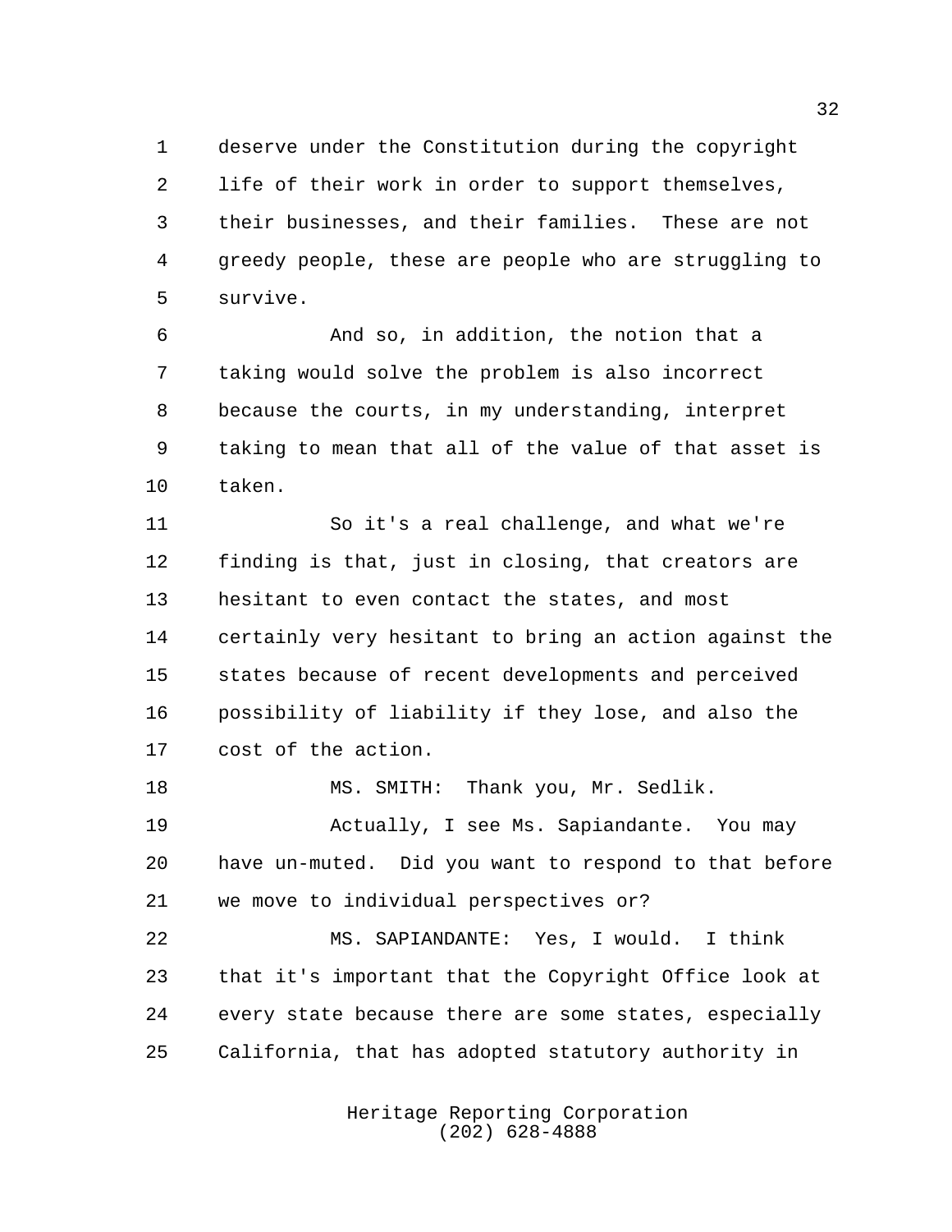deserve under the Constitution during the copyright life of their work in order to support themselves, their businesses, and their families. These are not greedy people, these are people who are struggling to survive.

And so, in addition, the notion that a taking would solve the problem is also incorrect because the courts, in my understanding, interpret taking to mean that all of the value of that asset is taken.

So it's a real challenge, and what we're finding is that, just in closing, that creators are hesitant to even contact the states, and most certainly very hesitant to bring an action against the states because of recent developments and perceived possibility of liability if they lose, and also the cost of the action.

MS. SMITH: Thank you, Mr. Sedlik.

Actually, I see Ms. Sapiandante. You may have un-muted. Did you want to respond to that before we move to individual perspectives or?

MS. SAPIANDANTE: Yes, I would. I think that it's important that the Copyright Office look at every state because there are some states, especially California, that has adopted statutory authority in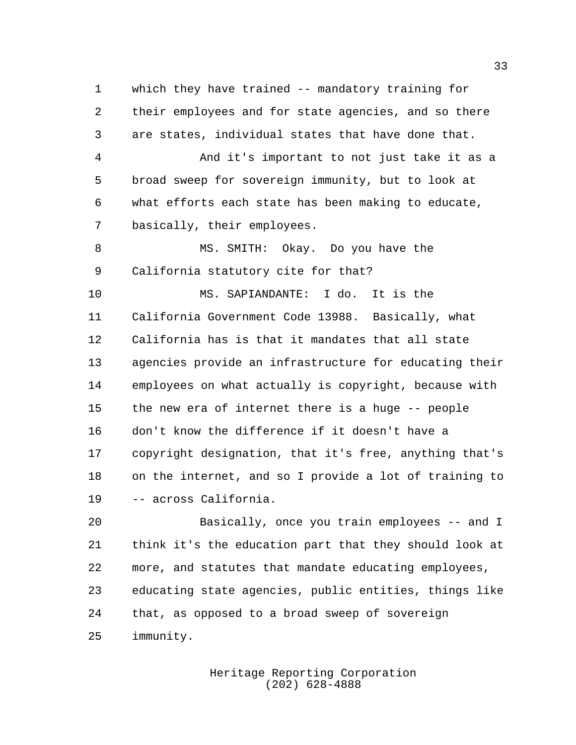which they have trained -- mandatory training for their employees and for state agencies, and so there are states, individual states that have done that.

And it's important to not just take it as a broad sweep for sovereign immunity, but to look at what efforts each state has been making to educate, basically, their employees.

MS. SMITH: Okay. Do you have the California statutory cite for that?

MS. SAPIANDANTE: I do. It is the California Government Code 13988. Basically, what California has is that it mandates that all state agencies provide an infrastructure for educating their employees on what actually is copyright, because with the new era of internet there is a huge -- people don't know the difference if it doesn't have a copyright designation, that it's free, anything that's on the internet, and so I provide a lot of training to -- across California.

Basically, once you train employees -- and I think it's the education part that they should look at more, and statutes that mandate educating employees, educating state agencies, public entities, things like that, as opposed to a broad sweep of sovereign immunity.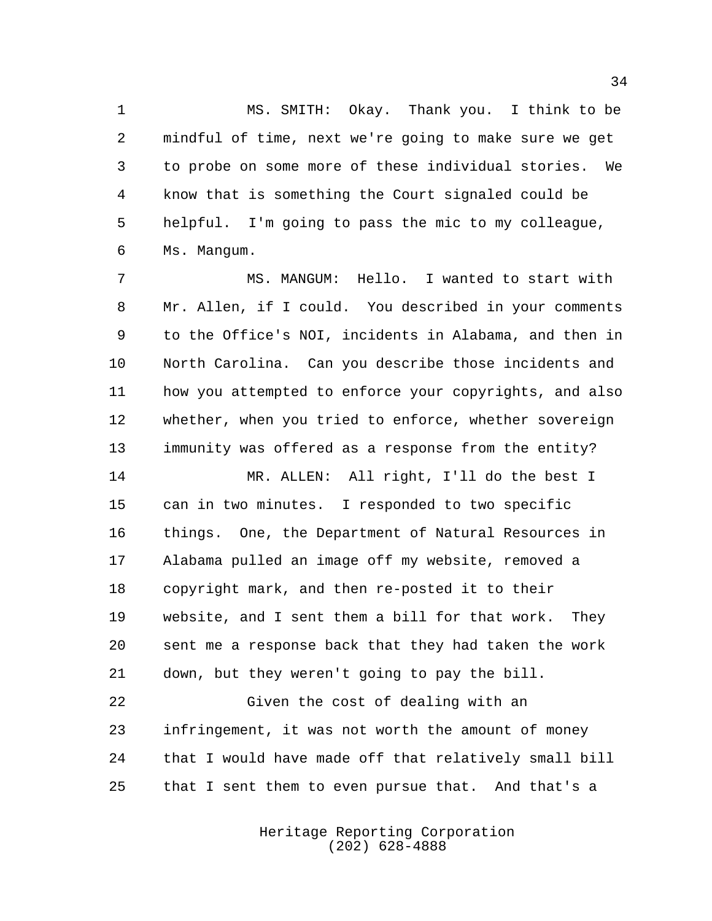MS. SMITH: Okay. Thank you. I think to be mindful of time, next we're going to make sure we get to probe on some more of these individual stories. We know that is something the Court signaled could be helpful. I'm going to pass the mic to my colleague, Ms. Mangum.

MS. MANGUM: Hello. I wanted to start with Mr. Allen, if I could. You described in your comments to the Office's NOI, incidents in Alabama, and then in North Carolina. Can you describe those incidents and how you attempted to enforce your copyrights, and also whether, when you tried to enforce, whether sovereign immunity was offered as a response from the entity?

MR. ALLEN: All right, I'll do the best I can in two minutes. I responded to two specific things. One, the Department of Natural Resources in Alabama pulled an image off my website, removed a copyright mark, and then re-posted it to their website, and I sent them a bill for that work. They sent me a response back that they had taken the work down, but they weren't going to pay the bill.

Given the cost of dealing with an infringement, it was not worth the amount of money that I would have made off that relatively small bill that I sent them to even pursue that. And that's a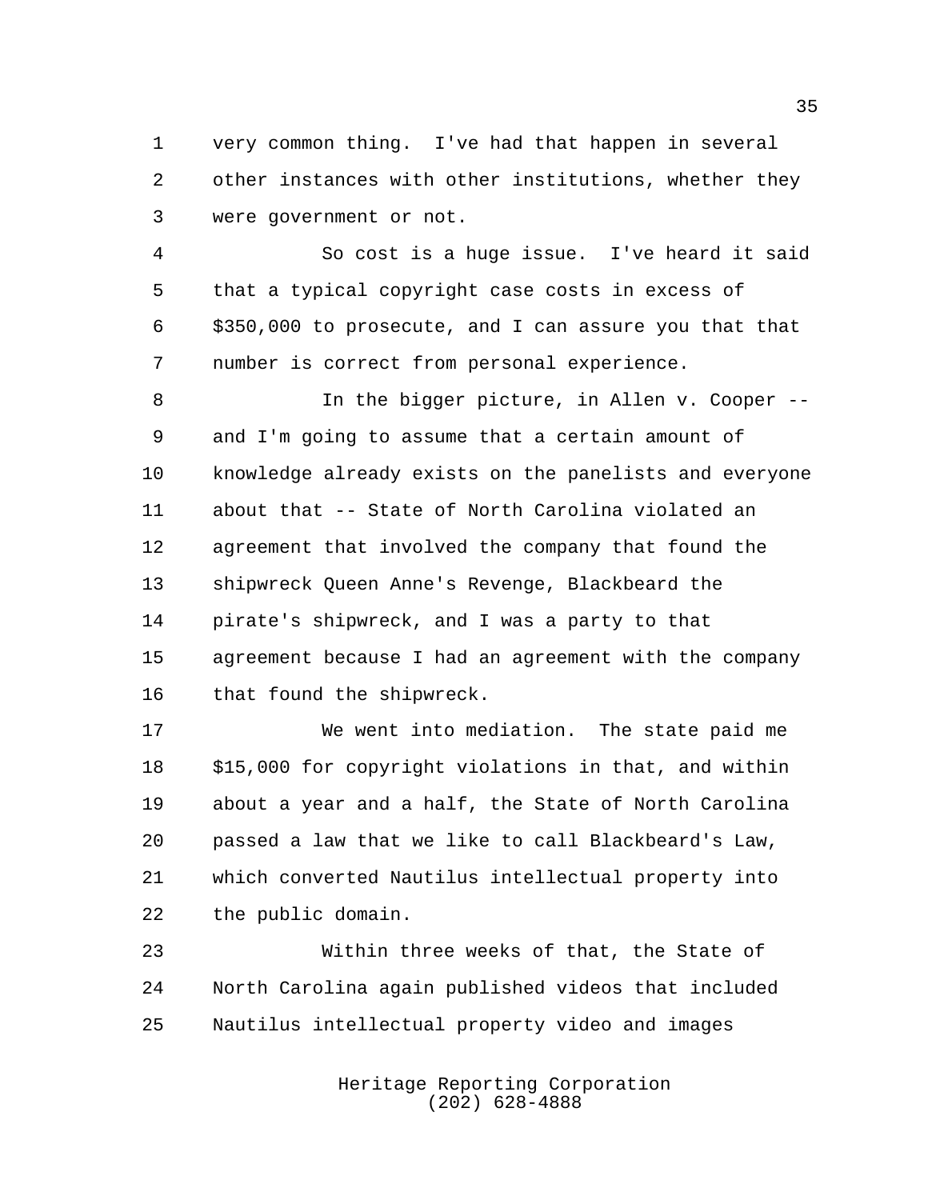very common thing. I've had that happen in several other instances with other institutions, whether they were government or not.

So cost is a huge issue. I've heard it said that a typical copyright case costs in excess of $350,000 to prosecute, and I can assure you that that number is correct from personal experience.

In the bigger picture, in Allen v. Cooper -- and I'm going to assume that a certain amount of knowledge already exists on the panelists and everyone about that -- State of North Carolina violated an agreement that involved the company that found the shipwreck Queen Anne's Revenge, Blackbeard the pirate's shipwreck, and I was a party to that agreement because I had an agreement with the company that found the shipwreck.

We went into mediation. The state paid me $15,000 for copyright violations in that, and within about a year and a half, the State of North Carolina passed a law that we like to call Blackbeard's Law, which converted Nautilus intellectual property into the public domain.

Within three weeks of that, the State of North Carolina again published videos that included Nautilus intellectual property video and images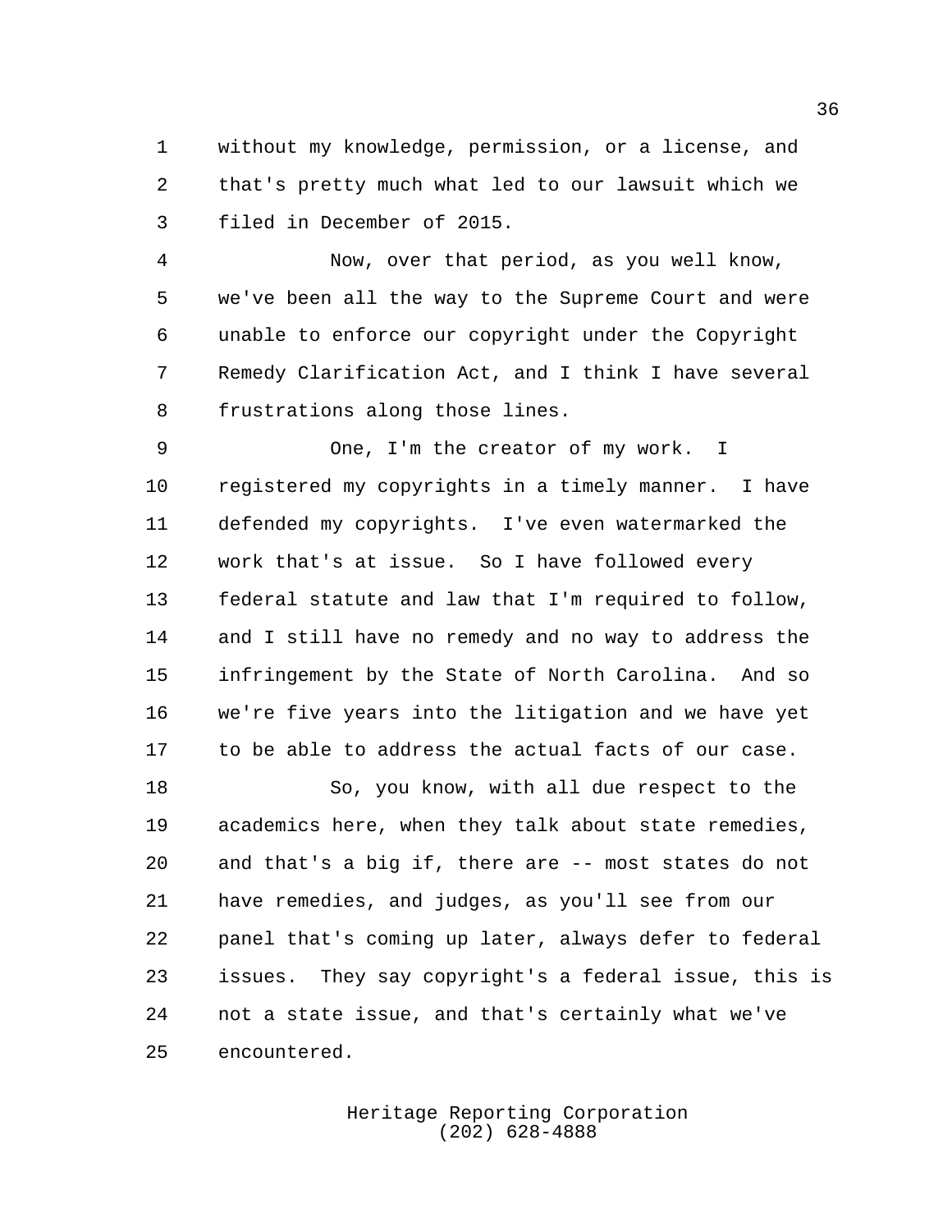without my knowledge, permission, or a license, and that's pretty much what led to our lawsuit which we filed in December of 2015.

Now, over that period, as you well know, we've been all the way to the Supreme Court and were unable to enforce our copyright under the Copyright Remedy Clarification Act, and I think I have several frustrations along those lines.

One, I'm the creator of my work. I registered my copyrights in a timely manner. I have defended my copyrights. I've even watermarked the work that's at issue. So I have followed every federal statute and law that I'm required to follow, and I still have no remedy and no way to address the infringement by the State of North Carolina. And so we're five years into the litigation and we have yet to be able to address the actual facts of our case.

So, you know, with all due respect to the academics here, when they talk about state remedies, and that's a big if, there are -- most states do not have remedies, and judges, as you'll see from our panel that's coming up later, always defer to federal issues. They say copyright's a federal issue, this is not a state issue, and that's certainly what we've encountered.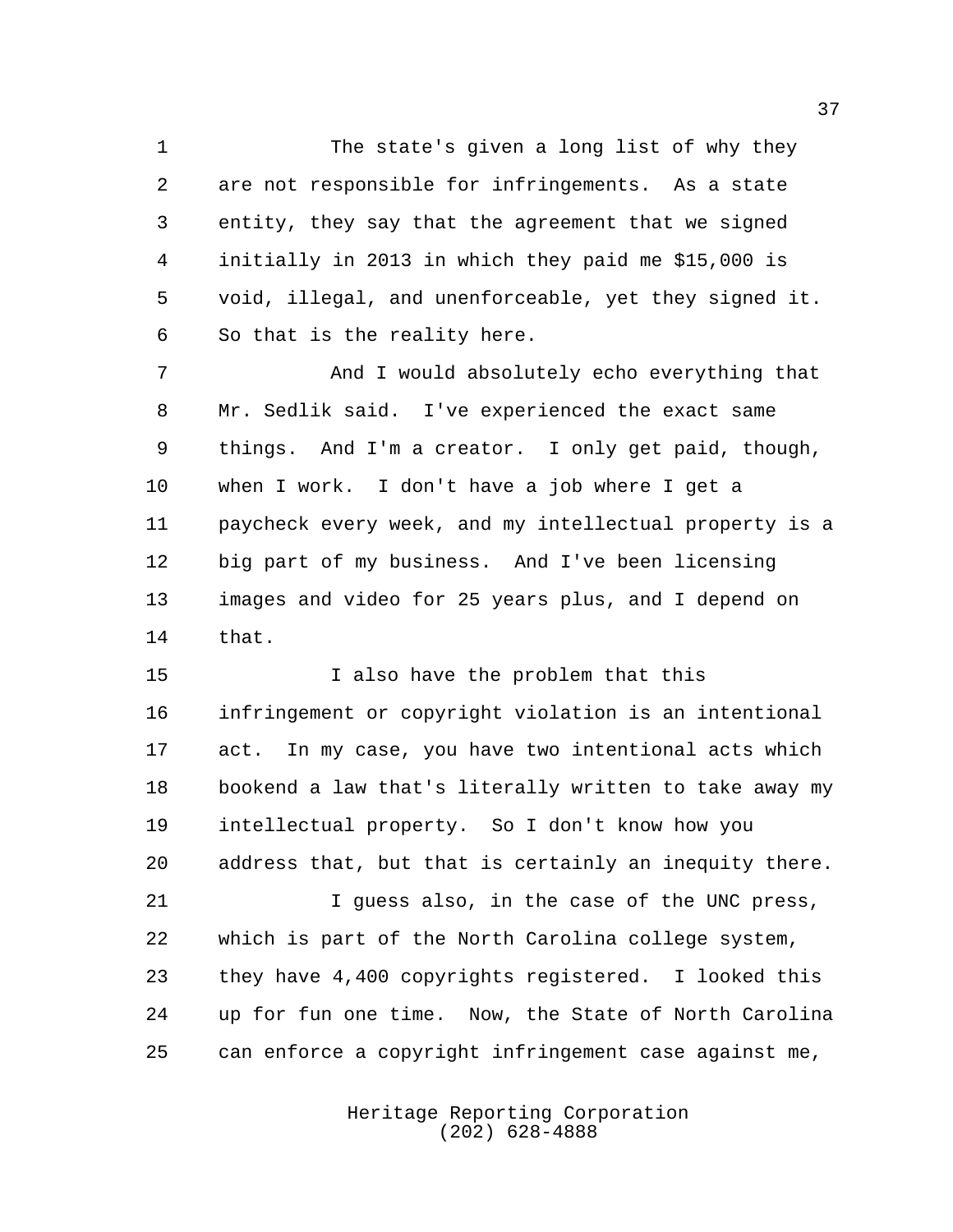The state's given a long list of why they are not responsible for infringements. As a state entity, they say that the agreement that we signed initially in 2013 in which they paid me $15,000 is void, illegal, and unenforceable, yet they signed it. So that is the reality here.

And I would absolutely echo everything that Mr. Sedlik said. I've experienced the exact same things. And I'm a creator. I only get paid, though, when I work. I don't have a job where I get a paycheck every week, and my intellectual property is a big part of my business. And I've been licensing images and video for 25 years plus, and I depend on that.

I also have the problem that this infringement or copyright violation is an intentional act. In my case, you have two intentional acts which bookend a law that's literally written to take away my intellectual property. So I don't know how you address that, but that is certainly an inequity there.

I guess also, in the case of the UNC press, which is part of the North Carolina college system, they have 4,400 copyrights registered. I looked this up for fun one time. Now, the State of North Carolina can enforce a copyright infringement case against me,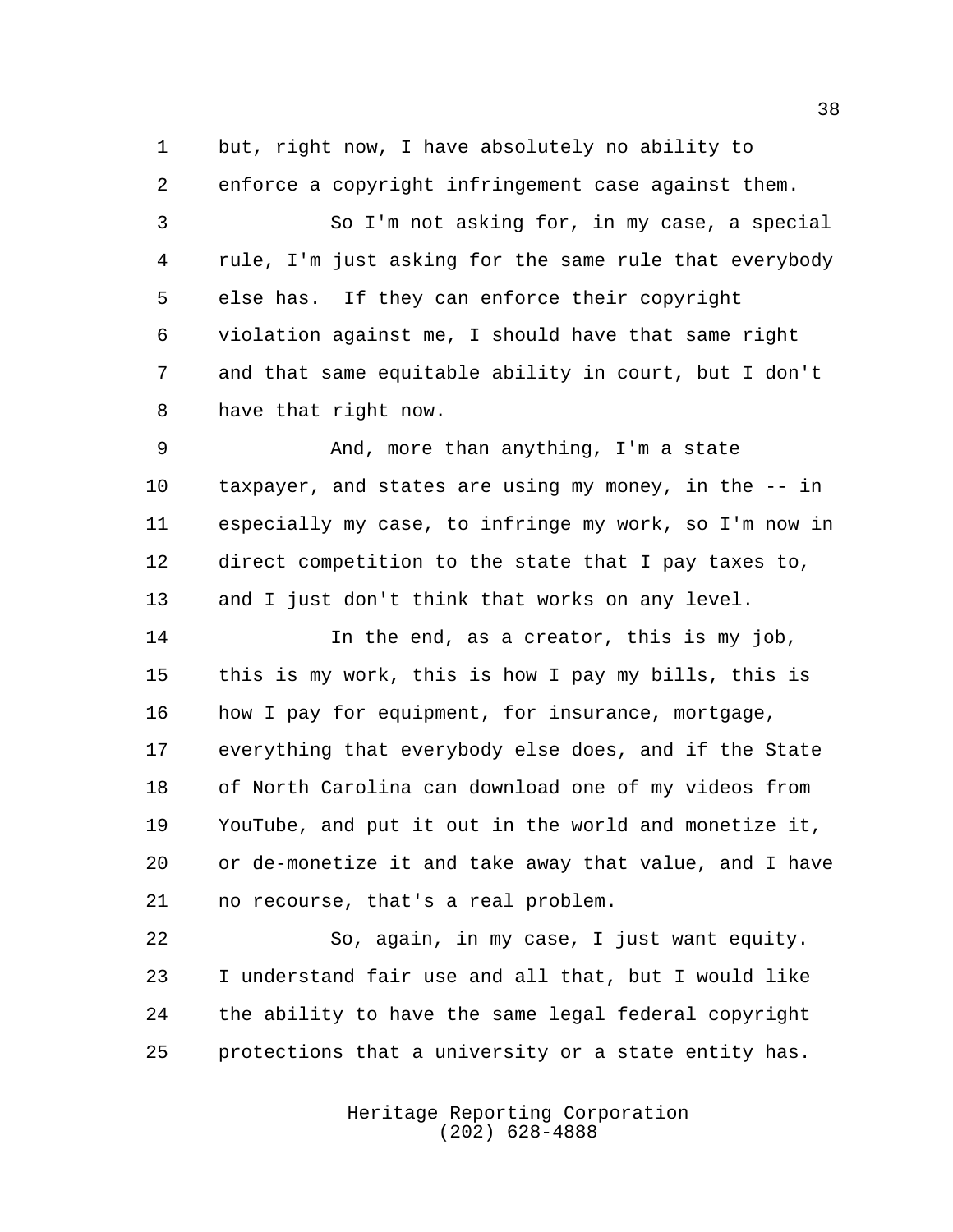but, right now, I have absolutely no ability to enforce a copyright infringement case against them.

So I'm not asking for, in my case, a special rule, I'm just asking for the same rule that everybody else has. If they can enforce their copyright violation against me, I should have that same right and that same equitable ability in court, but I don't have that right now.

And, more than anything, I'm a state taxpayer, and states are using my money, in the -- in especially my case, to infringe my work, so I'm now in direct competition to the state that I pay taxes to, and I just don't think that works on any level.

In the end, as a creator, this is my job, this is my work, this is how I pay my bills, this is how I pay for equipment, for insurance, mortgage, everything that everybody else does, and if the State of North Carolina can download one of my videos from YouTube, and put it out in the world and monetize it, or de-monetize it and take away that value, and I have no recourse, that's a real problem.

So, again, in my case, I just want equity. I understand fair use and all that, but I would like the ability to have the same legal federal copyright protections that a university or a state entity has.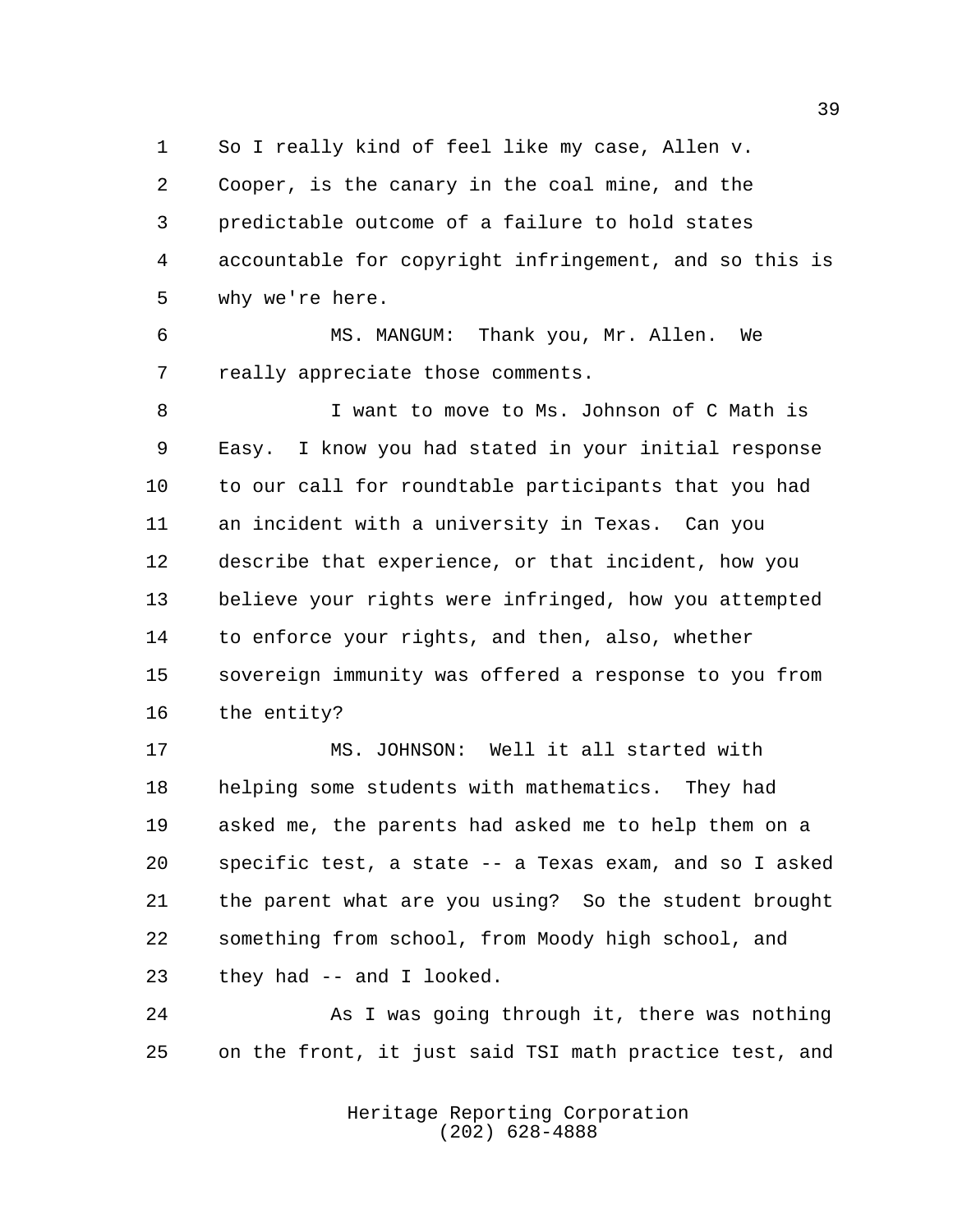So I really kind of feel like my case, Allen v. Cooper, is the canary in the coal mine, and the predictable outcome of a failure to hold states accountable for copyright infringement, and so this is why we're here.

MS. MANGUM: Thank you, Mr. Allen. We really appreciate those comments.

I want to move to Ms. Johnson of C Math is Easy. I know you had stated in your initial response to our call for roundtable participants that you had an incident with a university in Texas. Can you describe that experience, or that incident, how you believe your rights were infringed, how you attempted to enforce your rights, and then, also, whether sovereign immunity was offered a response to you from the entity?

MS. JOHNSON: Well it all started with helping some students with mathematics. They had asked me, the parents had asked me to help them on a specific test, a state -- a Texas exam, and so I asked the parent what are you using? So the student brought something from school, from Moody high school, and they had -- and I looked.

As I was going through it, there was nothing on the front, it just said TSI math practice test, and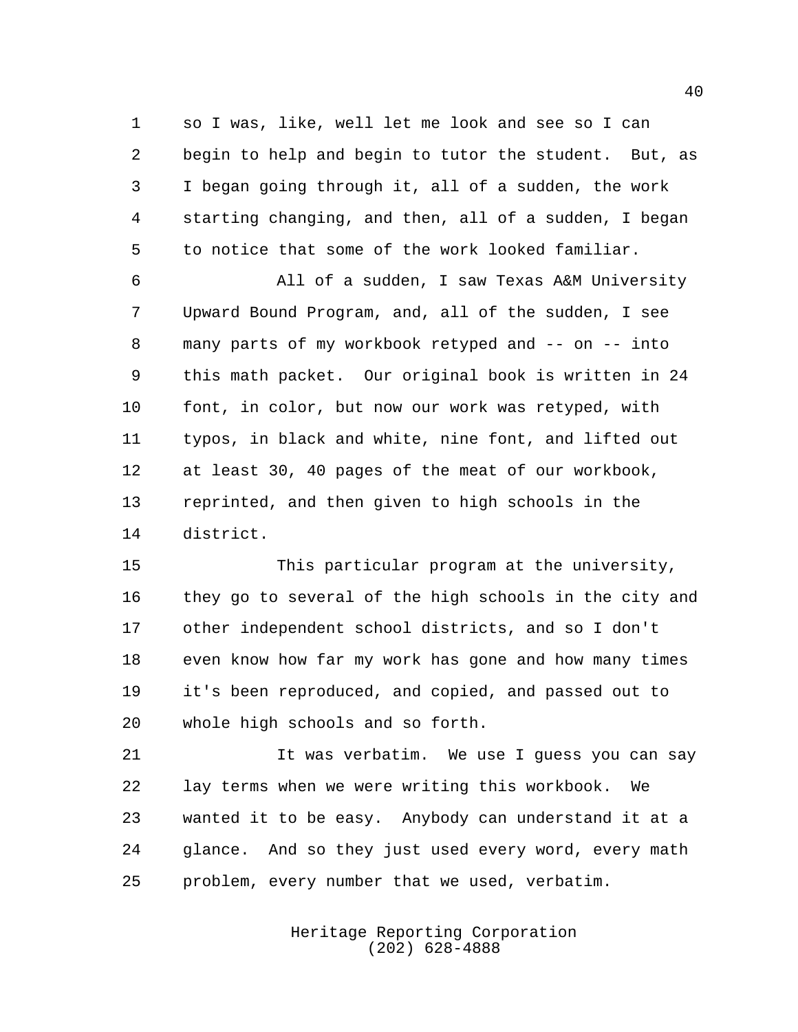so I was, like, well let me look and see so I can begin to help and begin to tutor the student. But, as I began going through it, all of a sudden, the work starting changing, and then, all of a sudden, I began to notice that some of the work looked familiar.

All of a sudden, I saw Texas A&M University Upward Bound Program, and, all of the sudden, I see many parts of my workbook retyped and -- on -- into this math packet. Our original book is written in 24 font, in color, but now our work was retyped, with typos, in black and white, nine font, and lifted out at least 30, 40 pages of the meat of our workbook, reprinted, and then given to high schools in the district.

This particular program at the university, they go to several of the high schools in the city and other independent school districts, and so I don't even know how far my work has gone and how many times it's been reproduced, and copied, and passed out to whole high schools and so forth.

It was verbatim. We use I guess you can say lay terms when we were writing this workbook. We wanted it to be easy. Anybody can understand it at a glance. And so they just used every word, every math problem, every number that we used, verbatim.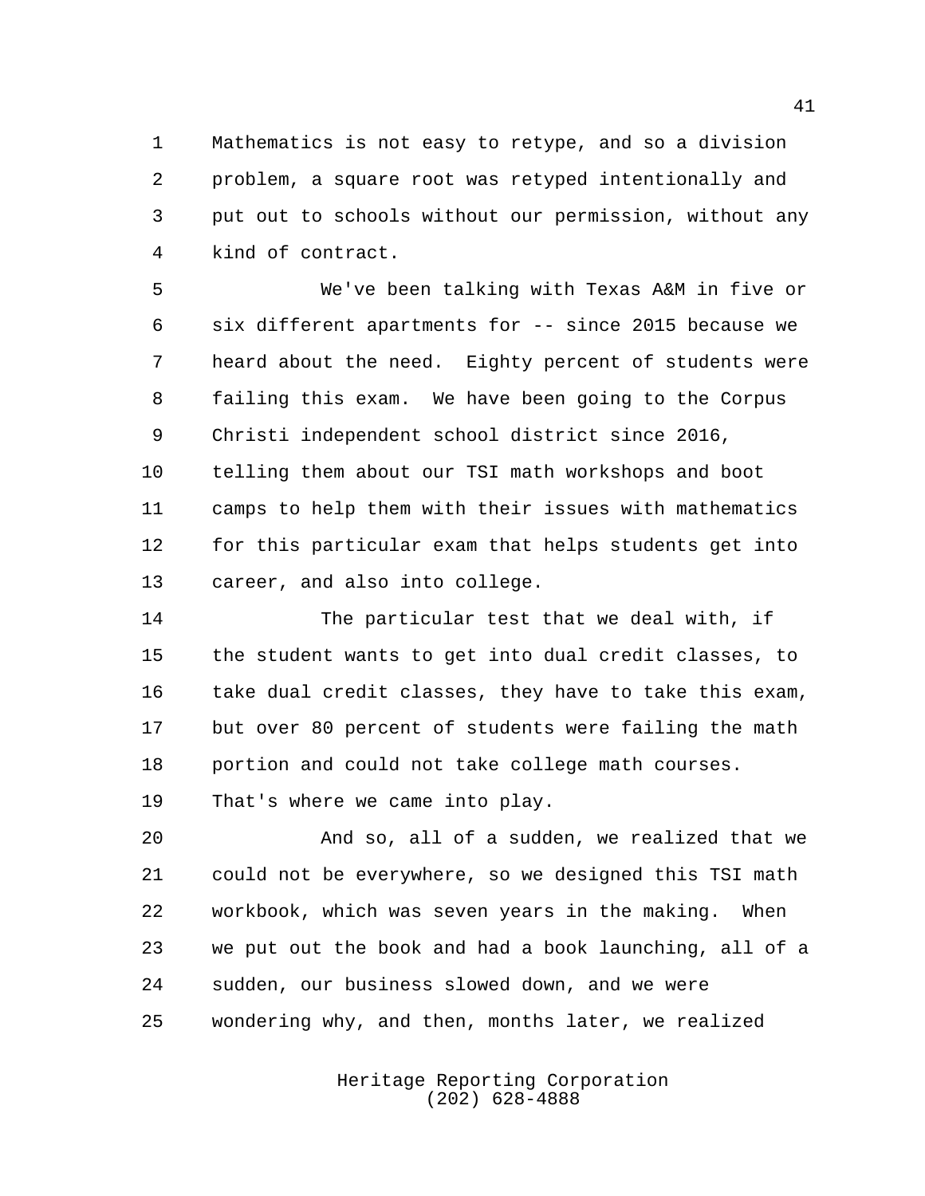Mathematics is not easy to retype, and so a division problem, a square root was retyped intentionally and put out to schools without our permission, without any kind of contract.

We've been talking with Texas A&M in five or six different apartments for -- since 2015 because we heard about the need. Eighty percent of students were failing this exam. We have been going to the Corpus Christi independent school district since 2016, telling them about our TSI math workshops and boot camps to help them with their issues with mathematics for this particular exam that helps students get into career, and also into college.

The particular test that we deal with, if the student wants to get into dual credit classes, to take dual credit classes, they have to take this exam, but over 80 percent of students were failing the math portion and could not take college math courses. That's where we came into play.

And so, all of a sudden, we realized that we could not be everywhere, so we designed this TSI math workbook, which was seven years in the making. When we put out the book and had a book launching, all of a sudden, our business slowed down, and we were wondering why, and then, months later, we realized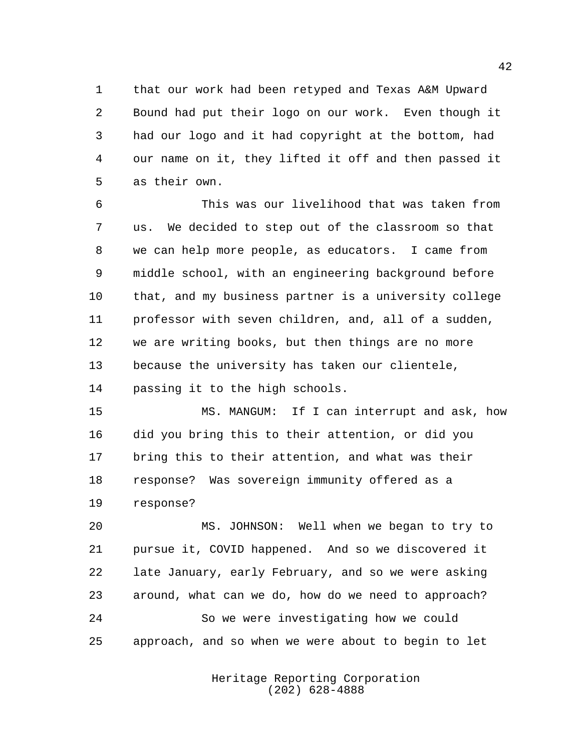that our work had been retyped and Texas A&M Upward Bound had put their logo on our work. Even though it had our logo and it had copyright at the bottom, had our name on it, they lifted it off and then passed it as their own.

This was our livelihood that was taken from us. We decided to step out of the classroom so that we can help more people, as educators. I came from middle school, with an engineering background before that, and my business partner is a university college professor with seven children, and, all of a sudden, we are writing books, but then things are no more because the university has taken our clientele, passing it to the high schools.

MS. MANGUM: If I can interrupt and ask, how did you bring this to their attention, or did you bring this to their attention, and what was their response? Was sovereign immunity offered as a response?

MS. JOHNSON: Well when we began to try to pursue it, COVID happened. And so we discovered it late January, early February, and so we were asking around, what can we do, how do we need to approach?

So we were investigating how we could approach, and so when we were about to begin to let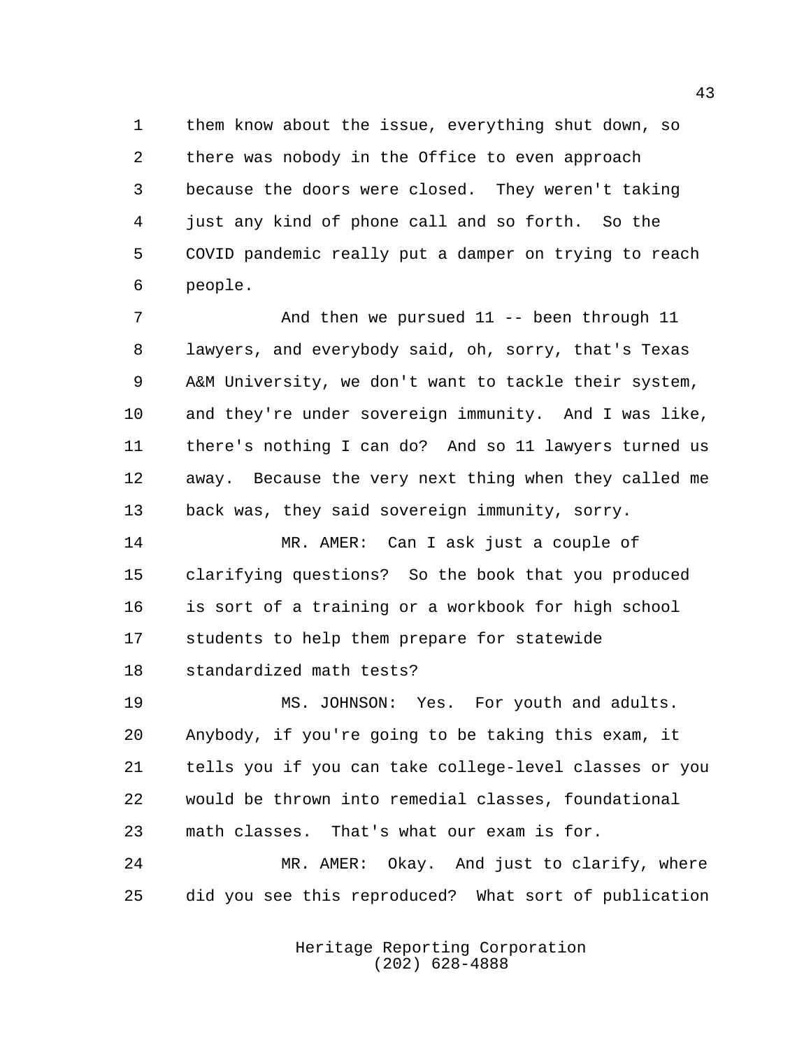them know about the issue, everything shut down, so there was nobody in the Office to even approach because the doors were closed. They weren't taking just any kind of phone call and so forth. So the COVID pandemic really put a damper on trying to reach people.

And then we pursued 11 -- been through 11 lawyers, and everybody said, oh, sorry, that's Texas A&M University, we don't want to tackle their system, and they're under sovereign immunity. And I was like, there's nothing I can do? And so 11 lawyers turned us away. Because the very next thing when they called me back was, they said sovereign immunity, sorry.

MR. AMER: Can I ask just a couple of clarifying questions? So the book that you produced is sort of a training or a workbook for high school students to help them prepare for statewide standardized math tests?

MS. JOHNSON: Yes. For youth and adults. Anybody, if you're going to be taking this exam, it tells you if you can take college-level classes or you would be thrown into remedial classes, foundational math classes. That's what our exam is for.

MR. AMER: Okay. And just to clarify, where did you see this reproduced? What sort of publication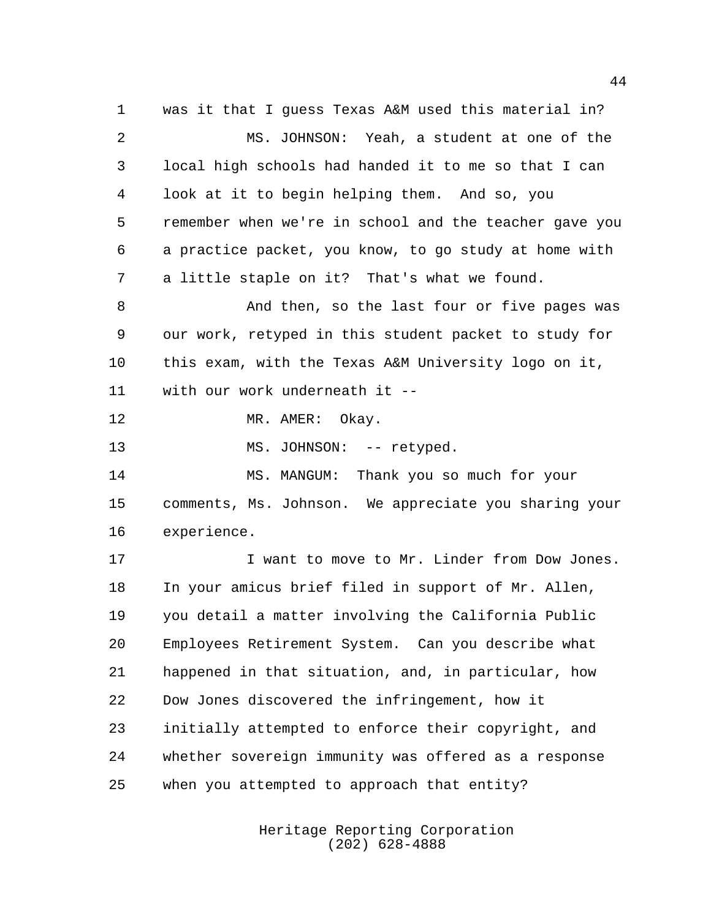was it that I guess Texas A&M used this material in?

MS. JOHNSON: Yeah, a student at one of the local high schools had handed it to me so that I can look at it to begin helping them. And so, you remember when we're in school and the teacher gave you a practice packet, you know, to go study at home with a little staple on it? That's what we found.

And then, so the last four or five pages was our work, retyped in this student packet to study for this exam, with the Texas A&M University logo on it, with our work underneath it --

MR. AMER: Okay.

MS. JOHNSON: -- retyped.

MS. MANGUM: Thank you so much for your comments, Ms. Johnson. We appreciate you sharing your experience.

I want to move to Mr. Linder from Dow Jones. In your amicus brief filed in support of Mr. Allen, you detail a matter involving the California Public Employees Retirement System. Can you describe what happened in that situation, and, in particular, how Dow Jones discovered the infringement, how it initially attempted to enforce their copyright, and whether sovereign immunity was offered as a response when you attempted to approach that entity?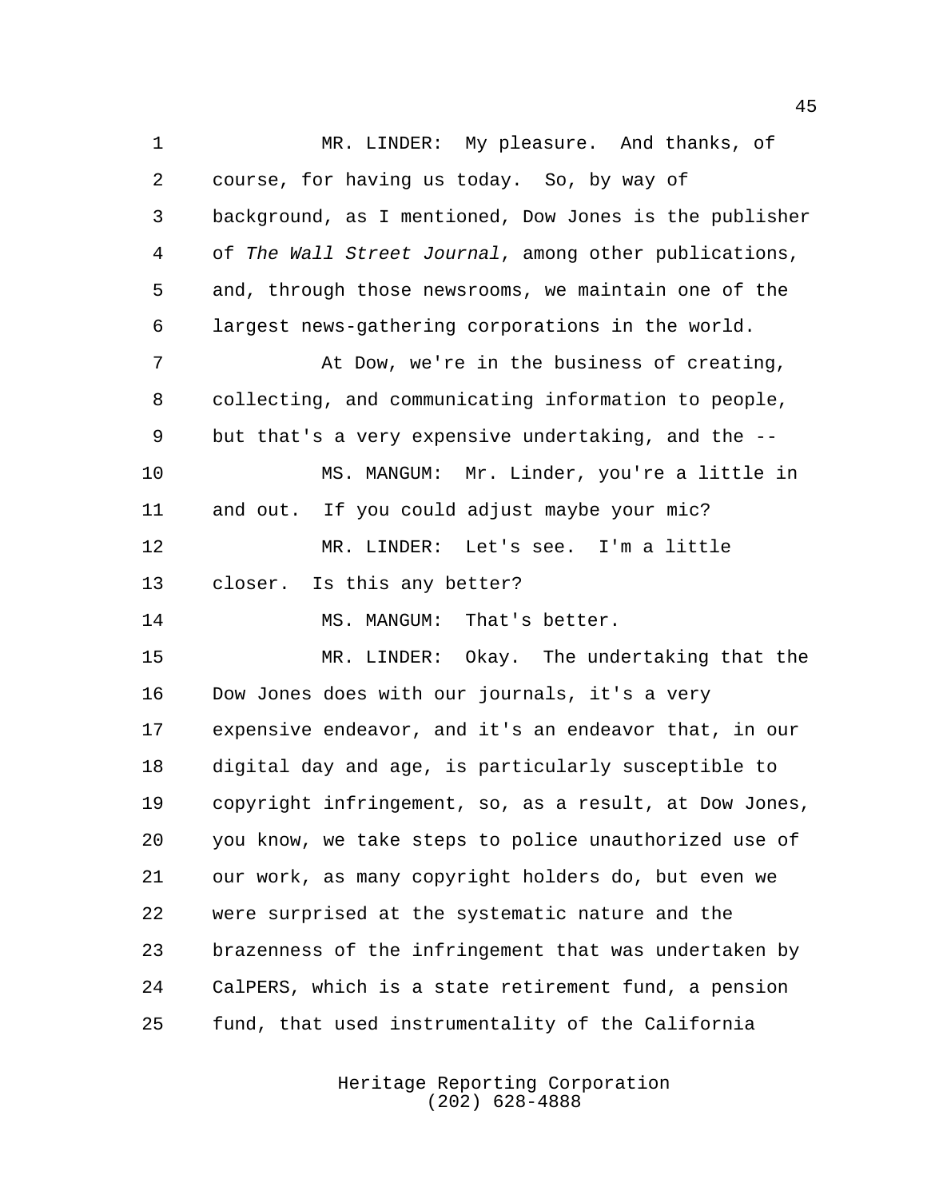MR. LINDER: My pleasure. And thanks, of course, for having us today. So, by way of background, as I mentioned, Dow Jones is the publisher of *The Wall Street Journal*, among other publications, and, through those newsrooms, we maintain one of the largest news-gathering corporations in the world.

At Dow, we're in the business of creating, collecting, and communicating information to people, but that's a very expensive undertaking, and the --

MS. MANGUM: Mr. Linder, you're a little in and out. If you could adjust maybe your mic?

MR. LINDER: Let's see. I'm a little closer. Is this any better?

MS. MANGUM: That's better.

MR. LINDER: Okay. The undertaking that the Dow Jones does with our journals, it's a very expensive endeavor, and it's an endeavor that, in our digital day and age, is particularly susceptible to copyright infringement, so, as a result, at Dow Jones, you know, we take steps to police unauthorized use of our work, as many copyright holders do, but even we were surprised at the systematic nature and the brazenness of the infringement that was undertaken by CalPERS, which is a state retirement fund, a pension fund, that used instrumentality of the California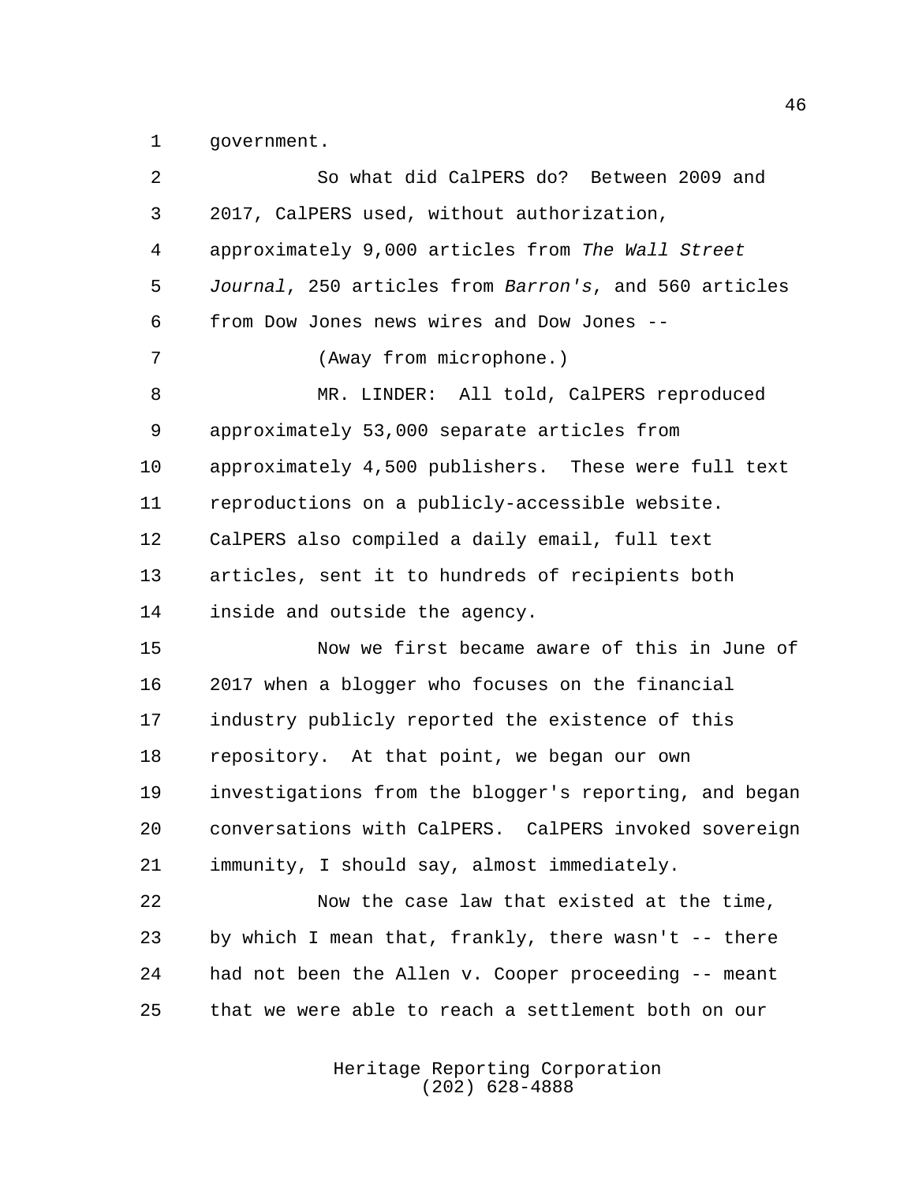government.

So what did CalPERS do? Between 2009 and 2017, CalPERS used, without authorization, approximately 9,000 articles from *The Wall Street Journal*, 250 articles from *Barron's*, and 560 articles from Dow Jones news wires and Dow Jones --

(Away from microphone.)

MR. LINDER: All told, CalPERS reproduced approximately 53,000 separate articles from approximately 4,500 publishers. These were full text reproductions on a publicly-accessible website. CalPERS also compiled a daily email, full text articles, sent it to hundreds of recipients both inside and outside the agency.

Now we first became aware of this in June of 2017 when a blogger who focuses on the financial industry publicly reported the existence of this repository. At that point, we began our own investigations from the blogger's reporting, and began conversations with CalPERS. CalPERS invoked sovereign immunity, I should say, almost immediately.

Now the case law that existed at the time, by which I mean that, frankly, there wasn't -- there had not been the Allen v. Cooper proceeding -- meant that we were able to reach a settlement both on our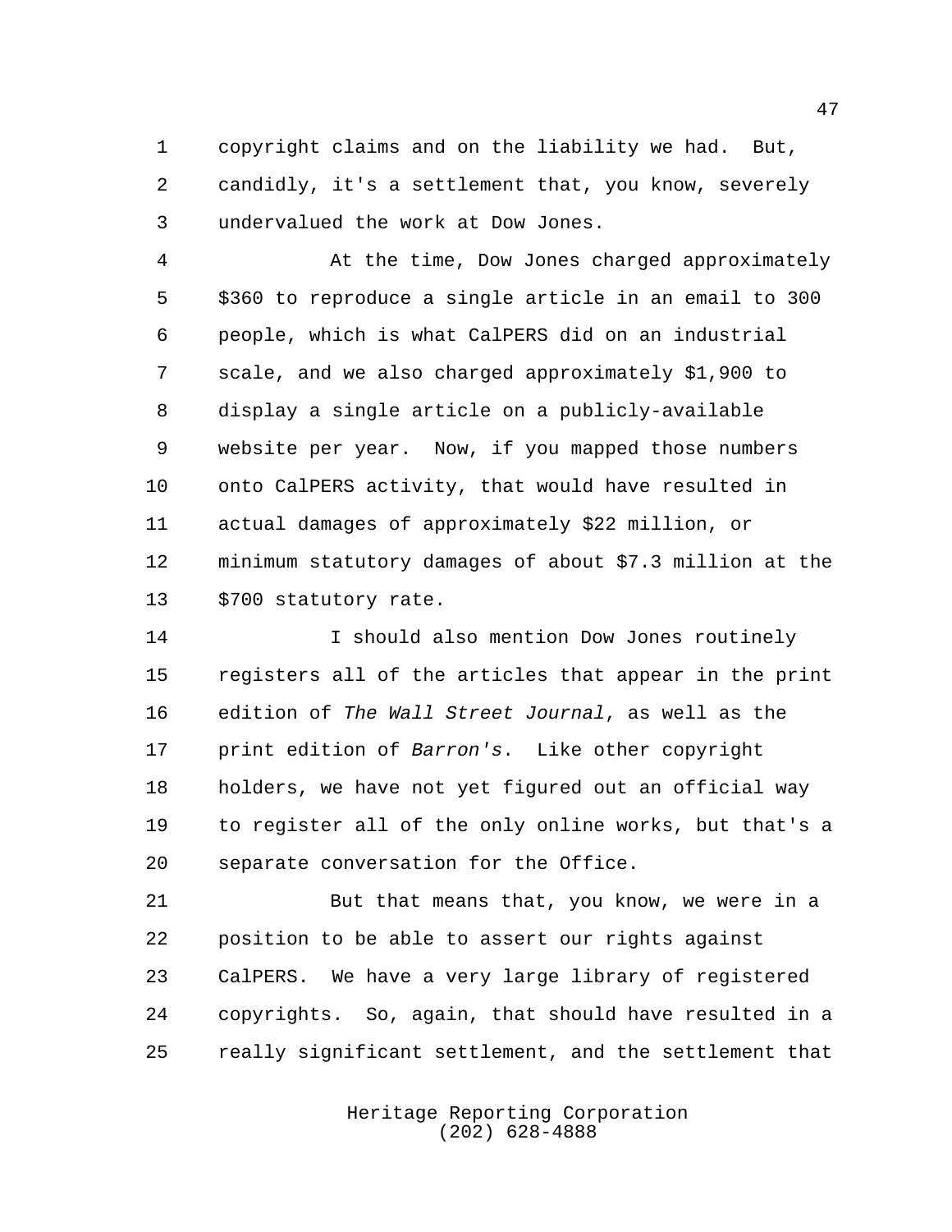copyright claims and on the liability we had. But, candidly, it's a settlement that, you know, severely undervalued the work at Dow Jones.

At the time, Dow Jones charged approximately $360 to reproduce a single article in an email to 300 people, which is what CalPERS did on an industrial scale, and we also charged approximately $1,900 to display a single article on a publicly-available website per year. Now, if you mapped those numbers onto CalPERS activity, that would have resulted in actual damages of approximately $22 million, or minimum statutory damages of about $7.3 million at the $700 statutory rate.

I should also mention Dow Jones routinely registers all of the articles that appear in the print edition of *The Wall Street Journal*, as well as the print edition of *Barron's*. Like other copyright holders, we have not yet figured out an official way to register all of the only online works, but that's a separate conversation for the Office.

But that means that, you know, we were in a position to be able to assert our rights against CalPERS. We have a very large library of registered copyrights. So, again, that should have resulted in a really significant settlement, and the settlement that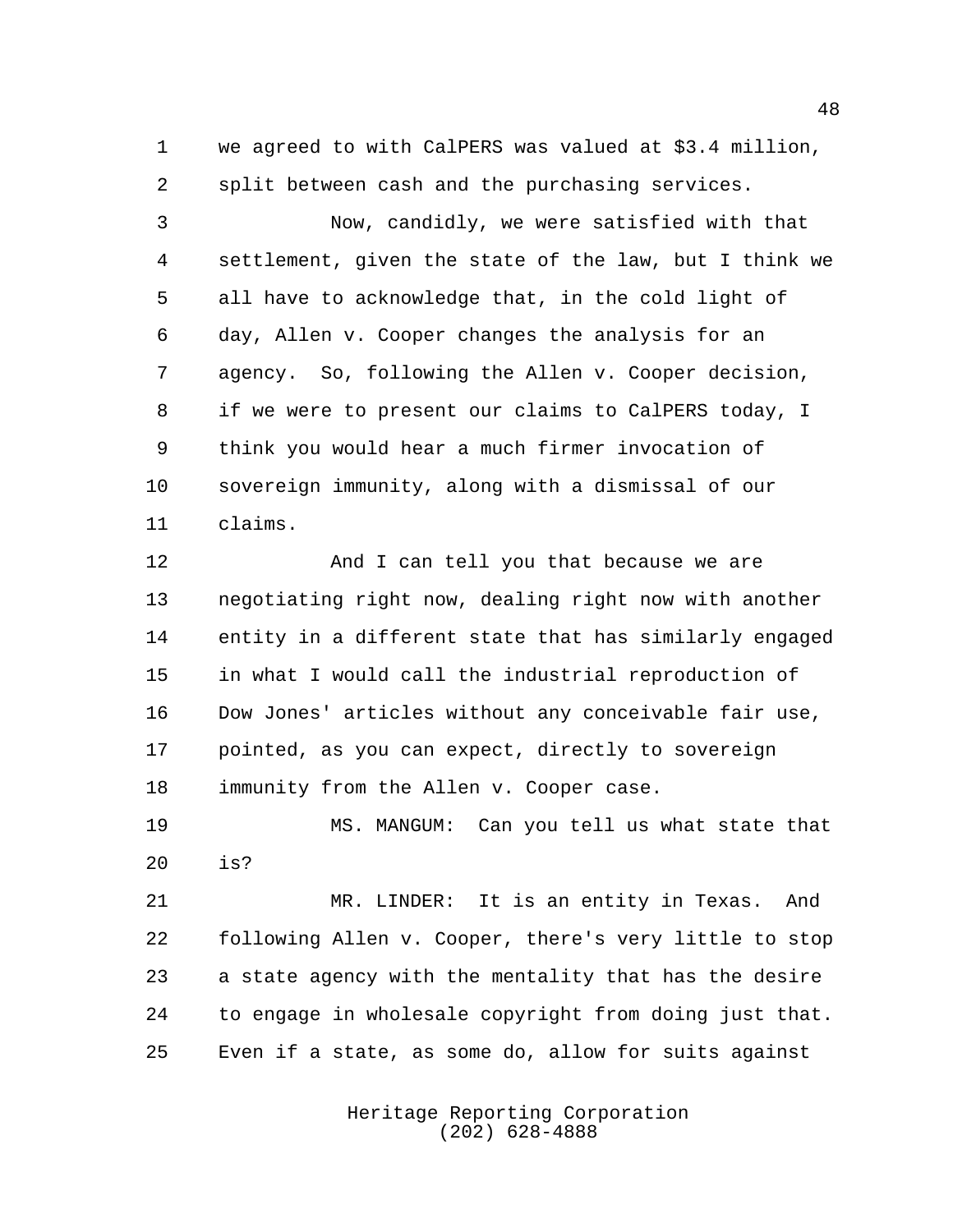we agreed to with CalPERS was valued at $3.4 million, split between cash and the purchasing services.

Now, candidly, we were satisfied with that settlement, given the state of the law, but I think we all have to acknowledge that, in the cold light of day, Allen v. Cooper changes the analysis for an agency. So, following the Allen v. Cooper decision, if we were to present our claims to CalPERS today, I think you would hear a much firmer invocation of sovereign immunity, along with a dismissal of our claims.

And I can tell you that because we are negotiating right now, dealing right now with another entity in a different state that has similarly engaged in what I would call the industrial reproduction of Dow Jones' articles without any conceivable fair use, pointed, as you can expect, directly to sovereign immunity from the Allen v. Cooper case.

MS. MANGUM: Can you tell us what state that is?

MR. LINDER: It is an entity in Texas. And following Allen v. Cooper, there's very little to stop a state agency with the mentality that has the desire to engage in wholesale copyright from doing just that. Even if a state, as some do, allow for suits against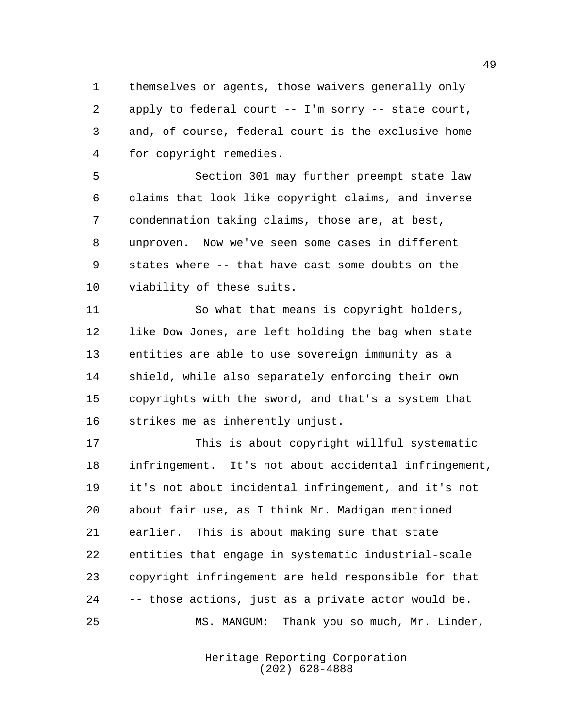themselves or agents, those waivers generally only apply to federal court -- I'm sorry -- state court, and, of course, federal court is the exclusive home for copyright remedies.

Section 301 may further preempt state law claims that look like copyright claims, and inverse condemnation taking claims, those are, at best, unproven. Now we've seen some cases in different states where -- that have cast some doubts on the viability of these suits.

So what that means is copyright holders, like Dow Jones, are left holding the bag when state entities are able to use sovereign immunity as a shield, while also separately enforcing their own copyrights with the sword, and that's a system that strikes me as inherently unjust.

This is about copyright willful systematic infringement. It's not about accidental infringement, it's not about incidental infringement, and it's not about fair use, as I think Mr. Madigan mentioned earlier. This is about making sure that state entities that engage in systematic industrial-scale copyright infringement are held responsible for that -- those actions, just as a private actor would be.

MS. MANGUM: Thank you so much, Mr. Linder,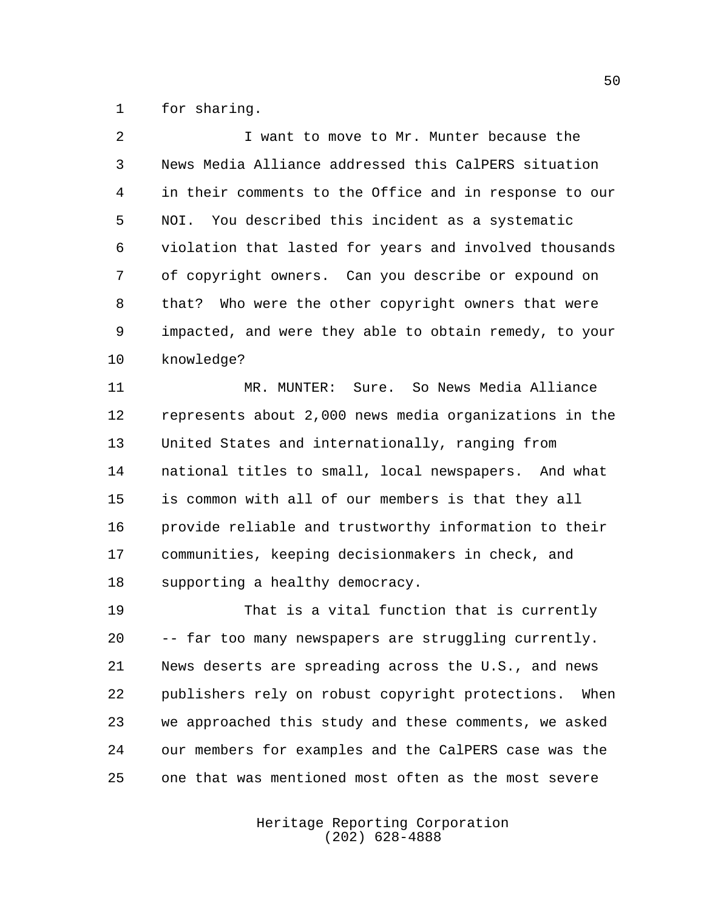for sharing.

I want to move to Mr. Munter because the News Media Alliance addressed this CalPERS situation in their comments to the Office and in response to our NOI. You described this incident as a systematic violation that lasted for years and involved thousands of copyright owners. Can you describe or expound on that? Who were the other copyright owners that were impacted, and were they able to obtain remedy, to your knowledge?

MR. MUNTER: Sure. So News Media Alliance represents about 2,000 news media organizations in the United States and internationally, ranging from national titles to small, local newspapers. And what is common with all of our members is that they all provide reliable and trustworthy information to their communities, keeping decisionmakers in check, and supporting a healthy democracy.

That is a vital function that is currently -- far too many newspapers are struggling currently. News deserts are spreading across the U.S., and news publishers rely on robust copyright protections. When we approached this study and these comments, we asked our members for examples and the CalPERS case was the one that was mentioned most often as the most severe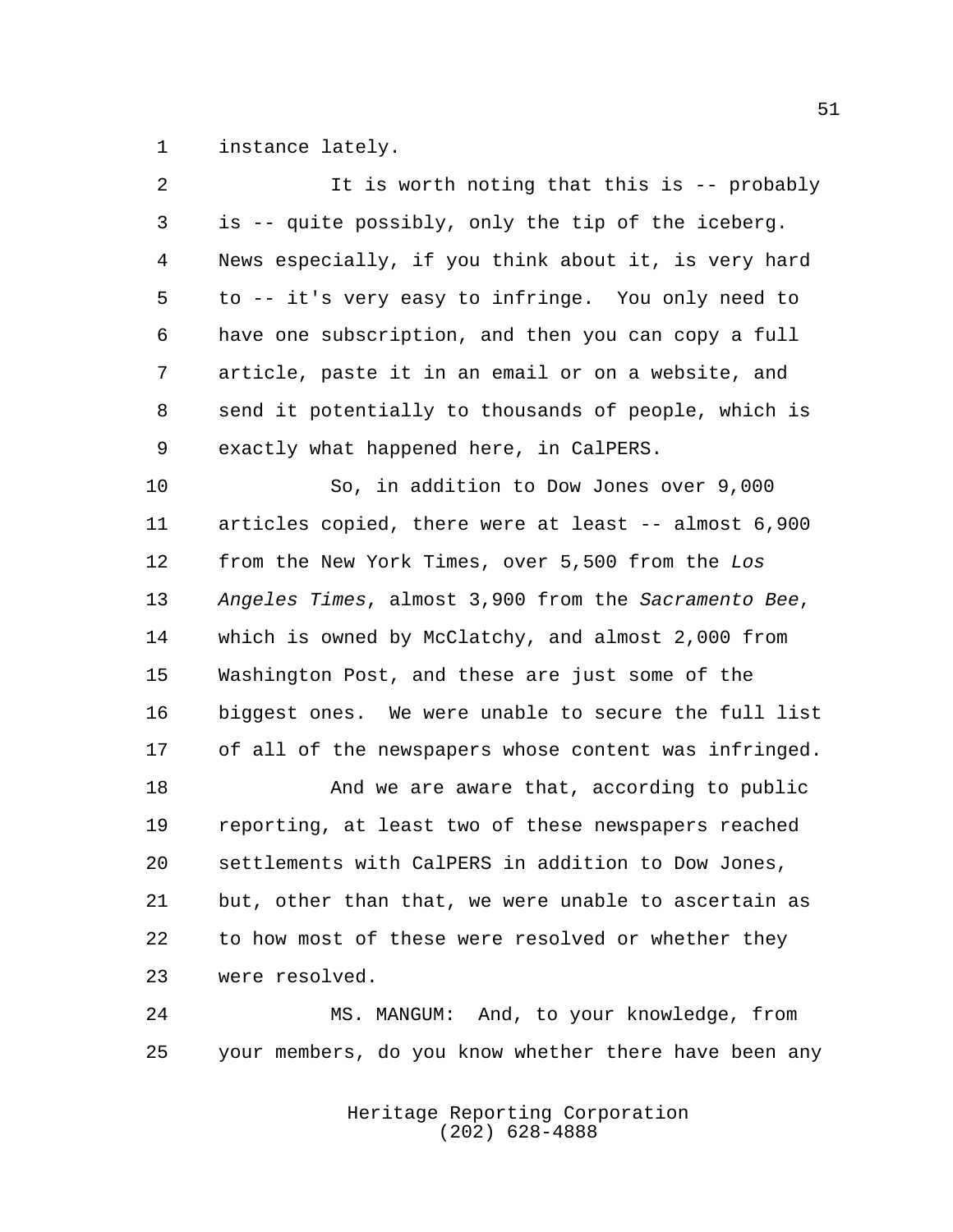instance lately.

It is worth noting that this is -- probably is -- quite possibly, only the tip of the iceberg. News especially, if you think about it, is very hard to -- it's very easy to infringe. You only need to have one subscription, and then you can copy a full article, paste it in an email or on a website, and send it potentially to thousands of people, which is exactly what happened here, in CalPERS.

So, in addition to Dow Jones over 9,000 articles copied, there were at least -- almost 6,900 from the New York Times, over 5,500 from the *Los Angeles Times*, almost 3,900 from the *Sacramento Bee*, which is owned by McClatchy, and almost 2,000 from Washington Post, and these are just some of the biggest ones. We were unable to secure the full list of all of the newspapers whose content was infringed.

And we are aware that, according to public reporting, at least two of these newspapers reached settlements with CalPERS in addition to Dow Jones, but, other than that, we were unable to ascertain as to how most of these were resolved or whether they were resolved.

MS. MANGUM: And, to your knowledge, from your members, do you know whether there have been any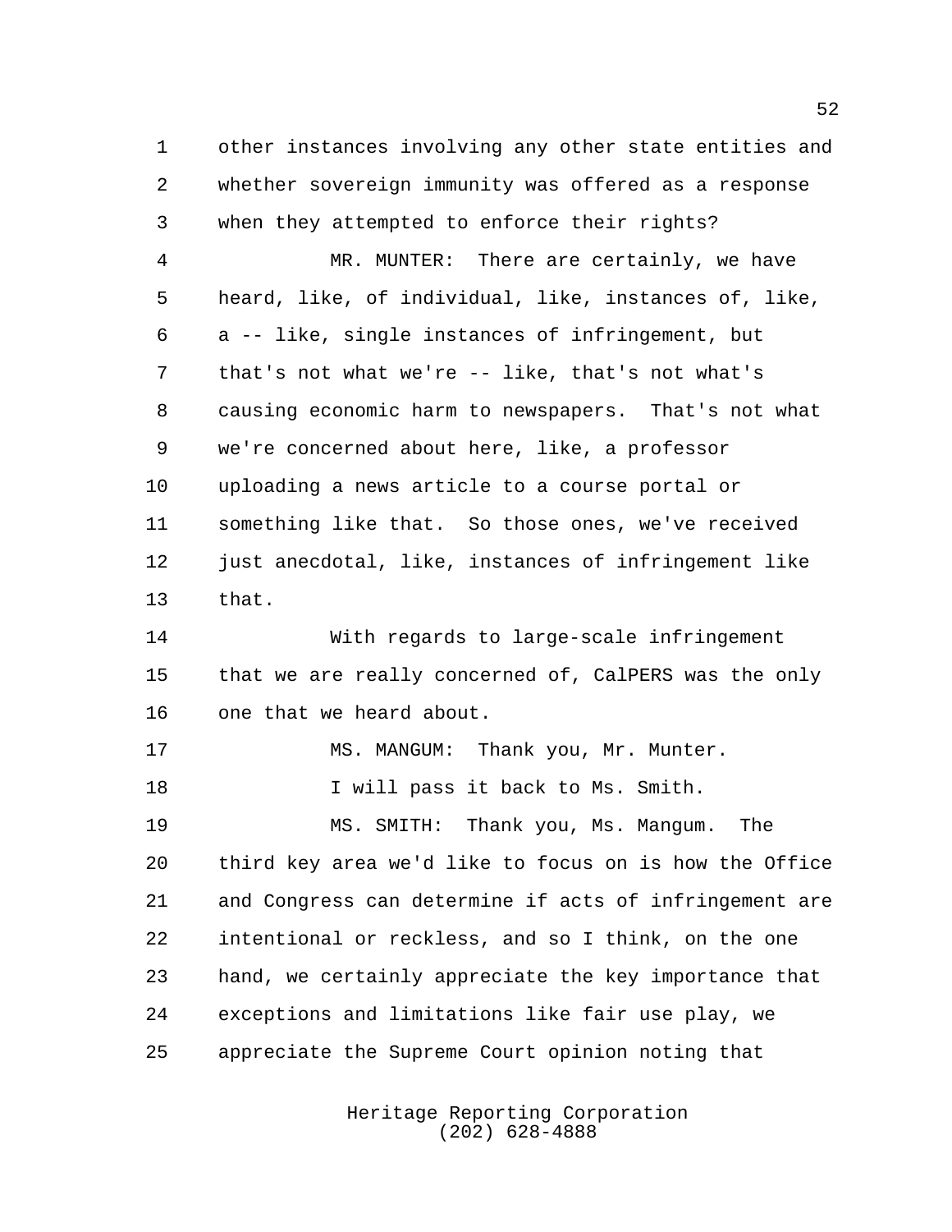other instances involving any other state entities and whether sovereign immunity was offered as a response when they attempted to enforce their rights?

MR. MUNTER: There are certainly, we have heard, like, of individual, like, instances of, like, a -- like, single instances of infringement, but that's not what we're -- like, that's not what's causing economic harm to newspapers. That's not what we're concerned about here, like, a professor uploading a news article to a course portal or something like that. So those ones, we've received just anecdotal, like, instances of infringement like that.

With regards to large-scale infringement that we are really concerned of, CalPERS was the only one that we heard about.

MS. MANGUM: Thank you, Mr. Munter.

I will pass it back to Ms. Smith.

MS. SMITH: Thank you, Ms. Mangum. The third key area we'd like to focus on is how the Office and Congress can determine if acts of infringement are intentional or reckless, and so I think, on the one hand, we certainly appreciate the key importance that exceptions and limitations like fair use play, we appreciate the Supreme Court opinion noting that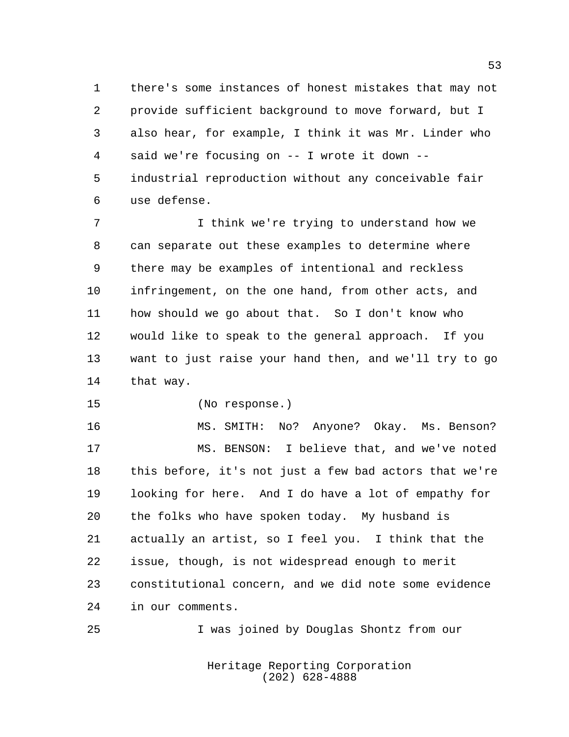there's some instances of honest mistakes that may not provide sufficient background to move forward, but I also hear, for example, I think it was Mr. Linder who said we're focusing on -- I wrote it down -- industrial reproduction without any conceivable fair use defense.

I think we're trying to understand how we can separate out these examples to determine where there may be examples of intentional and reckless infringement, on the one hand, from other acts, and how should we go about that. So I don't know who would like to speak to the general approach. If you want to just raise your hand then, and we'll try to go that way.

(No response.)

MS. SMITH: No? Anyone? Okay. Ms. Benson?

MS. BENSON: I believe that, and we've noted this before, it's not just a few bad actors that we're looking for here. And I do have a lot of empathy for the folks who have spoken today. My husband is actually an artist, so I feel you. I think that the issue, though, is not widespread enough to merit constitutional concern, and we did note some evidence in our comments.

I was joined by Douglas Shontz from our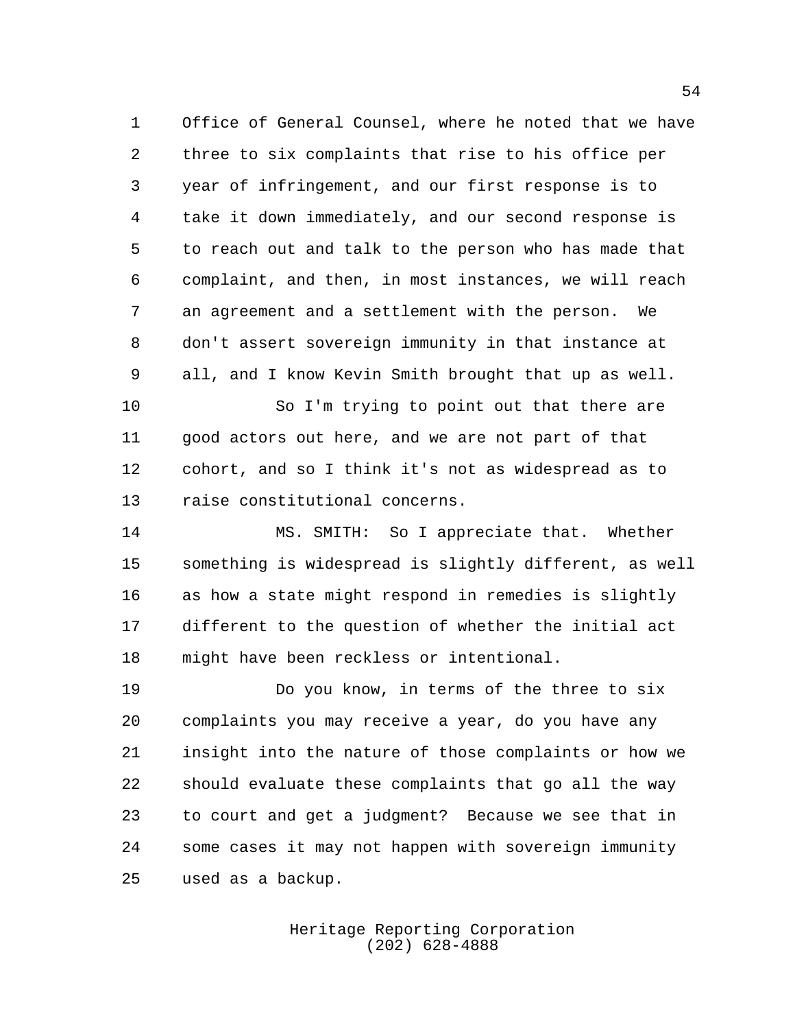Office of General Counsel, where he noted that we have three to six complaints that rise to his office per year of infringement, and our first response is to take it down immediately, and our second response is to reach out and talk to the person who has made that complaint, and then, in most instances, we will reach an agreement and a settlement with the person. We don't assert sovereign immunity in that instance at all, and I know Kevin Smith brought that up as well.

So I'm trying to point out that there are good actors out here, and we are not part of that cohort, and so I think it's not as widespread as to raise constitutional concerns.

MS. SMITH: So I appreciate that. Whether something is widespread is slightly different, as well as how a state might respond in remedies is slightly different to the question of whether the initial act might have been reckless or intentional.

Do you know, in terms of the three to six complaints you may receive a year, do you have any insight into the nature of those complaints or how we should evaluate these complaints that go all the way to court and get a judgment? Because we see that in some cases it may not happen with sovereign immunity used as a backup.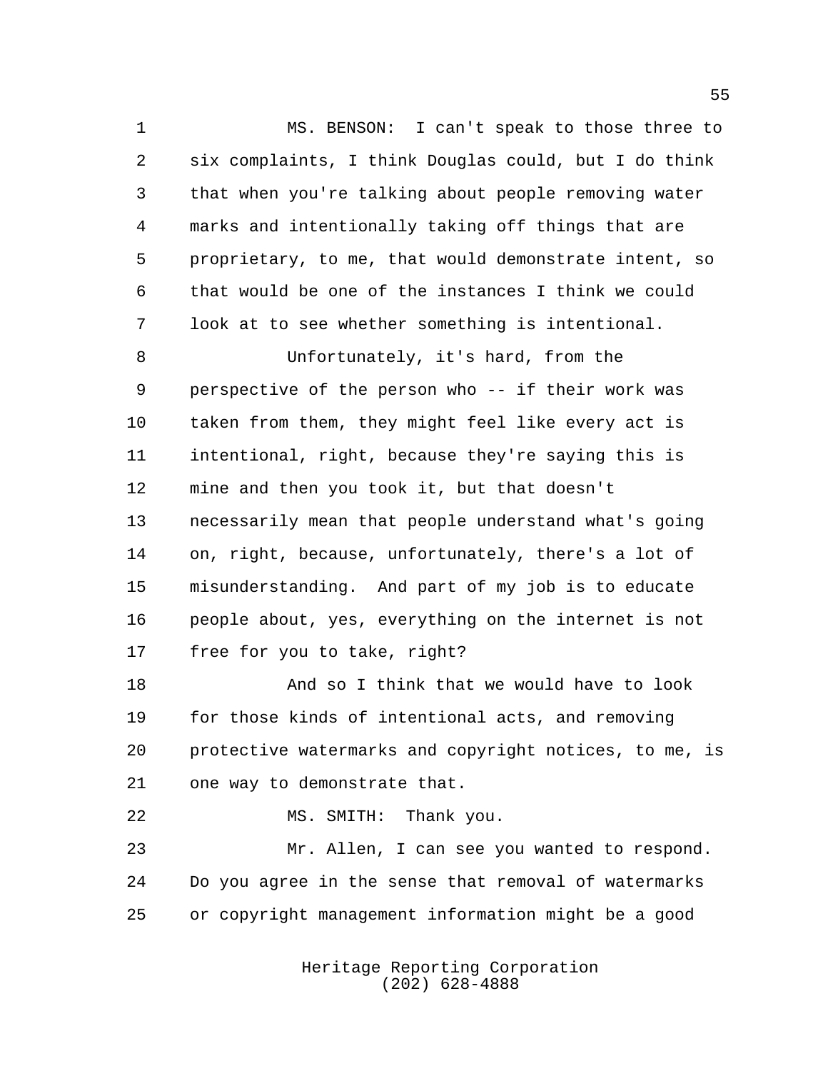MS. BENSON: I can't speak to those three to six complaints, I think Douglas could, but I do think that when you're talking about people removing water marks and intentionally taking off things that are proprietary, to me, that would demonstrate intent, so that would be one of the instances I think we could look at to see whether something is intentional.

Unfortunately, it's hard, from the perspective of the person who -- if their work was taken from them, they might feel like every act is intentional, right, because they're saying this is mine and then you took it, but that doesn't necessarily mean that people understand what's going on, right, because, unfortunately, there's a lot of misunderstanding. And part of my job is to educate people about, yes, everything on the internet is not free for you to take, right?

And so I think that we would have to look for those kinds of intentional acts, and removing protective watermarks and copyright notices, to me, is one way to demonstrate that.

MS. SMITH: Thank you.

Mr. Allen, I can see you wanted to respond. Do you agree in the sense that removal of watermarks or copyright management information might be a good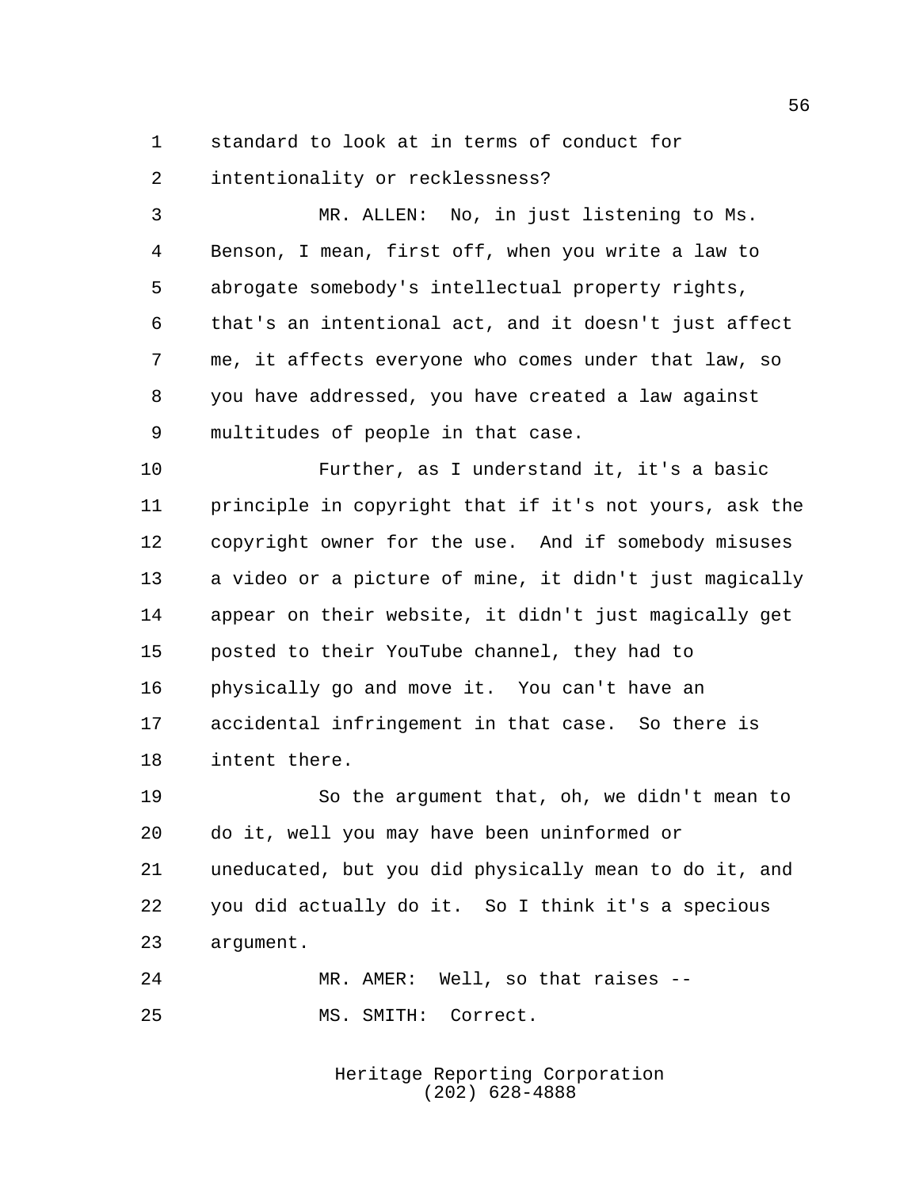standard to look at in terms of conduct for intentionality or recklessness?

MR. ALLEN: No, in just listening to Ms. Benson, I mean, first off, when you write a law to abrogate somebody's intellectual property rights, that's an intentional act, and it doesn't just affect me, it affects everyone who comes under that law, so you have addressed, you have created a law against multitudes of people in that case.

Further, as I understand it, it's a basic principle in copyright that if it's not yours, ask the copyright owner for the use. And if somebody misuses a video or a picture of mine, it didn't just magically appear on their website, it didn't just magically get posted to their YouTube channel, they had to physically go and move it. You can't have an accidental infringement in that case. So there is intent there.

So the argument that, oh, we didn't mean to do it, well you may have been uninformed or uneducated, but you did physically mean to do it, and you did actually do it. So I think it's a specious argument.

MR. AMER: Well, so that raises --

MS. SMITH: Correct.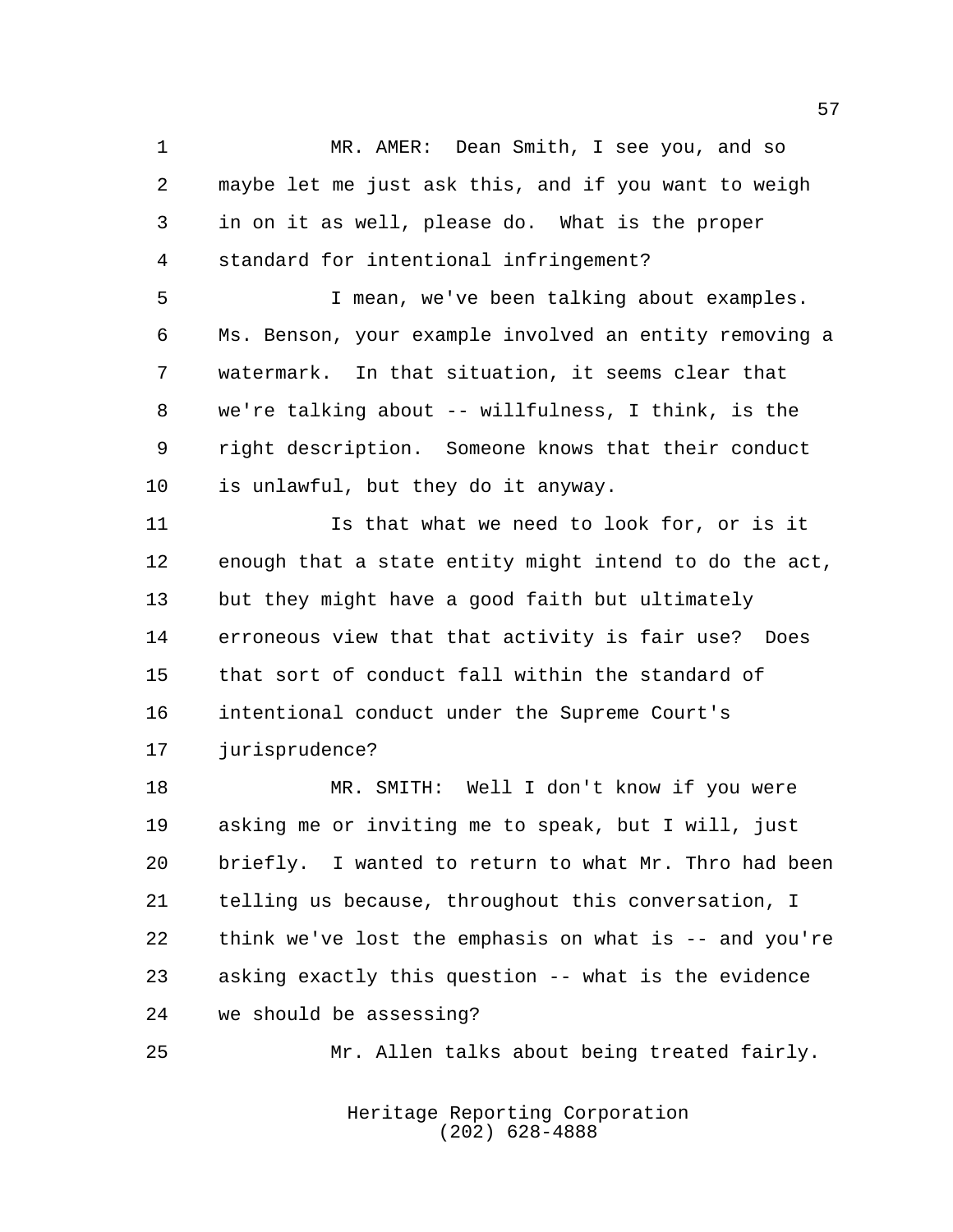MR. AMER: Dean Smith, I see you, and so maybe let me just ask this, and if you want to weigh in on it as well, please do. What is the proper standard for intentional infringement?

I mean, we've been talking about examples. Ms. Benson, your example involved an entity removing a watermark. In that situation, it seems clear that we're talking about -- willfulness, I think, is the right description. Someone knows that their conduct is unlawful, but they do it anyway.

Is that what we need to look for, or is it enough that a state entity might intend to do the act, but they might have a good faith but ultimately erroneous view that that activity is fair use? Does that sort of conduct fall within the standard of intentional conduct under the Supreme Court's jurisprudence?

MR. SMITH: Well I don't know if you were asking me or inviting me to speak, but I will, just briefly. I wanted to return to what Mr. Thro had been telling us because, throughout this conversation, I think we've lost the emphasis on what is -- and you're asking exactly this question -- what is the evidence we should be assessing?

Mr. Allen talks about being treated fairly.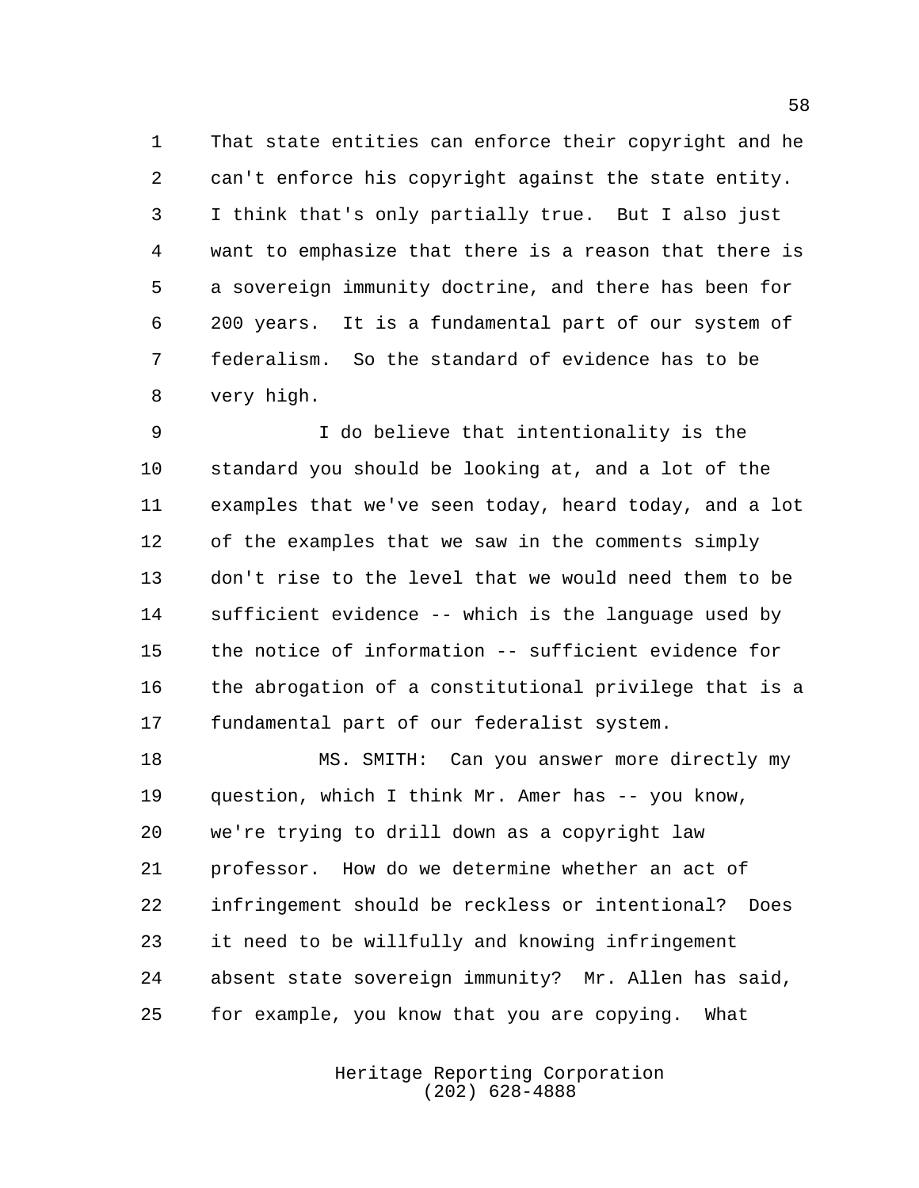That state entities can enforce their copyright and he can't enforce his copyright against the state entity. I think that's only partially true. But I also just want to emphasize that there is a reason that there is a sovereign immunity doctrine, and there has been for 200 years. It is a fundamental part of our system of federalism. So the standard of evidence has to be very high.

I do believe that intentionality is the standard you should be looking at, and a lot of the examples that we've seen today, heard today, and a lot of the examples that we saw in the comments simply don't rise to the level that we would need them to be sufficient evidence -- which is the language used by the notice of information -- sufficient evidence for the abrogation of a constitutional privilege that is a fundamental part of our federalist system.

MS. SMITH: Can you answer more directly my question, which I think Mr. Amer has -- you know, we're trying to drill down as a copyright law professor. How do we determine whether an act of infringement should be reckless or intentional? Does it need to be willfully and knowing infringement absent state sovereign immunity? Mr. Allen has said, for example, you know that you are copying. What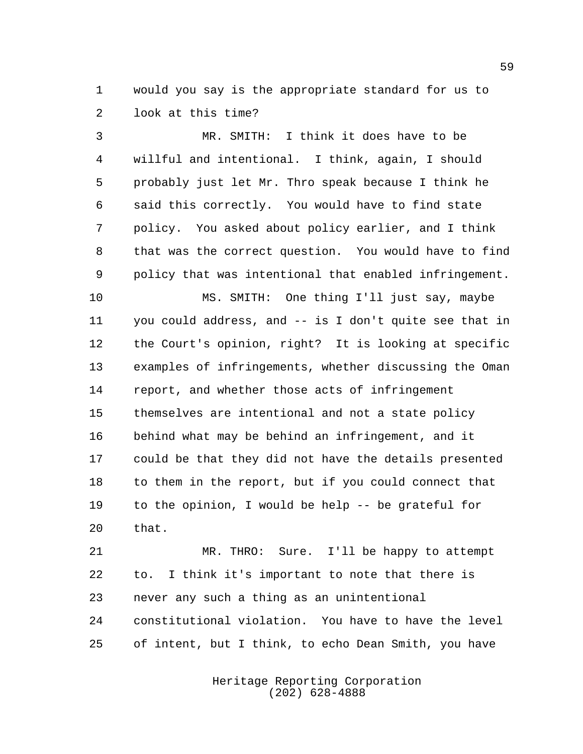would you say is the appropriate standard for us to look at this time?

MR. SMITH: I think it does have to be willful and intentional. I think, again, I should probably just let Mr. Thro speak because I think he said this correctly. You would have to find state policy. You asked about policy earlier, and I think that was the correct question. You would have to find policy that was intentional that enabled infringement.

MS. SMITH: One thing I'll just say, maybe you could address, and -- is I don't quite see that in the Court's opinion, right? It is looking at specific examples of infringements, whether discussing the Oman report, and whether those acts of infringement themselves are intentional and not a state policy behind what may be behind an infringement, and it could be that they did not have the details presented to them in the report, but if you could connect that to the opinion, I would be help -- be grateful for that.

MR. THRO: Sure. I'll be happy to attempt to. I think it's important to note that there is never any such a thing as an unintentional constitutional violation. You have to have the level of intent, but I think, to echo Dean Smith, you have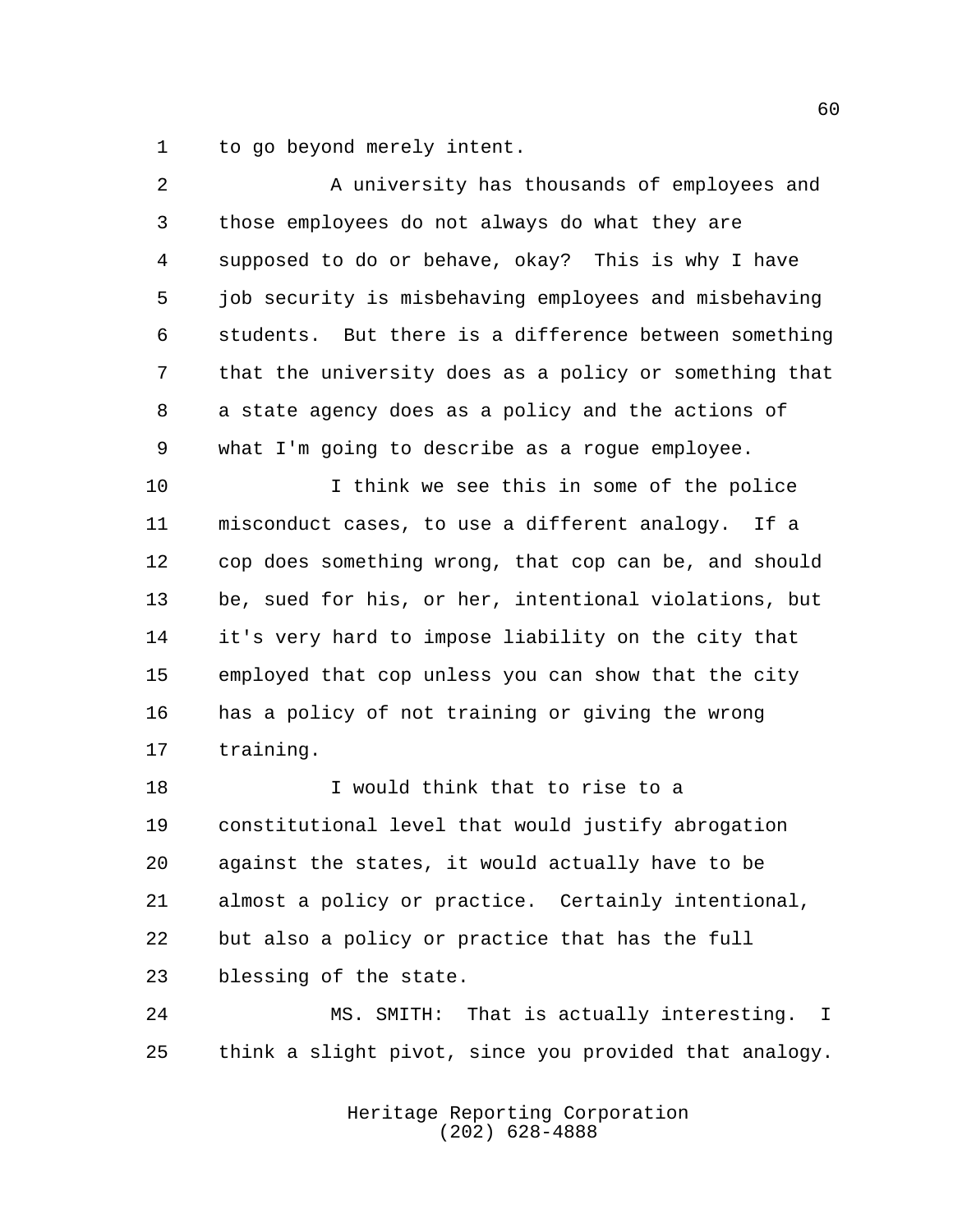to go beyond merely intent.

A university has thousands of employees and those employees do not always do what they are supposed to do or behave, okay? This is why I have job security is misbehaving employees and misbehaving students. But there is a difference between something that the university does as a policy or something that a state agency does as a policy and the actions of what I'm going to describe as a rogue employee.

I think we see this in some of the police misconduct cases, to use a different analogy. If a cop does something wrong, that cop can be, and should be, sued for his, or her, intentional violations, but it's very hard to impose liability on the city that employed that cop unless you can show that the city has a policy of not training or giving the wrong training.

I would think that to rise to a constitutional level that would justify abrogation against the states, it would actually have to be almost a policy or practice. Certainly intentional, but also a policy or practice that has the full blessing of the state.

MS. SMITH: That is actually interesting. I think a slight pivot, since you provided that analogy.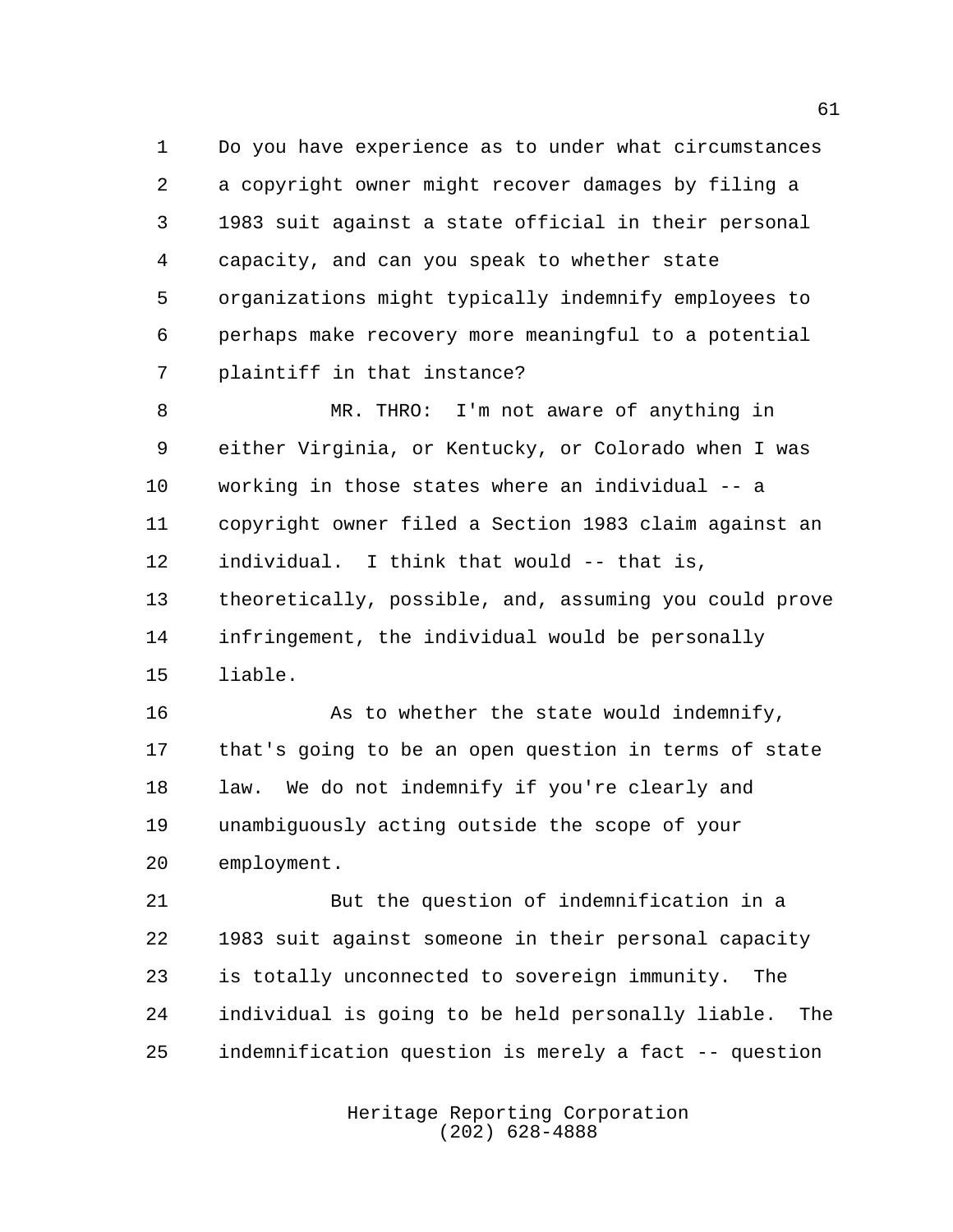Do you have experience as to under what circumstances a copyright owner might recover damages by filing a 1983 suit against a state official in their personal capacity, and can you speak to whether state organizations might typically indemnify employees to perhaps make recovery more meaningful to a potential plaintiff in that instance?

MR. THRO: I'm not aware of anything in either Virginia, or Kentucky, or Colorado when I was working in those states where an individual -- a copyright owner filed a Section 1983 claim against an individual. I think that would -- that is, theoretically, possible, and, assuming you could prove infringement, the individual would be personally liable.

As to whether the state would indemnify, that's going to be an open question in terms of state law. We do not indemnify if you're clearly and unambiguously acting outside the scope of your employment.

But the question of indemnification in a 1983 suit against someone in their personal capacity is totally unconnected to sovereign immunity. The individual is going to be held personally liable. The indemnification question is merely a fact -- question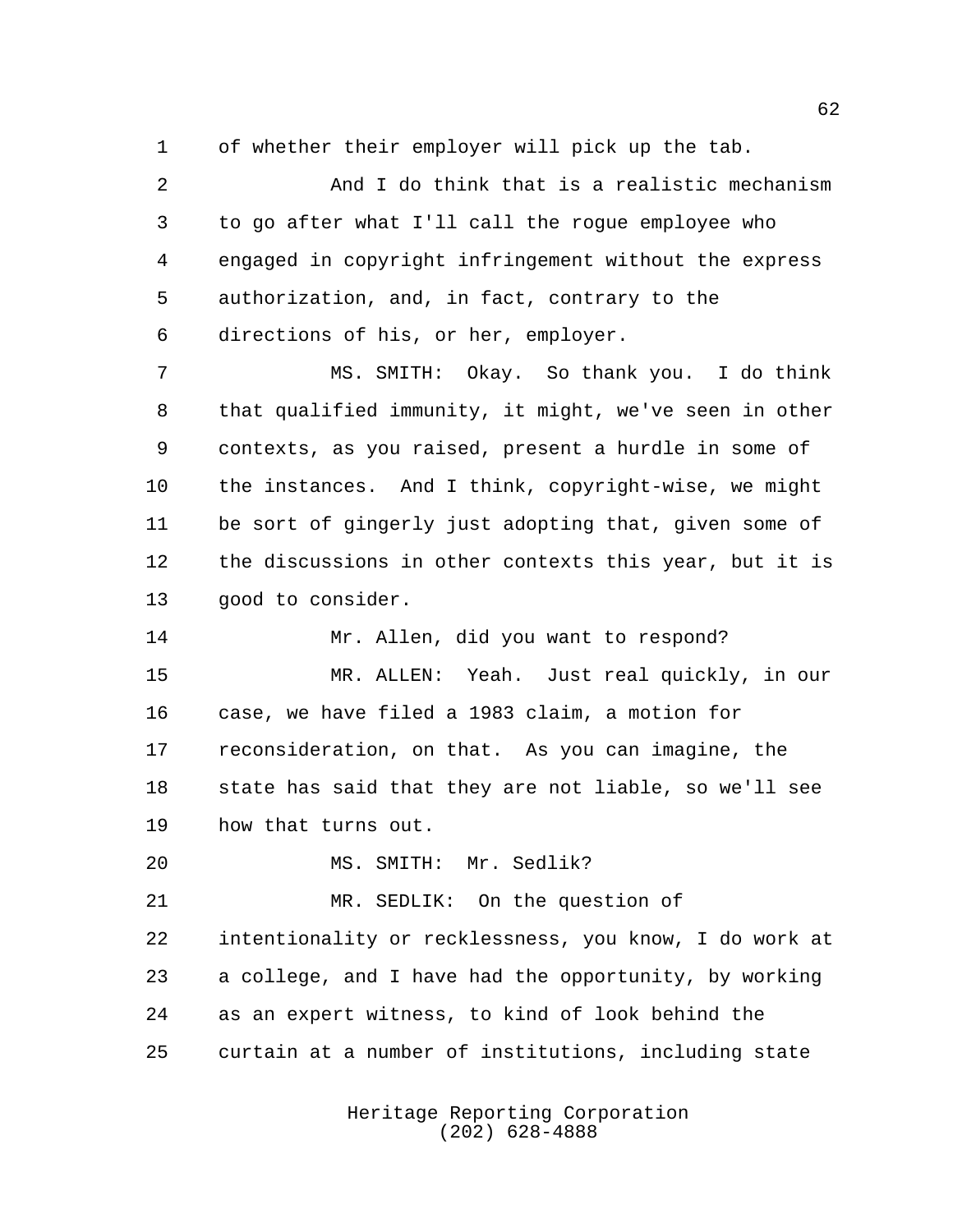of whether their employer will pick up the tab.

And I do think that is a realistic mechanism to go after what I'll call the rogue employee who engaged in copyright infringement without the express authorization, and, in fact, contrary to the directions of his, or her, employer.

MS. SMITH: Okay. So thank you. I do think that qualified immunity, it might, we've seen in other contexts, as you raised, present a hurdle in some of the instances. And I think, copyright-wise, we might be sort of gingerly just adopting that, given some of the discussions in other contexts this year, but it is good to consider.

Mr. Allen, did you want to respond?

MR. ALLEN: Yeah. Just real quickly, in our case, we have filed a 1983 claim, a motion for reconsideration, on that. As you can imagine, the state has said that they are not liable, so we'll see how that turns out.

MS. SMITH: Mr. Sedlik?

MR. SEDLIK: On the question of intentionality or recklessness, you know, I do work at a college, and I have had the opportunity, by working as an expert witness, to kind of look behind the curtain at a number of institutions, including state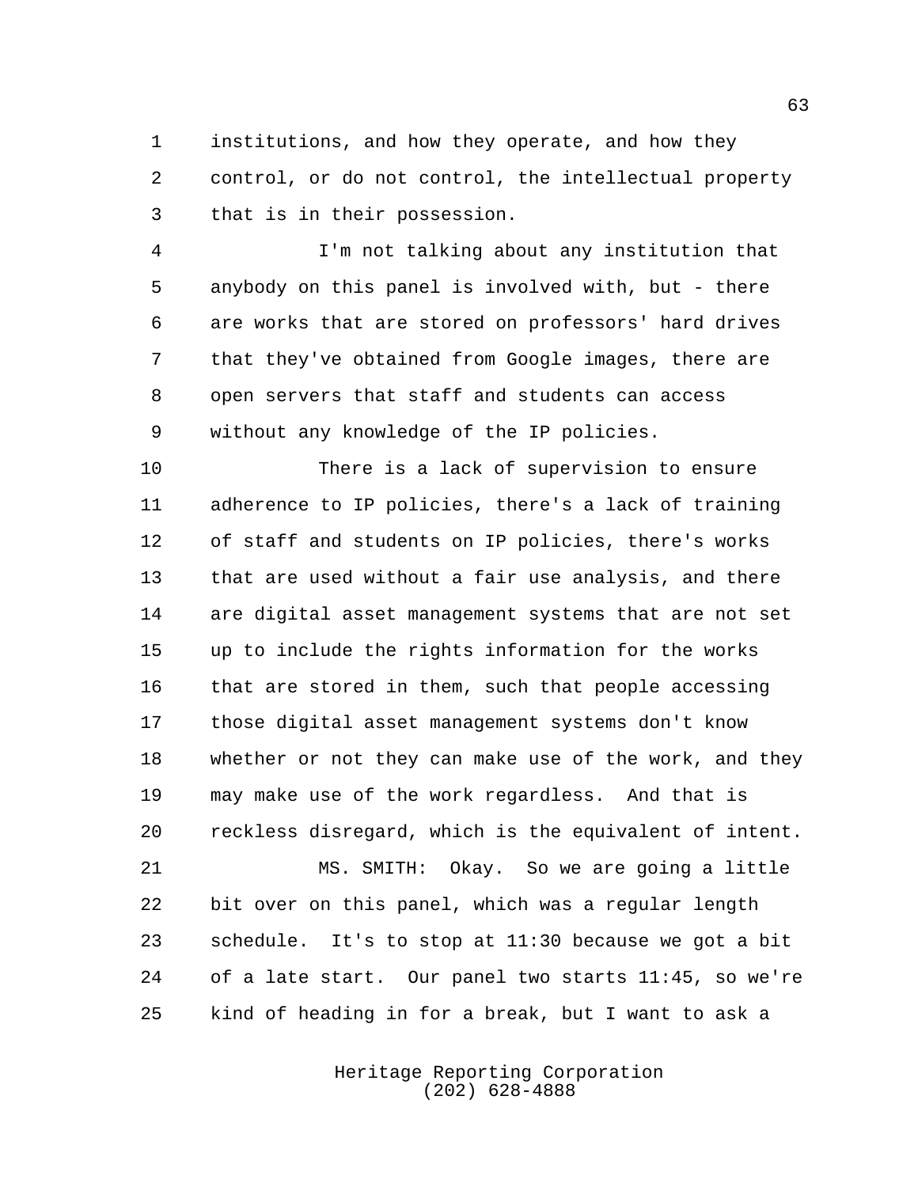institutions, and how they operate, and how they control, or do not control, the intellectual property that is in their possession.

I'm not talking about any institution that anybody on this panel is involved with, but - there are works that are stored on professors' hard drives that they've obtained from Google images, there are open servers that staff and students can access without any knowledge of the IP policies.

There is a lack of supervision to ensure adherence to IP policies, there's a lack of training of staff and students on IP policies, there's works that are used without a fair use analysis, and there are digital asset management systems that are not set up to include the rights information for the works that are stored in them, such that people accessing those digital asset management systems don't know whether or not they can make use of the work, and they may make use of the work regardless. And that is reckless disregard, which is the equivalent of intent.

MS. SMITH: Okay. So we are going a little bit over on this panel, which was a regular length schedule. It's to stop at 11:30 because we got a bit of a late start. Our panel two starts 11:45, so we're kind of heading in for a break, but I want to ask a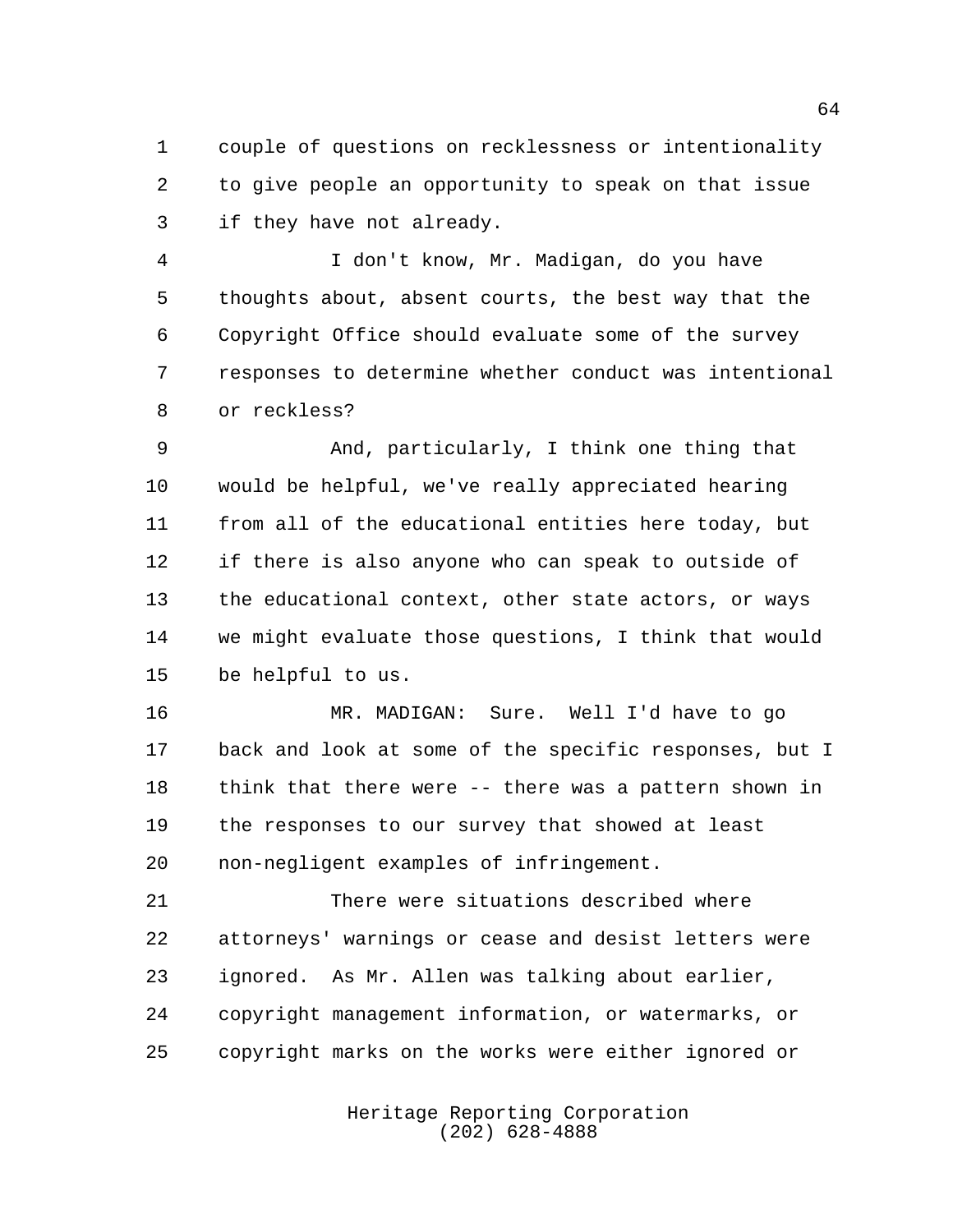couple of questions on recklessness or intentionality to give people an opportunity to speak on that issue if they have not already.

I don't know, Mr. Madigan, do you have thoughts about, absent courts, the best way that the Copyright Office should evaluate some of the survey responses to determine whether conduct was intentional or reckless?

And, particularly, I think one thing that would be helpful, we've really appreciated hearing from all of the educational entities here today, but if there is also anyone who can speak to outside of the educational context, other state actors, or ways we might evaluate those questions, I think that would be helpful to us.

MR. MADIGAN: Sure. Well I'd have to go back and look at some of the specific responses, but I think that there were -- there was a pattern shown in the responses to our survey that showed at least non-negligent examples of infringement.

There were situations described where attorneys' warnings or cease and desist letters were ignored. As Mr. Allen was talking about earlier, copyright management information, or watermarks, or copyright marks on the works were either ignored or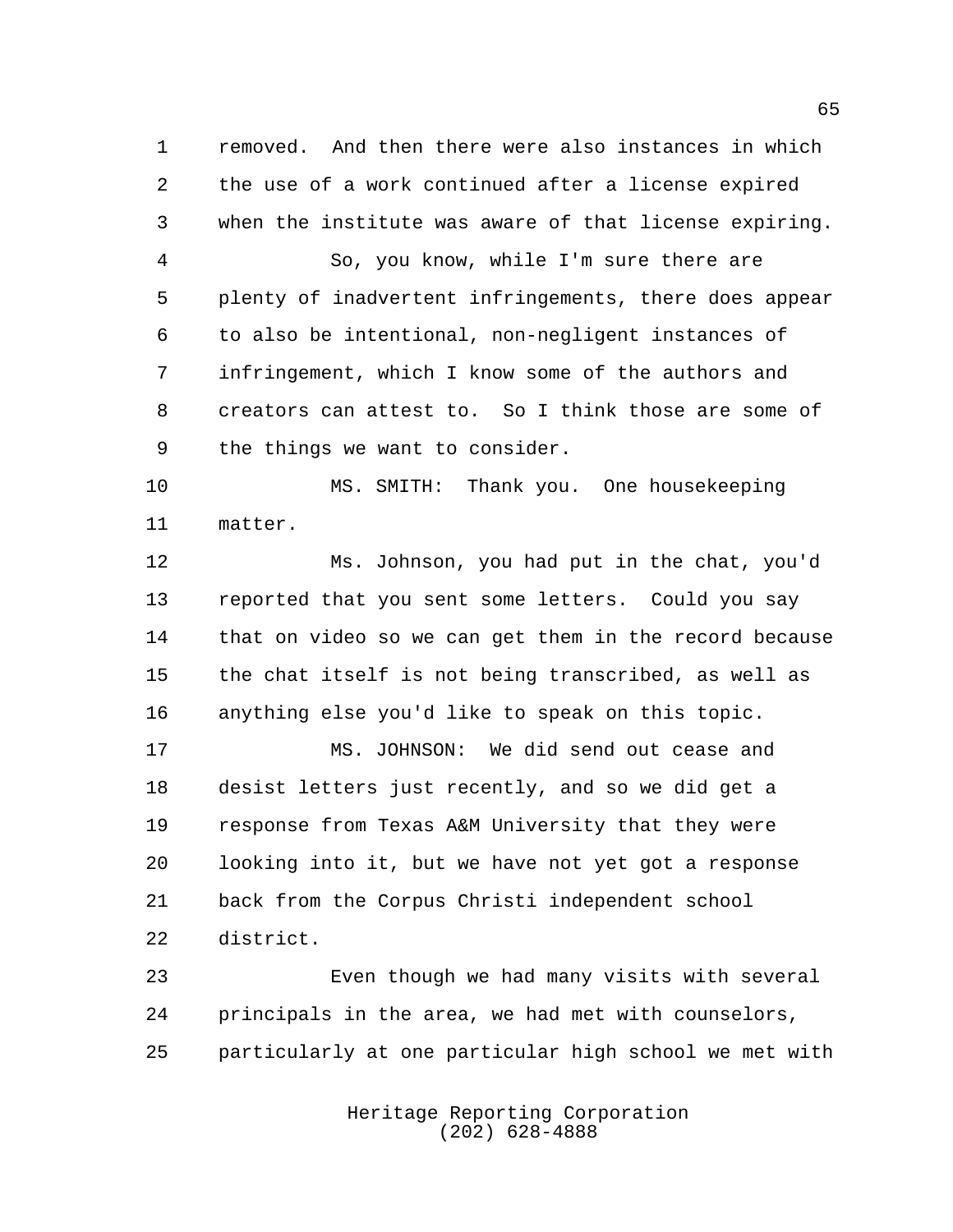removed. And then there were also instances in which the use of a work continued after a license expired when the institute was aware of that license expiring.

So, you know, while I'm sure there are plenty of inadvertent infringements, there does appear to also be intentional, non-negligent instances of infringement, which I know some of the authors and creators can attest to. So I think those are some of the things we want to consider.

MS. SMITH: Thank you. One housekeeping matter.

Ms. Johnson, you had put in the chat, you'd reported that you sent some letters. Could you say that on video so we can get them in the record because the chat itself is not being transcribed, as well as anything else you'd like to speak on this topic.

MS. JOHNSON: We did send out cease and desist letters just recently, and so we did get a response from Texas A&M University that they were looking into it, but we have not yet got a response back from the Corpus Christi independent school district.

Even though we had many visits with several principals in the area, we had met with counselors, particularly at one particular high school we met with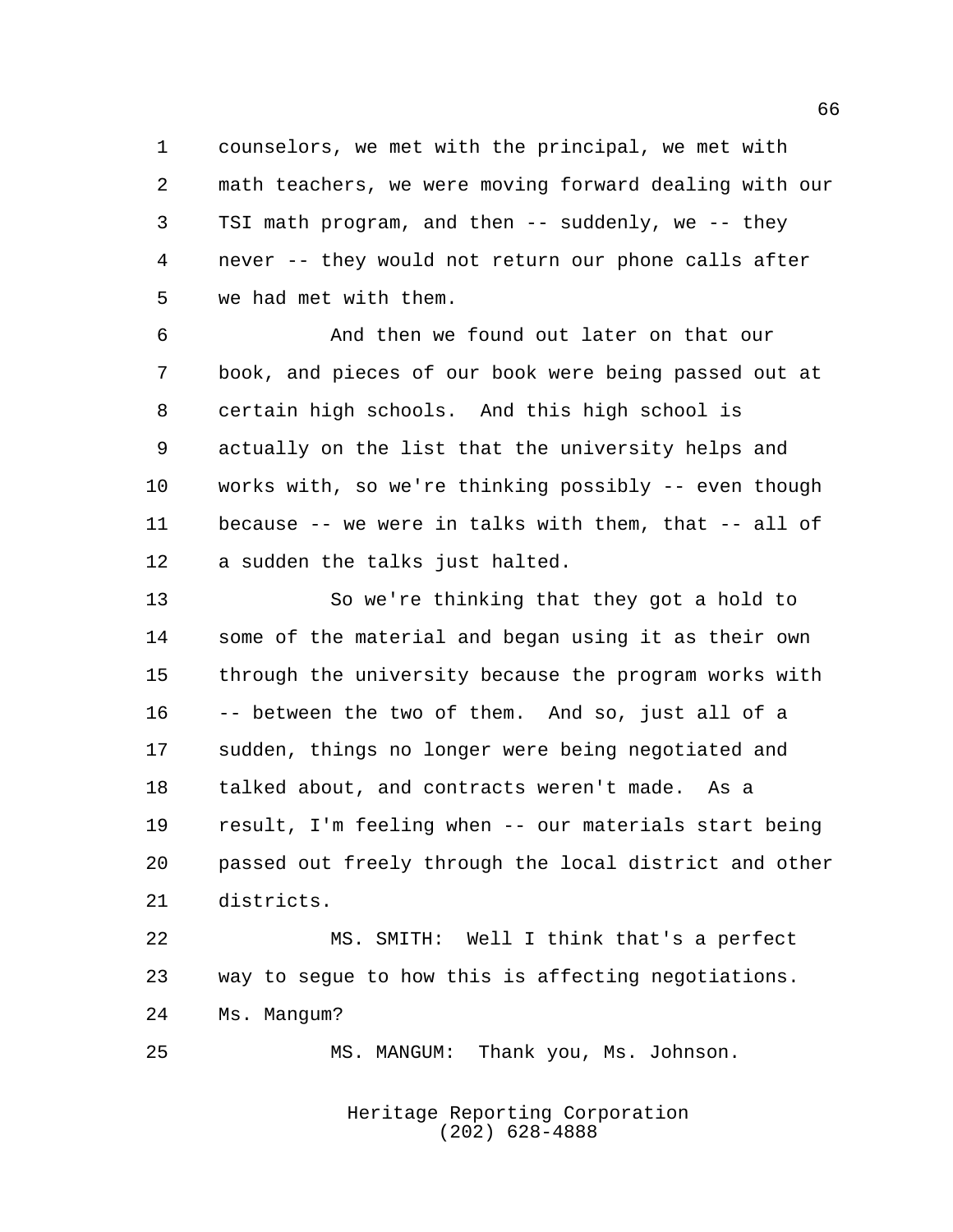counselors, we met with the principal, we met with math teachers, we were moving forward dealing with our TSI math program, and then -- suddenly, we -- they never -- they would not return our phone calls after we had met with them.

And then we found out later on that our book, and pieces of our book were being passed out at certain high schools. And this high school is actually on the list that the university helps and works with, so we're thinking possibly -- even though because -- we were in talks with them, that -- all of a sudden the talks just halted.

So we're thinking that they got a hold to some of the material and began using it as their own through the university because the program works with -- between the two of them. And so, just all of a sudden, things no longer were being negotiated and talked about, and contracts weren't made. As a result, I'm feeling when -- our materials start being passed out freely through the local district and other districts.

MS. SMITH: Well I think that's a perfect way to segue to how this is affecting negotiations. Ms. Mangum?

MS. MANGUM: Thank you, Ms. Johnson.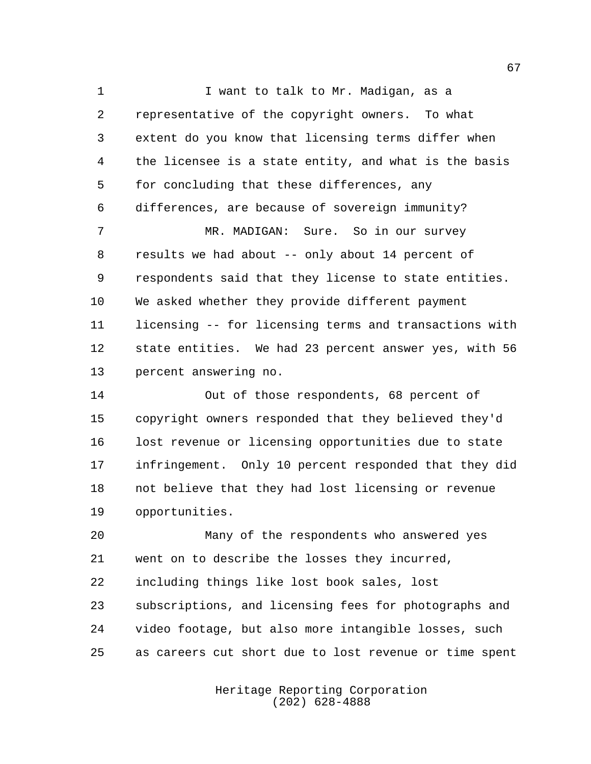I want to talk to Mr. Madigan, as a representative of the copyright owners. To what extent do you know that licensing terms differ when the licensee is a state entity, and what is the basis for concluding that these differences, any differences, are because of sovereign immunity?

MR. MADIGAN: Sure. So in our survey results we had about -- only about 14 percent of respondents said that they license to state entities. We asked whether they provide different payment licensing -- for licensing terms and transactions with state entities. We had 23 percent answer yes, with 56 percent answering no.

Out of those respondents, 68 percent of copyright owners responded that they believed they'd lost revenue or licensing opportunities due to state infringement. Only 10 percent responded that they did not believe that they had lost licensing or revenue opportunities.

Many of the respondents who answered yes went on to describe the losses they incurred, including things like lost book sales, lost subscriptions, and licensing fees for photographs and video footage, but also more intangible losses, such as careers cut short due to lost revenue or time spent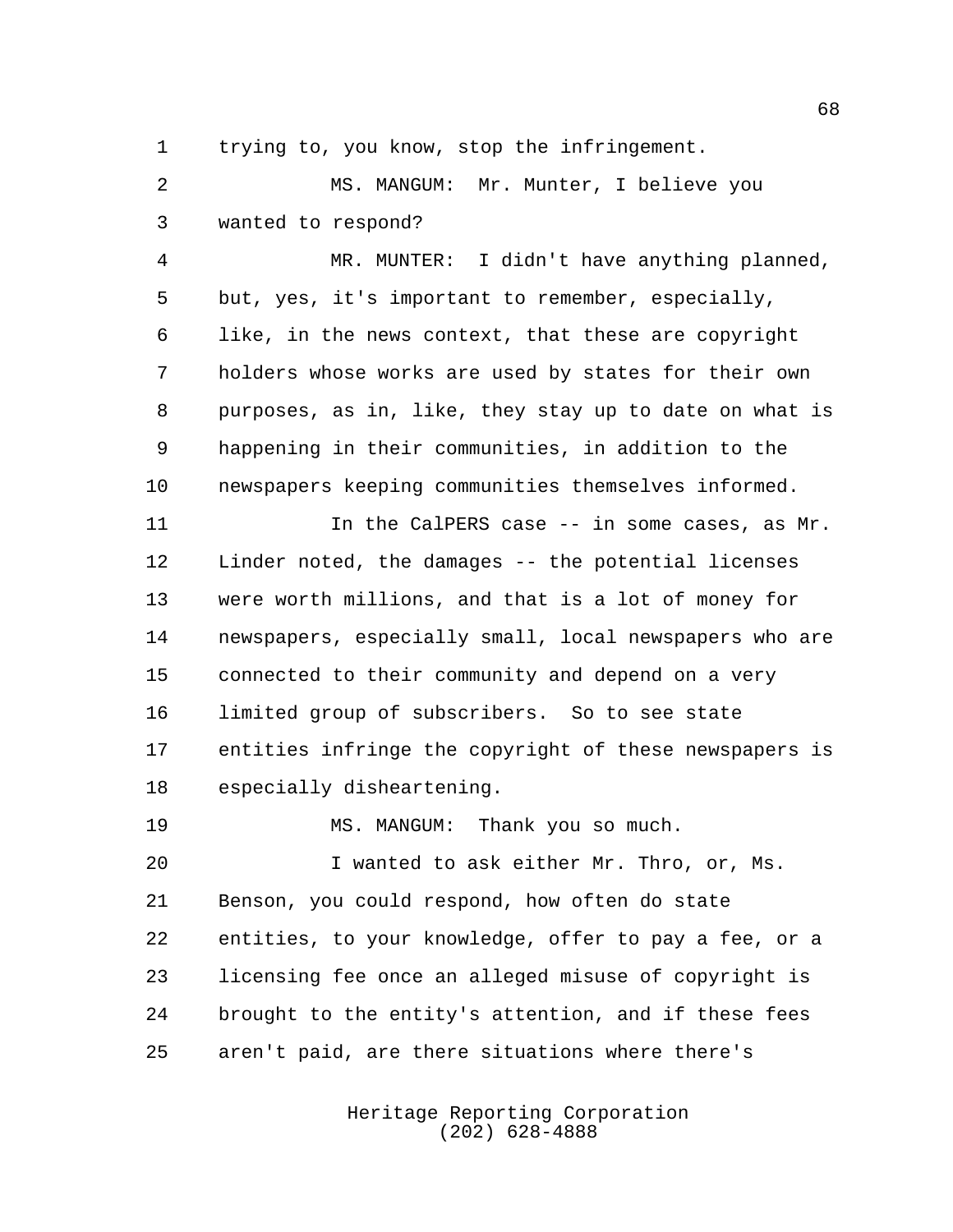trying to, you know, stop the infringement.

MS. MANGUM: Mr. Munter, I believe you wanted to respond?

MR. MUNTER: I didn't have anything planned, but, yes, it's important to remember, especially, like, in the news context, that these are copyright holders whose works are used by states for their own purposes, as in, like, they stay up to date on what is happening in their communities, in addition to the newspapers keeping communities themselves informed.

In the CalPERS case -- in some cases, as Mr. Linder noted, the damages -- the potential licenses were worth millions, and that is a lot of money for newspapers, especially small, local newspapers who are connected to their community and depend on a very limited group of subscribers. So to see state entities infringe the copyright of these newspapers is especially disheartening.

MS. MANGUM: Thank you so much.

I wanted to ask either Mr. Thro, or, Ms. Benson, you could respond, how often do state entities, to your knowledge, offer to pay a fee, or a licensing fee once an alleged misuse of copyright is brought to the entity's attention, and if these fees aren't paid, are there situations where there's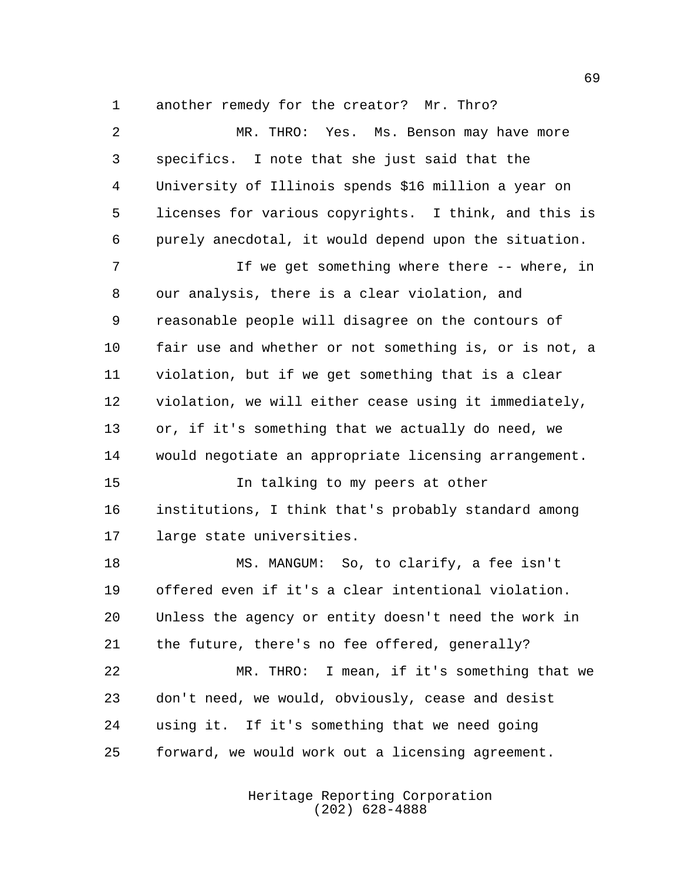another remedy for the creator? Mr. Thro?

MR. THRO: Yes. Ms. Benson may have more specifics. I note that she just said that the University of Illinois spends $16 million a year on licenses for various copyrights. I think, and this is purely anecdotal, it would depend upon the situation.

If we get something where there -- where, in our analysis, there is a clear violation, and reasonable people will disagree on the contours of fair use and whether or not something is, or is not, a violation, but if we get something that is a clear violation, we will either cease using it immediately, or, if it's something that we actually do need, we would negotiate an appropriate licensing arrangement.

In talking to my peers at other institutions, I think that's probably standard among large state universities.

MS. MANGUM: So, to clarify, a fee isn't offered even if it's a clear intentional violation. Unless the agency or entity doesn't need the work in the future, there's no fee offered, generally?

MR. THRO: I mean, if it's something that we don't need, we would, obviously, cease and desist using it. If it's something that we need going forward, we would work out a licensing agreement.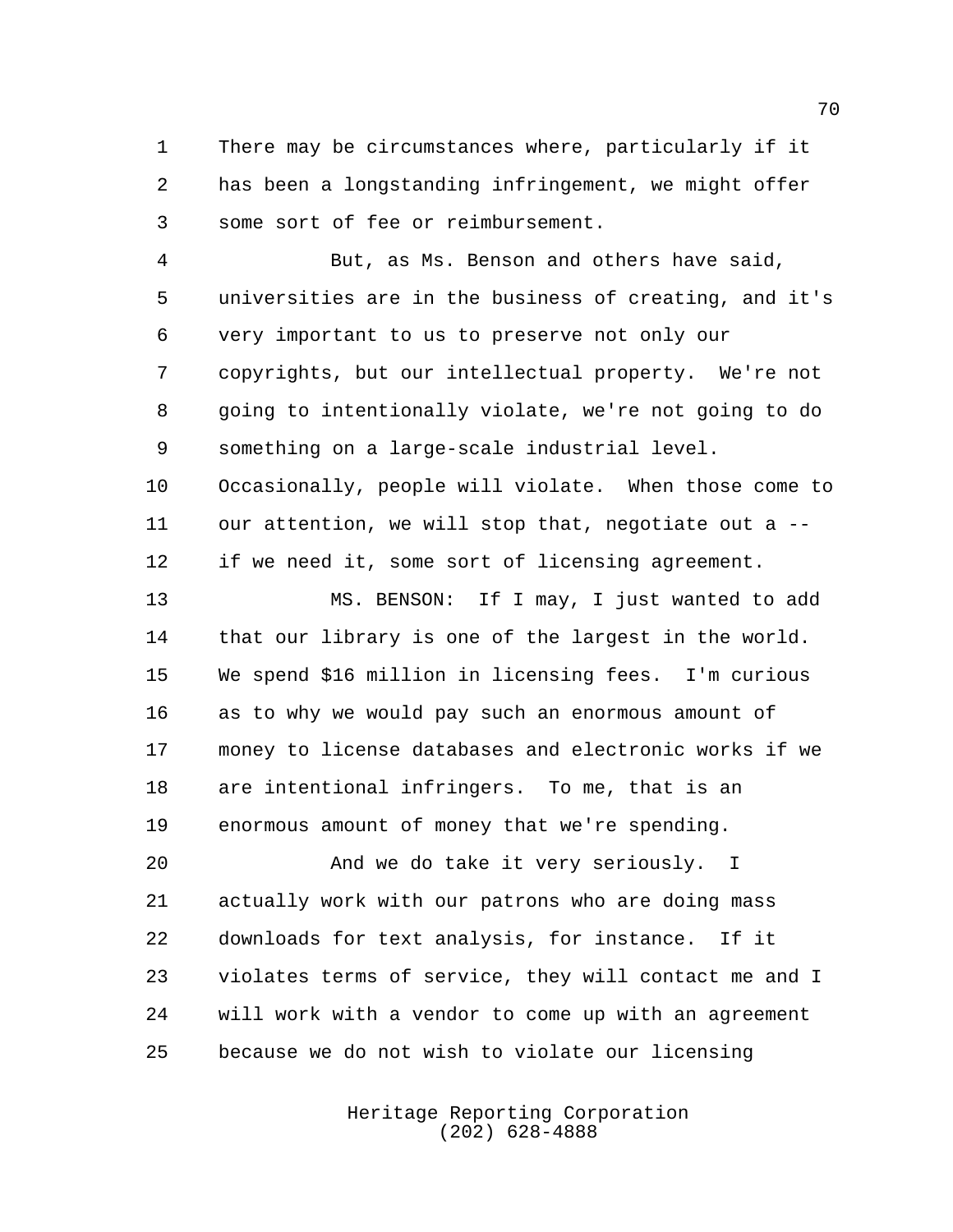There may be circumstances where, particularly if it has been a longstanding infringement, we might offer some sort of fee or reimbursement.

But, as Ms. Benson and others have said, universities are in the business of creating, and it's very important to us to preserve not only our copyrights, but our intellectual property. We're not going to intentionally violate, we're not going to do something on a large-scale industrial level. Occasionally, people will violate. When those come to our attention, we will stop that, negotiate out a -- if we need it, some sort of licensing agreement.

MS. BENSON: If I may, I just wanted to add that our library is one of the largest in the world. We spend $16 million in licensing fees. I'm curious as to why we would pay such an enormous amount of money to license databases and electronic works if we are intentional infringers. To me, that is an enormous amount of money that we're spending.

And we do take it very seriously. I actually work with our patrons who are doing mass downloads for text analysis, for instance. If it violates terms of service, they will contact me and I will work with a vendor to come up with an agreement because we do not wish to violate our licensing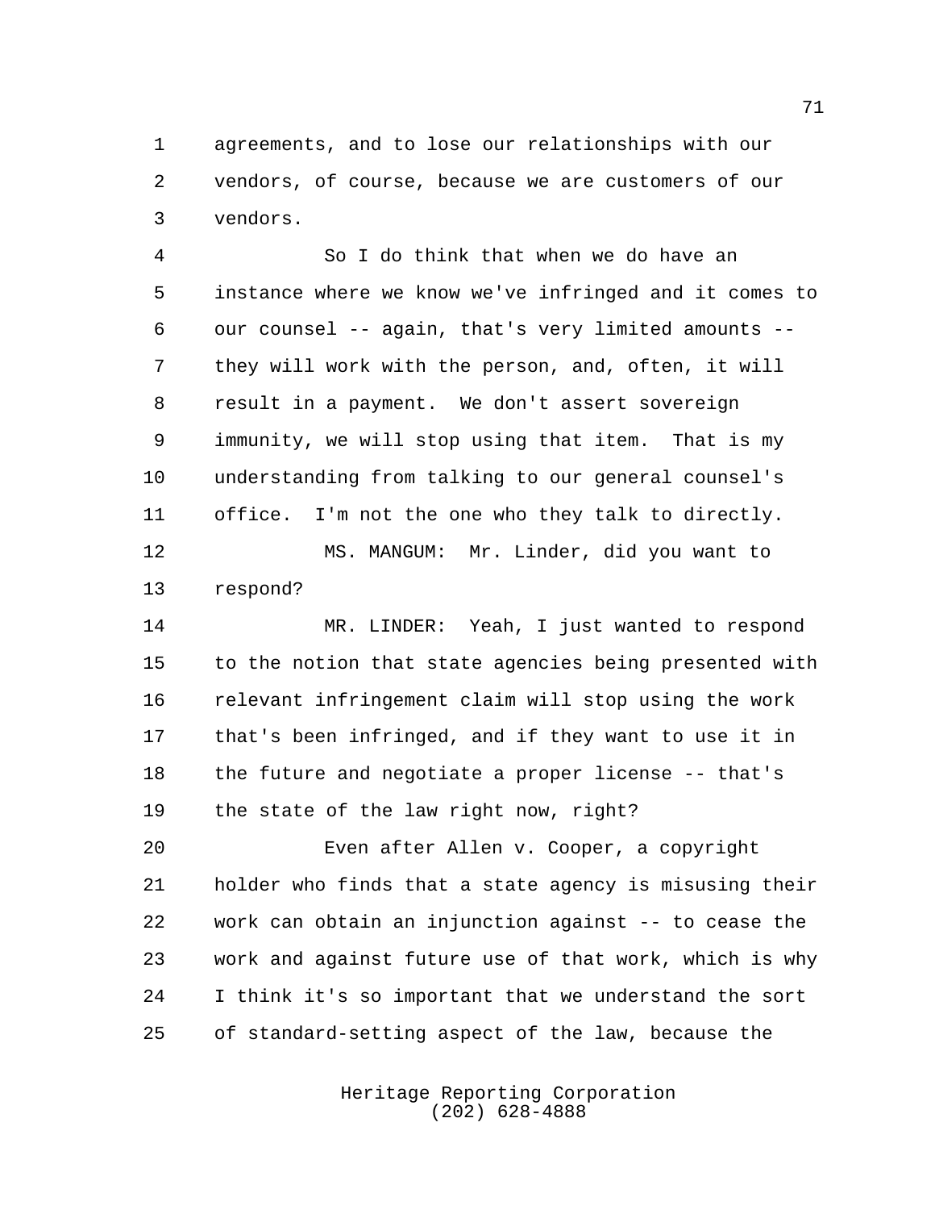agreements, and to lose our relationships with our vendors, of course, because we are customers of our vendors.

So I do think that when we do have an instance where we know we've infringed and it comes to our counsel -- again, that's very limited amounts -- they will work with the person, and, often, it will result in a payment. We don't assert sovereign immunity, we will stop using that item. That is my understanding from talking to our general counsel's office. I'm not the one who they talk to directly.

MS. MANGUM: Mr. Linder, did you want to respond?

MR. LINDER: Yeah, I just wanted to respond to the notion that state agencies being presented with relevant infringement claim will stop using the work that's been infringed, and if they want to use it in the future and negotiate a proper license -- that's the state of the law right now, right?

Even after Allen v. Cooper, a copyright holder who finds that a state agency is misusing their work can obtain an injunction against -- to cease the work and against future use of that work, which is why I think it's so important that we understand the sort of standard-setting aspect of the law, because the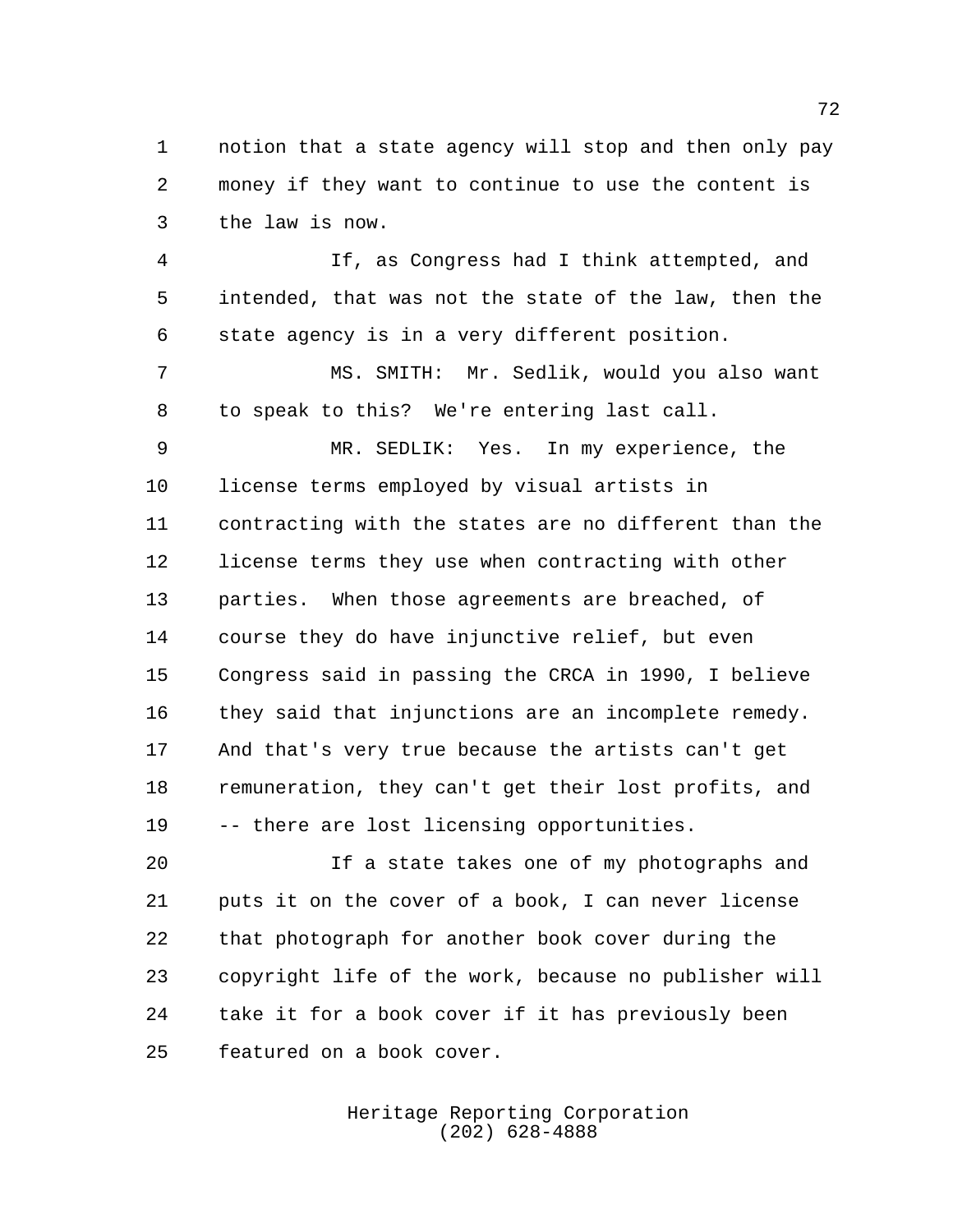notion that a state agency will stop and then only pay money if they want to continue to use the content is the law is now.

If, as Congress had I think attempted, and intended, that was not the state of the law, then the state agency is in a very different position.

MS. SMITH: Mr. Sedlik, would you also want to speak to this? We're entering last call.

MR. SEDLIK: Yes. In my experience, the license terms employed by visual artists in contracting with the states are no different than the license terms they use when contracting with other parties. When those agreements are breached, of course they do have injunctive relief, but even Congress said in passing the CRCA in 1990, I believe they said that injunctions are an incomplete remedy. And that's very true because the artists can't get remuneration, they can't get their lost profits, and -- there are lost licensing opportunities.

If a state takes one of my photographs and puts it on the cover of a book, I can never license that photograph for another book cover during the copyright life of the work, because no publisher will take it for a book cover if it has previously been featured on a book cover.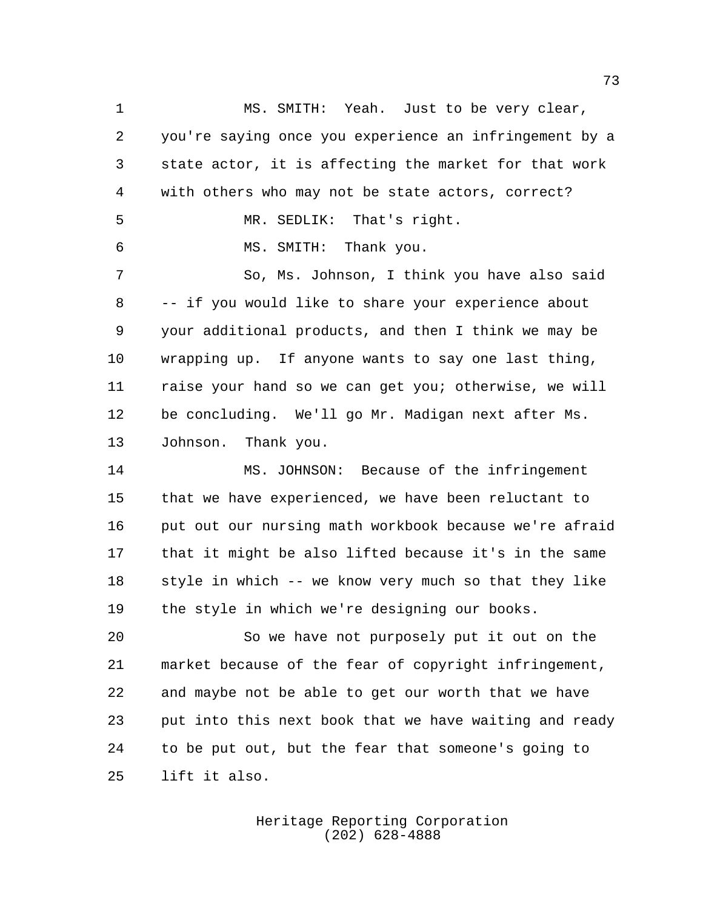MS. SMITH: Yeah. Just to be very clear, you're saying once you experience an infringement by a state actor, it is affecting the market for that work with others who may not be state actors, correct?

MR. SEDLIK: That's right.

MS. SMITH: Thank you.

So, Ms. Johnson, I think you have also said -- if you would like to share your experience about your additional products, and then I think we may be wrapping up. If anyone wants to say one last thing, raise your hand so we can get you; otherwise, we will be concluding. We'll go Mr. Madigan next after Ms. Johnson. Thank you.

MS. JOHNSON: Because of the infringement that we have experienced, we have been reluctant to put out our nursing math workbook because we're afraid that it might be also lifted because it's in the same style in which -- we know very much so that they like the style in which we're designing our books.

So we have not purposely put it out on the market because of the fear of copyright infringement, and maybe not be able to get our worth that we have put into this next book that we have waiting and ready to be put out, but the fear that someone's going to lift it also.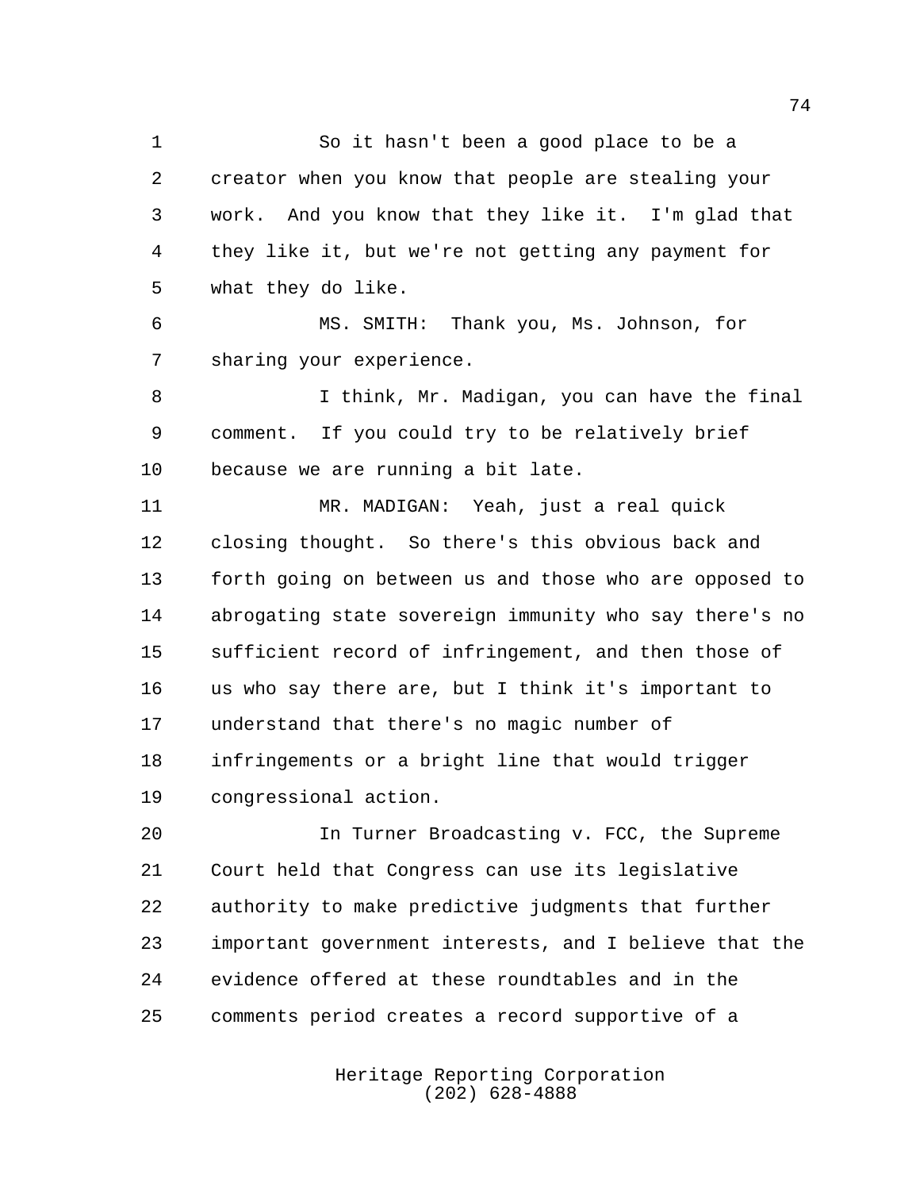So it hasn't been a good place to be a creator when you know that people are stealing your work. And you know that they like it. I'm glad that they like it, but we're not getting any payment for what they do like.

MS. SMITH: Thank you, Ms. Johnson, for sharing your experience.

I think, Mr. Madigan, you can have the final comment. If you could try to be relatively brief because we are running a bit late.

MR. MADIGAN: Yeah, just a real quick closing thought. So there's this obvious back and forth going on between us and those who are opposed to abrogating state sovereign immunity who say there's no sufficient record of infringement, and then those of us who say there are, but I think it's important to understand that there's no magic number of infringements or a bright line that would trigger congressional action.

In Turner Broadcasting v. FCC, the Supreme Court held that Congress can use its legislative authority to make predictive judgments that further important government interests, and I believe that the evidence offered at these roundtables and in the comments period creates a record supportive of a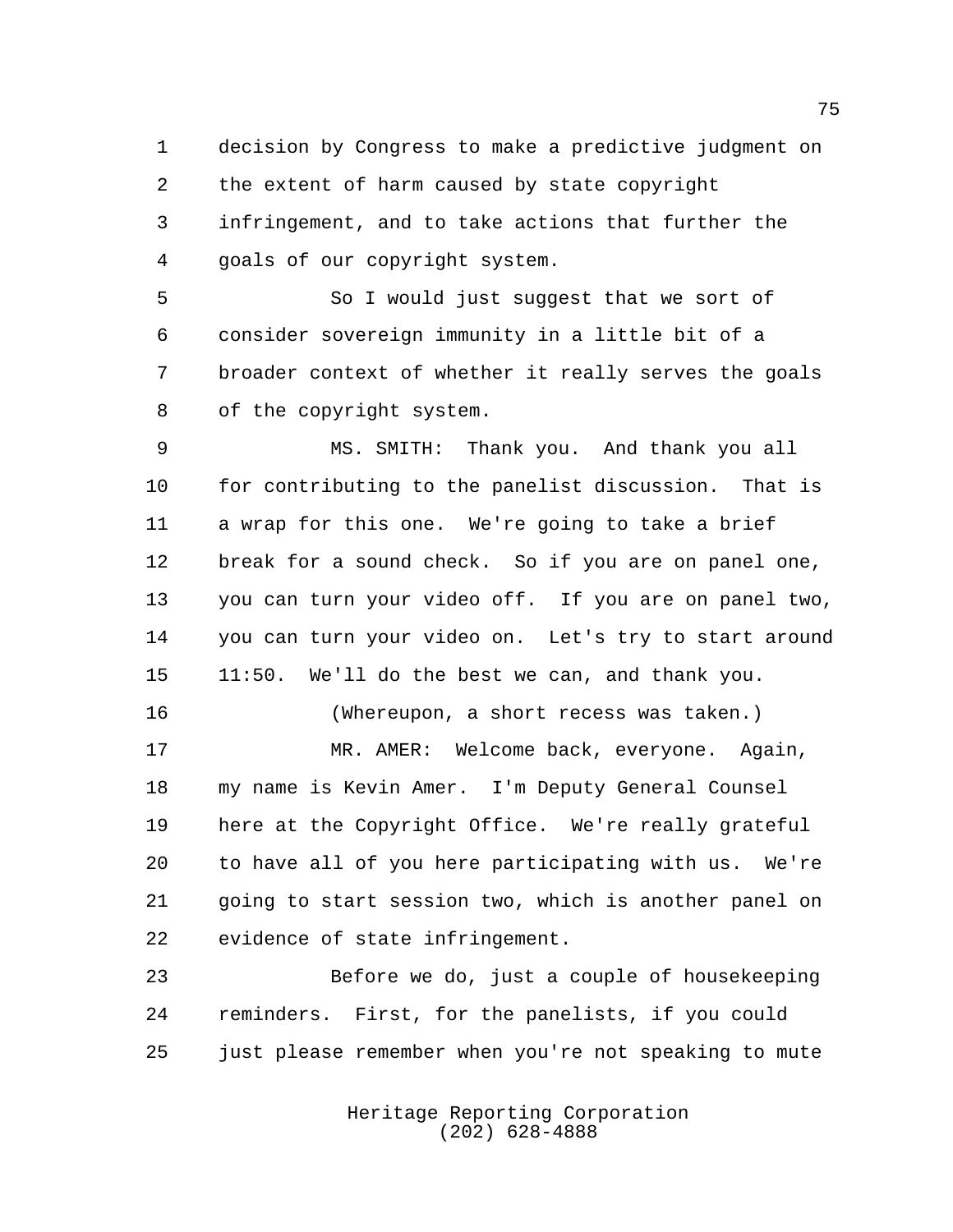decision by Congress to make a predictive judgment on the extent of harm caused by state copyright infringement, and to take actions that further the goals of our copyright system.

So I would just suggest that we sort of consider sovereign immunity in a little bit of a broader context of whether it really serves the goals of the copyright system.

MS. SMITH: Thank you. And thank you all for contributing to the panelist discussion. That is a wrap for this one. We're going to take a brief break for a sound check. So if you are on panel one, you can turn your video off. If you are on panel two, you can turn your video on. Let's try to start around 11:50. We'll do the best we can, and thank you.

(Whereupon, a short recess was taken.)

MR. AMER: Welcome back, everyone. Again, my name is Kevin Amer. I'm Deputy General Counsel here at the Copyright Office. We're really grateful to have all of you here participating with us. We're going to start session two, which is another panel on evidence of state infringement.

Before we do, just a couple of housekeeping reminders. First, for the panelists, if you could just please remember when you're not speaking to mute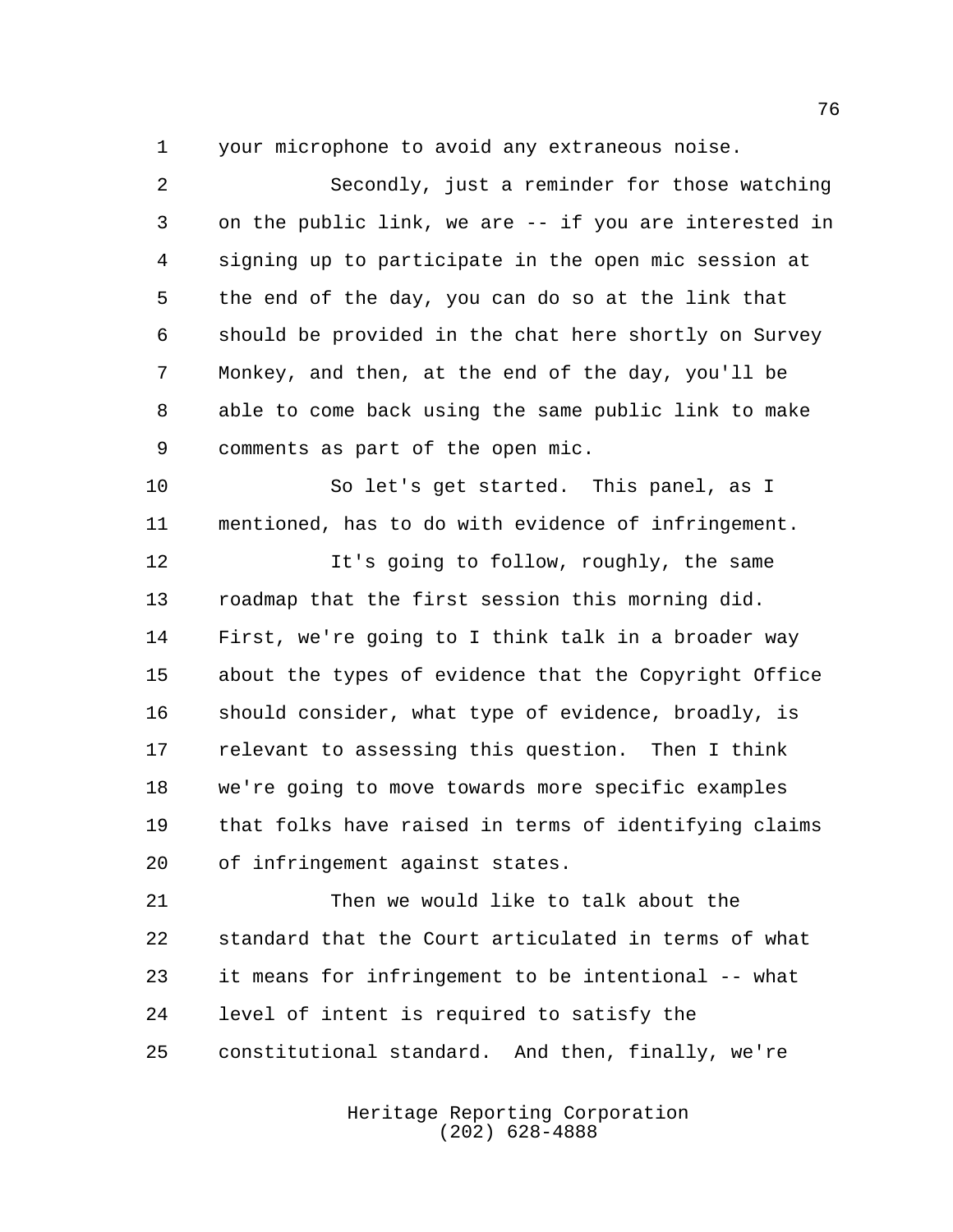your microphone to avoid any extraneous noise.

Secondly, just a reminder for those watching on the public link, we are -- if you are interested in signing up to participate in the open mic session at the end of the day, you can do so at the link that should be provided in the chat here shortly on Survey Monkey, and then, at the end of the day, you'll be able to come back using the same public link to make comments as part of the open mic.

So let's get started. This panel, as I mentioned, has to do with evidence of infringement.

It's going to follow, roughly, the same roadmap that the first session this morning did. First, we're going to I think talk in a broader way about the types of evidence that the Copyright Office should consider, what type of evidence, broadly, is relevant to assessing this question. Then I think we're going to move towards more specific examples that folks have raised in terms of identifying claims of infringement against states.

Then we would like to talk about the standard that the Court articulated in terms of what it means for infringement to be intentional -- what level of intent is required to satisfy the constitutional standard. And then, finally, we're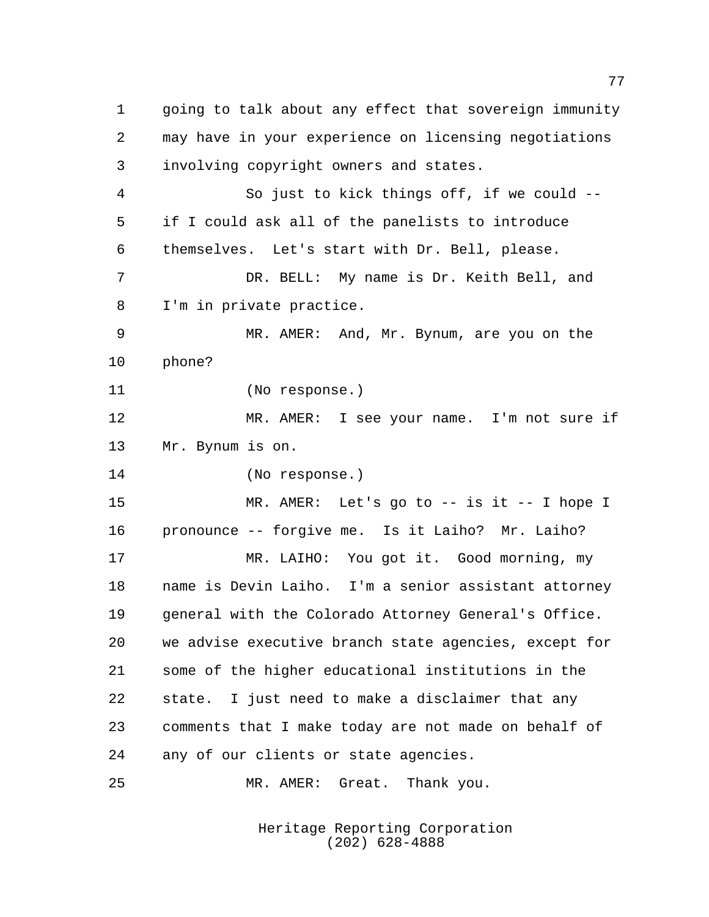going to talk about any effect that sovereign immunity may have in your experience on licensing negotiations involving copyright owners and states.

So just to kick things off, if we could -- if I could ask all of the panelists to introduce themselves. Let's start with Dr. Bell, please.

DR. BELL: My name is Dr. Keith Bell, and I'm in private practice.

MR. AMER: And, Mr. Bynum, are you on the phone?

(No response.)

MR. AMER: I see your name. I'm not sure if Mr. Bynum is on.

(No response.)

MR. AMER: Let's go to -- is it -- I hope I pronounce -- forgive me. Is it Laiho? Mr. Laiho?

MR. LAIHO: You got it. Good morning, my name is Devin Laiho. I'm a senior assistant attorney general with the Colorado Attorney General's Office. we advise executive branch state agencies, except for some of the higher educational institutions in the state. I just need to make a disclaimer that any comments that I make today are not made on behalf of any of our clients or state agencies.

MR. AMER: Great. Thank you.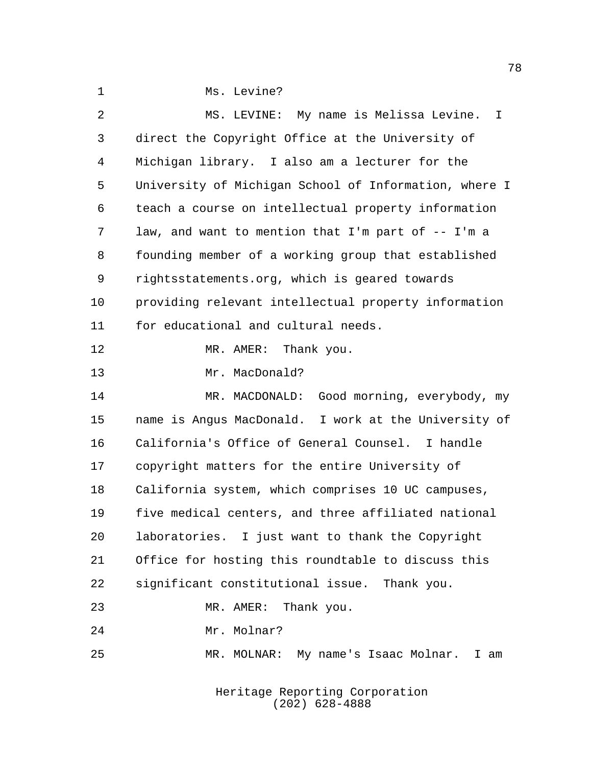Ms. Levine?

MS. LEVINE: My name is Melissa Levine. I direct the Copyright Office at the University of Michigan library. I also am a lecturer for the University of Michigan School of Information, where I teach a course on intellectual property information law, and want to mention that I'm part of -- I'm a founding member of a working group that established rightsstatements.org, which is geared towards providing relevant intellectual property information for educational and cultural needs.

MR. AMER: Thank you.

Mr. MacDonald?

MR. MACDONALD: Good morning, everybody, my name is Angus MacDonald. I work at the University of California's Office of General Counsel. I handle copyright matters for the entire University of California system, which comprises 10 UC campuses, five medical centers, and three affiliated national laboratories. I just want to thank the Copyright Office for hosting this roundtable to discuss this significant constitutional issue. Thank you.

MR. AMER: Thank you.

Mr. Molnar?

MR. MOLNAR: My name's Isaac Molnar. I am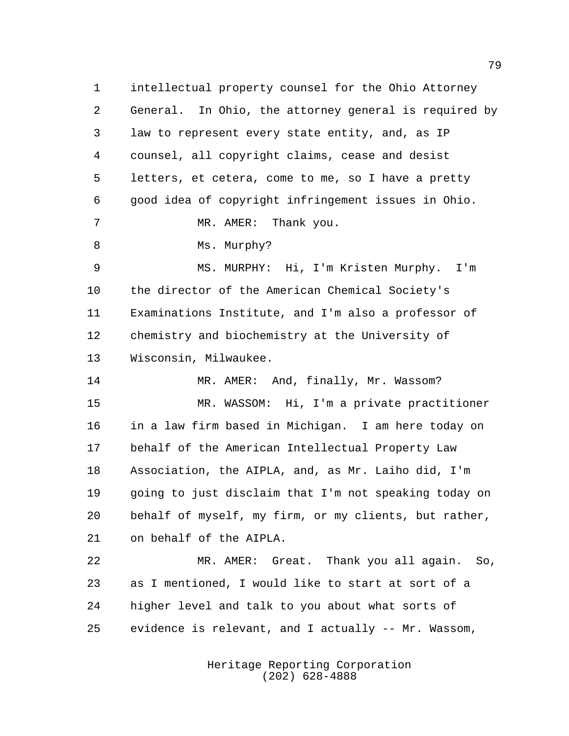intellectual property counsel for the Ohio Attorney General. In Ohio, the attorney general is required by law to represent every state entity, and, as IP counsel, all copyright claims, cease and desist letters, et cetera, come to me, so I have a pretty good idea of copyright infringement issues in Ohio.

MR. AMER: Thank you.

Ms. Murphy?

MS. MURPHY: Hi, I'm Kristen Murphy. I'm the director of the American Chemical Society's Examinations Institute, and I'm also a professor of chemistry and biochemistry at the University of Wisconsin, Milwaukee.

MR. AMER: And, finally, Mr. Wassom?

MR. WASSOM: Hi, I'm a private practitioner in a law firm based in Michigan. I am here today on behalf of the American Intellectual Property Law Association, the AIPLA, and, as Mr. Laiho did, I'm going to just disclaim that I'm not speaking today on behalf of myself, my firm, or my clients, but rather, on behalf of the AIPLA.

MR. AMER: Great. Thank you all again. So, as I mentioned, I would like to start at sort of a higher level and talk to you about what sorts of evidence is relevant, and I actually -- Mr. Wassom,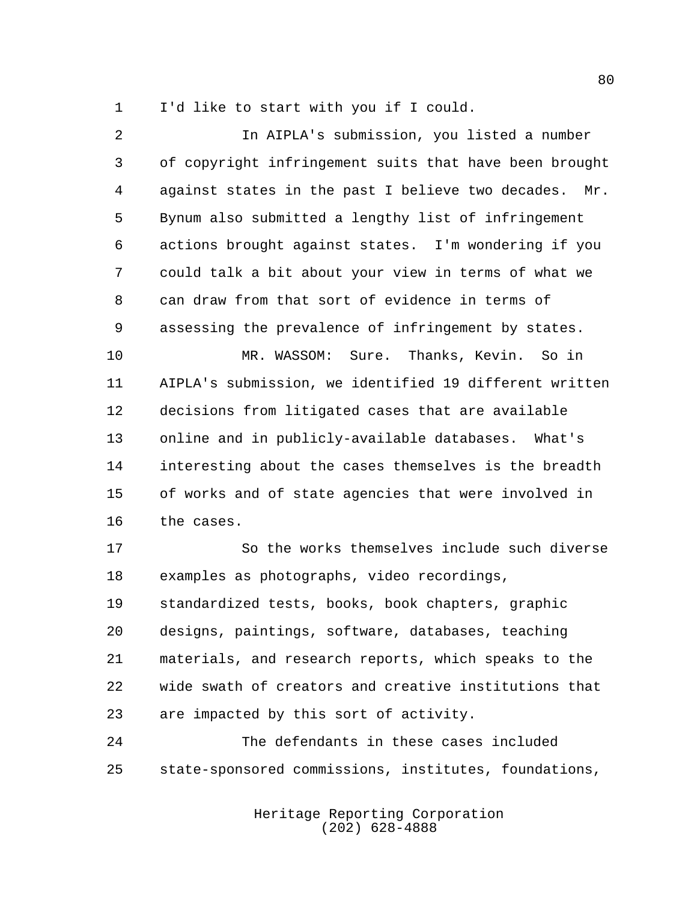I'd like to start with you if I could.

In AIPLA's submission, you listed a number of copyright infringement suits that have been brought against states in the past I believe two decades. Mr. Bynum also submitted a lengthy list of infringement actions brought against states. I'm wondering if you could talk a bit about your view in terms of what we can draw from that sort of evidence in terms of assessing the prevalence of infringement by states.

MR. WASSOM: Sure. Thanks, Kevin. So in AIPLA's submission, we identified 19 different written decisions from litigated cases that are available online and in publicly-available databases. What's interesting about the cases themselves is the breadth of works and of state agencies that were involved in the cases.

So the works themselves include such diverse examples as photographs, video recordings, standardized tests, books, book chapters, graphic designs, paintings, software, databases, teaching materials, and research reports, which speaks to the wide swath of creators and creative institutions that are impacted by this sort of activity.

The defendants in these cases included state-sponsored commissions, institutes, foundations,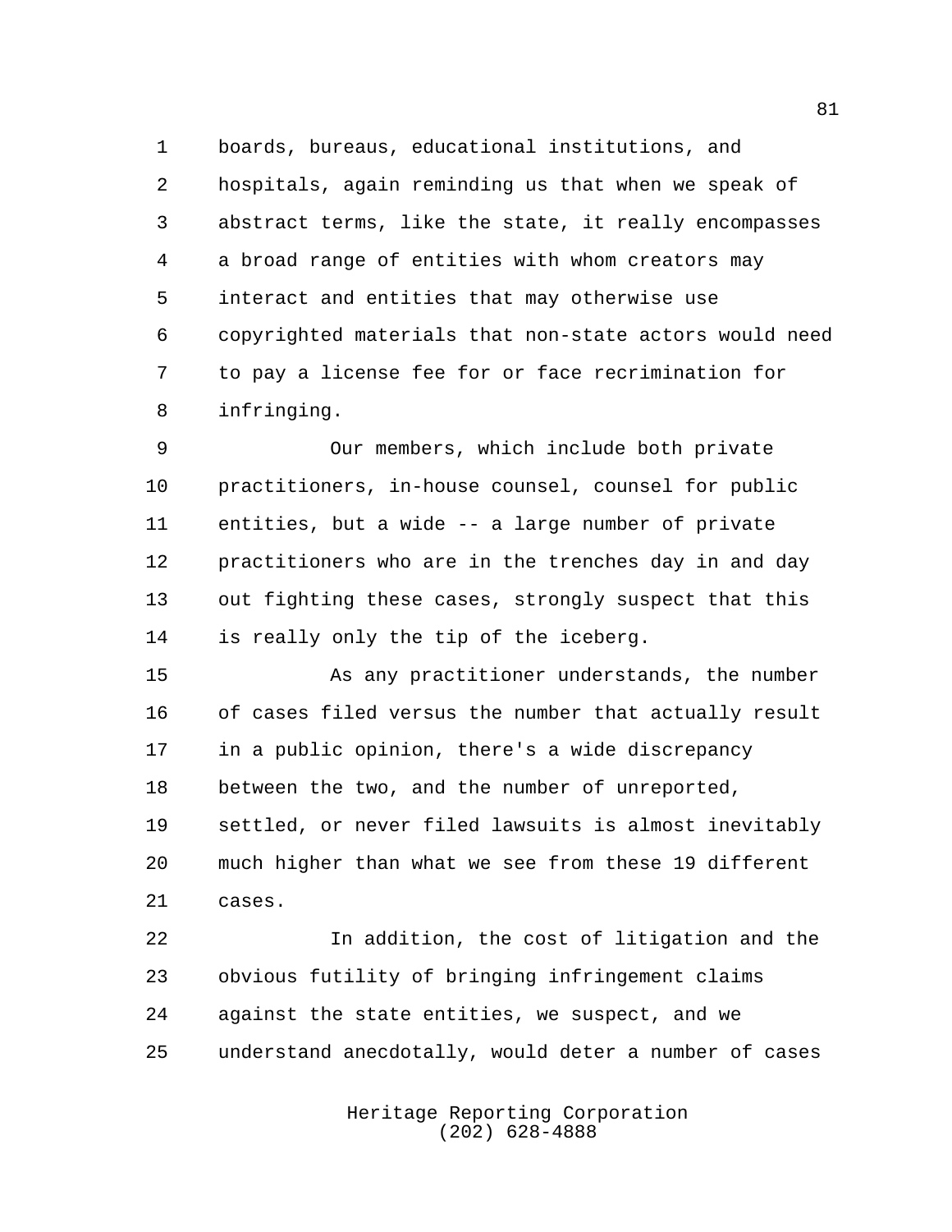boards, bureaus, educational institutions, and hospitals, again reminding us that when we speak of abstract terms, like the state, it really encompasses a broad range of entities with whom creators may interact and entities that may otherwise use copyrighted materials that non-state actors would need to pay a license fee for or face recrimination for infringing.

Our members, which include both private practitioners, in-house counsel, counsel for public entities, but a wide -- a large number of private practitioners who are in the trenches day in and day out fighting these cases, strongly suspect that this is really only the tip of the iceberg.

As any practitioner understands, the number of cases filed versus the number that actually result in a public opinion, there's a wide discrepancy between the two, and the number of unreported, settled, or never filed lawsuits is almost inevitably much higher than what we see from these 19 different cases.

In addition, the cost of litigation and the obvious futility of bringing infringement claims against the state entities, we suspect, and we understand anecdotally, would deter a number of cases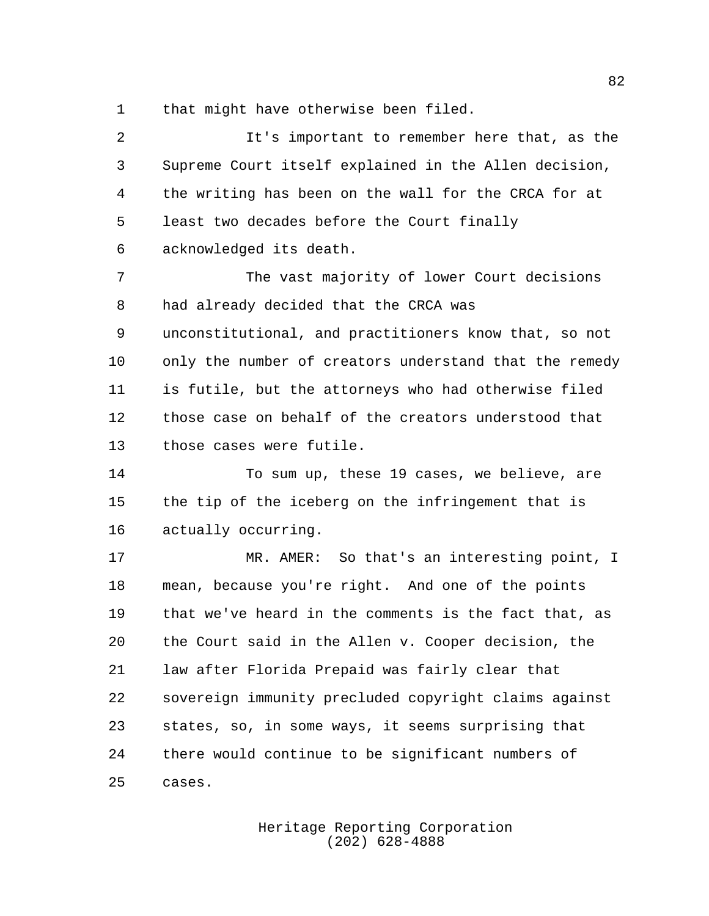that might have otherwise been filed.

It's important to remember here that, as the Supreme Court itself explained in the Allen decision, the writing has been on the wall for the CRCA for at least two decades before the Court finally acknowledged its death.

The vast majority of lower Court decisions had already decided that the CRCA was unconstitutional, and practitioners know that, so not only the number of creators understand that the remedy is futile, but the attorneys who had otherwise filed those case on behalf of the creators understood that those cases were futile.

To sum up, these 19 cases, we believe, are the tip of the iceberg on the infringement that is actually occurring.

MR. AMER: So that's an interesting point, I mean, because you're right. And one of the points that we've heard in the comments is the fact that, as the Court said in the Allen v. Cooper decision, the law after Florida Prepaid was fairly clear that sovereign immunity precluded copyright claims against states, so, in some ways, it seems surprising that there would continue to be significant numbers of cases.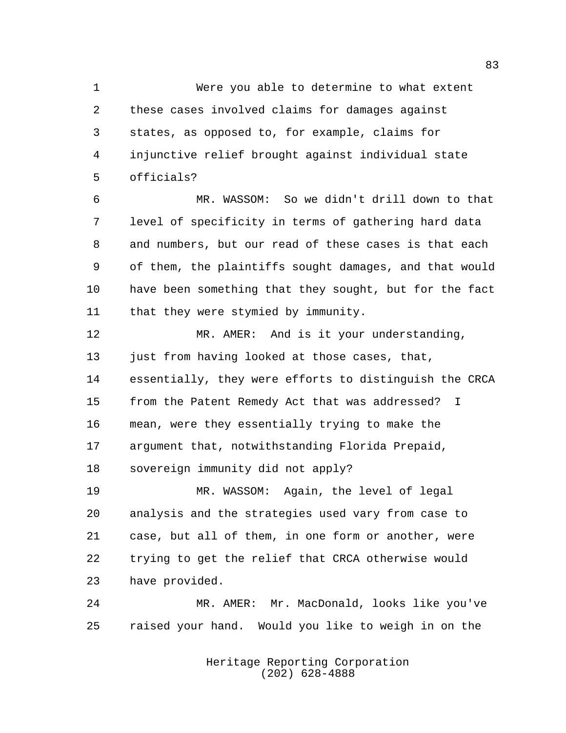Were you able to determine to what extent these cases involved claims for damages against states, as opposed to, for example, claims for injunctive relief brought against individual state officials?

MR. WASSOM: So we didn't drill down to that level of specificity in terms of gathering hard data and numbers, but our read of these cases is that each of them, the plaintiffs sought damages, and that would have been something that they sought, but for the fact that they were stymied by immunity.

MR. AMER: And is it your understanding, just from having looked at those cases, that, essentially, they were efforts to distinguish the CRCA from the Patent Remedy Act that was addressed? I mean, were they essentially trying to make the argument that, notwithstanding Florida Prepaid, sovereign immunity did not apply?

MR. WASSOM: Again, the level of legal analysis and the strategies used vary from case to case, but all of them, in one form or another, were trying to get the relief that CRCA otherwise would have provided.

MR. AMER: Mr. MacDonald, looks like you've raised your hand. Would you like to weigh in on the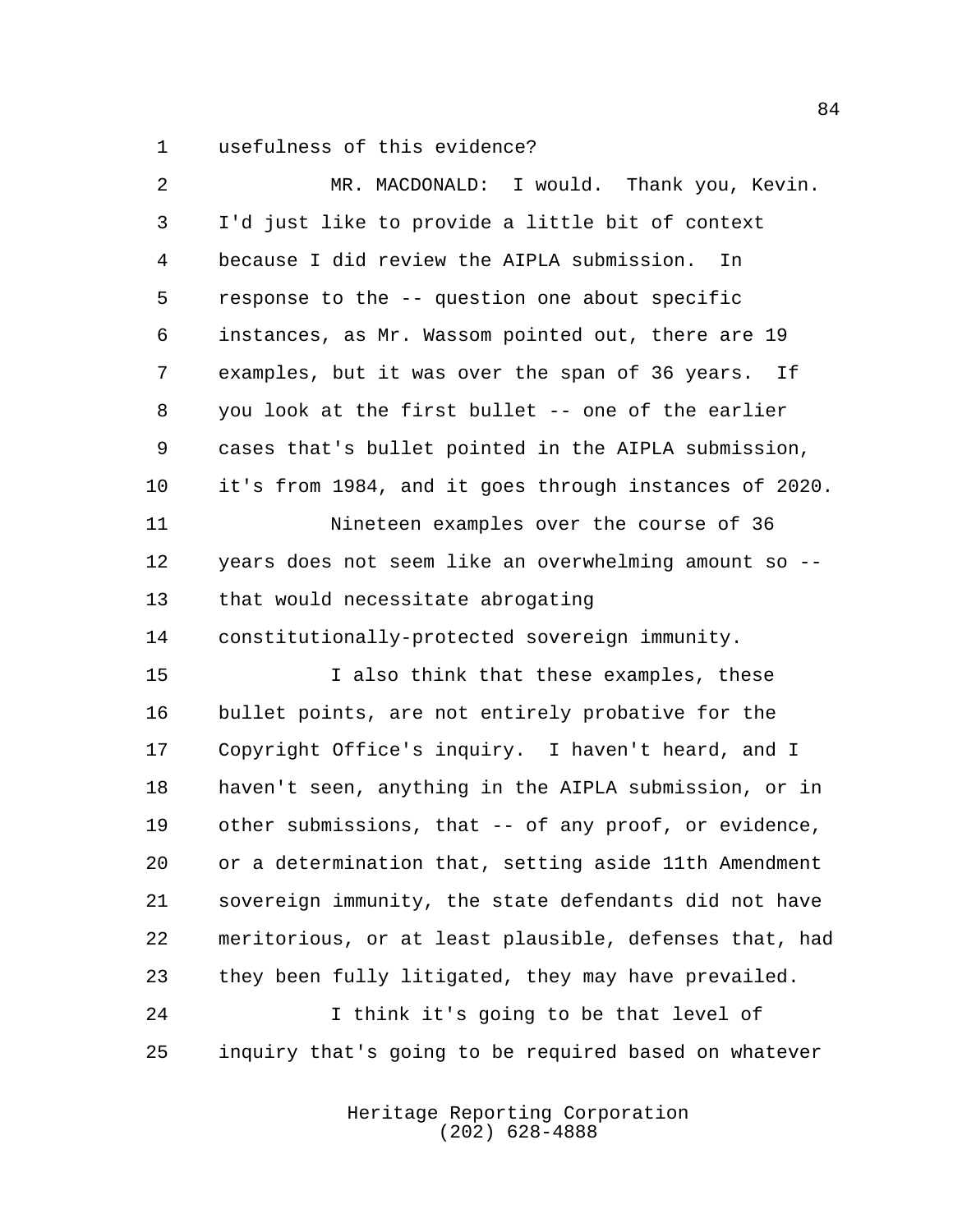usefulness of this evidence?

MR. MACDONALD: I would. Thank you, Kevin. I'd just like to provide a little bit of context because I did review the AIPLA submission. In response to the -- question one about specific instances, as Mr. Wassom pointed out, there are 19 examples, but it was over the span of 36 years. If you look at the first bullet -- one of the earlier cases that's bullet pointed in the AIPLA submission, it's from 1984, and it goes through instances of 2020.

Nineteen examples over the course of 36 years does not seem like an overwhelming amount so -- that would necessitate abrogating constitutionally-protected sovereign immunity.

I also think that these examples, these bullet points, are not entirely probative for the Copyright Office's inquiry. I haven't heard, and I haven't seen, anything in the AIPLA submission, or in other submissions, that -- of any proof, or evidence, or a determination that, setting aside 11th Amendment sovereign immunity, the state defendants did not have meritorious, or at least plausible, defenses that, had they been fully litigated, they may have prevailed.

I think it's going to be that level of inquiry that's going to be required based on whatever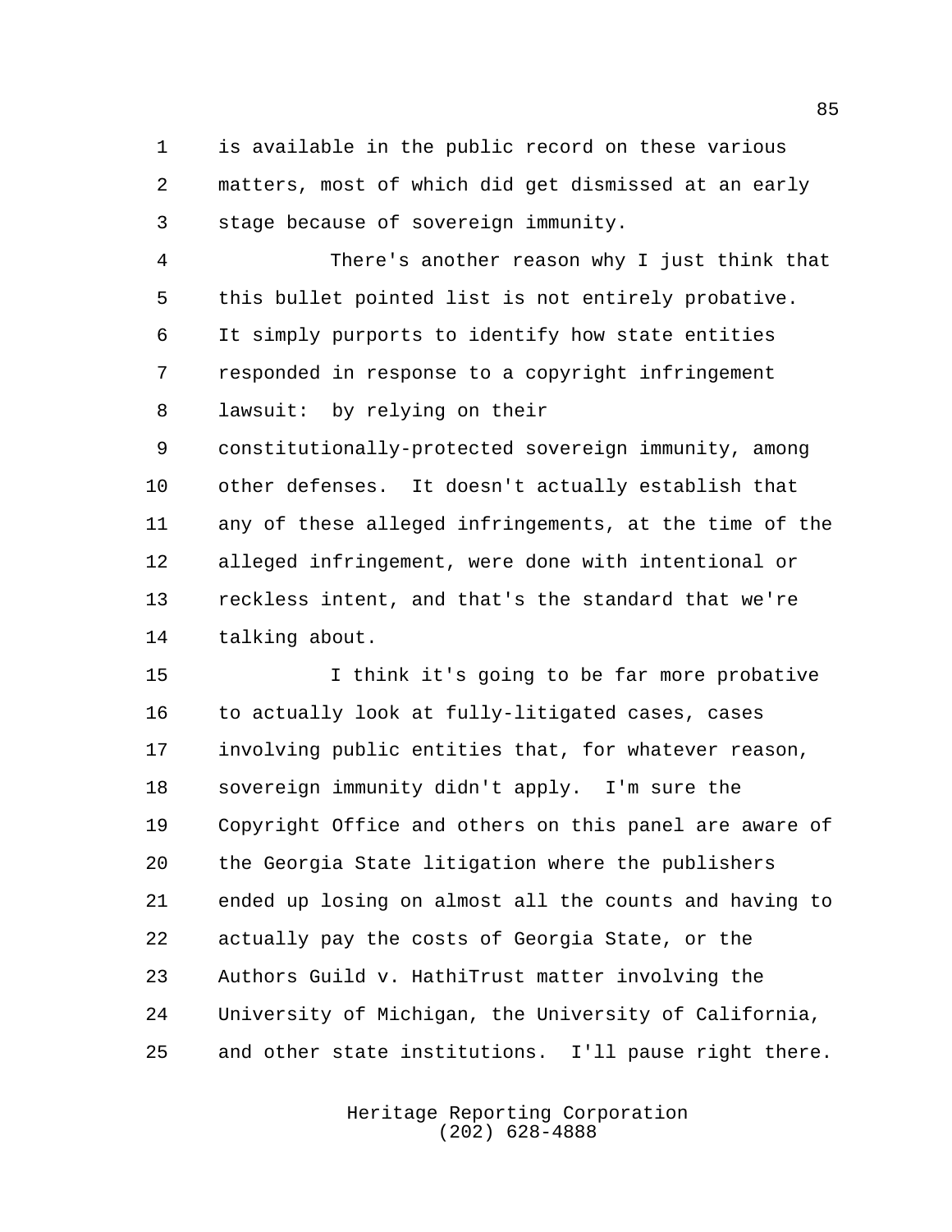is available in the public record on these various matters, most of which did get dismissed at an early stage because of sovereign immunity.

There's another reason why I just think that this bullet pointed list is not entirely probative. It simply purports to identify how state entities responded in response to a copyright infringement lawsuit: by relying on their constitutionally-protected sovereign immunity, among other defenses. It doesn't actually establish that any of these alleged infringements, at the time of the alleged infringement, were done with intentional or reckless intent, and that's the standard that we're talking about.

I think it's going to be far more probative to actually look at fully-litigated cases, cases involving public entities that, for whatever reason, sovereign immunity didn't apply. I'm sure the Copyright Office and others on this panel are aware of the Georgia State litigation where the publishers ended up losing on almost all the counts and having to actually pay the costs of Georgia State, or the Authors Guild v. HathiTrust matter involving the University of Michigan, the University of California, and other state institutions. I'll pause right there.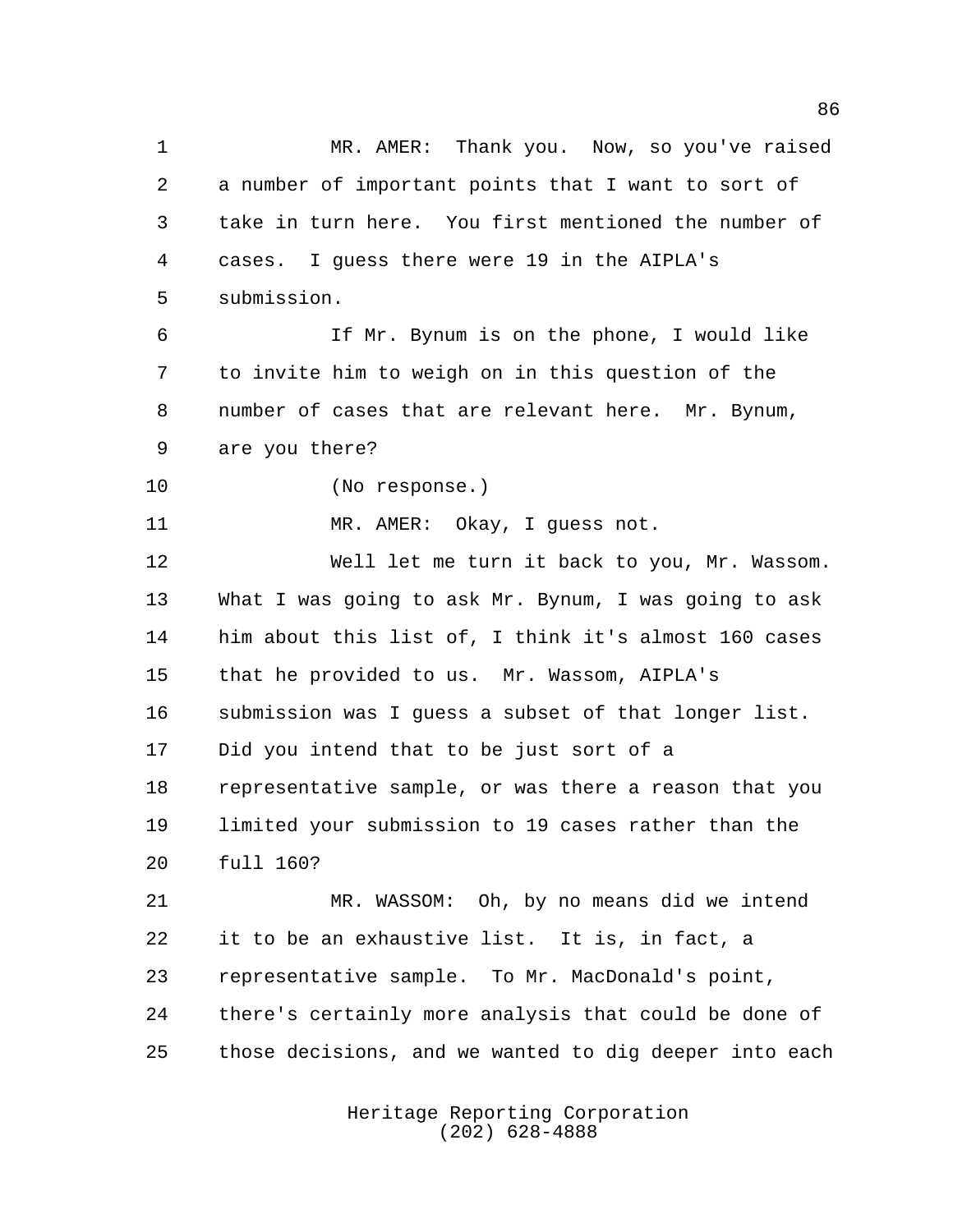MR. AMER: Thank you. Now, so you've raised a number of important points that I want to sort of take in turn here. You first mentioned the number of cases. I guess there were 19 in the AIPLA's submission.

If Mr. Bynum is on the phone, I would like to invite him to weigh on in this question of the number of cases that are relevant here. Mr. Bynum, are you there?

(No response.)

MR. AMER: Okay, I guess not.

Well let me turn it back to you, Mr. Wassom. What I was going to ask Mr. Bynum, I was going to ask him about this list of, I think it's almost 160 cases that he provided to us. Mr. Wassom, AIPLA's submission was I guess a subset of that longer list. Did you intend that to be just sort of a representative sample, or was there a reason that you limited your submission to 19 cases rather than the full 160?

MR. WASSOM: Oh, by no means did we intend it to be an exhaustive list. It is, in fact, a representative sample. To Mr. MacDonald's point, there's certainly more analysis that could be done of those decisions, and we wanted to dig deeper into each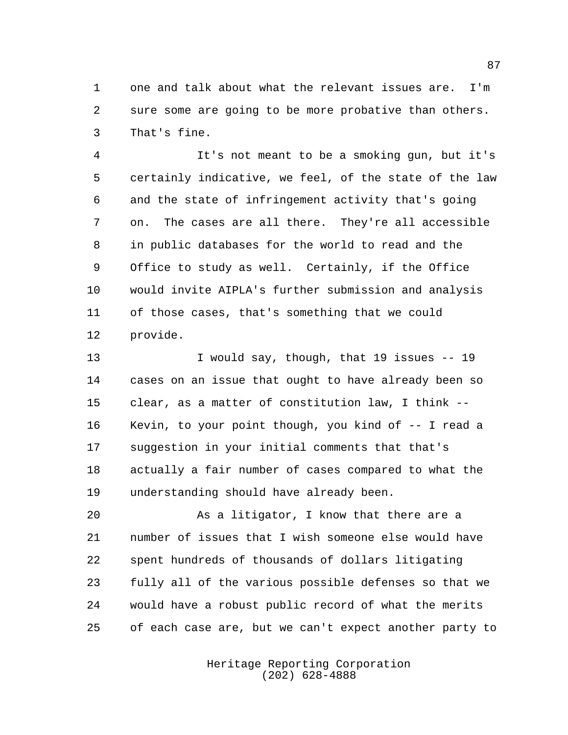one and talk about what the relevant issues are. I'm sure some are going to be more probative than others. That's fine.

It's not meant to be a smoking gun, but it's certainly indicative, we feel, of the state of the law and the state of infringement activity that's going on. The cases are all there. They're all accessible in public databases for the world to read and the Office to study as well. Certainly, if the Office would invite AIPLA's further submission and analysis of those cases, that's something that we could provide.

I would say, though, that 19 issues -- 19 cases on an issue that ought to have already been so clear, as a matter of constitution law, I think -- Kevin, to your point though, you kind of -- I read a suggestion in your initial comments that that's actually a fair number of cases compared to what the understanding should have already been.

As a litigator, I know that there are a number of issues that I wish someone else would have spent hundreds of thousands of dollars litigating fully all of the various possible defenses so that we would have a robust public record of what the merits of each case are, but we can't expect another party to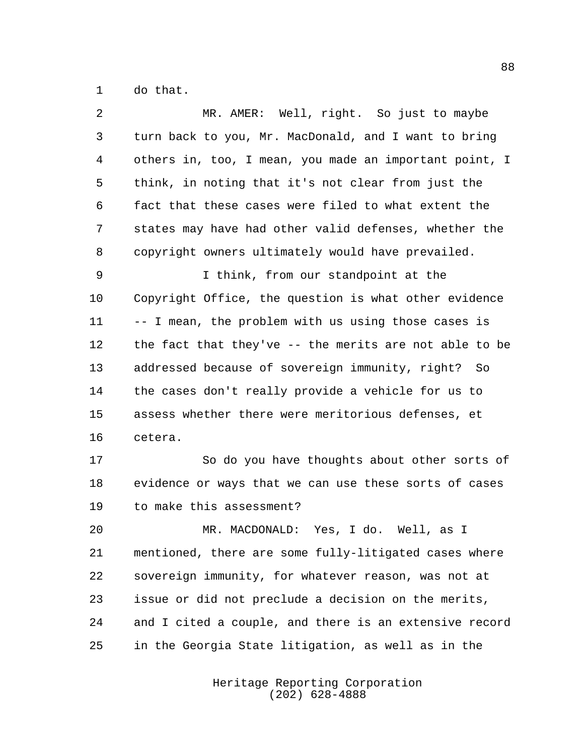do that.

MR. AMER: Well, right. So just to maybe turn back to you, Mr. MacDonald, and I want to bring others in, too, I mean, you made an important point, I think, in noting that it's not clear from just the fact that these cases were filed to what extent the states may have had other valid defenses, whether the copyright owners ultimately would have prevailed.

I think, from our standpoint at the Copyright Office, the question is what other evidence -- I mean, the problem with us using those cases is the fact that they've -- the merits are not able to be addressed because of sovereign immunity, right? So the cases don't really provide a vehicle for us to assess whether there were meritorious defenses, et cetera.

So do you have thoughts about other sorts of evidence or ways that we can use these sorts of cases to make this assessment?

MR. MACDONALD: Yes, I do. Well, as I mentioned, there are some fully-litigated cases where sovereign immunity, for whatever reason, was not at issue or did not preclude a decision on the merits, and I cited a couple, and there is an extensive record in the Georgia State litigation, as well as in the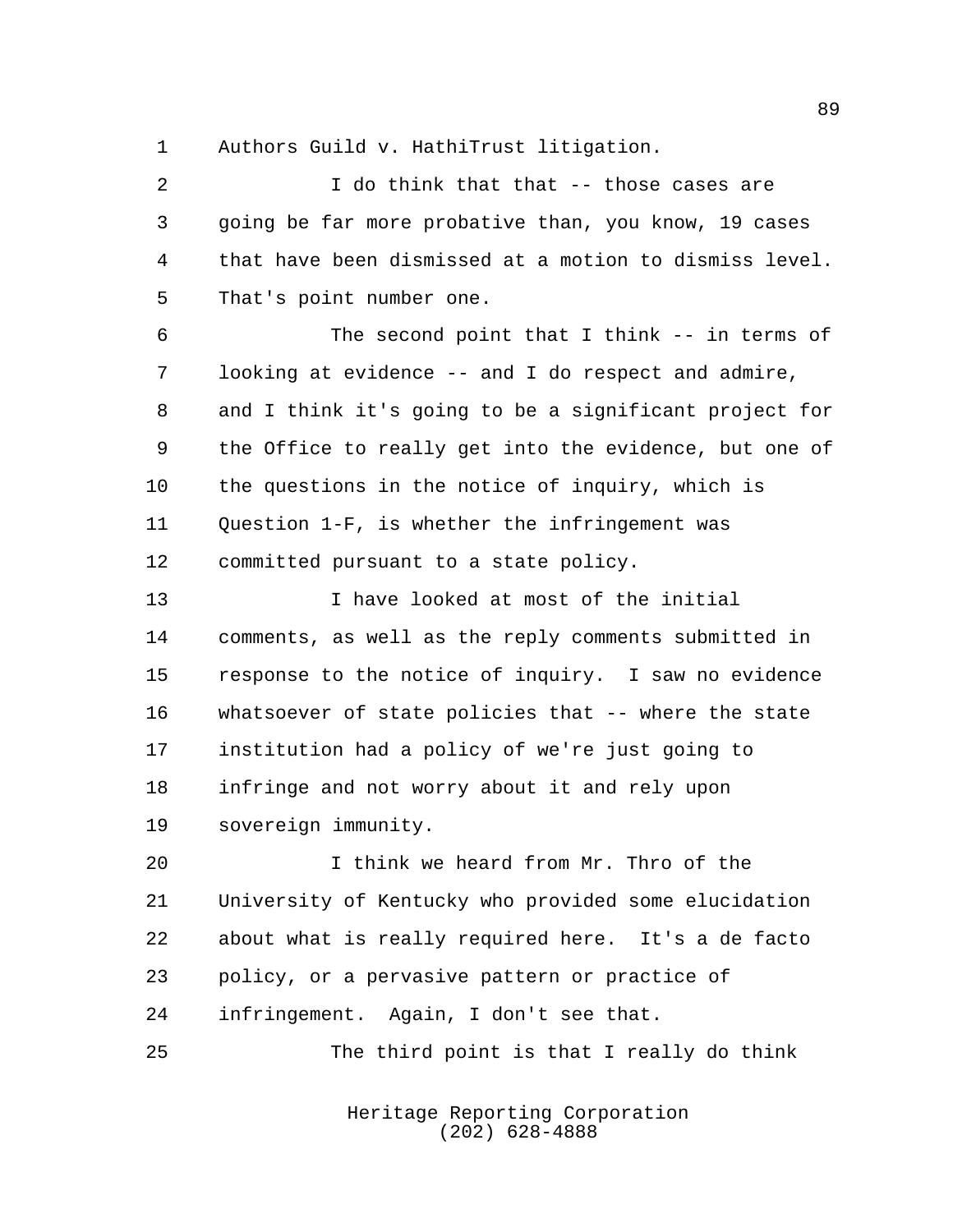Authors Guild v. HathiTrust litigation.

I do think that that -- those cases are going be far more probative than, you know, 19 cases that have been dismissed at a motion to dismiss level. That's point number one.

The second point that I think -- in terms of looking at evidence -- and I do respect and admire, and I think it's going to be a significant project for the Office to really get into the evidence, but one of the questions in the notice of inquiry, which is Question 1-F, is whether the infringement was committed pursuant to a state policy.

I have looked at most of the initial comments, as well as the reply comments submitted in response to the notice of inquiry. I saw no evidence whatsoever of state policies that -- where the state institution had a policy of we're just going to infringe and not worry about it and rely upon sovereign immunity.

I think we heard from Mr. Thro of the University of Kentucky who provided some elucidation about what is really required here. It's a de facto policy, or a pervasive pattern or practice of infringement. Again, I don't see that.

The third point is that I really do think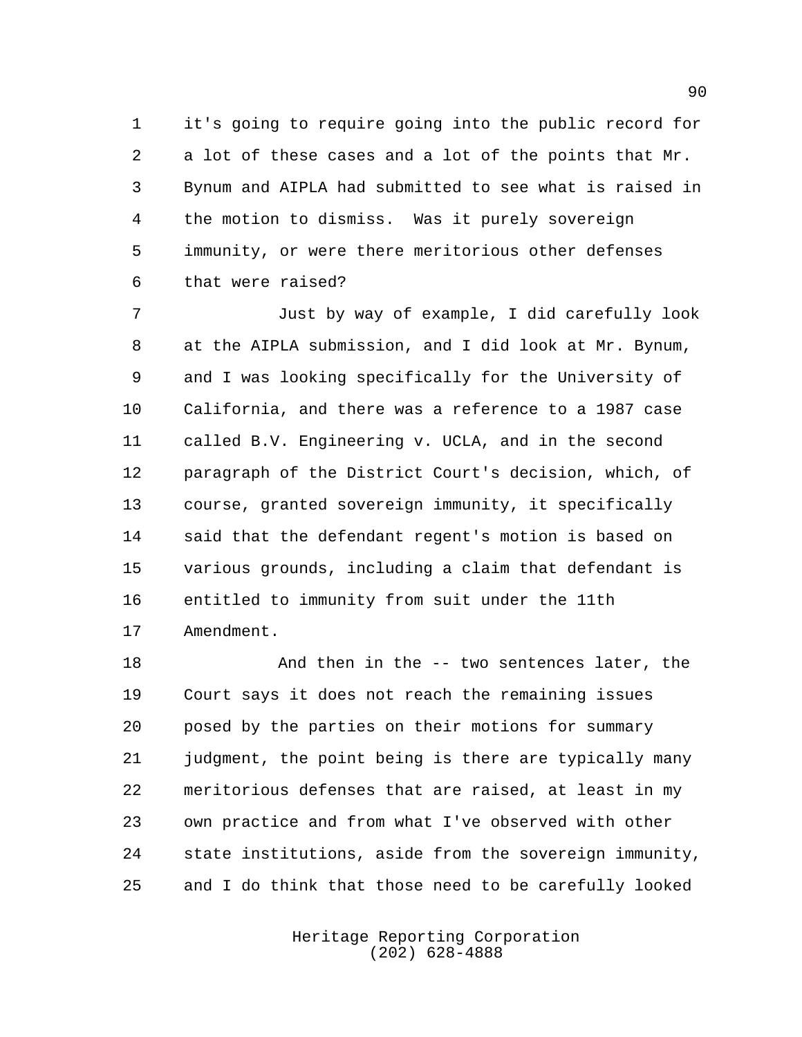it's going to require going into the public record for a lot of these cases and a lot of the points that Mr. Bynum and AIPLA had submitted to see what is raised in the motion to dismiss. Was it purely sovereign immunity, or were there meritorious other defenses that were raised?

Just by way of example, I did carefully look at the AIPLA submission, and I did look at Mr. Bynum, and I was looking specifically for the University of California, and there was a reference to a 1987 case called B.V. Engineering v. UCLA, and in the second paragraph of the District Court's decision, which, of course, granted sovereign immunity, it specifically said that the defendant regent's motion is based on various grounds, including a claim that defendant is entitled to immunity from suit under the 11th Amendment.

And then in the -- two sentences later, the Court says it does not reach the remaining issues posed by the parties on their motions for summary judgment, the point being is there are typically many meritorious defenses that are raised, at least in my own practice and from what I've observed with other state institutions, aside from the sovereign immunity, and I do think that those need to be carefully looked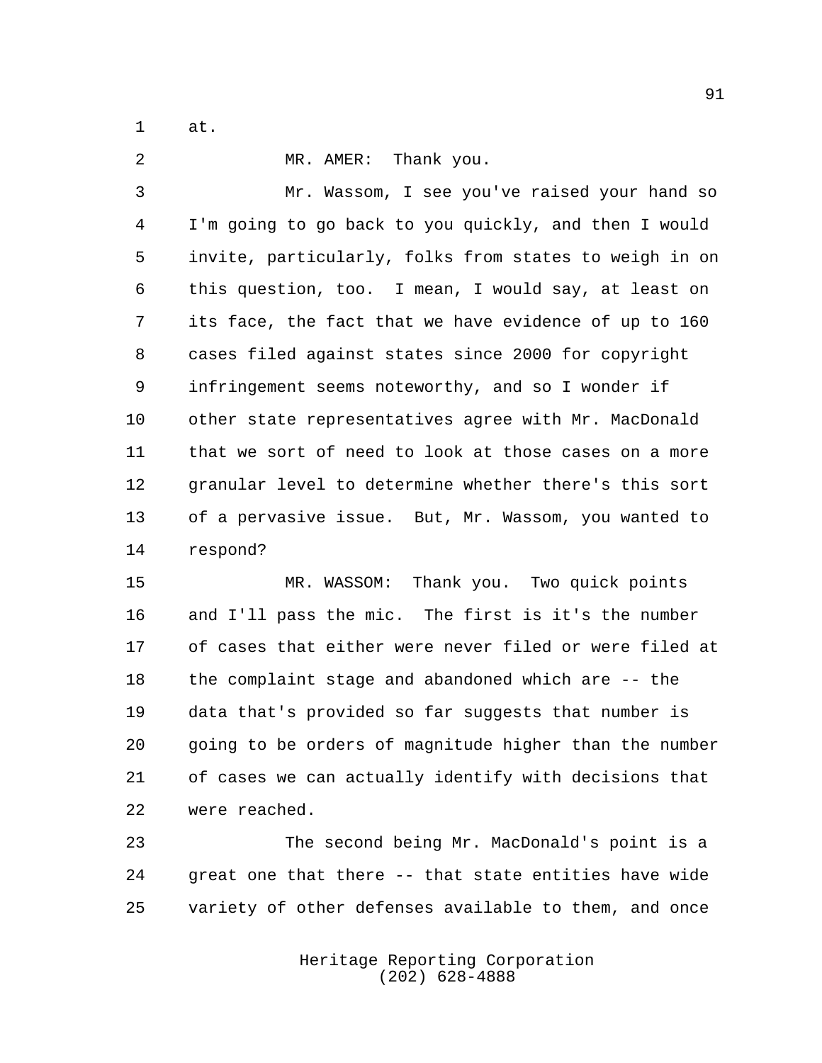at.

MR. AMER: Thank you.

Mr. Wassom, I see you've raised your hand so I'm going to go back to you quickly, and then I would invite, particularly, folks from states to weigh in on this question, too. I mean, I would say, at least on its face, the fact that we have evidence of up to 160 cases filed against states since 2000 for copyright infringement seems noteworthy, and so I wonder if other state representatives agree with Mr. MacDonald that we sort of need to look at those cases on a more granular level to determine whether there's this sort of a pervasive issue. But, Mr. Wassom, you wanted to respond?

MR. WASSOM: Thank you. Two quick points and I'll pass the mic. The first is it's the number of cases that either were never filed or were filed at the complaint stage and abandoned which are -- the data that's provided so far suggests that number is going to be orders of magnitude higher than the number of cases we can actually identify with decisions that were reached.

The second being Mr. MacDonald's point is a great one that there -- that state entities have wide variety of other defenses available to them, and once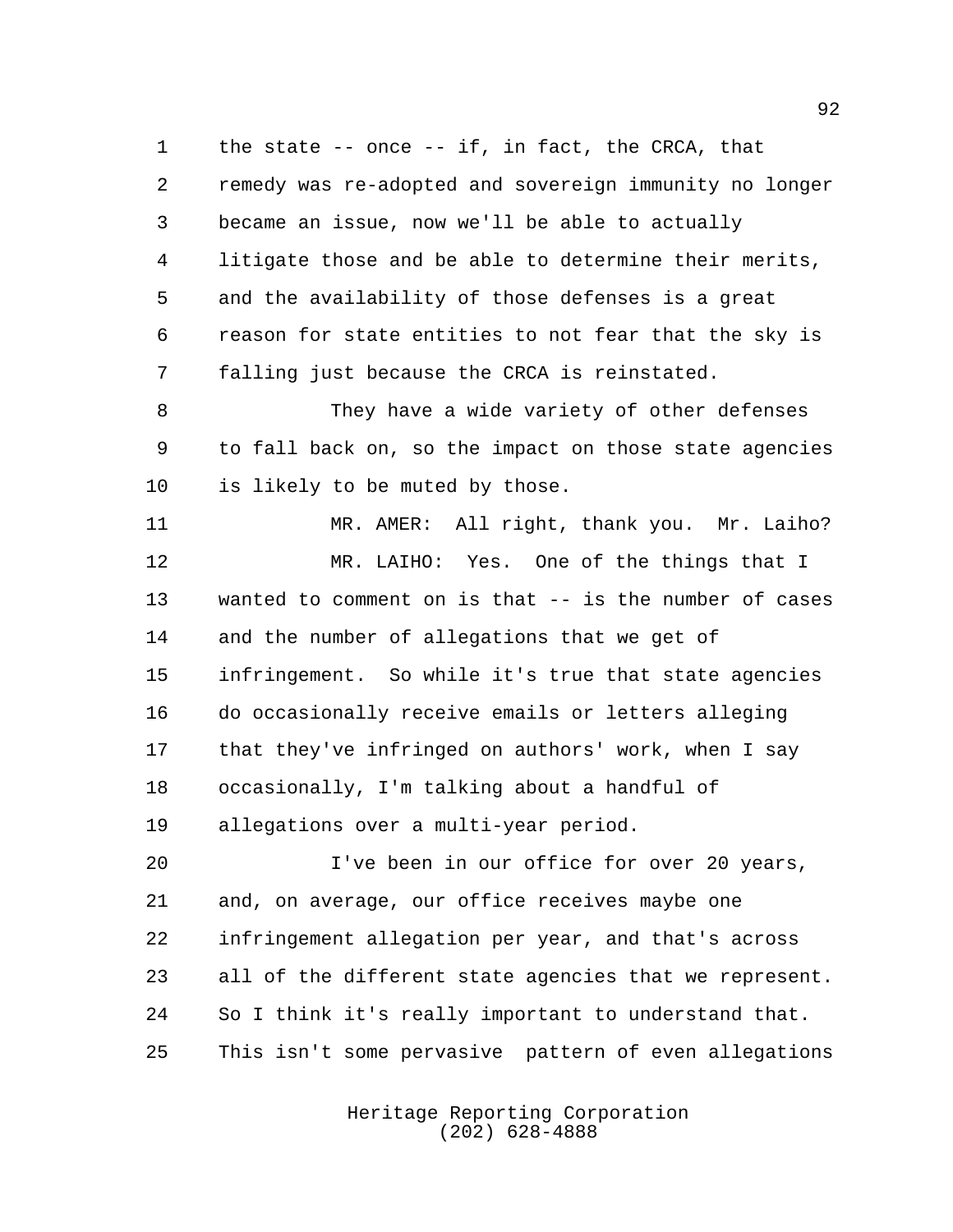the state -- once -- if, in fact, the CRCA, that remedy was re-adopted and sovereign immunity no longer became an issue, now we'll be able to actually litigate those and be able to determine their merits, and the availability of those defenses is a great reason for state entities to not fear that the sky is falling just because the CRCA is reinstated.

They have a wide variety of other defenses to fall back on, so the impact on those state agencies is likely to be muted by those.

MR. AMER: All right, thank you. Mr. Laiho?

MR. LAIHO: Yes. One of the things that I wanted to comment on is that -- is the number of cases and the number of allegations that we get of infringement. So while it's true that state agencies do occasionally receive emails or letters alleging that they've infringed on authors' work, when I say occasionally, I'm talking about a handful of allegations over a multi-year period.

I've been in our office for over 20 years, and, on average, our office receives maybe one infringement allegation per year, and that's across all of the different state agencies that we represent. So I think it's really important to understand that. This isn't some pervasive pattern of even allegations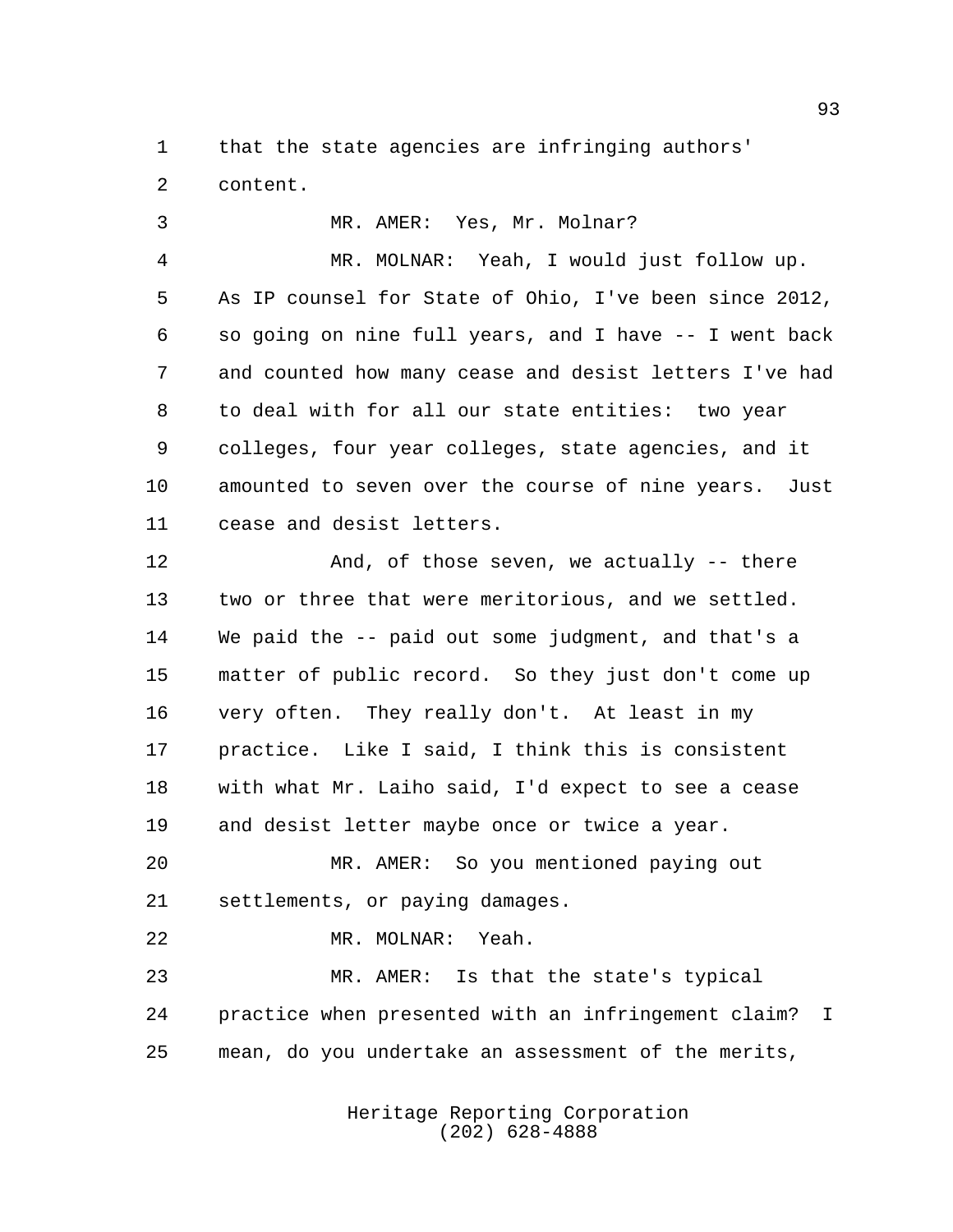that the state agencies are infringing authors' content.

MR. AMER: Yes, Mr. Molnar?

MR. MOLNAR: Yeah, I would just follow up. As IP counsel for State of Ohio, I've been since 2012, so going on nine full years, and I have -- I went back and counted how many cease and desist letters I've had to deal with for all our state entities: two year colleges, four year colleges, state agencies, and it amounted to seven over the course of nine years. Just cease and desist letters.

And, of those seven, we actually -- there two or three that were meritorious, and we settled. We paid the -- paid out some judgment, and that's a matter of public record. So they just don't come up very often. They really don't. At least in my practice. Like I said, I think this is consistent with what Mr. Laiho said, I'd expect to see a cease and desist letter maybe once or twice a year.

MR. AMER: So you mentioned paying out settlements, or paying damages.

MR. MOLNAR: Yeah.

MR. AMER: Is that the state's typical practice when presented with an infringement claim? I mean, do you undertake an assessment of the merits,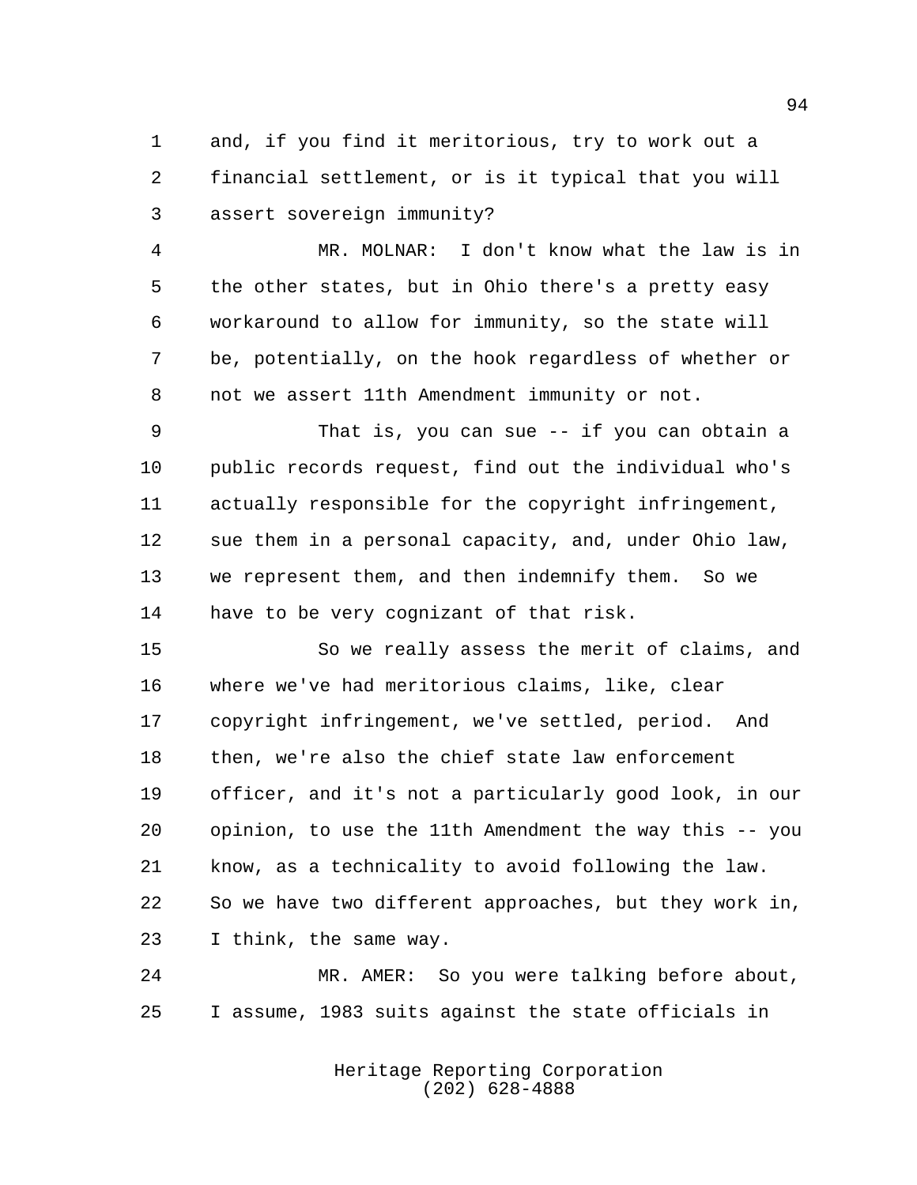and, if you find it meritorious, try to work out a financial settlement, or is it typical that you will assert sovereign immunity?

MR. MOLNAR: I don't know what the law is in the other states, but in Ohio there's a pretty easy workaround to allow for immunity, so the state will be, potentially, on the hook regardless of whether or not we assert 11th Amendment immunity or not.

That is, you can sue -- if you can obtain a public records request, find out the individual who's actually responsible for the copyright infringement, sue them in a personal capacity, and, under Ohio law, we represent them, and then indemnify them. So we have to be very cognizant of that risk.

So we really assess the merit of claims, and where we've had meritorious claims, like, clear copyright infringement, we've settled, period. And then, we're also the chief state law enforcement officer, and it's not a particularly good look, in our opinion, to use the 11th Amendment the way this -- you know, as a technicality to avoid following the law. So we have two different approaches, but they work in, I think, the same way.

MR. AMER: So you were talking before about, I assume, 1983 suits against the state officials in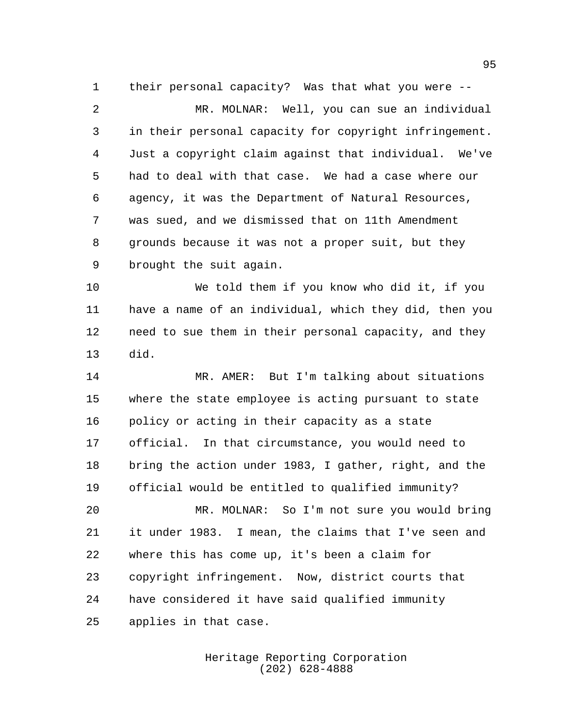their personal capacity? Was that what you were --

MR. MOLNAR: Well, you can sue an individual in their personal capacity for copyright infringement. Just a copyright claim against that individual. We've had to deal with that case. We had a case where our agency, it was the Department of Natural Resources, was sued, and we dismissed that on 11th Amendment grounds because it was not a proper suit, but they brought the suit again.

We told them if you know who did it, if you have a name of an individual, which they did, then you need to sue them in their personal capacity, and they did.

MR. AMER: But I'm talking about situations where the state employee is acting pursuant to state policy or acting in their capacity as a state official. In that circumstance, you would need to bring the action under 1983, I gather, right, and the official would be entitled to qualified immunity?

MR. MOLNAR: So I'm not sure you would bring it under 1983. I mean, the claims that I've seen and where this has come up, it's been a claim for copyright infringement. Now, district courts that have considered it have said qualified immunity applies in that case.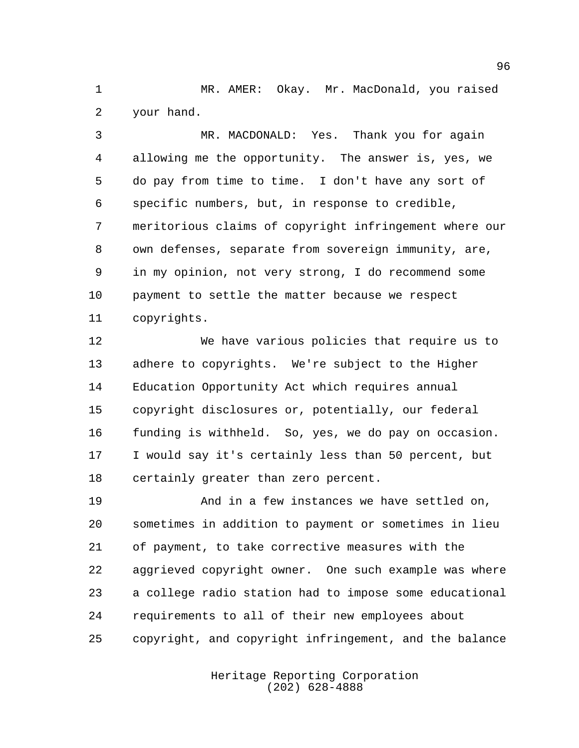MR. AMER: Okay. Mr. MacDonald, you raised your hand.

MR. MACDONALD: Yes. Thank you for again allowing me the opportunity. The answer is, yes, we do pay from time to time. I don't have any sort of specific numbers, but, in response to credible, meritorious claims of copyright infringement where our own defenses, separate from sovereign immunity, are, in my opinion, not very strong, I do recommend some payment to settle the matter because we respect copyrights.

We have various policies that require us to adhere to copyrights. We're subject to the Higher Education Opportunity Act which requires annual copyright disclosures or, potentially, our federal funding is withheld. So, yes, we do pay on occasion. I would say it's certainly less than 50 percent, but certainly greater than zero percent.

And in a few instances we have settled on, sometimes in addition to payment or sometimes in lieu of payment, to take corrective measures with the aggrieved copyright owner. One such example was where a college radio station had to impose some educational requirements to all of their new employees about copyright, and copyright infringement, and the balance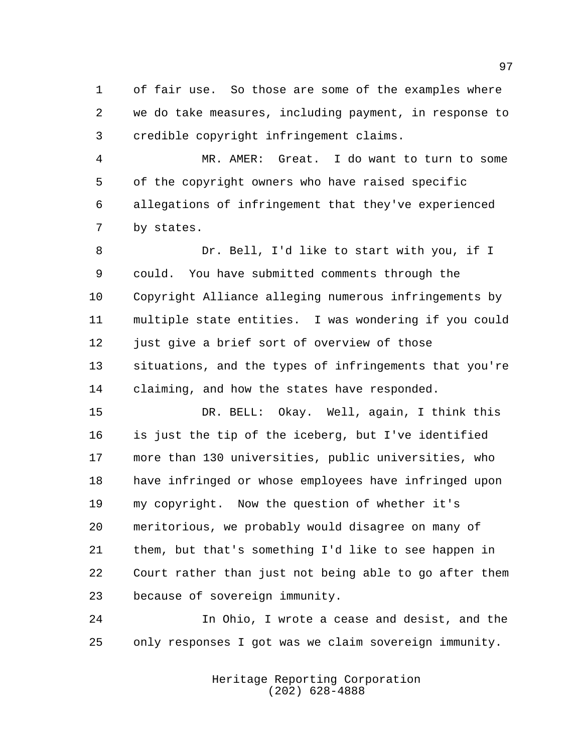of fair use. So those are some of the examples where we do take measures, including payment, in response to credible copyright infringement claims.

MR. AMER: Great. I do want to turn to some of the copyright owners who have raised specific allegations of infringement that they've experienced by states.

Dr. Bell, I'd like to start with you, if I could. You have submitted comments through the Copyright Alliance alleging numerous infringements by multiple state entities. I was wondering if you could just give a brief sort of overview of those situations, and the types of infringements that you're claiming, and how the states have responded.

DR. BELL: Okay. Well, again, I think this is just the tip of the iceberg, but I've identified more than 130 universities, public universities, who have infringed or whose employees have infringed upon my copyright. Now the question of whether it's meritorious, we probably would disagree on many of them, but that's something I'd like to see happen in Court rather than just not being able to go after them because of sovereign immunity.

In Ohio, I wrote a cease and desist, and the only responses I got was we claim sovereign immunity.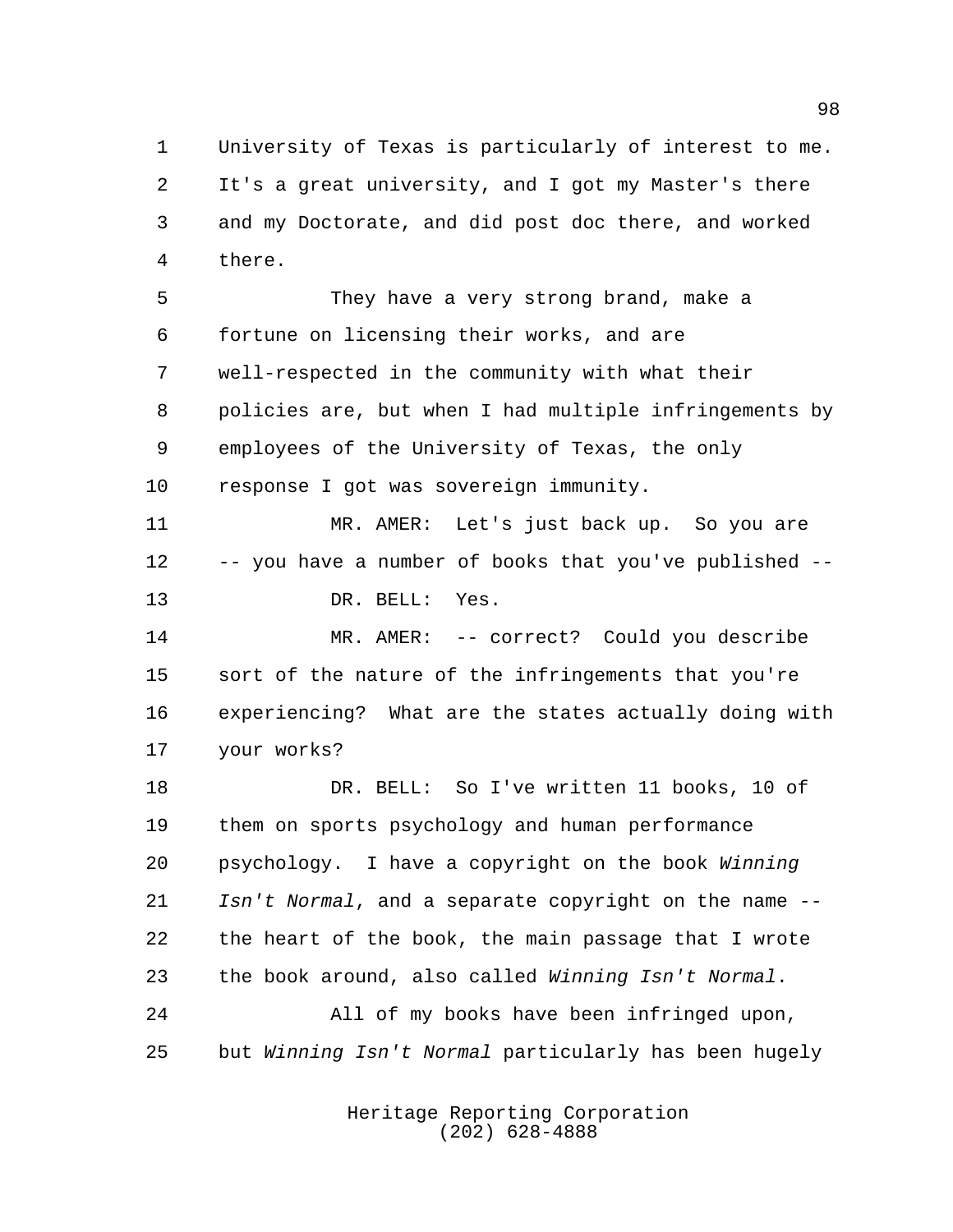University of Texas is particularly of interest to me. It's a great university, and I got my Master's there and my Doctorate, and did post doc there, and worked there.

They have a very strong brand, make a fortune on licensing their works, and are well-respected in the community with what their policies are, but when I had multiple infringements by employees of the University of Texas, the only response I got was sovereign immunity.

MR. AMER: Let's just back up. So you are -- you have a number of books that you've published --

DR. BELL: Yes.

MR. AMER: -- correct? Could you describe sort of the nature of the infringements that you're experiencing? What are the states actually doing with your works?

DR. BELL: So I've written 11 books, 10 of them on sports psychology and human performance psychology. I have a copyright on the book *Winning Isn't Normal*, and a separate copyright on the name -- the heart of the book, the main passage that I wrote the book around, also called *Winning Isn't Normal*.

All of my books have been infringed upon, but *Winning Isn't Normal* particularly has been hugely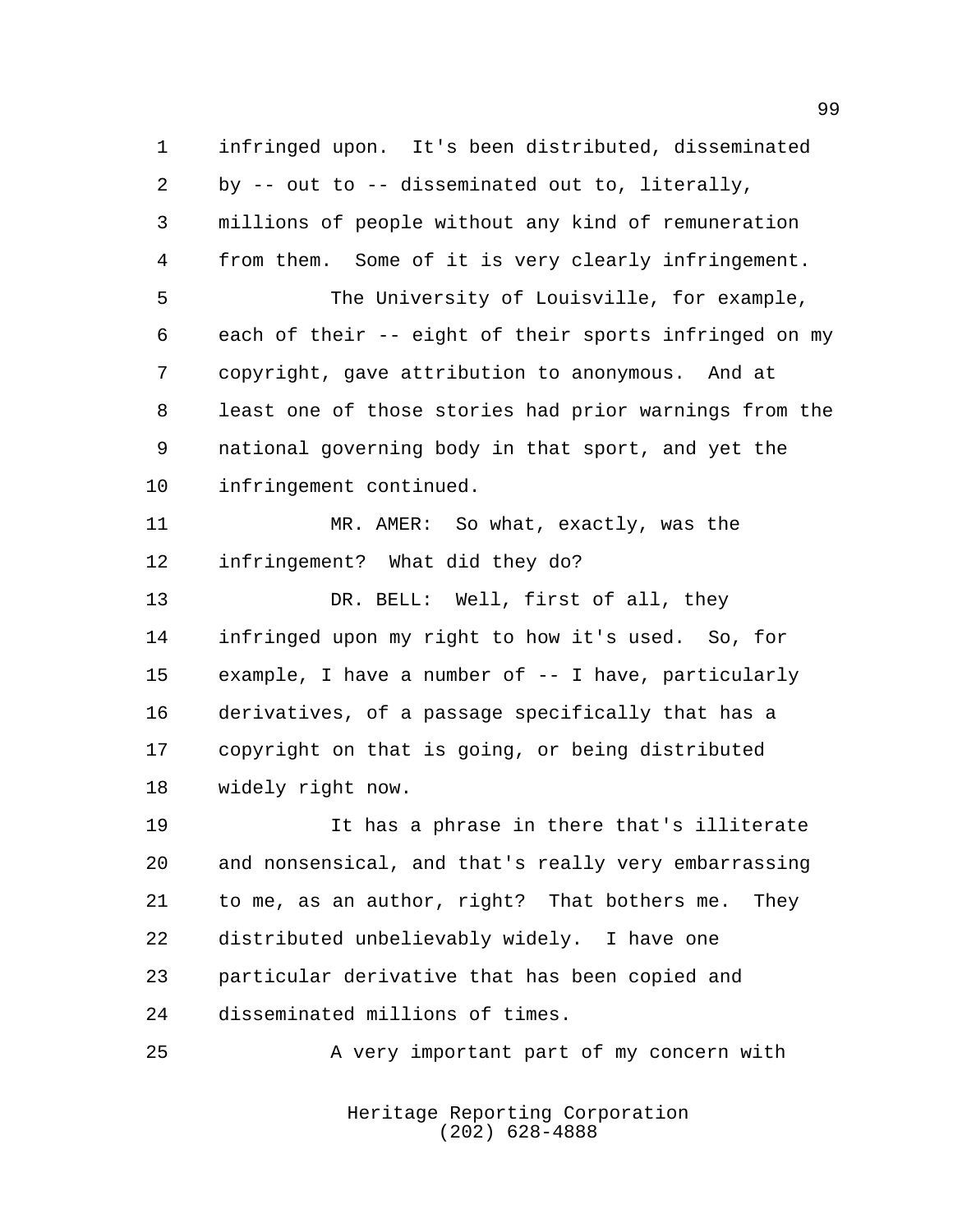infringed upon. It's been distributed, disseminated by -- out to -- disseminated out to, literally, millions of people without any kind of remuneration from them. Some of it is very clearly infringement.

The University of Louisville, for example, each of their -- eight of their sports infringed on my copyright, gave attribution to anonymous. And at least one of those stories had prior warnings from the national governing body in that sport, and yet the infringement continued.

MR. AMER: So what, exactly, was the infringement? What did they do?

DR. BELL: Well, first of all, they infringed upon my right to how it's used. So, for example, I have a number of -- I have, particularly derivatives, of a passage specifically that has a copyright on that is going, or being distributed widely right now.

It has a phrase in there that's illiterate and nonsensical, and that's really very embarrassing to me, as an author, right? That bothers me. They distributed unbelievably widely. I have one particular derivative that has been copied and disseminated millions of times.

A very important part of my concern with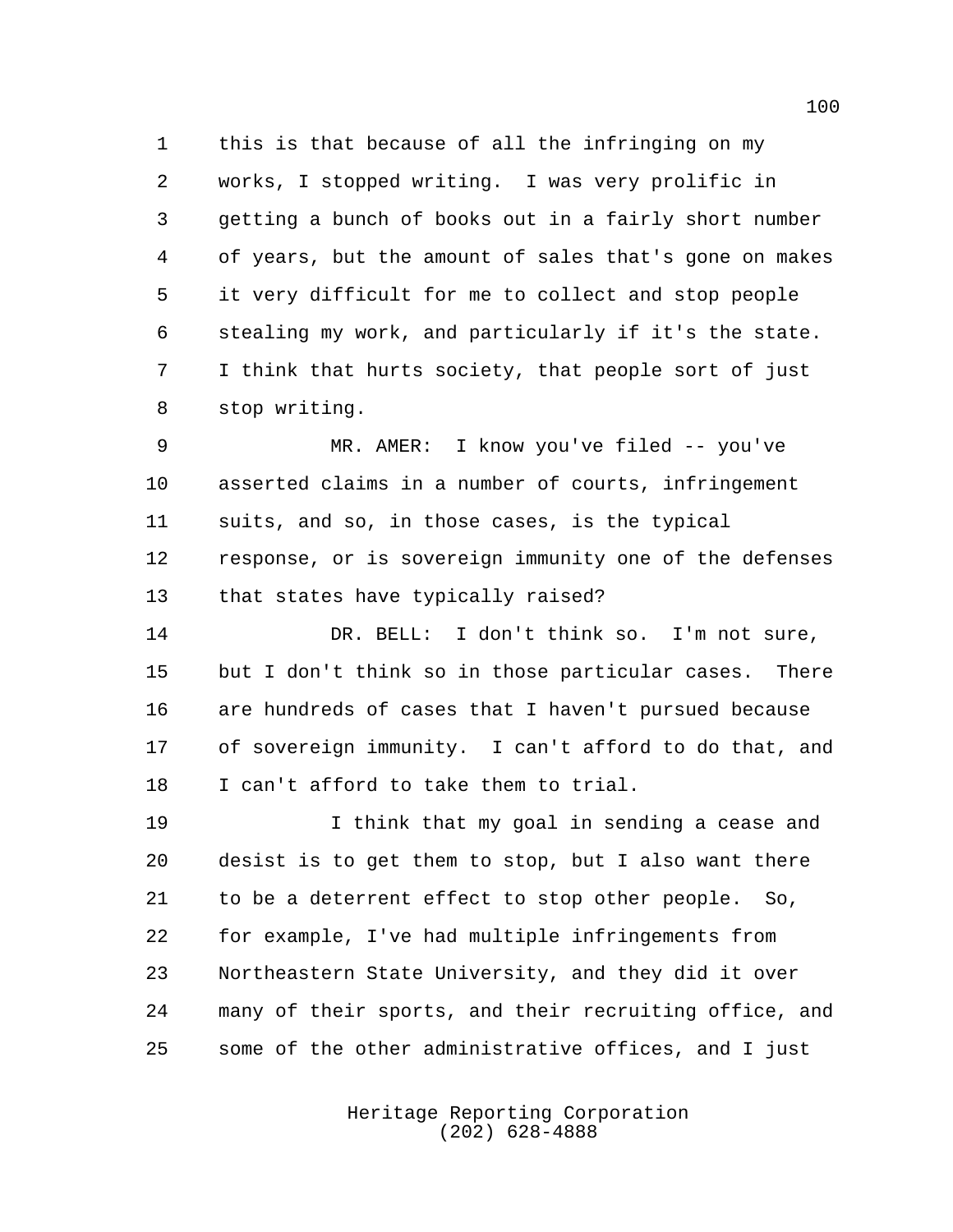this is that because of all the infringing on my works, I stopped writing. I was very prolific in getting a bunch of books out in a fairly short number of years, but the amount of sales that's gone on makes it very difficult for me to collect and stop people stealing my work, and particularly if it's the state. I think that hurts society, that people sort of just stop writing.

MR. AMER: I know you've filed -- you've asserted claims in a number of courts, infringement suits, and so, in those cases, is the typical response, or is sovereign immunity one of the defenses that states have typically raised?

DR. BELL: I don't think so. I'm not sure, but I don't think so in those particular cases. There are hundreds of cases that I haven't pursued because of sovereign immunity. I can't afford to do that, and I can't afford to take them to trial.

I think that my goal in sending a cease and desist is to get them to stop, but I also want there to be a deterrent effect to stop other people. So, for example, I've had multiple infringements from Northeastern State University, and they did it over many of their sports, and their recruiting office, and some of the other administrative offices, and I just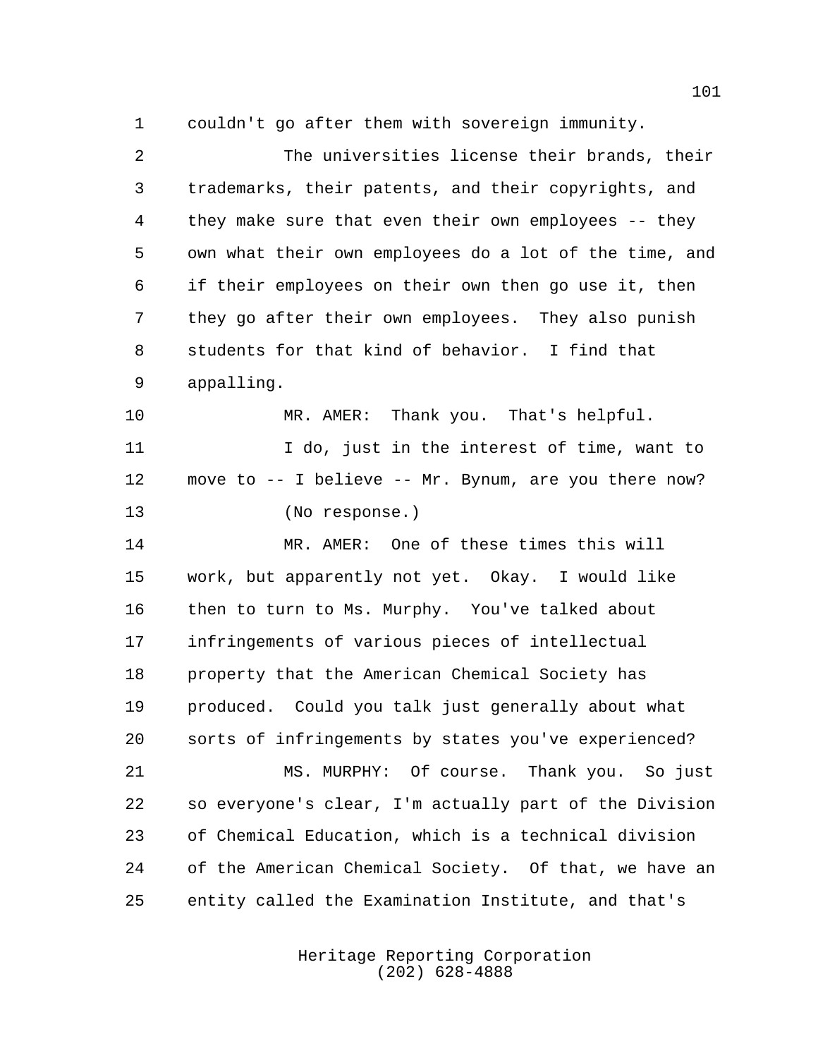couldn't go after them with sovereign immunity.

The universities license their brands, their trademarks, their patents, and their copyrights, and they make sure that even their own employees -- they own what their own employees do a lot of the time, and if their employees on their own then go use it, then they go after their own employees. They also punish students for that kind of behavior. I find that appalling.

MR. AMER: Thank you. That's helpful.

I do, just in the interest of time, want to move to -- I believe -- Mr. Bynum, are you there now?

(No response.)

MR. AMER: One of these times this will work, but apparently not yet. Okay. I would like then to turn to Ms. Murphy. You've talked about infringements of various pieces of intellectual property that the American Chemical Society has produced. Could you talk just generally about what sorts of infringements by states you've experienced?

MS. MURPHY: Of course. Thank you. So just so everyone's clear, I'm actually part of the Division of Chemical Education, which is a technical division of the American Chemical Society. Of that, we have an entity called the Examination Institute, and that's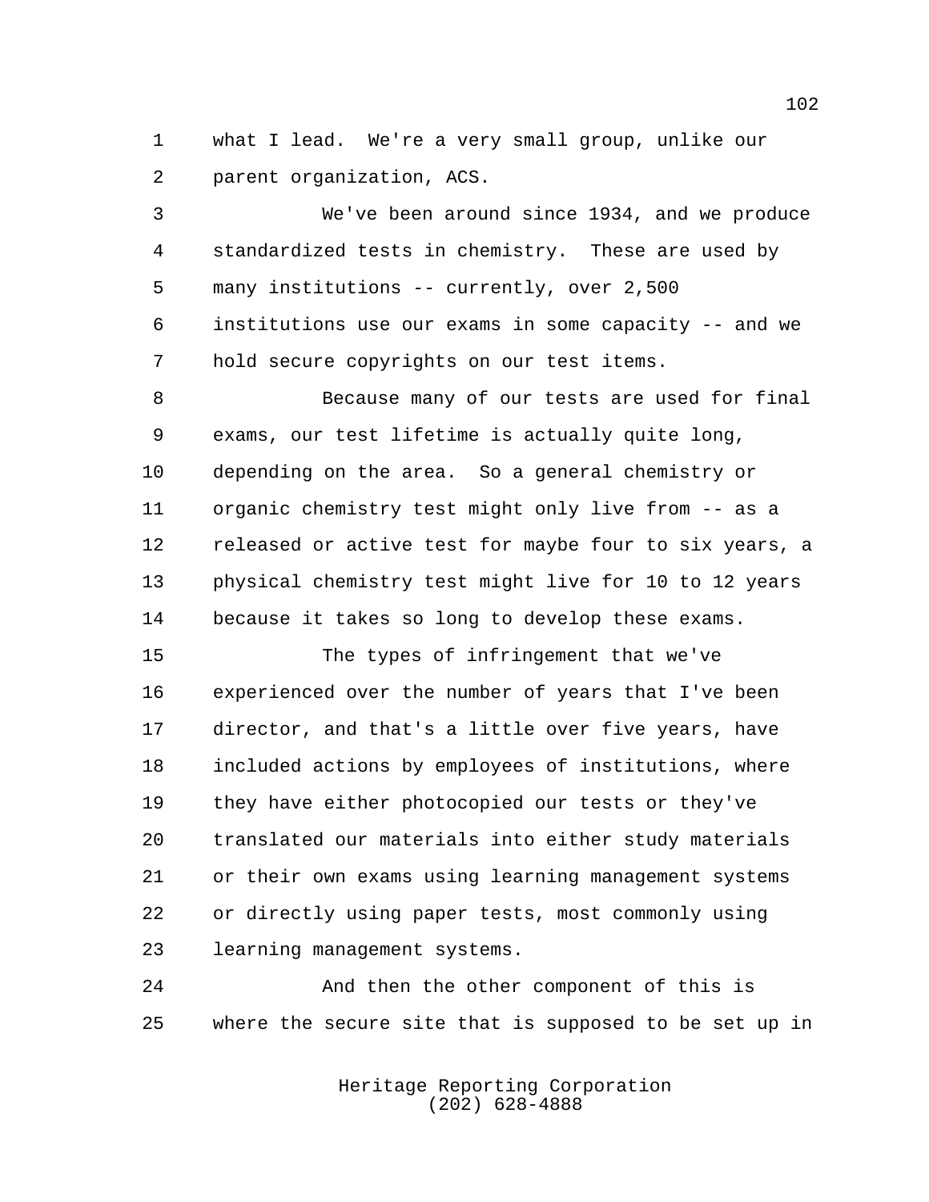what I lead. We're a very small group, unlike our parent organization, ACS.

We've been around since 1934, and we produce standardized tests in chemistry. These are used by many institutions -- currently, over 2,500 institutions use our exams in some capacity -- and we hold secure copyrights on our test items.

Because many of our tests are used for final exams, our test lifetime is actually quite long, depending on the area. So a general chemistry or organic chemistry test might only live from -- as a released or active test for maybe four to six years, a physical chemistry test might live for 10 to 12 years because it takes so long to develop these exams.

The types of infringement that we've experienced over the number of years that I've been director, and that's a little over five years, have included actions by employees of institutions, where they have either photocopied our tests or they've translated our materials into either study materials or their own exams using learning management systems or directly using paper tests, most commonly using learning management systems.

And then the other component of this is where the secure site that is supposed to be set up in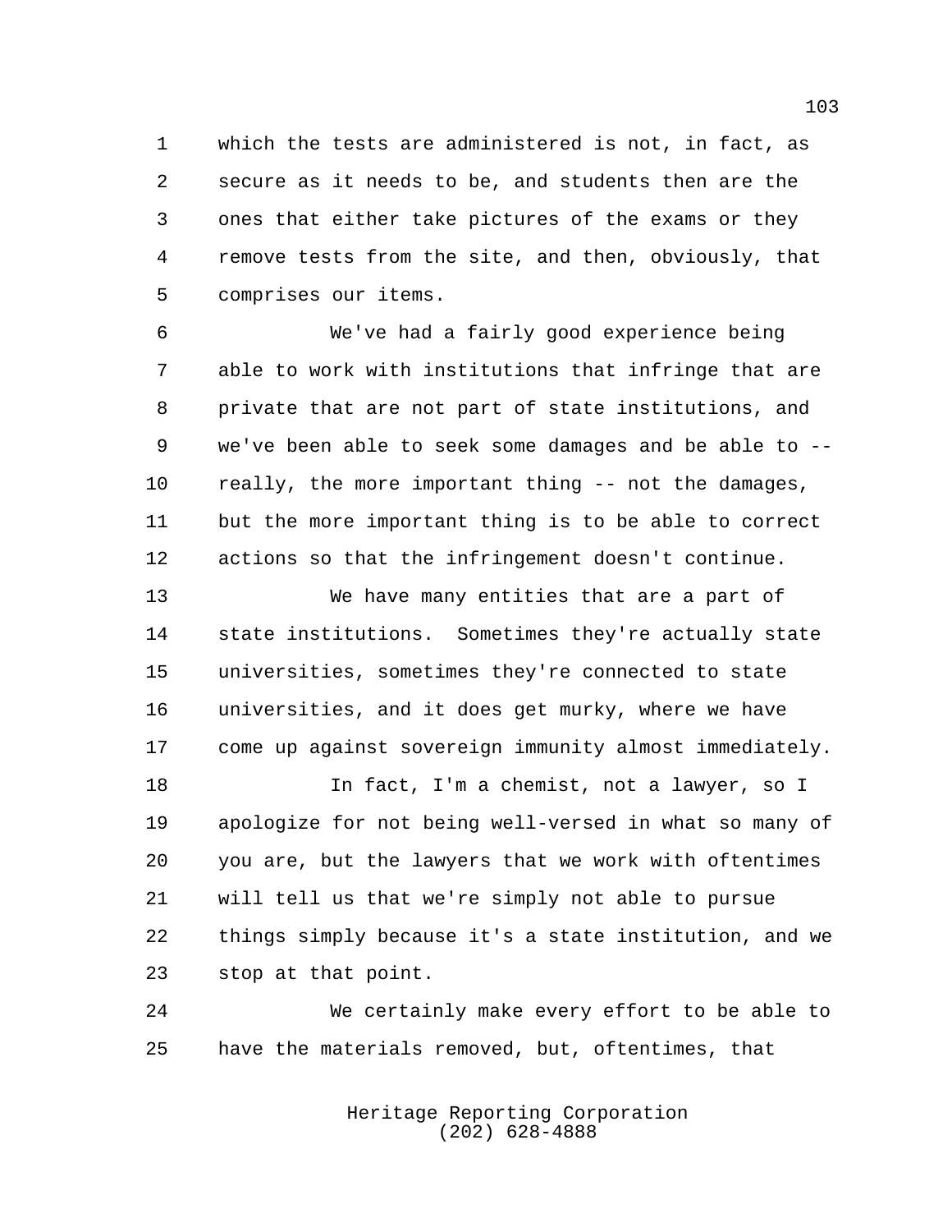which the tests are administered is not, in fact, as secure as it needs to be, and students then are the ones that either take pictures of the exams or they remove tests from the site, and then, obviously, that comprises our items.

We've had a fairly good experience being able to work with institutions that infringe that are private that are not part of state institutions, and we've been able to seek some damages and be able to -- really, the more important thing -- not the damages, but the more important thing is to be able to correct actions so that the infringement doesn't continue.

We have many entities that are a part of state institutions. Sometimes they're actually state universities, sometimes they're connected to state universities, and it does get murky, where we have come up against sovereign immunity almost immediately.

In fact, I'm a chemist, not a lawyer, so I apologize for not being well-versed in what so many of you are, but the lawyers that we work with oftentimes will tell us that we're simply not able to pursue things simply because it's a state institution, and we stop at that point.

We certainly make every effort to be able to have the materials removed, but, oftentimes, that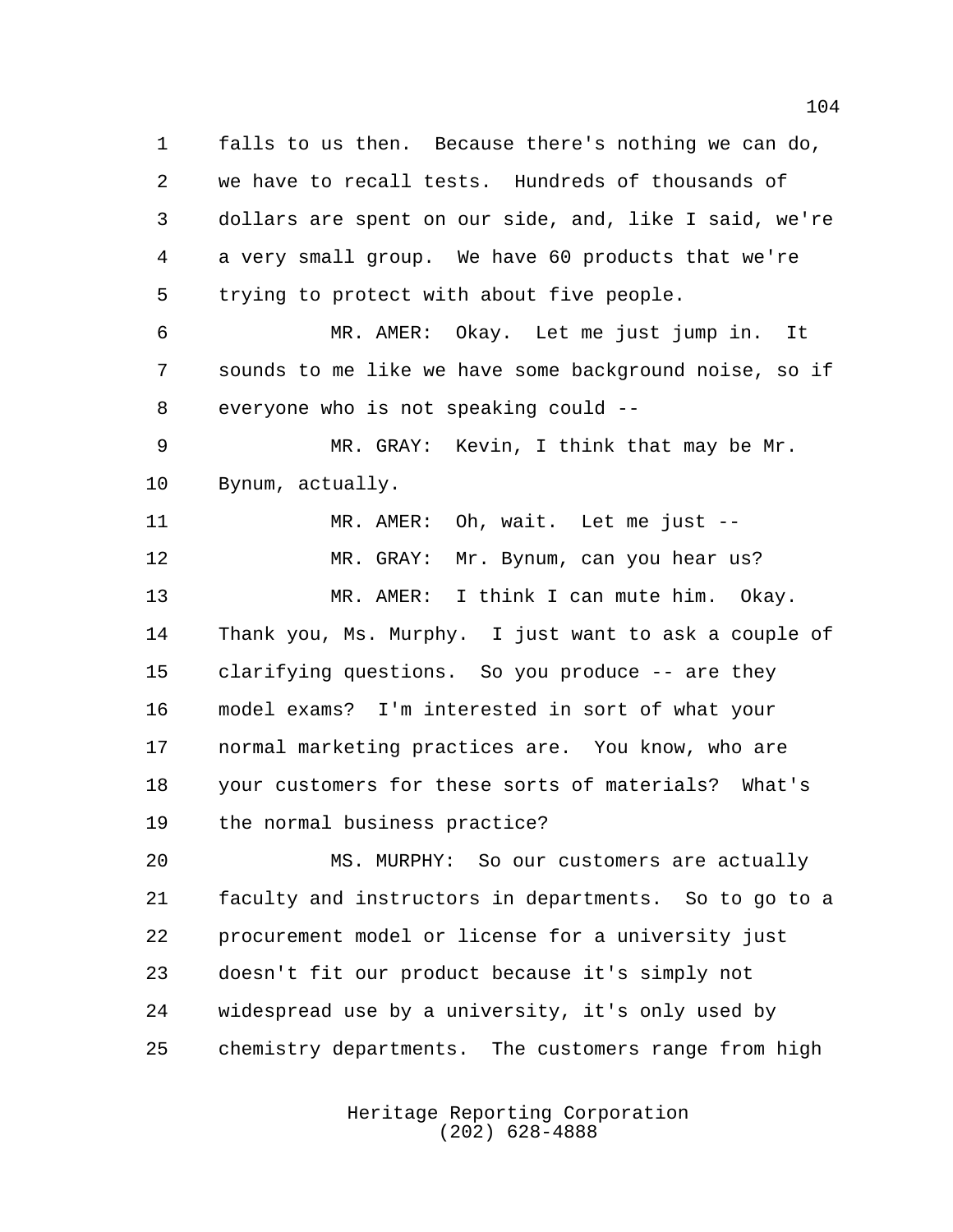falls to us then. Because there's nothing we can do, we have to recall tests. Hundreds of thousands of dollars are spent on our side, and, like I said, we're a very small group. We have 60 products that we're trying to protect with about five people.

MR. AMER: Okay. Let me just jump in. It sounds to me like we have some background noise, so if everyone who is not speaking could --

MR. GRAY: Kevin, I think that may be Mr. Bynum, actually.

MR. AMER: Oh, wait. Let me just --

MR. GRAY: Mr. Bynum, can you hear us?

MR. AMER: I think I can mute him. Okay. Thank you, Ms. Murphy. I just want to ask a couple of clarifying questions. So you produce -- are they model exams? I'm interested in sort of what your normal marketing practices are. You know, who are your customers for these sorts of materials? What's the normal business practice?

MS. MURPHY: So our customers are actually faculty and instructors in departments. So to go to a procurement model or license for a university just doesn't fit our product because it's simply not widespread use by a university, it's only used by chemistry departments. The customers range from high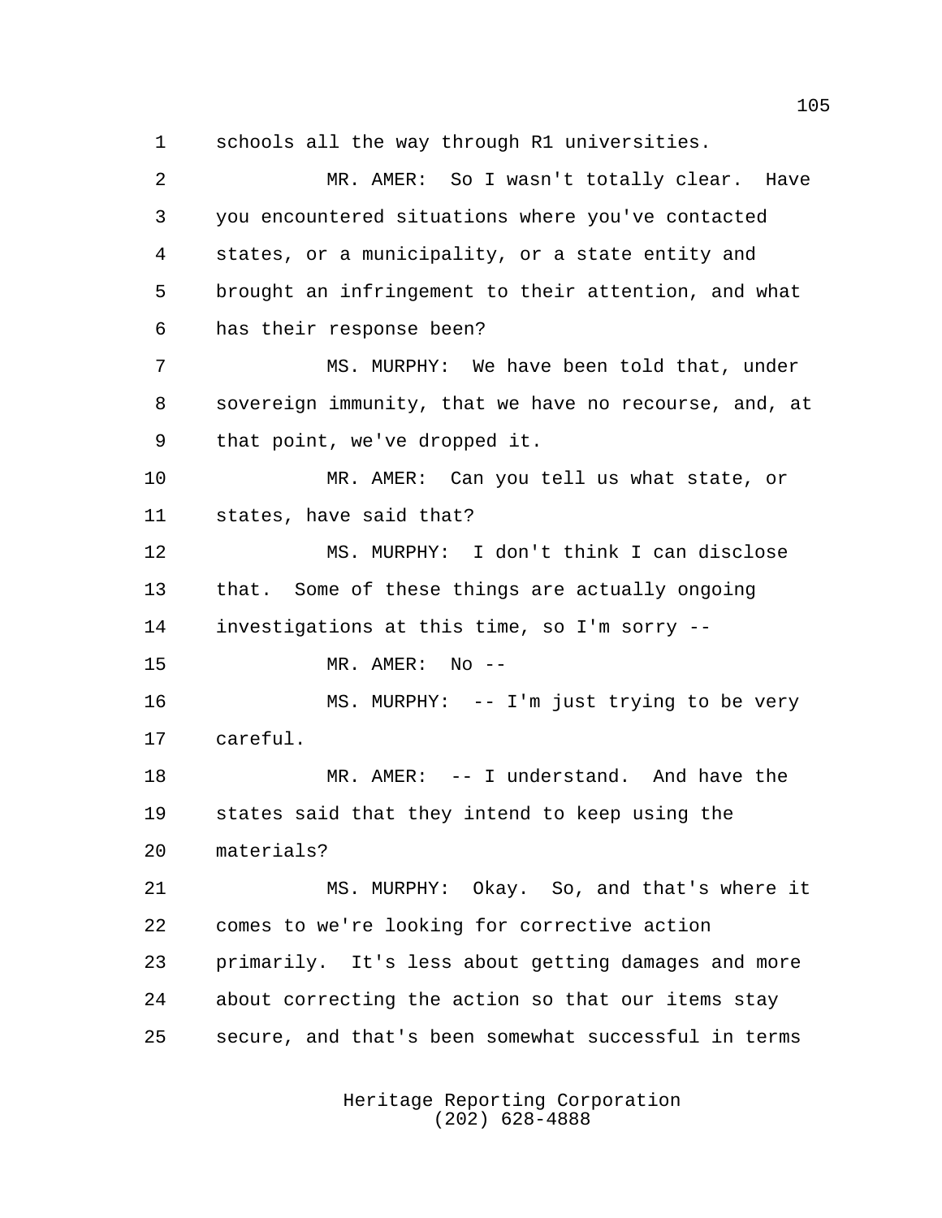schools all the way through R1 universities.

MR. AMER: So I wasn't totally clear. Have you encountered situations where you've contacted states, or a municipality, or a state entity and brought an infringement to their attention, and what has their response been?

MS. MURPHY: We have been told that, under sovereign immunity, that we have no recourse, and, at that point, we've dropped it.

MR. AMER: Can you tell us what state, or states, have said that?

MS. MURPHY: I don't think I can disclose that. Some of these things are actually ongoing investigations at this time, so I'm sorry --

MR. AMER: No --

MS. MURPHY: -- I'm just trying to be very careful.

MR. AMER: -- I understand. And have the states said that they intend to keep using the materials?

MS. MURPHY: Okay. So, and that's where it comes to we're looking for corrective action primarily. It's less about getting damages and more about correcting the action so that our items stay secure, and that's been somewhat successful in terms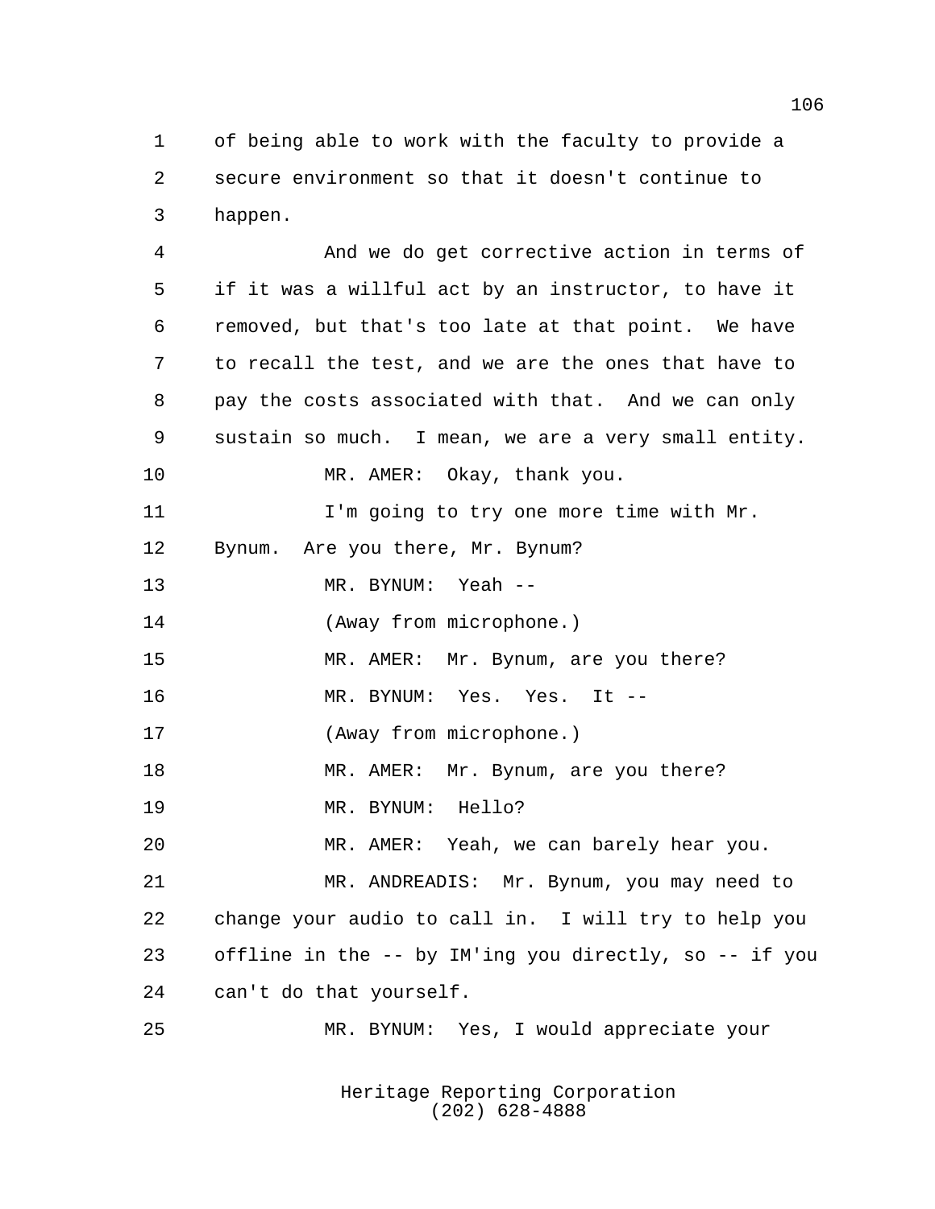of being able to work with the faculty to provide a secure environment so that it doesn't continue to happen.

And we do get corrective action in terms of if it was a willful act by an instructor, to have it removed, but that's too late at that point. We have to recall the test, and we are the ones that have to pay the costs associated with that. And we can only sustain so much. I mean, we are a very small entity.

MR. AMER: Okay, thank you.

I'm going to try one more time with Mr. Bynum. Are you there, Mr. Bynum?

MR. BYNUM: Yeah --

(Away from microphone.)

MR. AMER: Mr. Bynum, are you there?

MR. BYNUM: Yes. Yes. It --

(Away from microphone.)

MR. AMER: Mr. Bynum, are you there?

MR. BYNUM: Hello?

MR. AMER: Yeah, we can barely hear you.

MR. ANDREADIS: Mr. Bynum, you may need to change your audio to call in. I will try to help you offline in the -- by IM'ing you directly, so -- if you can't do that yourself.

MR. BYNUM: Yes, I would appreciate your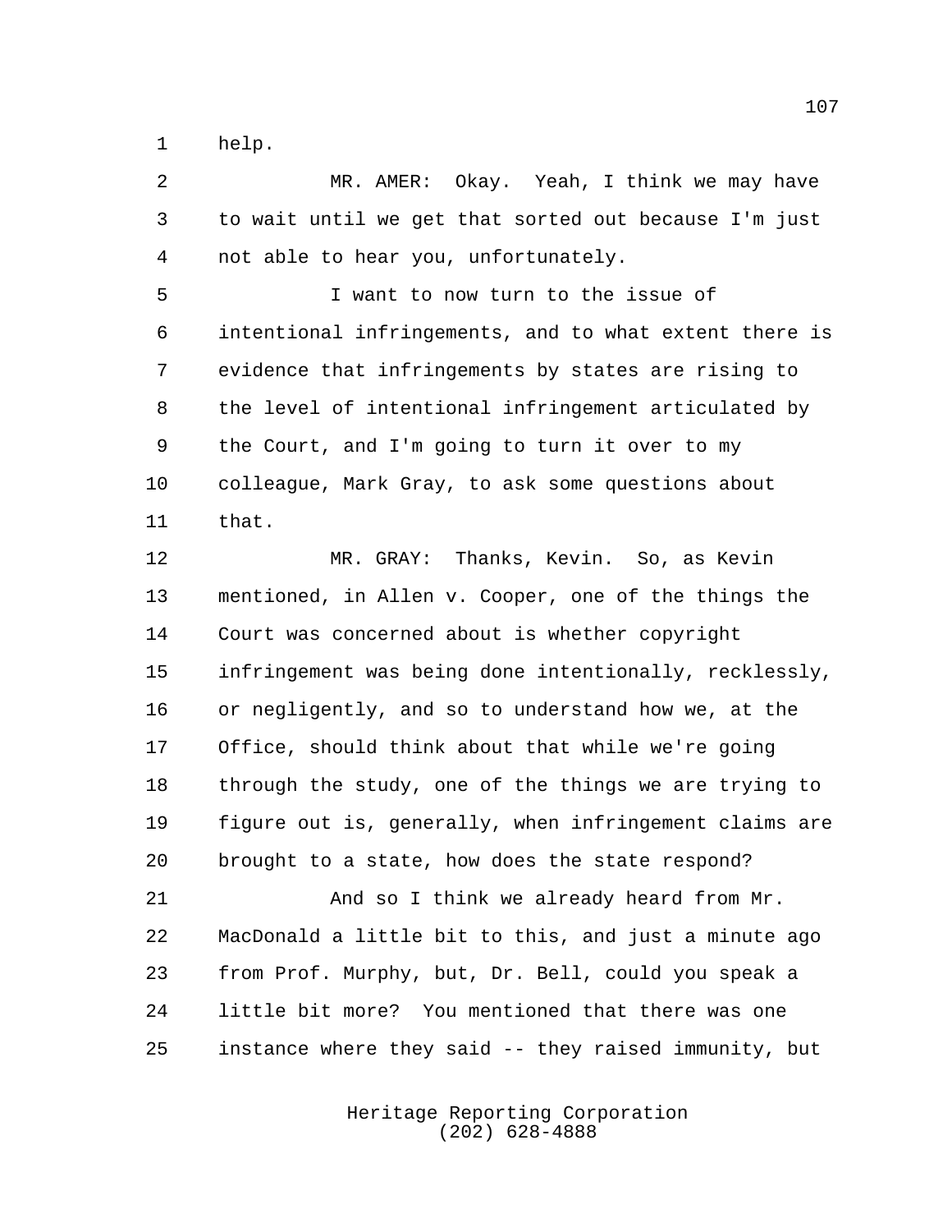help.

MR. AMER: Okay. Yeah, I think we may have to wait until we get that sorted out because I'm just not able to hear you, unfortunately.

I want to now turn to the issue of intentional infringements, and to what extent there is evidence that infringements by states are rising to the level of intentional infringement articulated by the Court, and I'm going to turn it over to my colleague, Mark Gray, to ask some questions about that.

MR. GRAY: Thanks, Kevin. So, as Kevin mentioned, in Allen v. Cooper, one of the things the Court was concerned about is whether copyright infringement was being done intentionally, recklessly, or negligently, and so to understand how we, at the Office, should think about that while we're going through the study, one of the things we are trying to figure out is, generally, when infringement claims are brought to a state, how does the state respond?

And so I think we already heard from Mr. MacDonald a little bit to this, and just a minute ago from Prof. Murphy, but, Dr. Bell, could you speak a little bit more? You mentioned that there was one instance where they said -- they raised immunity, but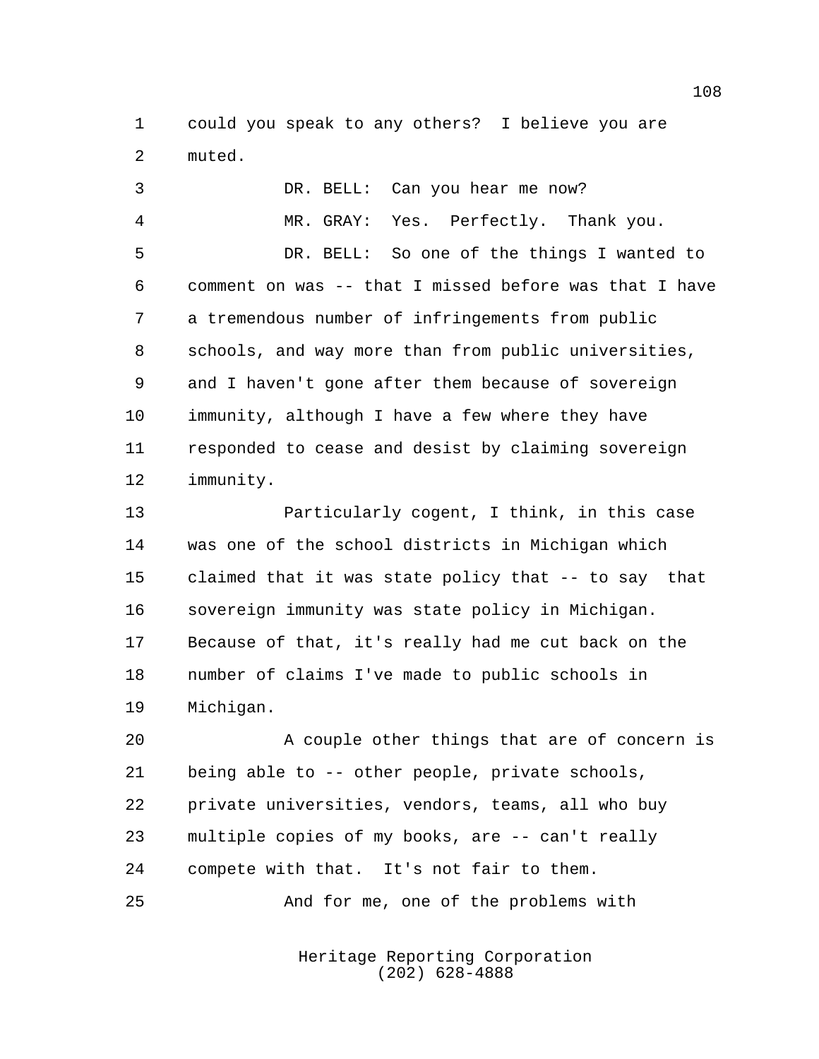could you speak to any others? I believe you are muted.

DR. BELL: Can you hear me now?

MR. GRAY: Yes. Perfectly. Thank you.

DR. BELL: So one of the things I wanted to comment on was -- that I missed before was that I have a tremendous number of infringements from public schools, and way more than from public universities, and I haven't gone after them because of sovereign immunity, although I have a few where they have responded to cease and desist by claiming sovereign immunity.

Particularly cogent, I think, in this case was one of the school districts in Michigan which claimed that it was state policy that -- to say that sovereign immunity was state policy in Michigan. Because of that, it's really had me cut back on the number of claims I've made to public schools in Michigan.

A couple other things that are of concern is being able to -- other people, private schools, private universities, vendors, teams, all who buy multiple copies of my books, are -- can't really compete with that. It's not fair to them.

And for me, one of the problems with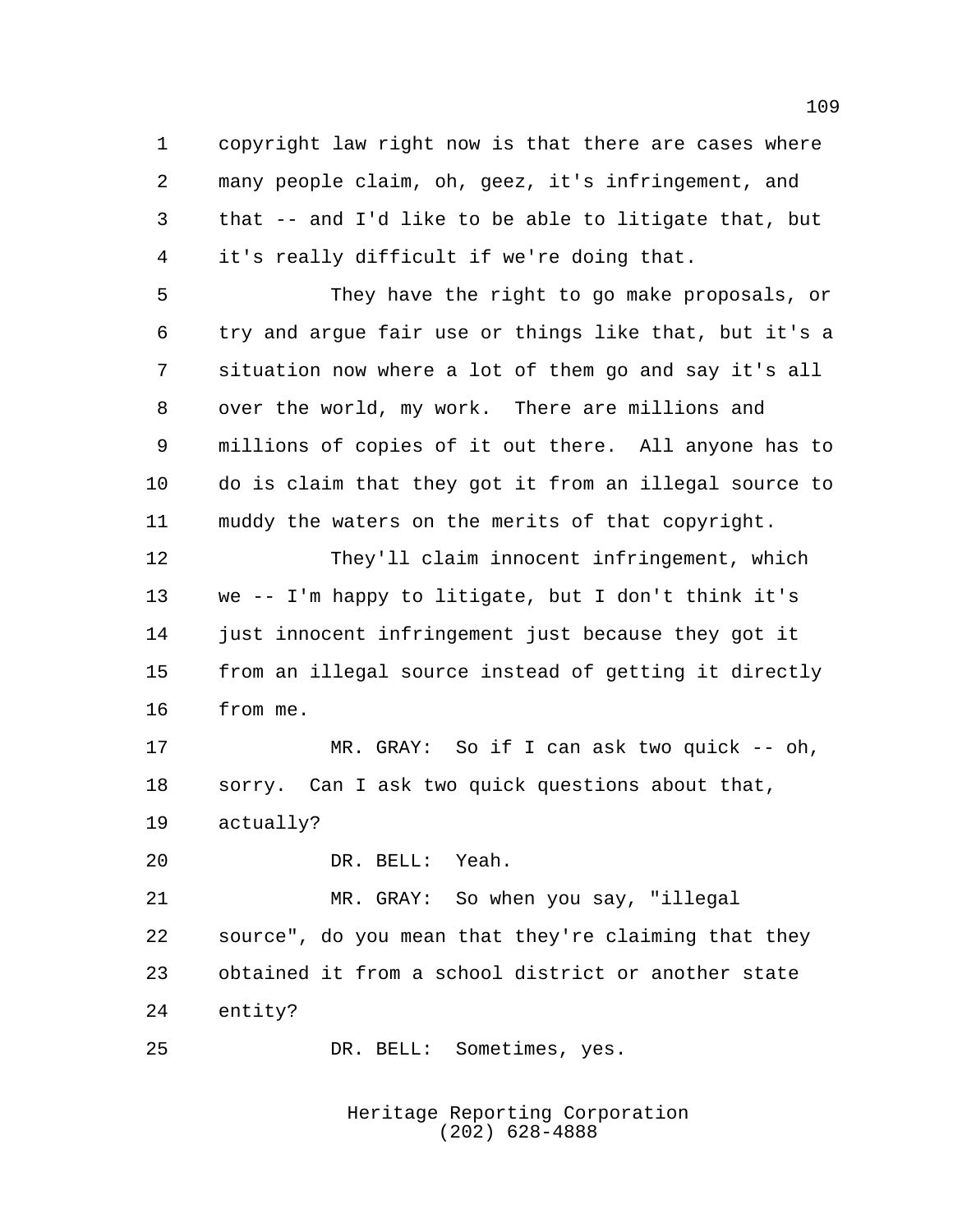copyright law right now is that there are cases where many people claim, oh, geez, it's infringement, and that -- and I'd like to be able to litigate that, but it's really difficult if we're doing that.

They have the right to go make proposals, or try and argue fair use or things like that, but it's a situation now where a lot of them go and say it's all over the world, my work. There are millions and millions of copies of it out there. All anyone has to do is claim that they got it from an illegal source to muddy the waters on the merits of that copyright.

They'll claim innocent infringement, which we -- I'm happy to litigate, but I don't think it's just innocent infringement just because they got it from an illegal source instead of getting it directly from me.

MR. GRAY: So if I can ask two quick -- oh, sorry. Can I ask two quick questions about that, actually?

DR. BELL: Yeah.

MR. GRAY: So when you say, "illegal source", do you mean that they're claiming that they obtained it from a school district or another state entity?

DR. BELL: Sometimes, yes.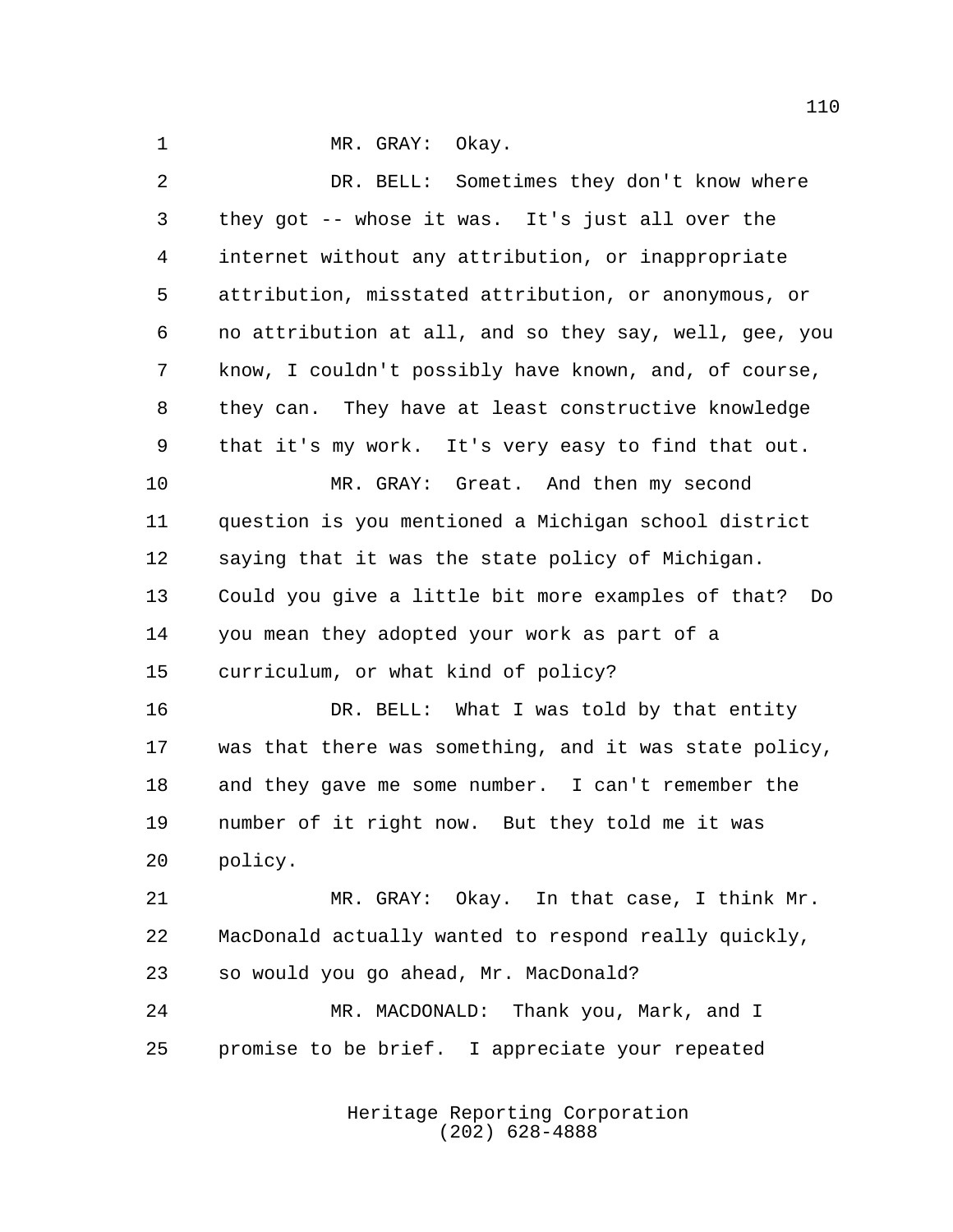MR. GRAY: Okay.

DR. BELL: Sometimes they don't know where they got -- whose it was. It's just all over the internet without any attribution, or inappropriate attribution, misstated attribution, or anonymous, or no attribution at all, and so they say, well, gee, you know, I couldn't possibly have known, and, of course, they can. They have at least constructive knowledge that it's my work. It's very easy to find that out.

MR. GRAY: Great. And then my second question is you mentioned a Michigan school district saying that it was the state policy of Michigan. Could you give a little bit more examples of that? Do you mean they adopted your work as part of a curriculum, or what kind of policy?

DR. BELL: What I was told by that entity was that there was something, and it was state policy, and they gave me some number. I can't remember the number of it right now. But they told me it was policy.

MR. GRAY: Okay. In that case, I think Mr. MacDonald actually wanted to respond really quickly, so would you go ahead, Mr. MacDonald?

MR. MACDONALD: Thank you, Mark, and I promise to be brief. I appreciate your repeated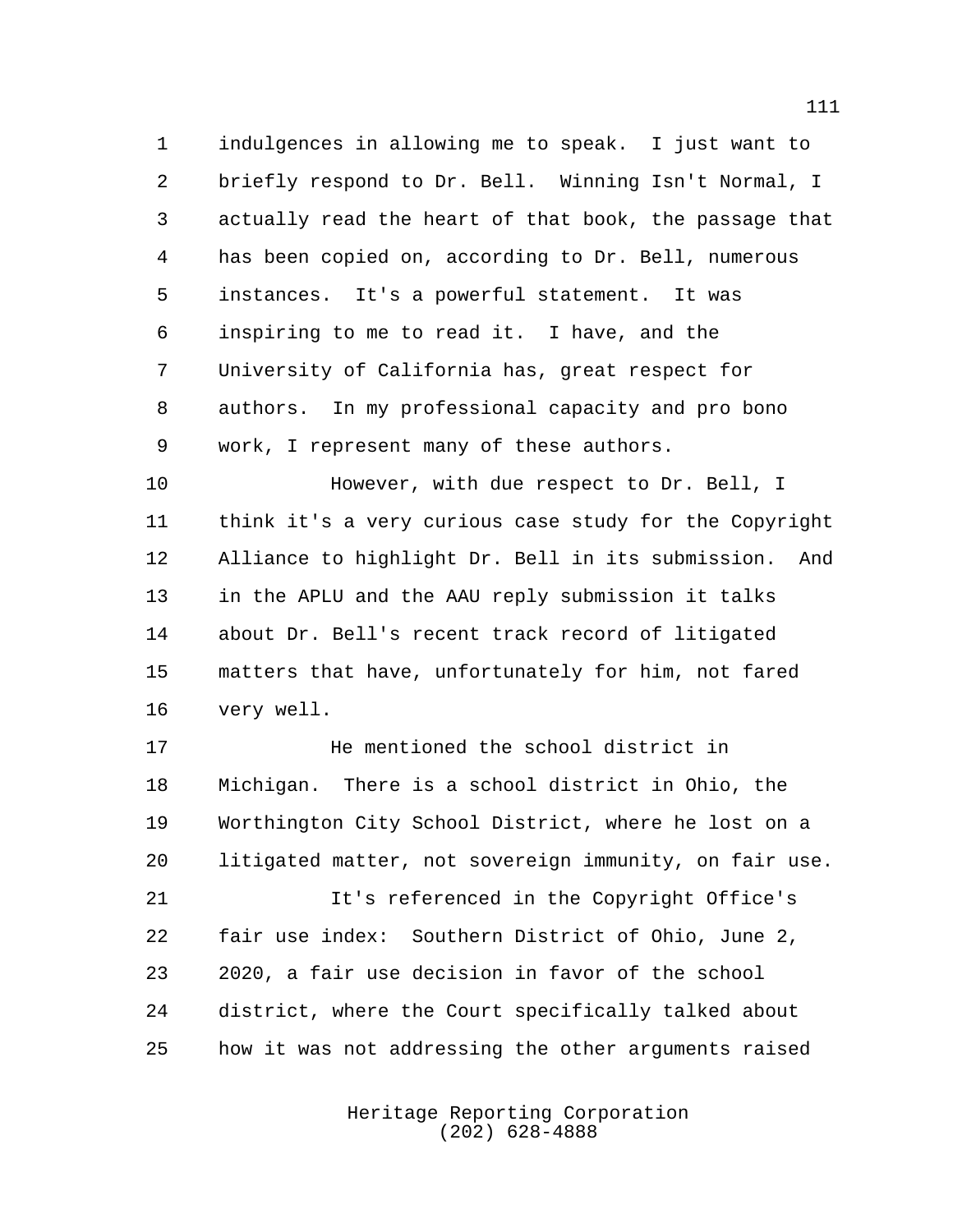indulgences in allowing me to speak. I just want to briefly respond to Dr. Bell. Winning Isn't Normal, I actually read the heart of that book, the passage that has been copied on, according to Dr. Bell, numerous instances. It's a powerful statement. It was inspiring to me to read it. I have, and the University of California has, great respect for authors. In my professional capacity and pro bono work, I represent many of these authors.

However, with due respect to Dr. Bell, I think it's a very curious case study for the Copyright Alliance to highlight Dr. Bell in its submission. And in the APLU and the AAU reply submission it talks about Dr. Bell's recent track record of litigated matters that have, unfortunately for him, not fared very well.

He mentioned the school district in Michigan. There is a school district in Ohio, the Worthington City School District, where he lost on a litigated matter, not sovereign immunity, on fair use.

It's referenced in the Copyright Office's fair use index: Southern District of Ohio, June 2, 2020, a fair use decision in favor of the school district, where the Court specifically talked about how it was not addressing the other arguments raised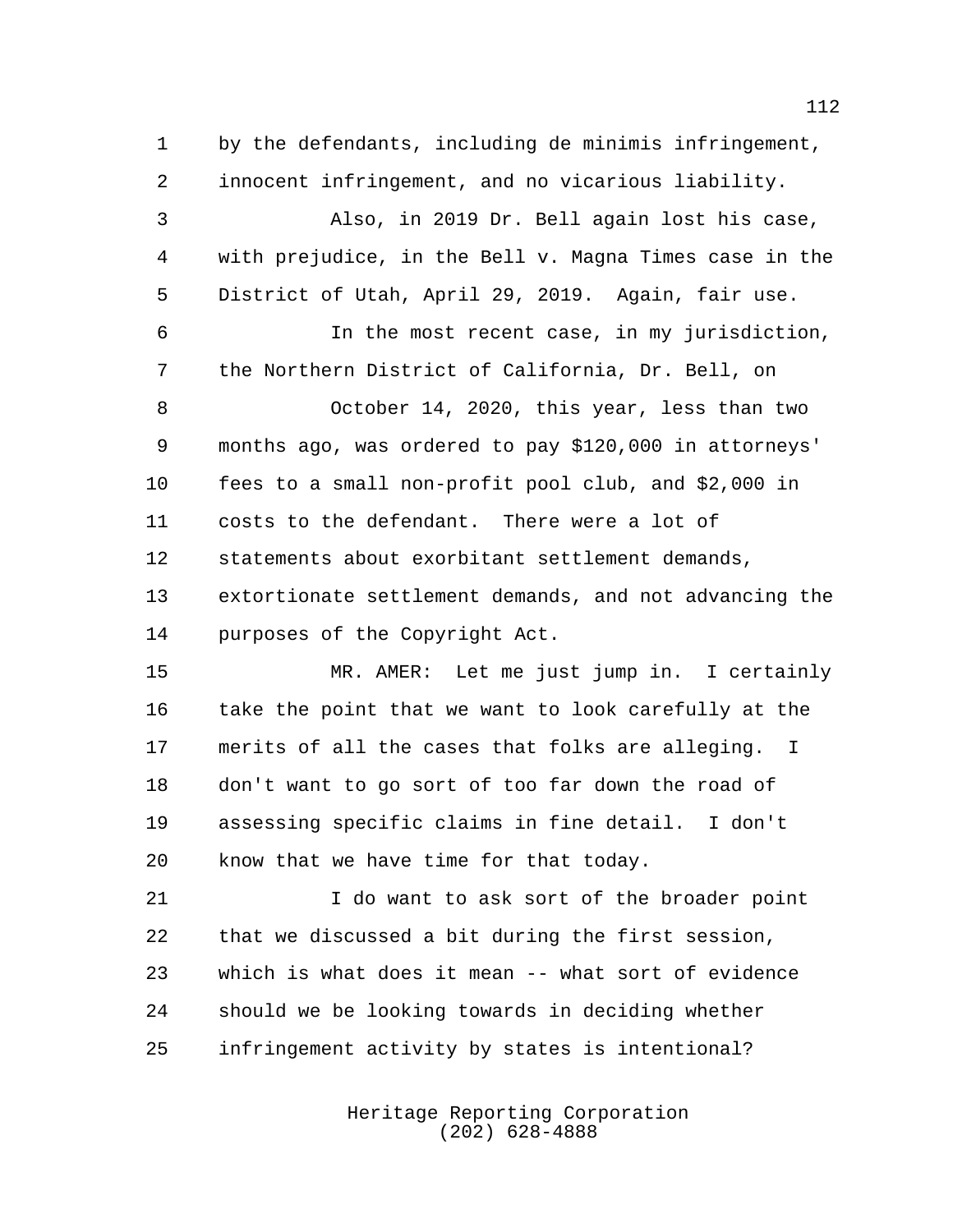by the defendants, including de minimis infringement, innocent infringement, and no vicarious liability.

Also, in 2019 Dr. Bell again lost his case, with prejudice, in the Bell v. Magna Times case in the District of Utah, April 29, 2019. Again, fair use.

In the most recent case, in my jurisdiction, the Northern District of California, Dr. Bell, on October 14, 2020, this year, less than two months ago, was ordered to pay $120,000 in attorneys' fees to a small non-profit pool club, and $2,000 in costs to the defendant. There were a lot of statements about exorbitant settlement demands, extortionate settlement demands, and not advancing the purposes of the Copyright Act.

MR. AMER: Let me just jump in. I certainly take the point that we want to look carefully at the merits of all the cases that folks are alleging. I don't want to go sort of too far down the road of assessing specific claims in fine detail. I don't know that we have time for that today.

I do want to ask sort of the broader point that we discussed a bit during the first session, which is what does it mean -- what sort of evidence should we be looking towards in deciding whether infringement activity by states is intentional?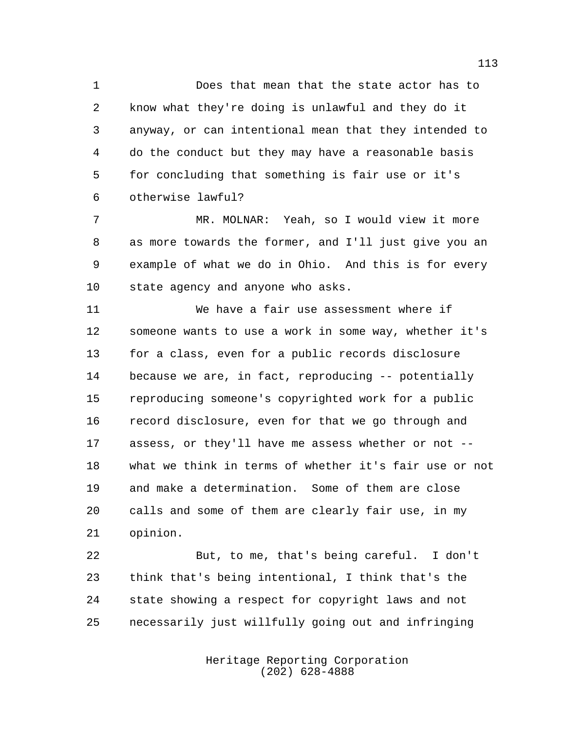Does that mean that the state actor has to know what they're doing is unlawful and they do it anyway, or can intentional mean that they intended to do the conduct but they may have a reasonable basis for concluding that something is fair use or it's otherwise lawful?

MR. MOLNAR: Yeah, so I would view it more as more towards the former, and I'll just give you an example of what we do in Ohio. And this is for every state agency and anyone who asks.

We have a fair use assessment where if someone wants to use a work in some way, whether it's for a class, even for a public records disclosure because we are, in fact, reproducing -- potentially reproducing someone's copyrighted work for a public record disclosure, even for that we go through and assess, or they'll have me assess whether or not -- what we think in terms of whether it's fair use or not and make a determination. Some of them are close calls and some of them are clearly fair use, in my opinion.

But, to me, that's being careful. I don't think that's being intentional, I think that's the state showing a respect for copyright laws and not necessarily just willfully going out and infringing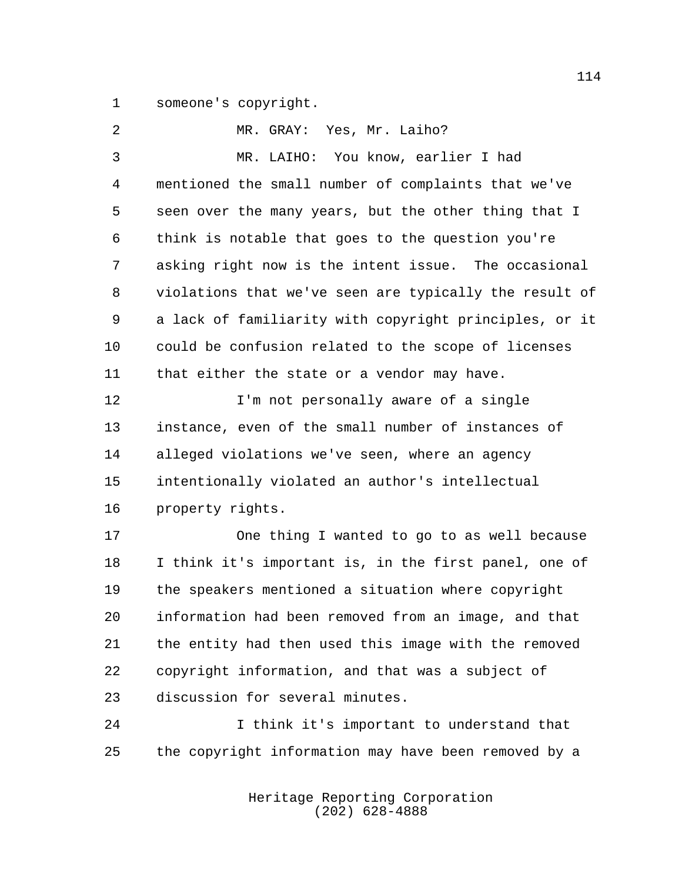someone's copyright.

MR. GRAY: Yes, Mr. Laiho?

MR. LAIHO: You know, earlier I had mentioned the small number of complaints that we've seen over the many years, but the other thing that I think is notable that goes to the question you're asking right now is the intent issue. The occasional violations that we've seen are typically the result of a lack of familiarity with copyright principles, or it could be confusion related to the scope of licenses that either the state or a vendor may have.

I'm not personally aware of a single instance, even of the small number of instances of alleged violations we've seen, where an agency intentionally violated an author's intellectual property rights.

One thing I wanted to go to as well because I think it's important is, in the first panel, one of the speakers mentioned a situation where copyright information had been removed from an image, and that the entity had then used this image with the removed copyright information, and that was a subject of discussion for several minutes.

I think it's important to understand that the copyright information may have been removed by a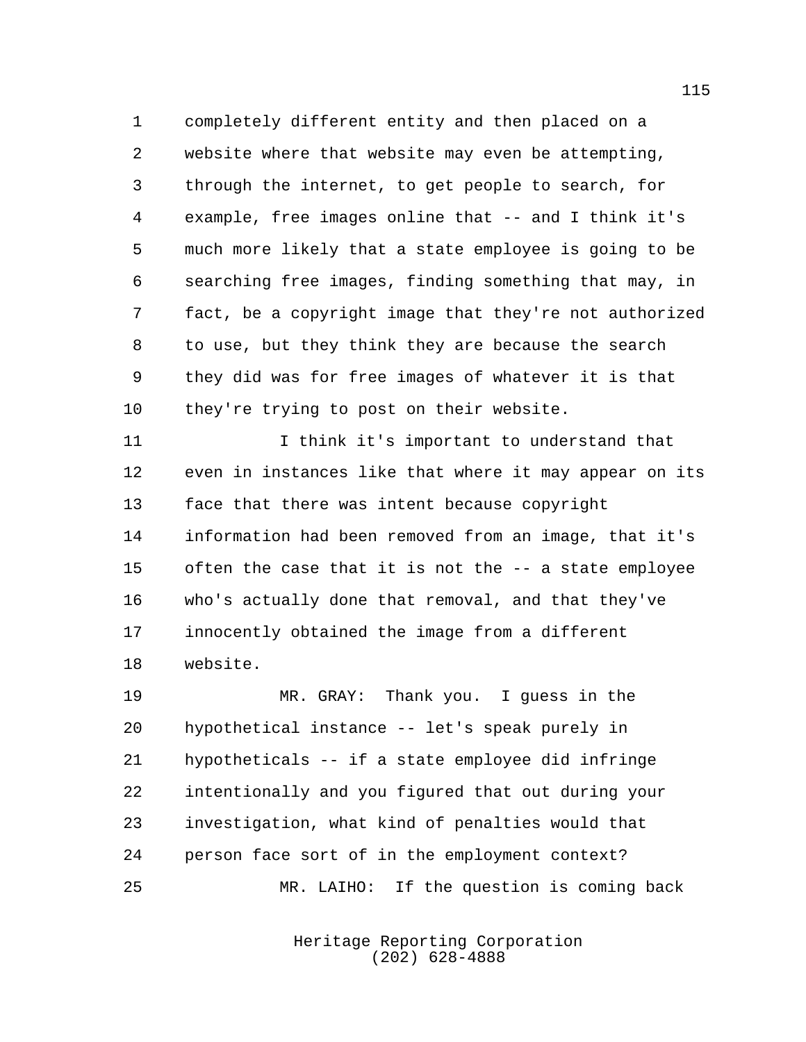completely different entity and then placed on a website where that website may even be attempting, through the internet, to get people to search, for example, free images online that -- and I think it's much more likely that a state employee is going to be searching free images, finding something that may, in fact, be a copyright image that they're not authorized to use, but they think they are because the search they did was for free images of whatever it is that they're trying to post on their website.

I think it's important to understand that even in instances like that where it may appear on its face that there was intent because copyright information had been removed from an image, that it's often the case that it is not the -- a state employee who's actually done that removal, and that they've innocently obtained the image from a different website.

MR. GRAY: Thank you. I guess in the hypothetical instance -- let's speak purely in hypotheticals -- if a state employee did infringe intentionally and you figured that out during your investigation, what kind of penalties would that person face sort of in the employment context?

MR. LAIHO: If the question is coming back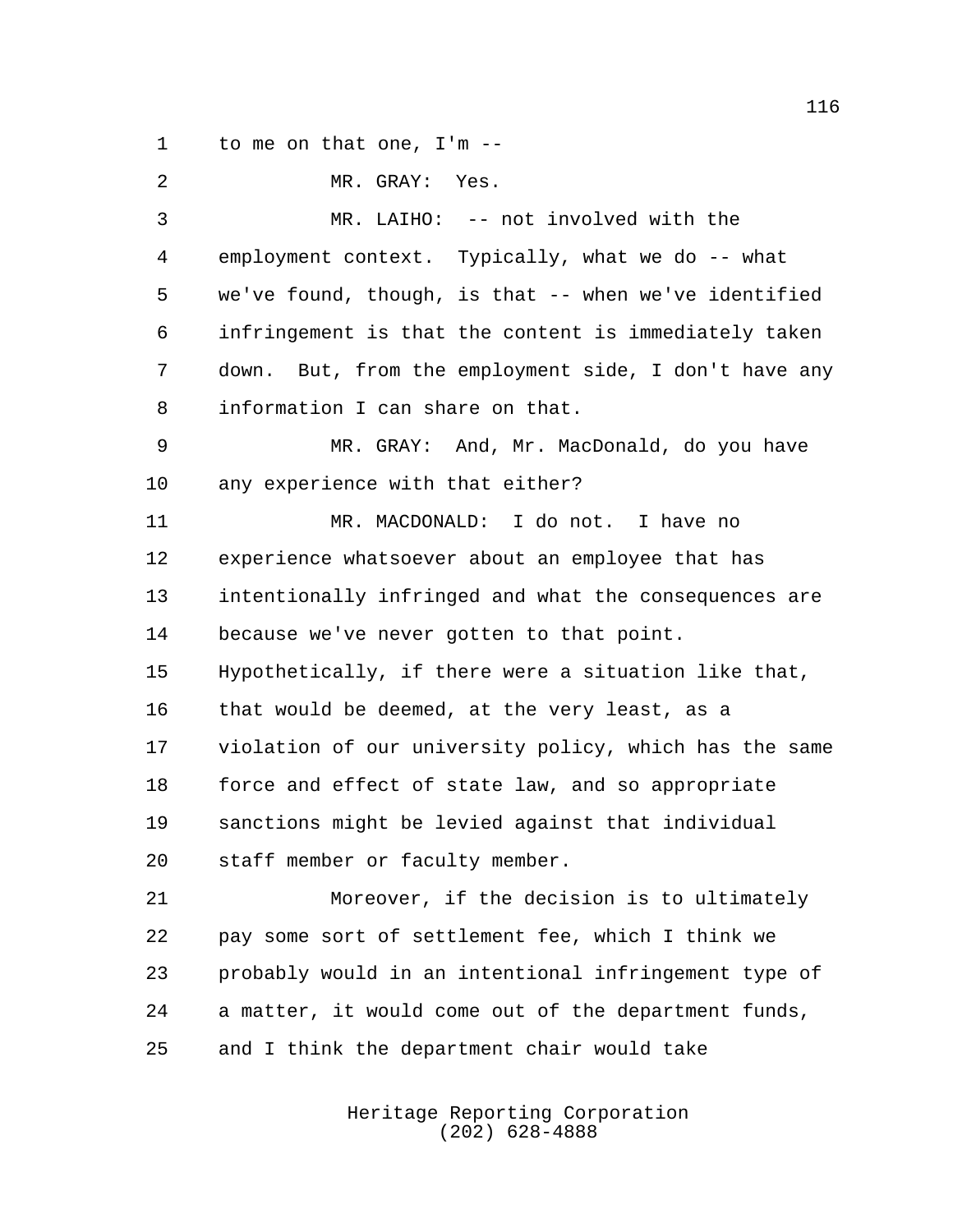to me on that one, I'm --

MR. GRAY: Yes.

MR. LAIHO: -- not involved with the employment context. Typically, what we do -- what we've found, though, is that -- when we've identified infringement is that the content is immediately taken down. But, from the employment side, I don't have any information I can share on that.

MR. GRAY: And, Mr. MacDonald, do you have any experience with that either?

MR. MACDONALD: I do not. I have no experience whatsoever about an employee that has intentionally infringed and what the consequences are because we've never gotten to that point. Hypothetically, if there were a situation like that, that would be deemed, at the very least, as a violation of our university policy, which has the same force and effect of state law, and so appropriate sanctions might be levied against that individual staff member or faculty member.

Moreover, if the decision is to ultimately pay some sort of settlement fee, which I think we probably would in an intentional infringement type of a matter, it would come out of the department funds, and I think the department chair would take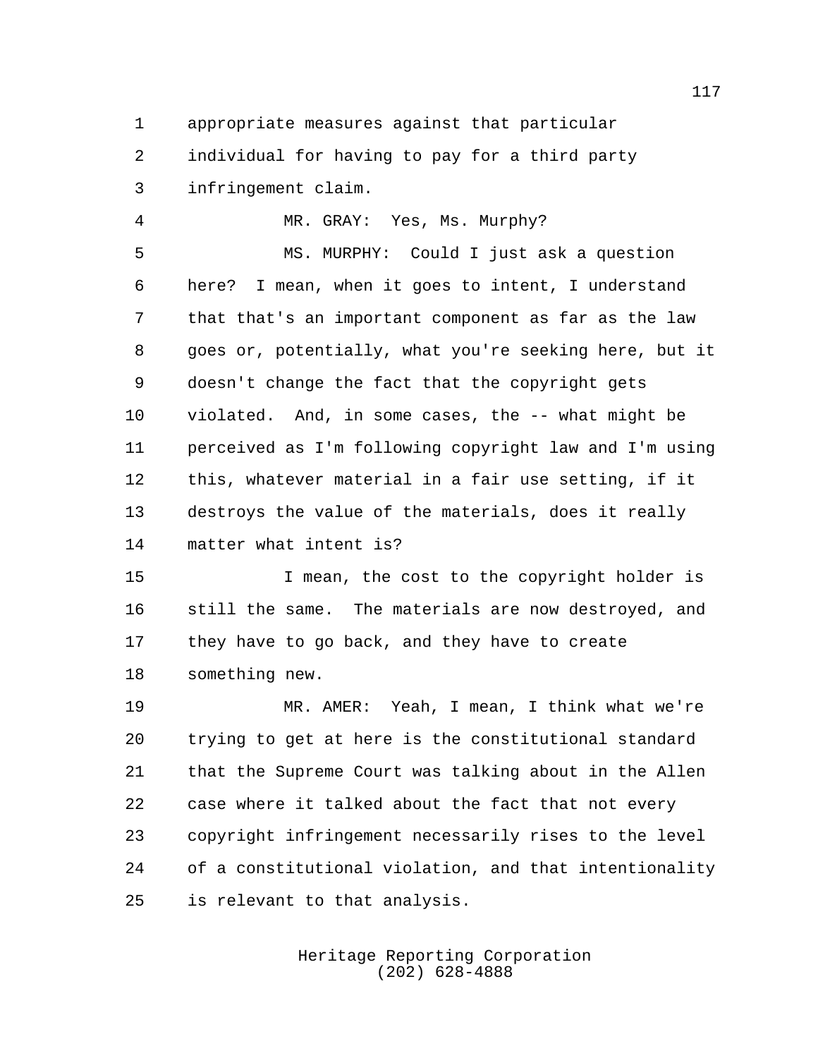appropriate measures against that particular individual for having to pay for a third party infringement claim.

MR. GRAY: Yes, Ms. Murphy?

MS. MURPHY: Could I just ask a question here? I mean, when it goes to intent, I understand that that's an important component as far as the law goes or, potentially, what you're seeking here, but it doesn't change the fact that the copyright gets violated. And, in some cases, the -- what might be perceived as I'm following copyright law and I'm using this, whatever material in a fair use setting, if it destroys the value of the materials, does it really matter what intent is?

I mean, the cost to the copyright holder is still the same. The materials are now destroyed, and they have to go back, and they have to create something new.

MR. AMER: Yeah, I mean, I think what we're trying to get at here is the constitutional standard that the Supreme Court was talking about in the Allen case where it talked about the fact that not every copyright infringement necessarily rises to the level of a constitutional violation, and that intentionality is relevant to that analysis.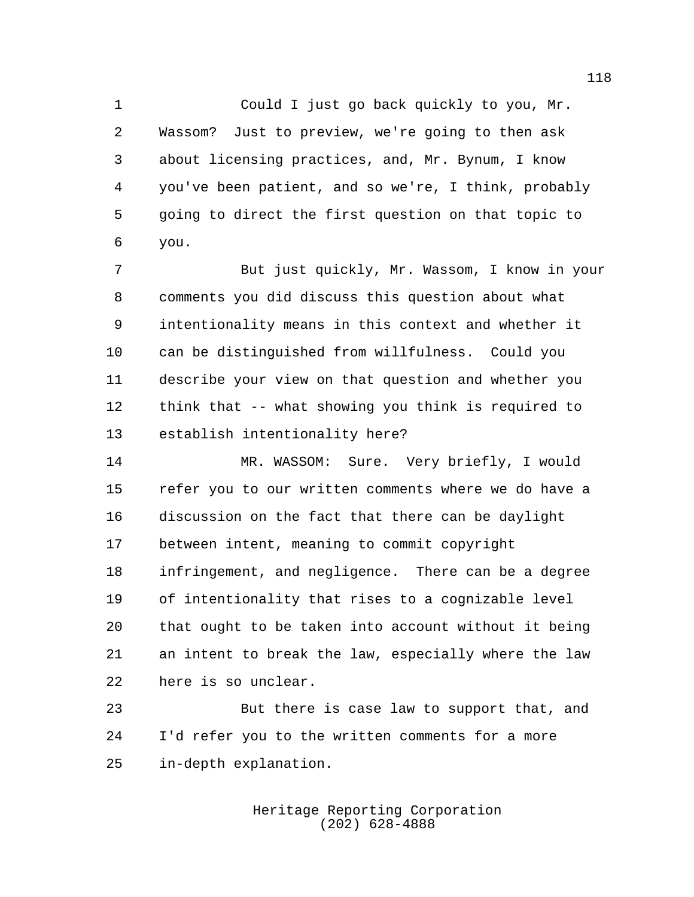Could I just go back quickly to you, Mr. Wassom? Just to preview, we're going to then ask about licensing practices, and, Mr. Bynum, I know you've been patient, and so we're, I think, probably going to direct the first question on that topic to you.

But just quickly, Mr. Wassom, I know in your comments you did discuss this question about what intentionality means in this context and whether it can be distinguished from willfulness. Could you describe your view on that question and whether you think that -- what showing you think is required to establish intentionality here?

MR. WASSOM: Sure. Very briefly, I would refer you to our written comments where we do have a discussion on the fact that there can be daylight between intent, meaning to commit copyright infringement, and negligence. There can be a degree of intentionality that rises to a cognizable level that ought to be taken into account without it being an intent to break the law, especially where the law here is so unclear.

But there is case law to support that, and I'd refer you to the written comments for a more in-depth explanation.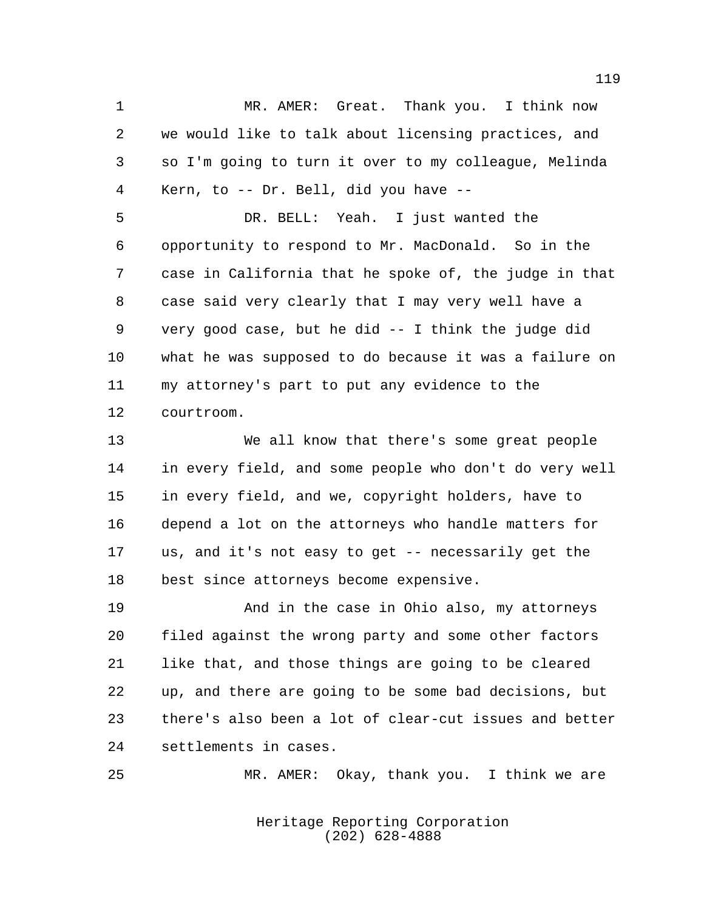MR. AMER: Great. Thank you. I think now we would like to talk about licensing practices, and so I'm going to turn it over to my colleague, Melinda Kern, to -- Dr. Bell, did you have --

DR. BELL: Yeah. I just wanted the opportunity to respond to Mr. MacDonald. So in the case in California that he spoke of, the judge in that case said very clearly that I may very well have a very good case, but he did -- I think the judge did what he was supposed to do because it was a failure on my attorney's part to put any evidence to the courtroom.

We all know that there's some great people in every field, and some people who don't do very well in every field, and we, copyright holders, have to depend a lot on the attorneys who handle matters for us, and it's not easy to get -- necessarily get the best since attorneys become expensive.

And in the case in Ohio also, my attorneys filed against the wrong party and some other factors like that, and those things are going to be cleared up, and there are going to be some bad decisions, but there's also been a lot of clear-cut issues and better settlements in cases.

MR. AMER: Okay, thank you. I think we are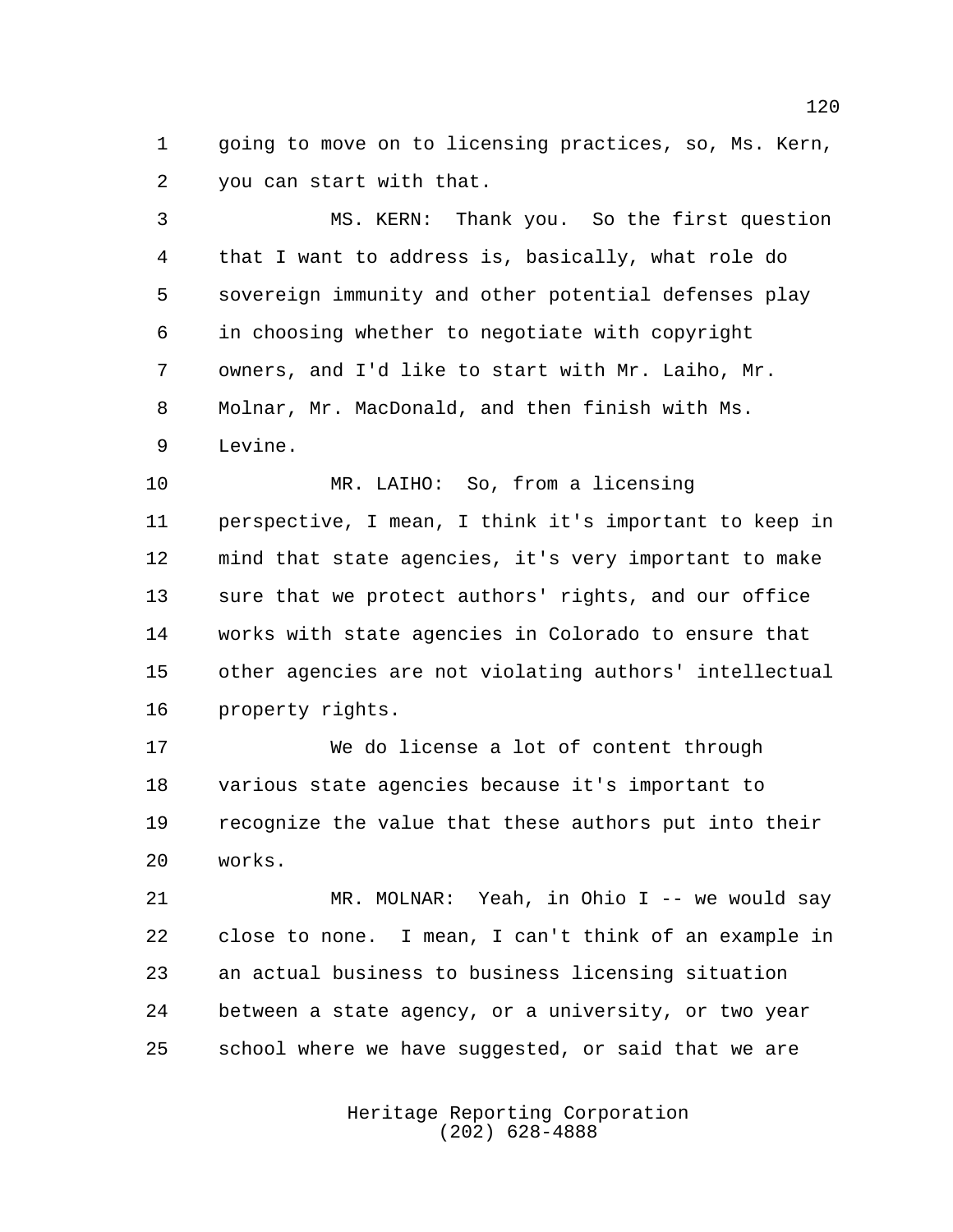going to move on to licensing practices, so, Ms. Kern, you can start with that.

MS. KERN: Thank you. So the first question that I want to address is, basically, what role do sovereign immunity and other potential defenses play in choosing whether to negotiate with copyright owners, and I'd like to start with Mr. Laiho, Mr. Molnar, Mr. MacDonald, and then finish with Ms. Levine.

MR. LAIHO: So, from a licensing perspective, I mean, I think it's important to keep in mind that state agencies, it's very important to make sure that we protect authors' rights, and our office works with state agencies in Colorado to ensure that other agencies are not violating authors' intellectual property rights.

We do license a lot of content through various state agencies because it's important to recognize the value that these authors put into their works.

MR. MOLNAR: Yeah, in Ohio I -- we would say close to none. I mean, I can't think of an example in an actual business to business licensing situation between a state agency, or a university, or two year school where we have suggested, or said that we are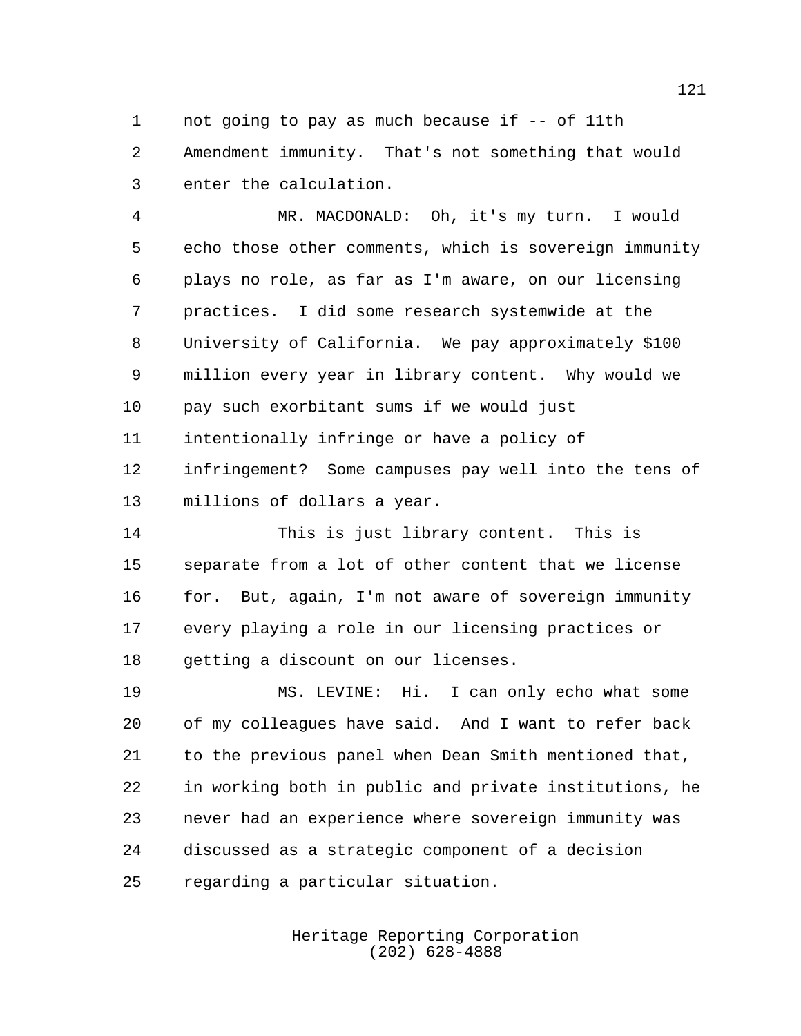not going to pay as much because if -- of 11th Amendment immunity. That's not something that would enter the calculation.

MR. MACDONALD: Oh, it's my turn. I would echo those other comments, which is sovereign immunity plays no role, as far as I'm aware, on our licensing practices. I did some research systemwide at the University of California. We pay approximately $100 million every year in library content. Why would we pay such exorbitant sums if we would just intentionally infringe or have a policy of infringement? Some campuses pay well into the tens of millions of dollars a year.

This is just library content. This is separate from a lot of other content that we license for. But, again, I'm not aware of sovereign immunity every playing a role in our licensing practices or getting a discount on our licenses.

MS. LEVINE: Hi. I can only echo what some of my colleagues have said. And I want to refer back to the previous panel when Dean Smith mentioned that, in working both in public and private institutions, he never had an experience where sovereign immunity was discussed as a strategic component of a decision regarding a particular situation.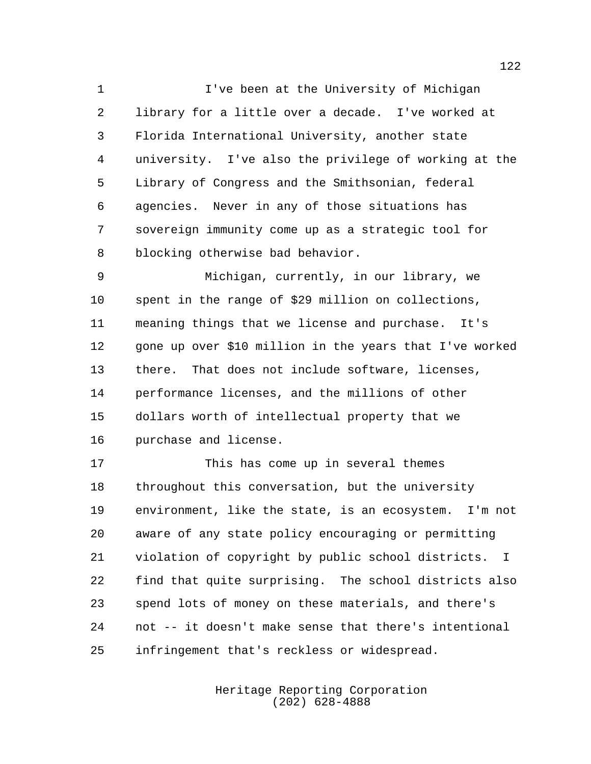I've been at the University of Michigan library for a little over a decade. I've worked at Florida International University, another state university. I've also the privilege of working at the Library of Congress and the Smithsonian, federal agencies. Never in any of those situations has sovereign immunity come up as a strategic tool for blocking otherwise bad behavior.

Michigan, currently, in our library, we spent in the range of $29 million on collections, meaning things that we license and purchase. It's gone up over $10 million in the years that I've worked there. That does not include software, licenses, performance licenses, and the millions of other dollars worth of intellectual property that we purchase and license.

This has come up in several themes throughout this conversation, but the university environment, like the state, is an ecosystem. I'm not aware of any state policy encouraging or permitting violation of copyright by public school districts. I find that quite surprising. The school districts also spend lots of money on these materials, and there's not -- it doesn't make sense that there's intentional infringement that's reckless or widespread.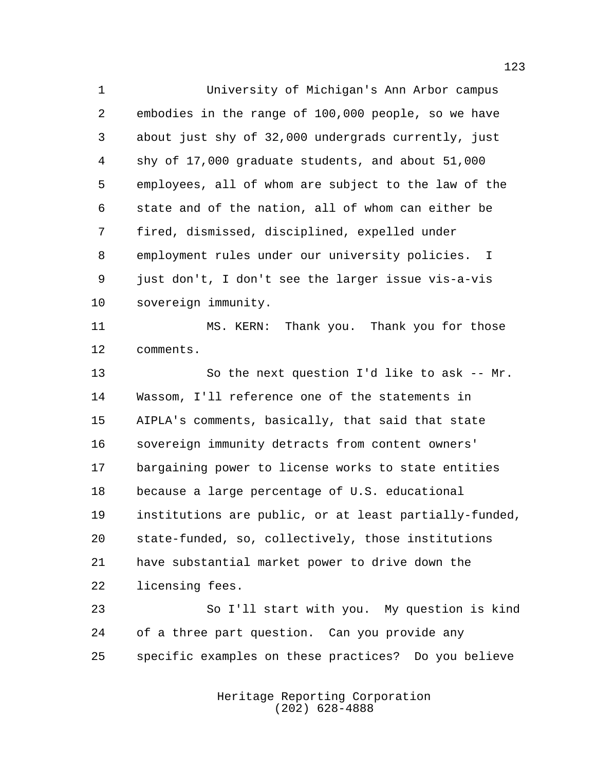University of Michigan's Ann Arbor campus embodies in the range of 100,000 people, so we have about just shy of 32,000 undergrads currently, just shy of 17,000 graduate students, and about 51,000 employees, all of whom are subject to the law of the state and of the nation, all of whom can either be fired, dismissed, disciplined, expelled under employment rules under our university policies. I just don't, I don't see the larger issue vis-a-vis sovereign immunity.

MS. KERN: Thank you. Thank you for those comments.

So the next question I'd like to ask -- Mr. Wassom, I'll reference one of the statements in AIPLA's comments, basically, that said that state sovereign immunity detracts from content owners' bargaining power to license works to state entities because a large percentage of U.S. educational institutions are public, or at least partially-funded, state-funded, so, collectively, those institutions have substantial market power to drive down the licensing fees.

So I'll start with you. My question is kind of a three part question. Can you provide any specific examples on these practices? Do you believe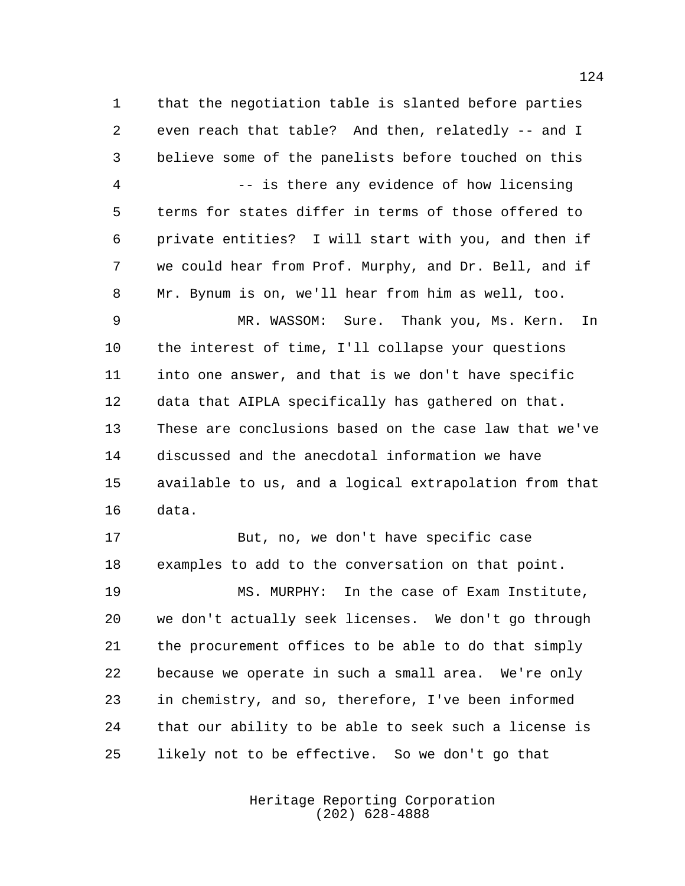that the negotiation table is slanted before parties even reach that table? And then, relatedly -- and I believe some of the panelists before touched on this -- is there any evidence of how licensing terms for states differ in terms of those offered to private entities? I will start with you, and then if we could hear from Prof. Murphy, and Dr. Bell, and if Mr. Bynum is on, we'll hear from him as well, too.

MR. WASSOM: Sure. Thank you, Ms. Kern. In the interest of time, I'll collapse your questions into one answer, and that is we don't have specific data that AIPLA specifically has gathered on that. These are conclusions based on the case law that we've discussed and the anecdotal information we have available to us, and a logical extrapolation from that data.

But, no, we don't have specific case examples to add to the conversation on that point.

MS. MURPHY: In the case of Exam Institute, we don't actually seek licenses. We don't go through the procurement offices to be able to do that simply because we operate in such a small area. We're only in chemistry, and so, therefore, I've been informed that our ability to be able to seek such a license is likely not to be effective. So we don't go that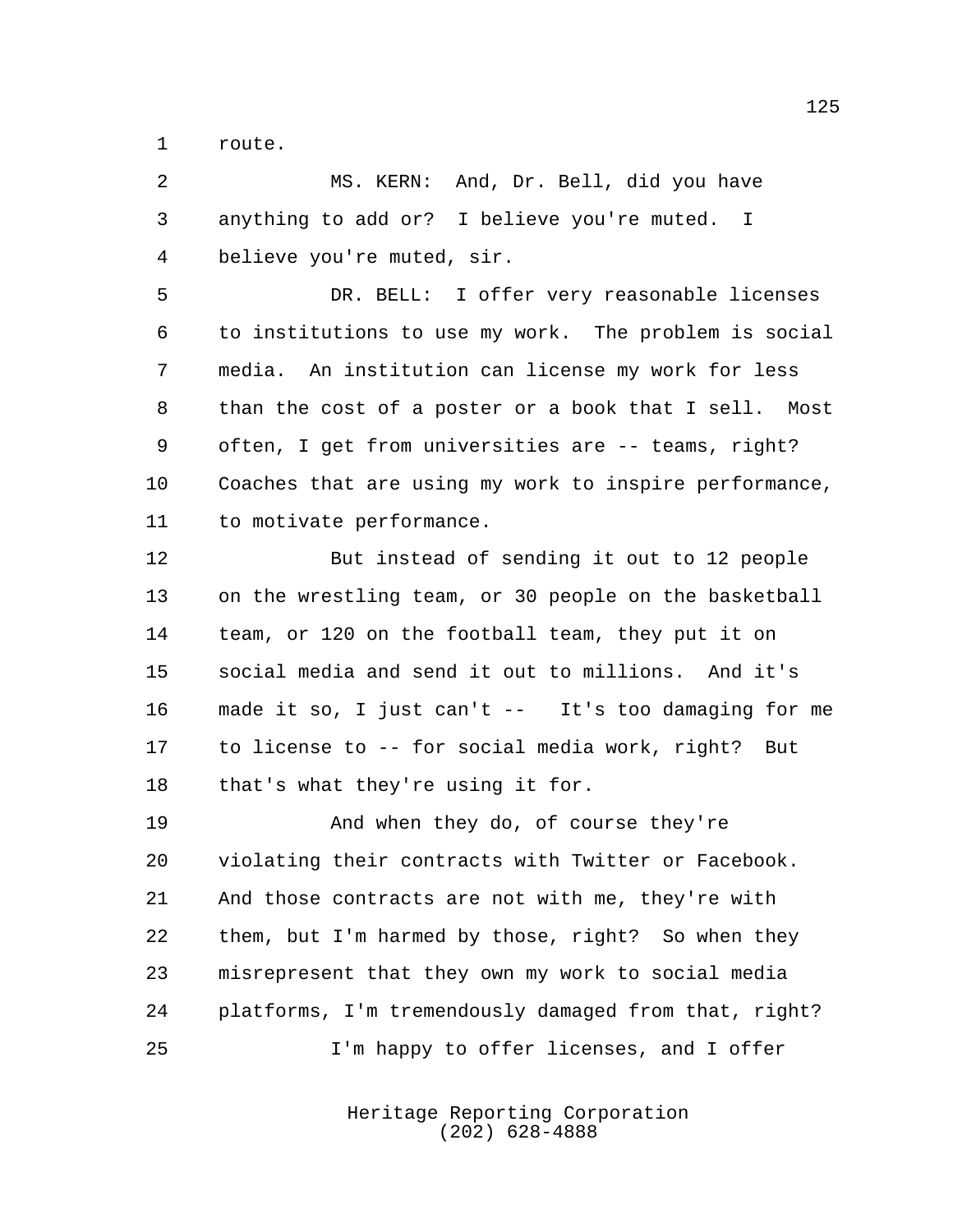route.

MS. KERN: And, Dr. Bell, did you have anything to add or? I believe you're muted. I believe you're muted, sir.

DR. BELL: I offer very reasonable licenses to institutions to use my work. The problem is social media. An institution can license my work for less than the cost of a poster or a book that I sell. Most often, I get from universities are -- teams, right? Coaches that are using my work to inspire performance, to motivate performance.

But instead of sending it out to 12 people on the wrestling team, or 30 people on the basketball team, or 120 on the football team, they put it on social media and send it out to millions. And it's made it so, I just can't -- It's too damaging for me to license to -- for social media work, right? But that's what they're using it for.

And when they do, of course they're violating their contracts with Twitter or Facebook. And those contracts are not with me, they're with them, but I'm harmed by those, right? So when they misrepresent that they own my work to social media platforms, I'm tremendously damaged from that, right?

I'm happy to offer licenses, and I offer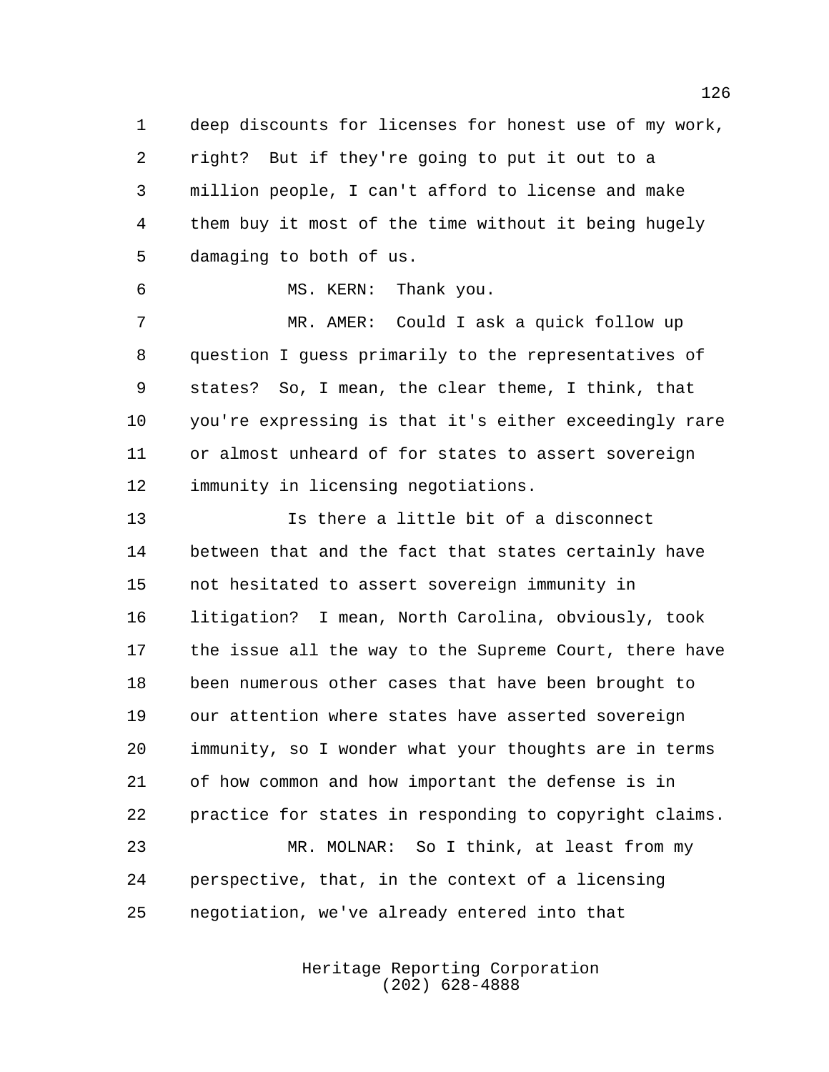deep discounts for licenses for honest use of my work, right? But if they're going to put it out to a million people, I can't afford to license and make them buy it most of the time without it being hugely damaging to both of us.

MS. KERN: Thank you.

MR. AMER: Could I ask a quick follow up question I guess primarily to the representatives of states? So, I mean, the clear theme, I think, that you're expressing is that it's either exceedingly rare or almost unheard of for states to assert sovereign immunity in licensing negotiations.

Is there a little bit of a disconnect between that and the fact that states certainly have not hesitated to assert sovereign immunity in litigation? I mean, North Carolina, obviously, took the issue all the way to the Supreme Court, there have been numerous other cases that have been brought to our attention where states have asserted sovereign immunity, so I wonder what your thoughts are in terms of how common and how important the defense is in practice for states in responding to copyright claims.

MR. MOLNAR: So I think, at least from my perspective, that, in the context of a licensing negotiation, we've already entered into that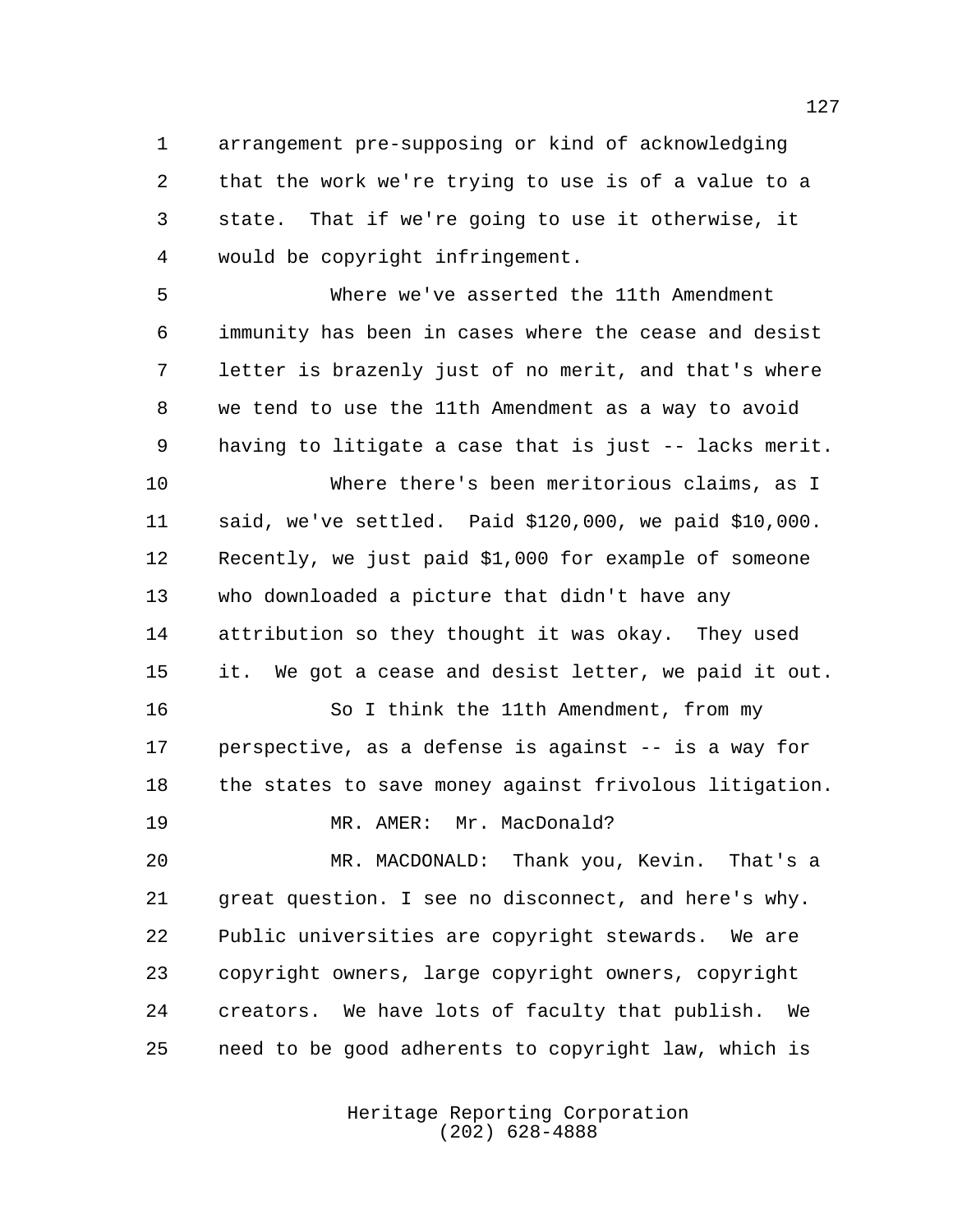arrangement pre-supposing or kind of acknowledging that the work we're trying to use is of a value to a state. That if we're going to use it otherwise, it would be copyright infringement.

Where we've asserted the 11th Amendment immunity has been in cases where the cease and desist letter is brazenly just of no merit, and that's where we tend to use the 11th Amendment as a way to avoid having to litigate a case that is just -- lacks merit.

Where there's been meritorious claims, as I said, we've settled. Paid $120,000, we paid $10,000. Recently, we just paid $1,000 for example of someone who downloaded a picture that didn't have any attribution so they thought it was okay. They used it. We got a cease and desist letter, we paid it out.

So I think the 11th Amendment, from my perspective, as a defense is against -- is a way for the states to save money against frivolous litigation.

MR. AMER: Mr. MacDonald?

MR. MACDONALD: Thank you, Kevin. That's a great question. I see no disconnect, and here's why. Public universities are copyright stewards. We are copyright owners, large copyright owners, copyright creators. We have lots of faculty that publish. We need to be good adherents to copyright law, which is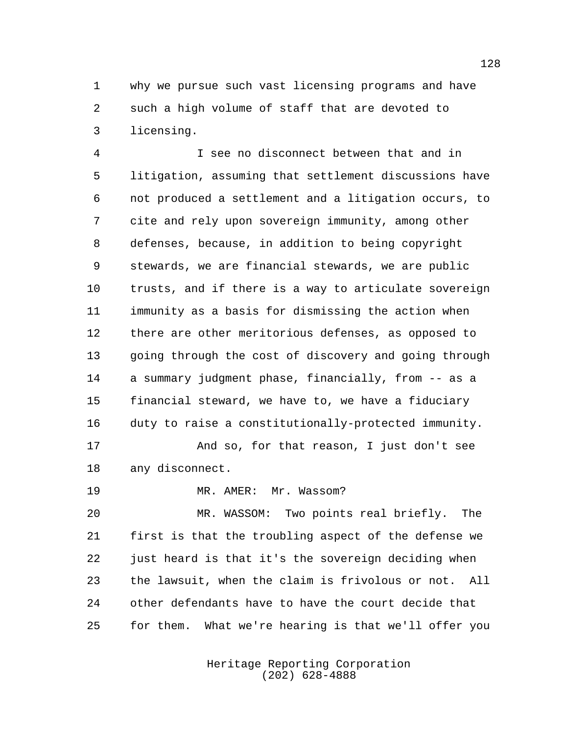why we pursue such vast licensing programs and have such a high volume of staff that are devoted to licensing.

I see no disconnect between that and in litigation, assuming that settlement discussions have not produced a settlement and a litigation occurs, to cite and rely upon sovereign immunity, among other defenses, because, in addition to being copyright stewards, we are financial stewards, we are public trusts, and if there is a way to articulate sovereign immunity as a basis for dismissing the action when there are other meritorious defenses, as opposed to going through the cost of discovery and going through a summary judgment phase, financially, from -- as a financial steward, we have to, we have a fiduciary duty to raise a constitutionally-protected immunity.

And so, for that reason, I just don't see any disconnect.

MR. AMER: Mr. Wassom?

MR. WASSOM: Two points real briefly. The first is that the troubling aspect of the defense we just heard is that it's the sovereign deciding when the lawsuit, when the claim is frivolous or not. All other defendants have to have the court decide that for them. What we're hearing is that we'll offer you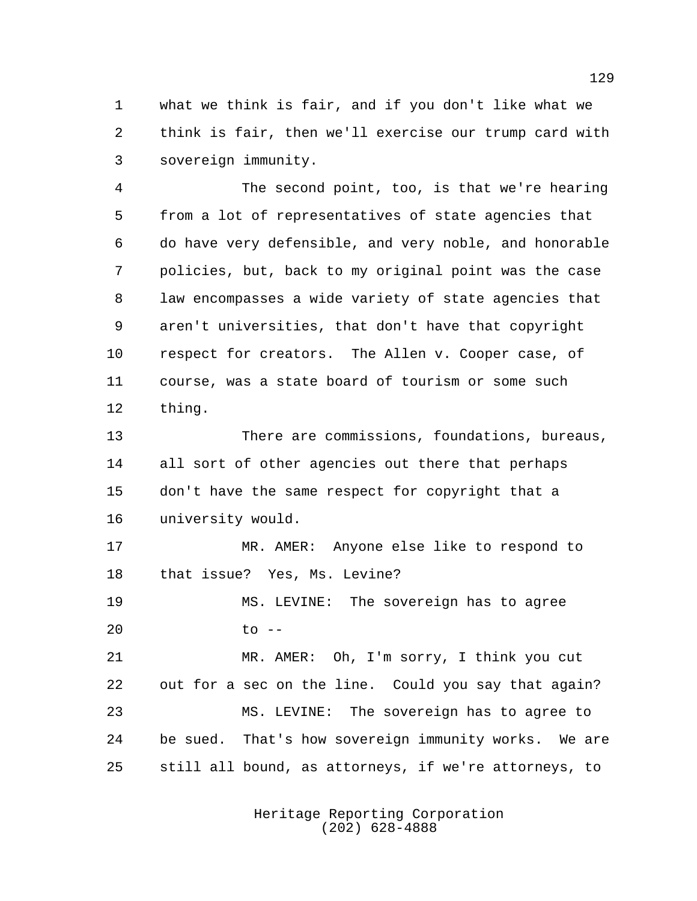what we think is fair, and if you don't like what we think is fair, then we'll exercise our trump card with sovereign immunity.

The second point, too, is that we're hearing from a lot of representatives of state agencies that do have very defensible, and very noble, and honorable policies, but, back to my original point was the case law encompasses a wide variety of state agencies that aren't universities, that don't have that copyright respect for creators. The Allen v. Cooper case, of course, was a state board of tourism or some such thing.

There are commissions, foundations, bureaus, all sort of other agencies out there that perhaps don't have the same respect for copyright that a university would.

MR. AMER: Anyone else like to respond to that issue? Yes, Ms. Levine?

MS. LEVINE: The sovereign has to agree to --

MR. AMER: Oh, I'm sorry, I think you cut out for a sec on the line. Could you say that again?

MS. LEVINE: The sovereign has to agree to be sued. That's how sovereign immunity works. We are still all bound, as attorneys, if we're attorneys, to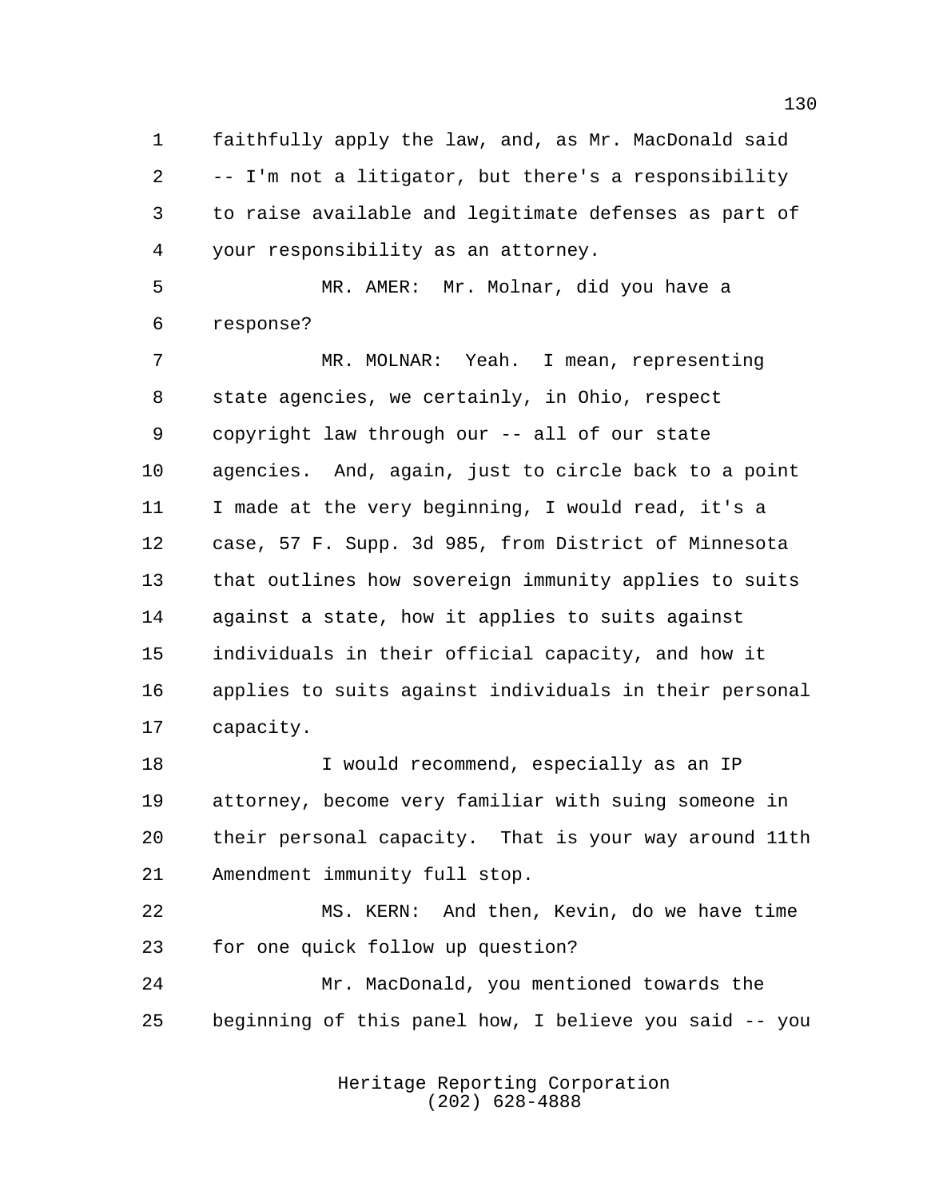faithfully apply the law, and, as Mr. MacDonald said -- I'm not a litigator, but there's a responsibility to raise available and legitimate defenses as part of your responsibility as an attorney.

MR. AMER: Mr. Molnar, did you have a response?

MR. MOLNAR: Yeah. I mean, representing state agencies, we certainly, in Ohio, respect copyright law through our -- all of our state agencies. And, again, just to circle back to a point I made at the very beginning, I would read, it's a case, 57 F. Supp. 3d 985, from District of Minnesota that outlines how sovereign immunity applies to suits against a state, how it applies to suits against individuals in their official capacity, and how it applies to suits against individuals in their personal capacity.

I would recommend, especially as an IP attorney, become very familiar with suing someone in their personal capacity. That is your way around 11th Amendment immunity full stop.

MS. KERN: And then, Kevin, do we have time for one quick follow up question?

Mr. MacDonald, you mentioned towards the beginning of this panel how, I believe you said -- you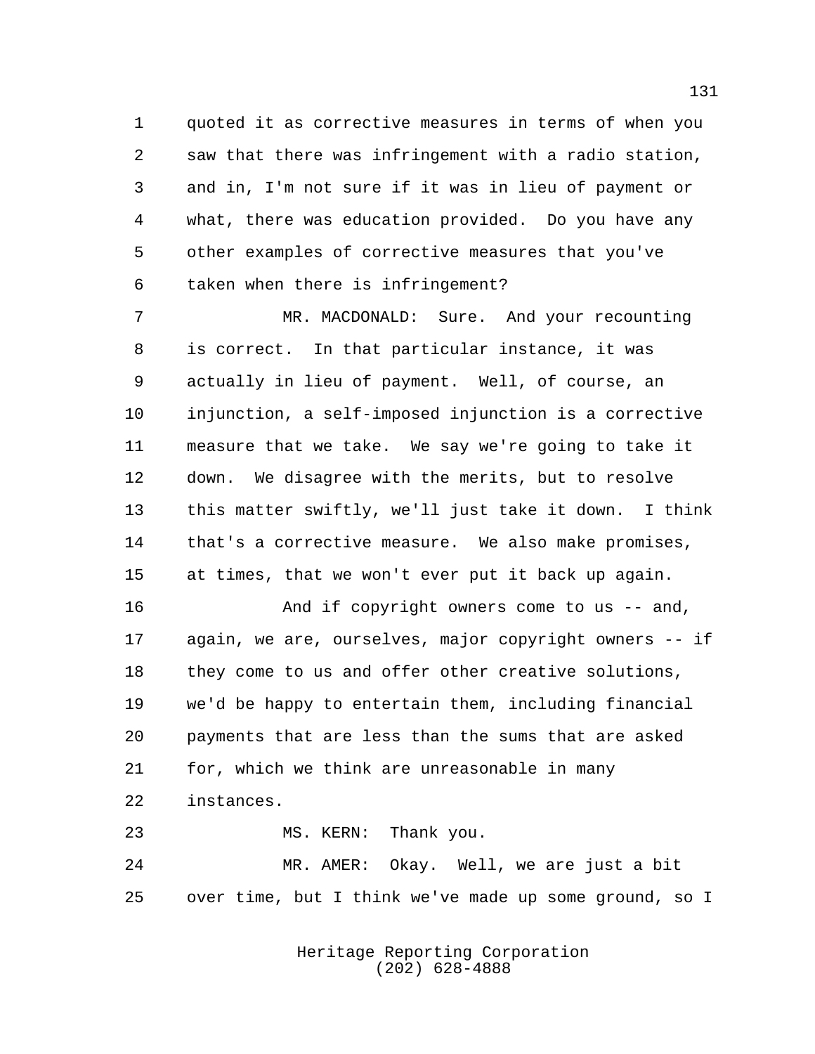quoted it as corrective measures in terms of when you saw that there was infringement with a radio station, and in, I'm not sure if it was in lieu of payment or what, there was education provided. Do you have any other examples of corrective measures that you've taken when there is infringement?

MR. MACDONALD: Sure. And your recounting is correct. In that particular instance, it was actually in lieu of payment. Well, of course, an injunction, a self-imposed injunction is a corrective measure that we take. We say we're going to take it down. We disagree with the merits, but to resolve this matter swiftly, we'll just take it down. I think that's a corrective measure. We also make promises, at times, that we won't ever put it back up again.

And if copyright owners come to us -- and, again, we are, ourselves, major copyright owners -- if they come to us and offer other creative solutions, we'd be happy to entertain them, including financial payments that are less than the sums that are asked for, which we think are unreasonable in many instances.

MS. KERN: Thank you.

MR. AMER: Okay. Well, we are just a bit over time, but I think we've made up some ground, so I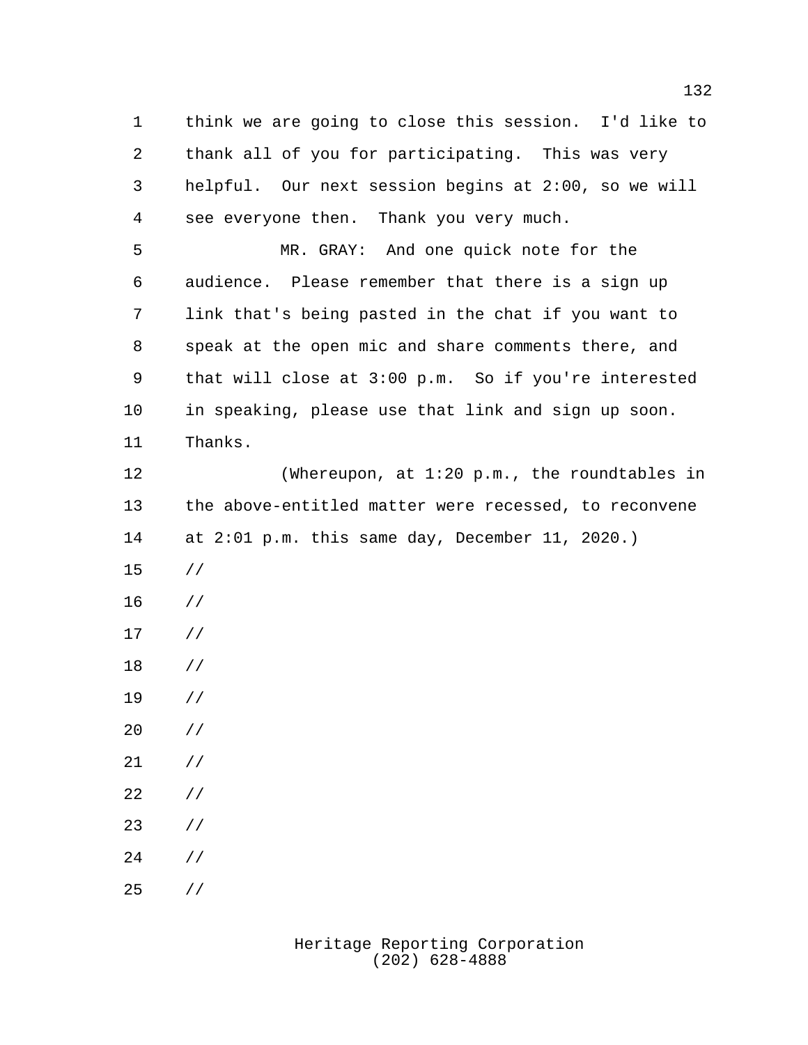think we are going to close this session. I'd like to thank all of you for participating. This was very helpful. Our next session begins at 2:00, so we will see everyone then. Thank you very much.

MR. GRAY: And one quick note for the audience. Please remember that there is a sign up link that's being pasted in the chat if you want to speak at the open mic and share comments there, and that will close at 3:00 p.m. So if you're interested in speaking, please use that link and sign up soon. Thanks.

(Whereupon, at 1:20 p.m., the roundtables in the above-entitled matter were recessed, to reconvene at 2:01 p.m. this same day, December 11, 2020.)

//

//

//

//

//

//

//

//

//

//

//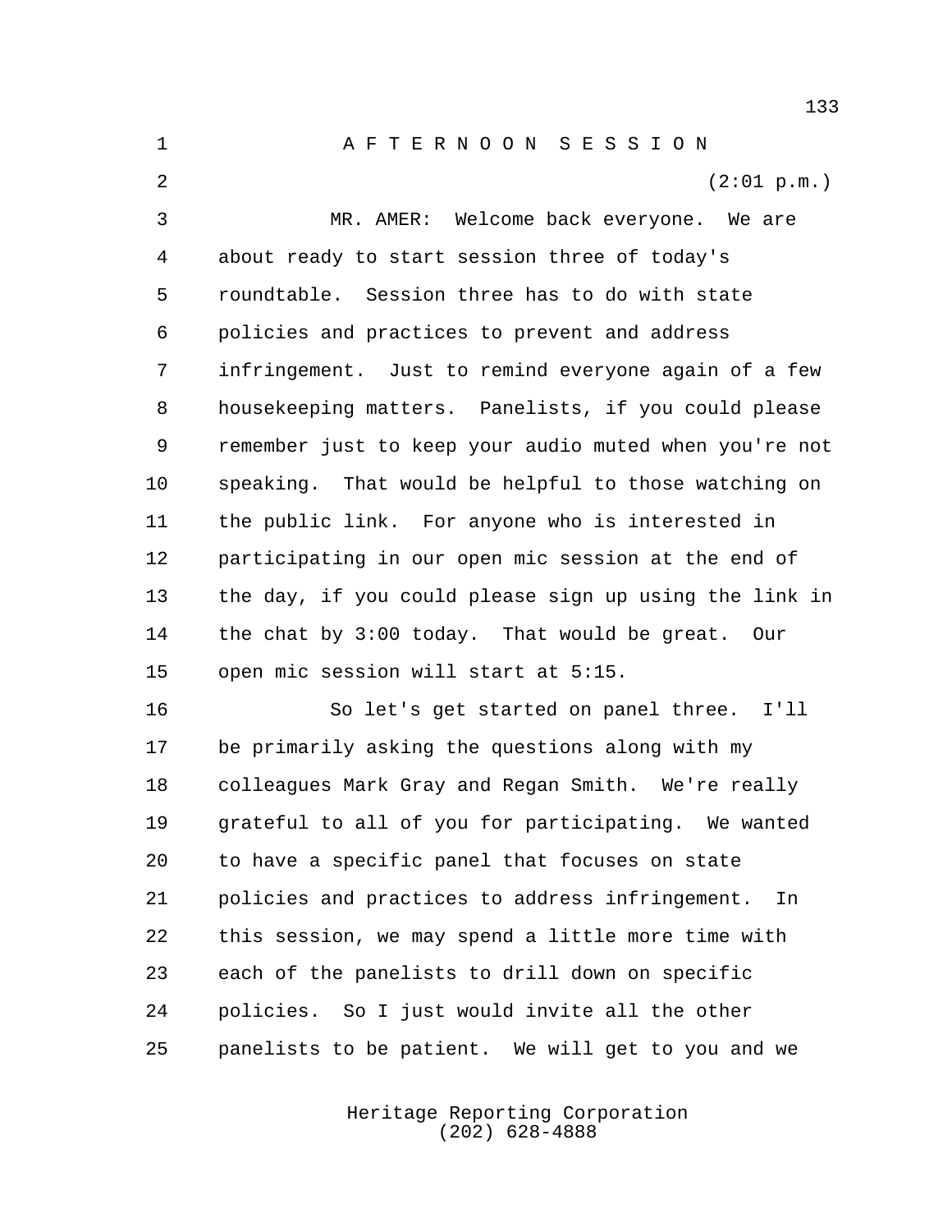A F T E R N O O N   S E S S I O N

(2:01 p.m.)

MR. AMER: Welcome back everyone. We are about ready to start session three of today's roundtable. Session three has to do with state policies and practices to prevent and address infringement. Just to remind everyone again of a few housekeeping matters. Panelists, if you could please remember just to keep your audio muted when you're not speaking. That would be helpful to those watching on the public link. For anyone who is interested in participating in our open mic session at the end of the day, if you could please sign up using the link in the chat by 3:00 today. That would be great. Our open mic session will start at 5:15.

So let's get started on panel three. I'll be primarily asking the questions along with my colleagues Mark Gray and Regan Smith. We're really grateful to all of you for participating. We wanted to have a specific panel that focuses on state policies and practices to address infringement. In this session, we may spend a little more time with each of the panelists to drill down on specific policies. So I just would invite all the other panelists to be patient. We will get to you and we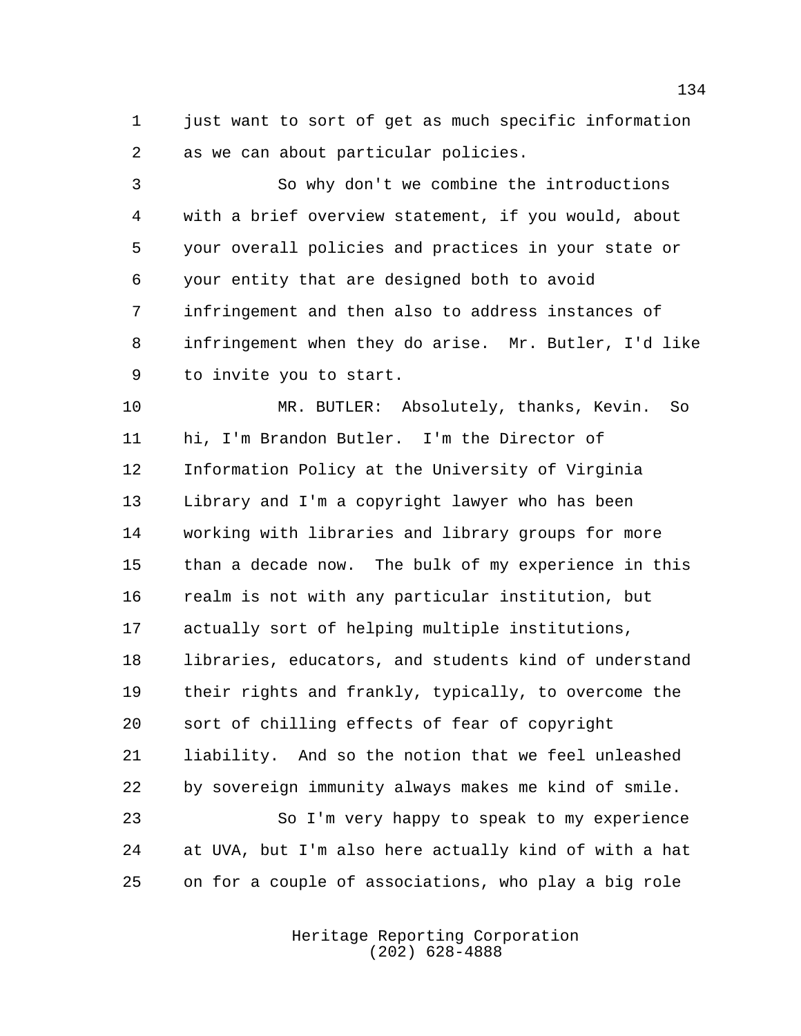just want to sort of get as much specific information as we can about particular policies.

So why don't we combine the introductions with a brief overview statement, if you would, about your overall policies and practices in your state or your entity that are designed both to avoid infringement and then also to address instances of infringement when they do arise. Mr. Butler, I'd like to invite you to start.

MR. BUTLER: Absolutely, thanks, Kevin. So hi, I'm Brandon Butler. I'm the Director of Information Policy at the University of Virginia Library and I'm a copyright lawyer who has been working with libraries and library groups for more than a decade now. The bulk of my experience in this realm is not with any particular institution, but actually sort of helping multiple institutions, libraries, educators, and students kind of understand their rights and frankly, typically, to overcome the sort of chilling effects of fear of copyright liability. And so the notion that we feel unleashed by sovereign immunity always makes me kind of smile.

So I'm very happy to speak to my experience at UVA, but I'm also here actually kind of with a hat on for a couple of associations, who play a big role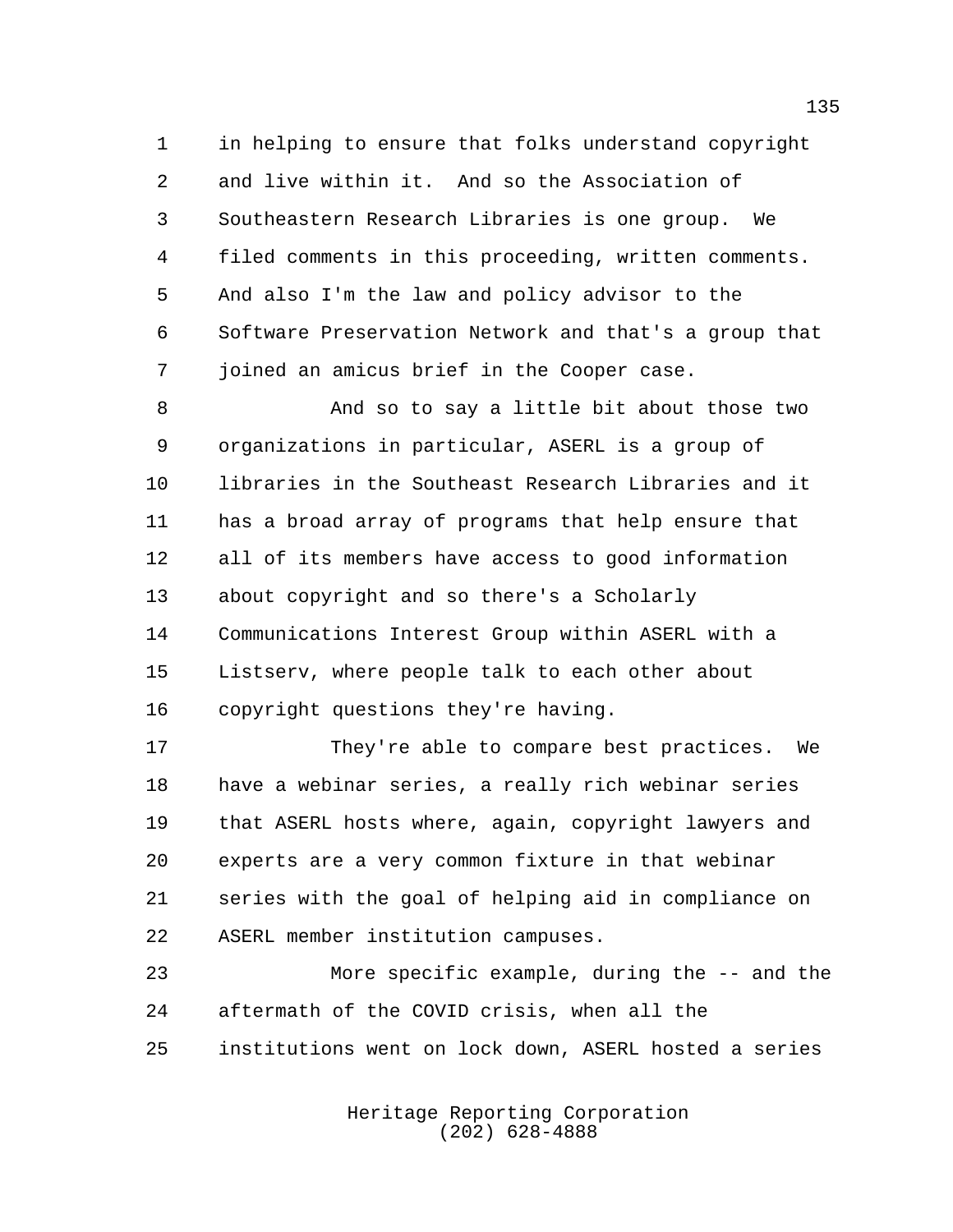in helping to ensure that folks understand copyright and live within it. And so the Association of Southeastern Research Libraries is one group. We filed comments in this proceeding, written comments. And also I'm the law and policy advisor to the Software Preservation Network and that's a group that joined an amicus brief in the Cooper case.

And so to say a little bit about those two organizations in particular, ASERL is a group of libraries in the Southeast Research Libraries and it has a broad array of programs that help ensure that all of its members have access to good information about copyright and so there's a Scholarly Communications Interest Group within ASERL with a Listserv, where people talk to each other about copyright questions they're having.

They're able to compare best practices. We have a webinar series, a really rich webinar series that ASERL hosts where, again, copyright lawyers and experts are a very common fixture in that webinar series with the goal of helping aid in compliance on ASERL member institution campuses.

More specific example, during the -- and the aftermath of the COVID crisis, when all the institutions went on lock down, ASERL hosted a series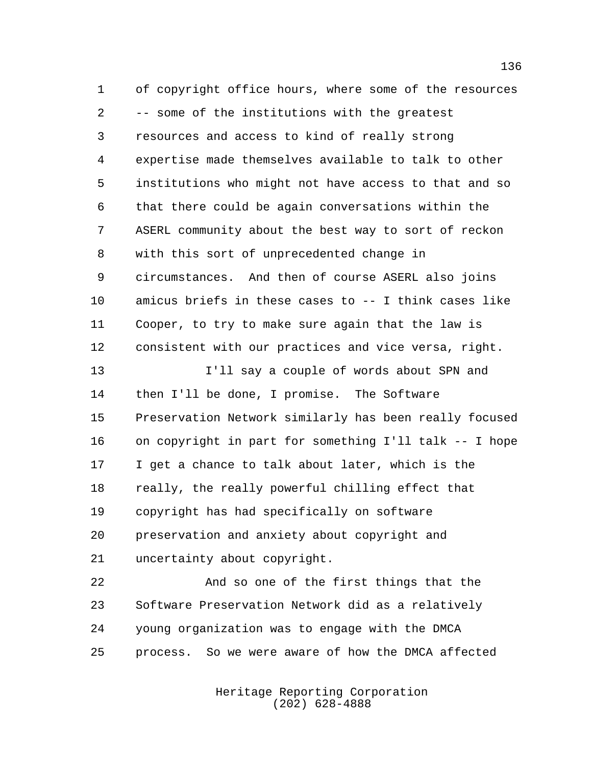of copyright office hours, where some of the resources -- some of the institutions with the greatest resources and access to kind of really strong expertise made themselves available to talk to other institutions who might not have access to that and so that there could be again conversations within the ASERL community about the best way to sort of reckon with this sort of unprecedented change in circumstances. And then of course ASERL also joins amicus briefs in these cases to -- I think cases like Cooper, to try to make sure again that the law is consistent with our practices and vice versa, right.

I'll say a couple of words about SPN and then I'll be done, I promise. The Software Preservation Network similarly has been really focused on copyright in part for something I'll talk -- I hope I get a chance to talk about later, which is the really, the really powerful chilling effect that copyright has had specifically on software preservation and anxiety about copyright and uncertainty about copyright.

And so one of the first things that the Software Preservation Network did as a relatively young organization was to engage with the DMCA process. So we were aware of how the DMCA affected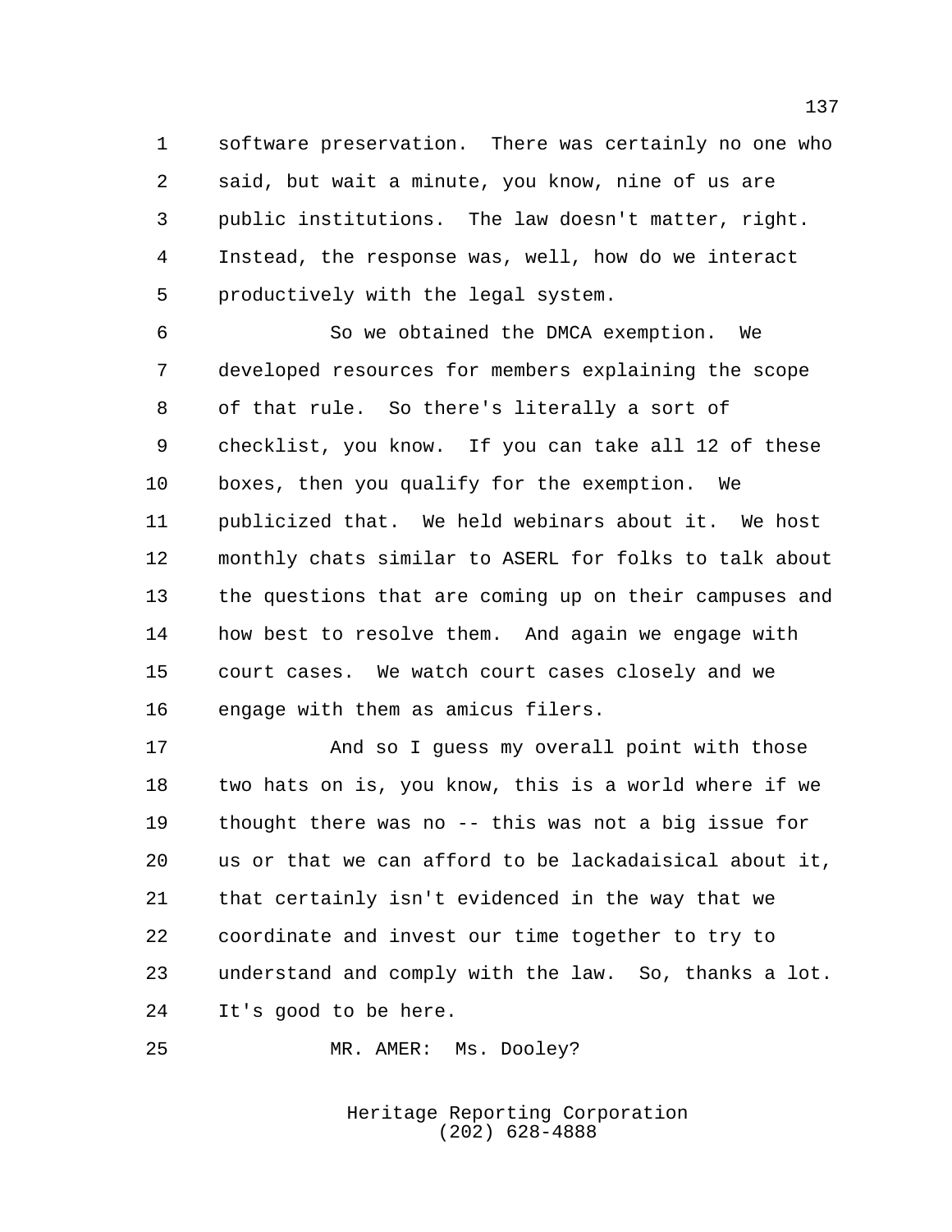software preservation. There was certainly no one who said, but wait a minute, you know, nine of us are public institutions. The law doesn't matter, right. Instead, the response was, well, how do we interact productively with the legal system.

So we obtained the DMCA exemption. We developed resources for members explaining the scope of that rule. So there's literally a sort of checklist, you know. If you can take all 12 of these boxes, then you qualify for the exemption. We publicized that. We held webinars about it. We host monthly chats similar to ASERL for folks to talk about the questions that are coming up on their campuses and how best to resolve them. And again we engage with court cases. We watch court cases closely and we engage with them as amicus filers.

And so I guess my overall point with those two hats on is, you know, this is a world where if we thought there was no -- this was not a big issue for us or that we can afford to be lackadaisical about it, that certainly isn't evidenced in the way that we coordinate and invest our time together to try to understand and comply with the law. So, thanks a lot. It's good to be here.

MR. AMER: Ms. Dooley?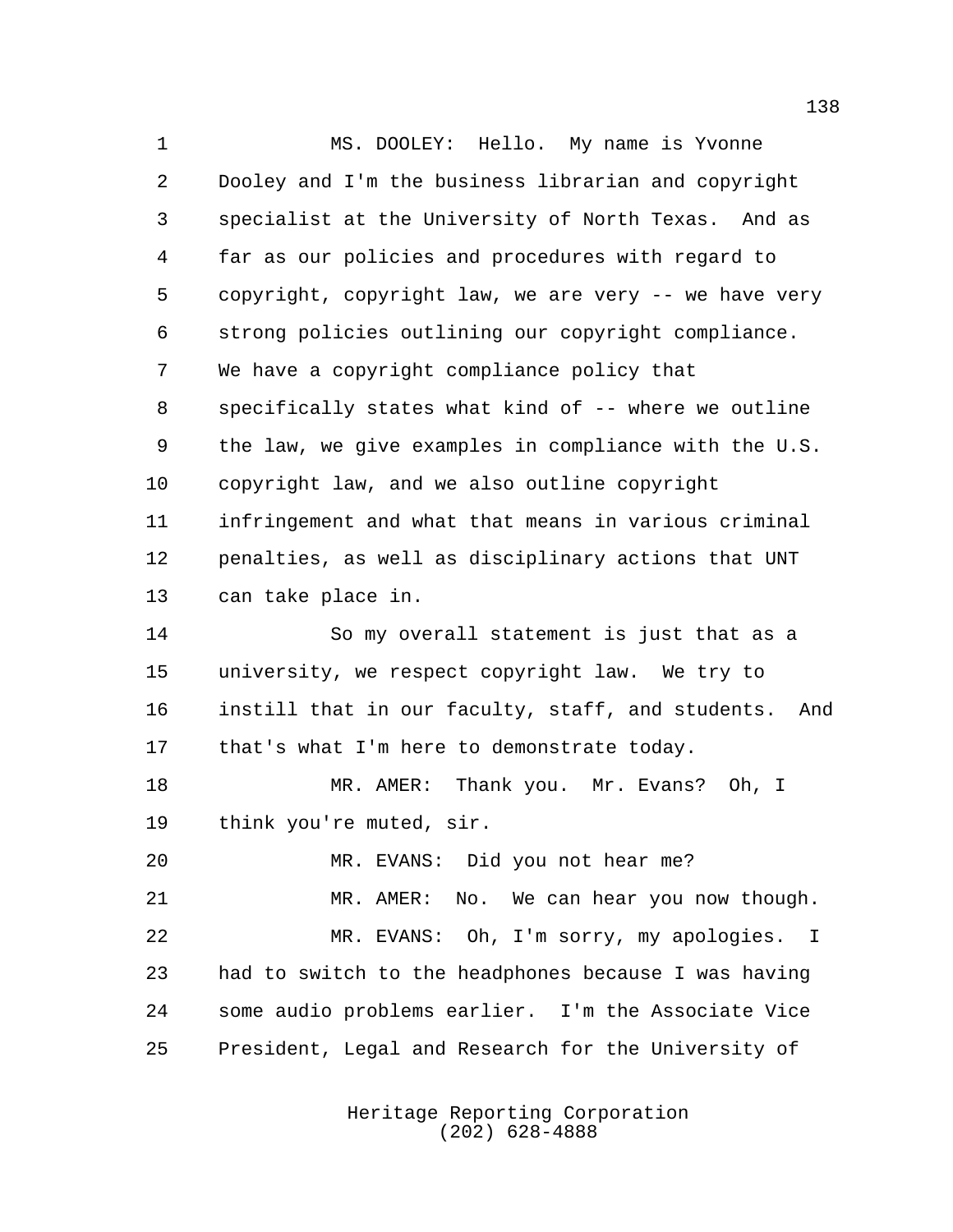MS. DOOLEY: Hello. My name is Yvonne Dooley and I'm the business librarian and copyright specialist at the University of North Texas. And as far as our policies and procedures with regard to copyright, copyright law, we are very -- we have very strong policies outlining our copyright compliance. We have a copyright compliance policy that specifically states what kind of -- where we outline the law, we give examples in compliance with the U.S. copyright law, and we also outline copyright infringement and what that means in various criminal penalties, as well as disciplinary actions that UNT can take place in.

So my overall statement is just that as a university, we respect copyright law. We try to instill that in our faculty, staff, and students. And that's what I'm here to demonstrate today.

MR. AMER: Thank you. Mr. Evans? Oh, I think you're muted, sir.

MR. EVANS: Did you not hear me?

MR. AMER: No. We can hear you now though.

MR. EVANS: Oh, I'm sorry, my apologies. I had to switch to the headphones because I was having some audio problems earlier. I'm the Associate Vice President, Legal and Research for the University of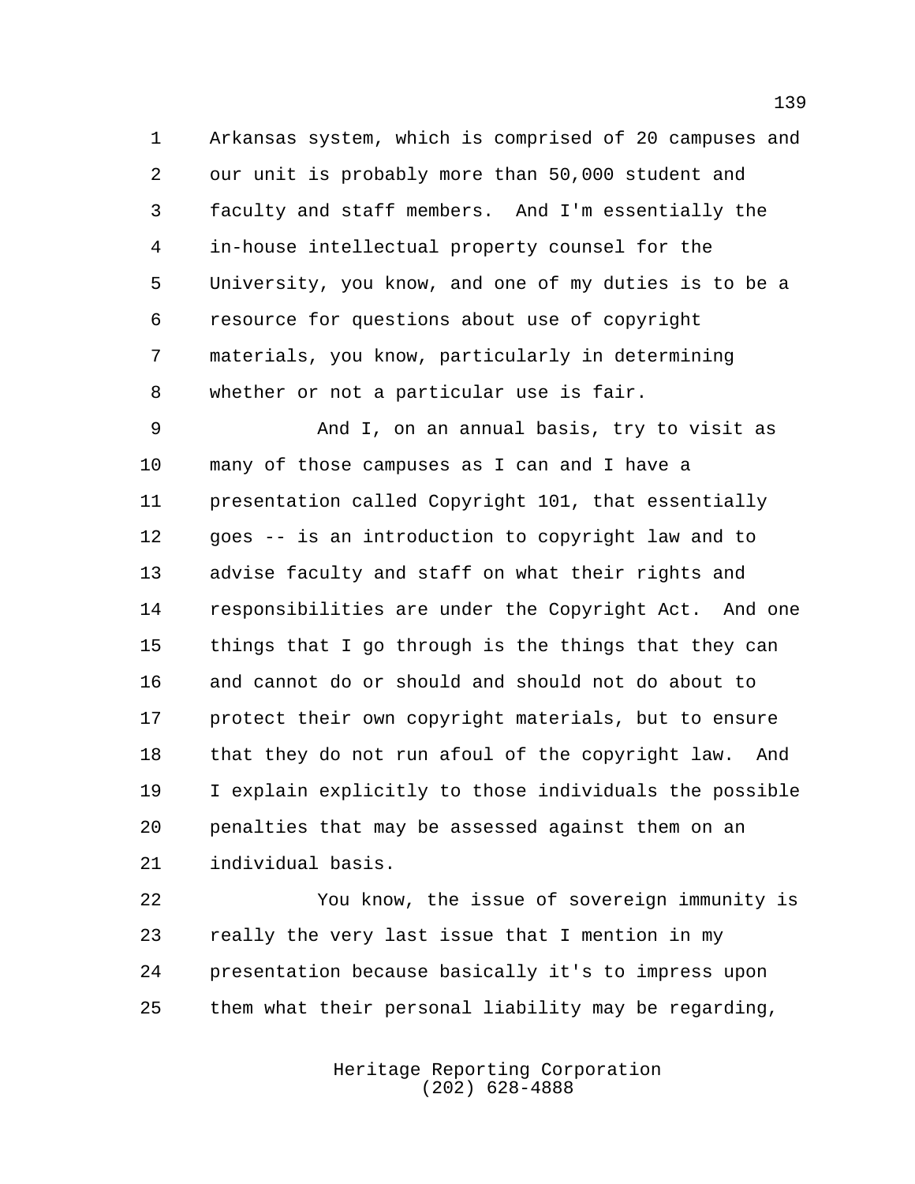Arkansas system, which is comprised of 20 campuses and our unit is probably more than 50,000 student and faculty and staff members. And I'm essentially the in-house intellectual property counsel for the University, you know, and one of my duties is to be a resource for questions about use of copyright materials, you know, particularly in determining whether or not a particular use is fair.

And I, on an annual basis, try to visit as many of those campuses as I can and I have a presentation called Copyright 101, that essentially goes -- is an introduction to copyright law and to advise faculty and staff on what their rights and responsibilities are under the Copyright Act. And one things that I go through is the things that they can and cannot do or should and should not do about to protect their own copyright materials, but to ensure that they do not run afoul of the copyright law. And I explain explicitly to those individuals the possible penalties that may be assessed against them on an individual basis.

You know, the issue of sovereign immunity is really the very last issue that I mention in my presentation because basically it's to impress upon them what their personal liability may be regarding,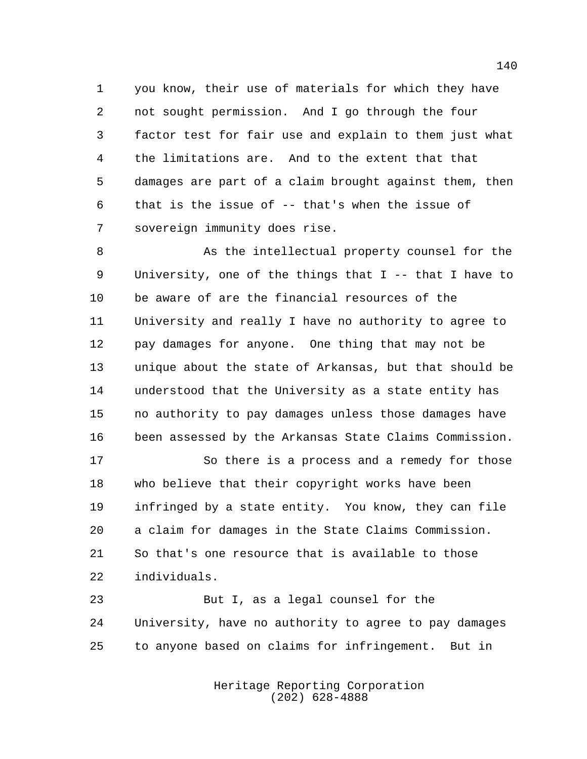you know, their use of materials for which they have not sought permission. And I go through the four factor test for fair use and explain to them just what the limitations are. And to the extent that that damages are part of a claim brought against them, then that is the issue of -- that's when the issue of sovereign immunity does rise.

As the intellectual property counsel for the University, one of the things that I -- that I have to be aware of are the financial resources of the University and really I have no authority to agree to pay damages for anyone. One thing that may not be unique about the state of Arkansas, but that should be understood that the University as a state entity has no authority to pay damages unless those damages have been assessed by the Arkansas State Claims Commission.

So there is a process and a remedy for those who believe that their copyright works have been infringed by a state entity. You know, they can file a claim for damages in the State Claims Commission. So that's one resource that is available to those individuals.

But I, as a legal counsel for the University, have no authority to agree to pay damages to anyone based on claims for infringement. But in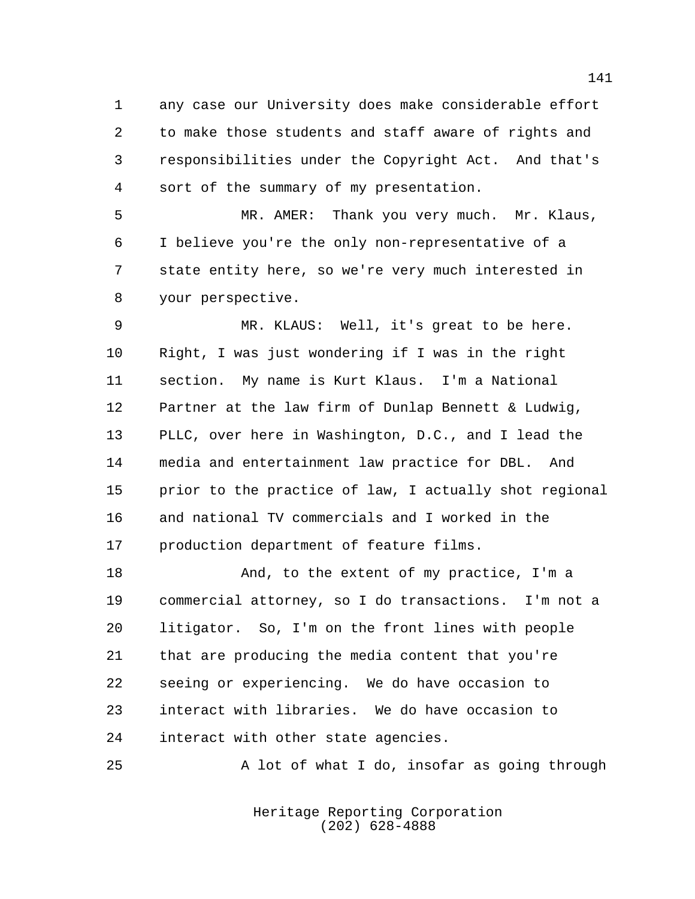any case our University does make considerable effort to make those students and staff aware of rights and responsibilities under the Copyright Act. And that's sort of the summary of my presentation.

MR. AMER: Thank you very much. Mr. Klaus, I believe you're the only non-representative of a state entity here, so we're very much interested in your perspective.

MR. KLAUS: Well, it's great to be here. Right, I was just wondering if I was in the right section. My name is Kurt Klaus. I'm a National Partner at the law firm of Dunlap Bennett & Ludwig, PLLC, over here in Washington, D.C., and I lead the media and entertainment law practice for DBL. And prior to the practice of law, I actually shot regional and national TV commercials and I worked in the production department of feature films.

And, to the extent of my practice, I'm a commercial attorney, so I do transactions. I'm not a litigator. So, I'm on the front lines with people that are producing the media content that you're seeing or experiencing. We do have occasion to interact with libraries. We do have occasion to interact with other state agencies.

A lot of what I do, insofar as going through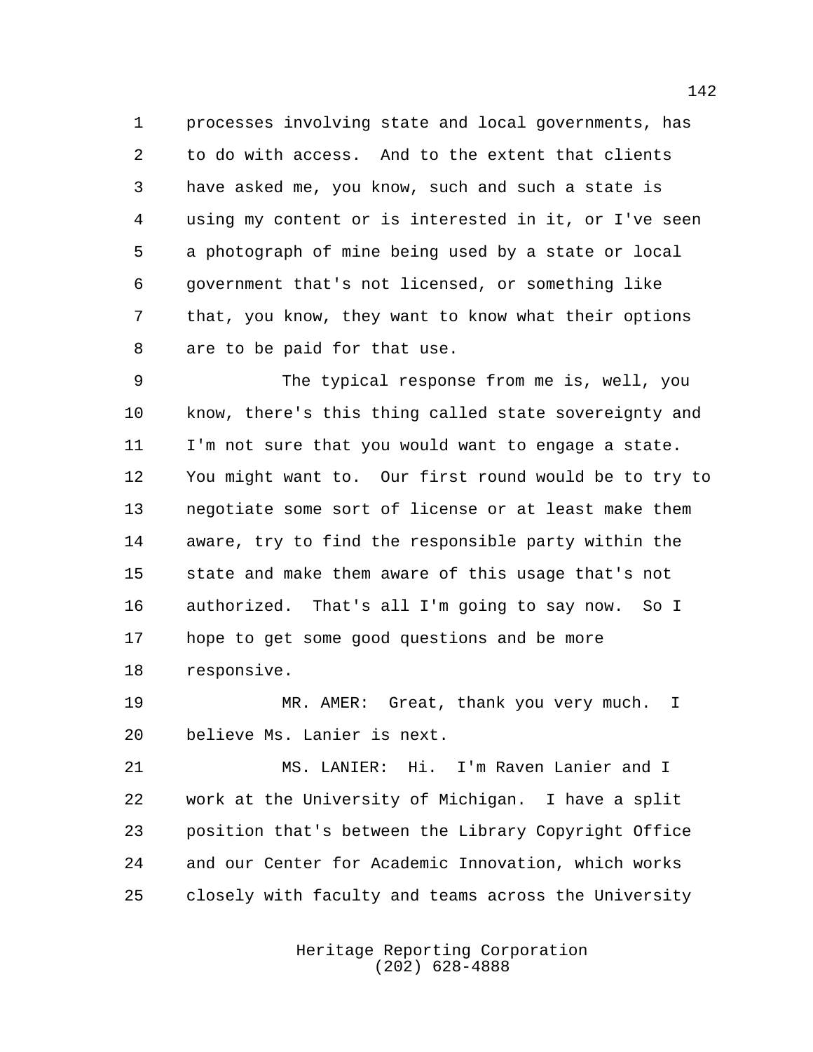processes involving state and local governments, has to do with access. And to the extent that clients have asked me, you know, such and such a state is using my content or is interested in it, or I've seen a photograph of mine being used by a state or local government that's not licensed, or something like that, you know, they want to know what their options are to be paid for that use.

The typical response from me is, well, you know, there's this thing called state sovereignty and I'm not sure that you would want to engage a state. You might want to. Our first round would be to try to negotiate some sort of license or at least make them aware, try to find the responsible party within the state and make them aware of this usage that's not authorized. That's all I'm going to say now. So I hope to get some good questions and be more responsive.

MR. AMER: Great, thank you very much. I believe Ms. Lanier is next.

MS. LANIER: Hi. I'm Raven Lanier and I work at the University of Michigan. I have a split position that's between the Library Copyright Office and our Center for Academic Innovation, which works closely with faculty and teams across the University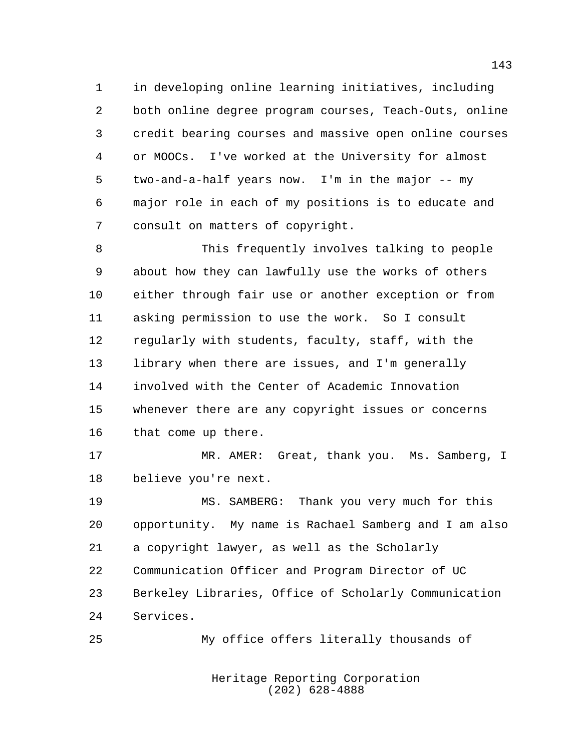in developing online learning initiatives, including both online degree program courses, Teach-Outs, online credit bearing courses and massive open online courses or MOOCs. I've worked at the University for almost two-and-a-half years now. I'm in the major -- my major role in each of my positions is to educate and consult on matters of copyright.

This frequently involves talking to people about how they can lawfully use the works of others either through fair use or another exception or from asking permission to use the work. So I consult regularly with students, faculty, staff, with the library when there are issues, and I'm generally involved with the Center of Academic Innovation whenever there are any copyright issues or concerns that come up there.

MR. AMER: Great, thank you. Ms. Samberg, I believe you're next.

MS. SAMBERG: Thank you very much for this opportunity. My name is Rachael Samberg and I am also a copyright lawyer, as well as the Scholarly Communication Officer and Program Director of UC Berkeley Libraries, Office of Scholarly Communication Services.

My office offers literally thousands of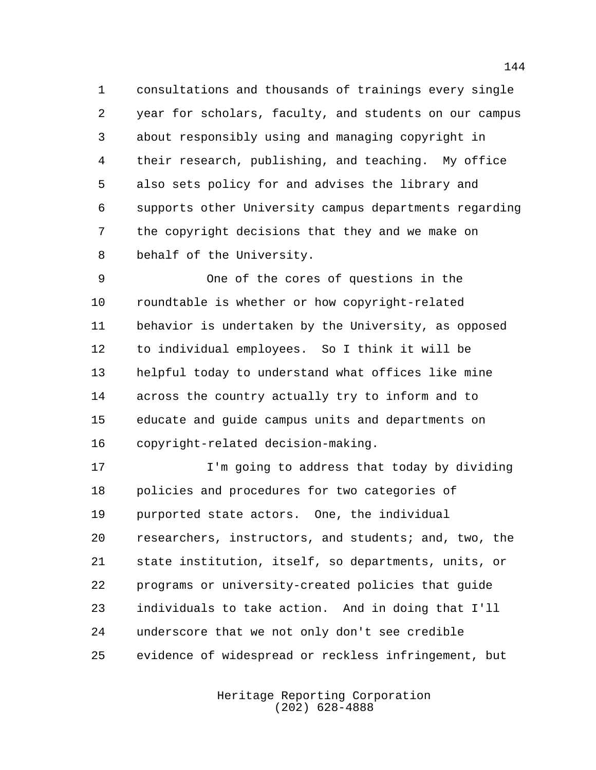consultations and thousands of trainings every single year for scholars, faculty, and students on our campus about responsibly using and managing copyright in their research, publishing, and teaching. My office also sets policy for and advises the library and supports other University campus departments regarding the copyright decisions that they and we make on behalf of the University.

One of the cores of questions in the roundtable is whether or how copyright-related behavior is undertaken by the University, as opposed to individual employees. So I think it will be helpful today to understand what offices like mine across the country actually try to inform and to educate and guide campus units and departments on copyright-related decision-making.

I'm going to address that today by dividing policies and procedures for two categories of purported state actors. One, the individual researchers, instructors, and students; and, two, the state institution, itself, so departments, units, or programs or university-created policies that guide individuals to take action. And in doing that I'll underscore that we not only don't see credible evidence of widespread or reckless infringement, but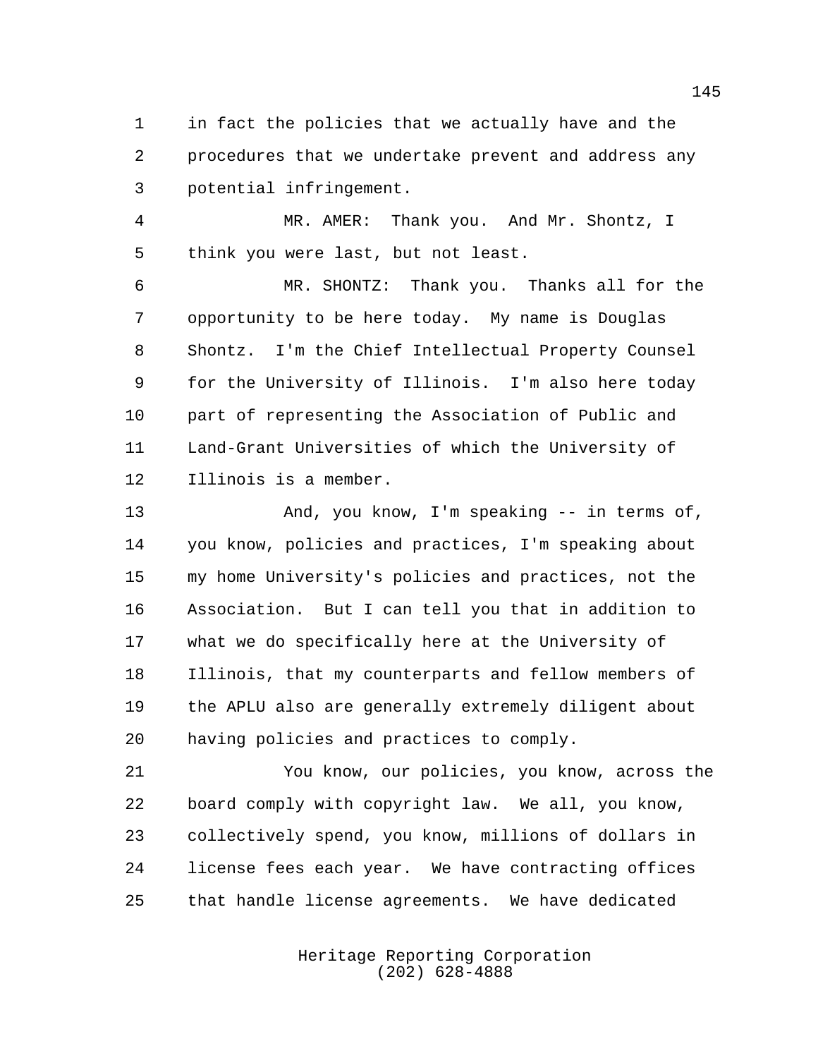in fact the policies that we actually have and the procedures that we undertake prevent and address any potential infringement.

MR. AMER: Thank you. And Mr. Shontz, I think you were last, but not least.

MR. SHONTZ: Thank you. Thanks all for the opportunity to be here today. My name is Douglas Shontz. I'm the Chief Intellectual Property Counsel for the University of Illinois. I'm also here today part of representing the Association of Public and Land-Grant Universities of which the University of Illinois is a member.

And, you know, I'm speaking -- in terms of, you know, policies and practices, I'm speaking about my home University's policies and practices, not the Association. But I can tell you that in addition to what we do specifically here at the University of Illinois, that my counterparts and fellow members of the APLU also are generally extremely diligent about having policies and practices to comply.

You know, our policies, you know, across the board comply with copyright law. We all, you know, collectively spend, you know, millions of dollars in license fees each year. We have contracting offices that handle license agreements. We have dedicated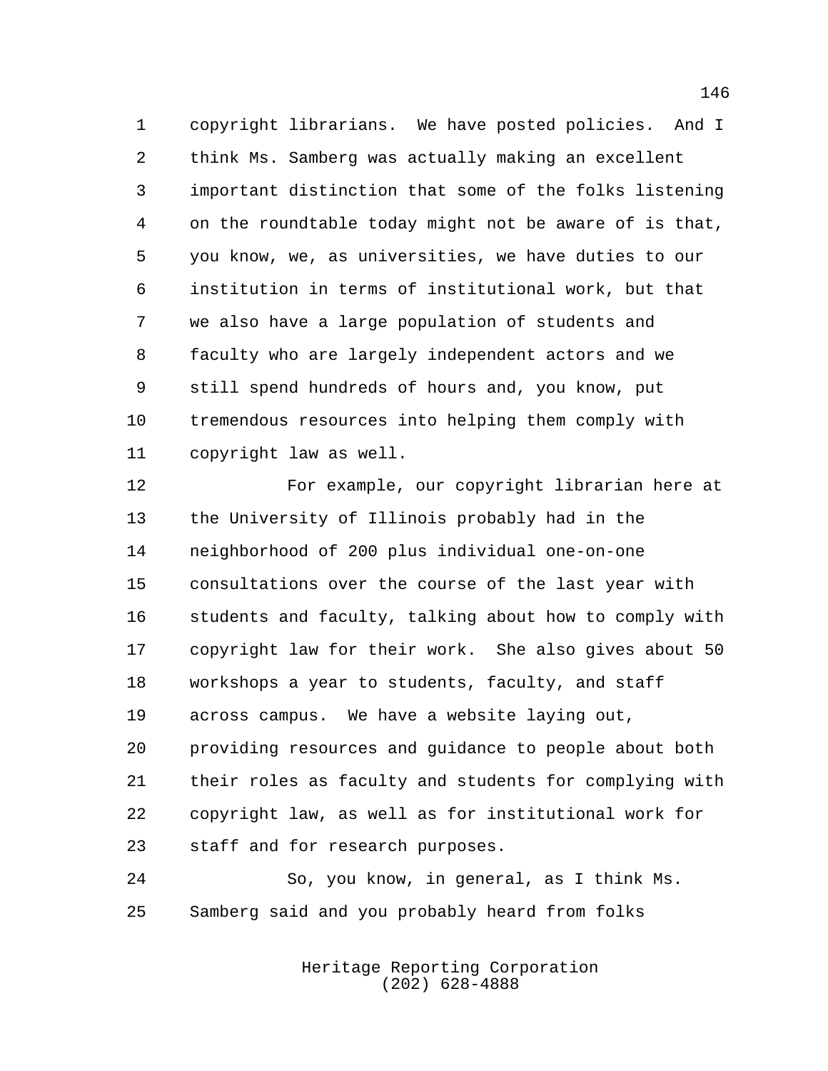copyright librarians. We have posted policies. And I think Ms. Samberg was actually making an excellent important distinction that some of the folks listening on the roundtable today might not be aware of is that, you know, we, as universities, we have duties to our institution in terms of institutional work, but that we also have a large population of students and faculty who are largely independent actors and we still spend hundreds of hours and, you know, put tremendous resources into helping them comply with copyright law as well.

For example, our copyright librarian here at the University of Illinois probably had in the neighborhood of 200 plus individual one-on-one consultations over the course of the last year with students and faculty, talking about how to comply with copyright law for their work. She also gives about 50 workshops a year to students, faculty, and staff across campus. We have a website laying out, providing resources and guidance to people about both their roles as faculty and students for complying with copyright law, as well as for institutional work for staff and for research purposes.

So, you know, in general, as I think Ms. Samberg said and you probably heard from folks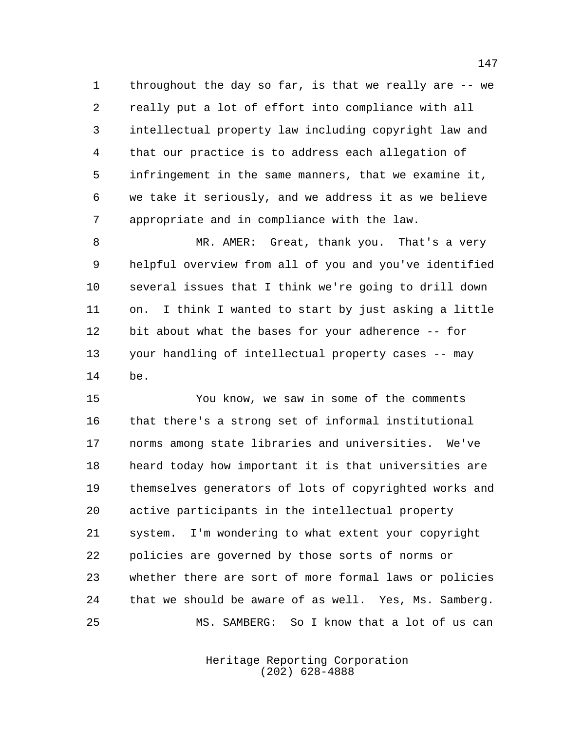throughout the day so far, is that we really are -- we really put a lot of effort into compliance with all intellectual property law including copyright law and that our practice is to address each allegation of infringement in the same manners, that we examine it, we take it seriously, and we address it as we believe appropriate and in compliance with the law.

MR. AMER: Great, thank you. That's a very helpful overview from all of you and you've identified several issues that I think we're going to drill down on. I think I wanted to start by just asking a little bit about what the bases for your adherence -- for your handling of intellectual property cases -- may be.

You know, we saw in some of the comments that there's a strong set of informal institutional norms among state libraries and universities. We've heard today how important it is that universities are themselves generators of lots of copyrighted works and active participants in the intellectual property system. I'm wondering to what extent your copyright policies are governed by those sorts of norms or whether there are sort of more formal laws or policies that we should be aware of as well. Yes, Ms. Samberg.

MS. SAMBERG: So I know that a lot of us can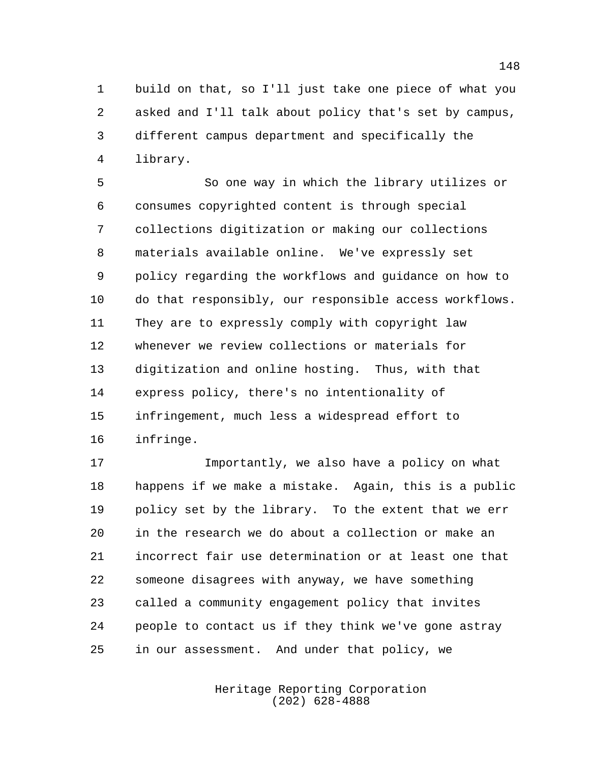build on that, so I'll just take one piece of what you asked and I'll talk about policy that's set by campus, different campus department and specifically the library.

So one way in which the library utilizes or consumes copyrighted content is through special collections digitization or making our collections materials available online. We've expressly set policy regarding the workflows and guidance on how to do that responsibly, our responsible access workflows. They are to expressly comply with copyright law whenever we review collections or materials for digitization and online hosting. Thus, with that express policy, there's no intentionality of infringement, much less a widespread effort to infringe.

Importantly, we also have a policy on what happens if we make a mistake. Again, this is a public policy set by the library. To the extent that we err in the research we do about a collection or make an incorrect fair use determination or at least one that someone disagrees with anyway, we have something called a community engagement policy that invites people to contact us if they think we've gone astray in our assessment. And under that policy, we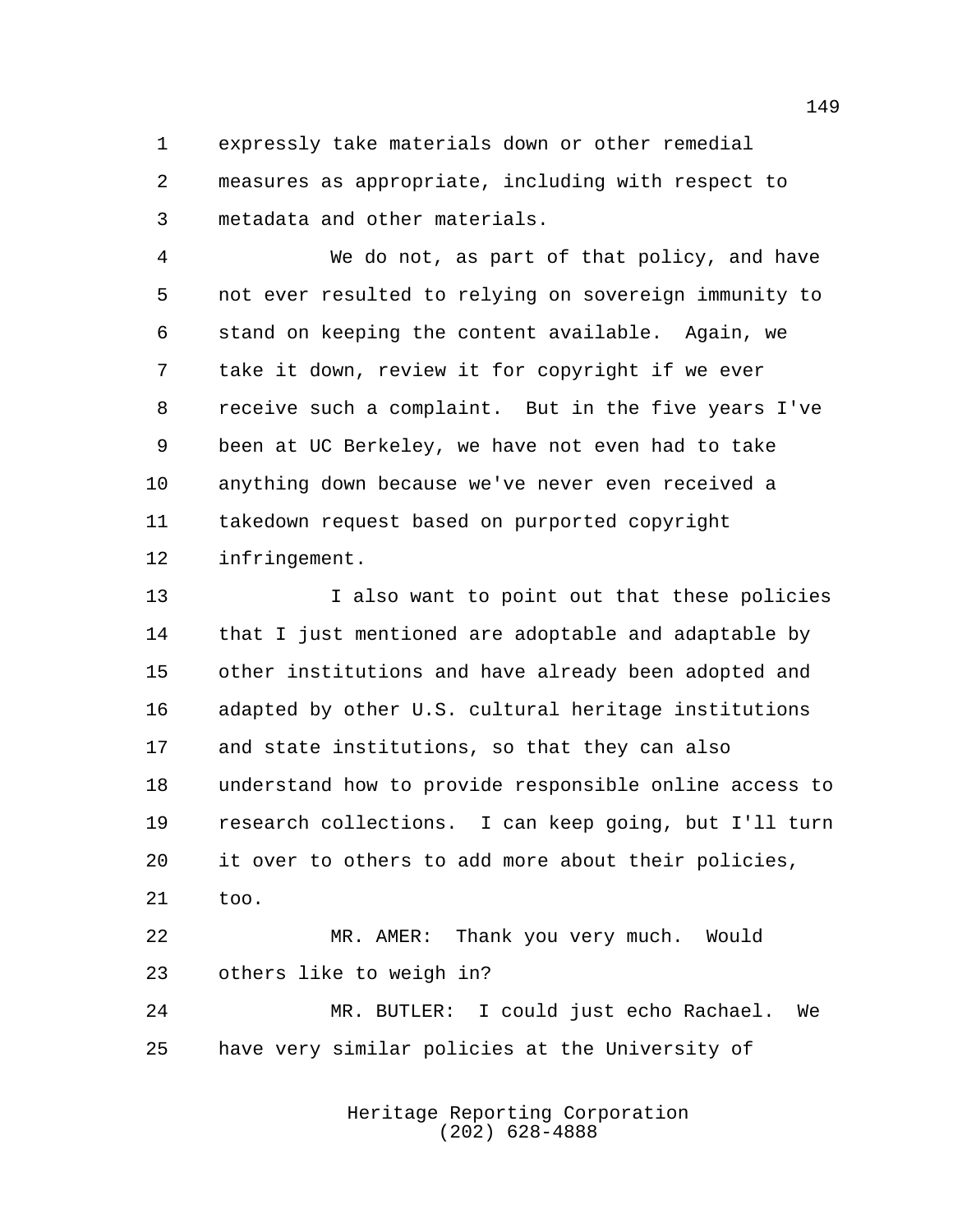expressly take materials down or other remedial measures as appropriate, including with respect to metadata and other materials.

We do not, as part of that policy, and have not ever resulted to relying on sovereign immunity to stand on keeping the content available. Again, we take it down, review it for copyright if we ever receive such a complaint. But in the five years I've been at UC Berkeley, we have not even had to take anything down because we've never even received a takedown request based on purported copyright infringement.

I also want to point out that these policies that I just mentioned are adoptable and adaptable by other institutions and have already been adopted and adapted by other U.S. cultural heritage institutions and state institutions, so that they can also understand how to provide responsible online access to research collections. I can keep going, but I'll turn it over to others to add more about their policies, too.

MR. AMER: Thank you very much. Would others like to weigh in?

MR. BUTLER: I could just echo Rachael. We have very similar policies at the University of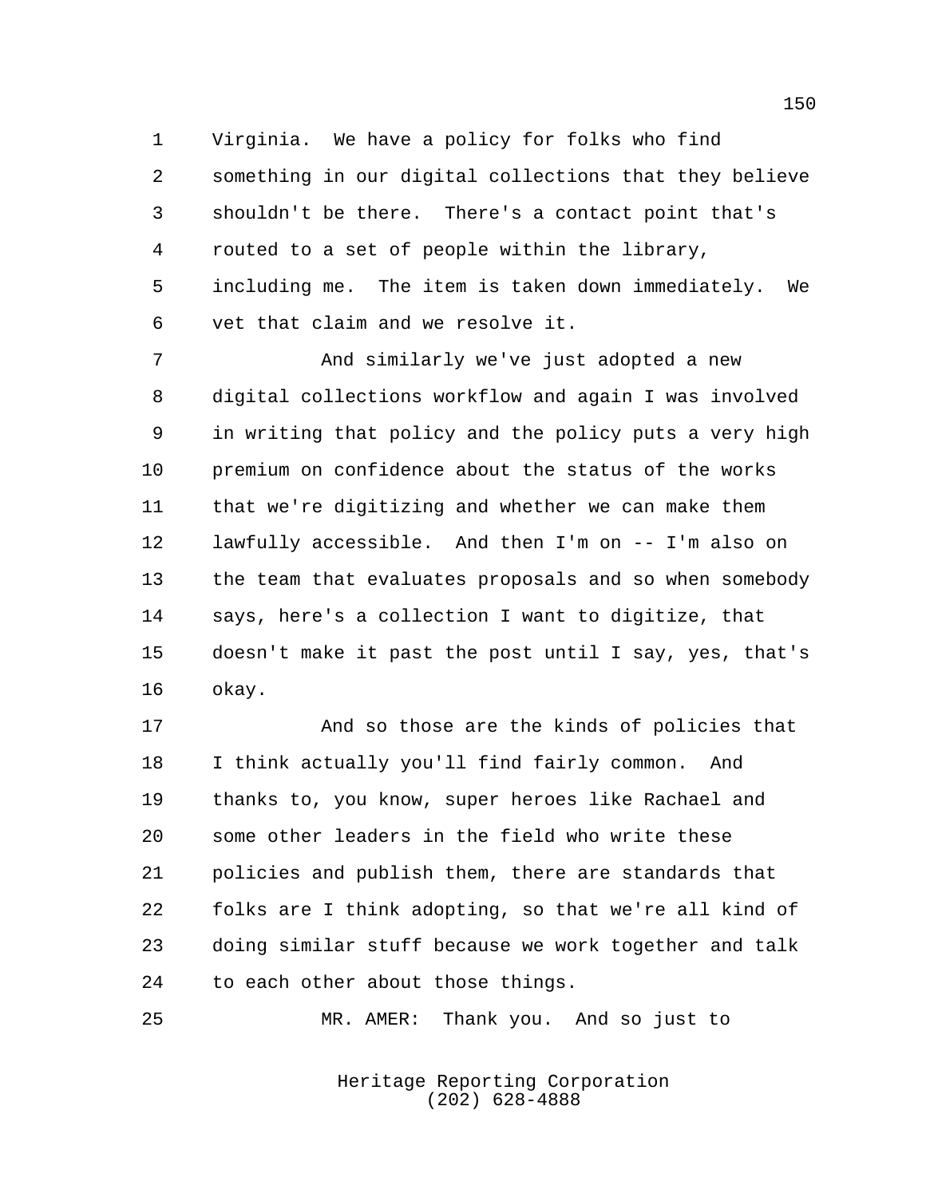Virginia. We have a policy for folks who find something in our digital collections that they believe shouldn't be there. There's a contact point that's routed to a set of people within the library, including me. The item is taken down immediately. We vet that claim and we resolve it.

And similarly we've just adopted a new digital collections workflow and again I was involved in writing that policy and the policy puts a very high premium on confidence about the status of the works that we're digitizing and whether we can make them lawfully accessible. And then I'm on -- I'm also on the team that evaluates proposals and so when somebody says, here's a collection I want to digitize, that doesn't make it past the post until I say, yes, that's okay.

And so those are the kinds of policies that I think actually you'll find fairly common. And thanks to, you know, super heroes like Rachael and some other leaders in the field who write these policies and publish them, there are standards that folks are I think adopting, so that we're all kind of doing similar stuff because we work together and talk to each other about those things.

MR. AMER: Thank you. And so just to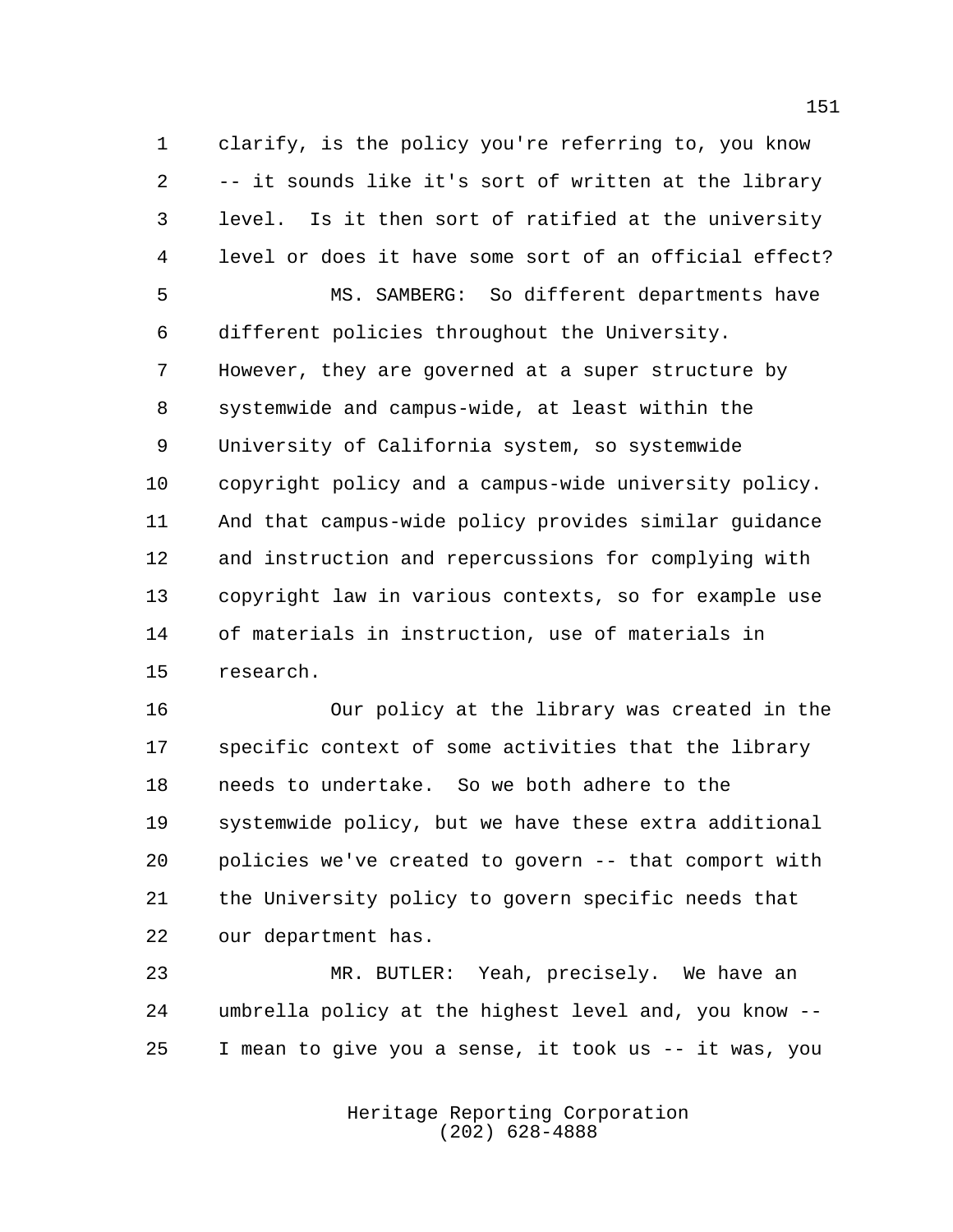clarify, is the policy you're referring to, you know -- it sounds like it's sort of written at the library level. Is it then sort of ratified at the university level or does it have some sort of an official effect?

MS. SAMBERG: So different departments have different policies throughout the University. However, they are governed at a super structure by systemwide and campus-wide, at least within the University of California system, so systemwide copyright policy and a campus-wide university policy. And that campus-wide policy provides similar guidance and instruction and repercussions for complying with copyright law in various contexts, so for example use of materials in instruction, use of materials in research.

Our policy at the library was created in the specific context of some activities that the library needs to undertake. So we both adhere to the systemwide policy, but we have these extra additional policies we've created to govern -- that comport with the University policy to govern specific needs that our department has.

MR. BUTLER: Yeah, precisely. We have an umbrella policy at the highest level and, you know -- I mean to give you a sense, it took us -- it was, you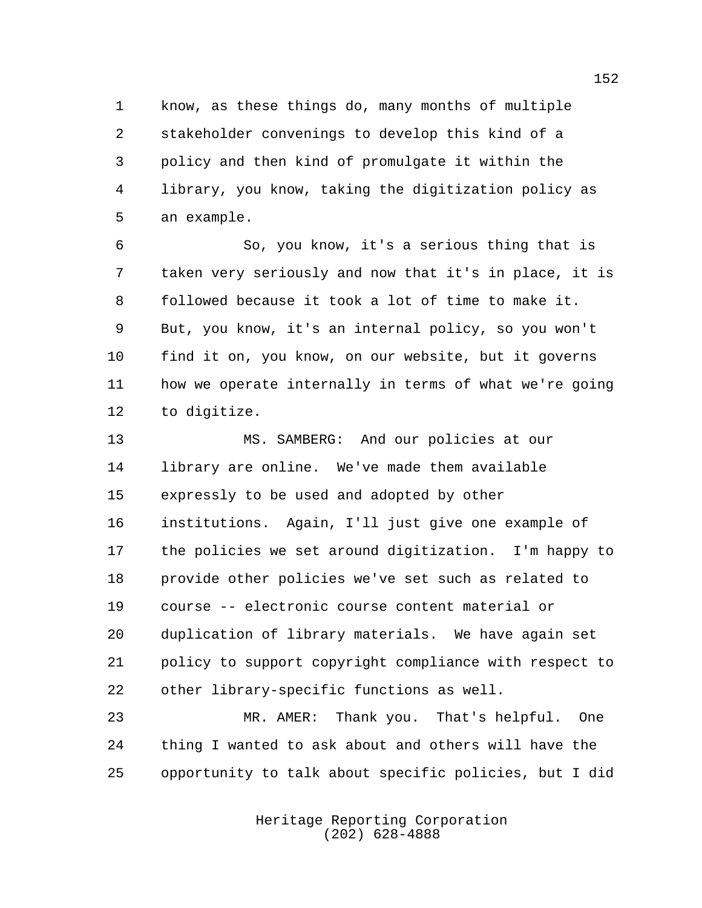know, as these things do, many months of multiple stakeholder convenings to develop this kind of a policy and then kind of promulgate it within the library, you know, taking the digitization policy as an example.

So, you know, it's a serious thing that is taken very seriously and now that it's in place, it is followed because it took a lot of time to make it. But, you know, it's an internal policy, so you won't find it on, you know, on our website, but it governs how we operate internally in terms of what we're going to digitize.

MS. SAMBERG: And our policies at our library are online. We've made them available expressly to be used and adopted by other institutions. Again, I'll just give one example of the policies we set around digitization. I'm happy to provide other policies we've set such as related to course -- electronic course content material or duplication of library materials. We have again set policy to support copyright compliance with respect to other library-specific functions as well.

MR. AMER: Thank you. That's helpful. One thing I wanted to ask about and others will have the opportunity to talk about specific policies, but I did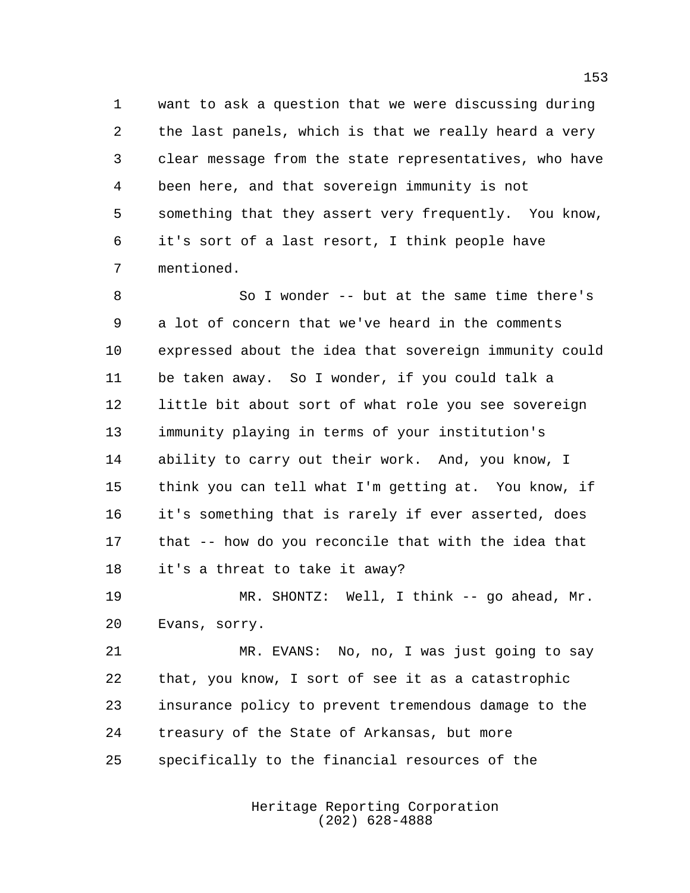want to ask a question that we were discussing during the last panels, which is that we really heard a very clear message from the state representatives, who have been here, and that sovereign immunity is not something that they assert very frequently. You know, it's sort of a last resort, I think people have mentioned.

So I wonder -- but at the same time there's a lot of concern that we've heard in the comments expressed about the idea that sovereign immunity could be taken away. So I wonder, if you could talk a little bit about sort of what role you see sovereign immunity playing in terms of your institution's ability to carry out their work. And, you know, I think you can tell what I'm getting at. You know, if it's something that is rarely if ever asserted, does that -- how do you reconcile that with the idea that it's a threat to take it away?

MR. SHONTZ: Well, I think -- go ahead, Mr. Evans, sorry.

MR. EVANS: No, no, I was just going to say that, you know, I sort of see it as a catastrophic insurance policy to prevent tremendous damage to the treasury of the State of Arkansas, but more specifically to the financial resources of the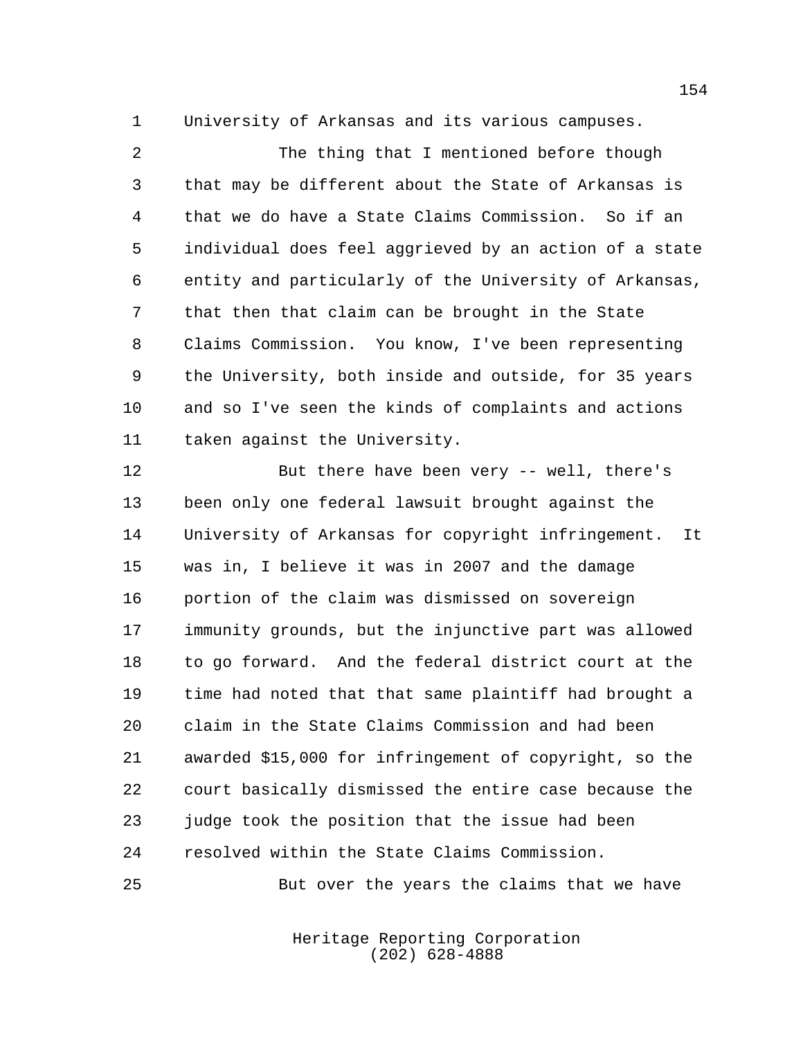University of Arkansas and its various campuses.

The thing that I mentioned before though that may be different about the State of Arkansas is that we do have a State Claims Commission. So if an individual does feel aggrieved by an action of a state entity and particularly of the University of Arkansas, that then that claim can be brought in the State Claims Commission. You know, I've been representing the University, both inside and outside, for 35 years and so I've seen the kinds of complaints and actions taken against the University.

But there have been very -- well, there's been only one federal lawsuit brought against the University of Arkansas for copyright infringement. It was in, I believe it was in 2007 and the damage portion of the claim was dismissed on sovereign immunity grounds, but the injunctive part was allowed to go forward. And the federal district court at the time had noted that that same plaintiff had brought a claim in the State Claims Commission and had been awarded $15,000 for infringement of copyright, so the court basically dismissed the entire case because the judge took the position that the issue had been resolved within the State Claims Commission.

But over the years the claims that we have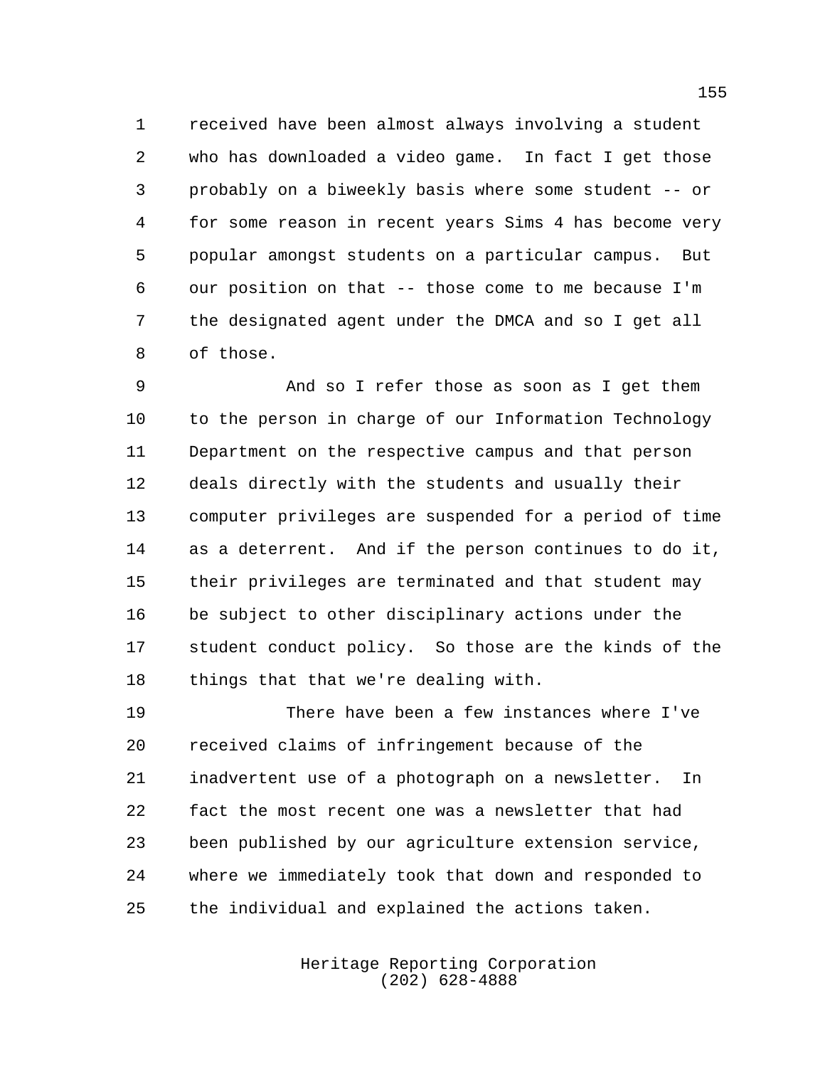received have been almost always involving a student who has downloaded a video game. In fact I get those probably on a biweekly basis where some student -- or for some reason in recent years Sims 4 has become very popular amongst students on a particular campus. But our position on that -- those come to me because I'm the designated agent under the DMCA and so I get all of those.

And so I refer those as soon as I get them to the person in charge of our Information Technology Department on the respective campus and that person deals directly with the students and usually their computer privileges are suspended for a period of time as a deterrent. And if the person continues to do it, their privileges are terminated and that student may be subject to other disciplinary actions under the student conduct policy. So those are the kinds of the things that that we're dealing with.

There have been a few instances where I've received claims of infringement because of the inadvertent use of a photograph on a newsletter. In fact the most recent one was a newsletter that had been published by our agriculture extension service, where we immediately took that down and responded to the individual and explained the actions taken.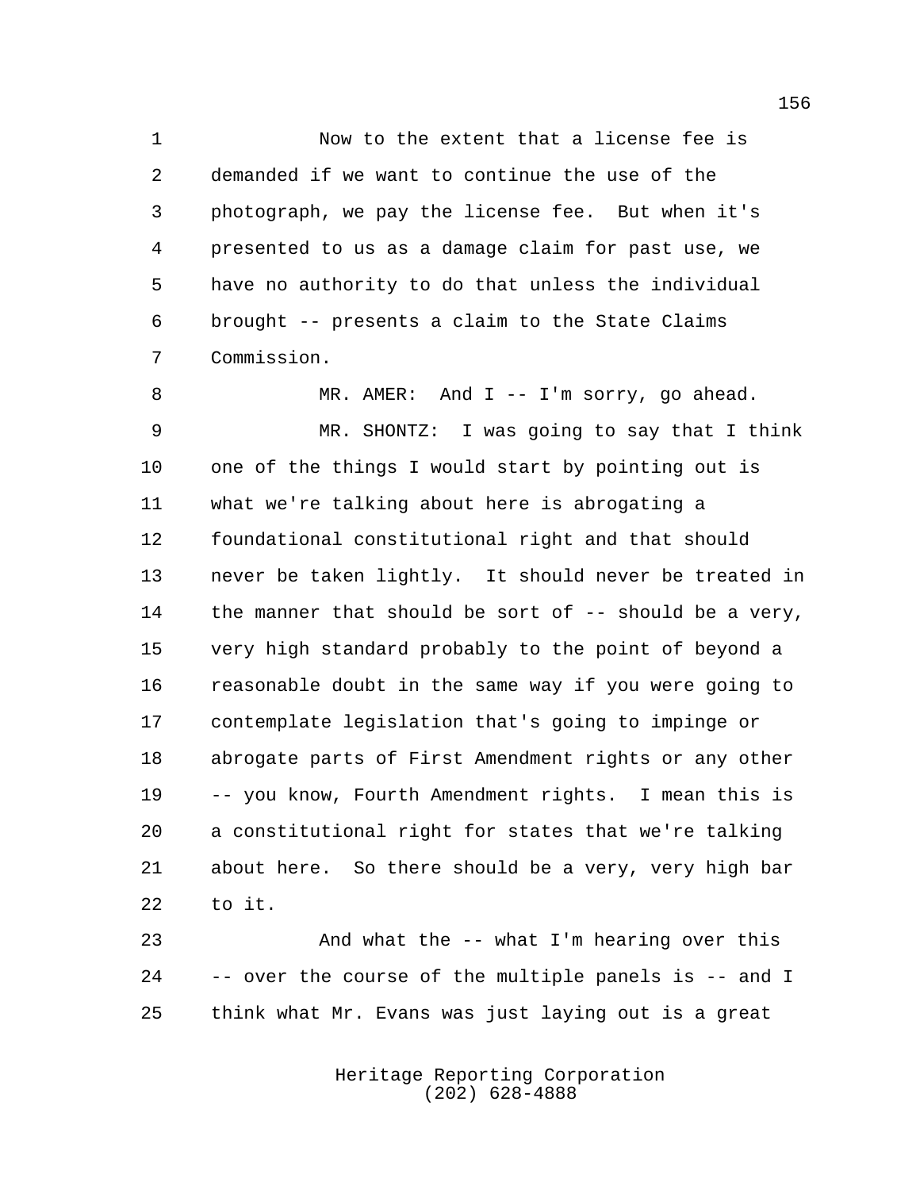Now to the extent that a license fee is demanded if we want to continue the use of the photograph, we pay the license fee. But when it's presented to us as a damage claim for past use, we have no authority to do that unless the individual brought -- presents a claim to the State Claims Commission.

MR. AMER: And I -- I'm sorry, go ahead.

MR. SHONTZ: I was going to say that I think one of the things I would start by pointing out is what we're talking about here is abrogating a foundational constitutional right and that should never be taken lightly. It should never be treated in the manner that should be sort of -- should be a very, very high standard probably to the point of beyond a reasonable doubt in the same way if you were going to contemplate legislation that's going to impinge or abrogate parts of First Amendment rights or any other -- you know, Fourth Amendment rights. I mean this is a constitutional right for states that we're talking about here. So there should be a very, very high bar to it.

And what the -- what I'm hearing over this -- over the course of the multiple panels is -- and I think what Mr. Evans was just laying out is a great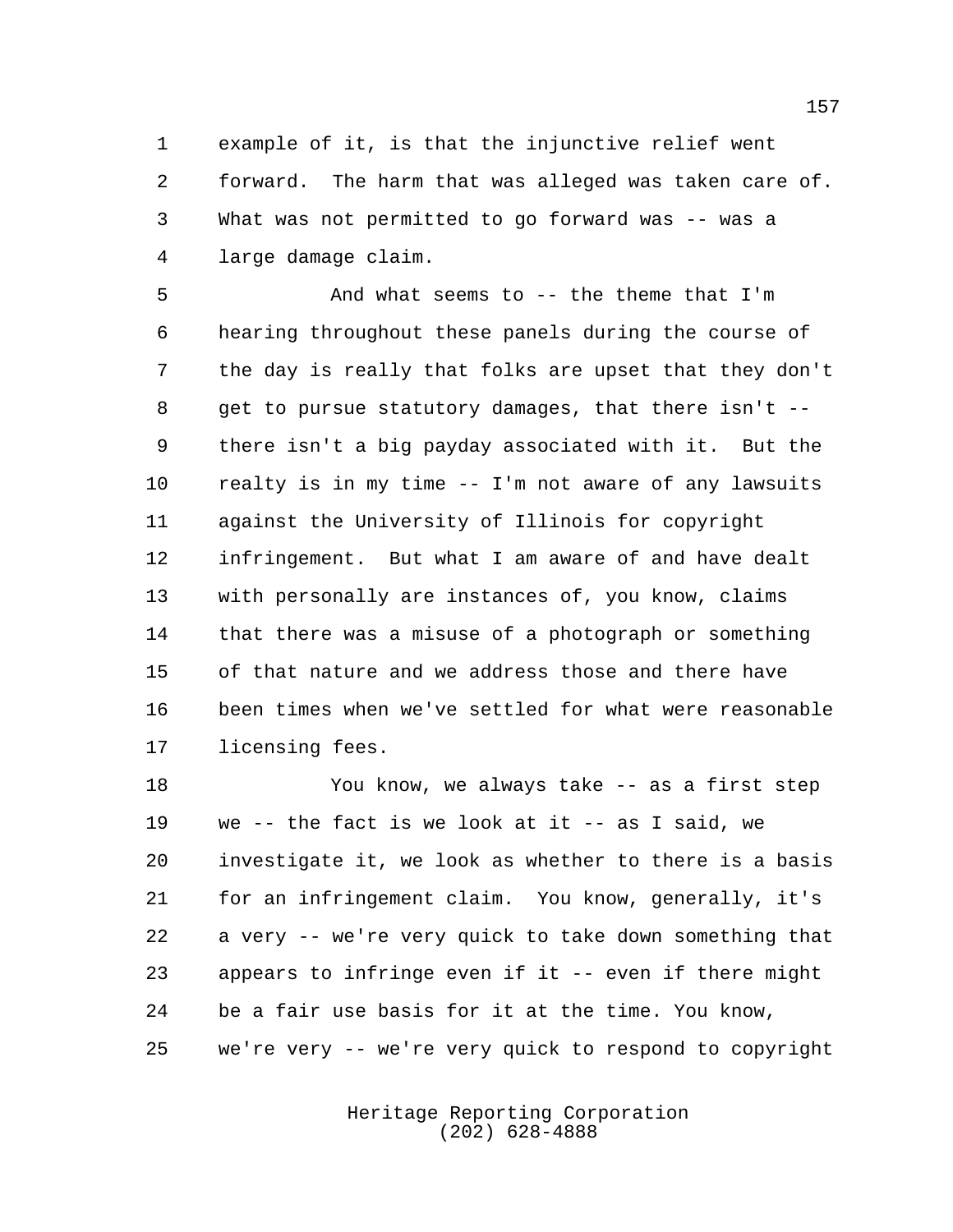example of it, is that the injunctive relief went forward. The harm that was alleged was taken care of. What was not permitted to go forward was -- was a large damage claim.

And what seems to -- the theme that I'm hearing throughout these panels during the course of the day is really that folks are upset that they don't get to pursue statutory damages, that there isn't -- there isn't a big payday associated with it. But the realty is in my time -- I'm not aware of any lawsuits against the University of Illinois for copyright infringement. But what I am aware of and have dealt with personally are instances of, you know, claims that there was a misuse of a photograph or something of that nature and we address those and there have been times when we've settled for what were reasonable licensing fees.

You know, we always take -- as a first step we -- the fact is we look at it -- as I said, we investigate it, we look as whether to there is a basis for an infringement claim. You know, generally, it's a very -- we're very quick to take down something that appears to infringe even if it -- even if there might be a fair use basis for it at the time. You know, we're very -- we're very quick to respond to copyright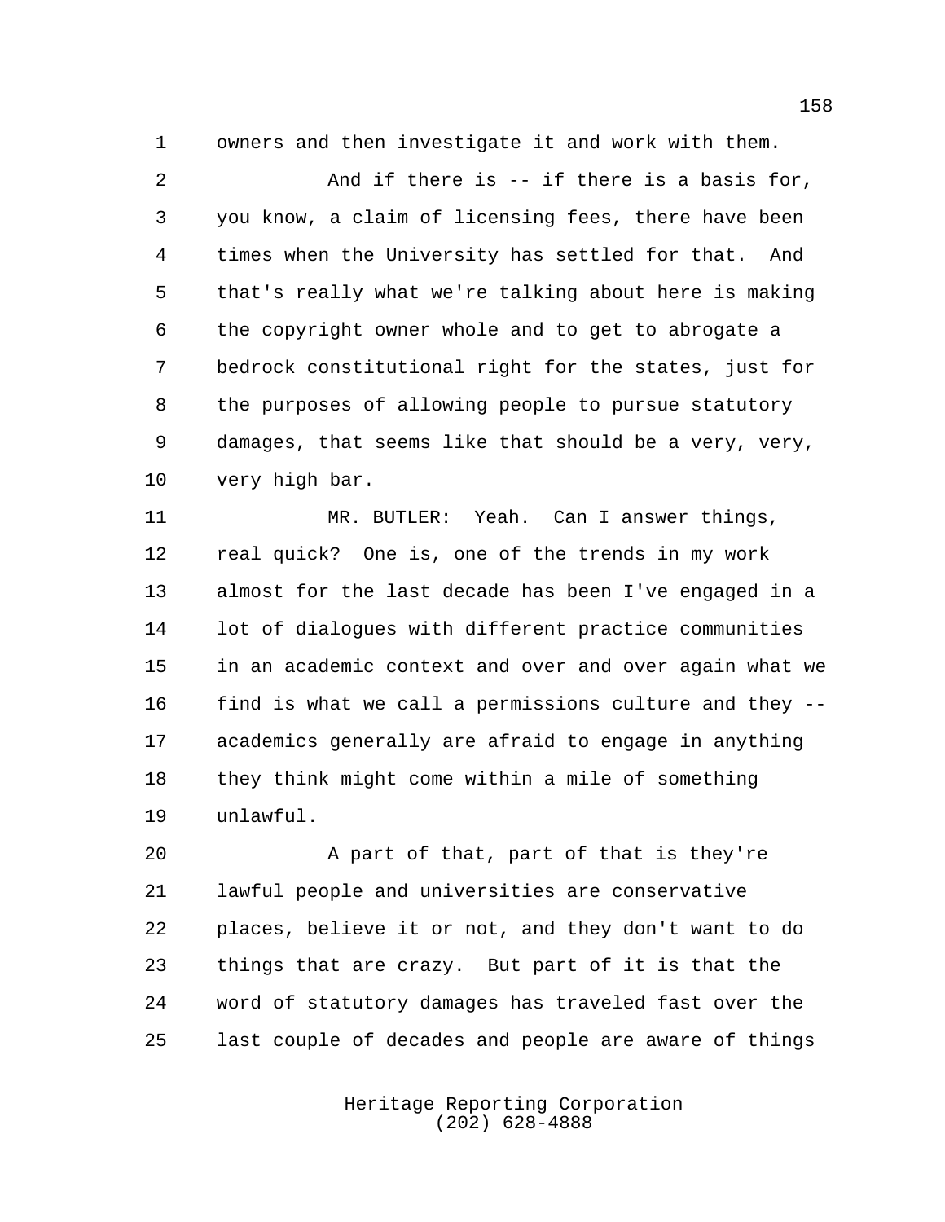owners and then investigate it and work with them.

And if there is -- if there is a basis for, you know, a claim of licensing fees, there have been times when the University has settled for that. And that's really what we're talking about here is making the copyright owner whole and to get to abrogate a bedrock constitutional right for the states, just for the purposes of allowing people to pursue statutory damages, that seems like that should be a very, very, very high bar.

MR. BUTLER: Yeah. Can I answer things, real quick? One is, one of the trends in my work almost for the last decade has been I've engaged in a lot of dialogues with different practice communities in an academic context and over and over again what we find is what we call a permissions culture and they -- academics generally are afraid to engage in anything they think might come within a mile of something unlawful.

A part of that, part of that is they're lawful people and universities are conservative places, believe it or not, and they don't want to do things that are crazy. But part of it is that the word of statutory damages has traveled fast over the last couple of decades and people are aware of things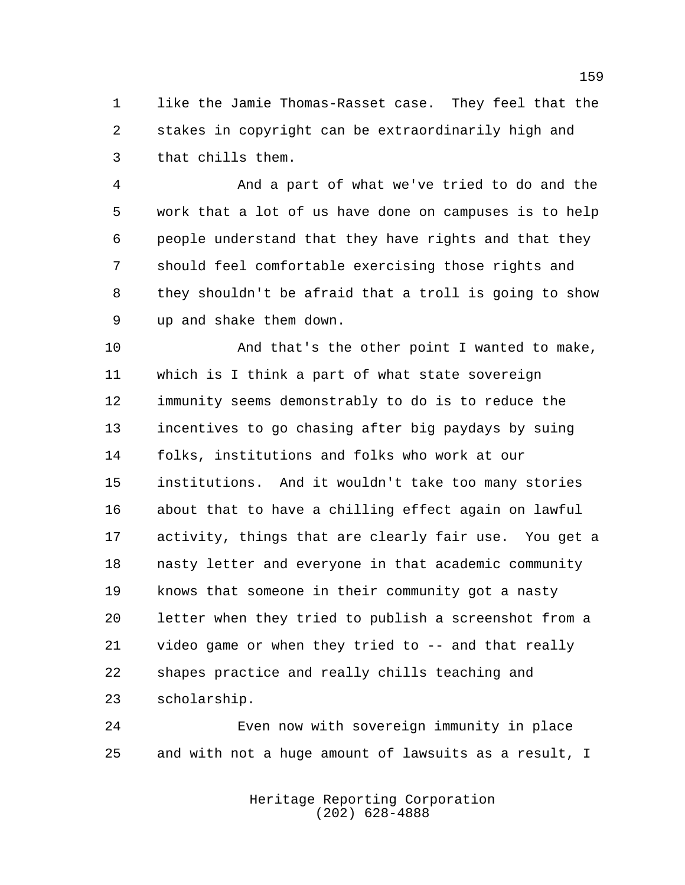like the Jamie Thomas-Rasset case. They feel that the stakes in copyright can be extraordinarily high and that chills them.

And a part of what we've tried to do and the work that a lot of us have done on campuses is to help people understand that they have rights and that they should feel comfortable exercising those rights and they shouldn't be afraid that a troll is going to show up and shake them down.

And that's the other point I wanted to make, which is I think a part of what state sovereign immunity seems demonstrably to do is to reduce the incentives to go chasing after big paydays by suing folks, institutions and folks who work at our institutions. And it wouldn't take too many stories about that to have a chilling effect again on lawful activity, things that are clearly fair use. You get a nasty letter and everyone in that academic community knows that someone in their community got a nasty letter when they tried to publish a screenshot from a video game or when they tried to -- and that really shapes practice and really chills teaching and scholarship.

Even now with sovereign immunity in place and with not a huge amount of lawsuits as a result, I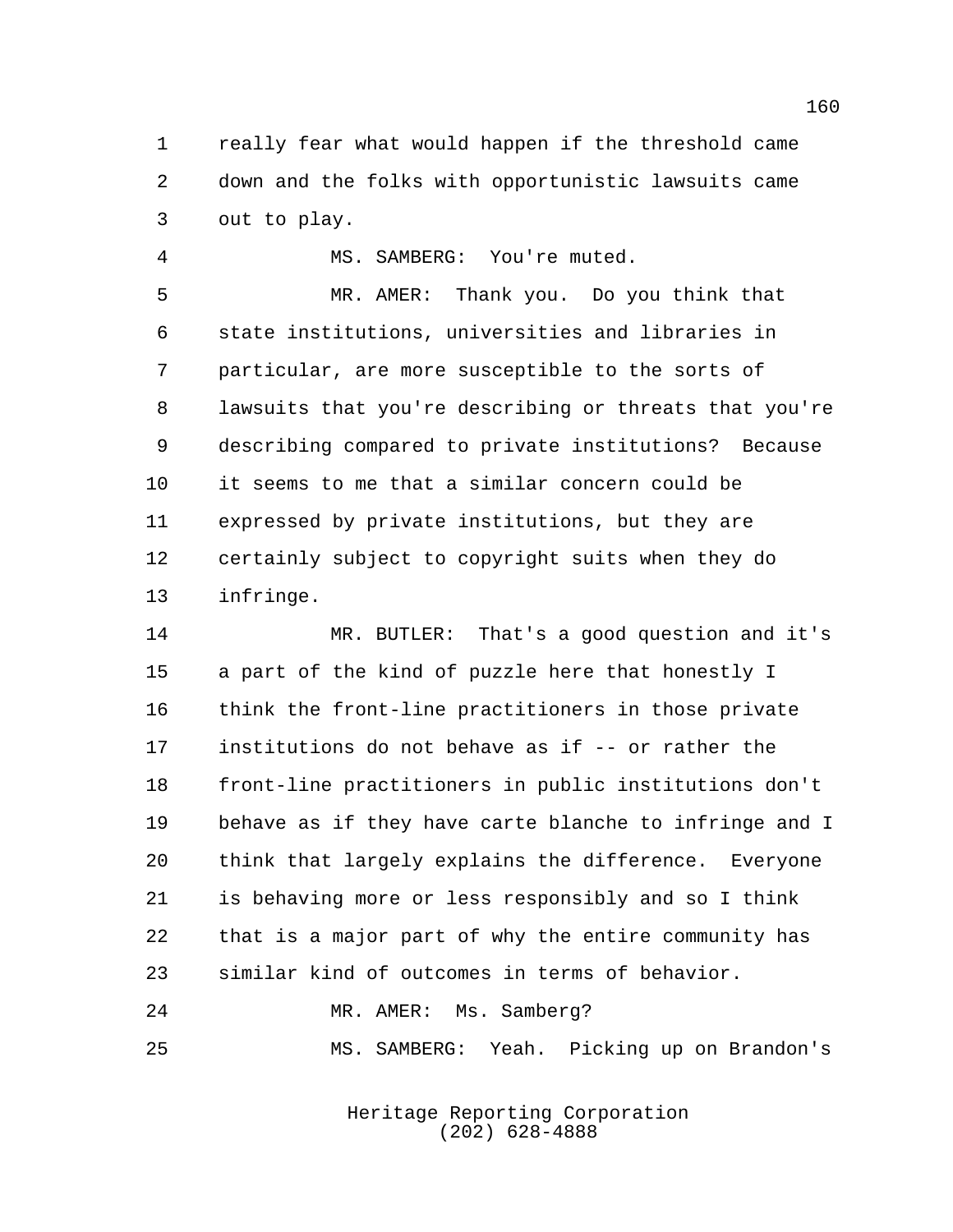really fear what would happen if the threshold came down and the folks with opportunistic lawsuits came out to play.

MS. SAMBERG: You're muted.

MR. AMER: Thank you. Do you think that state institutions, universities and libraries in particular, are more susceptible to the sorts of lawsuits that you're describing or threats that you're describing compared to private institutions? Because it seems to me that a similar concern could be expressed by private institutions, but they are certainly subject to copyright suits when they do infringe.

MR. BUTLER: That's a good question and it's a part of the kind of puzzle here that honestly I think the front-line practitioners in those private institutions do not behave as if -- or rather the front-line practitioners in public institutions don't behave as if they have carte blanche to infringe and I think that largely explains the difference. Everyone is behaving more or less responsibly and so I think that is a major part of why the entire community has similar kind of outcomes in terms of behavior.

MR. AMER: Ms. Samberg?

MS. SAMBERG: Yeah. Picking up on Brandon's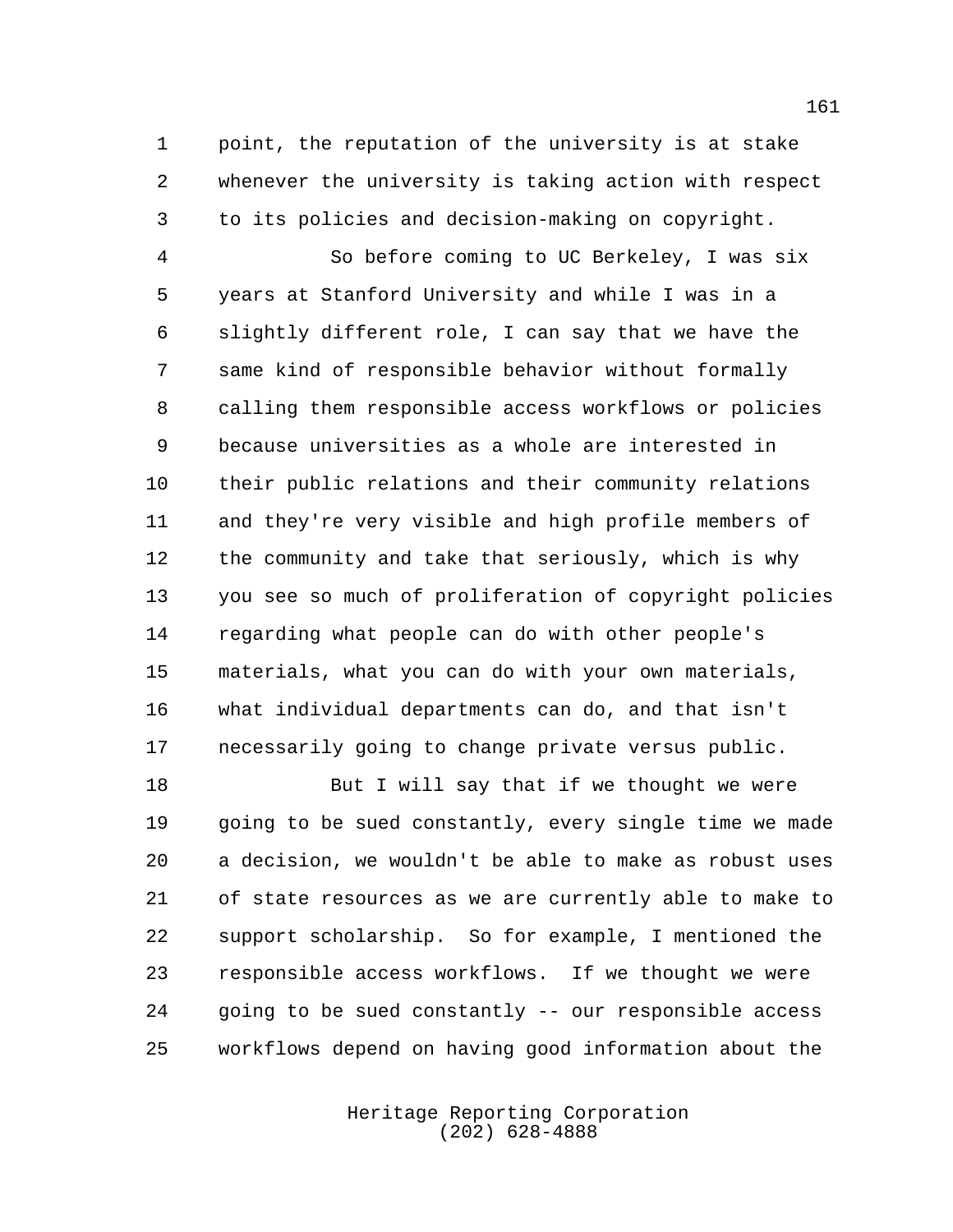point, the reputation of the university is at stake whenever the university is taking action with respect to its policies and decision-making on copyright.

So before coming to UC Berkeley, I was six years at Stanford University and while I was in a slightly different role, I can say that we have the same kind of responsible behavior without formally calling them responsible access workflows or policies because universities as a whole are interested in their public relations and their community relations and they're very visible and high profile members of the community and take that seriously, which is why you see so much of proliferation of copyright policies regarding what people can do with other people's materials, what you can do with your own materials, what individual departments can do, and that isn't necessarily going to change private versus public.

But I will say that if we thought we were going to be sued constantly, every single time we made a decision, we wouldn't be able to make as robust uses of state resources as we are currently able to make to support scholarship. So for example, I mentioned the responsible access workflows. If we thought we were going to be sued constantly -- our responsible access workflows depend on having good information about the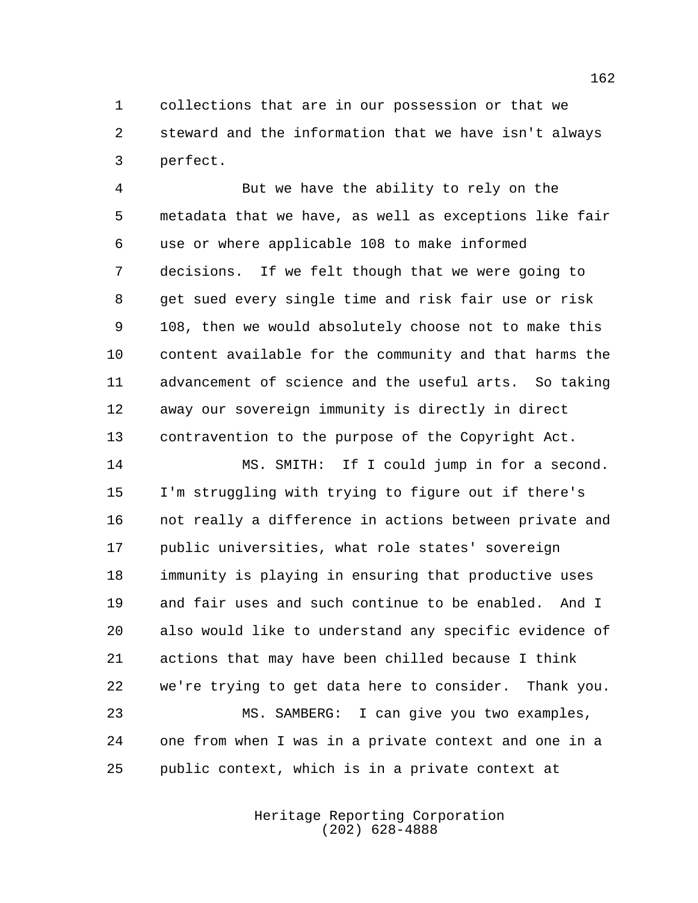collections that are in our possession or that we steward and the information that we have isn't always perfect.

But we have the ability to rely on the metadata that we have, as well as exceptions like fair use or where applicable 108 to make informed decisions. If we felt though that we were going to get sued every single time and risk fair use or risk 108, then we would absolutely choose not to make this content available for the community and that harms the advancement of science and the useful arts. So taking away our sovereign immunity is directly in direct contravention to the purpose of the Copyright Act.

MS. SMITH: If I could jump in for a second. I'm struggling with trying to figure out if there's not really a difference in actions between private and public universities, what role states' sovereign immunity is playing in ensuring that productive uses and fair uses and such continue to be enabled. And I also would like to understand any specific evidence of actions that may have been chilled because I think we're trying to get data here to consider. Thank you.

MS. SAMBERG: I can give you two examples, one from when I was in a private context and one in a public context, which is in a private context at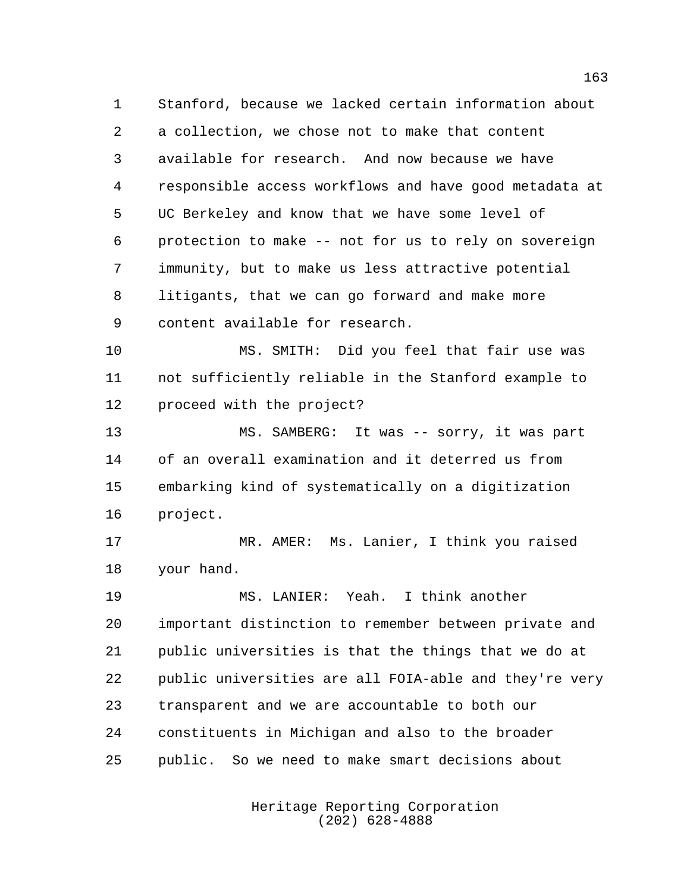Stanford, because we lacked certain information about a collection, we chose not to make that content available for research. And now because we have responsible access workflows and have good metadata at UC Berkeley and know that we have some level of protection to make -- not for us to rely on sovereign immunity, but to make us less attractive potential litigants, that we can go forward and make more content available for research.

MS. SMITH: Did you feel that fair use was not sufficiently reliable in the Stanford example to proceed with the project?

MS. SAMBERG: It was -- sorry, it was part of an overall examination and it deterred us from embarking kind of systematically on a digitization project.

MR. AMER: Ms. Lanier, I think you raised your hand.

MS. LANIER: Yeah. I think another important distinction to remember between private and public universities is that the things that we do at public universities are all FOIA-able and they're very transparent and we are accountable to both our constituents in Michigan and also to the broader public. So we need to make smart decisions about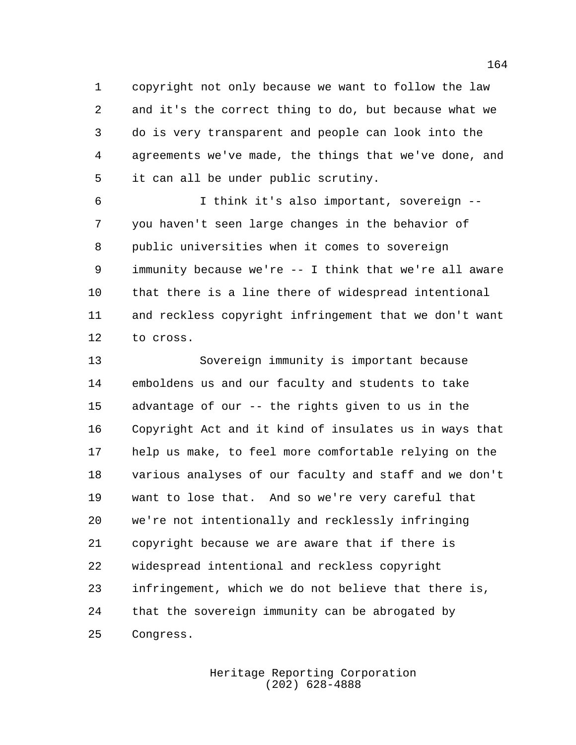copyright not only because we want to follow the law and it's the correct thing to do, but because what we do is very transparent and people can look into the agreements we've made, the things that we've done, and it can all be under public scrutiny.

I think it's also important, sovereign -- you haven't seen large changes in the behavior of public universities when it comes to sovereign immunity because we're -- I think that we're all aware that there is a line there of widespread intentional and reckless copyright infringement that we don't want to cross.

Sovereign immunity is important because emboldens us and our faculty and students to take advantage of our -- the rights given to us in the Copyright Act and it kind of insulates us in ways that help us make, to feel more comfortable relying on the various analyses of our faculty and staff and we don't want to lose that. And so we're very careful that we're not intentionally and recklessly infringing copyright because we are aware that if there is widespread intentional and reckless copyright infringement, which we do not believe that there is, that the sovereign immunity can be abrogated by Congress.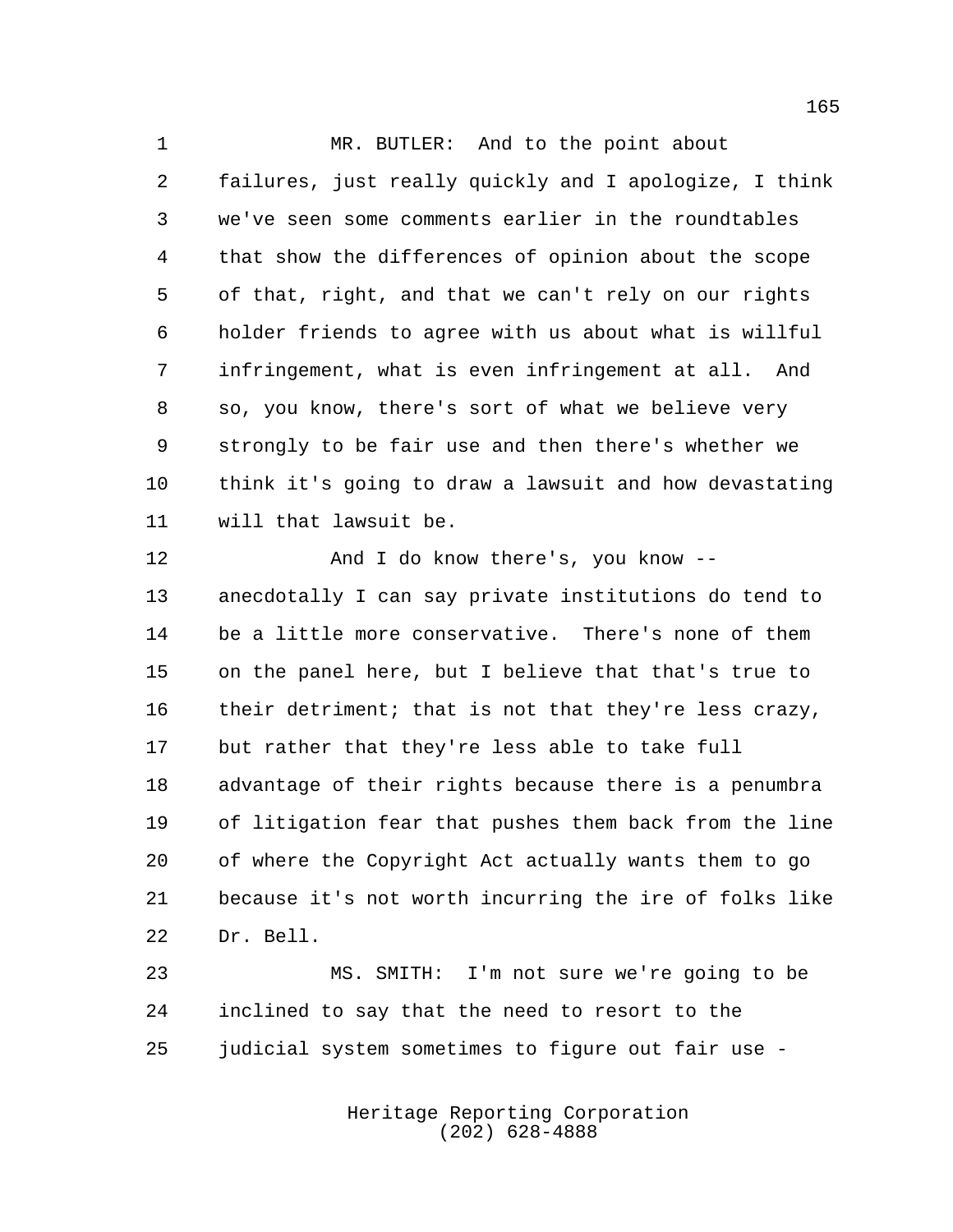MR. BUTLER: And to the point about failures, just really quickly and I apologize, I think we've seen some comments earlier in the roundtables that show the differences of opinion about the scope of that, right, and that we can't rely on our rights holder friends to agree with us about what is willful infringement, what is even infringement at all. And so, you know, there's sort of what we believe very strongly to be fair use and then there's whether we think it's going to draw a lawsuit and how devastating will that lawsuit be.

And I do know there's, you know -- anecdotally I can say private institutions do tend to be a little more conservative. There's none of them on the panel here, but I believe that that's true to their detriment; that is not that they're less crazy, but rather that they're less able to take full advantage of their rights because there is a penumbra of litigation fear that pushes them back from the line of where the Copyright Act actually wants them to go because it's not worth incurring the ire of folks like Dr. Bell.

MS. SMITH: I'm not sure we're going to be inclined to say that the need to resort to the judicial system sometimes to figure out fair use -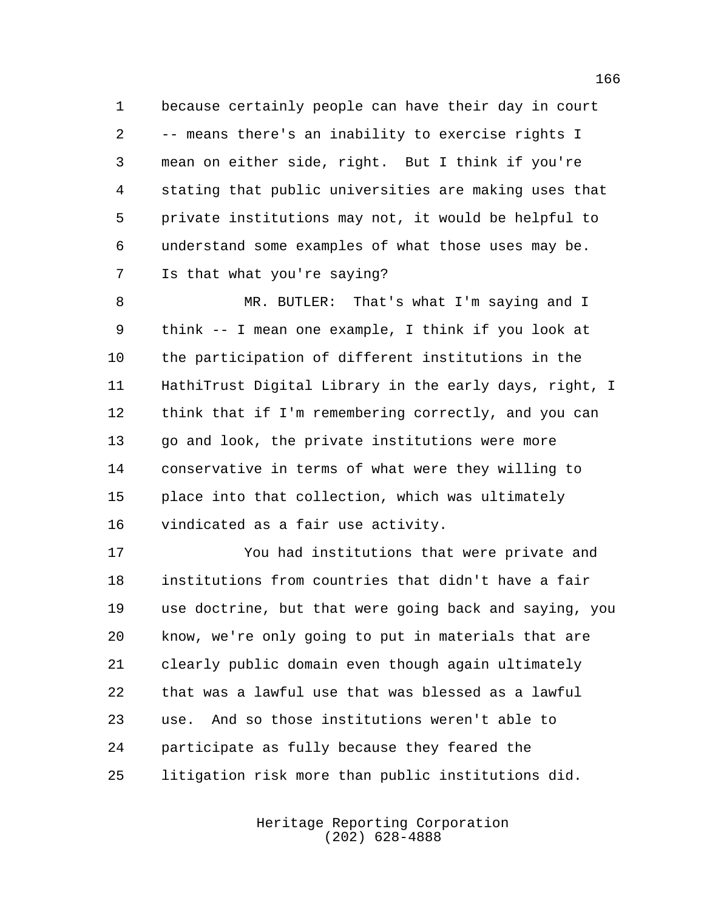because certainly people can have their day in court -- means there's an inability to exercise rights I mean on either side, right. But I think if you're stating that public universities are making uses that private institutions may not, it would be helpful to understand some examples of what those uses may be. Is that what you're saying?

MR. BUTLER: That's what I'm saying and I think -- I mean one example, I think if you look at the participation of different institutions in the HathiTrust Digital Library in the early days, right, I think that if I'm remembering correctly, and you can go and look, the private institutions were more conservative in terms of what were they willing to place into that collection, which was ultimately vindicated as a fair use activity.

You had institutions that were private and institutions from countries that didn't have a fair use doctrine, but that were going back and saying, you know, we're only going to put in materials that are clearly public domain even though again ultimately that was a lawful use that was blessed as a lawful use. And so those institutions weren't able to participate as fully because they feared the litigation risk more than public institutions did.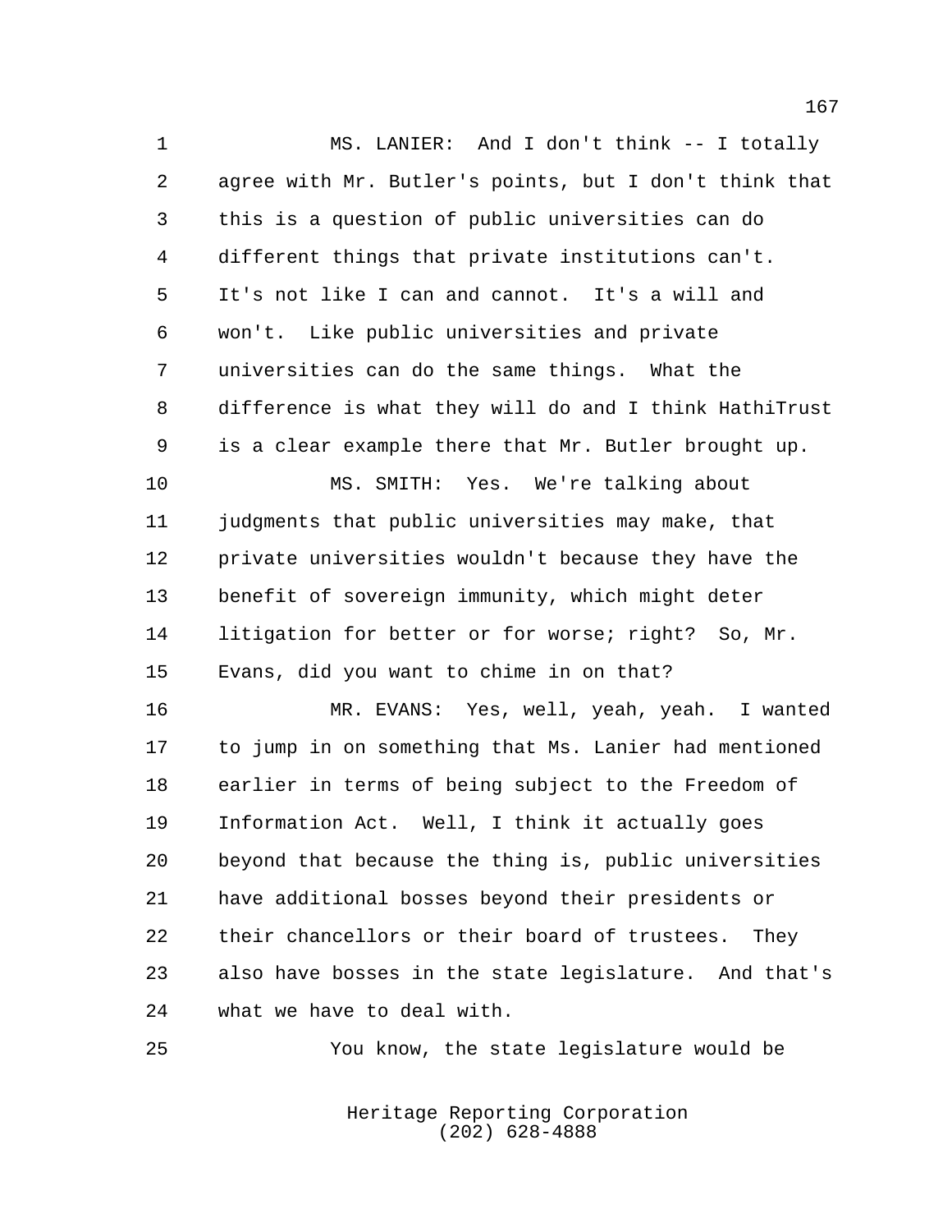MS. LANIER: And I don't think -- I totally agree with Mr. Butler's points, but I don't think that this is a question of public universities can do different things that private institutions can't. It's not like I can and cannot. It's a will and won't. Like public universities and private universities can do the same things. What the difference is what they will do and I think HathiTrust is a clear example there that Mr. Butler brought up.

MS. SMITH: Yes. We're talking about judgments that public universities may make, that private universities wouldn't because they have the benefit of sovereign immunity, which might deter litigation for better or for worse; right? So, Mr. Evans, did you want to chime in on that?

MR. EVANS: Yes, well, yeah, yeah. I wanted to jump in on something that Ms. Lanier had mentioned earlier in terms of being subject to the Freedom of Information Act. Well, I think it actually goes beyond that because the thing is, public universities have additional bosses beyond their presidents or their chancellors or their board of trustees. They also have bosses in the state legislature. And that's what we have to deal with.

You know, the state legislature would be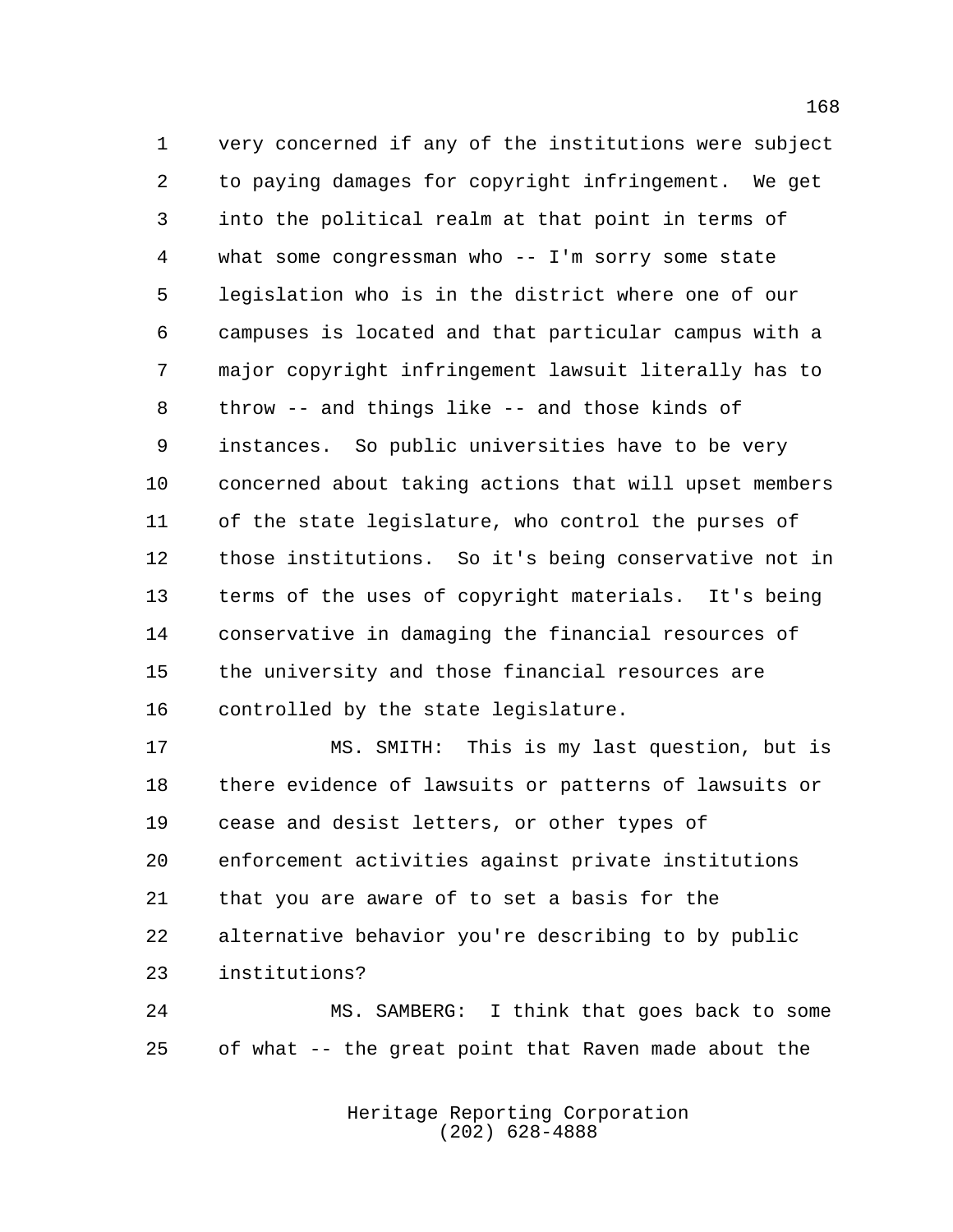very concerned if any of the institutions were subject to paying damages for copyright infringement. We get into the political realm at that point in terms of what some congressman who -- I'm sorry some state legislation who is in the district where one of our campuses is located and that particular campus with a major copyright infringement lawsuit literally has to throw -- and things like -- and those kinds of instances. So public universities have to be very concerned about taking actions that will upset members of the state legislature, who control the purses of those institutions. So it's being conservative not in terms of the uses of copyright materials. It's being conservative in damaging the financial resources of the university and those financial resources are controlled by the state legislature.

MS. SMITH: This is my last question, but is there evidence of lawsuits or patterns of lawsuits or cease and desist letters, or other types of enforcement activities against private institutions that you are aware of to set a basis for the alternative behavior you're describing to by public institutions?

MS. SAMBERG: I think that goes back to some of what -- the great point that Raven made about the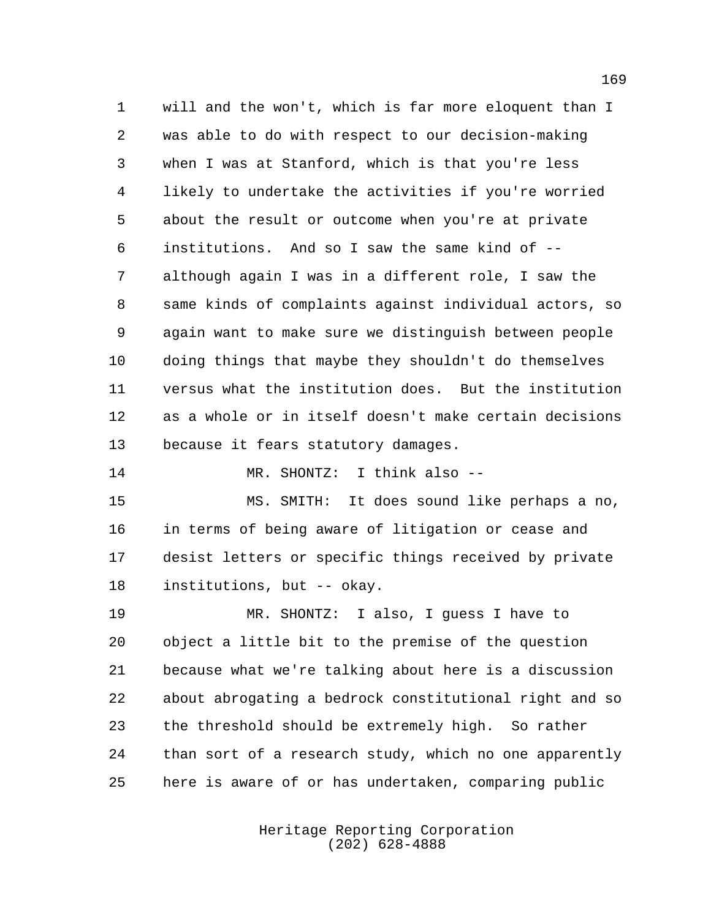will and the won't, which is far more eloquent than I was able to do with respect to our decision-making when I was at Stanford, which is that you're less likely to undertake the activities if you're worried about the result or outcome when you're at private institutions. And so I saw the same kind of -- although again I was in a different role, I saw the same kinds of complaints against individual actors, so again want to make sure we distinguish between people doing things that maybe they shouldn't do themselves versus what the institution does. But the institution as a whole or in itself doesn't make certain decisions because it fears statutory damages.

MR. SHONTZ: I think also --

MS. SMITH: It does sound like perhaps a no, in terms of being aware of litigation or cease and desist letters or specific things received by private institutions, but -- okay.

MR. SHONTZ: I also, I guess I have to object a little bit to the premise of the question because what we're talking about here is a discussion about abrogating a bedrock constitutional right and so the threshold should be extremely high. So rather than sort of a research study, which no one apparently here is aware of or has undertaken, comparing public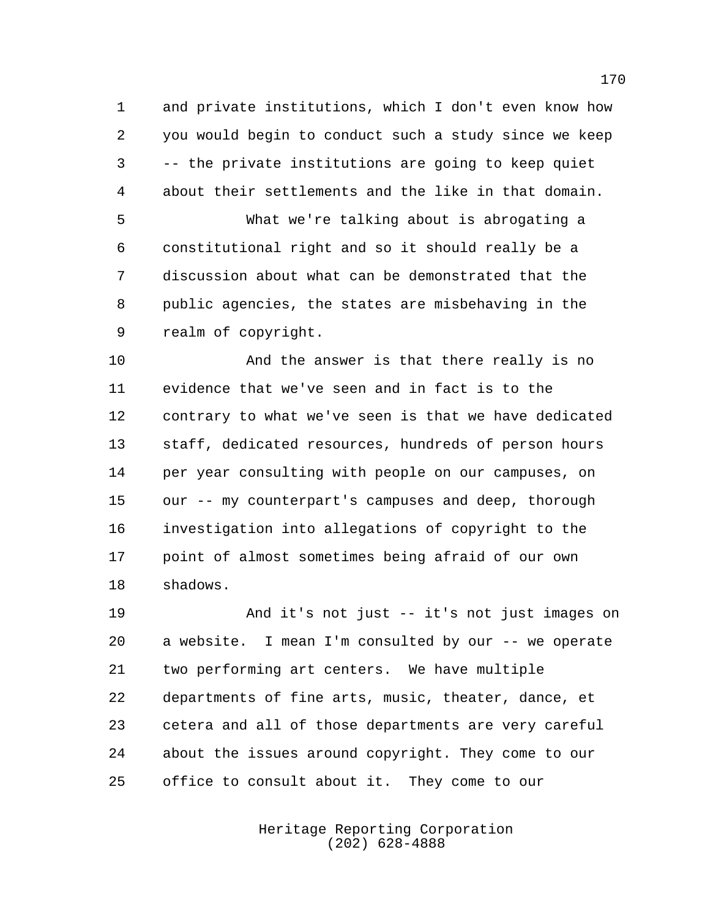and private institutions, which I don't even know how you would begin to conduct such a study since we keep -- the private institutions are going to keep quiet about their settlements and the like in that domain.

What we're talking about is abrogating a constitutional right and so it should really be a discussion about what can be demonstrated that the public agencies, the states are misbehaving in the realm of copyright.

And the answer is that there really is no evidence that we've seen and in fact is to the contrary to what we've seen is that we have dedicated staff, dedicated resources, hundreds of person hours per year consulting with people on our campuses, on our -- my counterpart's campuses and deep, thorough investigation into allegations of copyright to the point of almost sometimes being afraid of our own shadows.

And it's not just -- it's not just images on a website. I mean I'm consulted by our -- we operate two performing art centers. We have multiple departments of fine arts, music, theater, dance, et cetera and all of those departments are very careful about the issues around copyright. They come to our office to consult about it. They come to our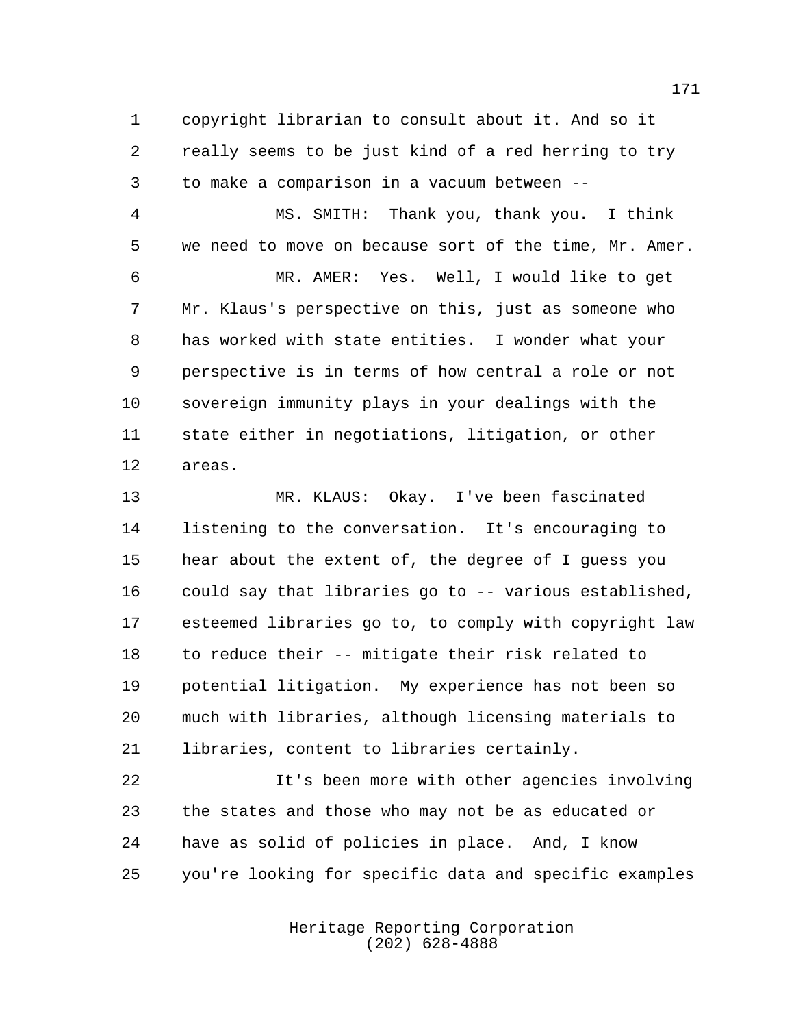copyright librarian to consult about it. And so it really seems to be just kind of a red herring to try to make a comparison in a vacuum between --

MS. SMITH: Thank you, thank you. I think we need to move on because sort of the time, Mr. Amer.

MR. AMER: Yes. Well, I would like to get Mr. Klaus's perspective on this, just as someone who has worked with state entities. I wonder what your perspective is in terms of how central a role or not sovereign immunity plays in your dealings with the state either in negotiations, litigation, or other areas.

MR. KLAUS: Okay. I've been fascinated listening to the conversation. It's encouraging to hear about the extent of, the degree of I guess you could say that libraries go to -- various established, esteemed libraries go to, to comply with copyright law to reduce their -- mitigate their risk related to potential litigation. My experience has not been so much with libraries, although licensing materials to libraries, content to libraries certainly.

It's been more with other agencies involving the states and those who may not be as educated or have as solid of policies in place. And, I know you're looking for specific data and specific examples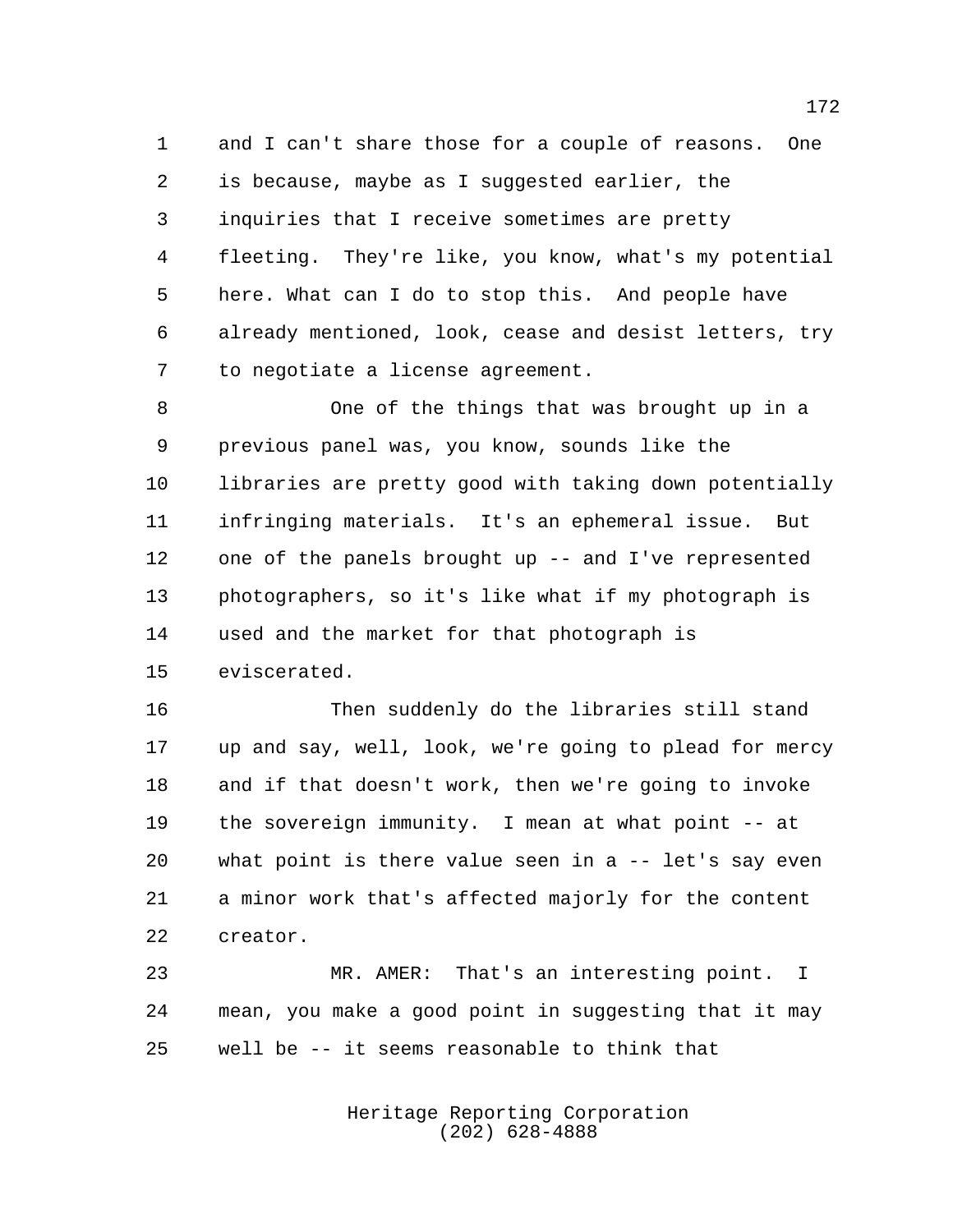and I can't share those for a couple of reasons. One is because, maybe as I suggested earlier, the inquiries that I receive sometimes are pretty fleeting. They're like, you know, what's my potential here. What can I do to stop this. And people have already mentioned, look, cease and desist letters, try to negotiate a license agreement.

One of the things that was brought up in a previous panel was, you know, sounds like the libraries are pretty good with taking down potentially infringing materials. It's an ephemeral issue. But one of the panels brought up -- and I've represented photographers, so it's like what if my photograph is used and the market for that photograph is eviscerated.

Then suddenly do the libraries still stand up and say, well, look, we're going to plead for mercy and if that doesn't work, then we're going to invoke the sovereign immunity. I mean at what point -- at what point is there value seen in a -- let's say even a minor work that's affected majorly for the content creator.

MR. AMER: That's an interesting point. I mean, you make a good point in suggesting that it may well be -- it seems reasonable to think that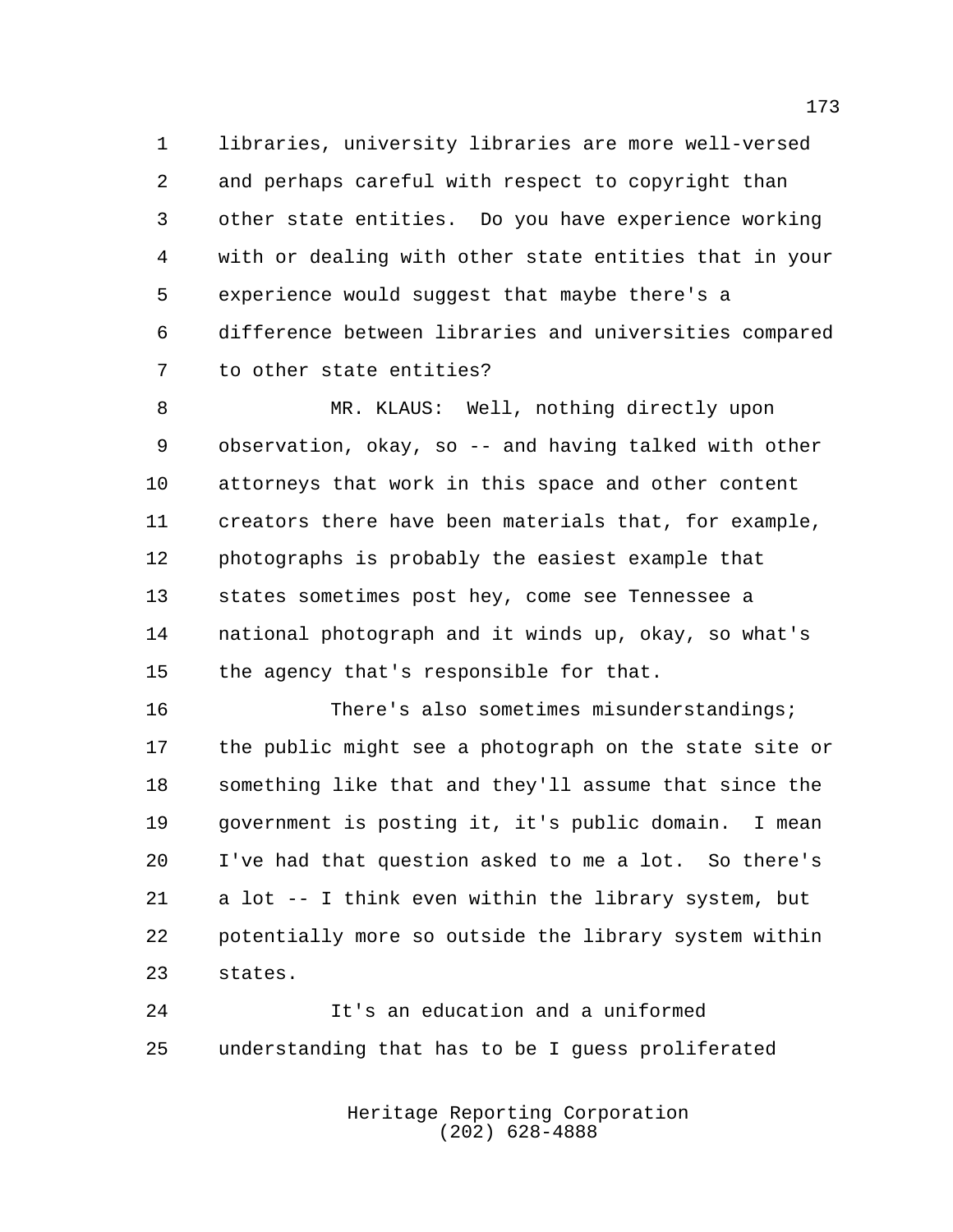libraries, university libraries are more well-versed and perhaps careful with respect to copyright than other state entities. Do you have experience working with or dealing with other state entities that in your experience would suggest that maybe there's a difference between libraries and universities compared to other state entities?

MR. KLAUS: Well, nothing directly upon observation, okay, so -- and having talked with other attorneys that work in this space and other content creators there have been materials that, for example, photographs is probably the easiest example that states sometimes post hey, come see Tennessee a national photograph and it winds up, okay, so what's the agency that's responsible for that.

There's also sometimes misunderstandings; the public might see a photograph on the state site or something like that and they'll assume that since the government is posting it, it's public domain. I mean I've had that question asked to me a lot. So there's a lot -- I think even within the library system, but potentially more so outside the library system within states.

It's an education and a uniformed understanding that has to be I guess proliferated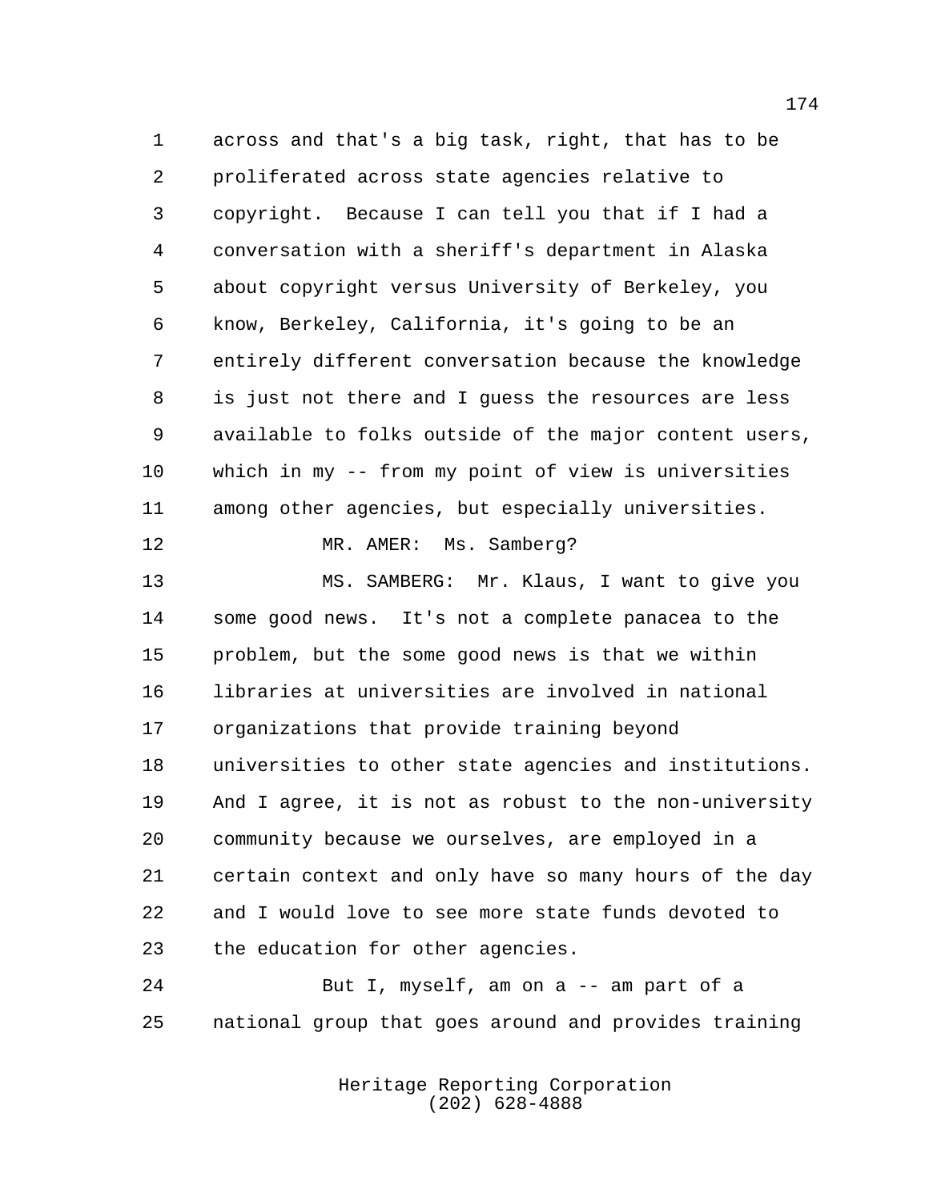across and that's a big task, right, that has to be proliferated across state agencies relative to copyright. Because I can tell you that if I had a conversation with a sheriff's department in Alaska about copyright versus University of Berkeley, you know, Berkeley, California, it's going to be an entirely different conversation because the knowledge is just not there and I guess the resources are less available to folks outside of the major content users, which in my -- from my point of view is universities among other agencies, but especially universities.

MR. AMER: Ms. Samberg?

MS. SAMBERG: Mr. Klaus, I want to give you some good news. It's not a complete panacea to the problem, but the some good news is that we within libraries at universities are involved in national organizations that provide training beyond universities to other state agencies and institutions. And I agree, it is not as robust to the non-university community because we ourselves, are employed in a certain context and only have so many hours of the day and I would love to see more state funds devoted to the education for other agencies.

But I, myself, am on a -- am part of a national group that goes around and provides training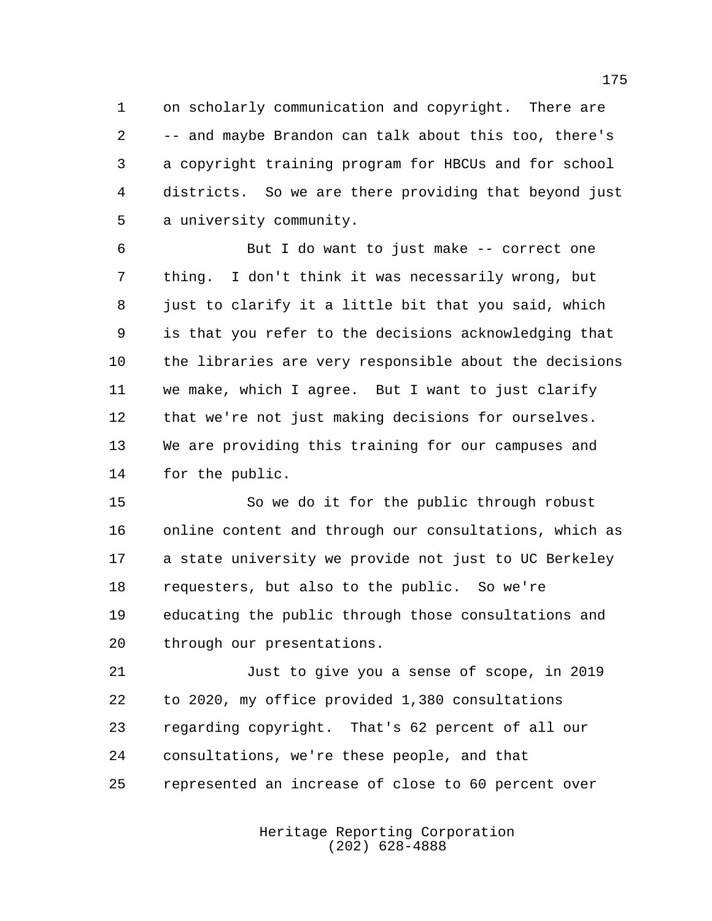on scholarly communication and copyright. There are -- and maybe Brandon can talk about this too, there's a copyright training program for HBCUs and for school districts. So we are there providing that beyond just a university community.

But I do want to just make -- correct one thing. I don't think it was necessarily wrong, but just to clarify it a little bit that you said, which is that you refer to the decisions acknowledging that the libraries are very responsible about the decisions we make, which I agree. But I want to just clarify that we're not just making decisions for ourselves. We are providing this training for our campuses and for the public.

So we do it for the public through robust online content and through our consultations, which as a state university we provide not just to UC Berkeley requesters, but also to the public. So we're educating the public through those consultations and through our presentations.

Just to give you a sense of scope, in 2019 to 2020, my office provided 1,380 consultations regarding copyright. That's 62 percent of all our consultations, we're these people, and that represented an increase of close to 60 percent over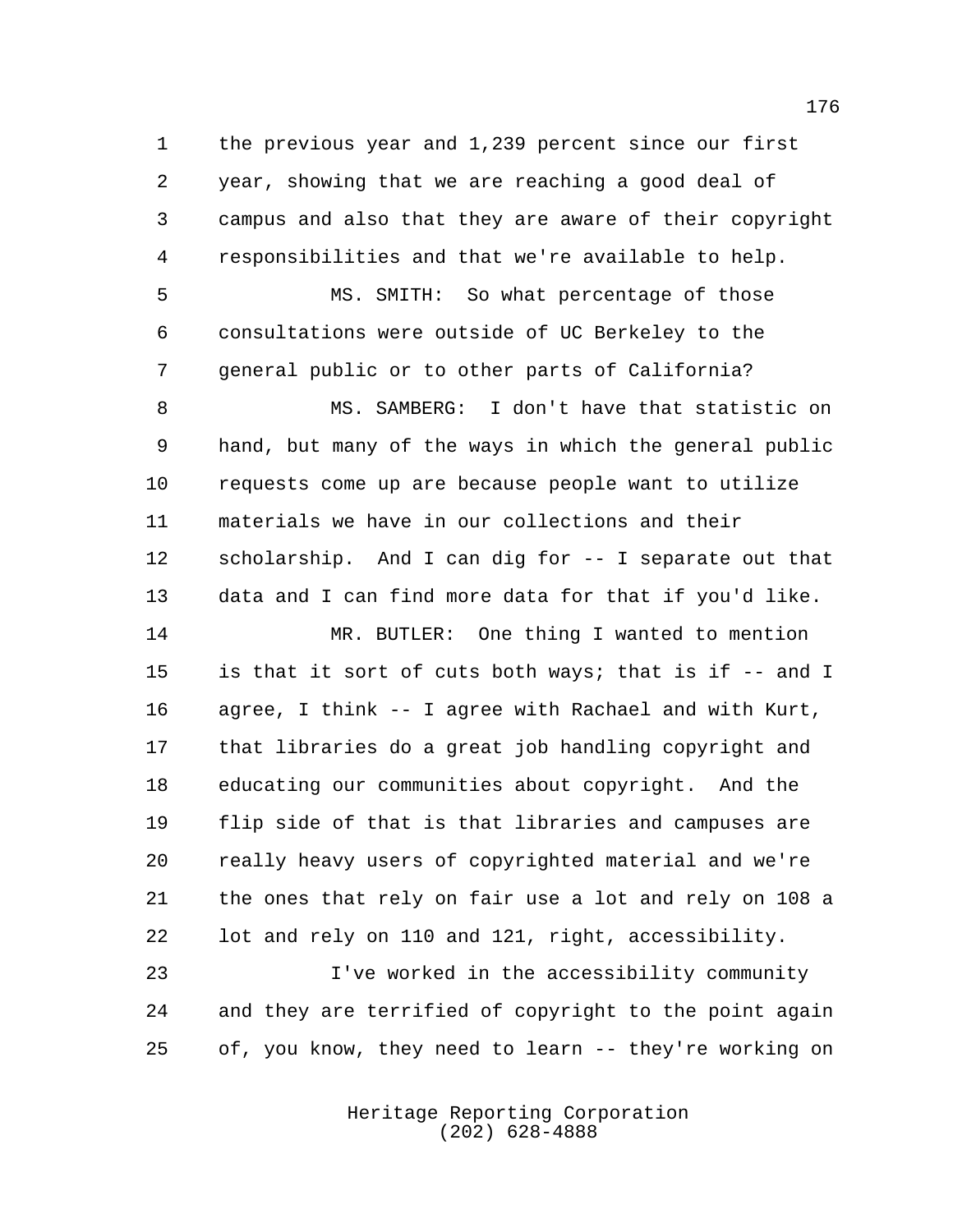the previous year and 1,239 percent since our first year, showing that we are reaching a good deal of campus and also that they are aware of their copyright responsibilities and that we're available to help.

MS. SMITH: So what percentage of those consultations were outside of UC Berkeley to the general public or to other parts of California?

MS. SAMBERG: I don't have that statistic on hand, but many of the ways in which the general public requests come up are because people want to utilize materials we have in our collections and their scholarship. And I can dig for -- I separate out that data and I can find more data for that if you'd like.

MR. BUTLER: One thing I wanted to mention is that it sort of cuts both ways; that is if -- and I agree, I think -- I agree with Rachael and with Kurt, that libraries do a great job handling copyright and educating our communities about copyright. And the flip side of that is that libraries and campuses are really heavy users of copyrighted material and we're the ones that rely on fair use a lot and rely on 108 a lot and rely on 110 and 121, right, accessibility.

I've worked in the accessibility community and they are terrified of copyright to the point again of, you know, they need to learn -- they're working on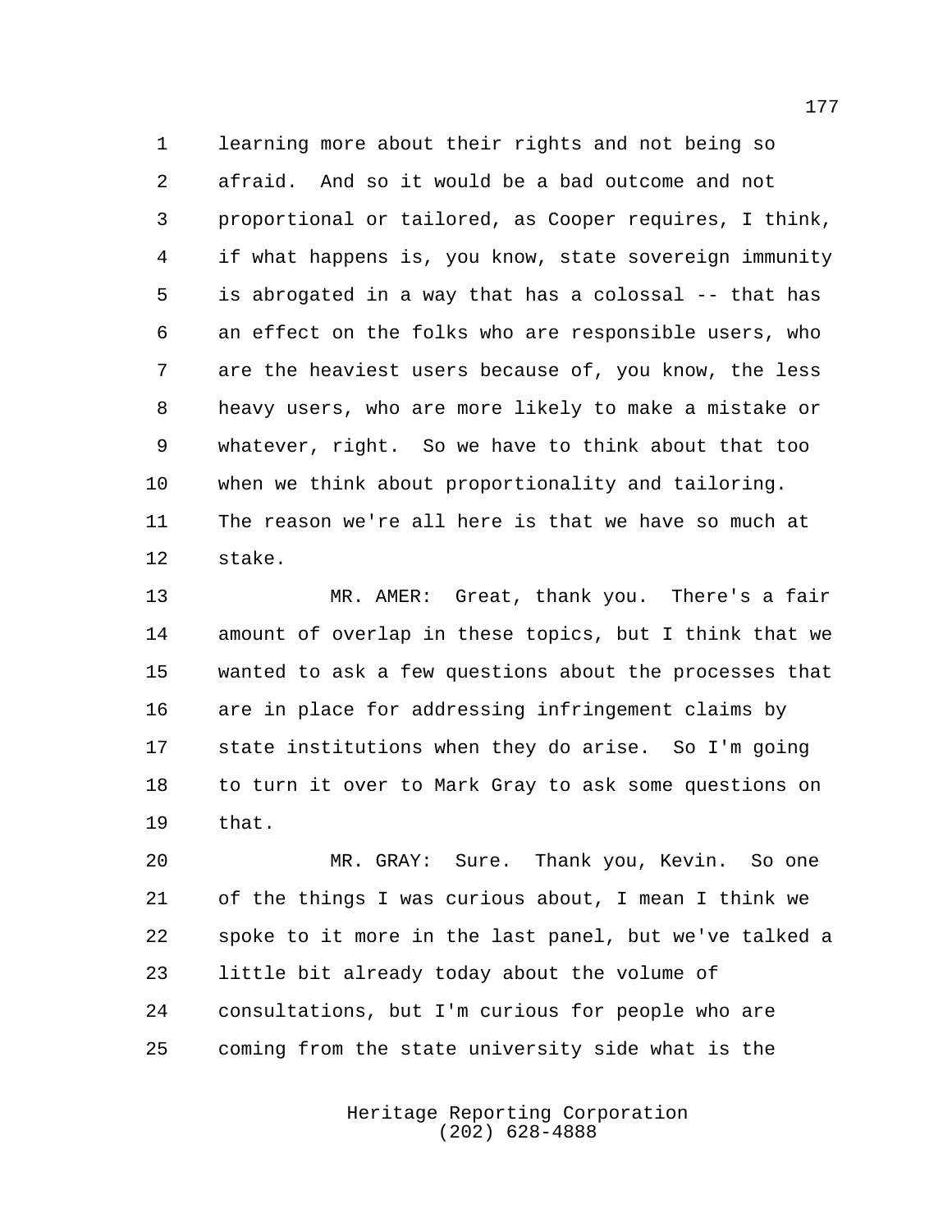learning more about their rights and not being so afraid. And so it would be a bad outcome and not proportional or tailored, as Cooper requires, I think, if what happens is, you know, state sovereign immunity is abrogated in a way that has a colossal -- that has an effect on the folks who are responsible users, who are the heaviest users because of, you know, the less heavy users, who are more likely to make a mistake or whatever, right. So we have to think about that too when we think about proportionality and tailoring. The reason we're all here is that we have so much at stake.

MR. AMER: Great, thank you. There's a fair amount of overlap in these topics, but I think that we wanted to ask a few questions about the processes that are in place for addressing infringement claims by state institutions when they do arise. So I'm going to turn it over to Mark Gray to ask some questions on that.

MR. GRAY: Sure. Thank you, Kevin. So one of the things I was curious about, I mean I think we spoke to it more in the last panel, but we've talked a little bit already today about the volume of consultations, but I'm curious for people who are coming from the state university side what is the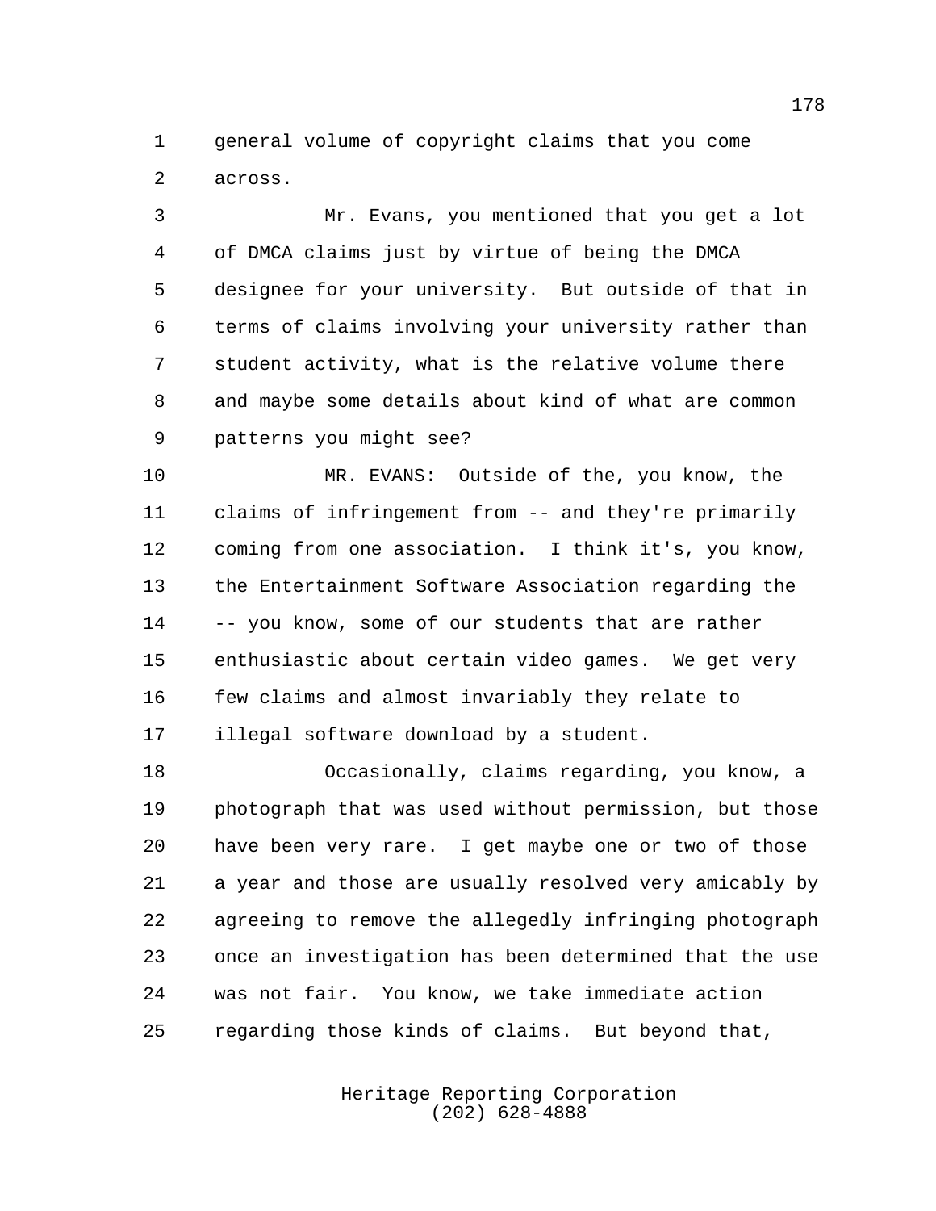general volume of copyright claims that you come across.

Mr. Evans, you mentioned that you get a lot of DMCA claims just by virtue of being the DMCA designee for your university. But outside of that in terms of claims involving your university rather than student activity, what is the relative volume there and maybe some details about kind of what are common patterns you might see?

MR. EVANS: Outside of the, you know, the claims of infringement from -- and they're primarily coming from one association. I think it's, you know, the Entertainment Software Association regarding the -- you know, some of our students that are rather enthusiastic about certain video games. We get very few claims and almost invariably they relate to illegal software download by a student.

Occasionally, claims regarding, you know, a photograph that was used without permission, but those have been very rare. I get maybe one or two of those a year and those are usually resolved very amicably by agreeing to remove the allegedly infringing photograph once an investigation has been determined that the use was not fair. You know, we take immediate action regarding those kinds of claims. But beyond that,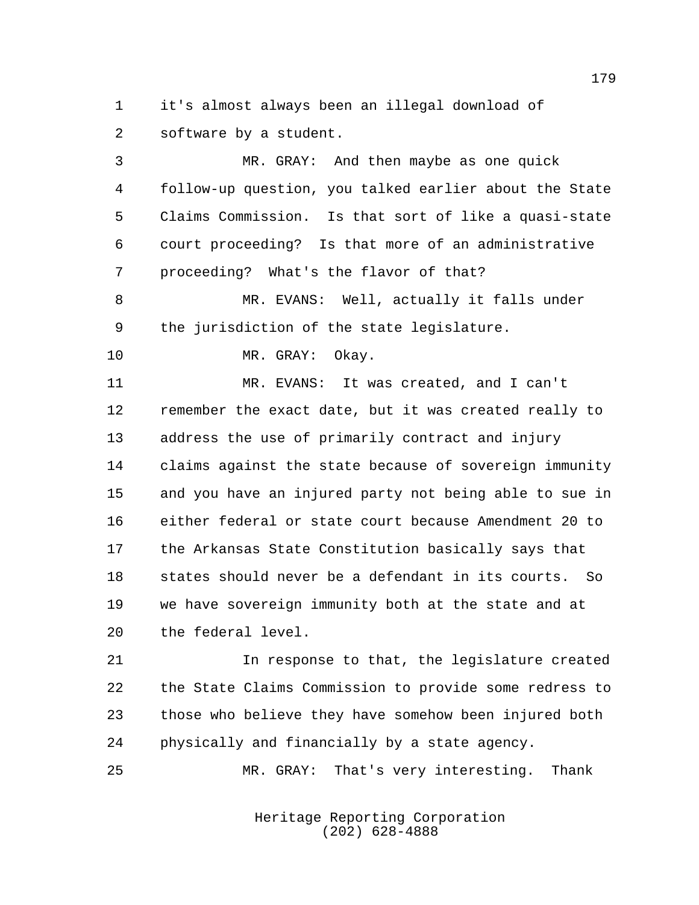it's almost always been an illegal download of software by a student.

MR. GRAY: And then maybe as one quick follow-up question, you talked earlier about the State Claims Commission. Is that sort of like a quasi-state court proceeding? Is that more of an administrative proceeding? What's the flavor of that?

MR. EVANS: Well, actually it falls under the jurisdiction of the state legislature.

MR. GRAY: Okay.

MR. EVANS: It was created, and I can't remember the exact date, but it was created really to address the use of primarily contract and injury claims against the state because of sovereign immunity and you have an injured party not being able to sue in either federal or state court because Amendment 20 to the Arkansas State Constitution basically says that states should never be a defendant in its courts. So we have sovereign immunity both at the state and at the federal level.

In response to that, the legislature created the State Claims Commission to provide some redress to those who believe they have somehow been injured both physically and financially by a state agency.

MR. GRAY: That's very interesting. Thank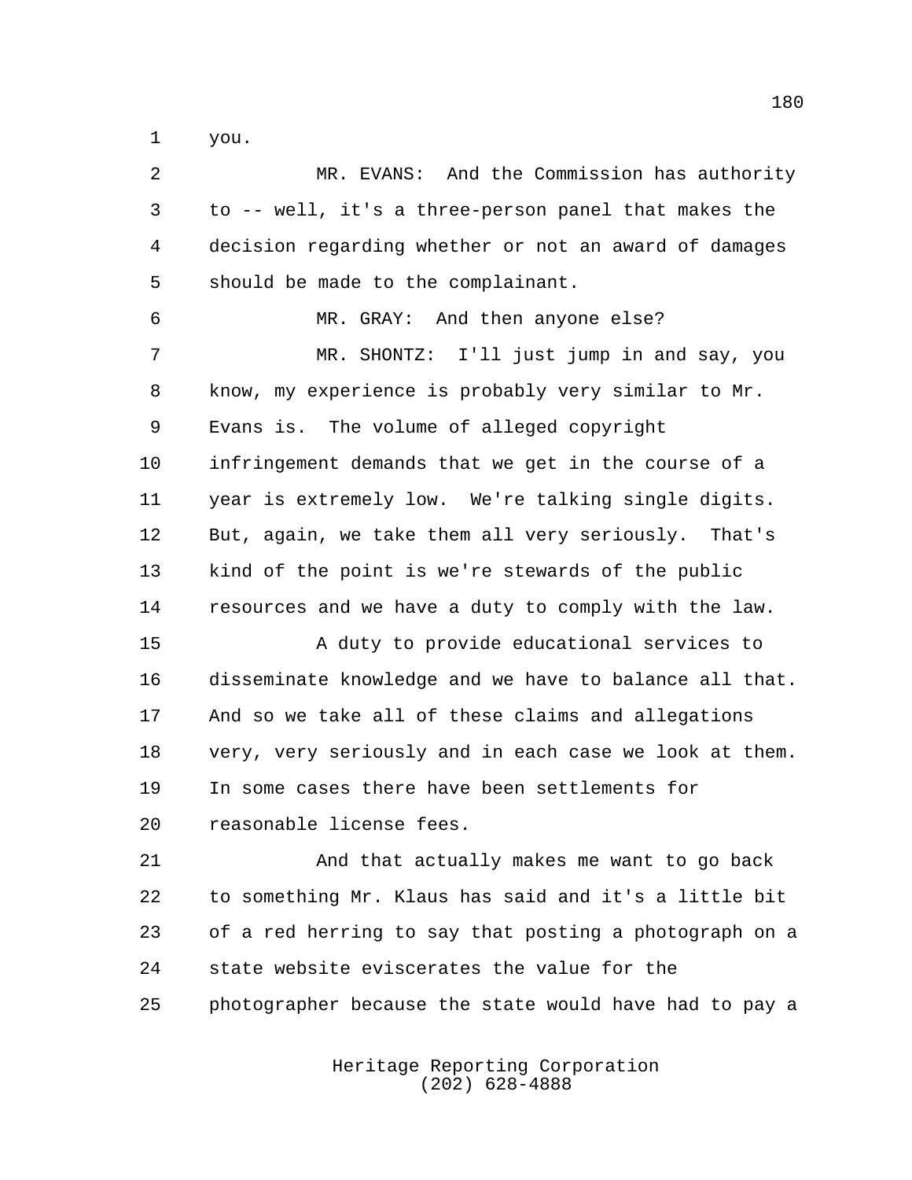you.

MR. EVANS: And the Commission has authority to -- well, it's a three-person panel that makes the decision regarding whether or not an award of damages should be made to the complainant.

MR. GRAY: And then anyone else?

MR. SHONTZ: I'll just jump in and say, you know, my experience is probably very similar to Mr. Evans is. The volume of alleged copyright infringement demands that we get in the course of a year is extremely low. We're talking single digits. But, again, we take them all very seriously. That's kind of the point is we're stewards of the public resources and we have a duty to comply with the law.

A duty to provide educational services to disseminate knowledge and we have to balance all that. And so we take all of these claims and allegations very, very seriously and in each case we look at them. In some cases there have been settlements for reasonable license fees.

And that actually makes me want to go back to something Mr. Klaus has said and it's a little bit of a red herring to say that posting a photograph on a state website eviscerates the value for the photographer because the state would have had to pay a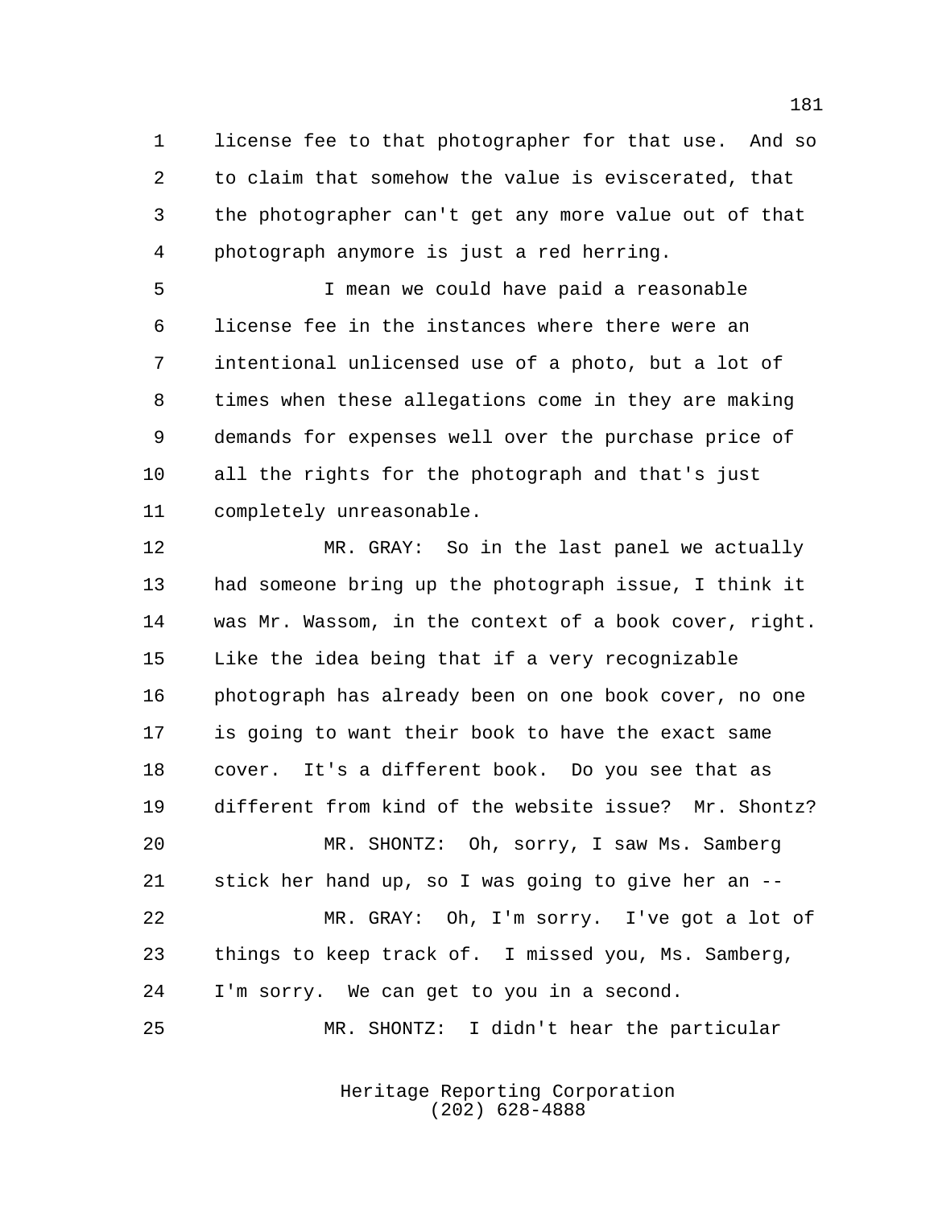license fee to that photographer for that use. And so to claim that somehow the value is eviscerated, that the photographer can't get any more value out of that photograph anymore is just a red herring.

I mean we could have paid a reasonable license fee in the instances where there were an intentional unlicensed use of a photo, but a lot of times when these allegations come in they are making demands for expenses well over the purchase price of all the rights for the photograph and that's just completely unreasonable.

MR. GRAY: So in the last panel we actually had someone bring up the photograph issue, I think it was Mr. Wassom, in the context of a book cover, right. Like the idea being that if a very recognizable photograph has already been on one book cover, no one is going to want their book to have the exact same cover. It's a different book. Do you see that as different from kind of the website issue? Mr. Shontz?

MR. SHONTZ: Oh, sorry, I saw Ms. Samberg stick her hand up, so I was going to give her an --

MR. GRAY: Oh, I'm sorry. I've got a lot of things to keep track of. I missed you, Ms. Samberg, I'm sorry. We can get to you in a second.

MR. SHONTZ: I didn't hear the particular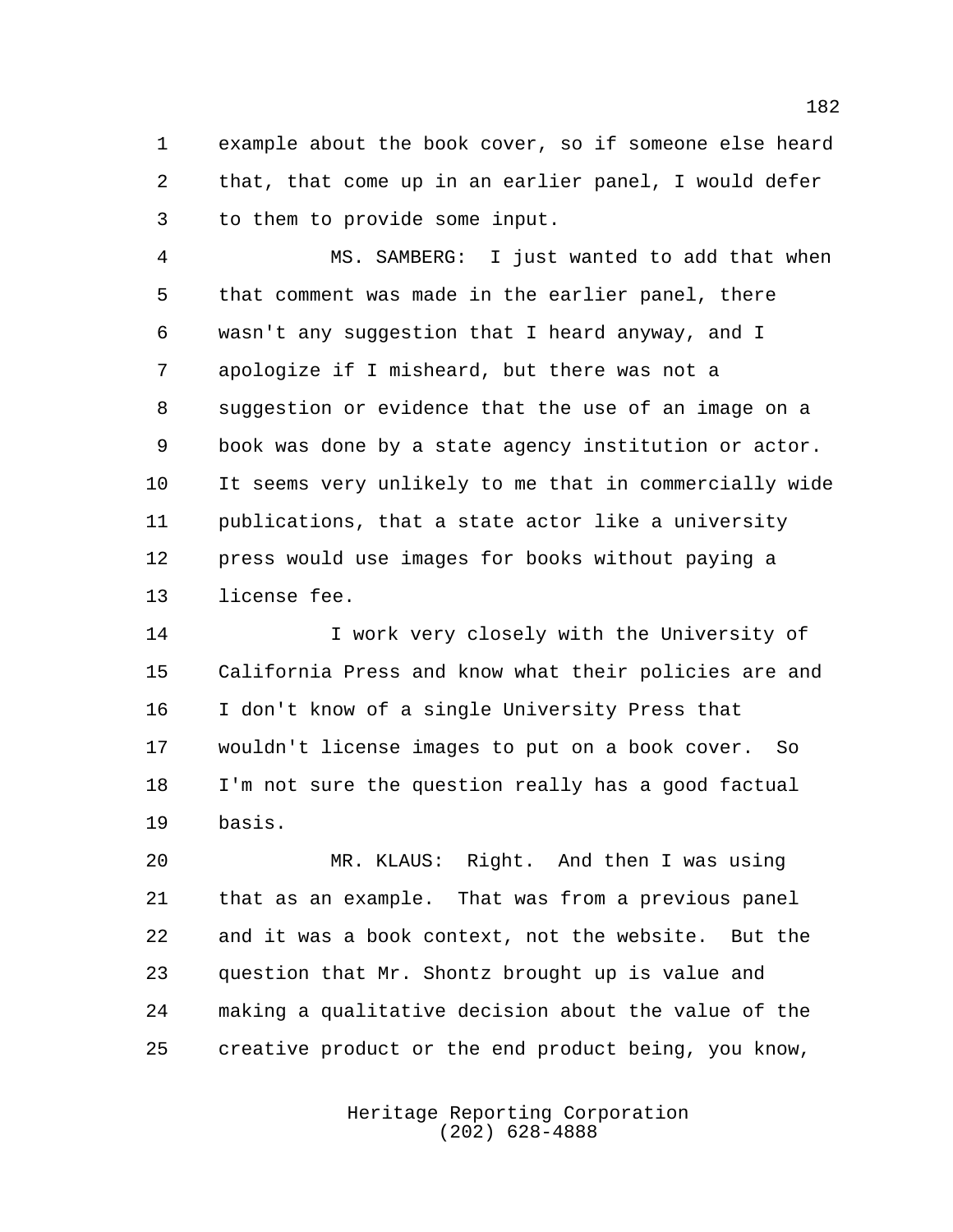example about the book cover, so if someone else heard that, that come up in an earlier panel, I would defer to them to provide some input.

MS. SAMBERG: I just wanted to add that when that comment was made in the earlier panel, there wasn't any suggestion that I heard anyway, and I apologize if I misheard, but there was not a suggestion or evidence that the use of an image on a book was done by a state agency institution or actor. It seems very unlikely to me that in commercially wide publications, that a state actor like a university press would use images for books without paying a license fee.

I work very closely with the University of California Press and know what their policies are and I don't know of a single University Press that wouldn't license images to put on a book cover. So I'm not sure the question really has a good factual basis.

MR. KLAUS: Right. And then I was using that as an example. That was from a previous panel and it was a book context, not the website. But the question that Mr. Shontz brought up is value and making a qualitative decision about the value of the creative product or the end product being, you know,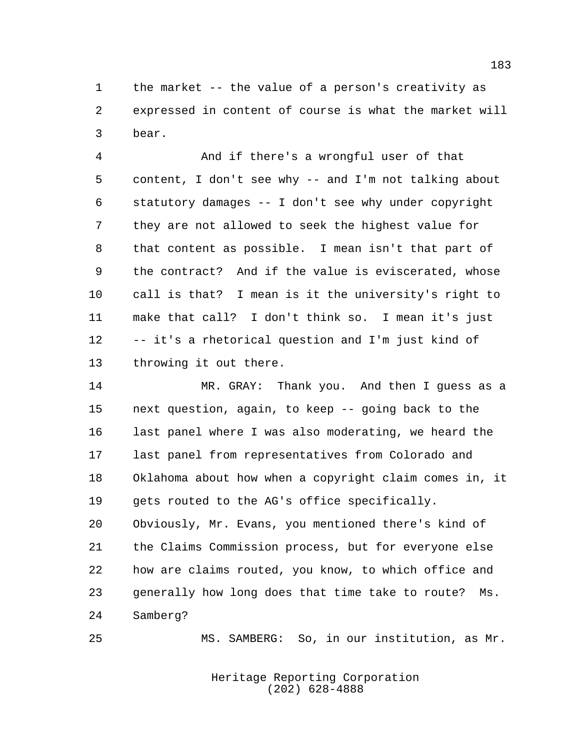the market -- the value of a person's creativity as expressed in content of course is what the market will bear.

And if there's a wrongful user of that content, I don't see why -- and I'm not talking about statutory damages -- I don't see why under copyright they are not allowed to seek the highest value for that content as possible. I mean isn't that part of the contract? And if the value is eviscerated, whose call is that? I mean is it the university's right to make that call? I don't think so. I mean it's just -- it's a rhetorical question and I'm just kind of throwing it out there.

MR. GRAY: Thank you. And then I guess as a next question, again, to keep -- going back to the last panel where I was also moderating, we heard the last panel from representatives from Colorado and Oklahoma about how when a copyright claim comes in, it gets routed to the AG's office specifically. Obviously, Mr. Evans, you mentioned there's kind of the Claims Commission process, but for everyone else how are claims routed, you know, to which office and generally how long does that time take to route? Ms. Samberg?

MS. SAMBERG: So, in our institution, as Mr.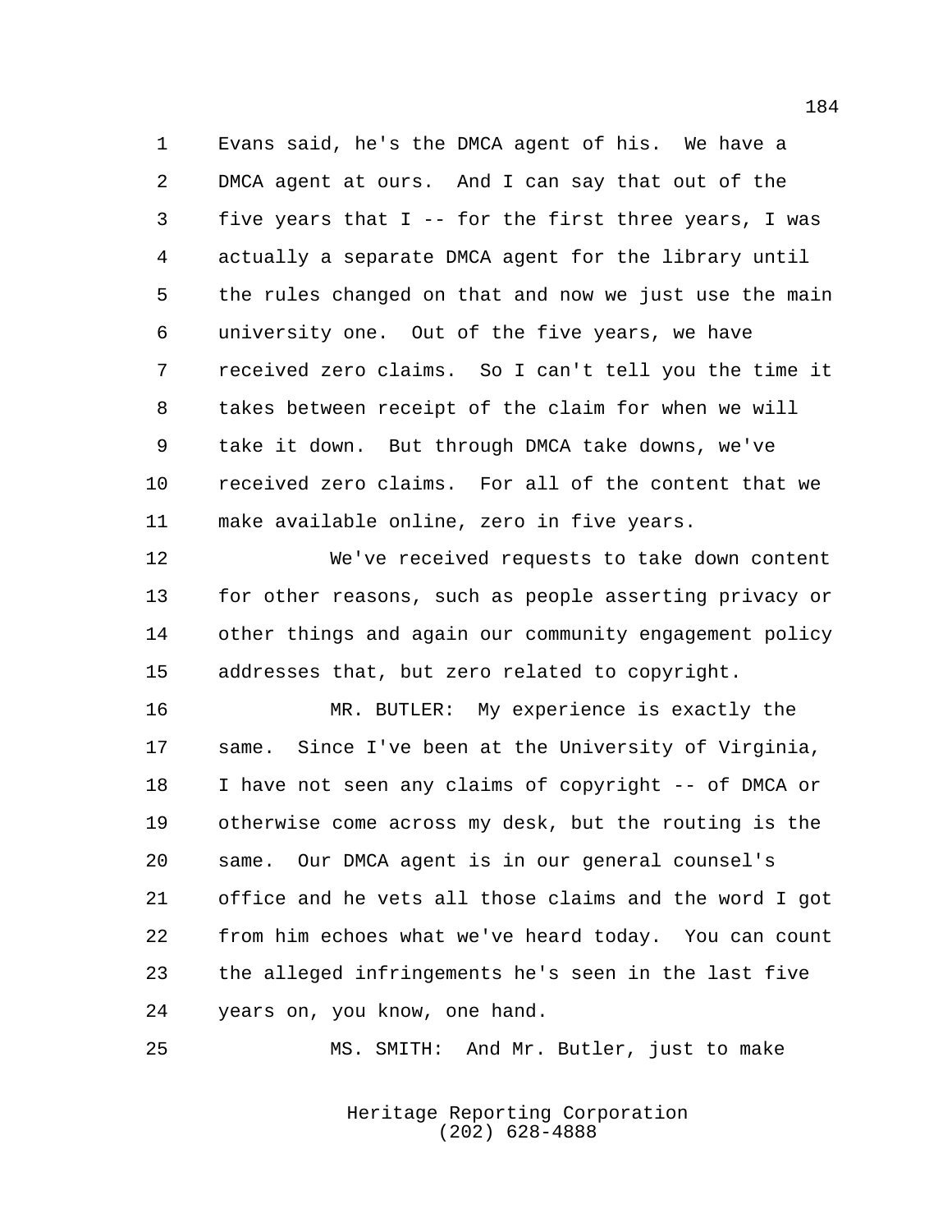Evans said, he's the DMCA agent of his. We have a DMCA agent at ours. And I can say that out of the five years that I -- for the first three years, I was actually a separate DMCA agent for the library until the rules changed on that and now we just use the main university one. Out of the five years, we have received zero claims. So I can't tell you the time it takes between receipt of the claim for when we will take it down. But through DMCA take downs, we've received zero claims. For all of the content that we make available online, zero in five years.

We've received requests to take down content for other reasons, such as people asserting privacy or other things and again our community engagement policy addresses that, but zero related to copyright.

MR. BUTLER: My experience is exactly the same. Since I've been at the University of Virginia, I have not seen any claims of copyright -- of DMCA or otherwise come across my desk, but the routing is the same. Our DMCA agent is in our general counsel's office and he vets all those claims and the word I got from him echoes what we've heard today. You can count the alleged infringements he's seen in the last five years on, you know, one hand.

MS. SMITH: And Mr. Butler, just to make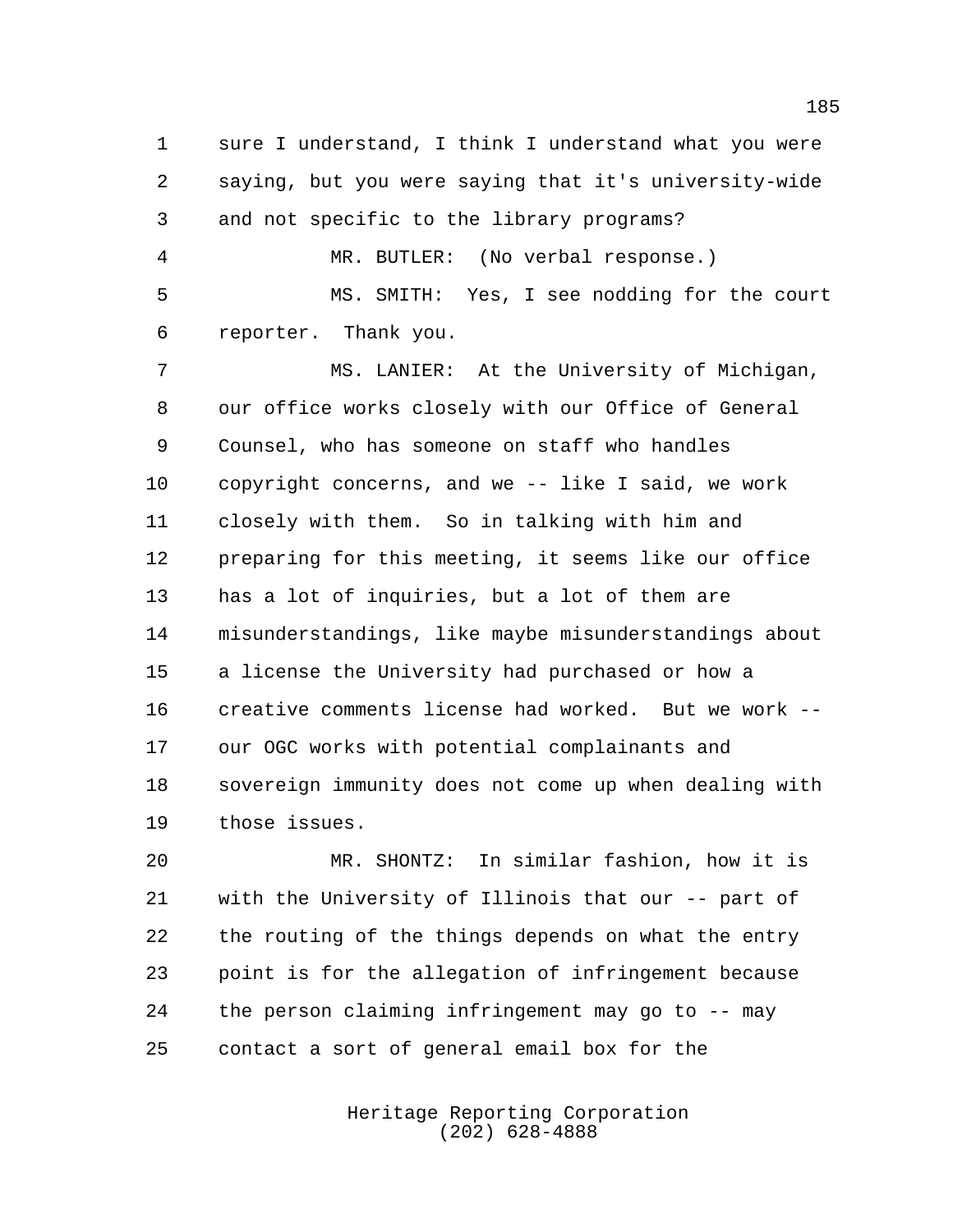sure I understand, I think I understand what you were saying, but you were saying that it's university-wide and not specific to the library programs?

MR. BUTLER: (No verbal response.)

MS. SMITH: Yes, I see nodding for the court reporter. Thank you.

MS. LANIER: At the University of Michigan, our office works closely with our Office of General Counsel, who has someone on staff who handles copyright concerns, and we -- like I said, we work closely with them. So in talking with him and preparing for this meeting, it seems like our office has a lot of inquiries, but a lot of them are misunderstandings, like maybe misunderstandings about a license the University had purchased or how a creative comments license had worked. But we work -- our OGC works with potential complainants and sovereign immunity does not come up when dealing with those issues.

MR. SHONTZ: In similar fashion, how it is with the University of Illinois that our -- part of the routing of the things depends on what the entry point is for the allegation of infringement because the person claiming infringement may go to -- may contact a sort of general email box for the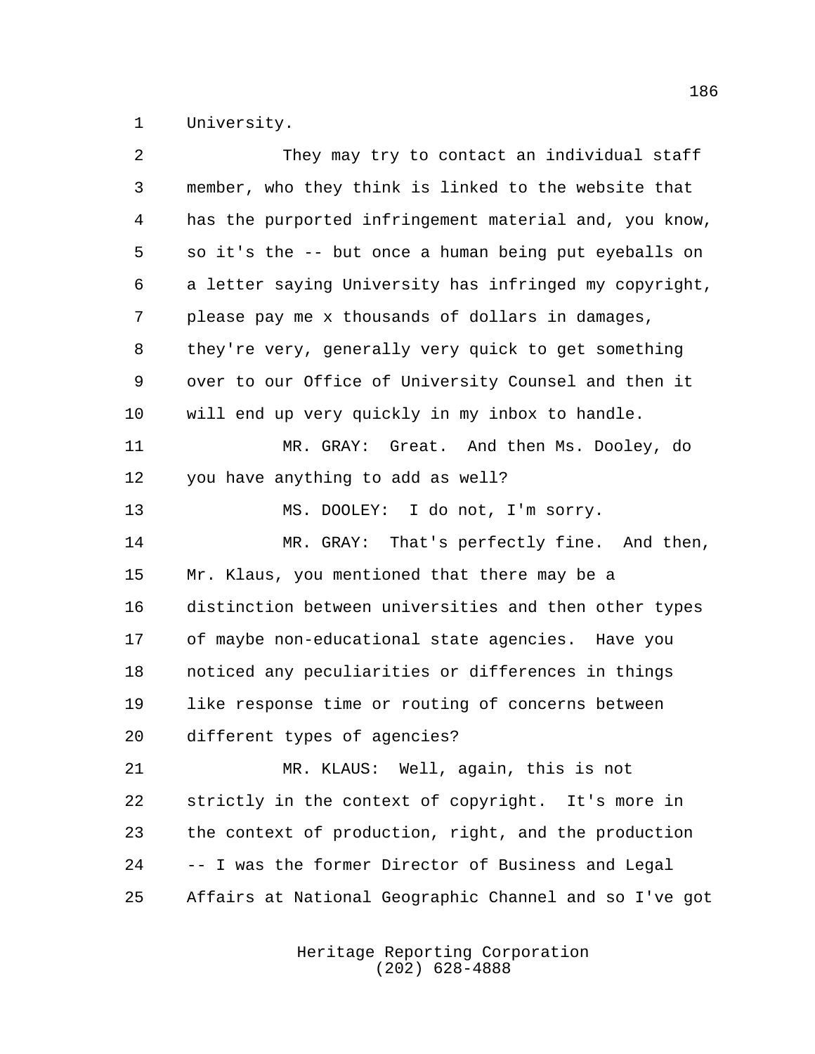University.

They may try to contact an individual staff member, who they think is linked to the website that has the purported infringement material and, you know, so it's the -- but once a human being put eyeballs on a letter saying University has infringed my copyright, please pay me x thousands of dollars in damages, they're very, generally very quick to get something over to our Office of University Counsel and then it will end up very quickly in my inbox to handle.

MR. GRAY: Great. And then Ms. Dooley, do you have anything to add as well?

MS. DOOLEY: I do not, I'm sorry.

MR. GRAY: That's perfectly fine. And then, Mr. Klaus, you mentioned that there may be a distinction between universities and then other types of maybe non-educational state agencies. Have you noticed any peculiarities or differences in things like response time or routing of concerns between different types of agencies?

MR. KLAUS: Well, again, this is not strictly in the context of copyright. It's more in the context of production, right, and the production -- I was the former Director of Business and Legal Affairs at National Geographic Channel and so I've got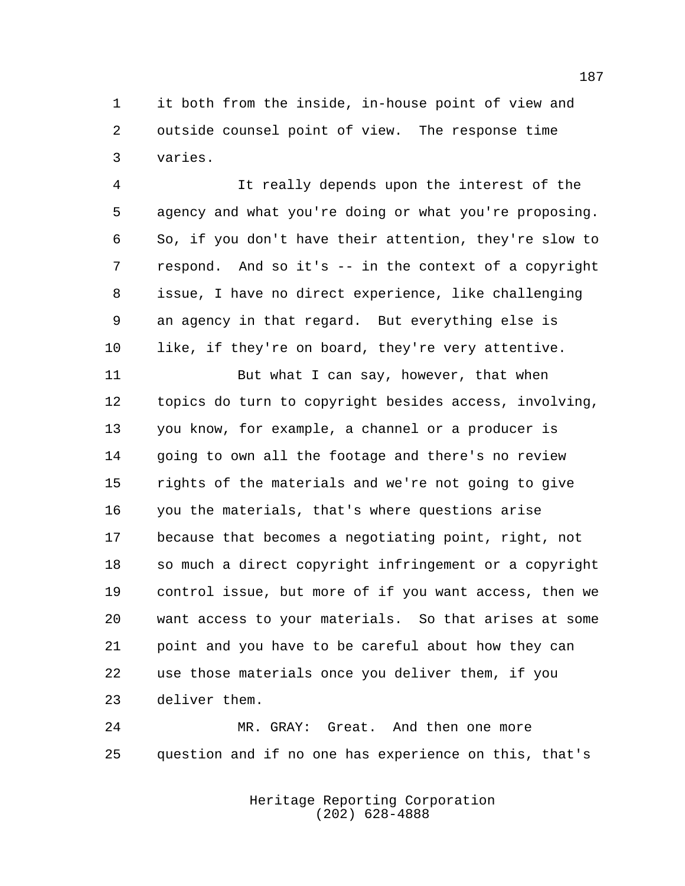it both from the inside, in-house point of view and outside counsel point of view. The response time varies.

It really depends upon the interest of the agency and what you're doing or what you're proposing. So, if you don't have their attention, they're slow to respond. And so it's -- in the context of a copyright issue, I have no direct experience, like challenging an agency in that regard. But everything else is like, if they're on board, they're very attentive.

But what I can say, however, that when topics do turn to copyright besides access, involving, you know, for example, a channel or a producer is going to own all the footage and there's no review rights of the materials and we're not going to give you the materials, that's where questions arise because that becomes a negotiating point, right, not so much a direct copyright infringement or a copyright control issue, but more of if you want access, then we want access to your materials. So that arises at some point and you have to be careful about how they can use those materials once you deliver them, if you deliver them.

MR. GRAY: Great. And then one more question and if no one has experience on this, that's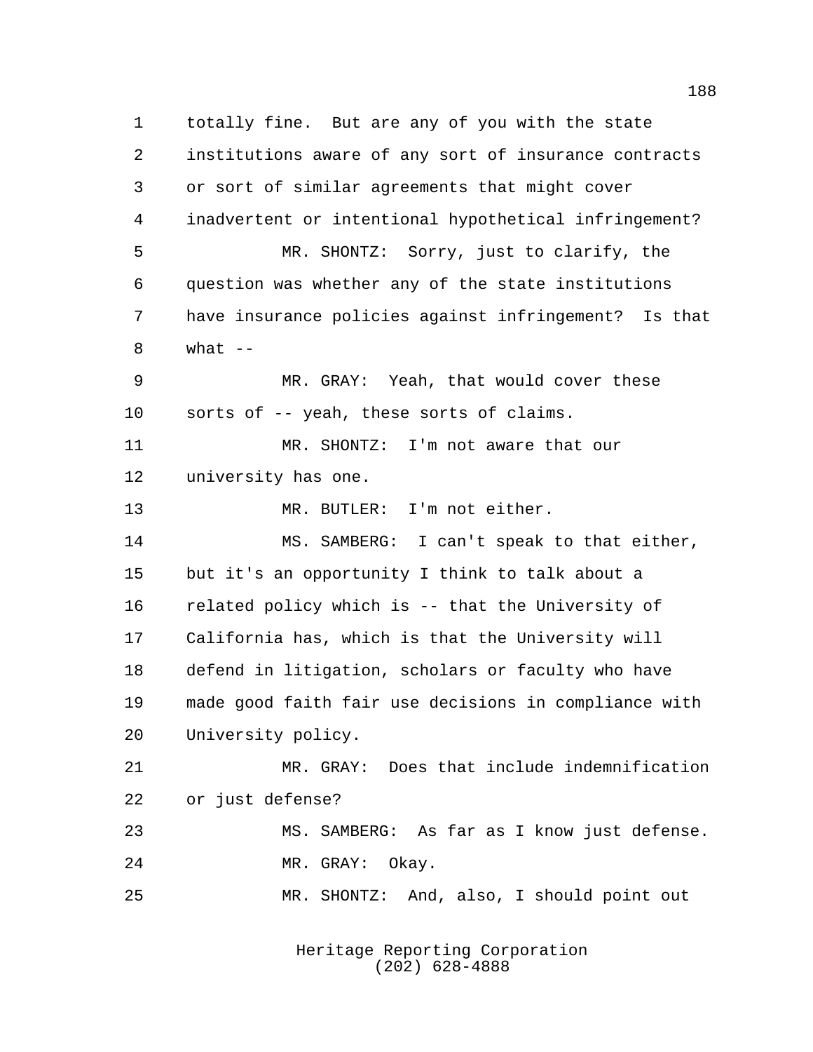totally fine. But are any of you with the state institutions aware of any sort of insurance contracts or sort of similar agreements that might cover inadvertent or intentional hypothetical infringement?

MR. SHONTZ: Sorry, just to clarify, the question was whether any of the state institutions have insurance policies against infringement? Is that what --

MR. GRAY: Yeah, that would cover these sorts of -- yeah, these sorts of claims.

MR. SHONTZ: I'm not aware that our university has one.

MR. BUTLER: I'm not either.

MS. SAMBERG: I can't speak to that either, but it's an opportunity I think to talk about a related policy which is -- that the University of California has, which is that the University will defend in litigation, scholars or faculty who have made good faith fair use decisions in compliance with University policy.

MR. GRAY: Does that include indemnification or just defense?

MS. SAMBERG: As far as I know just defense.

MR. GRAY: Okay.

MR. SHONTZ: And, also, I should point out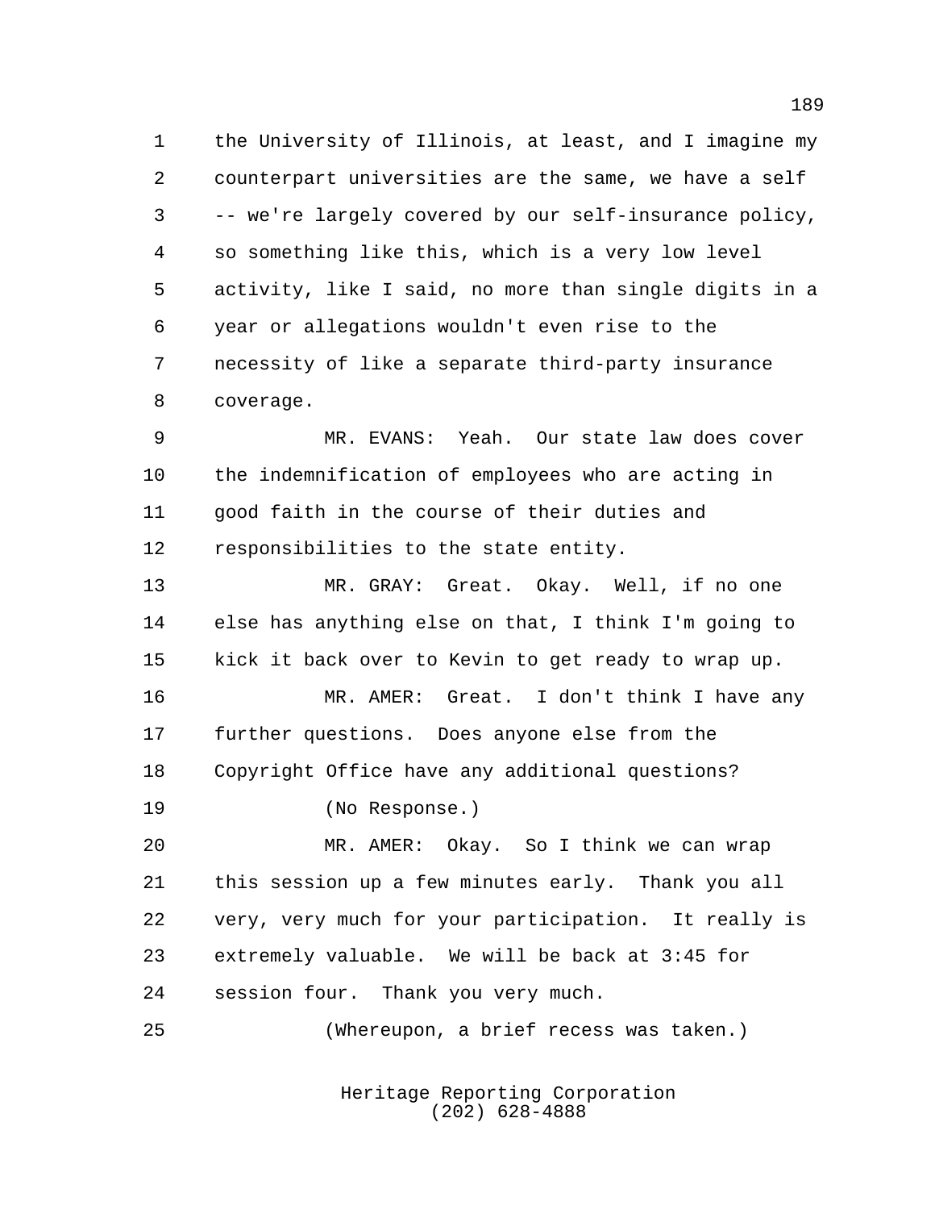the University of Illinois, at least, and I imagine my counterpart universities are the same, we have a self -- we're largely covered by our self-insurance policy, so something like this, which is a very low level activity, like I said, no more than single digits in a year or allegations wouldn't even rise to the necessity of like a separate third-party insurance coverage.

MR. EVANS: Yeah. Our state law does cover the indemnification of employees who are acting in good faith in the course of their duties and responsibilities to the state entity.

MR. GRAY: Great. Okay. Well, if no one else has anything else on that, I think I'm going to kick it back over to Kevin to get ready to wrap up.

MR. AMER: Great. I don't think I have any further questions. Does anyone else from the Copyright Office have any additional questions?

(No Response.)

MR. AMER: Okay. So I think we can wrap this session up a few minutes early. Thank you all very, very much for your participation. It really is extremely valuable. We will be back at 3:45 for session four. Thank you very much.

(Whereupon, a brief recess was taken.)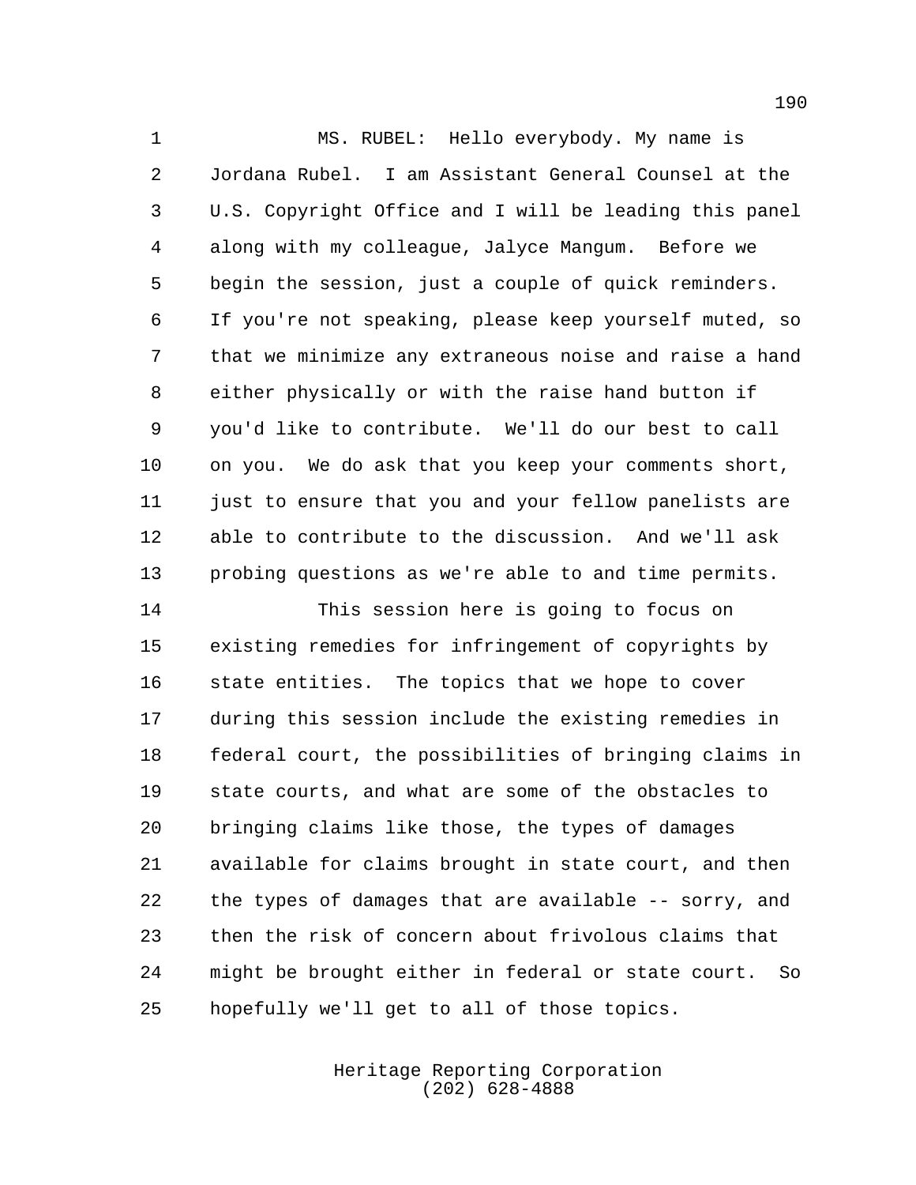MS. RUBEL: Hello everybody. My name is Jordana Rubel. I am Assistant General Counsel at the U.S. Copyright Office and I will be leading this panel along with my colleague, Jalyce Mangum. Before we begin the session, just a couple of quick reminders. If you're not speaking, please keep yourself muted, so that we minimize any extraneous noise and raise a hand either physically or with the raise hand button if you'd like to contribute. We'll do our best to call on you. We do ask that you keep your comments short, just to ensure that you and your fellow panelists are able to contribute to the discussion. And we'll ask probing questions as we're able to and time permits.

This session here is going to focus on existing remedies for infringement of copyrights by state entities. The topics that we hope to cover during this session include the existing remedies in federal court, the possibilities of bringing claims in state courts, and what are some of the obstacles to bringing claims like those, the types of damages available for claims brought in state court, and then the types of damages that are available -- sorry, and then the risk of concern about frivolous claims that might be brought either in federal or state court. So hopefully we'll get to all of those topics.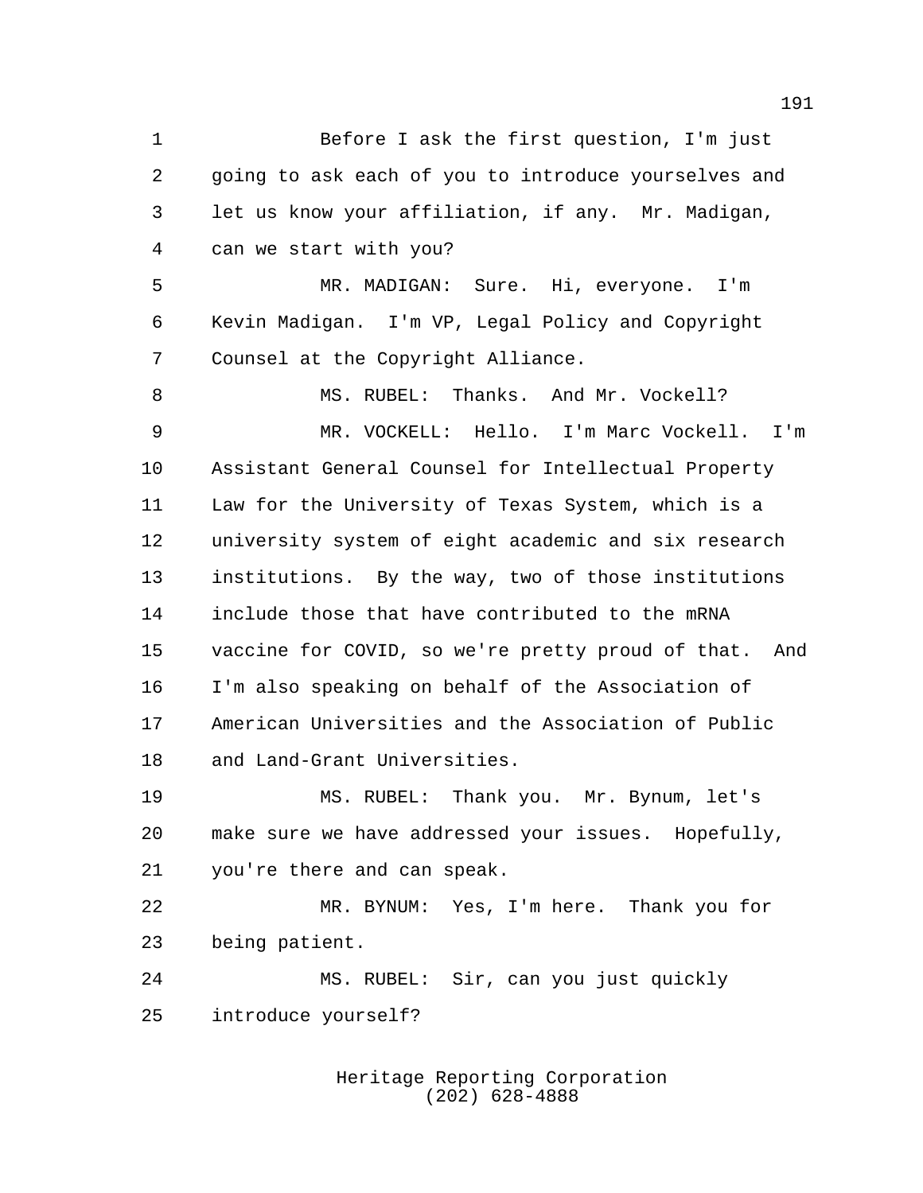Before I ask the first question, I'm just going to ask each of you to introduce yourselves and let us know your affiliation, if any. Mr. Madigan, can we start with you?

MR. MADIGAN: Sure. Hi, everyone. I'm Kevin Madigan. I'm VP, Legal Policy and Copyright Counsel at the Copyright Alliance.

MS. RUBEL: Thanks. And Mr. Vockell?

MR. VOCKELL: Hello. I'm Marc Vockell. I'm Assistant General Counsel for Intellectual Property Law for the University of Texas System, which is a university system of eight academic and six research institutions. By the way, two of those institutions include those that have contributed to the mRNA vaccine for COVID, so we're pretty proud of that. And I'm also speaking on behalf of the Association of American Universities and the Association of Public and Land-Grant Universities.

MS. RUBEL: Thank you. Mr. Bynum, let's make sure we have addressed your issues. Hopefully, you're there and can speak.

MR. BYNUM: Yes, I'm here. Thank you for being patient.

MS. RUBEL: Sir, can you just quickly introduce yourself?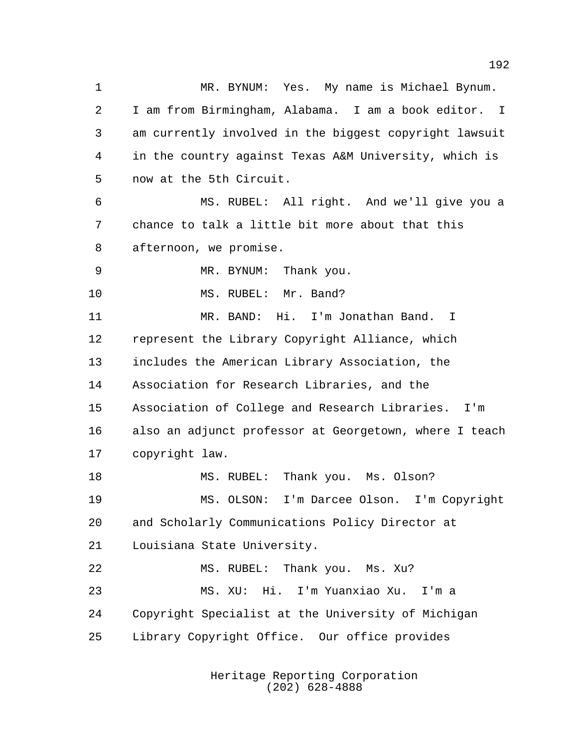MR. BYNUM: Yes. My name is Michael Bynum. I am from Birmingham, Alabama. I am a book editor. I am currently involved in the biggest copyright lawsuit in the country against Texas A&M University, which is now at the 5th Circuit.

MS. RUBEL: All right. And we'll give you a chance to talk a little bit more about that this afternoon, we promise.

MR. BYNUM: Thank you.

MS. RUBEL: Mr. Band?

MR. BAND: Hi. I'm Jonathan Band. I represent the Library Copyright Alliance, which includes the American Library Association, the Association for Research Libraries, and the Association of College and Research Libraries. I'm also an adjunct professor at Georgetown, where I teach copyright law.

MS. RUBEL: Thank you. Ms. Olson?

MS. OLSON: I'm Darcee Olson. I'm Copyright and Scholarly Communications Policy Director at Louisiana State University.

MS. RUBEL: Thank you. Ms. Xu?

MS. XU: Hi. I'm Yuanxiao Xu. I'm a Copyright Specialist at the University of Michigan Library Copyright Office. Our office provides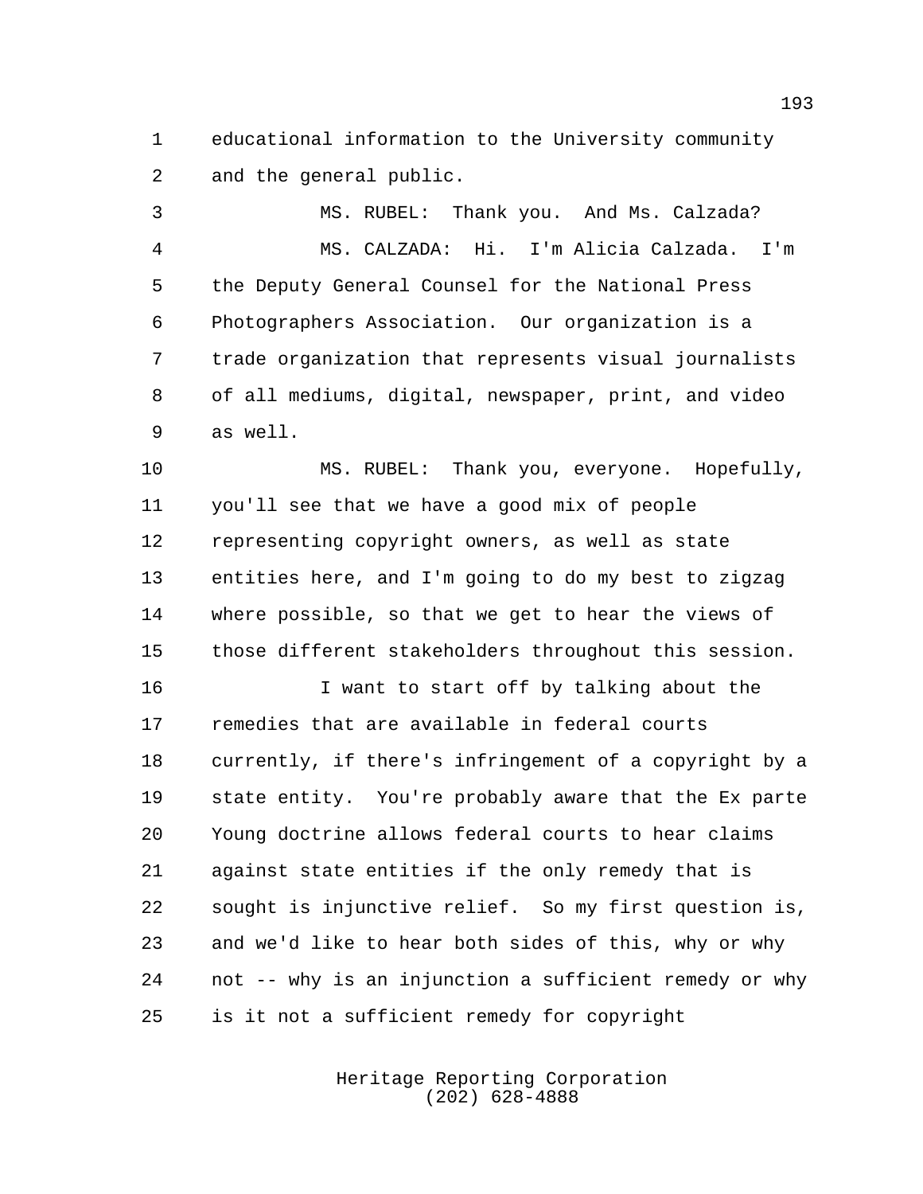educational information to the University community and the general public.

MS. RUBEL: Thank you. And Ms. Calzada?

MS. CALZADA: Hi. I'm Alicia Calzada. I'm the Deputy General Counsel for the National Press Photographers Association. Our organization is a trade organization that represents visual journalists of all mediums, digital, newspaper, print, and video as well.

MS. RUBEL: Thank you, everyone. Hopefully, you'll see that we have a good mix of people representing copyright owners, as well as state entities here, and I'm going to do my best to zigzag where possible, so that we get to hear the views of those different stakeholders throughout this session.

I want to start off by talking about the remedies that are available in federal courts currently, if there's infringement of a copyright by a state entity. You're probably aware that the Ex parte Young doctrine allows federal courts to hear claims against state entities if the only remedy that is sought is injunctive relief. So my first question is, and we'd like to hear both sides of this, why or why not -- why is an injunction a sufficient remedy or why is it not a sufficient remedy for copyright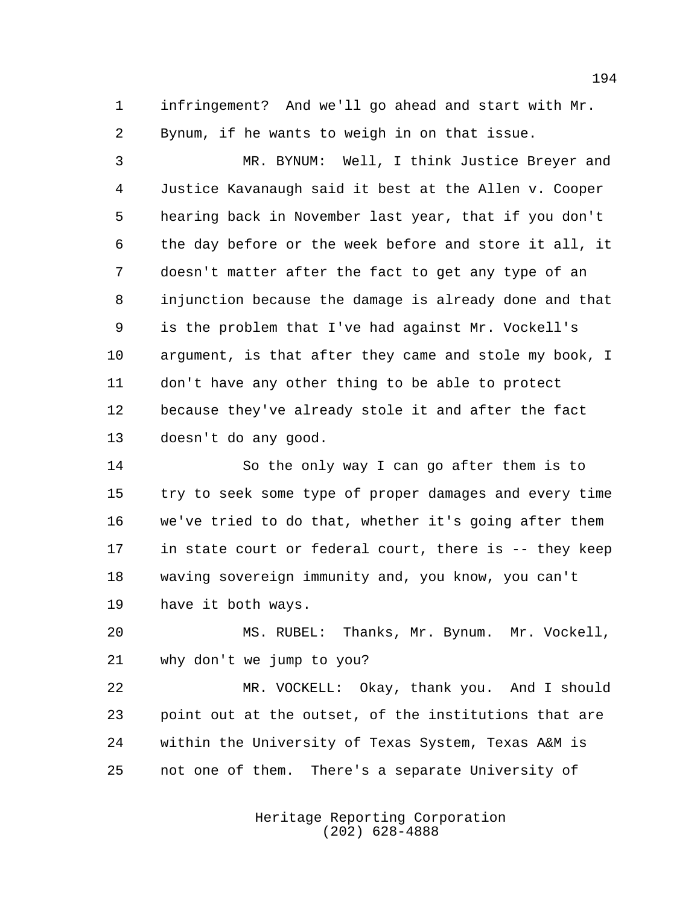infringement? And we'll go ahead and start with Mr. Bynum, if he wants to weigh in on that issue.

MR. BYNUM: Well, I think Justice Breyer and Justice Kavanaugh said it best at the Allen v. Cooper hearing back in November last year, that if you don't the day before or the week before and store it all, it doesn't matter after the fact to get any type of an injunction because the damage is already done and that is the problem that I've had against Mr. Vockell's argument, is that after they came and stole my book, I don't have any other thing to be able to protect because they've already stole it and after the fact doesn't do any good.

So the only way I can go after them is to try to seek some type of proper damages and every time we've tried to do that, whether it's going after them in state court or federal court, there is -- they keep waving sovereign immunity and, you know, you can't have it both ways.

MS. RUBEL: Thanks, Mr. Bynum. Mr. Vockell, why don't we jump to you?

MR. VOCKELL: Okay, thank you. And I should point out at the outset, of the institutions that are within the University of Texas System, Texas A&M is not one of them. There's a separate University of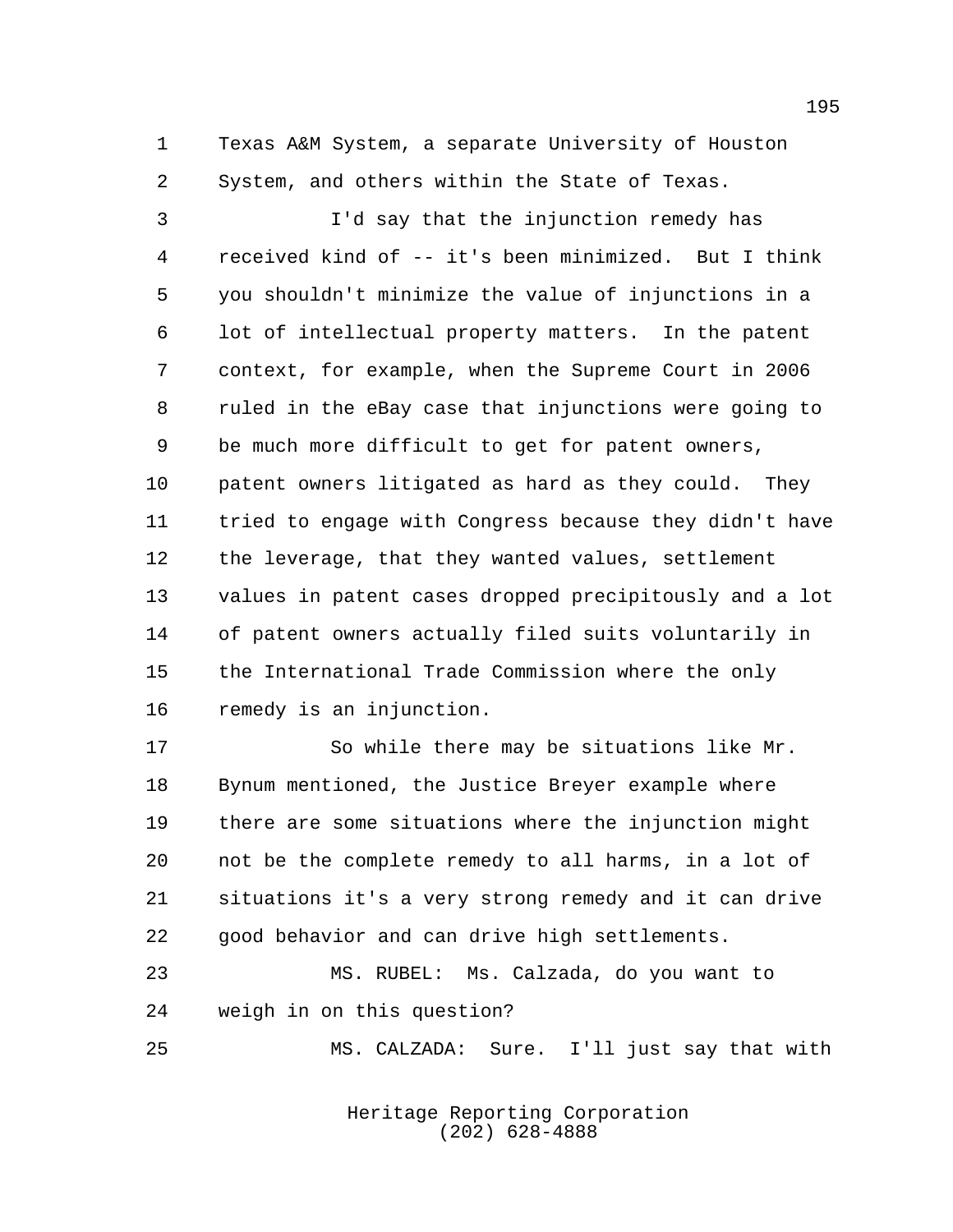Texas A&M System, a separate University of Houston System, and others within the State of Texas.

I'd say that the injunction remedy has received kind of -- it's been minimized. But I think you shouldn't minimize the value of injunctions in a lot of intellectual property matters. In the patent context, for example, when the Supreme Court in 2006 ruled in the eBay case that injunctions were going to be much more difficult to get for patent owners, patent owners litigated as hard as they could. They tried to engage with Congress because they didn't have the leverage, that they wanted values, settlement values in patent cases dropped precipitously and a lot of patent owners actually filed suits voluntarily in the International Trade Commission where the only remedy is an injunction.

So while there may be situations like Mr. Bynum mentioned, the Justice Breyer example where there are some situations where the injunction might not be the complete remedy to all harms, in a lot of situations it's a very strong remedy and it can drive good behavior and can drive high settlements.

MS. RUBEL: Ms. Calzada, do you want to weigh in on this question?

MS. CALZADA: Sure. I'll just say that with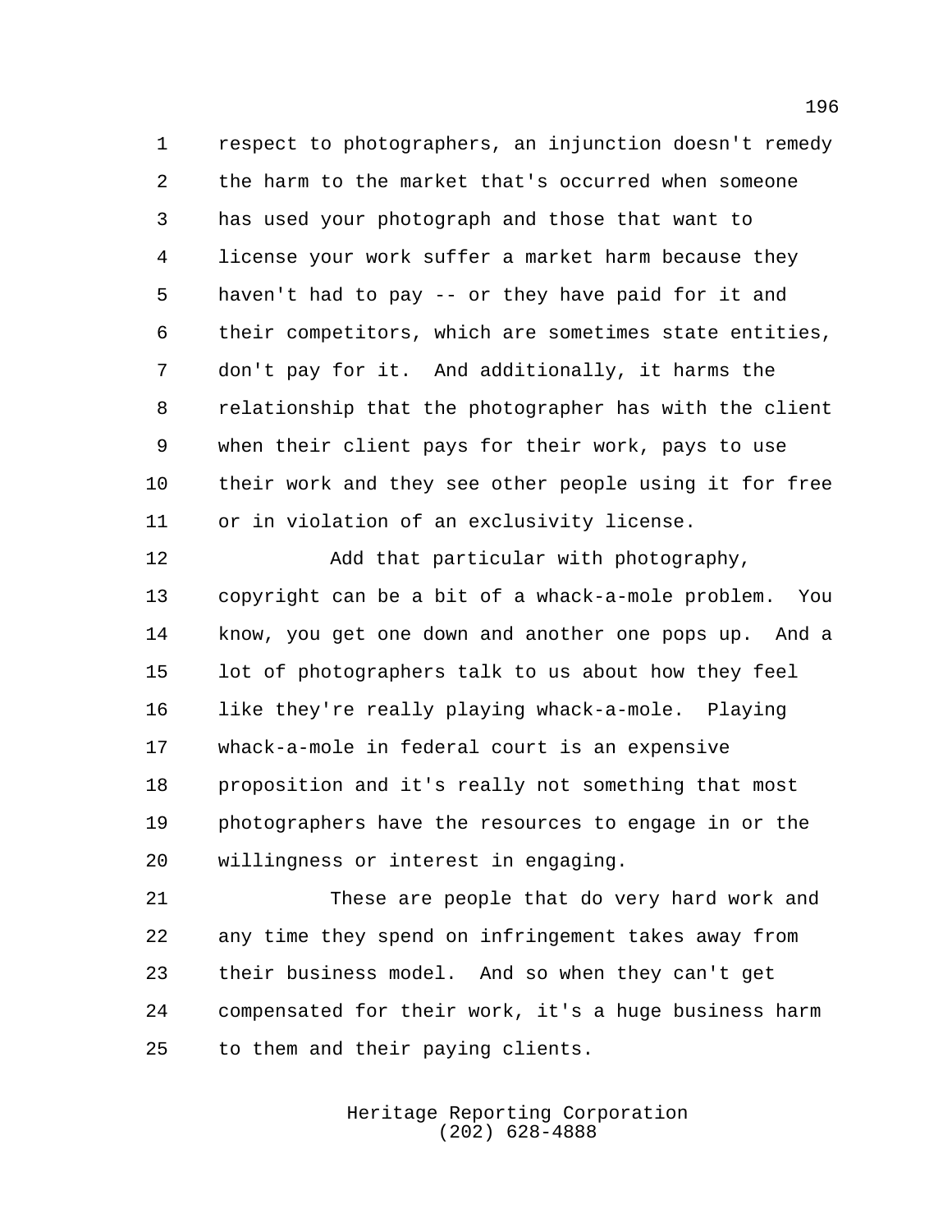respect to photographers, an injunction doesn't remedy the harm to the market that's occurred when someone has used your photograph and those that want to license your work suffer a market harm because they haven't had to pay -- or they have paid for it and their competitors, which are sometimes state entities, don't pay for it. And additionally, it harms the relationship that the photographer has with the client when their client pays for their work, pays to use their work and they see other people using it for free or in violation of an exclusivity license.

Add that particular with photography, copyright can be a bit of a whack-a-mole problem. You know, you get one down and another one pops up. And a lot of photographers talk to us about how they feel like they're really playing whack-a-mole. Playing whack-a-mole in federal court is an expensive proposition and it's really not something that most photographers have the resources to engage in or the willingness or interest in engaging.

These are people that do very hard work and any time they spend on infringement takes away from their business model. And so when they can't get compensated for their work, it's a huge business harm to them and their paying clients.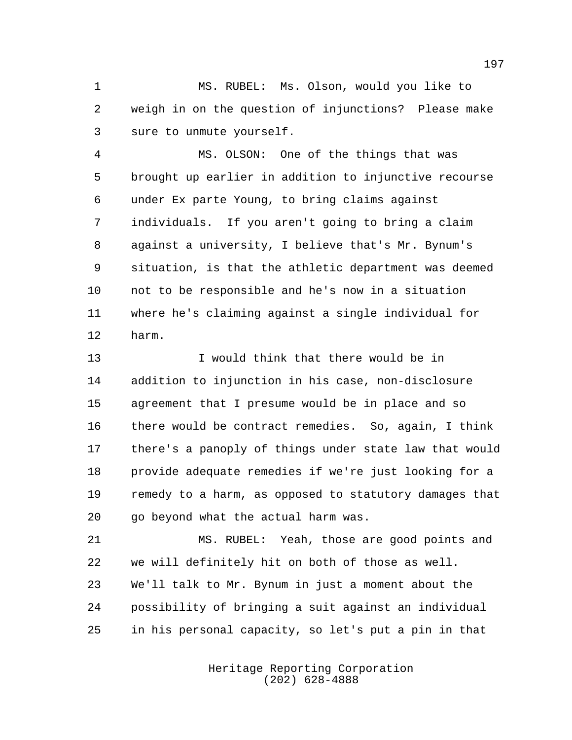MS. RUBEL: Ms. Olson, would you like to weigh in on the question of injunctions? Please make sure to unmute yourself.

MS. OLSON: One of the things that was brought up earlier in addition to injunctive recourse under Ex parte Young, to bring claims against individuals. If you aren't going to bring a claim against a university, I believe that's Mr. Bynum's situation, is that the athletic department was deemed not to be responsible and he's now in a situation where he's claiming against a single individual for harm.

I would think that there would be in addition to injunction in his case, non-disclosure agreement that I presume would be in place and so there would be contract remedies. So, again, I think there's a panoply of things under state law that would provide adequate remedies if we're just looking for a remedy to a harm, as opposed to statutory damages that go beyond what the actual harm was.

MS. RUBEL: Yeah, those are good points and we will definitely hit on both of those as well. We'll talk to Mr. Bynum in just a moment about the possibility of bringing a suit against an individual in his personal capacity, so let's put a pin in that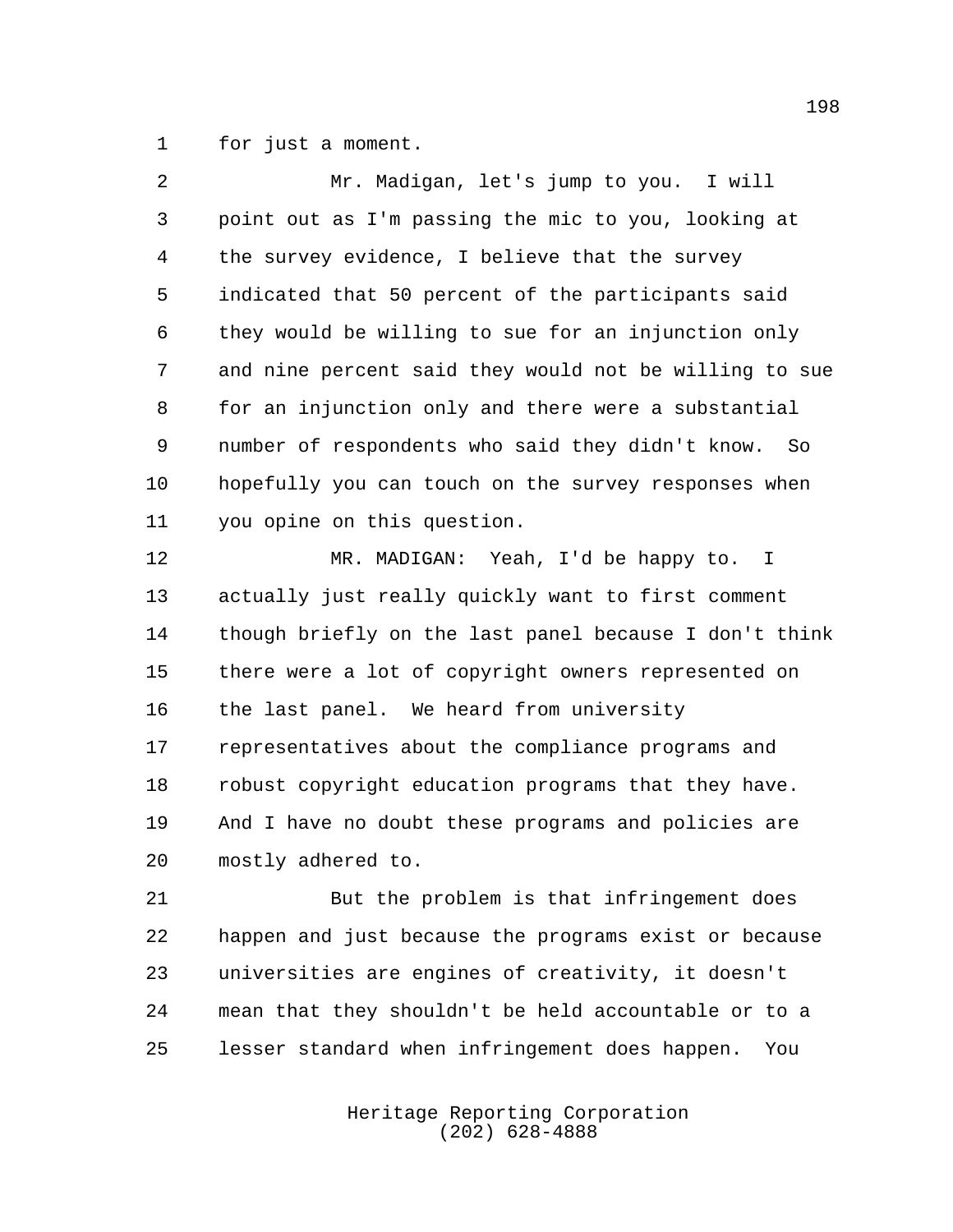for just a moment.

Mr. Madigan, let's jump to you. I will point out as I'm passing the mic to you, looking at the survey evidence, I believe that the survey indicated that 50 percent of the participants said they would be willing to sue for an injunction only and nine percent said they would not be willing to sue for an injunction only and there were a substantial number of respondents who said they didn't know. So hopefully you can touch on the survey responses when you opine on this question.

MR. MADIGAN: Yeah, I'd be happy to. I actually just really quickly want to first comment though briefly on the last panel because I don't think there were a lot of copyright owners represented on the last panel. We heard from university representatives about the compliance programs and robust copyright education programs that they have. And I have no doubt these programs and policies are mostly adhered to.

But the problem is that infringement does happen and just because the programs exist or because universities are engines of creativity, it doesn't mean that they shouldn't be held accountable or to a lesser standard when infringement does happen. You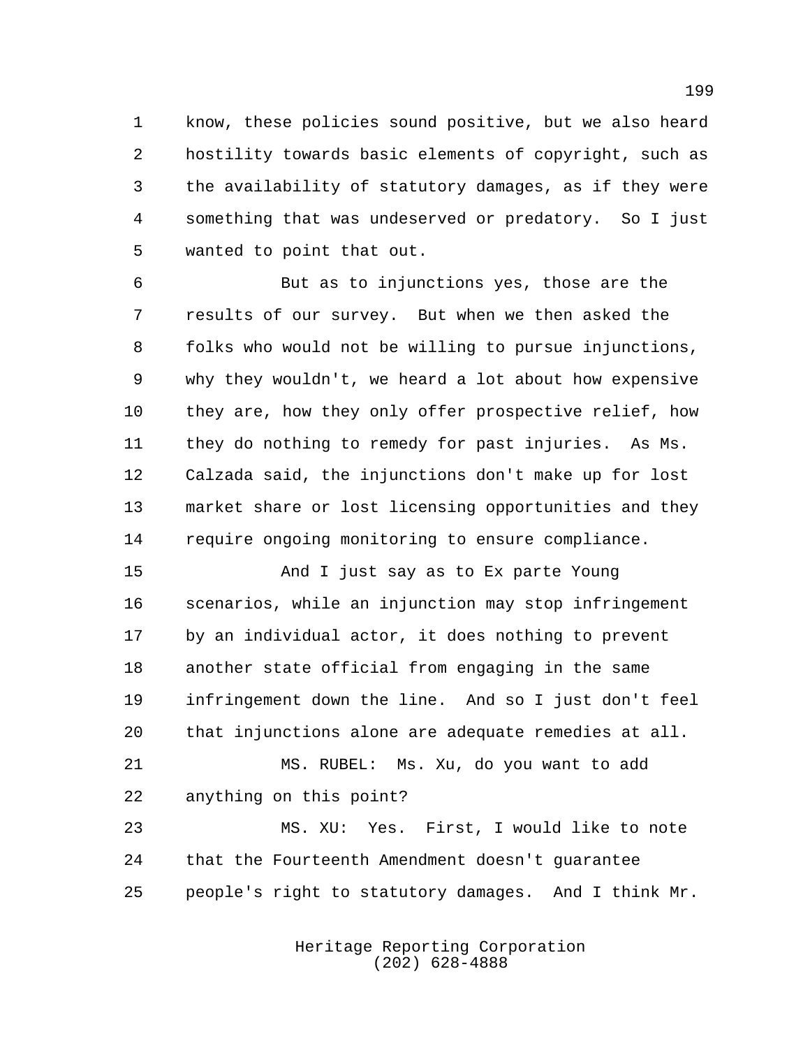know, these policies sound positive, but we also heard hostility towards basic elements of copyright, such as the availability of statutory damages, as if they were something that was undeserved or predatory. So I just wanted to point that out.

But as to injunctions yes, those are the results of our survey. But when we then asked the folks who would not be willing to pursue injunctions, why they wouldn't, we heard a lot about how expensive they are, how they only offer prospective relief, how they do nothing to remedy for past injuries. As Ms. Calzada said, the injunctions don't make up for lost market share or lost licensing opportunities and they require ongoing monitoring to ensure compliance.

And I just say as to Ex parte Young scenarios, while an injunction may stop infringement by an individual actor, it does nothing to prevent another state official from engaging in the same infringement down the line. And so I just don't feel that injunctions alone are adequate remedies at all.

MS. RUBEL: Ms. Xu, do you want to add anything on this point?

MS. XU: Yes. First, I would like to note that the Fourteenth Amendment doesn't guarantee people's right to statutory damages. And I think Mr.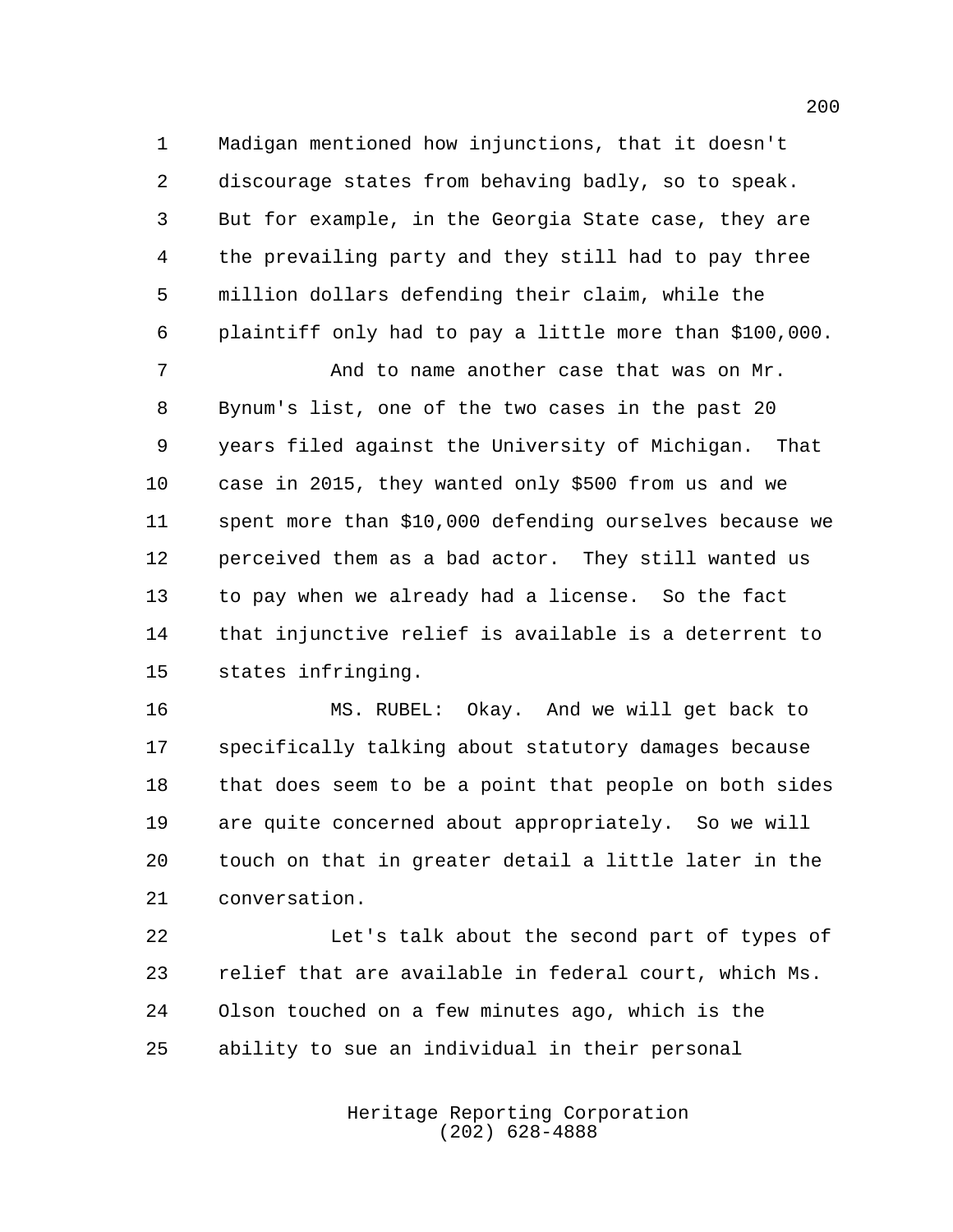Madigan mentioned how injunctions, that it doesn't discourage states from behaving badly, so to speak. But for example, in the Georgia State case, they are the prevailing party and they still had to pay three million dollars defending their claim, while the plaintiff only had to pay a little more than $100,000.

And to name another case that was on Mr. Bynum's list, one of the two cases in the past 20 years filed against the University of Michigan. That case in 2015, they wanted only $500 from us and we spent more than $10,000 defending ourselves because we perceived them as a bad actor. They still wanted us to pay when we already had a license. So the fact that injunctive relief is available is a deterrent to states infringing.

MS. RUBEL: Okay. And we will get back to specifically talking about statutory damages because that does seem to be a point that people on both sides are quite concerned about appropriately. So we will touch on that in greater detail a little later in the conversation.

Let's talk about the second part of types of relief that are available in federal court, which Ms. Olson touched on a few minutes ago, which is the ability to sue an individual in their personal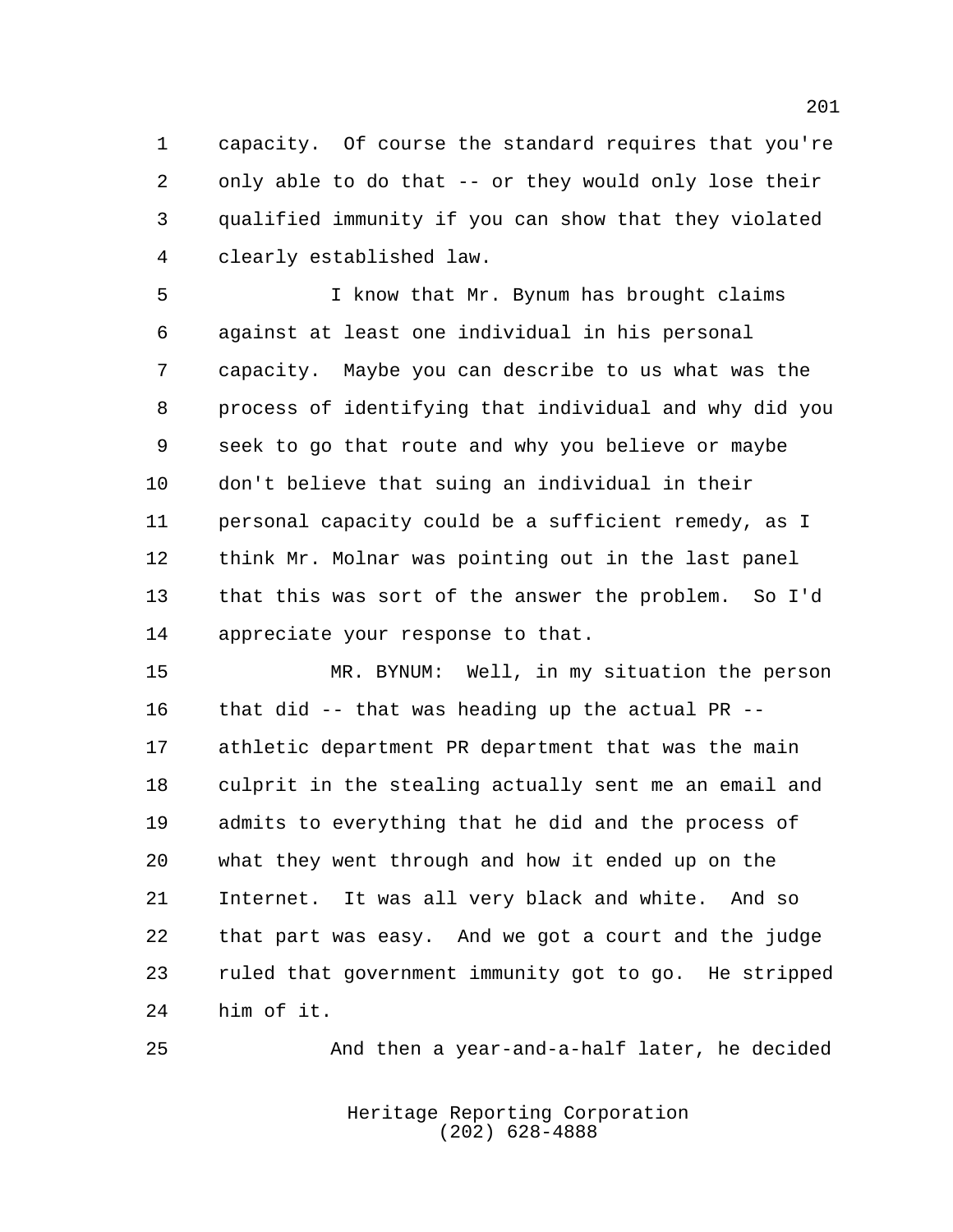capacity.  Of course the standard requires that you're only able to do that -- or they would only lose their qualified immunity if you can show that they violated clearly established law.

I know that Mr. Bynum has brought claims against at least one individual in his personal capacity.  Maybe you can describe to us what was the process of identifying that individual and why did you seek to go that route and why you believe or maybe don't believe that suing an individual in their personal capacity could be a sufficient remedy, as I think Mr. Molnar was pointing out in the last panel that this was sort of the answer the problem.  So I'd appreciate your response to that.

MR. BYNUM:  Well, in my situation the person that did -- that was heading up the actual PR -- athletic department PR department that was the main culprit in the stealing actually sent me an email and admits to everything that he did and the process of what they went through and how it ended up on the Internet.  It was all very black and white.  And so that part was easy.  And we got a court and the judge ruled that government immunity got to go.  He stripped him of it.

And then a year-and-a-half later, he decided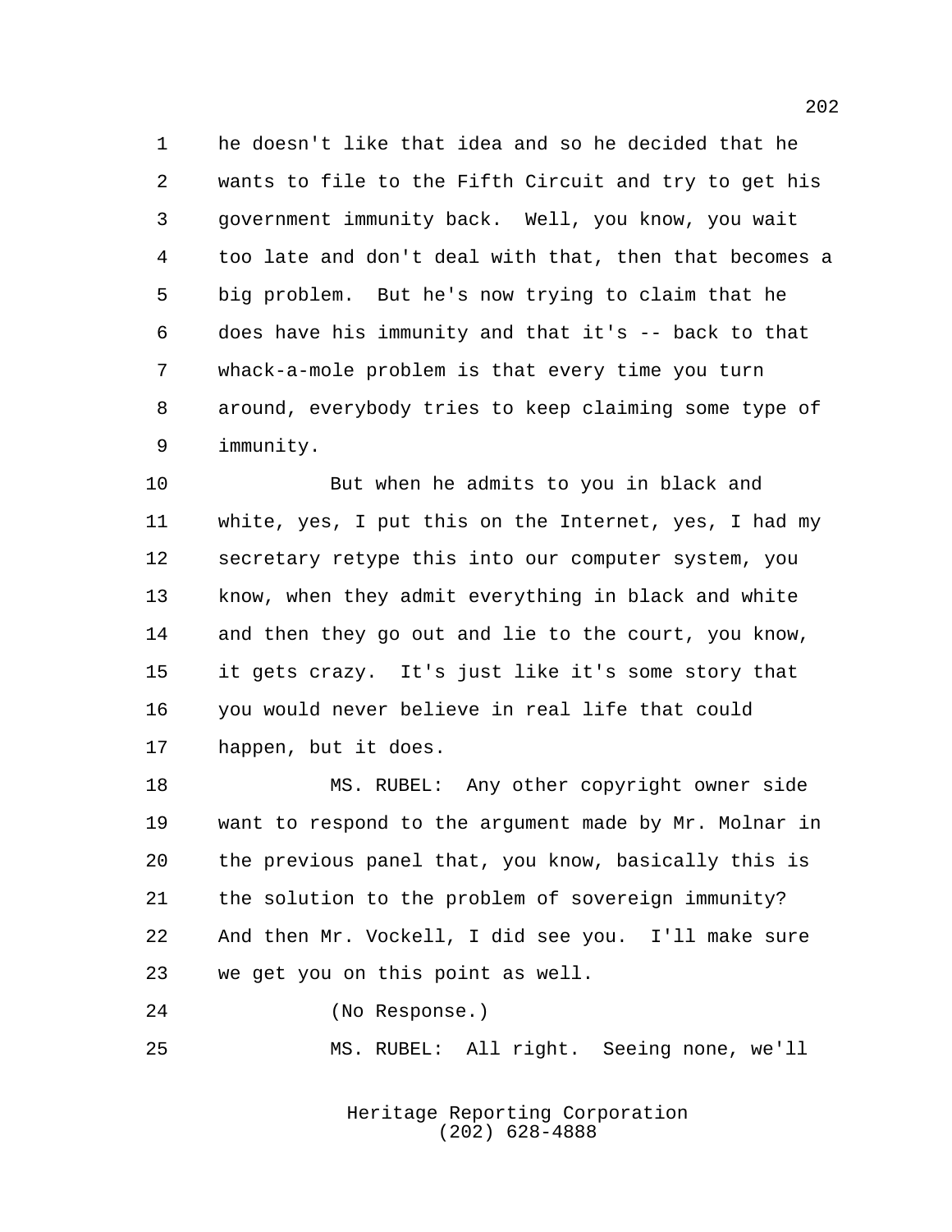he doesn't like that idea and so he decided that he wants to file to the Fifth Circuit and try to get his government immunity back. Well, you know, you wait too late and don't deal with that, then that becomes a big problem. But he's now trying to claim that he does have his immunity and that it's -- back to that whack-a-mole problem is that every time you turn around, everybody tries to keep claiming some type of immunity.

But when he admits to you in black and white, yes, I put this on the Internet, yes, I had my secretary retype this into our computer system, you know, when they admit everything in black and white and then they go out and lie to the court, you know, it gets crazy. It's just like it's some story that you would never believe in real life that could happen, but it does.

MS. RUBEL: Any other copyright owner side want to respond to the argument made by Mr. Molnar in the previous panel that, you know, basically this is the solution to the problem of sovereign immunity? And then Mr. Vockell, I did see you. I'll make sure we get you on this point as well.

(No Response.)

MS. RUBEL: All right. Seeing none, we'll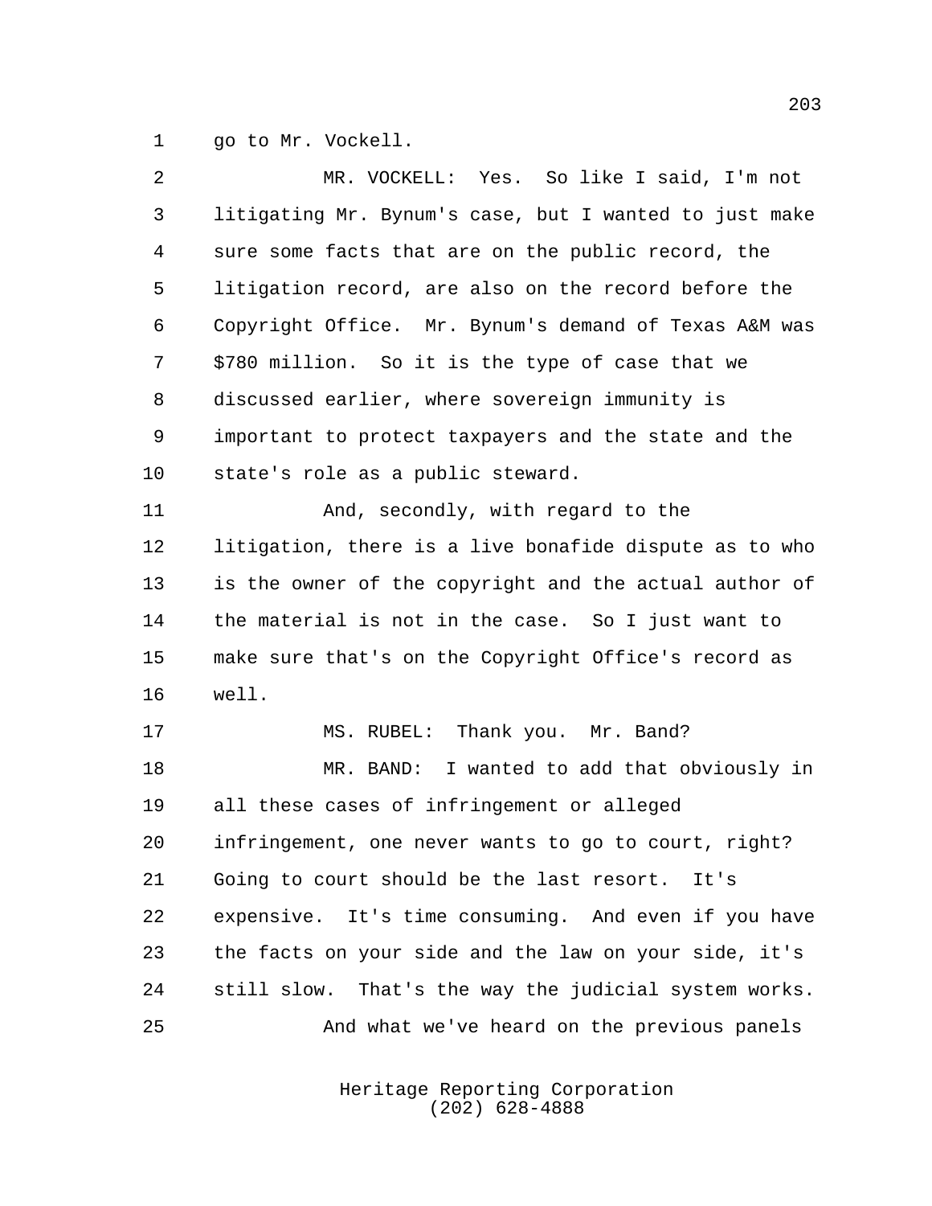go to Mr. Vockell.

MR. VOCKELL: Yes. So like I said, I'm not litigating Mr. Bynum's case, but I wanted to just make sure some facts that are on the public record, the litigation record, are also on the record before the Copyright Office. Mr. Bynum's demand of Texas A&M was $780 million. So it is the type of case that we discussed earlier, where sovereign immunity is important to protect taxpayers and the state and the state's role as a public steward.

And, secondly, with regard to the litigation, there is a live bonafide dispute as to who is the owner of the copyright and the actual author of the material is not in the case. So I just want to make sure that's on the Copyright Office's record as well.

MS. RUBEL: Thank you. Mr. Band?

MR. BAND: I wanted to add that obviously in all these cases of infringement or alleged infringement, one never wants to go to court, right? Going to court should be the last resort. It's expensive. It's time consuming. And even if you have the facts on your side and the law on your side, it's still slow. That's the way the judicial system works.

And what we've heard on the previous panels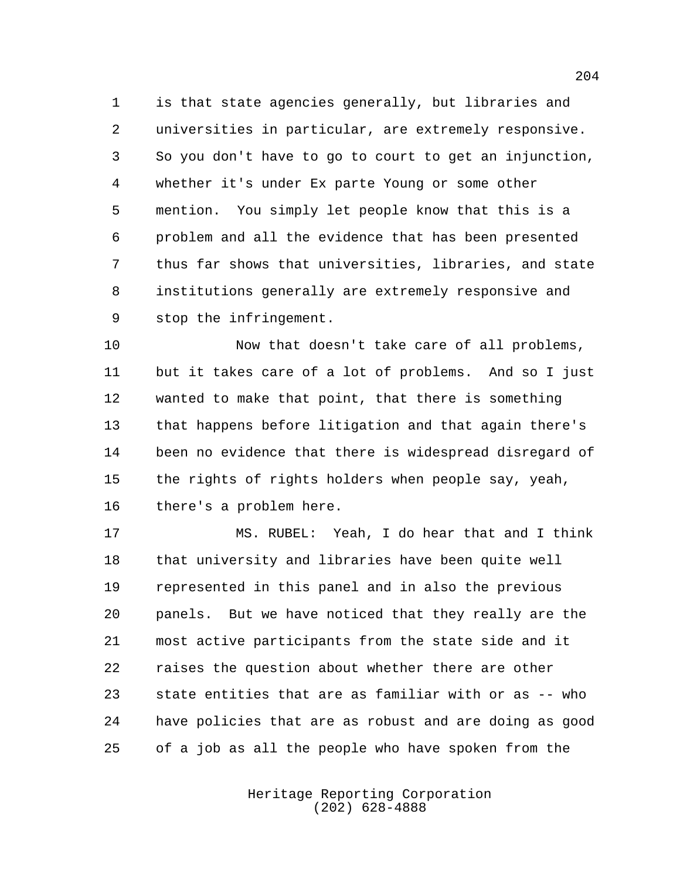is that state agencies generally, but libraries and universities in particular, are extremely responsive. So you don't have to go to court to get an injunction, whether it's under Ex parte Young or some other mention. You simply let people know that this is a problem and all the evidence that has been presented thus far shows that universities, libraries, and state institutions generally are extremely responsive and stop the infringement.

Now that doesn't take care of all problems, but it takes care of a lot of problems. And so I just wanted to make that point, that there is something that happens before litigation and that again there's been no evidence that there is widespread disregard of the rights of rights holders when people say, yeah, there's a problem here.

MS. RUBEL: Yeah, I do hear that and I think that university and libraries have been quite well represented in this panel and in also the previous panels. But we have noticed that they really are the most active participants from the state side and it raises the question about whether there are other state entities that are as familiar with or as -- who have policies that are as robust and are doing as good of a job as all the people who have spoken from the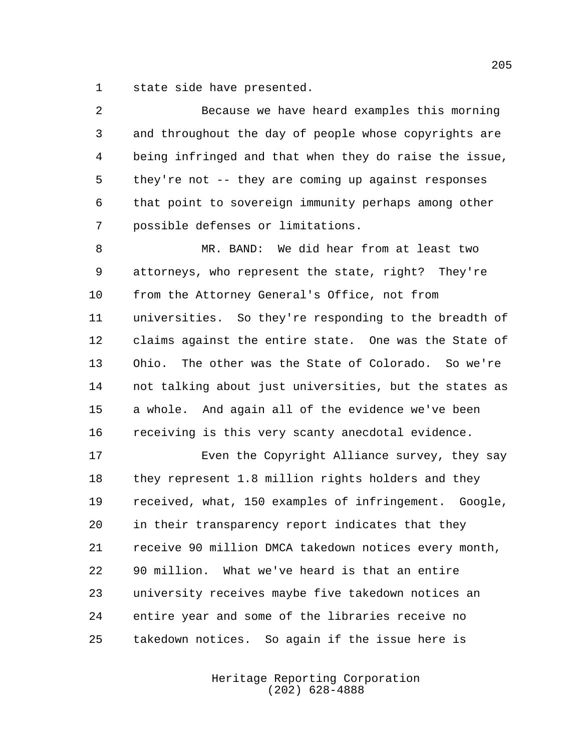state side have presented.

Because we have heard examples this morning and throughout the day of people whose copyrights are being infringed and that when they do raise the issue, they're not -- they are coming up against responses that point to sovereign immunity perhaps among other possible defenses or limitations.

MR. BAND: We did hear from at least two attorneys, who represent the state, right? They're from the Attorney General's Office, not from universities. So they're responding to the breadth of claims against the entire state. One was the State of Ohio. The other was the State of Colorado. So we're not talking about just universities, but the states as a whole. And again all of the evidence we've been receiving is this very scanty anecdotal evidence.

Even the Copyright Alliance survey, they say they represent 1.8 million rights holders and they received, what, 150 examples of infringement. Google, in their transparency report indicates that they receive 90 million DMCA takedown notices every month, 90 million. What we've heard is that an entire university receives maybe five takedown notices an entire year and some of the libraries receive no takedown notices. So again if the issue here is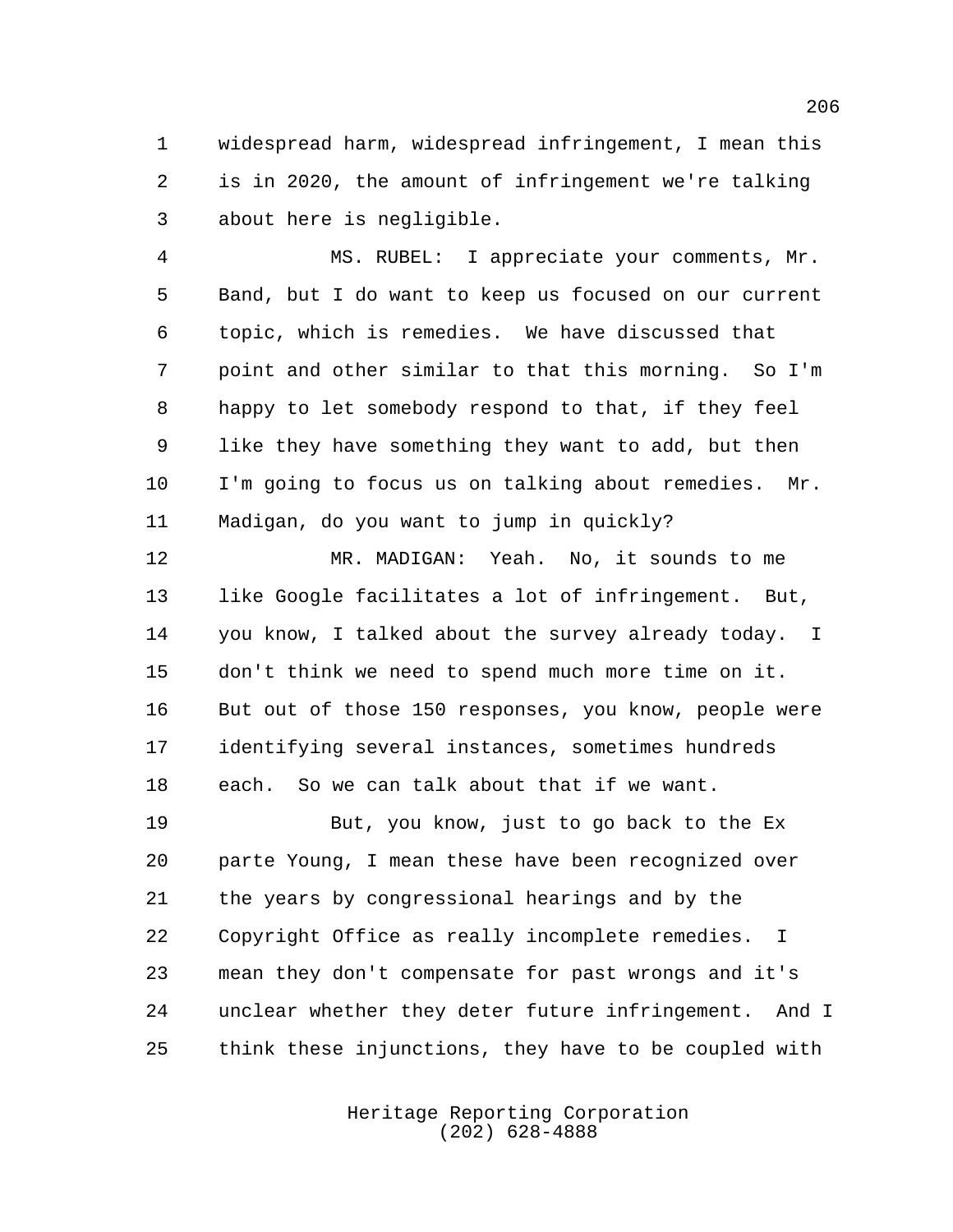widespread harm, widespread infringement, I mean this is in 2020, the amount of infringement we're talking about here is negligible.

MS. RUBEL: I appreciate your comments, Mr. Band, but I do want to keep us focused on our current topic, which is remedies. We have discussed that point and other similar to that this morning. So I'm happy to let somebody respond to that, if they feel like they have something they want to add, but then I'm going to focus us on talking about remedies. Mr. Madigan, do you want to jump in quickly?

MR. MADIGAN: Yeah. No, it sounds to me like Google facilitates a lot of infringement. But, you know, I talked about the survey already today. I don't think we need to spend much more time on it. But out of those 150 responses, you know, people were identifying several instances, sometimes hundreds each. So we can talk about that if we want.

But, you know, just to go back to the Ex parte Young, I mean these have been recognized over the years by congressional hearings and by the Copyright Office as really incomplete remedies. I mean they don't compensate for past wrongs and it's unclear whether they deter future infringement. And I think these injunctions, they have to be coupled with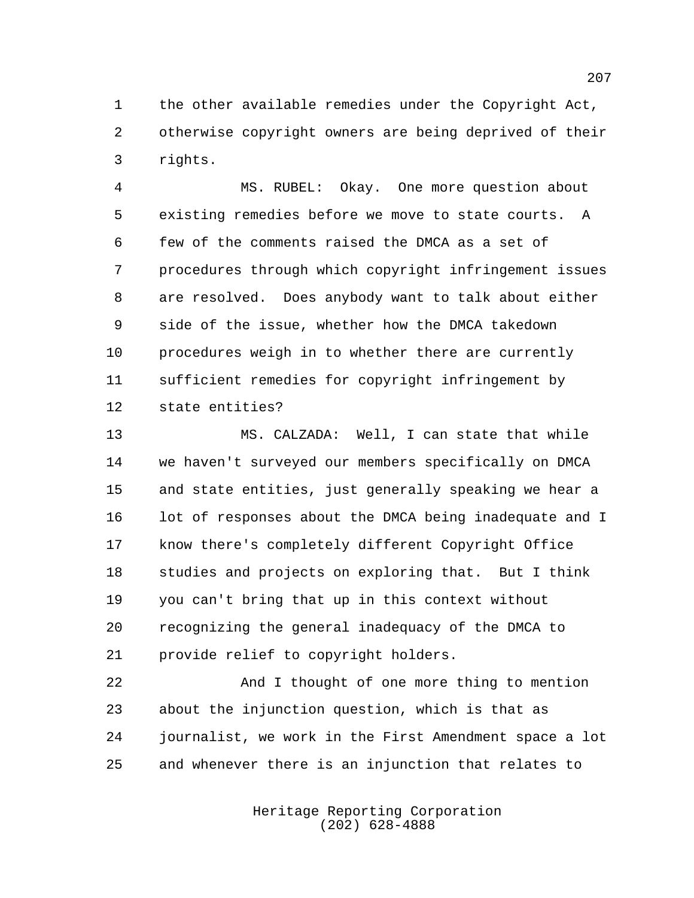the other available remedies under the Copyright Act, otherwise copyright owners are being deprived of their rights.

MS. RUBEL: Okay. One more question about existing remedies before we move to state courts. A few of the comments raised the DMCA as a set of procedures through which copyright infringement issues are resolved. Does anybody want to talk about either side of the issue, whether how the DMCA takedown procedures weigh in to whether there are currently sufficient remedies for copyright infringement by state entities?

MS. CALZADA: Well, I can state that while we haven't surveyed our members specifically on DMCA and state entities, just generally speaking we hear a lot of responses about the DMCA being inadequate and I know there's completely different Copyright Office studies and projects on exploring that. But I think you can't bring that up in this context without recognizing the general inadequacy of the DMCA to provide relief to copyright holders.

And I thought of one more thing to mention about the injunction question, which is that as journalist, we work in the First Amendment space a lot and whenever there is an injunction that relates to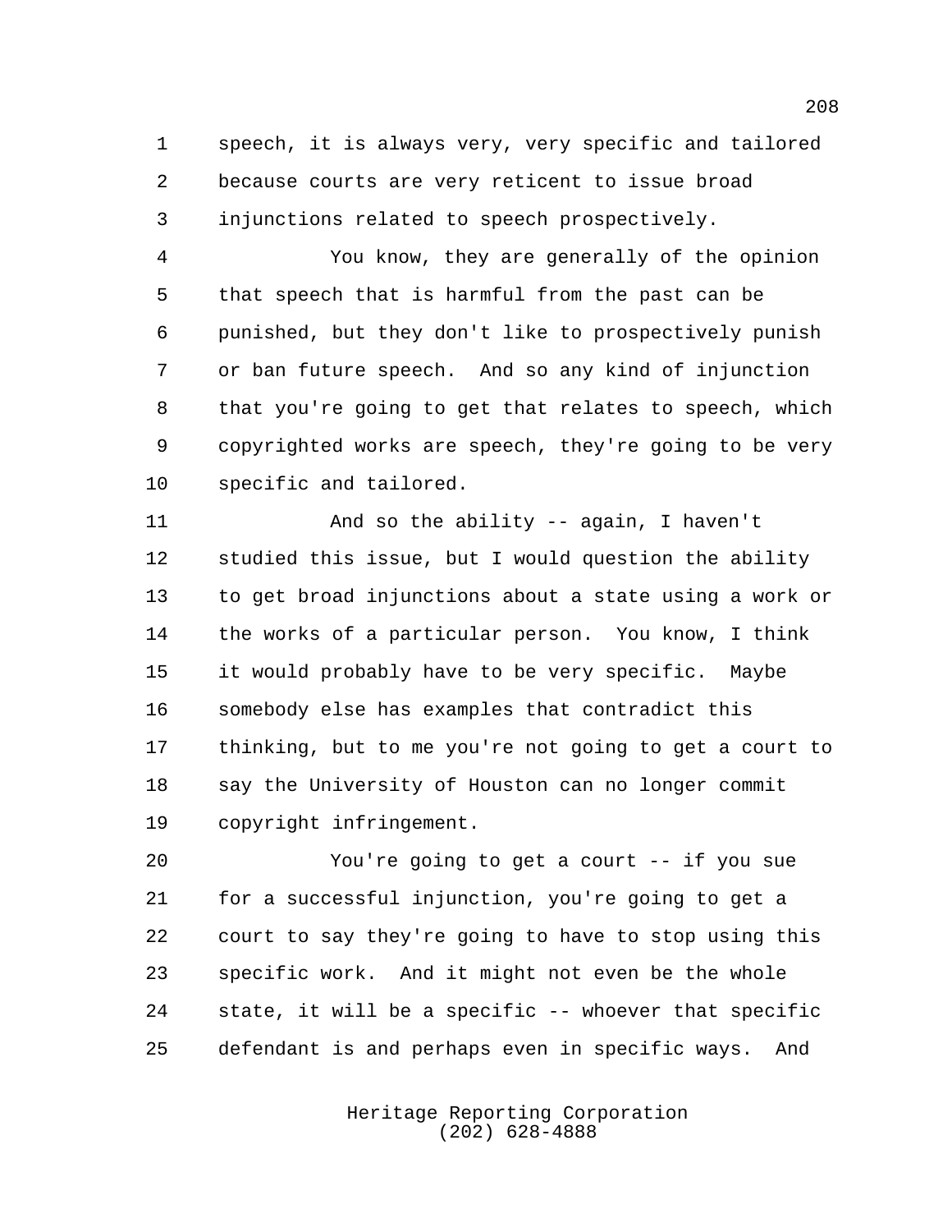speech, it is always very, very specific and tailored because courts are very reticent to issue broad injunctions related to speech prospectively.

You know, they are generally of the opinion that speech that is harmful from the past can be punished, but they don't like to prospectively punish or ban future speech. And so any kind of injunction that you're going to get that relates to speech, which copyrighted works are speech, they're going to be very specific and tailored.

And so the ability -- again, I haven't studied this issue, but I would question the ability to get broad injunctions about a state using a work or the works of a particular person. You know, I think it would probably have to be very specific. Maybe somebody else has examples that contradict this thinking, but to me you're not going to get a court to say the University of Houston can no longer commit copyright infringement.

You're going to get a court -- if you sue for a successful injunction, you're going to get a court to say they're going to have to stop using this specific work. And it might not even be the whole state, it will be a specific -- whoever that specific defendant is and perhaps even in specific ways. And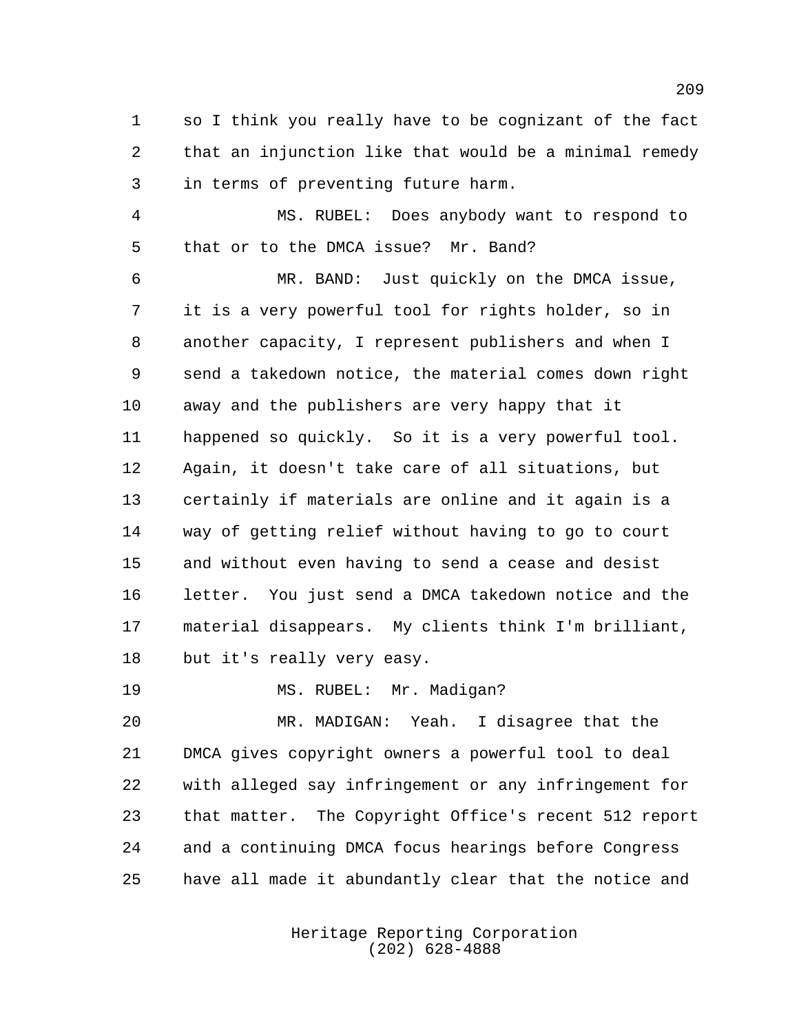so I think you really have to be cognizant of the fact that an injunction like that would be a minimal remedy in terms of preventing future harm.

MS. RUBEL: Does anybody want to respond to that or to the DMCA issue? Mr. Band?

MR. BAND: Just quickly on the DMCA issue, it is a very powerful tool for rights holder, so in another capacity, I represent publishers and when I send a takedown notice, the material comes down right away and the publishers are very happy that it happened so quickly. So it is a very powerful tool. Again, it doesn't take care of all situations, but certainly if materials are online and it again is a way of getting relief without having to go to court and without even having to send a cease and desist letter. You just send a DMCA takedown notice and the material disappears. My clients think I'm brilliant, but it's really very easy.

MS. RUBEL: Mr. Madigan?

MR. MADIGAN: Yeah. I disagree that the DMCA gives copyright owners a powerful tool to deal with alleged say infringement or any infringement for that matter. The Copyright Office's recent 512 report and a continuing DMCA focus hearings before Congress have all made it abundantly clear that the notice and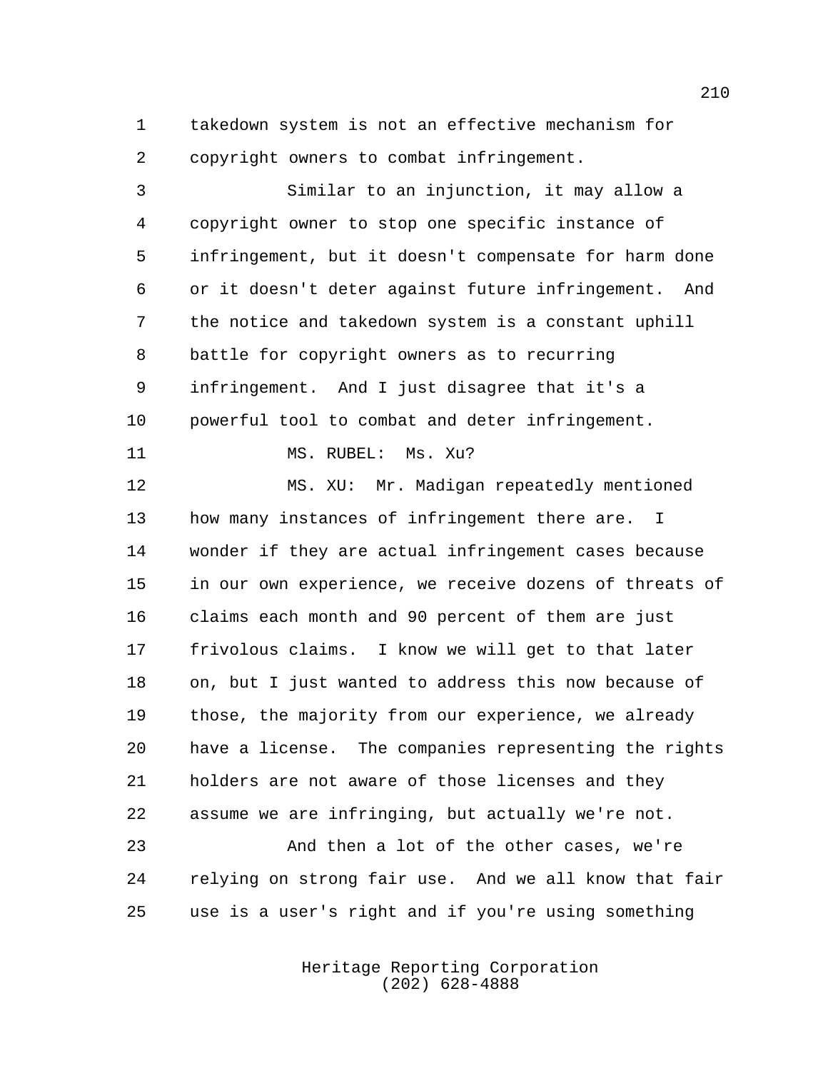takedown system is not an effective mechanism for copyright owners to combat infringement.

Similar to an injunction, it may allow a copyright owner to stop one specific instance of infringement, but it doesn't compensate for harm done or it doesn't deter against future infringement. And the notice and takedown system is a constant uphill battle for copyright owners as to recurring infringement. And I just disagree that it's a powerful tool to combat and deter infringement.

MS. RUBEL: Ms. Xu?

MS. XU: Mr. Madigan repeatedly mentioned how many instances of infringement there are. I wonder if they are actual infringement cases because in our own experience, we receive dozens of threats of claims each month and 90 percent of them are just frivolous claims. I know we will get to that later on, but I just wanted to address this now because of those, the majority from our experience, we already have a license. The companies representing the rights holders are not aware of those licenses and they assume we are infringing, but actually we're not.

And then a lot of the other cases, we're relying on strong fair use. And we all know that fair use is a user's right and if you're using something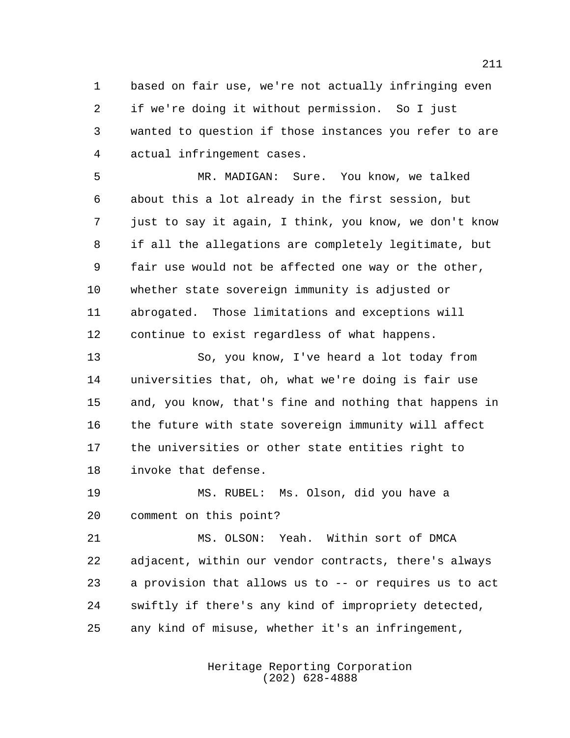based on fair use, we're not actually infringing even if we're doing it without permission. So I just wanted to question if those instances you refer to are actual infringement cases.

MR. MADIGAN: Sure. You know, we talked about this a lot already in the first session, but just to say it again, I think, you know, we don't know if all the allegations are completely legitimate, but fair use would not be affected one way or the other, whether state sovereign immunity is adjusted or abrogated. Those limitations and exceptions will continue to exist regardless of what happens.

So, you know, I've heard a lot today from universities that, oh, what we're doing is fair use and, you know, that's fine and nothing that happens in the future with state sovereign immunity will affect the universities or other state entities right to invoke that defense.

MS. RUBEL: Ms. Olson, did you have a comment on this point?

MS. OLSON: Yeah. Within sort of DMCA adjacent, within our vendor contracts, there's always a provision that allows us to -- or requires us to act swiftly if there's any kind of impropriety detected, any kind of misuse, whether it's an infringement,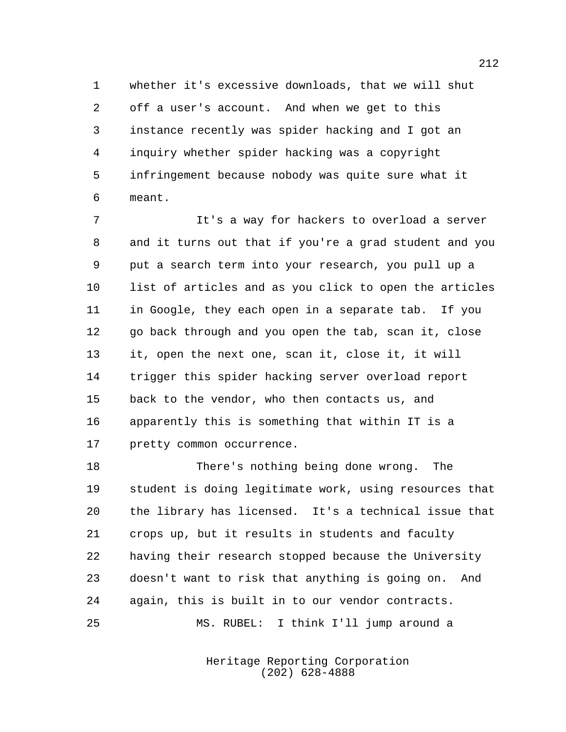whether it's excessive downloads, that we will shut off a user's account. And when we get to this instance recently was spider hacking and I got an inquiry whether spider hacking was a copyright infringement because nobody was quite sure what it meant.

It's a way for hackers to overload a server and it turns out that if you're a grad student and you put a search term into your research, you pull up a list of articles and as you click to open the articles in Google, they each open in a separate tab. If you go back through and you open the tab, scan it, close it, open the next one, scan it, close it, it will trigger this spider hacking server overload report back to the vendor, who then contacts us, and apparently this is something that within IT is a pretty common occurrence.

There's nothing being done wrong. The student is doing legitimate work, using resources that the library has licensed. It's a technical issue that crops up, but it results in students and faculty having their research stopped because the University doesn't want to risk that anything is going on. And again, this is built in to our vendor contracts.

MS. RUBEL: I think I'll jump around a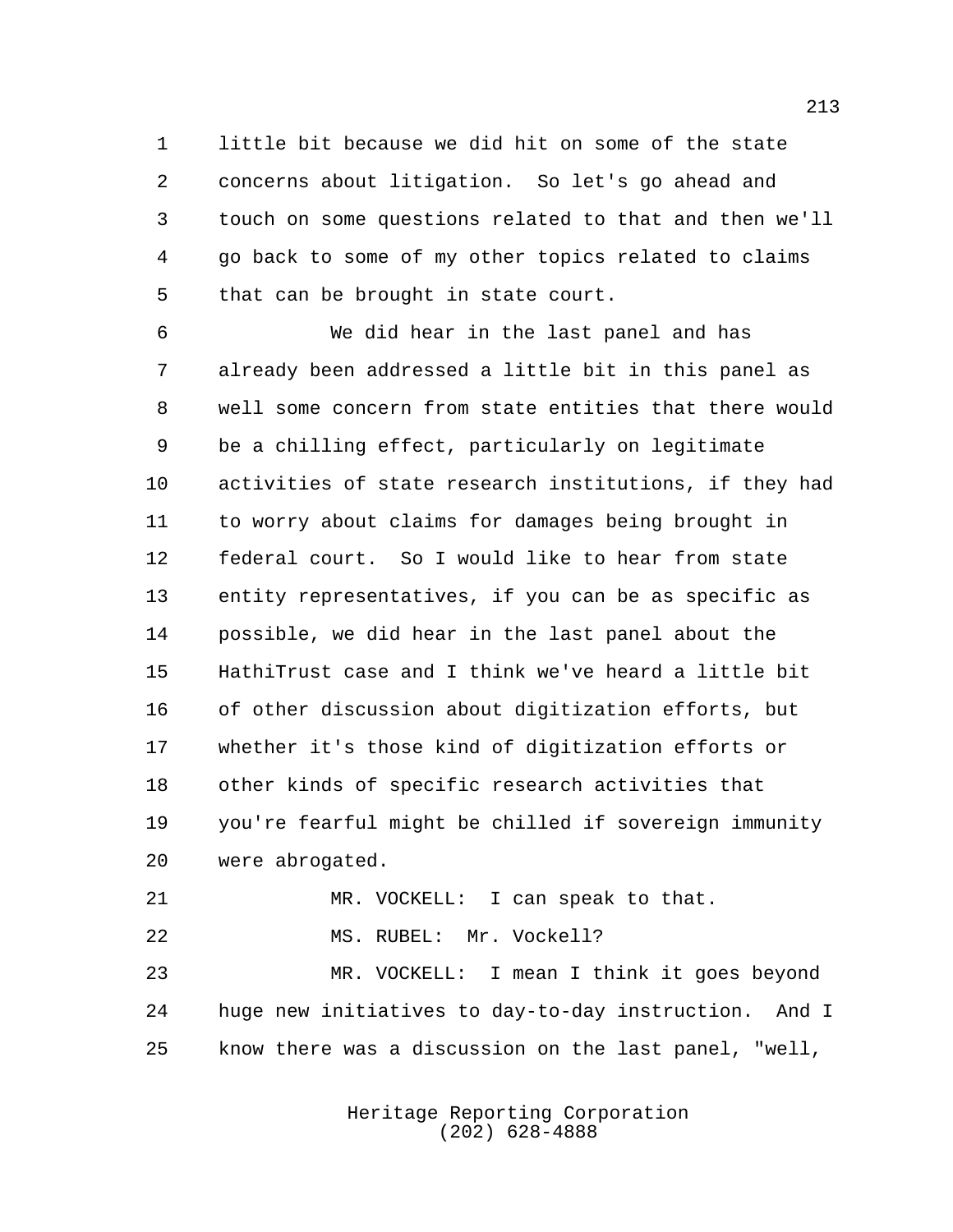little bit because we did hit on some of the state concerns about litigation. So let's go ahead and touch on some questions related to that and then we'll go back to some of my other topics related to claims that can be brought in state court.

We did hear in the last panel and has already been addressed a little bit in this panel as well some concern from state entities that there would be a chilling effect, particularly on legitimate activities of state research institutions, if they had to worry about claims for damages being brought in federal court. So I would like to hear from state entity representatives, if you can be as specific as possible, we did hear in the last panel about the HathiTrust case and I think we've heard a little bit of other discussion about digitization efforts, but whether it's those kind of digitization efforts or other kinds of specific research activities that you're fearful might be chilled if sovereign immunity were abrogated.

MR. VOCKELL: I can speak to that.

MS. RUBEL: Mr. Vockell?

MR. VOCKELL: I mean I think it goes beyond huge new initiatives to day-to-day instruction. And I know there was a discussion on the last panel, "well,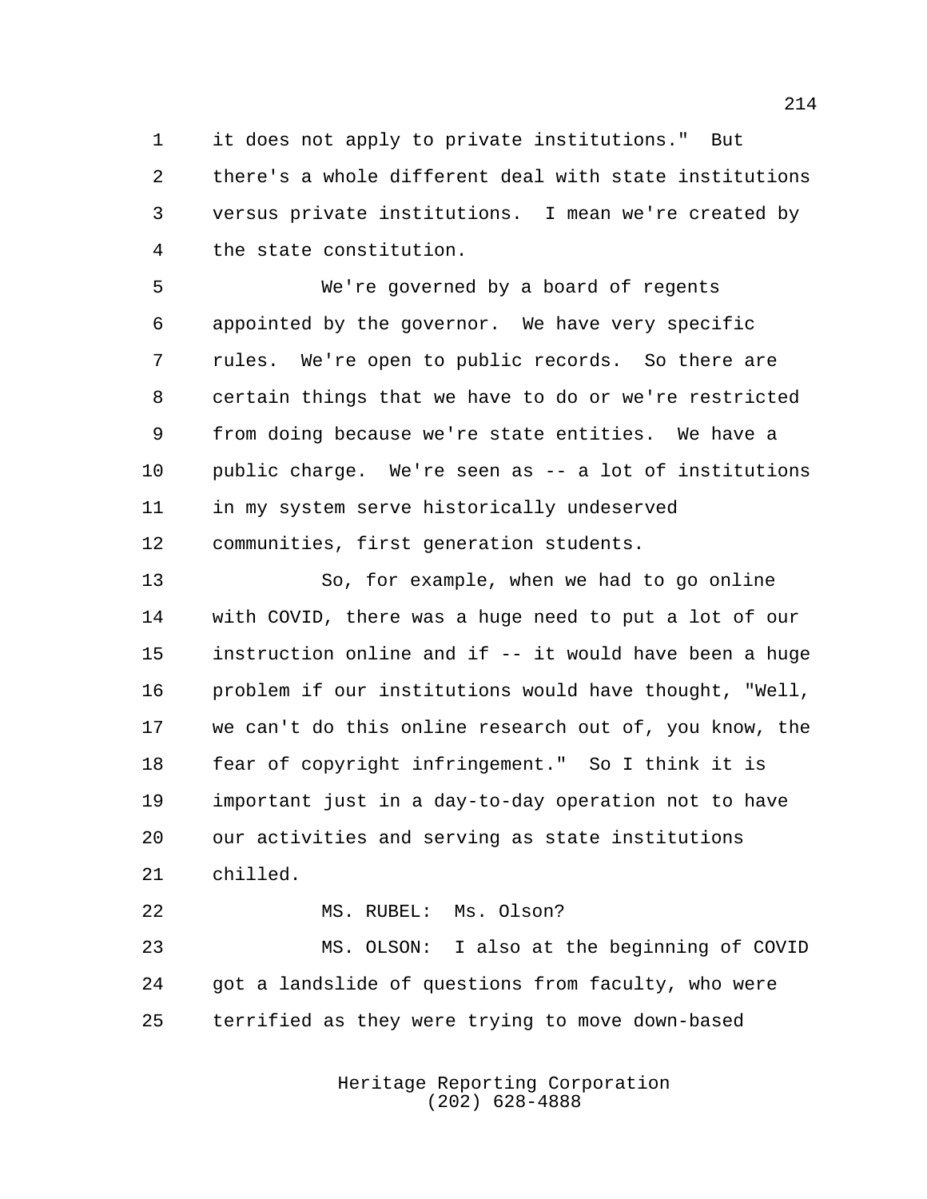it does not apply to private institutions." But there's a whole different deal with state institutions versus private institutions. I mean we're created by the state constitution.

We're governed by a board of regents appointed by the governor. We have very specific rules. We're open to public records. So there are certain things that we have to do or we're restricted from doing because we're state entities. We have a public charge. We're seen as -- a lot of institutions in my system serve historically undeserved communities, first generation students.

So, for example, when we had to go online with COVID, there was a huge need to put a lot of our instruction online and if -- it would have been a huge problem if our institutions would have thought, "Well, we can't do this online research out of, you know, the fear of copyright infringement." So I think it is important just in a day-to-day operation not to have our activities and serving as state institutions chilled.

MS. RUBEL: Ms. Olson?

MS. OLSON: I also at the beginning of COVID got a landslide of questions from faculty, who were terrified as they were trying to move down-based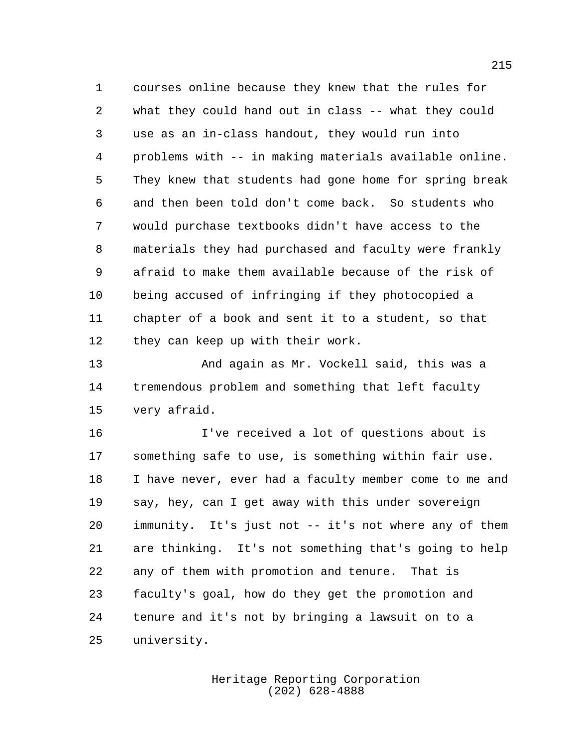courses online because they knew that the rules for what they could hand out in class -- what they could use as an in-class handout, they would run into problems with -- in making materials available online. They knew that students had gone home for spring break and then been told don't come back. So students who would purchase textbooks didn't have access to the materials they had purchased and faculty were frankly afraid to make them available because of the risk of being accused of infringing if they photocopied a chapter of a book and sent it to a student, so that they can keep up with their work.

And again as Mr. Vockell said, this was a tremendous problem and something that left faculty very afraid.

I've received a lot of questions about is something safe to use, is something within fair use. I have never, ever had a faculty member come to me and say, hey, can I get away with this under sovereign immunity. It's just not -- it's not where any of them are thinking. It's not something that's going to help any of them with promotion and tenure. That is faculty's goal, how do they get the promotion and tenure and it's not by bringing a lawsuit on to a university.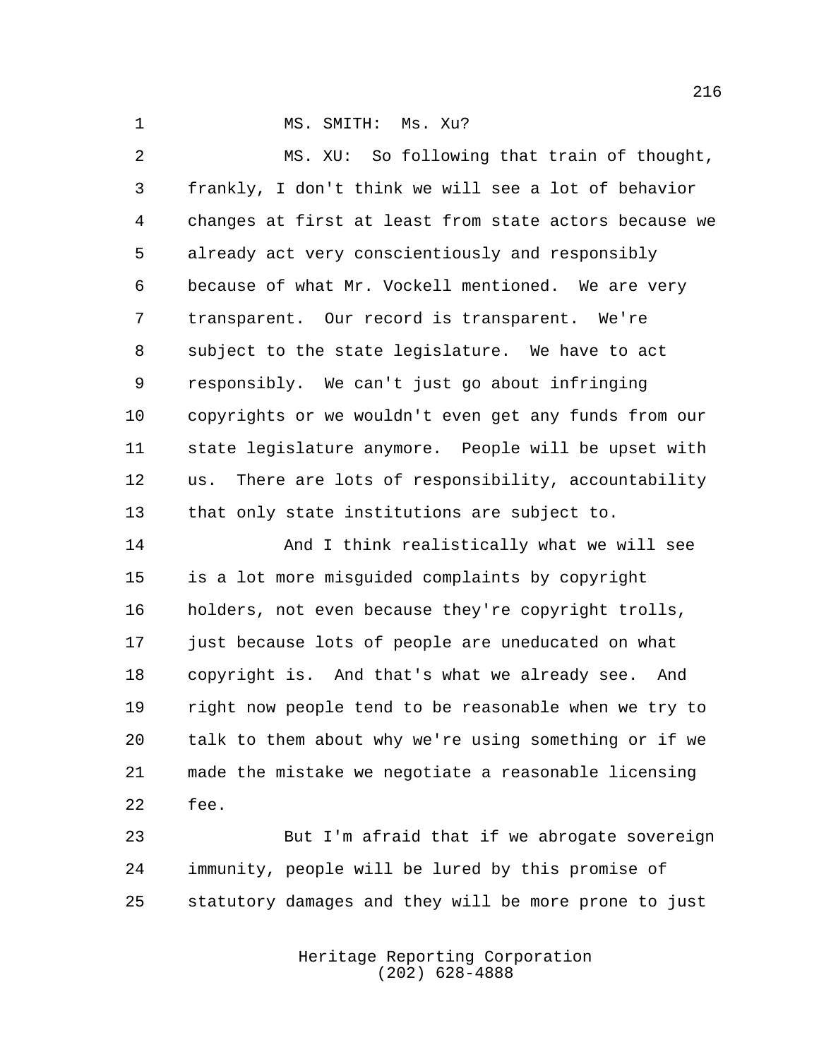MS. SMITH: Ms. Xu?

MS. XU: So following that train of thought, frankly, I don't think we will see a lot of behavior changes at first at least from state actors because we already act very conscientiously and responsibly because of what Mr. Vockell mentioned. We are very transparent. Our record is transparent. We're subject to the state legislature. We have to act responsibly. We can't just go about infringing copyrights or we wouldn't even get any funds from our state legislature anymore. People will be upset with us. There are lots of responsibility, accountability that only state institutions are subject to.

And I think realistically what we will see is a lot more misguided complaints by copyright holders, not even because they're copyright trolls, just because lots of people are uneducated on what copyright is. And that's what we already see. And right now people tend to be reasonable when we try to talk to them about why we're using something or if we made the mistake we negotiate a reasonable licensing fee.

But I'm afraid that if we abrogate sovereign immunity, people will be lured by this promise of statutory damages and they will be more prone to just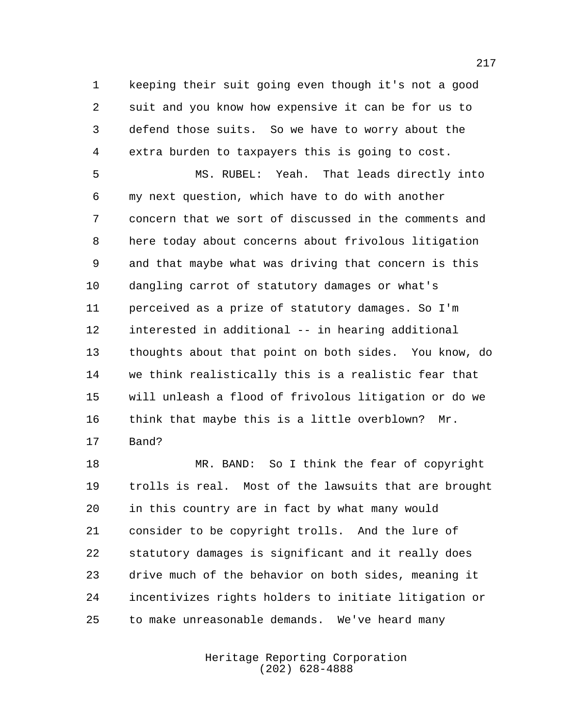keeping their suit going even though it's not a good suit and you know how expensive it can be for us to defend those suits. So we have to worry about the extra burden to taxpayers this is going to cost.

MS. RUBEL: Yeah. That leads directly into my next question, which have to do with another concern that we sort of discussed in the comments and here today about concerns about frivolous litigation and that maybe what was driving that concern is this dangling carrot of statutory damages or what's perceived as a prize of statutory damages. So I'm interested in additional -- in hearing additional thoughts about that point on both sides. You know, do we think realistically this is a realistic fear that will unleash a flood of frivolous litigation or do we think that maybe this is a little overblown? Mr. Band?

MR. BAND: So I think the fear of copyright trolls is real. Most of the lawsuits that are brought in this country are in fact by what many would consider to be copyright trolls. And the lure of statutory damages is significant and it really does drive much of the behavior on both sides, meaning it incentivizes rights holders to initiate litigation or to make unreasonable demands. We've heard many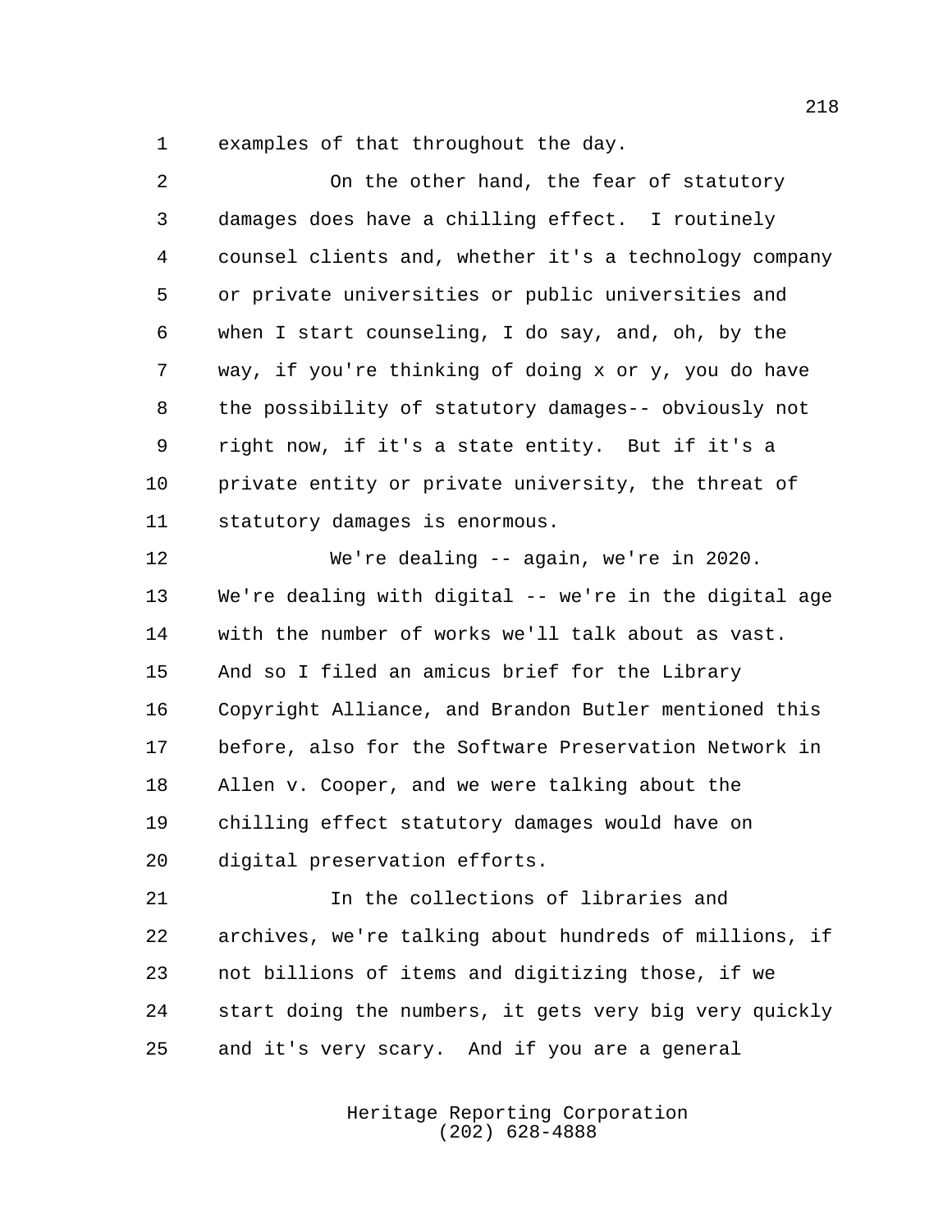examples of that throughout the day.

On the other hand, the fear of statutory damages does have a chilling effect. I routinely counsel clients and, whether it's a technology company or private universities or public universities and when I start counseling, I do say, and, oh, by the way, if you're thinking of doing x or y, you do have the possibility of statutory damages-- obviously not right now, if it's a state entity. But if it's a private entity or private university, the threat of statutory damages is enormous.

We're dealing -- again, we're in 2020. We're dealing with digital -- we're in the digital age with the number of works we'll talk about as vast. And so I filed an amicus brief for the Library Copyright Alliance, and Brandon Butler mentioned this before, also for the Software Preservation Network in Allen v. Cooper, and we were talking about the chilling effect statutory damages would have on digital preservation efforts.

In the collections of libraries and archives, we're talking about hundreds of millions, if not billions of items and digitizing those, if we start doing the numbers, it gets very big very quickly and it's very scary. And if you are a general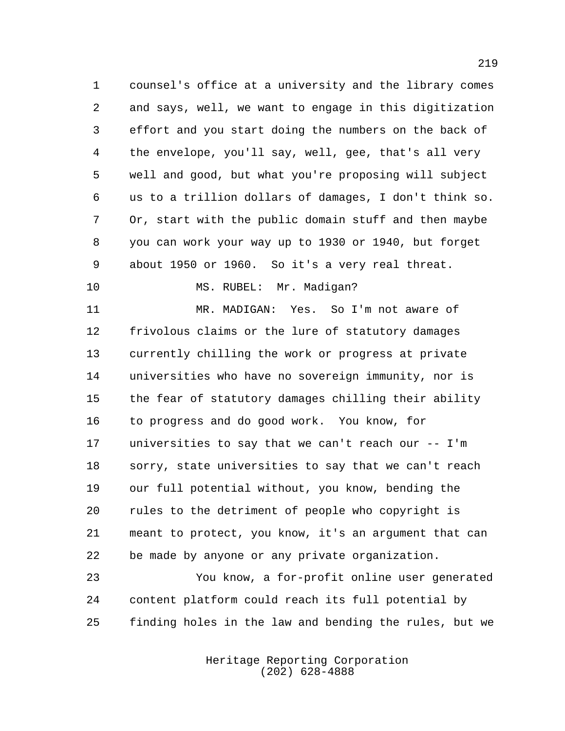counsel's office at a university and the library comes and says, well, we want to engage in this digitization effort and you start doing the numbers on the back of the envelope, you'll say, well, gee, that's all very well and good, but what you're proposing will subject us to a trillion dollars of damages, I don't think so. Or, start with the public domain stuff and then maybe you can work your way up to 1930 or 1940, but forget about 1950 or 1960. So it's a very real threat.

MS. RUBEL: Mr. Madigan?

MR. MADIGAN: Yes. So I'm not aware of frivolous claims or the lure of statutory damages currently chilling the work or progress at private universities who have no sovereign immunity, nor is the fear of statutory damages chilling their ability to progress and do good work. You know, for universities to say that we can't reach our -- I'm sorry, state universities to say that we can't reach our full potential without, you know, bending the rules to the detriment of people who copyright is meant to protect, you know, it's an argument that can be made by anyone or any private organization.

You know, a for-profit online user generated content platform could reach its full potential by finding holes in the law and bending the rules, but we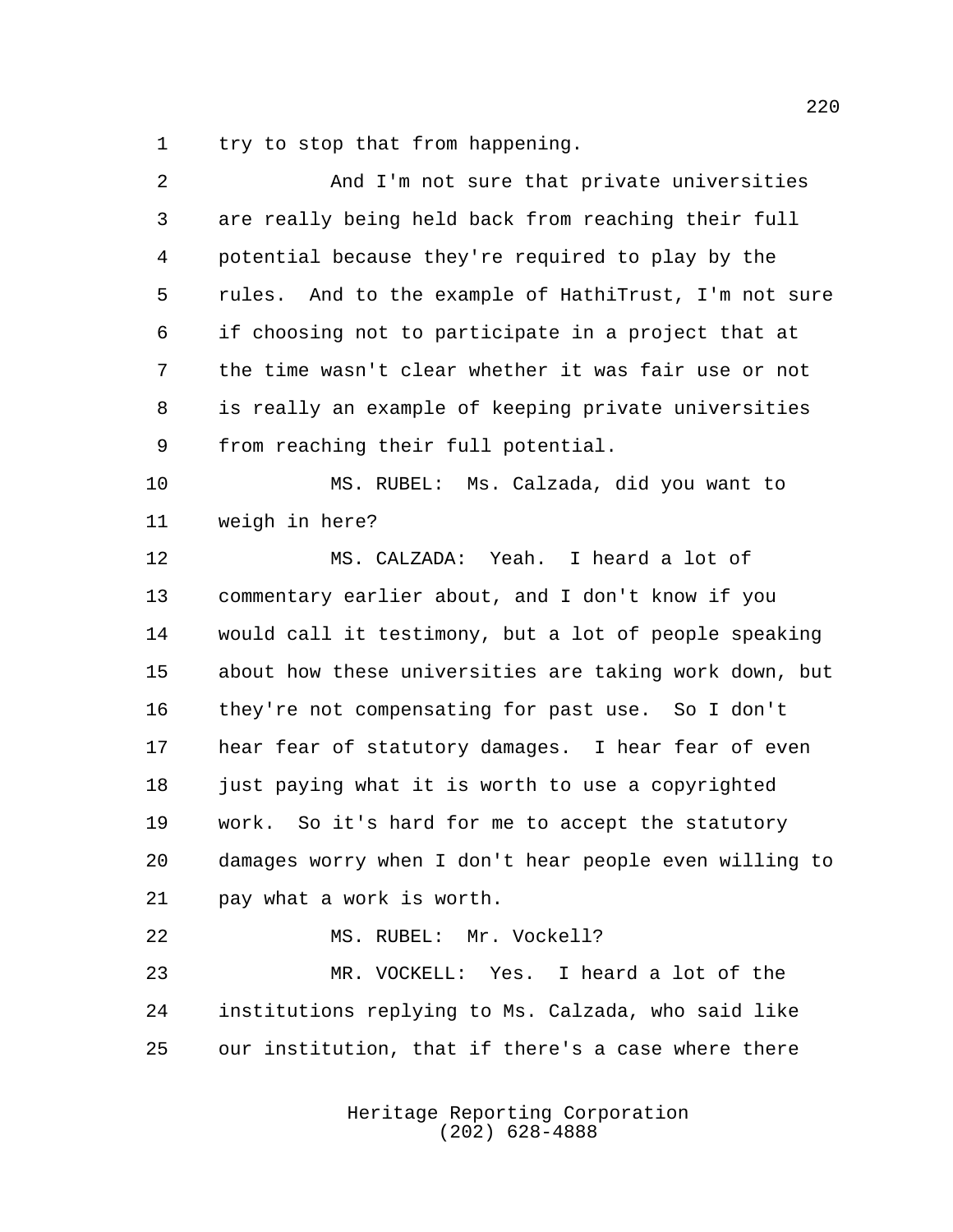try to stop that from happening.

And I'm not sure that private universities are really being held back from reaching their full potential because they're required to play by the rules. And to the example of HathiTrust, I'm not sure if choosing not to participate in a project that at the time wasn't clear whether it was fair use or not is really an example of keeping private universities from reaching their full potential.

MS. RUBEL: Ms. Calzada, did you want to weigh in here?

MS. CALZADA: Yeah. I heard a lot of commentary earlier about, and I don't know if you would call it testimony, but a lot of people speaking about how these universities are taking work down, but they're not compensating for past use. So I don't hear fear of statutory damages. I hear fear of even just paying what it is worth to use a copyrighted work. So it's hard for me to accept the statutory damages worry when I don't hear people even willing to pay what a work is worth.

MS. RUBEL: Mr. Vockell?

MR. VOCKELL: Yes. I heard a lot of the institutions replying to Ms. Calzada, who said like our institution, that if there's a case where there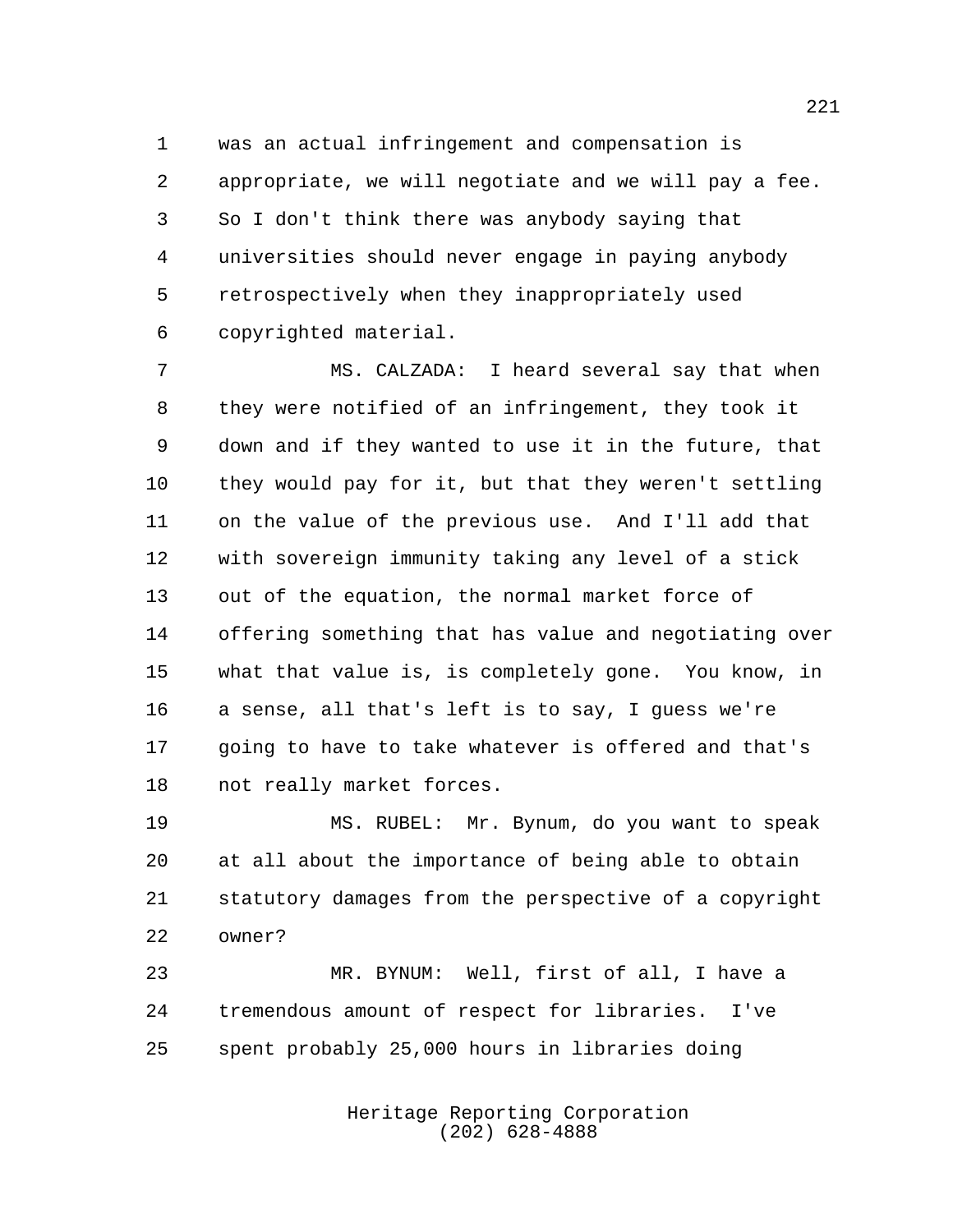was an actual infringement and compensation is appropriate, we will negotiate and we will pay a fee. So I don't think there was anybody saying that universities should never engage in paying anybody retrospectively when they inappropriately used copyrighted material.

MS. CALZADA: I heard several say that when they were notified of an infringement, they took it down and if they wanted to use it in the future, that they would pay for it, but that they weren't settling on the value of the previous use. And I'll add that with sovereign immunity taking any level of a stick out of the equation, the normal market force of offering something that has value and negotiating over what that value is, is completely gone. You know, in a sense, all that's left is to say, I guess we're going to have to take whatever is offered and that's not really market forces.

MS. RUBEL: Mr. Bynum, do you want to speak at all about the importance of being able to obtain statutory damages from the perspective of a copyright owner?

MR. BYNUM: Well, first of all, I have a tremendous amount of respect for libraries. I've spent probably 25,000 hours in libraries doing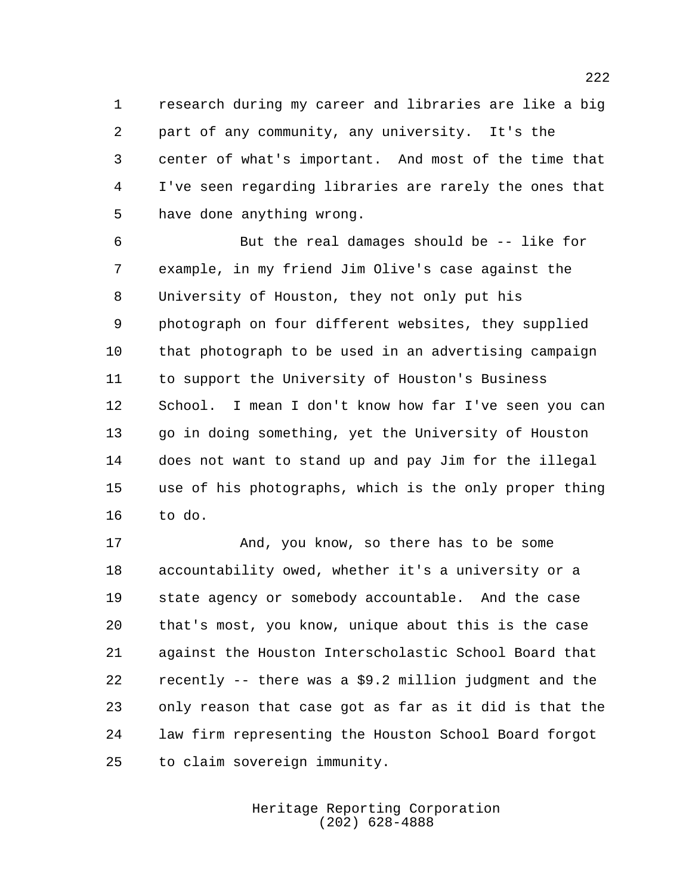research during my career and libraries are like a big part of any community, any university. It's the center of what's important. And most of the time that I've seen regarding libraries are rarely the ones that have done anything wrong.

But the real damages should be -- like for example, in my friend Jim Olive's case against the University of Houston, they not only put his photograph on four different websites, they supplied that photograph to be used in an advertising campaign to support the University of Houston's Business School. I mean I don't know how far I've seen you can go in doing something, yet the University of Houston does not want to stand up and pay Jim for the illegal use of his photographs, which is the only proper thing to do.

And, you know, so there has to be some accountability owed, whether it's a university or a state agency or somebody accountable. And the case that's most, you know, unique about this is the case against the Houston Interscholastic School Board that recently -- there was a $9.2 million judgment and the only reason that case got as far as it did is that the law firm representing the Houston School Board forgot to claim sovereign immunity.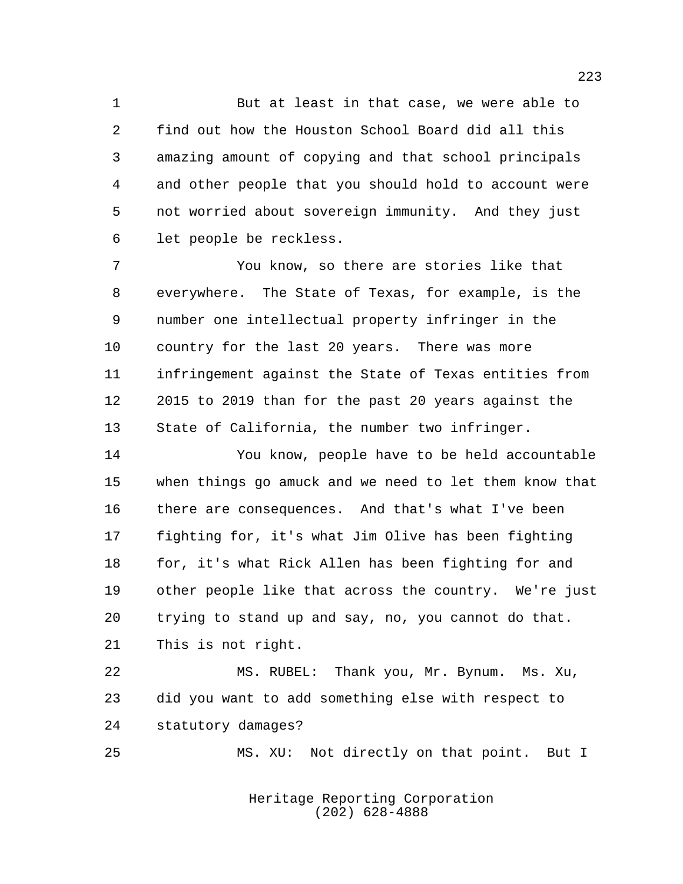But at least in that case, we were able to find out how the Houston School Board did all this amazing amount of copying and that school principals and other people that you should hold to account were not worried about sovereign immunity. And they just let people be reckless.

You know, so there are stories like that everywhere. The State of Texas, for example, is the number one intellectual property infringer in the country for the last 20 years. There was more infringement against the State of Texas entities from 2015 to 2019 than for the past 20 years against the State of California, the number two infringer.

You know, people have to be held accountable when things go amuck and we need to let them know that there are consequences. And that's what I've been fighting for, it's what Jim Olive has been fighting for, it's what Rick Allen has been fighting for and other people like that across the country. We're just trying to stand up and say, no, you cannot do that. This is not right.

MS. RUBEL: Thank you, Mr. Bynum. Ms. Xu, did you want to add something else with respect to statutory damages?

MS. XU: Not directly on that point. But I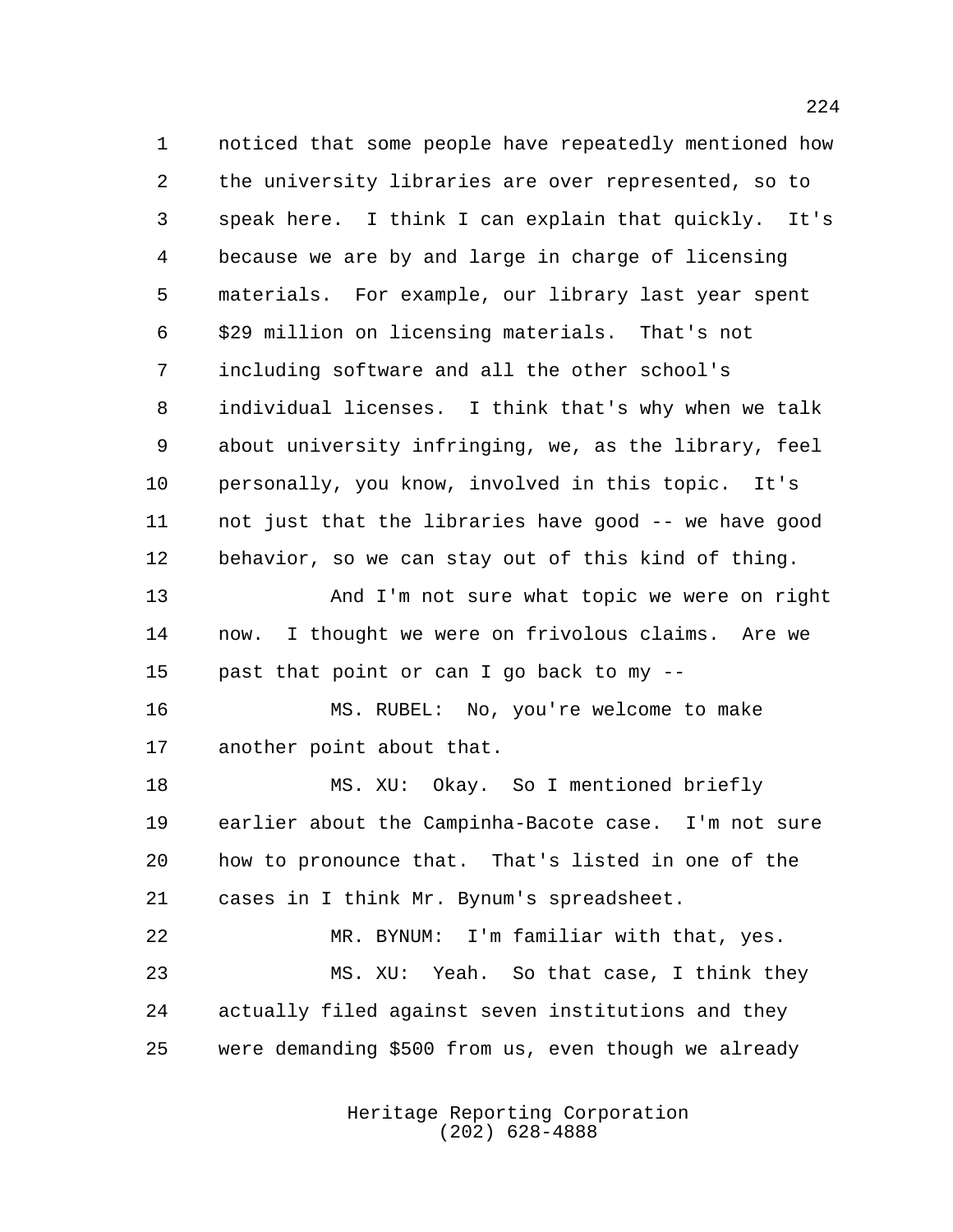noticed that some people have repeatedly mentioned how the university libraries are over represented, so to speak here. I think I can explain that quickly. It's because we are by and large in charge of licensing materials. For example, our library last year spent $29 million on licensing materials. That's not including software and all the other school's individual licenses. I think that's why when we talk about university infringing, we, as the library, feel personally, you know, involved in this topic. It's not just that the libraries have good -- we have good behavior, so we can stay out of this kind of thing.

And I'm not sure what topic we were on right now. I thought we were on frivolous claims. Are we past that point or can I go back to my --

MS. RUBEL: No, you're welcome to make another point about that.

MS. XU: Okay. So I mentioned briefly earlier about the Campinha-Bacote case. I'm not sure how to pronounce that. That's listed in one of the cases in I think Mr. Bynum's spreadsheet.

MR. BYNUM: I'm familiar with that, yes.

MS. XU: Yeah. So that case, I think they actually filed against seven institutions and they were demanding $500 from us, even though we already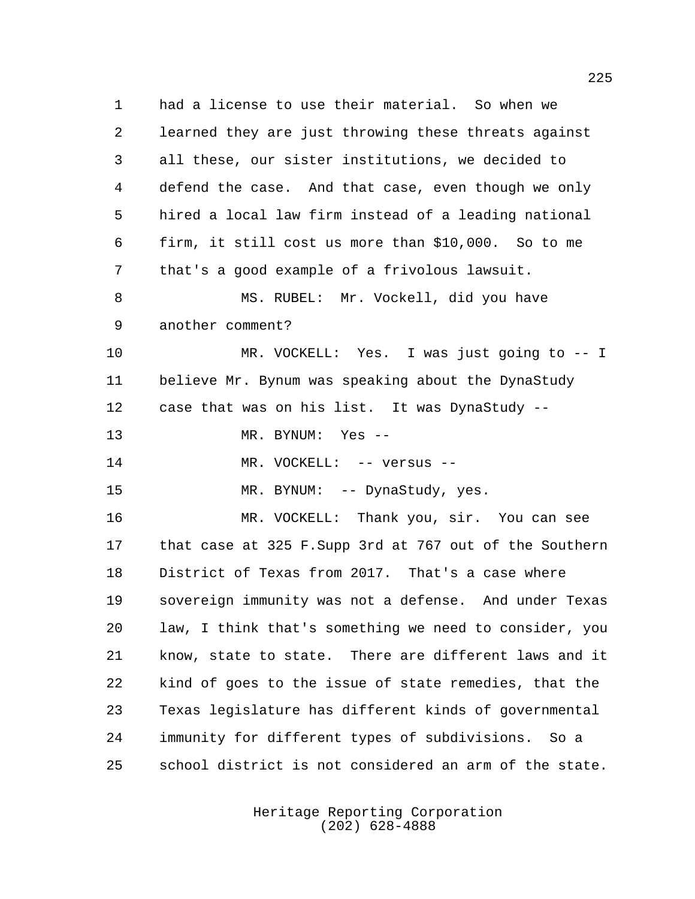had a license to use their material. So when we learned they are just throwing these threats against all these, our sister institutions, we decided to defend the case. And that case, even though we only hired a local law firm instead of a leading national firm, it still cost us more than $10,000. So to me that's a good example of a frivolous lawsuit.

MS. RUBEL: Mr. Vockell, did you have another comment?

MR. VOCKELL: Yes. I was just going to -- I believe Mr. Bynum was speaking about the DynaStudy case that was on his list. It was DynaStudy --

MR. BYNUM: Yes --

MR. VOCKELL: -- versus --

MR. BYNUM: -- DynaStudy, yes.

MR. VOCKELL: Thank you, sir. You can see that case at 325 F.Supp 3rd at 767 out of the Southern District of Texas from 2017. That's a case where sovereign immunity was not a defense. And under Texas law, I think that's something we need to consider, you know, state to state. There are different laws and it kind of goes to the issue of state remedies, that the Texas legislature has different kinds of governmental immunity for different types of subdivisions. So a school district is not considered an arm of the state.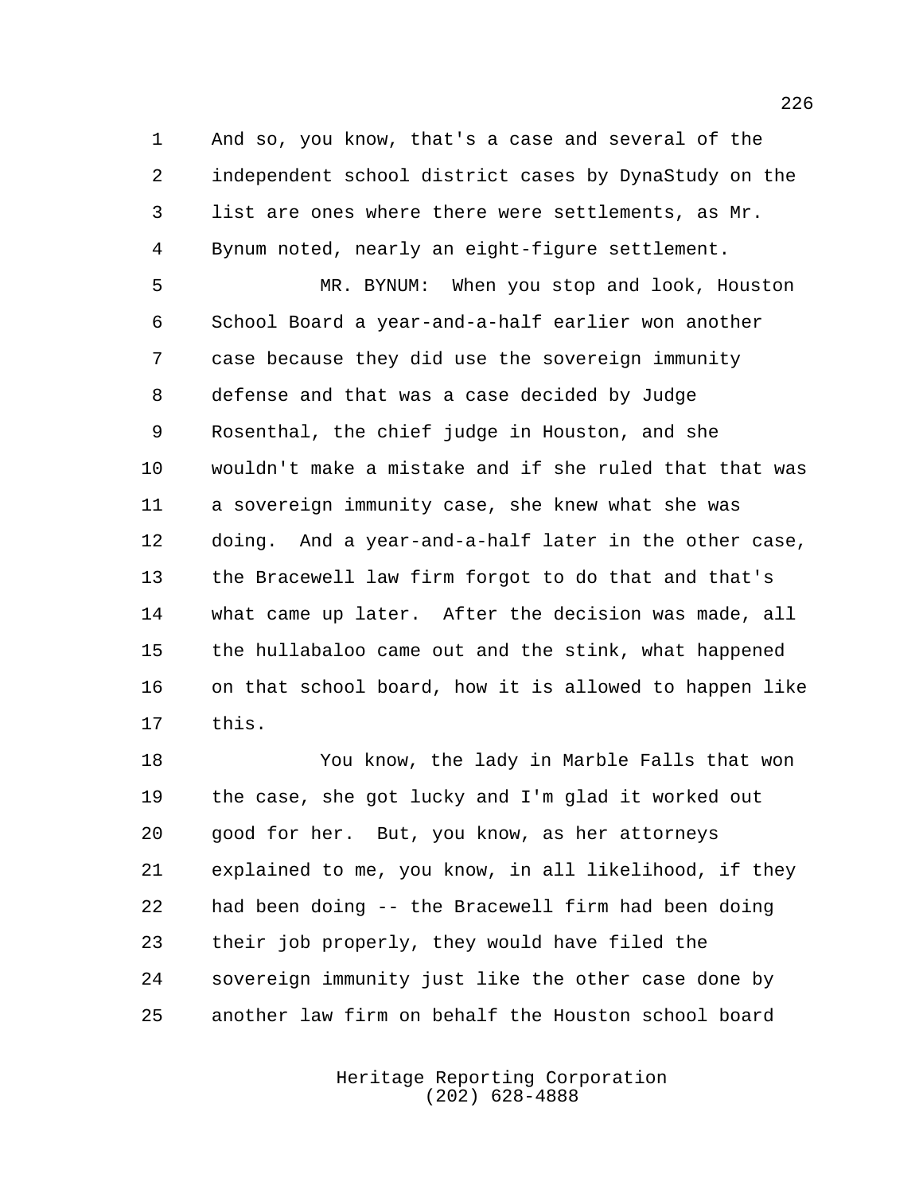And so, you know, that's a case and several of the independent school district cases by DynaStudy on the list are ones where there were settlements, as Mr. Bynum noted, nearly an eight-figure settlement.

MR. BYNUM: When you stop and look, Houston School Board a year-and-a-half earlier won another case because they did use the sovereign immunity defense and that was a case decided by Judge Rosenthal, the chief judge in Houston, and she wouldn't make a mistake and if she ruled that that was a sovereign immunity case, she knew what she was doing. And a year-and-a-half later in the other case, the Bracewell law firm forgot to do that and that's what came up later. After the decision was made, all the hullabaloo came out and the stink, what happened on that school board, how it is allowed to happen like this.

You know, the lady in Marble Falls that won the case, she got lucky and I'm glad it worked out good for her. But, you know, as her attorneys explained to me, you know, in all likelihood, if they had been doing -- the Bracewell firm had been doing their job properly, they would have filed the sovereign immunity just like the other case done by another law firm on behalf the Houston school board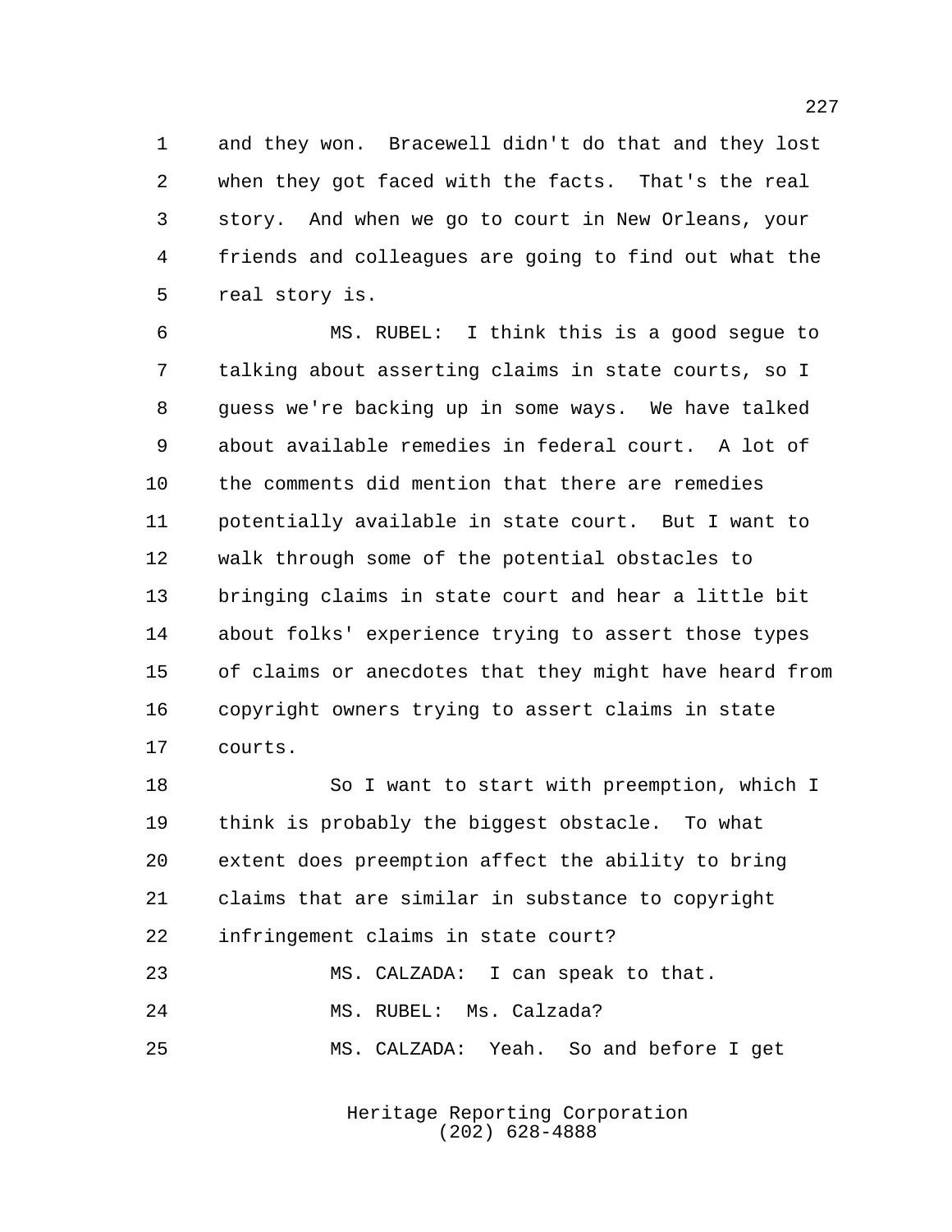and they won. Bracewell didn't do that and they lost when they got faced with the facts. That's the real story. And when we go to court in New Orleans, your friends and colleagues are going to find out what the real story is.

MS. RUBEL: I think this is a good segue to talking about asserting claims in state courts, so I guess we're backing up in some ways. We have talked about available remedies in federal court. A lot of the comments did mention that there are remedies potentially available in state court. But I want to walk through some of the potential obstacles to bringing claims in state court and hear a little bit about folks' experience trying to assert those types of claims or anecdotes that they might have heard from copyright owners trying to assert claims in state courts.

So I want to start with preemption, which I think is probably the biggest obstacle. To what extent does preemption affect the ability to bring claims that are similar in substance to copyright infringement claims in state court?

MS. CALZADA: I can speak to that.

MS. RUBEL: Ms. Calzada?

MS. CALZADA: Yeah. So and before I get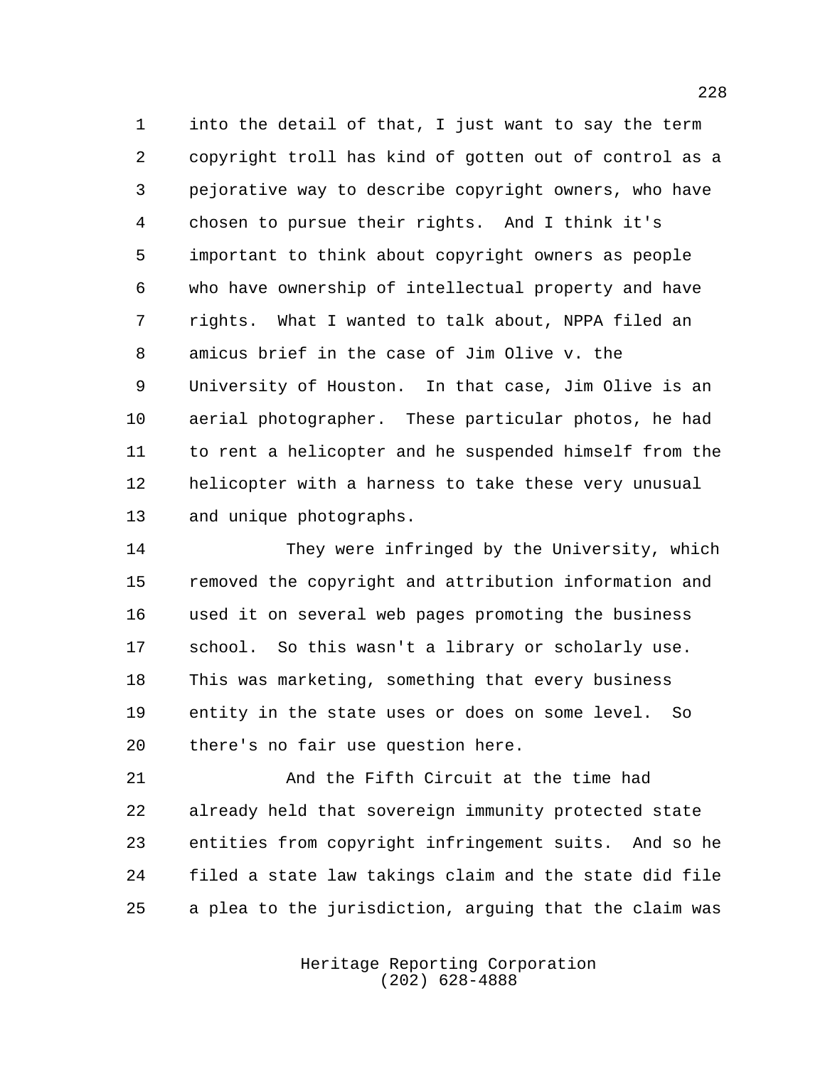into the detail of that, I just want to say the term copyright troll has kind of gotten out of control as a pejorative way to describe copyright owners, who have chosen to pursue their rights. And I think it's important to think about copyright owners as people who have ownership of intellectual property and have rights. What I wanted to talk about, NPPA filed an amicus brief in the case of Jim Olive v. the University of Houston. In that case, Jim Olive is an aerial photographer. These particular photos, he had to rent a helicopter and he suspended himself from the helicopter with a harness to take these very unusual and unique photographs.

They were infringed by the University, which removed the copyright and attribution information and used it on several web pages promoting the business school. So this wasn't a library or scholarly use. This was marketing, something that every business entity in the state uses or does on some level. So there's no fair use question here.

And the Fifth Circuit at the time had already held that sovereign immunity protected state entities from copyright infringement suits. And so he filed a state law takings claim and the state did file a plea to the jurisdiction, arguing that the claim was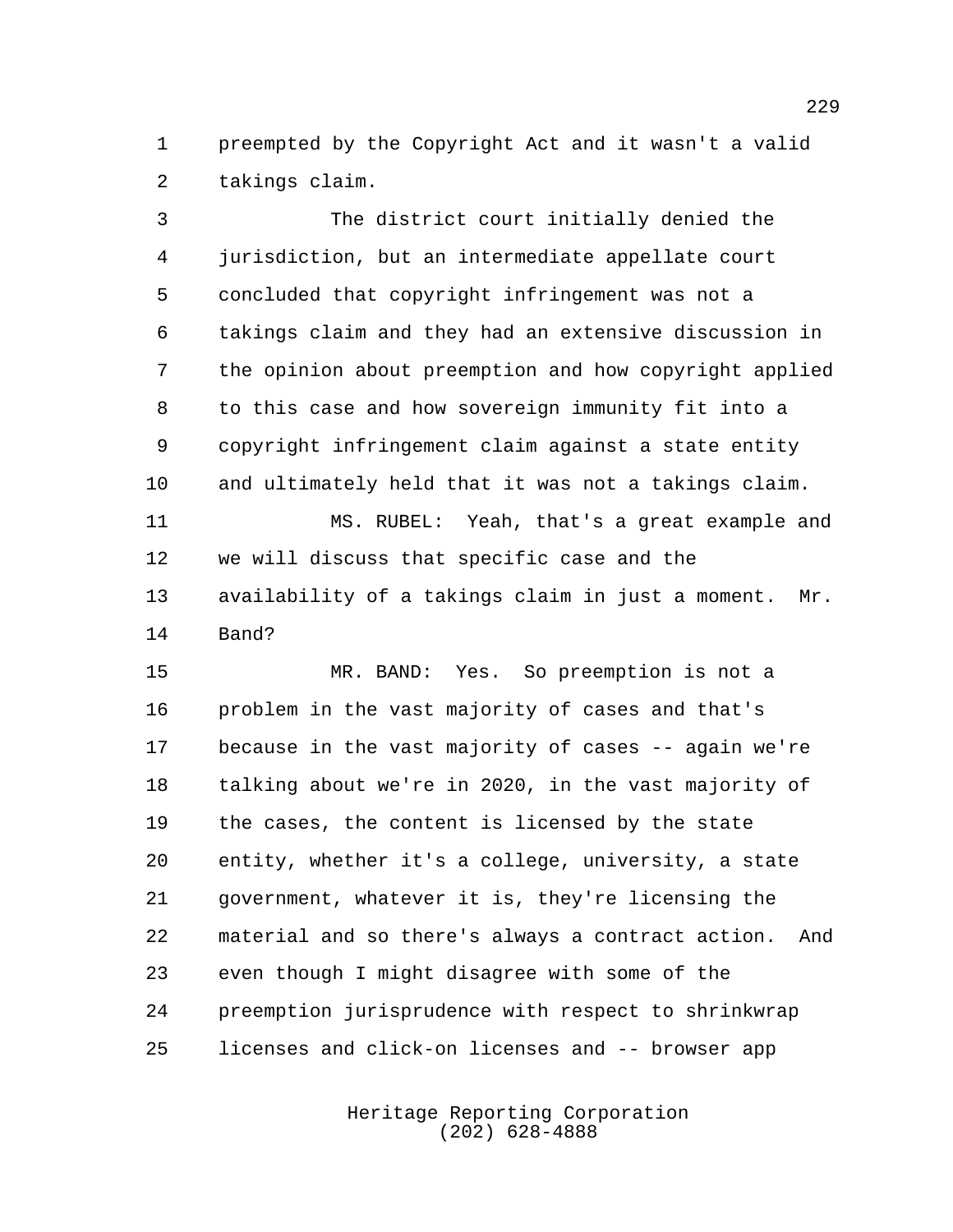preempted by the Copyright Act and it wasn't a valid takings claim.

The district court initially denied the jurisdiction, but an intermediate appellate court concluded that copyright infringement was not a takings claim and they had an extensive discussion in the opinion about preemption and how copyright applied to this case and how sovereign immunity fit into a copyright infringement claim against a state entity and ultimately held that it was not a takings claim.

MS. RUBEL: Yeah, that's a great example and we will discuss that specific case and the availability of a takings claim in just a moment. Mr. Band?

MR. BAND: Yes. So preemption is not a problem in the vast majority of cases and that's because in the vast majority of cases -- again we're talking about we're in 2020, in the vast majority of the cases, the content is licensed by the state entity, whether it's a college, university, a state government, whatever it is, they're licensing the material and so there's always a contract action. And even though I might disagree with some of the preemption jurisprudence with respect to shrinkwrap licenses and click-on licenses and -- browser app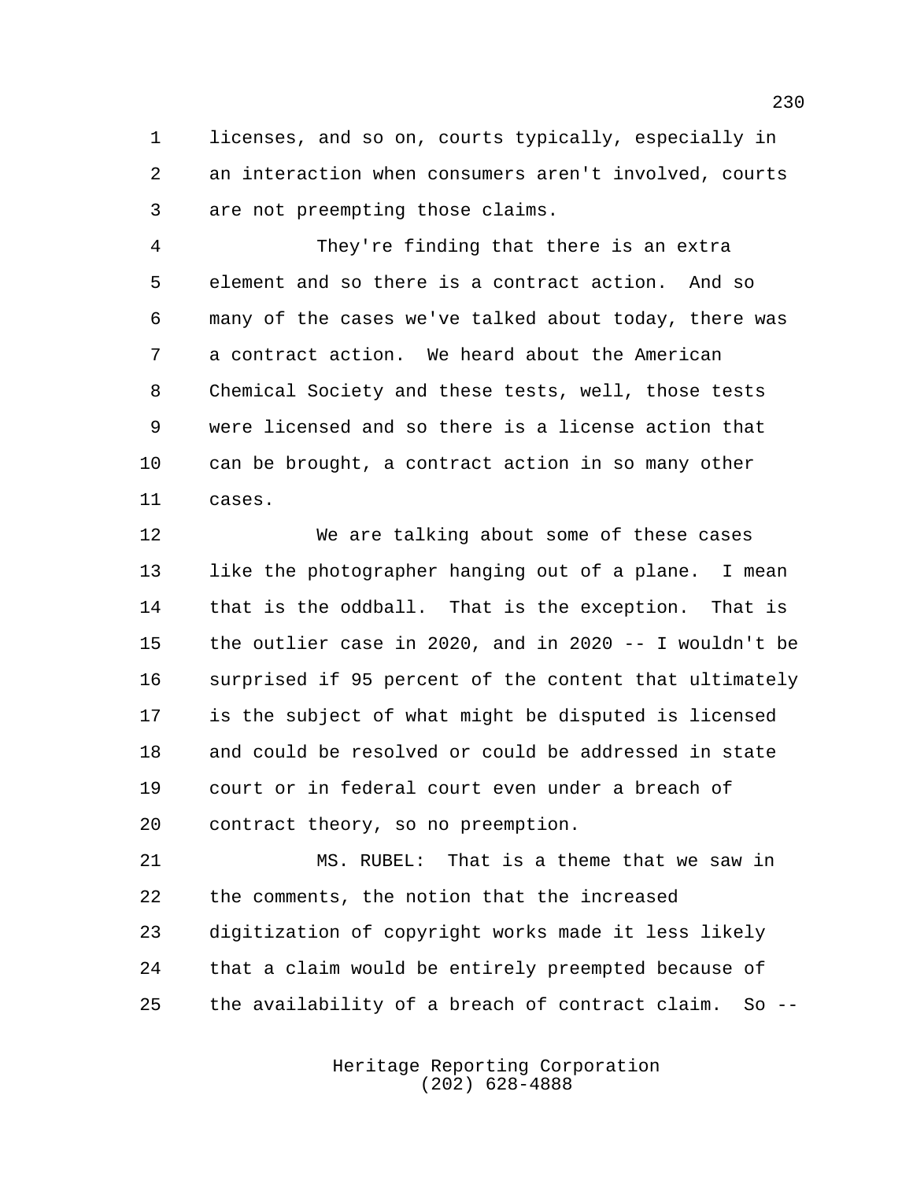licenses, and so on, courts typically, especially in an interaction when consumers aren't involved, courts are not preempting those claims.

They're finding that there is an extra element and so there is a contract action. And so many of the cases we've talked about today, there was a contract action. We heard about the American Chemical Society and these tests, well, those tests were licensed and so there is a license action that can be brought, a contract action in so many other cases.

We are talking about some of these cases like the photographer hanging out of a plane. I mean that is the oddball. That is the exception. That is the outlier case in 2020, and in 2020 -- I wouldn't be surprised if 95 percent of the content that ultimately is the subject of what might be disputed is licensed and could be resolved or could be addressed in state court or in federal court even under a breach of contract theory, so no preemption.

MS. RUBEL: That is a theme that we saw in the comments, the notion that the increased digitization of copyright works made it less likely that a claim would be entirely preempted because of the availability of a breach of contract claim. So --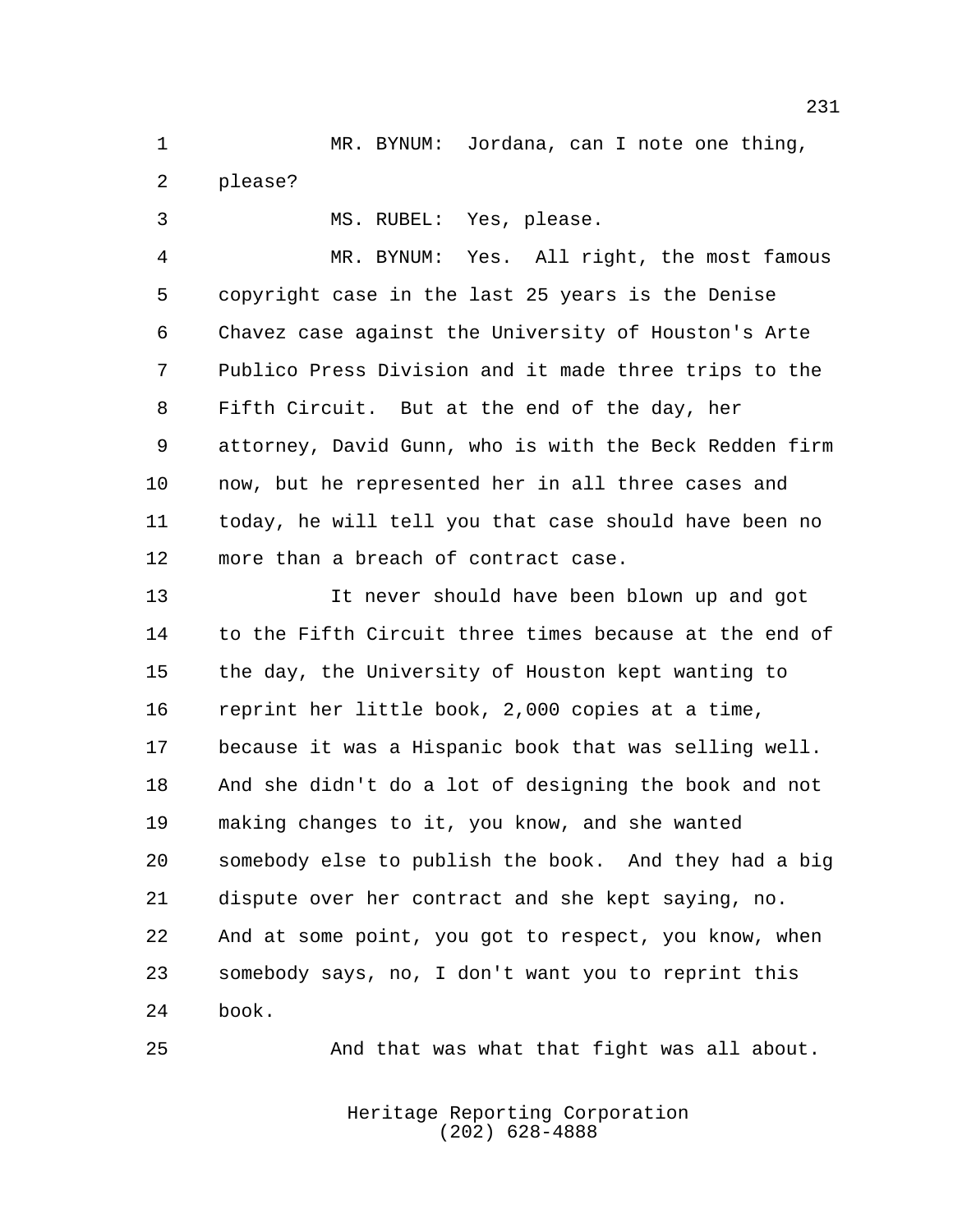MR. BYNUM: Jordana, can I note one thing, please?

MS. RUBEL: Yes, please.

MR. BYNUM: Yes. All right, the most famous copyright case in the last 25 years is the Denise Chavez case against the University of Houston's Arte Publico Press Division and it made three trips to the Fifth Circuit. But at the end of the day, her attorney, David Gunn, who is with the Beck Redden firm now, but he represented her in all three cases and today, he will tell you that case should have been no more than a breach of contract case.

It never should have been blown up and got to the Fifth Circuit three times because at the end of the day, the University of Houston kept wanting to reprint her little book, 2,000 copies at a time, because it was a Hispanic book that was selling well. And she didn't do a lot of designing the book and not making changes to it, you know, and she wanted somebody else to publish the book. And they had a big dispute over her contract and she kept saying, no. And at some point, you got to respect, you know, when somebody says, no, I don't want you to reprint this book.

And that was what that fight was all about.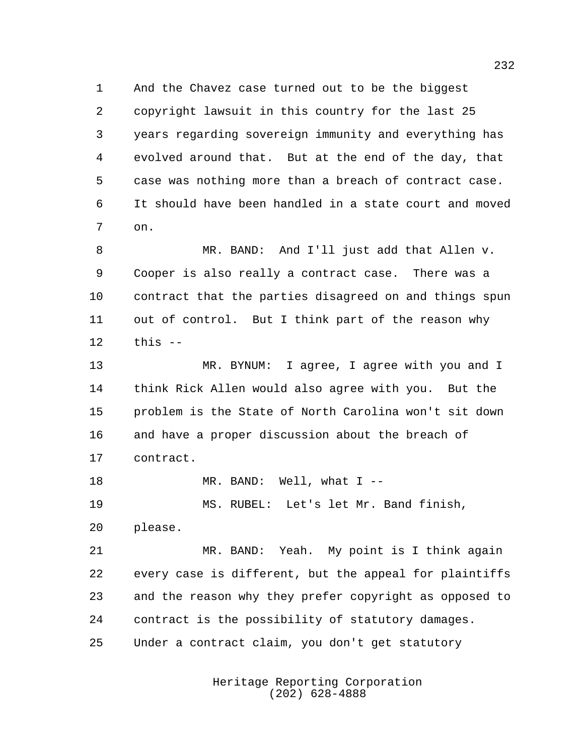And the Chavez case turned out to be the biggest copyright lawsuit in this country for the last 25 years regarding sovereign immunity and everything has evolved around that. But at the end of the day, that case was nothing more than a breach of contract case. It should have been handled in a state court and moved on.

MR. BAND: And I'll just add that Allen v. Cooper is also really a contract case. There was a contract that the parties disagreed on and things spun out of control. But I think part of the reason why this --

MR. BYNUM: I agree, I agree with you and I think Rick Allen would also agree with you. But the problem is the State of North Carolina won't sit down and have a proper discussion about the breach of contract.

MR. BAND: Well, what I --

MS. RUBEL: Let's let Mr. Band finish, please.

MR. BAND: Yeah. My point is I think again every case is different, but the appeal for plaintiffs and the reason why they prefer copyright as opposed to contract is the possibility of statutory damages. Under a contract claim, you don't get statutory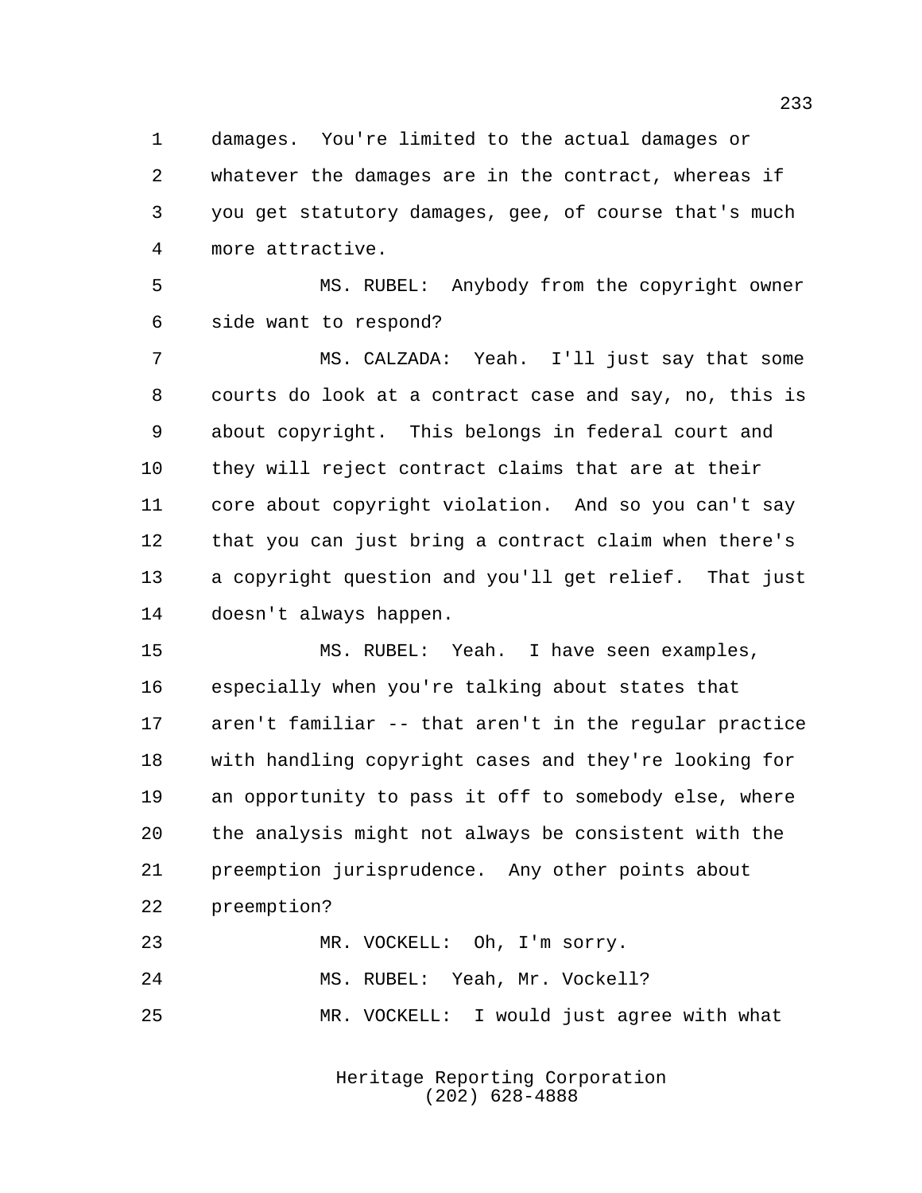damages. You're limited to the actual damages or whatever the damages are in the contract, whereas if you get statutory damages, gee, of course that's much more attractive.

MS. RUBEL: Anybody from the copyright owner side want to respond?

MS. CALZADA: Yeah. I'll just say that some courts do look at a contract case and say, no, this is about copyright. This belongs in federal court and they will reject contract claims that are at their core about copyright violation. And so you can't say that you can just bring a contract claim when there's a copyright question and you'll get relief. That just doesn't always happen.

MS. RUBEL: Yeah. I have seen examples, especially when you're talking about states that aren't familiar -- that aren't in the regular practice with handling copyright cases and they're looking for an opportunity to pass it off to somebody else, where the analysis might not always be consistent with the preemption jurisprudence. Any other points about preemption?

MR. VOCKELL: Oh, I'm sorry.

MS. RUBEL: Yeah, Mr. Vockell?

MR. VOCKELL: I would just agree with what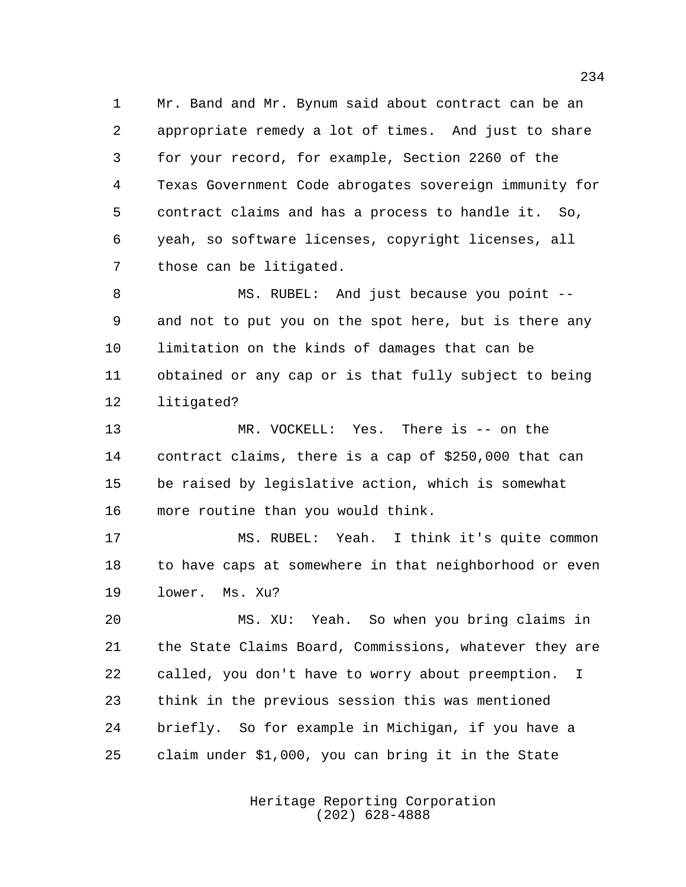Mr. Band and Mr. Bynum said about contract can be an appropriate remedy a lot of times. And just to share for your record, for example, Section 2260 of the Texas Government Code abrogates sovereign immunity for contract claims and has a process to handle it. So, yeah, so software licenses, copyright licenses, all those can be litigated.

MS. RUBEL: And just because you point -- and not to put you on the spot here, but is there any limitation on the kinds of damages that can be obtained or any cap or is that fully subject to being litigated?

MR. VOCKELL: Yes. There is -- on the contract claims, there is a cap of $250,000 that can be raised by legislative action, which is somewhat more routine than you would think.

MS. RUBEL: Yeah. I think it's quite common to have caps at somewhere in that neighborhood or even lower. Ms. Xu?

MS. XU: Yeah. So when you bring claims in the State Claims Board, Commissions, whatever they are called, you don't have to worry about preemption. I think in the previous session this was mentioned briefly. So for example in Michigan, if you have a claim under $1,000, you can bring it in the State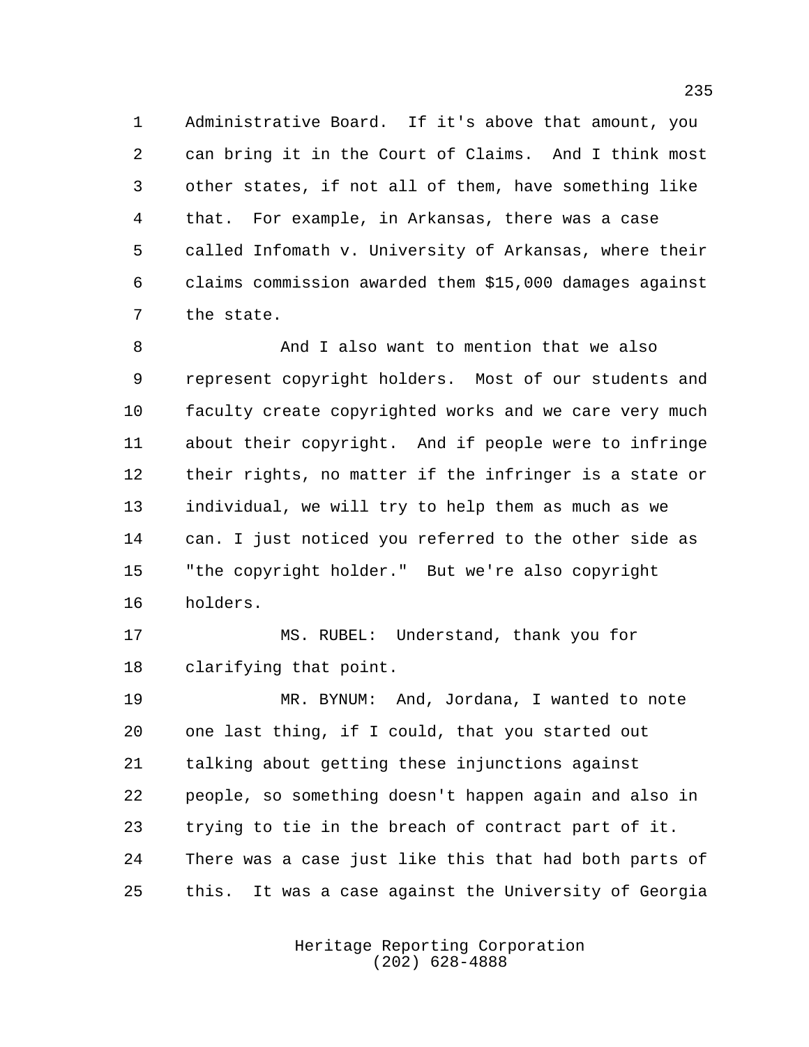Administrative Board. If it's above that amount, you can bring it in the Court of Claims. And I think most other states, if not all of them, have something like that. For example, in Arkansas, there was a case called Infomath v. University of Arkansas, where their claims commission awarded them $15,000 damages against the state.

And I also want to mention that we also represent copyright holders. Most of our students and faculty create copyrighted works and we care very much about their copyright. And if people were to infringe their rights, no matter if the infringer is a state or individual, we will try to help them as much as we can. I just noticed you referred to the other side as "the copyright holder." But we're also copyright holders.

MS. RUBEL: Understand, thank you for clarifying that point.

MR. BYNUM: And, Jordana, I wanted to note one last thing, if I could, that you started out talking about getting these injunctions against people, so something doesn't happen again and also in trying to tie in the breach of contract part of it. There was a case just like this that had both parts of this. It was a case against the University of Georgia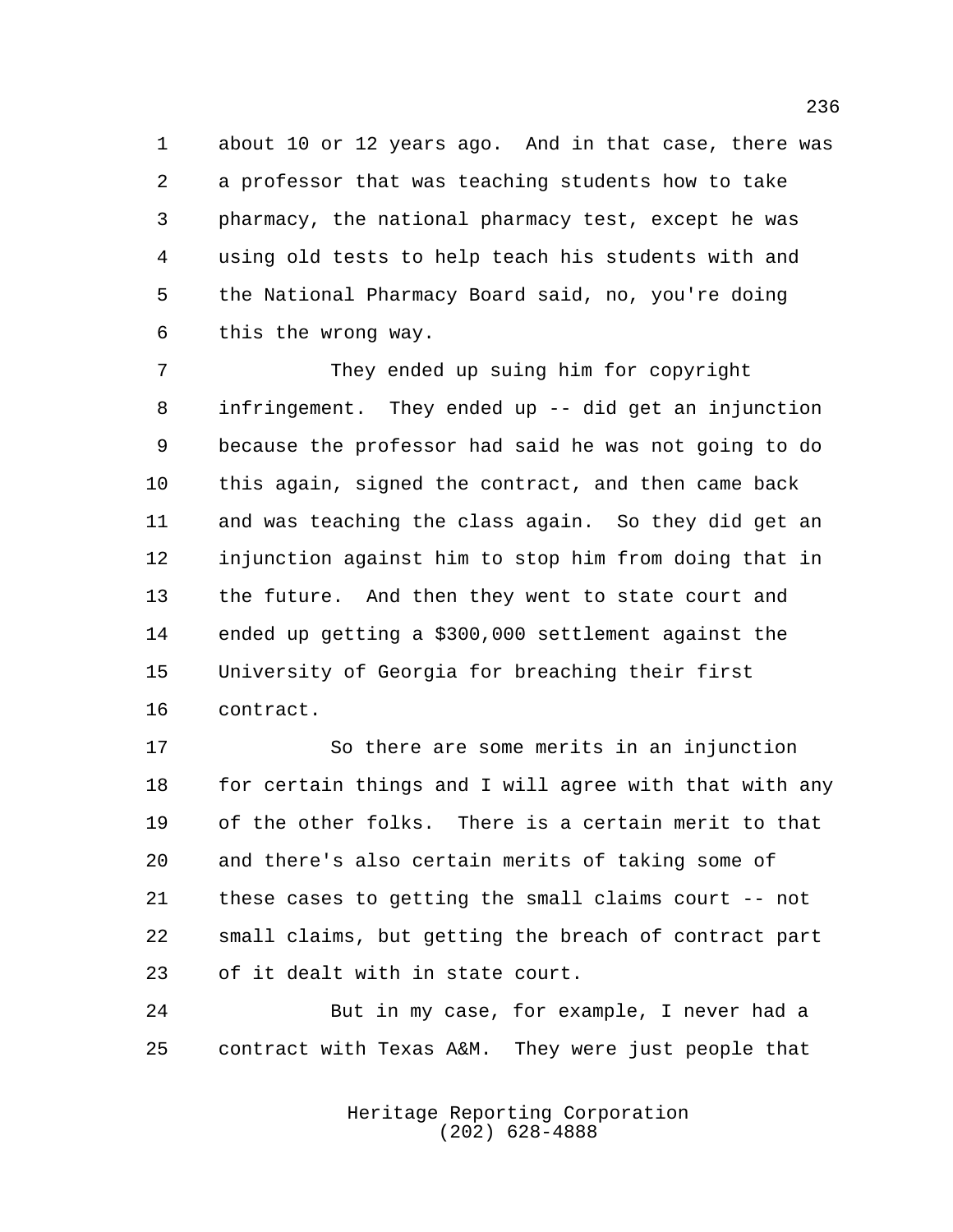about 10 or 12 years ago. And in that case, there was a professor that was teaching students how to take pharmacy, the national pharmacy test, except he was using old tests to help teach his students with and the National Pharmacy Board said, no, you're doing this the wrong way.

They ended up suing him for copyright infringement. They ended up -- did get an injunction because the professor had said he was not going to do this again, signed the contract, and then came back and was teaching the class again. So they did get an injunction against him to stop him from doing that in the future. And then they went to state court and ended up getting a $300,000 settlement against the University of Georgia for breaching their first contract.

So there are some merits in an injunction for certain things and I will agree with that with any of the other folks. There is a certain merit to that and there's also certain merits of taking some of these cases to getting the small claims court -- not small claims, but getting the breach of contract part of it dealt with in state court.

But in my case, for example, I never had a contract with Texas A&M. They were just people that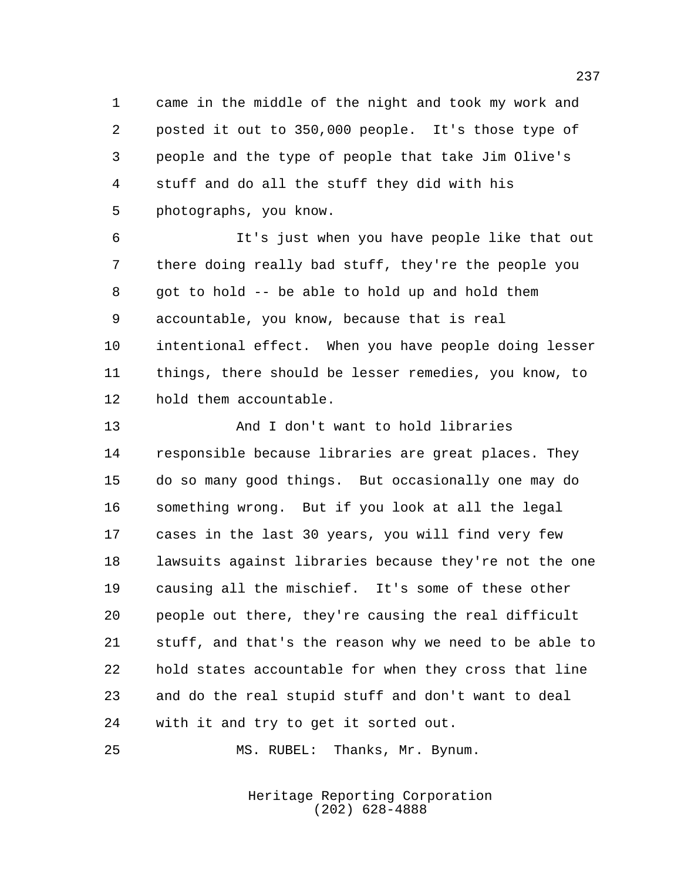came in the middle of the night and took my work and posted it out to 350,000 people. It's those type of people and the type of people that take Jim Olive's stuff and do all the stuff they did with his photographs, you know.

It's just when you have people like that out there doing really bad stuff, they're the people you got to hold -- be able to hold up and hold them accountable, you know, because that is real intentional effect. When you have people doing lesser things, there should be lesser remedies, you know, to hold them accountable.

And I don't want to hold libraries responsible because libraries are great places. They do so many good things. But occasionally one may do something wrong. But if you look at all the legal cases in the last 30 years, you will find very few lawsuits against libraries because they're not the one causing all the mischief. It's some of these other people out there, they're causing the real difficult stuff, and that's the reason why we need to be able to hold states accountable for when they cross that line and do the real stupid stuff and don't want to deal with it and try to get it sorted out.

MS. RUBEL: Thanks, Mr. Bynum.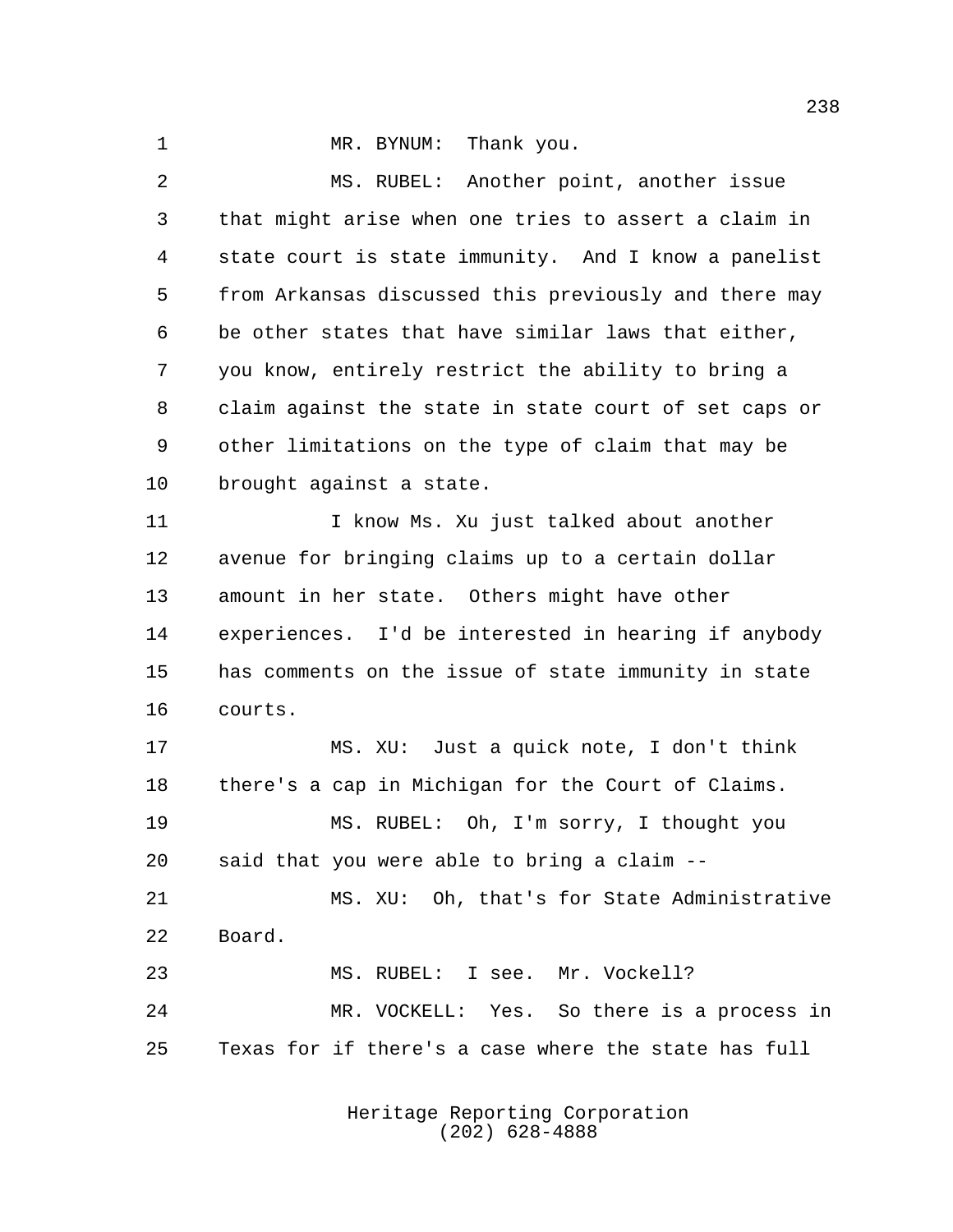MR. BYNUM: Thank you.

MS. RUBEL: Another point, another issue that might arise when one tries to assert a claim in state court is state immunity. And I know a panelist from Arkansas discussed this previously and there may be other states that have similar laws that either, you know, entirely restrict the ability to bring a claim against the state in state court of set caps or other limitations on the type of claim that may be brought against a state.

I know Ms. Xu just talked about another avenue for bringing claims up to a certain dollar amount in her state. Others might have other experiences. I'd be interested in hearing if anybody has comments on the issue of state immunity in state courts.

MS. XU: Just a quick note, I don't think there's a cap in Michigan for the Court of Claims.

MS. RUBEL: Oh, I'm sorry, I thought you said that you were able to bring a claim --

MS. XU: Oh, that's for State Administrative Board.

MS. RUBEL: I see. Mr. Vockell?

MR. VOCKELL: Yes. So there is a process in Texas for if there's a case where the state has full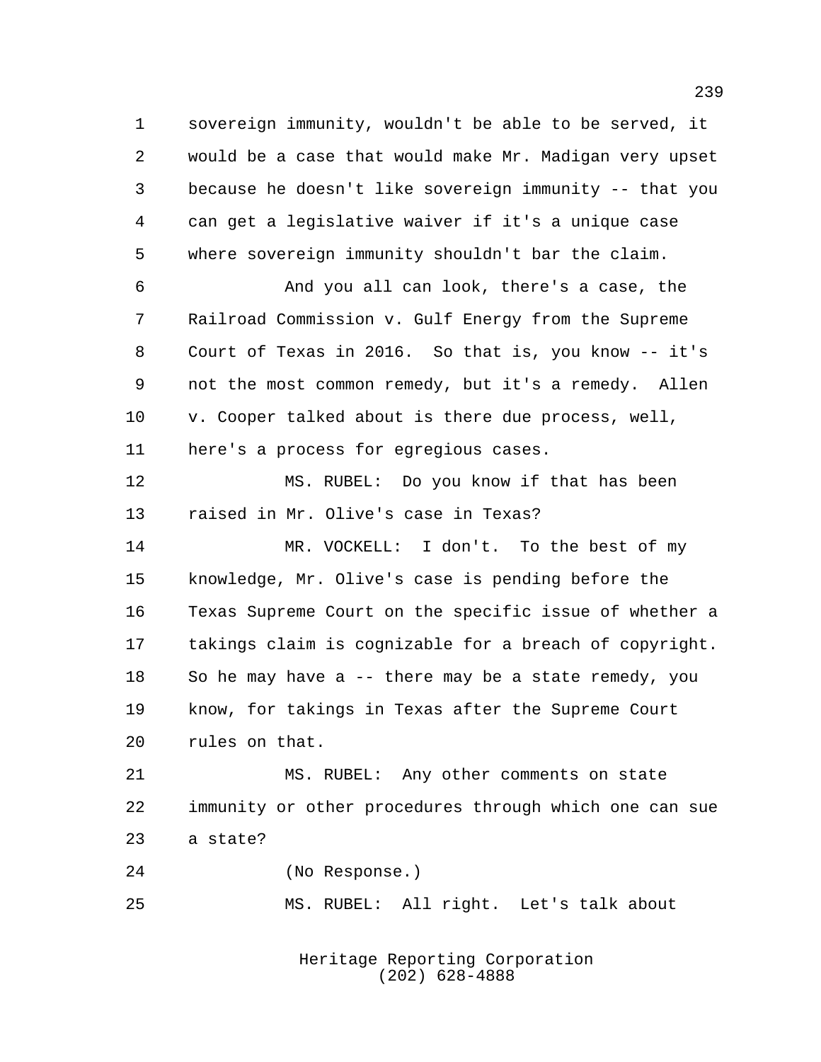sovereign immunity, wouldn't be able to be served, it would be a case that would make Mr. Madigan very upset because he doesn't like sovereign immunity -- that you can get a legislative waiver if it's a unique case where sovereign immunity shouldn't bar the claim.

And you all can look, there's a case, the Railroad Commission v. Gulf Energy from the Supreme Court of Texas in 2016. So that is, you know -- it's not the most common remedy, but it's a remedy. Allen v. Cooper talked about is there due process, well, here's a process for egregious cases.

MS. RUBEL: Do you know if that has been raised in Mr. Olive's case in Texas?

MR. VOCKELL: I don't. To the best of my knowledge, Mr. Olive's case is pending before the Texas Supreme Court on the specific issue of whether a takings claim is cognizable for a breach of copyright. So he may have a -- there may be a state remedy, you know, for takings in Texas after the Supreme Court rules on that.

MS. RUBEL: Any other comments on state immunity or other procedures through which one can sue a state?

(No Response.)

MS. RUBEL: All right. Let's talk about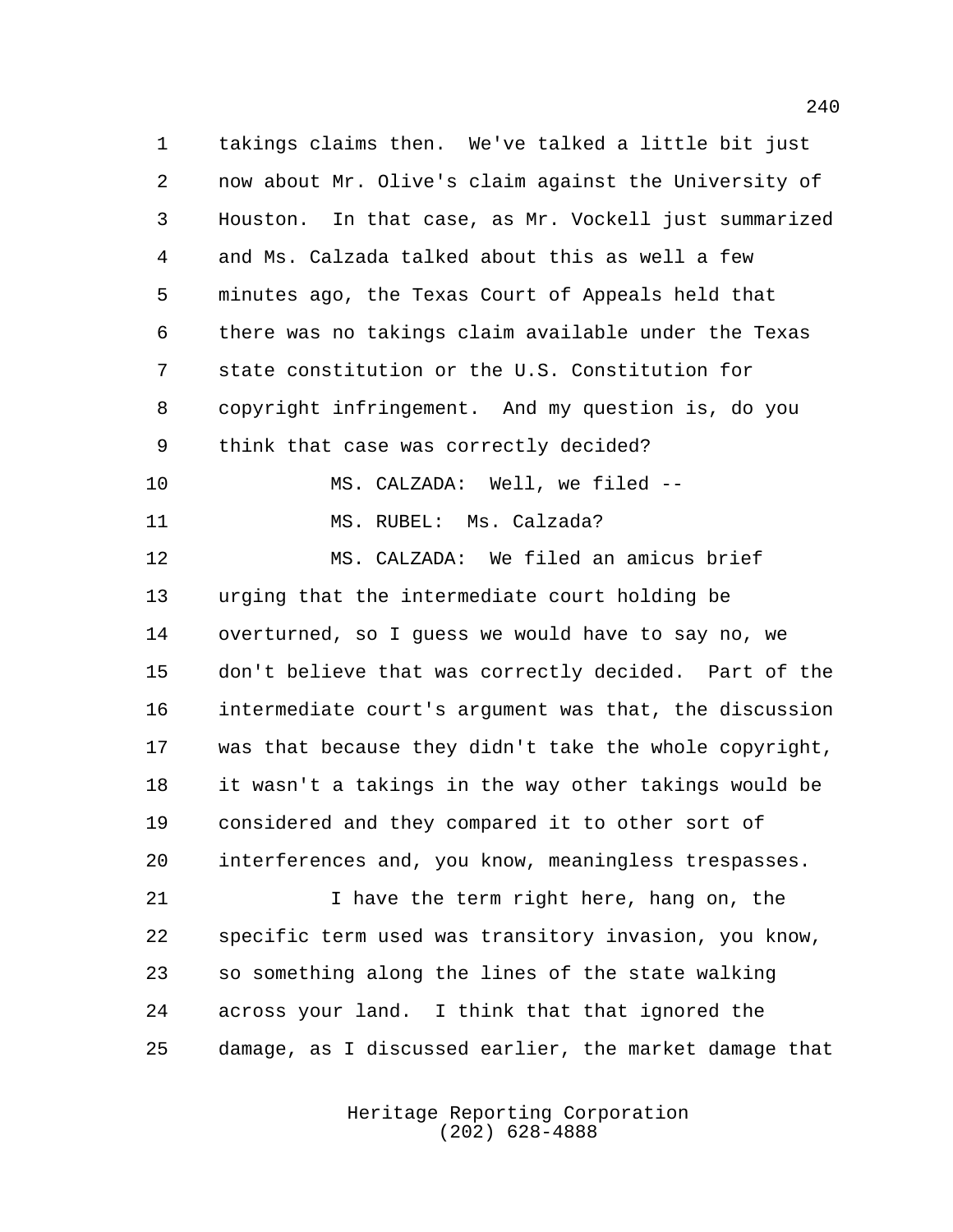takings claims then. We've talked a little bit just now about Mr. Olive's claim against the University of Houston. In that case, as Mr. Vockell just summarized and Ms. Calzada talked about this as well a few minutes ago, the Texas Court of Appeals held that there was no takings claim available under the Texas state constitution or the U.S. Constitution for copyright infringement. And my question is, do you think that case was correctly decided?

MS. CALZADA: Well, we filed --

MS. RUBEL: Ms. Calzada?

MS. CALZADA: We filed an amicus brief urging that the intermediate court holding be overturned, so I guess we would have to say no, we don't believe that was correctly decided. Part of the intermediate court's argument was that, the discussion was that because they didn't take the whole copyright, it wasn't a takings in the way other takings would be considered and they compared it to other sort of interferences and, you know, meaningless trespasses.

I have the term right here, hang on, the specific term used was transitory invasion, you know, so something along the lines of the state walking across your land. I think that that ignored the damage, as I discussed earlier, the market damage that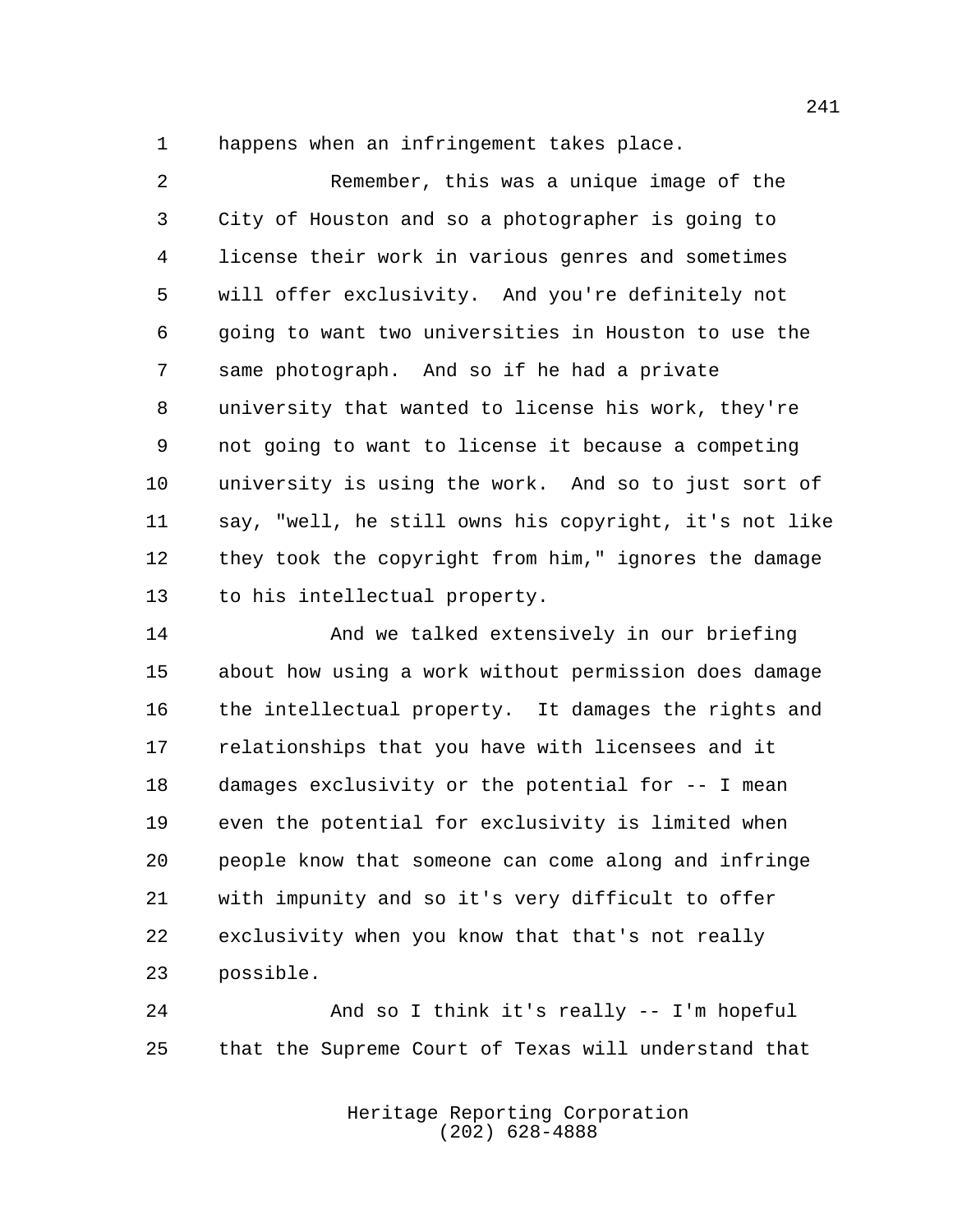happens when an infringement takes place.

Remember, this was a unique image of the City of Houston and so a photographer is going to license their work in various genres and sometimes will offer exclusivity. And you're definitely not going to want two universities in Houston to use the same photograph. And so if he had a private university that wanted to license his work, they're not going to want to license it because a competing university is using the work. And so to just sort of say, "well, he still owns his copyright, it's not like they took the copyright from him," ignores the damage to his intellectual property.

And we talked extensively in our briefing about how using a work without permission does damage the intellectual property. It damages the rights and relationships that you have with licensees and it damages exclusivity or the potential for -- I mean even the potential for exclusivity is limited when people know that someone can come along and infringe with impunity and so it's very difficult to offer exclusivity when you know that that's not really possible.

And so I think it's really -- I'm hopeful that the Supreme Court of Texas will understand that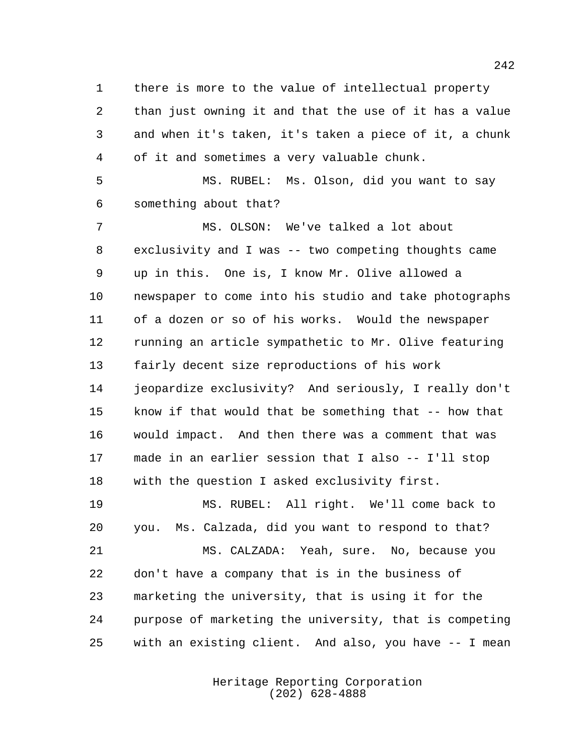there is more to the value of intellectual property than just owning it and that the use of it has a value and when it's taken, it's taken a piece of it, a chunk of it and sometimes a very valuable chunk.

MS. RUBEL: Ms. Olson, did you want to say something about that?

MS. OLSON: We've talked a lot about exclusivity and I was -- two competing thoughts came up in this. One is, I know Mr. Olive allowed a newspaper to come into his studio and take photographs of a dozen or so of his works. Would the newspaper running an article sympathetic to Mr. Olive featuring fairly decent size reproductions of his work jeopardize exclusivity? And seriously, I really don't know if that would that be something that -- how that would impact. And then there was a comment that was made in an earlier session that I also -- I'll stop with the question I asked exclusivity first.

MS. RUBEL: All right. We'll come back to you. Ms. Calzada, did you want to respond to that?

MS. CALZADA: Yeah, sure. No, because you don't have a company that is in the business of marketing the university, that is using it for the purpose of marketing the university, that is competing with an existing client. And also, you have -- I mean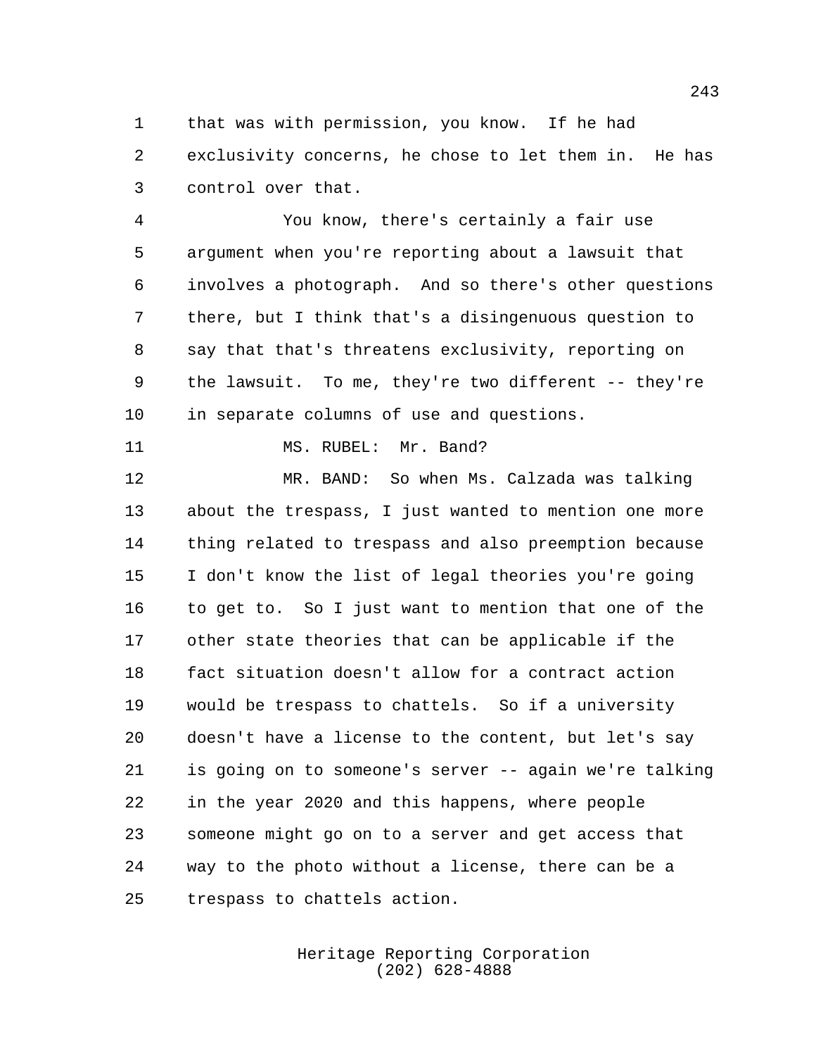that was with permission, you know. If he had exclusivity concerns, he chose to let them in. He has control over that.

You know, there's certainly a fair use argument when you're reporting about a lawsuit that involves a photograph. And so there's other questions there, but I think that's a disingenuous question to say that that's threatens exclusivity, reporting on the lawsuit. To me, they're two different -- they're in separate columns of use and questions.

MS. RUBEL: Mr. Band?

MR. BAND: So when Ms. Calzada was talking about the trespass, I just wanted to mention one more thing related to trespass and also preemption because I don't know the list of legal theories you're going to get to. So I just want to mention that one of the other state theories that can be applicable if the fact situation doesn't allow for a contract action would be trespass to chattels. So if a university doesn't have a license to the content, but let's say is going on to someone's server -- again we're talking in the year 2020 and this happens, where people someone might go on to a server and get access that way to the photo without a license, there can be a trespass to chattels action.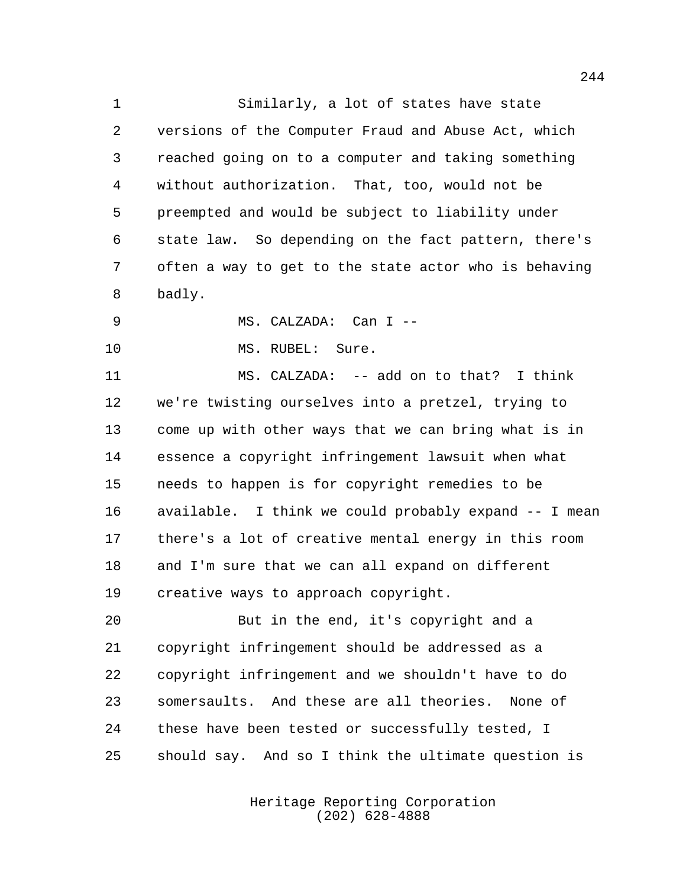Similarly, a lot of states have state versions of the Computer Fraud and Abuse Act, which reached going on to a computer and taking something without authorization. That, too, would not be preempted and would be subject to liability under state law. So depending on the fact pattern, there's often a way to get to the state actor who is behaving badly.

MS. CALZADA: Can I --

MS. RUBEL: Sure.

MS. CALZADA: -- add on to that? I think we're twisting ourselves into a pretzel, trying to come up with other ways that we can bring what is in essence a copyright infringement lawsuit when what needs to happen is for copyright remedies to be available. I think we could probably expand -- I mean there's a lot of creative mental energy in this room and I'm sure that we can all expand on different creative ways to approach copyright.

But in the end, it's copyright and a copyright infringement should be addressed as a copyright infringement and we shouldn't have to do somersaults. And these are all theories. None of these have been tested or successfully tested, I should say. And so I think the ultimate question is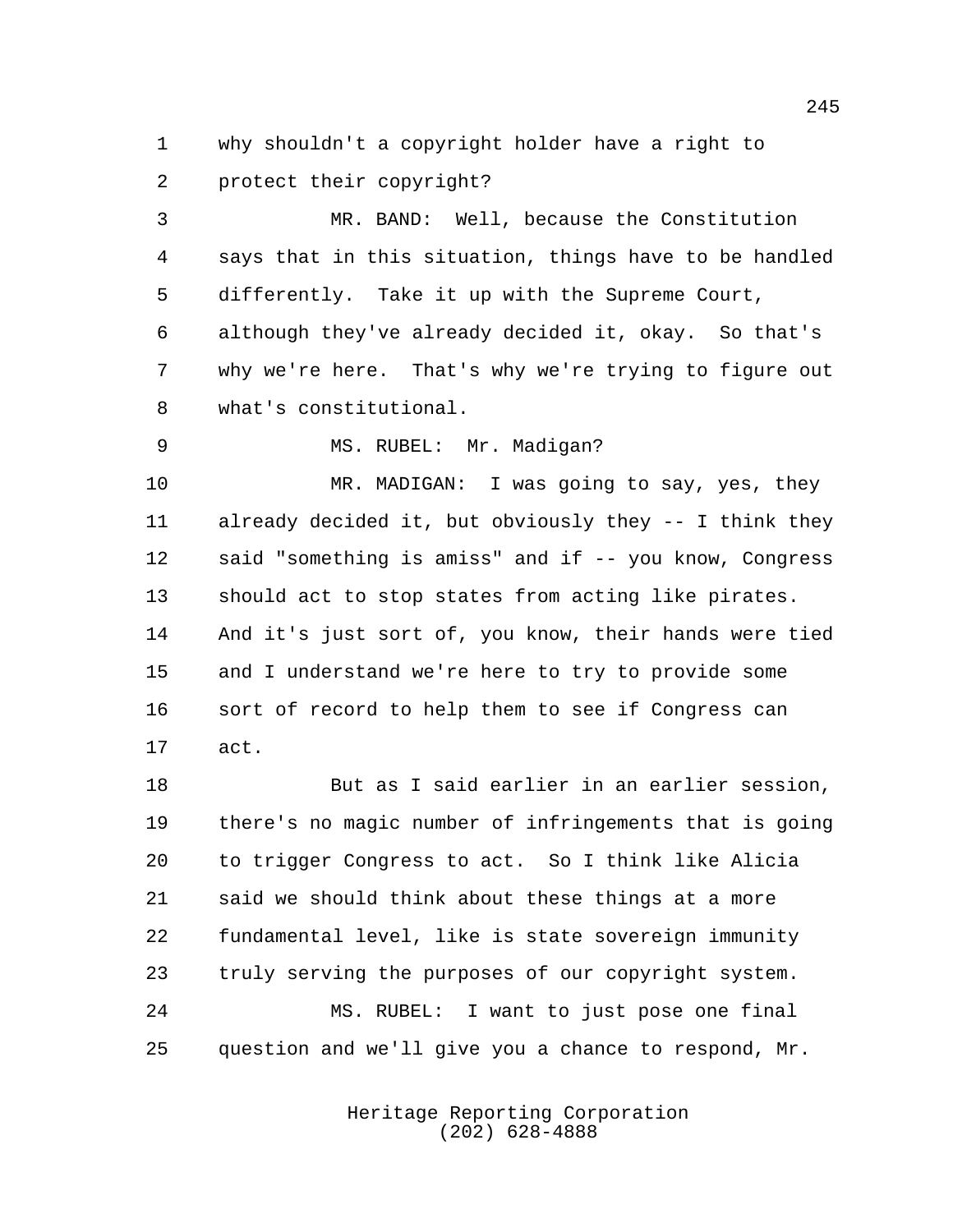why shouldn't a copyright holder have a right to protect their copyright?

MR. BAND: Well, because the Constitution says that in this situation, things have to be handled differently. Take it up with the Supreme Court, although they've already decided it, okay. So that's why we're here. That's why we're trying to figure out what's constitutional.

MS. RUBEL: Mr. Madigan?

MR. MADIGAN: I was going to say, yes, they already decided it, but obviously they -- I think they said "something is amiss" and if -- you know, Congress should act to stop states from acting like pirates. And it's just sort of, you know, their hands were tied and I understand we're here to try to provide some sort of record to help them to see if Congress can act.

But as I said earlier in an earlier session, there's no magic number of infringements that is going to trigger Congress to act. So I think like Alicia said we should think about these things at a more fundamental level, like is state sovereign immunity truly serving the purposes of our copyright system.

MS. RUBEL: I want to just pose one final question and we'll give you a chance to respond, Mr.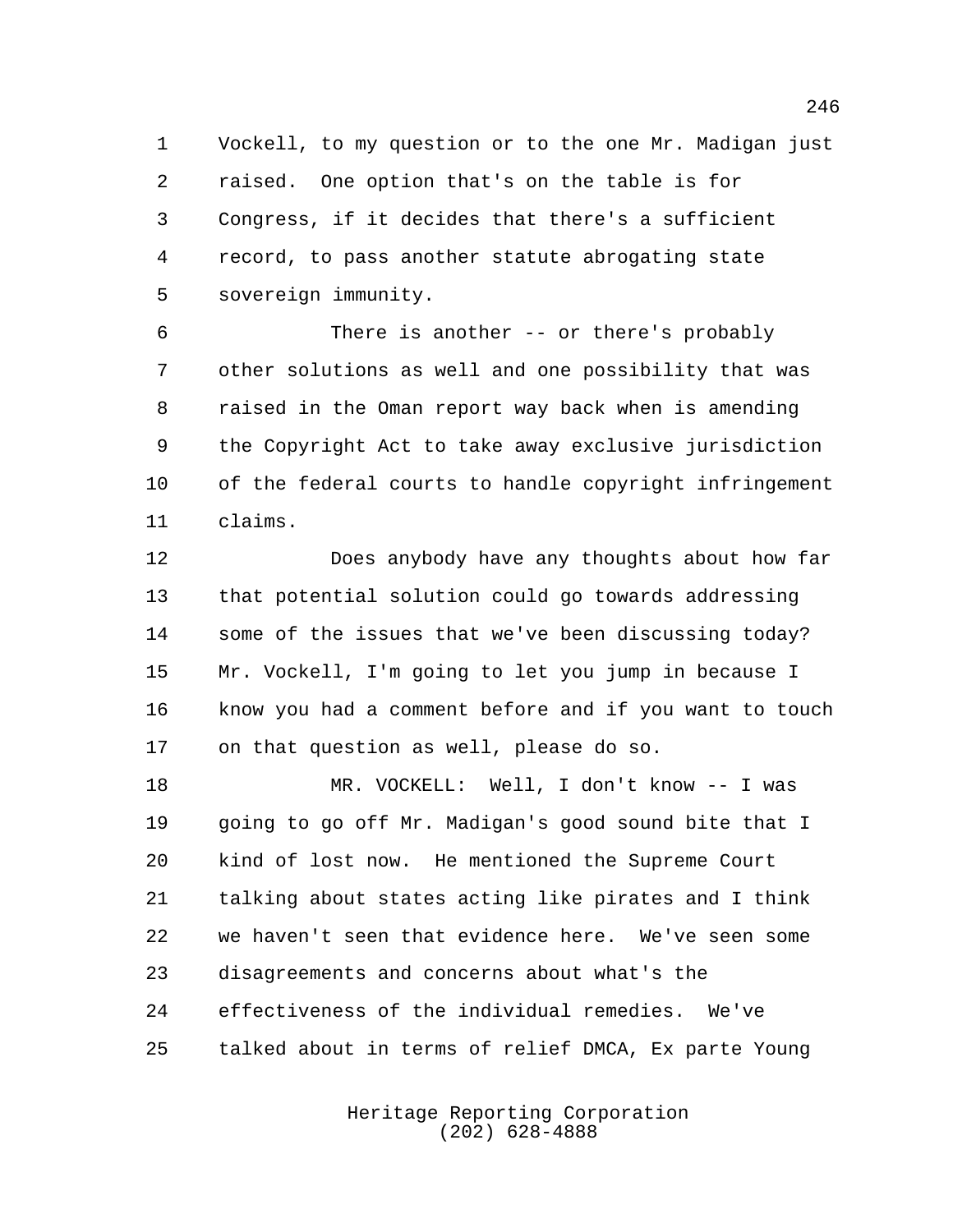Vockell, to my question or to the one Mr. Madigan just raised. One option that's on the table is for Congress, if it decides that there's a sufficient record, to pass another statute abrogating state sovereign immunity.

There is another -- or there's probably other solutions as well and one possibility that was raised in the Oman report way back when is amending the Copyright Act to take away exclusive jurisdiction of the federal courts to handle copyright infringement claims.

Does anybody have any thoughts about how far that potential solution could go towards addressing some of the issues that we've been discussing today? Mr. Vockell, I'm going to let you jump in because I know you had a comment before and if you want to touch on that question as well, please do so.

MR. VOCKELL: Well, I don't know -- I was going to go off Mr. Madigan's good sound bite that I kind of lost now. He mentioned the Supreme Court talking about states acting like pirates and I think we haven't seen that evidence here. We've seen some disagreements and concerns about what's the effectiveness of the individual remedies. We've talked about in terms of relief DMCA, Ex parte Young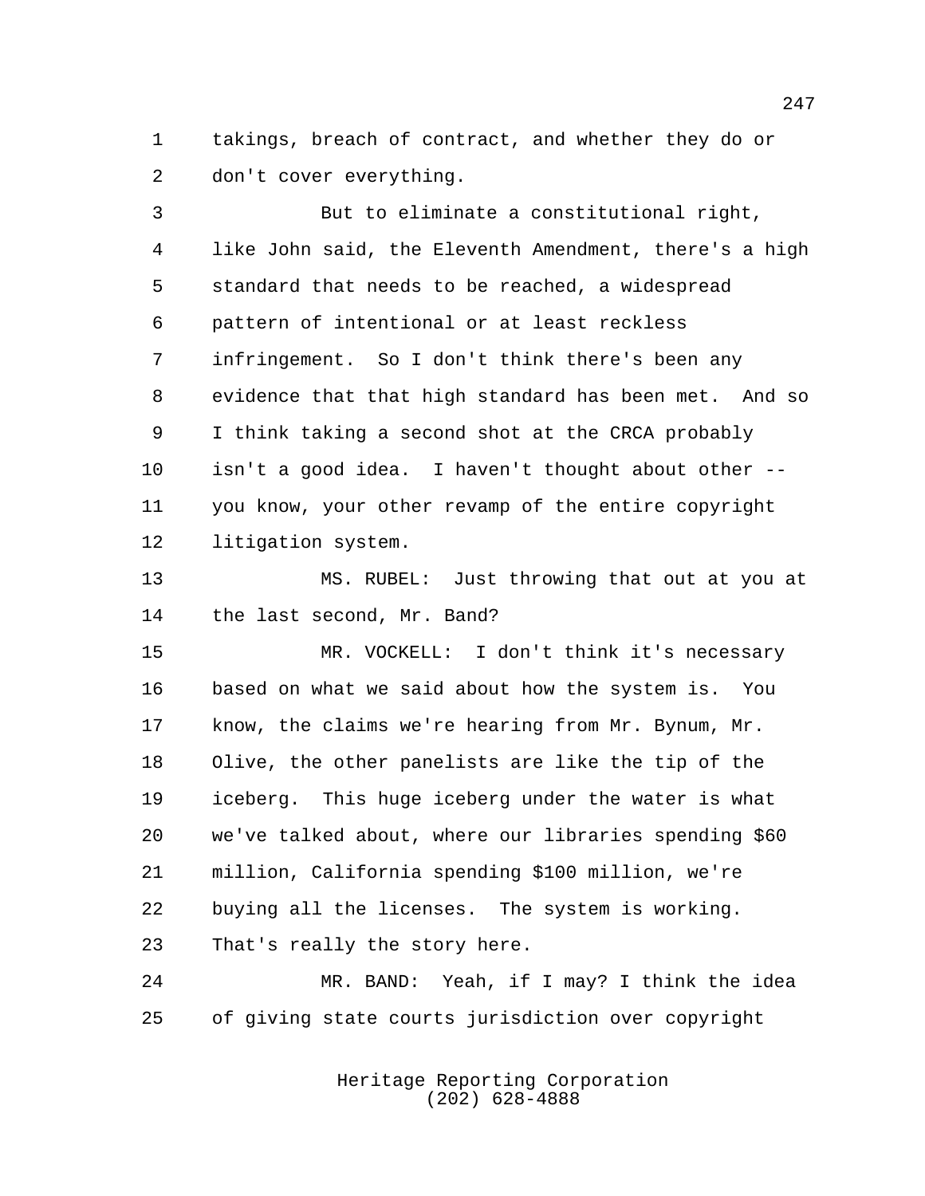takings, breach of contract, and whether they do or don't cover everything.

But to eliminate a constitutional right, like John said, the Eleventh Amendment, there's a high standard that needs to be reached, a widespread pattern of intentional or at least reckless infringement. So I don't think there's been any evidence that that high standard has been met. And so I think taking a second shot at the CRCA probably isn't a good idea. I haven't thought about other -- you know, your other revamp of the entire copyright litigation system.

MS. RUBEL: Just throwing that out at you at the last second, Mr. Band?

MR. VOCKELL: I don't think it's necessary based on what we said about how the system is. You know, the claims we're hearing from Mr. Bynum, Mr. Olive, the other panelists are like the tip of the iceberg. This huge iceberg under the water is what we've talked about, where our libraries spending $60 million, California spending $100 million, we're buying all the licenses. The system is working. That's really the story here.

MR. BAND: Yeah, if I may? I think the idea of giving state courts jurisdiction over copyright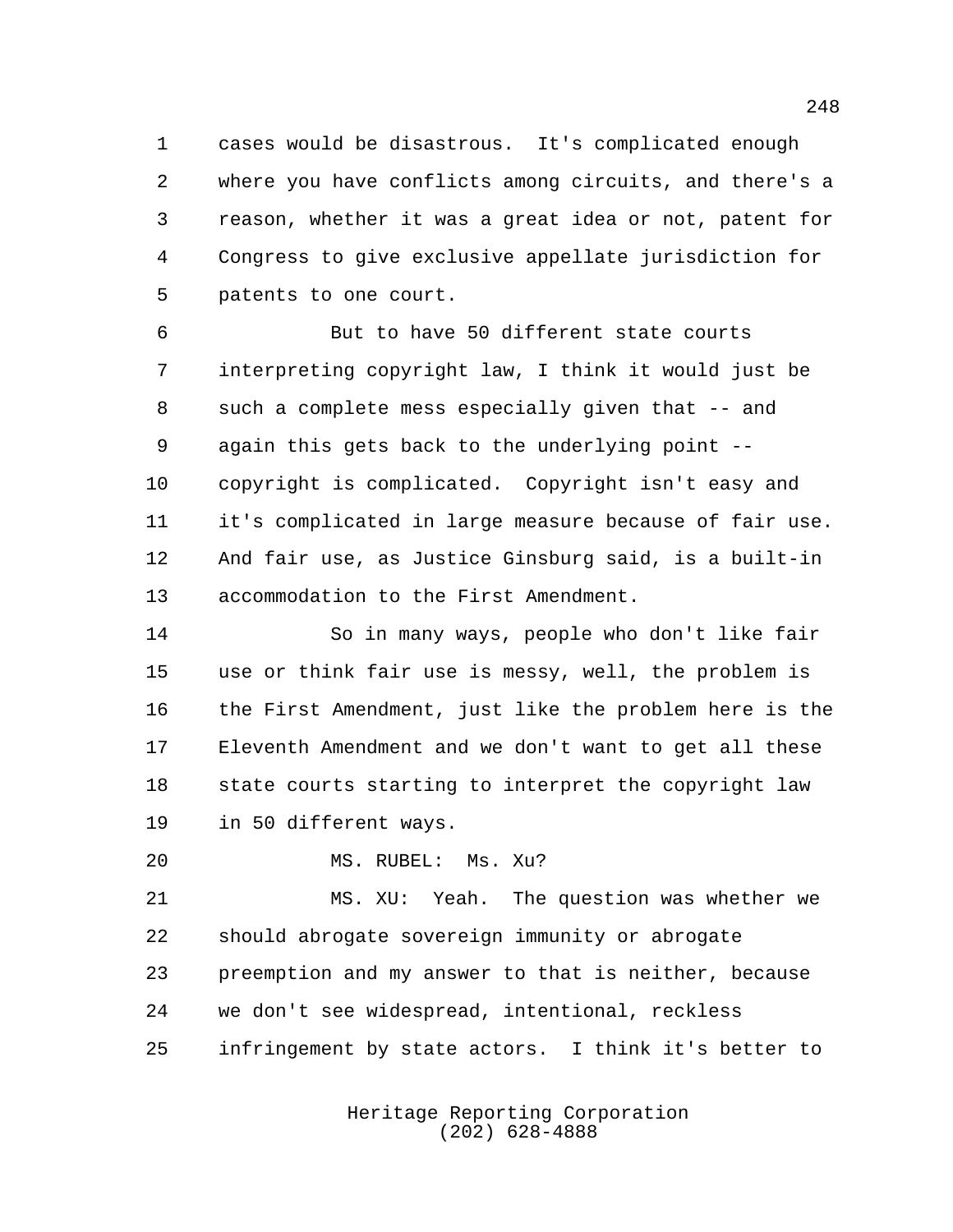cases would be disastrous. It's complicated enough where you have conflicts among circuits, and there's a reason, whether it was a great idea or not, patent for Congress to give exclusive appellate jurisdiction for patents to one court.

But to have 50 different state courts interpreting copyright law, I think it would just be such a complete mess especially given that -- and again this gets back to the underlying point -- copyright is complicated. Copyright isn't easy and it's complicated in large measure because of fair use. And fair use, as Justice Ginsburg said, is a built-in accommodation to the First Amendment.

So in many ways, people who don't like fair use or think fair use is messy, well, the problem is the First Amendment, just like the problem here is the Eleventh Amendment and we don't want to get all these state courts starting to interpret the copyright law in 50 different ways.

MS. RUBEL: Ms. Xu?

MS. XU: Yeah. The question was whether we should abrogate sovereign immunity or abrogate preemption and my answer to that is neither, because we don't see widespread, intentional, reckless infringement by state actors. I think it's better to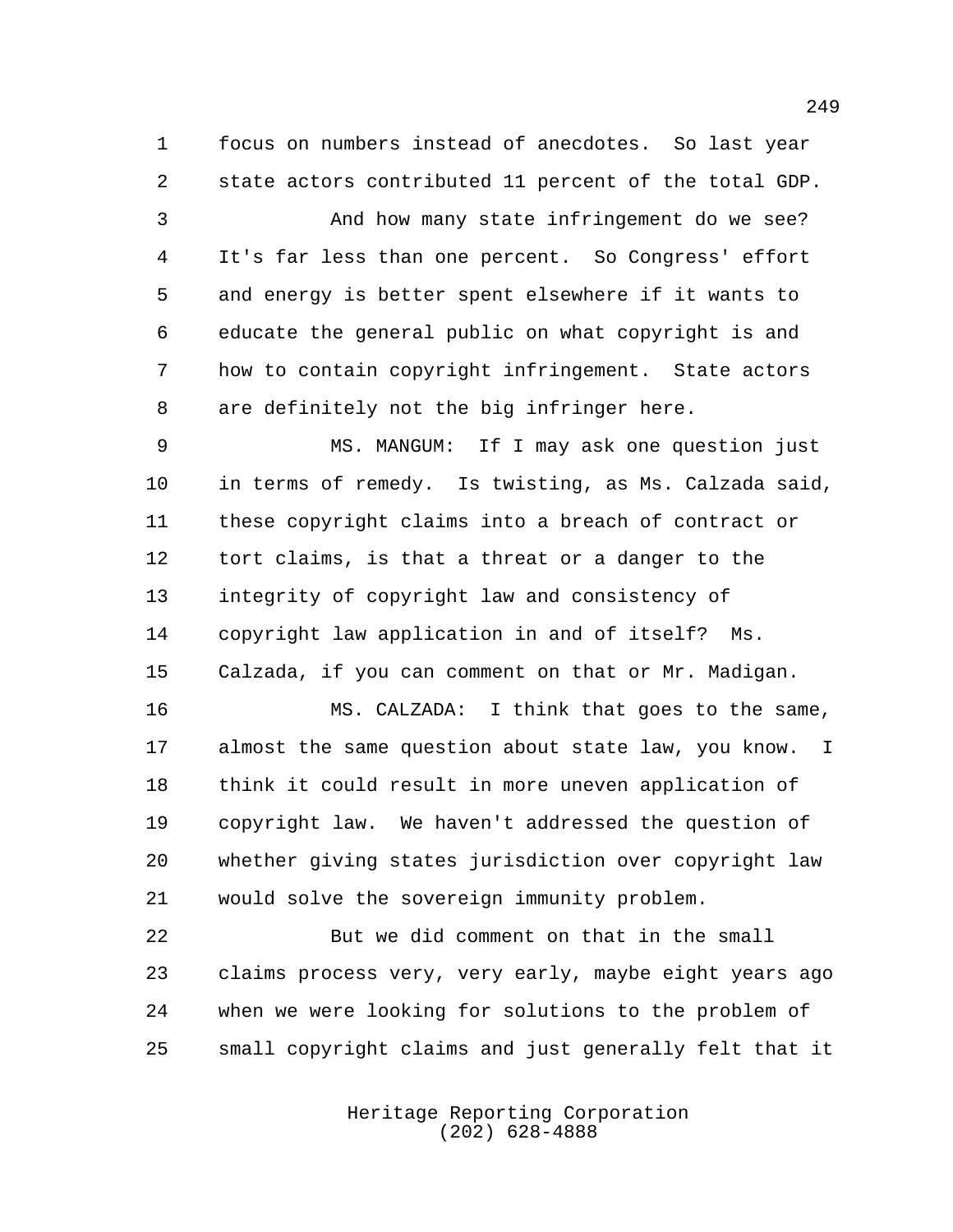focus on numbers instead of anecdotes. So last year state actors contributed 11 percent of the total GDP.

And how many state infringement do we see? It's far less than one percent. So Congress' effort and energy is better spent elsewhere if it wants to educate the general public on what copyright is and how to contain copyright infringement. State actors are definitely not the big infringer here.

MS. MANGUM: If I may ask one question just in terms of remedy. Is twisting, as Ms. Calzada said, these copyright claims into a breach of contract or tort claims, is that a threat or a danger to the integrity of copyright law and consistency of copyright law application in and of itself? Ms. Calzada, if you can comment on that or Mr. Madigan.

MS. CALZADA: I think that goes to the same, almost the same question about state law, you know. I think it could result in more uneven application of copyright law. We haven't addressed the question of whether giving states jurisdiction over copyright law would solve the sovereign immunity problem.

But we did comment on that in the small claims process very, very early, maybe eight years ago when we were looking for solutions to the problem of small copyright claims and just generally felt that it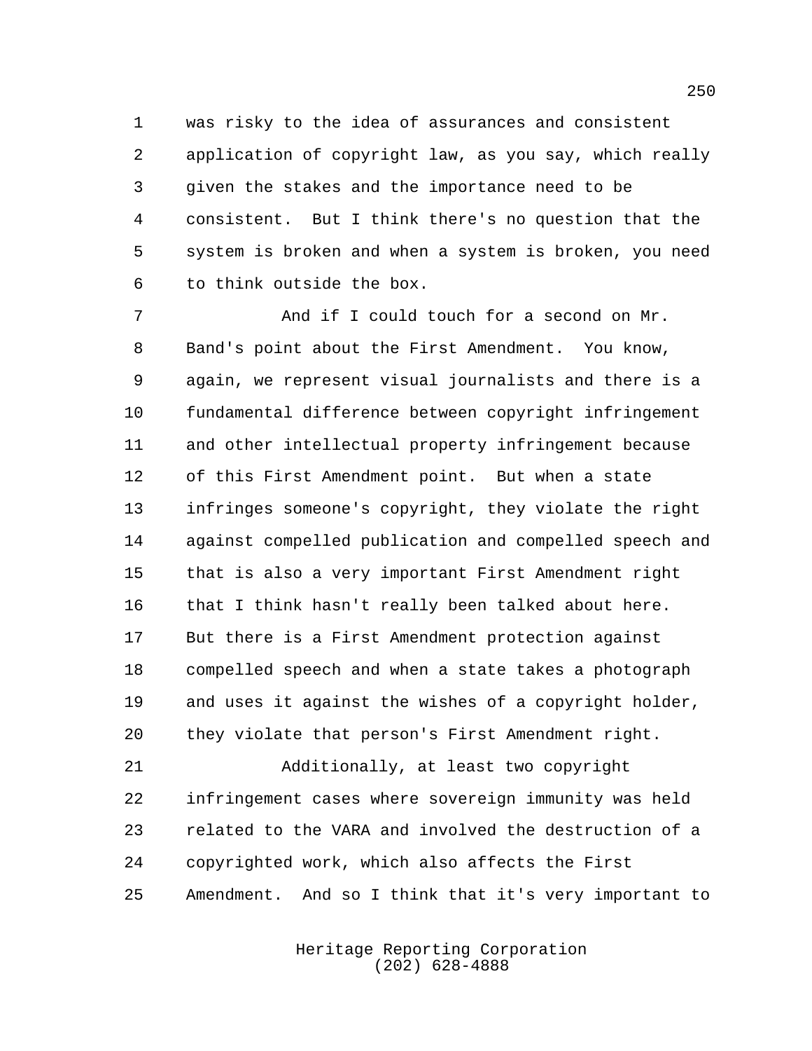was risky to the idea of assurances and consistent application of copyright law, as you say, which really given the stakes and the importance need to be consistent. But I think there's no question that the system is broken and when a system is broken, you need to think outside the box.

And if I could touch for a second on Mr. Band's point about the First Amendment. You know, again, we represent visual journalists and there is a fundamental difference between copyright infringement and other intellectual property infringement because of this First Amendment point. But when a state infringes someone's copyright, they violate the right against compelled publication and compelled speech and that is also a very important First Amendment right that I think hasn't really been talked about here. But there is a First Amendment protection against compelled speech and when a state takes a photograph and uses it against the wishes of a copyright holder, they violate that person's First Amendment right.

Additionally, at least two copyright infringement cases where sovereign immunity was held related to the VARA and involved the destruction of a copyrighted work, which also affects the First Amendment. And so I think that it's very important to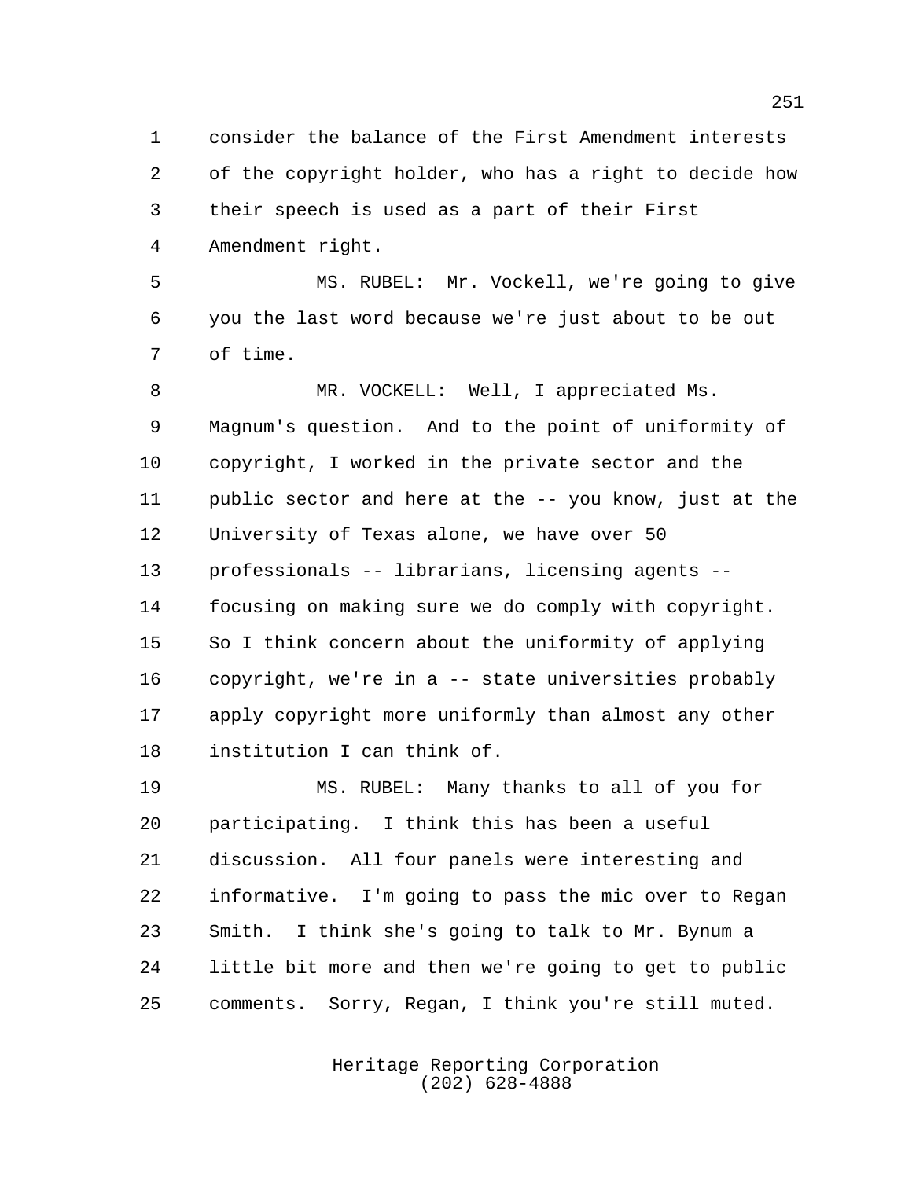consider the balance of the First Amendment interests of the copyright holder, who has a right to decide how their speech is used as a part of their First Amendment right.

MS. RUBEL: Mr. Vockell, we're going to give you the last word because we're just about to be out of time.

MR. VOCKELL: Well, I appreciated Ms. Magnum's question. And to the point of uniformity of copyright, I worked in the private sector and the public sector and here at the -- you know, just at the University of Texas alone, we have over 50 professionals -- librarians, licensing agents -- focusing on making sure we do comply with copyright. So I think concern about the uniformity of applying copyright, we're in a -- state universities probably apply copyright more uniformly than almost any other institution I can think of.

MS. RUBEL: Many thanks to all of you for participating. I think this has been a useful discussion. All four panels were interesting and informative. I'm going to pass the mic over to Regan Smith. I think she's going to talk to Mr. Bynum a little bit more and then we're going to get to public comments. Sorry, Regan, I think you're still muted.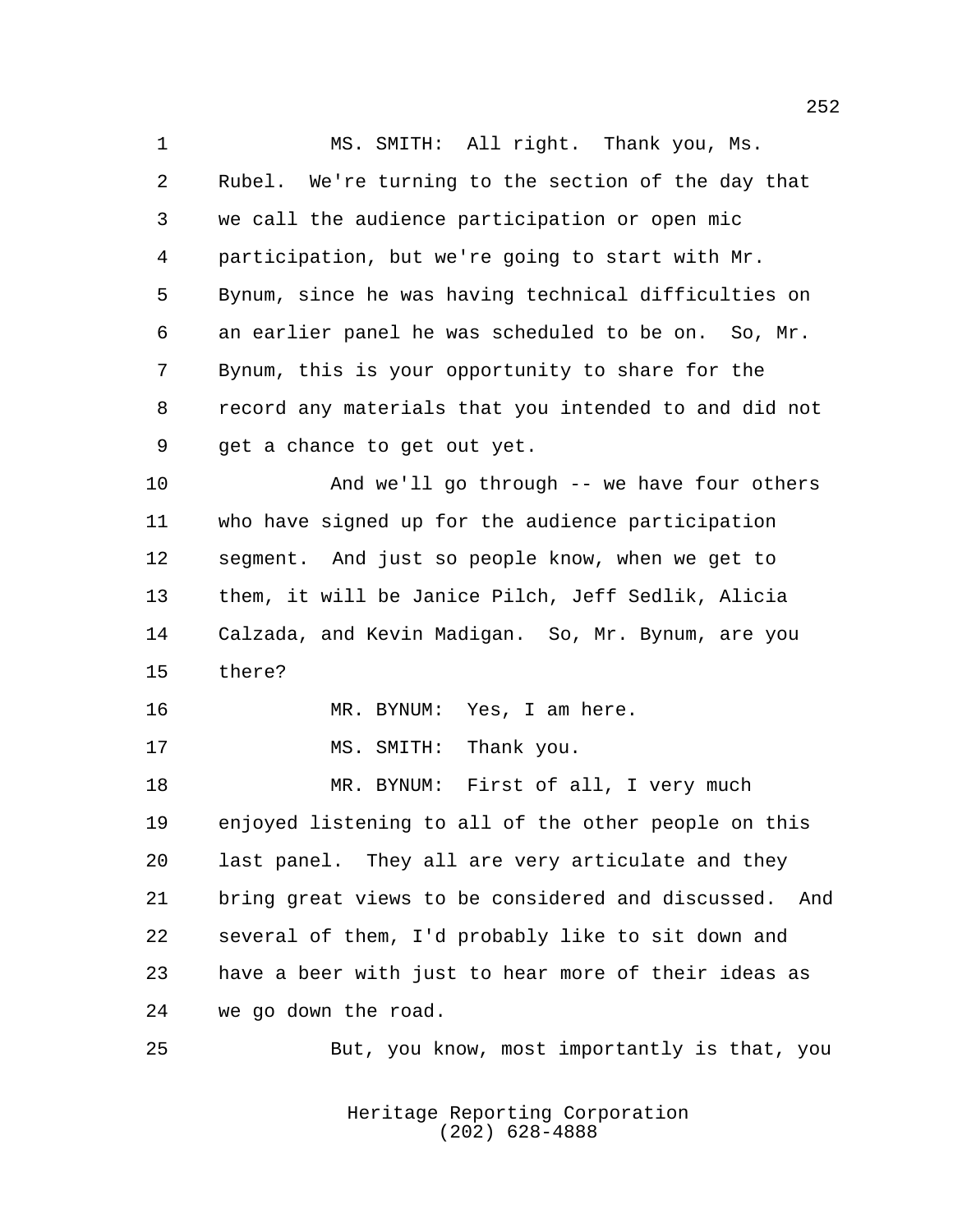MS. SMITH: All right. Thank you, Ms. Rubel. We're turning to the section of the day that we call the audience participation or open mic participation, but we're going to start with Mr. Bynum, since he was having technical difficulties on an earlier panel he was scheduled to be on. So, Mr. Bynum, this is your opportunity to share for the record any materials that you intended to and did not get a chance to get out yet.

And we'll go through -- we have four others who have signed up for the audience participation segment. And just so people know, when we get to them, it will be Janice Pilch, Jeff Sedlik, Alicia Calzada, and Kevin Madigan. So, Mr. Bynum, are you there?

MR. BYNUM: Yes, I am here.

MS. SMITH: Thank you.

MR. BYNUM: First of all, I very much enjoyed listening to all of the other people on this last panel. They all are very articulate and they bring great views to be considered and discussed. And several of them, I'd probably like to sit down and have a beer with just to hear more of their ideas as we go down the road.

But, you know, most importantly is that, you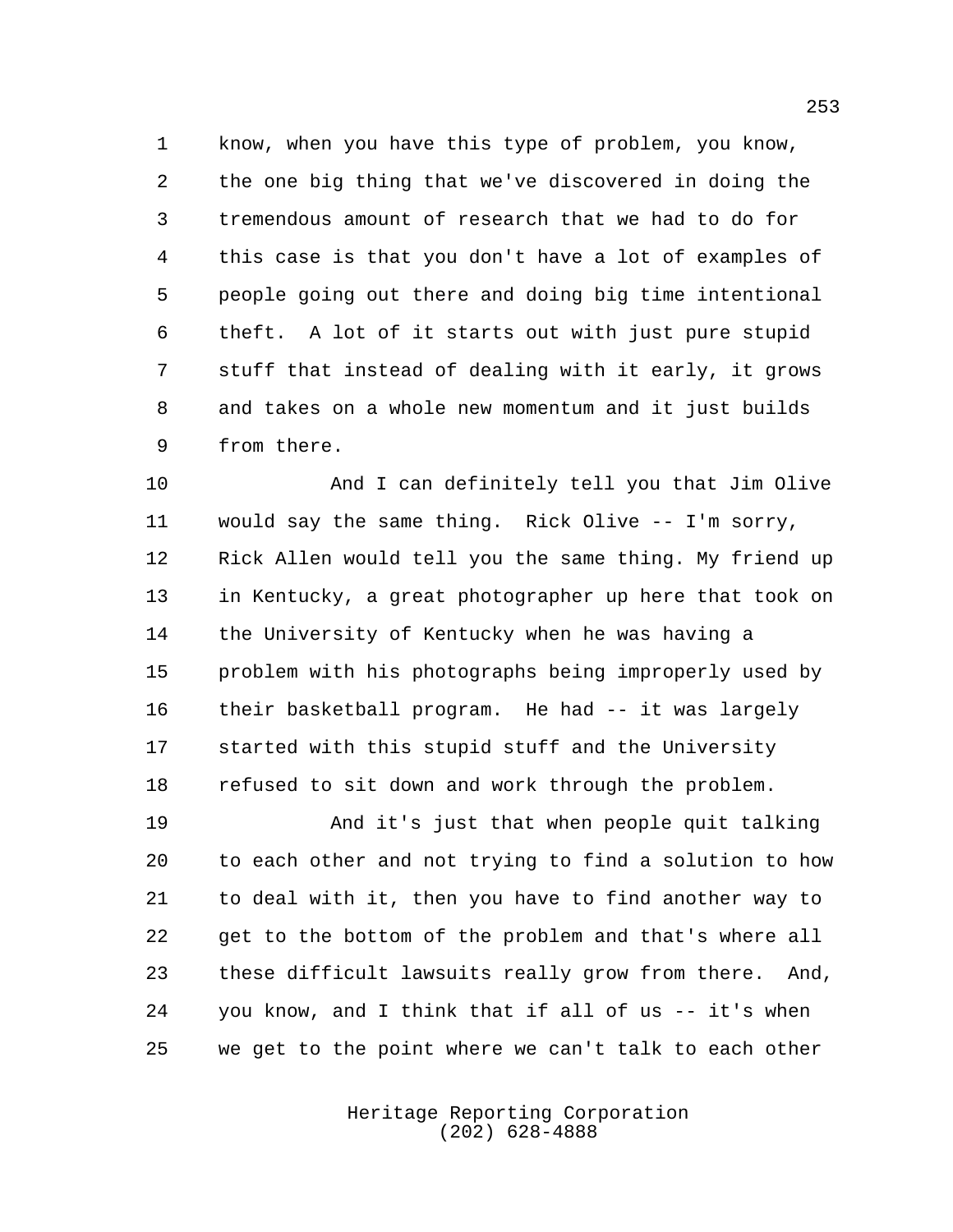know, when you have this type of problem, you know, the one big thing that we've discovered in doing the tremendous amount of research that we had to do for this case is that you don't have a lot of examples of people going out there and doing big time intentional theft. A lot of it starts out with just pure stupid stuff that instead of dealing with it early, it grows and takes on a whole new momentum and it just builds from there.

And I can definitely tell you that Jim Olive would say the same thing. Rick Olive -- I'm sorry, Rick Allen would tell you the same thing. My friend up in Kentucky, a great photographer up here that took on the University of Kentucky when he was having a problem with his photographs being improperly used by their basketball program. He had -- it was largely started with this stupid stuff and the University refused to sit down and work through the problem.

And it's just that when people quit talking to each other and not trying to find a solution to how to deal with it, then you have to find another way to get to the bottom of the problem and that's where all these difficult lawsuits really grow from there. And, you know, and I think that if all of us -- it's when we get to the point where we can't talk to each other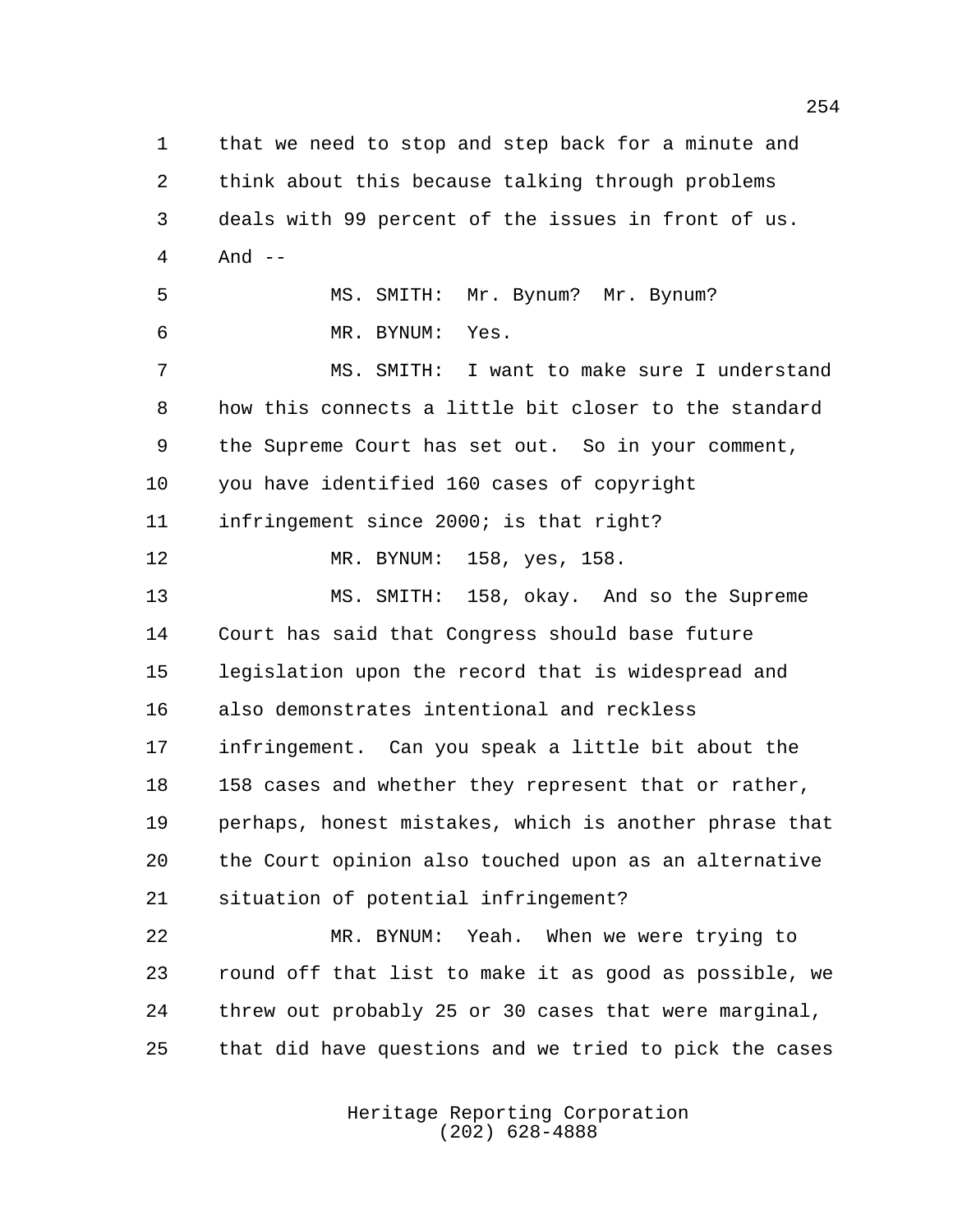that we need to stop and step back for a minute and think about this because talking through problems deals with 99 percent of the issues in front of us. And --

MS. SMITH: Mr. Bynum? Mr. Bynum?

MR. BYNUM: Yes.

MS. SMITH: I want to make sure I understand how this connects a little bit closer to the standard the Supreme Court has set out. So in your comment, you have identified 160 cases of copyright infringement since 2000; is that right?

MR. BYNUM: 158, yes, 158.

MS. SMITH: 158, okay. And so the Supreme Court has said that Congress should base future legislation upon the record that is widespread and also demonstrates intentional and reckless infringement. Can you speak a little bit about the 158 cases and whether they represent that or rather, perhaps, honest mistakes, which is another phrase that the Court opinion also touched upon as an alternative situation of potential infringement?

MR. BYNUM: Yeah. When we were trying to round off that list to make it as good as possible, we threw out probably 25 or 30 cases that were marginal, that did have questions and we tried to pick the cases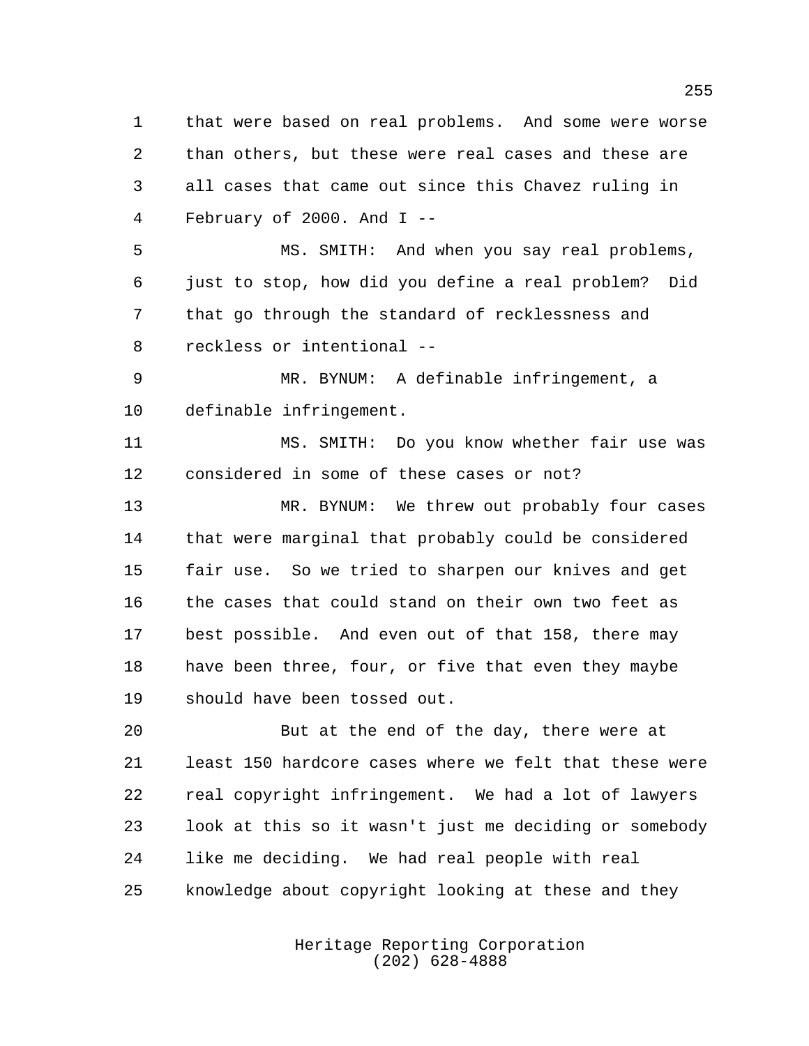that were based on real problems. And some were worse than others, but these were real cases and these are all cases that came out since this Chavez ruling in February of 2000. And I --

MS. SMITH: And when you say real problems, just to stop, how did you define a real problem? Did that go through the standard of recklessness and reckless or intentional --

MR. BYNUM: A definable infringement, a definable infringement.

MS. SMITH: Do you know whether fair use was considered in some of these cases or not?

MR. BYNUM: We threw out probably four cases that were marginal that probably could be considered fair use. So we tried to sharpen our knives and get the cases that could stand on their own two feet as best possible. And even out of that 158, there may have been three, four, or five that even they maybe should have been tossed out.

But at the end of the day, there were at least 150 hardcore cases where we felt that these were real copyright infringement. We had a lot of lawyers look at this so it wasn't just me deciding or somebody like me deciding. We had real people with real knowledge about copyright looking at these and they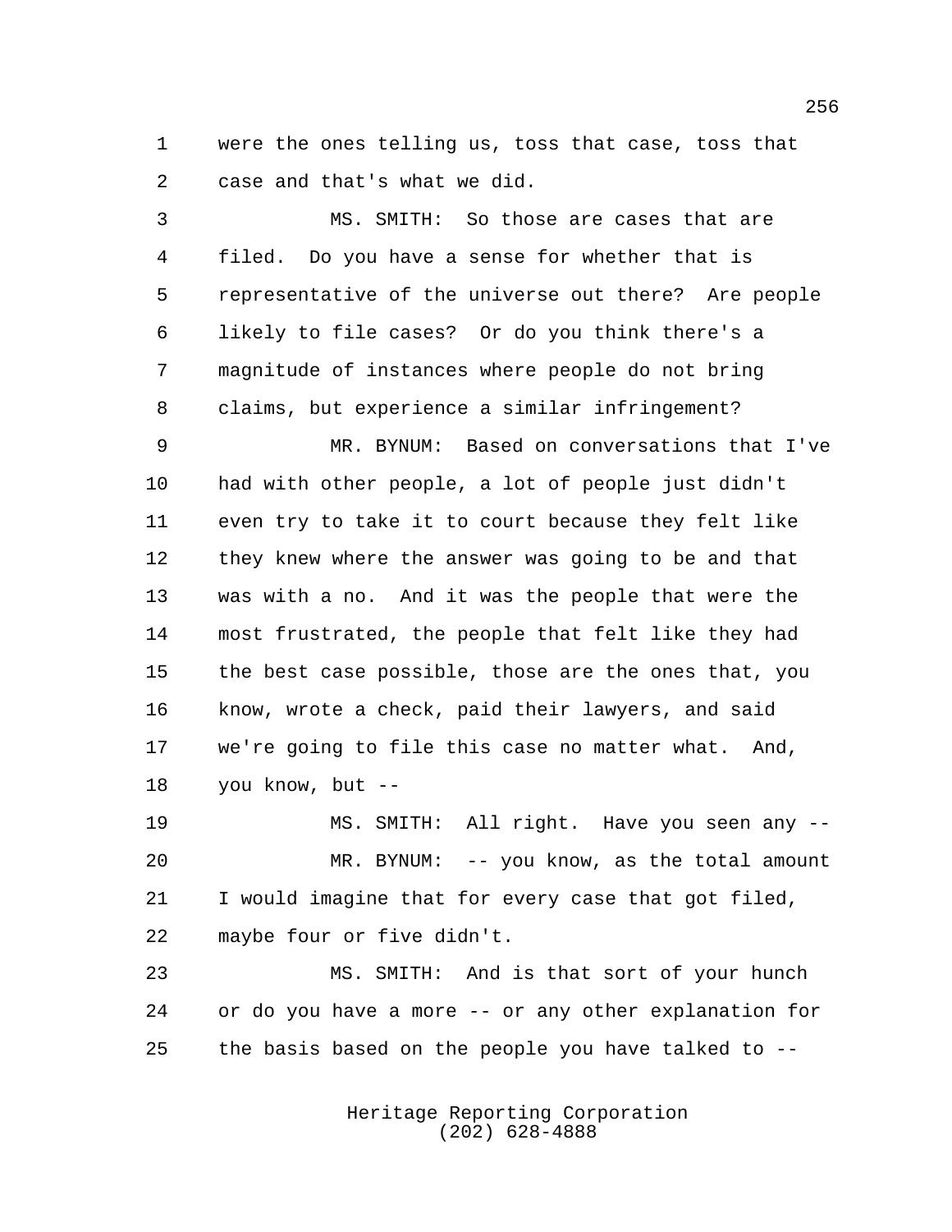were the ones telling us, toss that case, toss that case and that's what we did.

MS. SMITH: So those are cases that are filed. Do you have a sense for whether that is representative of the universe out there? Are people likely to file cases? Or do you think there's a magnitude of instances where people do not bring claims, but experience a similar infringement?

MR. BYNUM: Based on conversations that I've had with other people, a lot of people just didn't even try to take it to court because they felt like they knew where the answer was going to be and that was with a no. And it was the people that were the most frustrated, the people that felt like they had the best case possible, those are the ones that, you know, wrote a check, paid their lawyers, and said we're going to file this case no matter what. And, you know, but --

MS. SMITH: All right. Have you seen any --

MR. BYNUM: -- you know, as the total amount I would imagine that for every case that got filed, maybe four or five didn't.

MS. SMITH: And is that sort of your hunch or do you have a more -- or any other explanation for the basis based on the people you have talked to --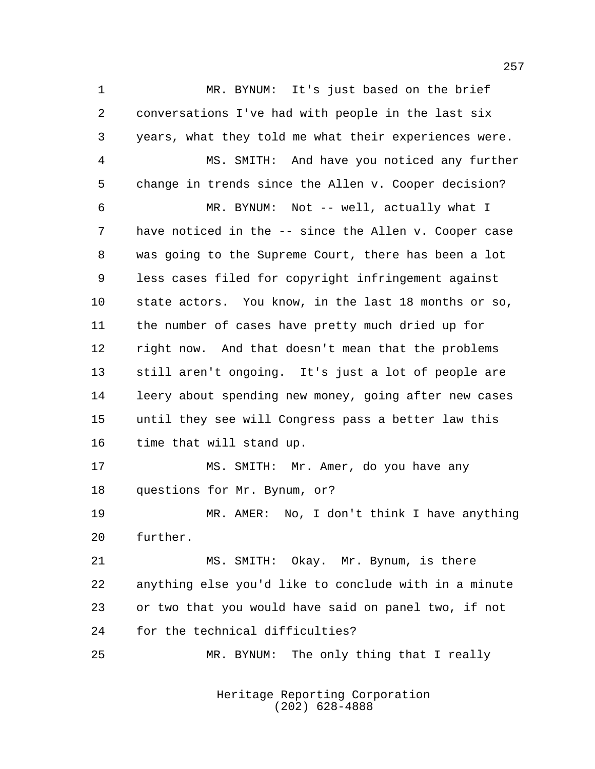MR. BYNUM: It's just based on the brief conversations I've had with people in the last six years, what they told me what their experiences were.

MS. SMITH: And have you noticed any further change in trends since the Allen v. Cooper decision?

MR. BYNUM: Not -- well, actually what I have noticed in the -- since the Allen v. Cooper case was going to the Supreme Court, there has been a lot less cases filed for copyright infringement against state actors. You know, in the last 18 months or so, the number of cases have pretty much dried up for right now. And that doesn't mean that the problems still aren't ongoing. It's just a lot of people are leery about spending new money, going after new cases until they see will Congress pass a better law this time that will stand up.

MS. SMITH: Mr. Amer, do you have any questions for Mr. Bynum, or?

MR. AMER: No, I don't think I have anything further.

MS. SMITH: Okay. Mr. Bynum, is there anything else you'd like to conclude with in a minute or two that you would have said on panel two, if not for the technical difficulties?

MR. BYNUM: The only thing that I really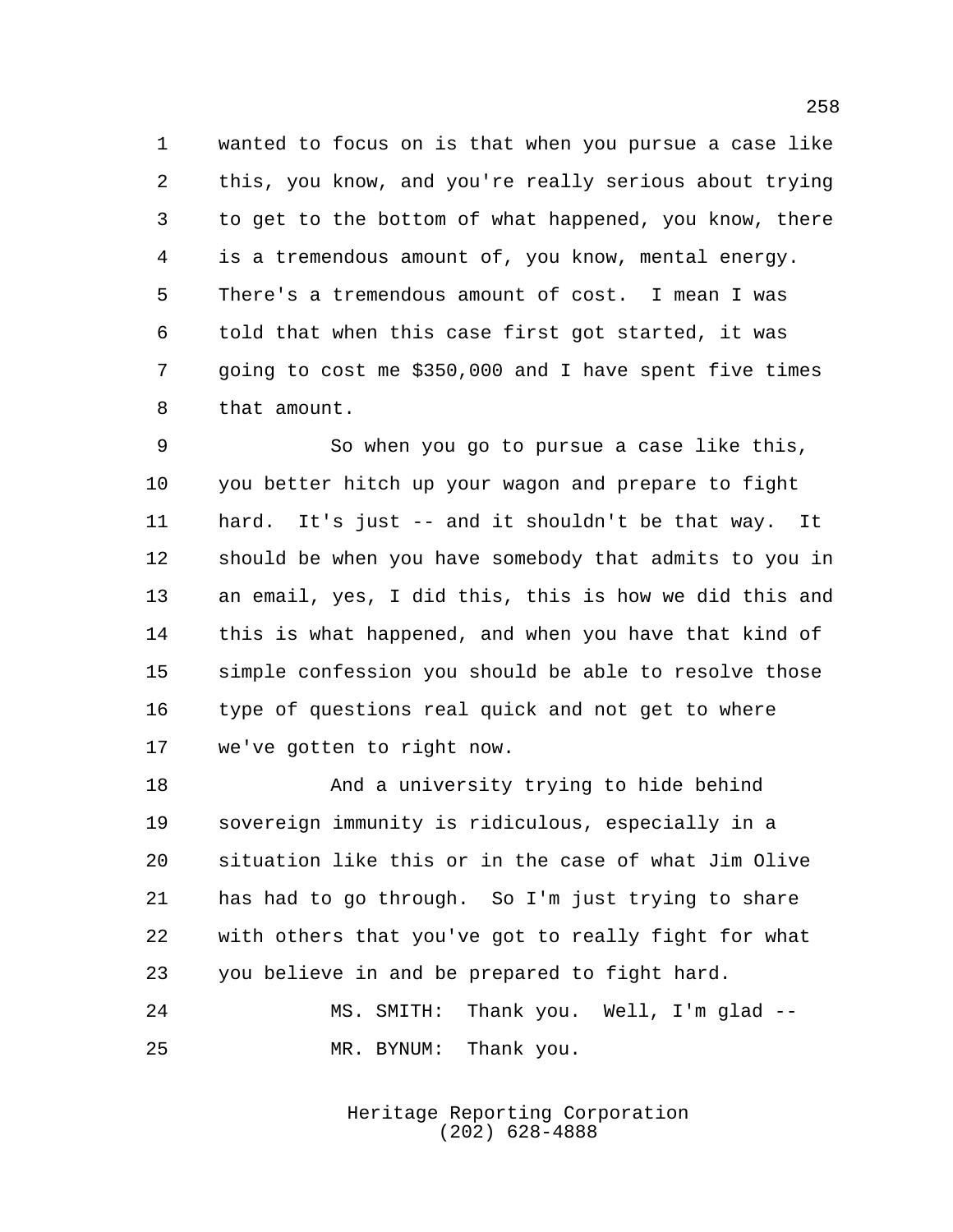wanted to focus on is that when you pursue a case like this, you know, and you're really serious about trying to get to the bottom of what happened, you know, there is a tremendous amount of, you know, mental energy. There's a tremendous amount of cost. I mean I was told that when this case first got started, it was going to cost me $350,000 and I have spent five times that amount.

So when you go to pursue a case like this, you better hitch up your wagon and prepare to fight hard. It's just -- and it shouldn't be that way. It should be when you have somebody that admits to you in an email, yes, I did this, this is how we did this and this is what happened, and when you have that kind of simple confession you should be able to resolve those type of questions real quick and not get to where we've gotten to right now.

And a university trying to hide behind sovereign immunity is ridiculous, especially in a situation like this or in the case of what Jim Olive has had to go through. So I'm just trying to share with others that you've got to really fight for what you believe in and be prepared to fight hard.

MS. SMITH: Thank you. Well, I'm glad --

MR. BYNUM: Thank you.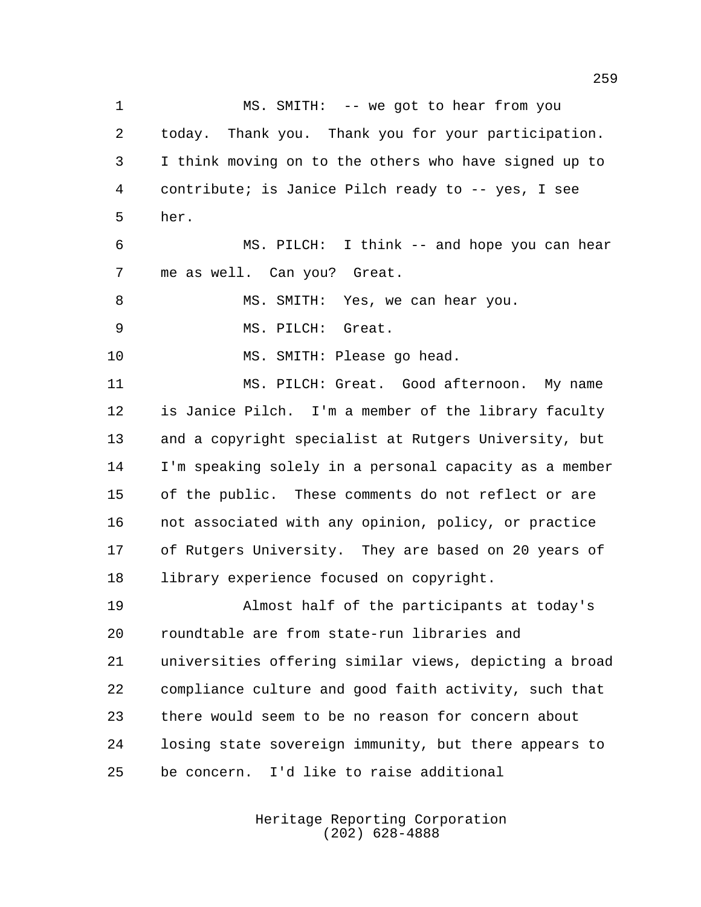MS. SMITH: -- we got to hear from you today. Thank you. Thank you for your participation. I think moving on to the others who have signed up to contribute; is Janice Pilch ready to -- yes, I see her.

MS. PILCH: I think -- and hope you can hear me as well. Can you? Great.

MS. SMITH: Yes, we can hear you.

MS. PILCH: Great.

MS. SMITH: Please go head.

MS. PILCH: Great. Good afternoon. My name is Janice Pilch. I'm a member of the library faculty and a copyright specialist at Rutgers University, but I'm speaking solely in a personal capacity as a member of the public. These comments do not reflect or are not associated with any opinion, policy, or practice of Rutgers University. They are based on 20 years of library experience focused on copyright.

Almost half of the participants at today's roundtable are from state-run libraries and universities offering similar views, depicting a broad compliance culture and good faith activity, such that there would seem to be no reason for concern about losing state sovereign immunity, but there appears to be concern. I'd like to raise additional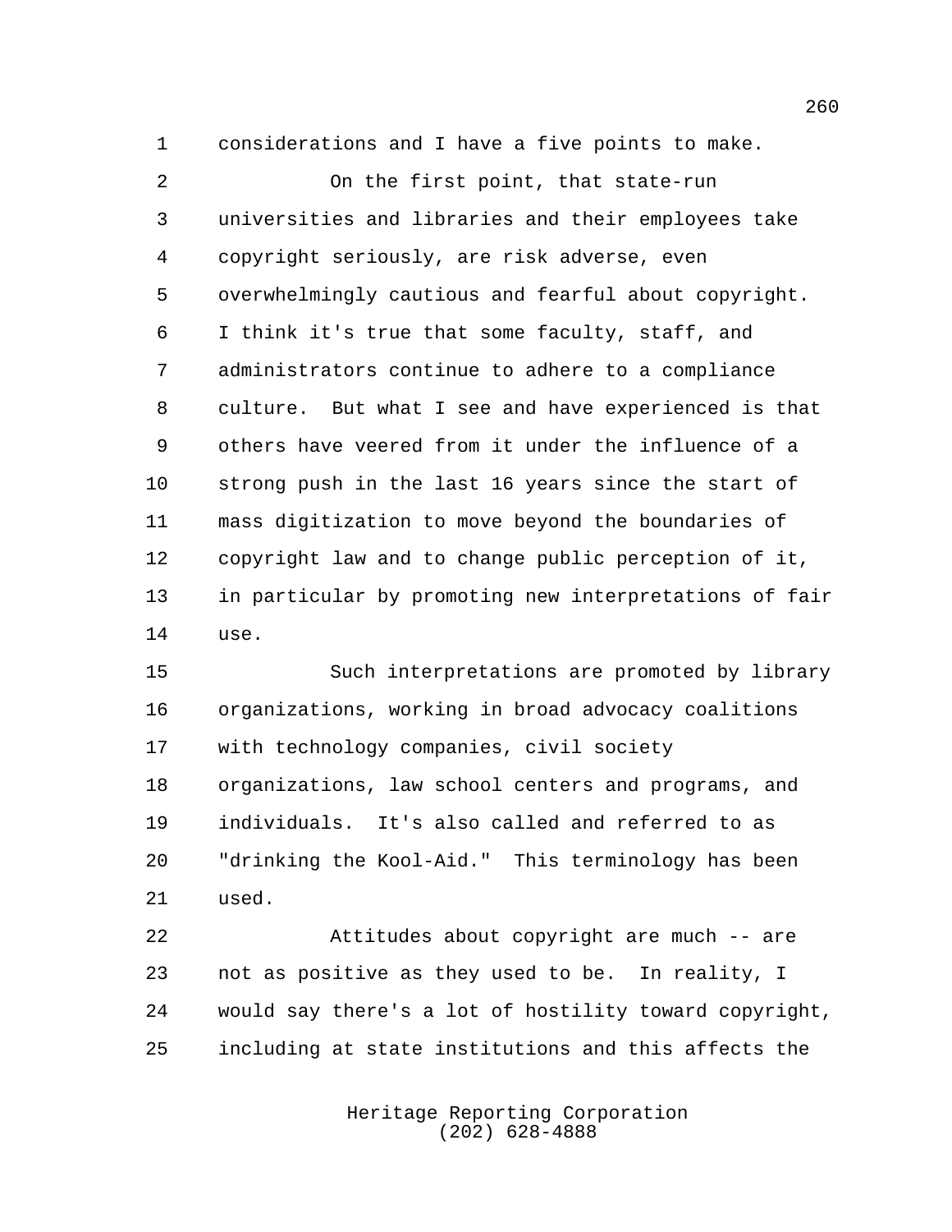considerations and I have a five points to make.

On the first point, that state-run universities and libraries and their employees take copyright seriously, are risk adverse, even overwhelmingly cautious and fearful about copyright. I think it's true that some faculty, staff, and administrators continue to adhere to a compliance culture. But what I see and have experienced is that others have veered from it under the influence of a strong push in the last 16 years since the start of mass digitization to move beyond the boundaries of copyright law and to change public perception of it, in particular by promoting new interpretations of fair use.

Such interpretations are promoted by library organizations, working in broad advocacy coalitions with technology companies, civil society organizations, law school centers and programs, and individuals. It's also called and referred to as "drinking the Kool-Aid." This terminology has been used.

Attitudes about copyright are much -- are not as positive as they used to be. In reality, I would say there's a lot of hostility toward copyright, including at state institutions and this affects the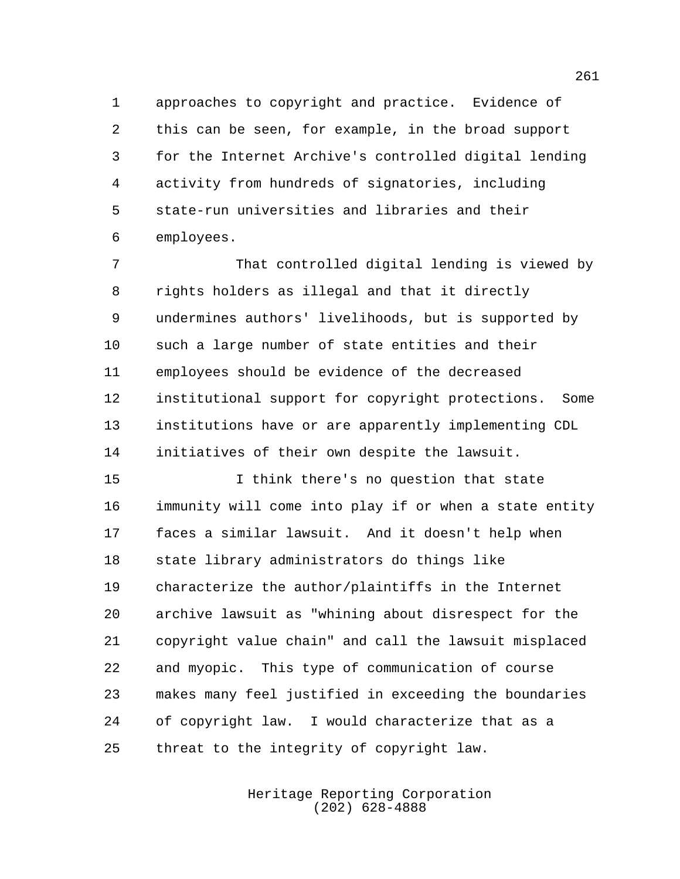approaches to copyright and practice. Evidence of this can be seen, for example, in the broad support for the Internet Archive's controlled digital lending activity from hundreds of signatories, including state-run universities and libraries and their employees.

That controlled digital lending is viewed by rights holders as illegal and that it directly undermines authors' livelihoods, but is supported by such a large number of state entities and their employees should be evidence of the decreased institutional support for copyright protections. Some institutions have or are apparently implementing CDL initiatives of their own despite the lawsuit.

I think there's no question that state immunity will come into play if or when a state entity faces a similar lawsuit. And it doesn't help when state library administrators do things like characterize the author/plaintiffs in the Internet archive lawsuit as "whining about disrespect for the copyright value chain" and call the lawsuit misplaced and myopic. This type of communication of course makes many feel justified in exceeding the boundaries of copyright law. I would characterize that as a threat to the integrity of copyright law.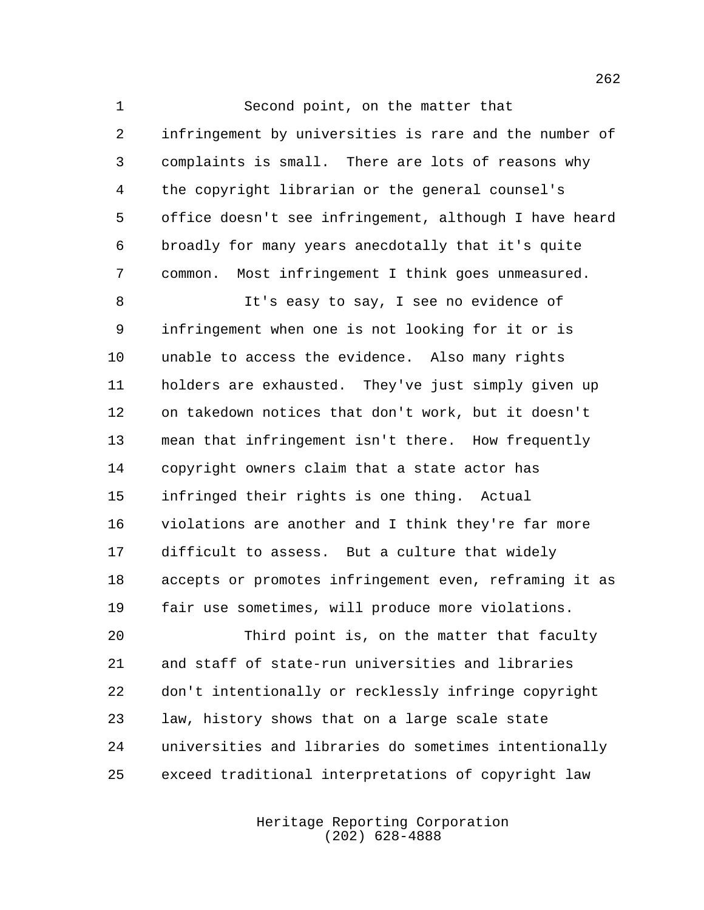Second point, on the matter that infringement by universities is rare and the number of complaints is small. There are lots of reasons why the copyright librarian or the general counsel's office doesn't see infringement, although I have heard broadly for many years anecdotally that it's quite common. Most infringement I think goes unmeasured.

It's easy to say, I see no evidence of infringement when one is not looking for it or is unable to access the evidence. Also many rights holders are exhausted. They've just simply given up on takedown notices that don't work, but it doesn't mean that infringement isn't there. How frequently copyright owners claim that a state actor has infringed their rights is one thing. Actual violations are another and I think they're far more difficult to assess. But a culture that widely accepts or promotes infringement even, reframing it as fair use sometimes, will produce more violations.

Third point is, on the matter that faculty and staff of state-run universities and libraries don't intentionally or recklessly infringe copyright law, history shows that on a large scale state universities and libraries do sometimes intentionally exceed traditional interpretations of copyright law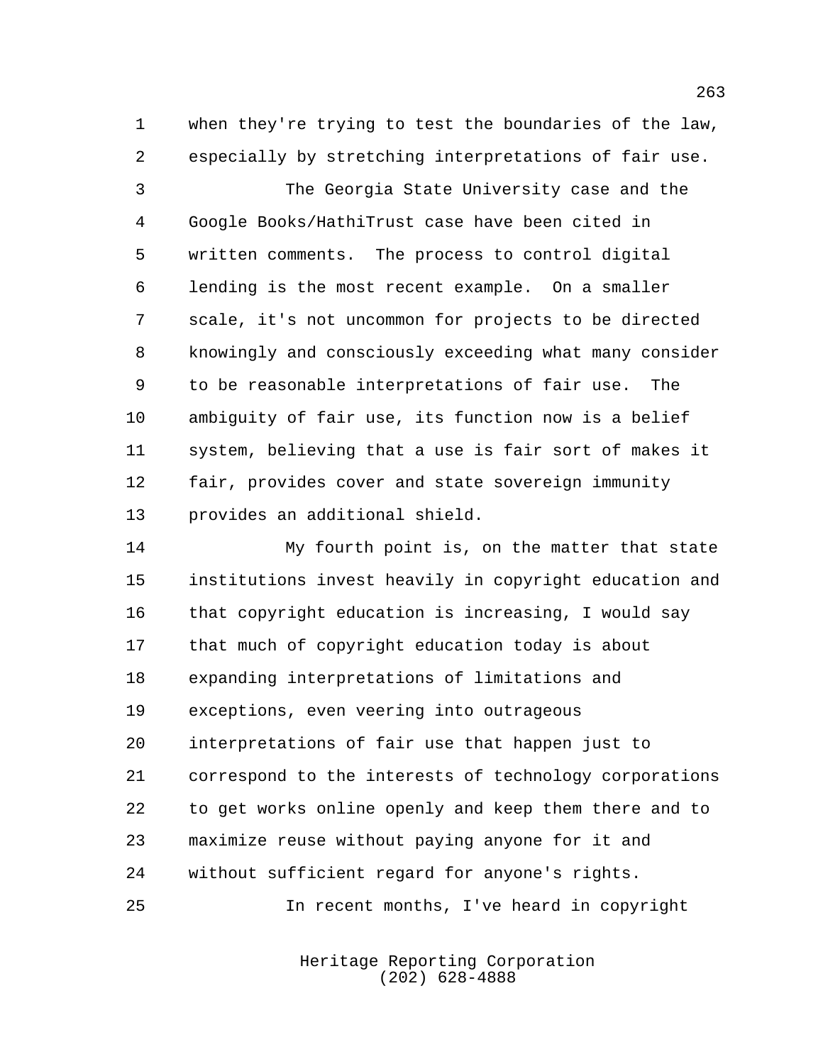when they're trying to test the boundaries of the law, especially by stretching interpretations of fair use.

The Georgia State University case and the Google Books/HathiTrust case have been cited in written comments. The process to control digital lending is the most recent example. On a smaller scale, it's not uncommon for projects to be directed knowingly and consciously exceeding what many consider to be reasonable interpretations of fair use. The ambiguity of fair use, its function now is a belief system, believing that a use is fair sort of makes it fair, provides cover and state sovereign immunity provides an additional shield.

My fourth point is, on the matter that state institutions invest heavily in copyright education and that copyright education is increasing, I would say that much of copyright education today is about expanding interpretations of limitations and exceptions, even veering into outrageous interpretations of fair use that happen just to correspond to the interests of technology corporations to get works online openly and keep them there and to maximize reuse without paying anyone for it and without sufficient regard for anyone's rights.

In recent months, I've heard in copyright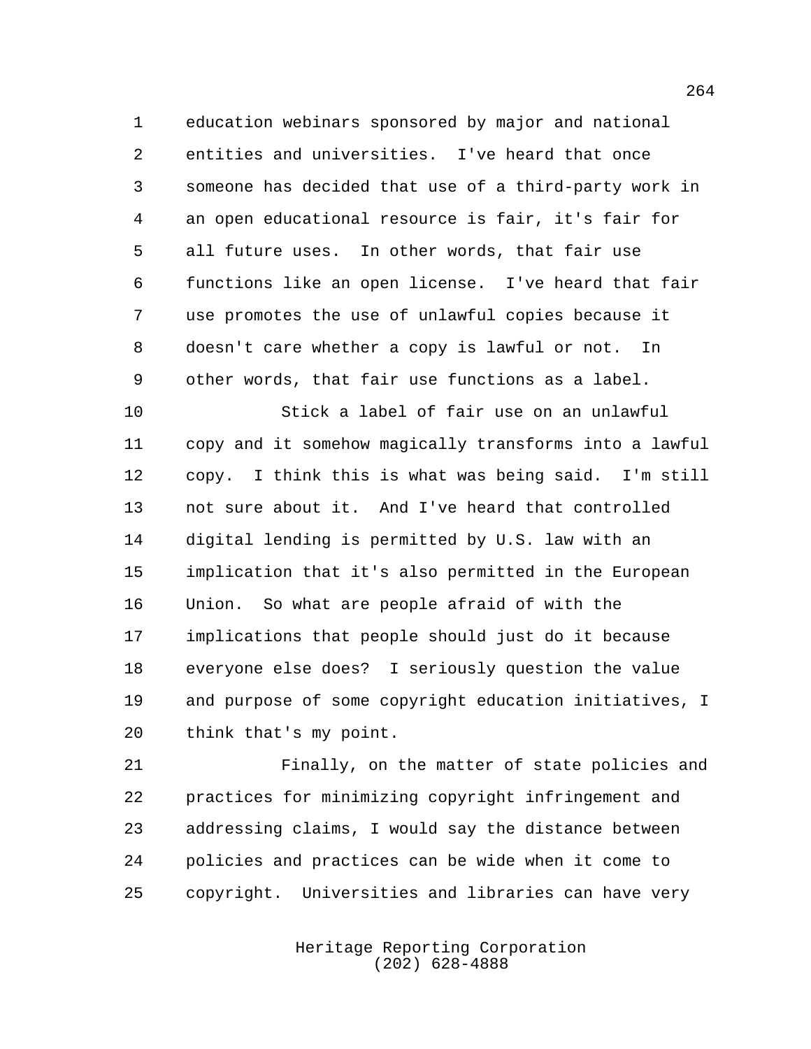education webinars sponsored by major and national entities and universities. I've heard that once someone has decided that use of a third-party work in an open educational resource is fair, it's fair for all future uses. In other words, that fair use functions like an open license. I've heard that fair use promotes the use of unlawful copies because it doesn't care whether a copy is lawful or not. In other words, that fair use functions as a label.

Stick a label of fair use on an unlawful copy and it somehow magically transforms into a lawful copy. I think this is what was being said. I'm still not sure about it. And I've heard that controlled digital lending is permitted by U.S. law with an implication that it's also permitted in the European Union. So what are people afraid of with the implications that people should just do it because everyone else does? I seriously question the value and purpose of some copyright education initiatives, I think that's my point.

Finally, on the matter of state policies and practices for minimizing copyright infringement and addressing claims, I would say the distance between policies and practices can be wide when it come to copyright. Universities and libraries can have very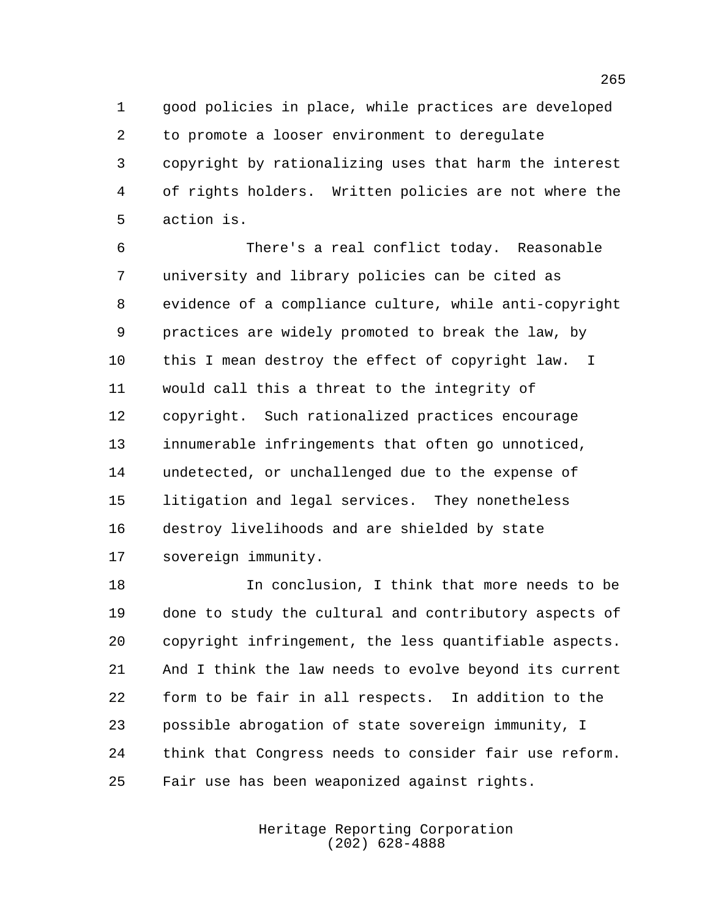good policies in place, while practices are developed to promote a looser environment to deregulate copyright by rationalizing uses that harm the interest of rights holders. Written policies are not where the action is.

There's a real conflict today. Reasonable university and library policies can be cited as evidence of a compliance culture, while anti-copyright practices are widely promoted to break the law, by this I mean destroy the effect of copyright law. I would call this a threat to the integrity of copyright. Such rationalized practices encourage innumerable infringements that often go unnoticed, undetected, or unchallenged due to the expense of litigation and legal services. They nonetheless destroy livelihoods and are shielded by state sovereign immunity.

In conclusion, I think that more needs to be done to study the cultural and contributory aspects of copyright infringement, the less quantifiable aspects. And I think the law needs to evolve beyond its current form to be fair in all respects. In addition to the possible abrogation of state sovereign immunity, I think that Congress needs to consider fair use reform. Fair use has been weaponized against rights.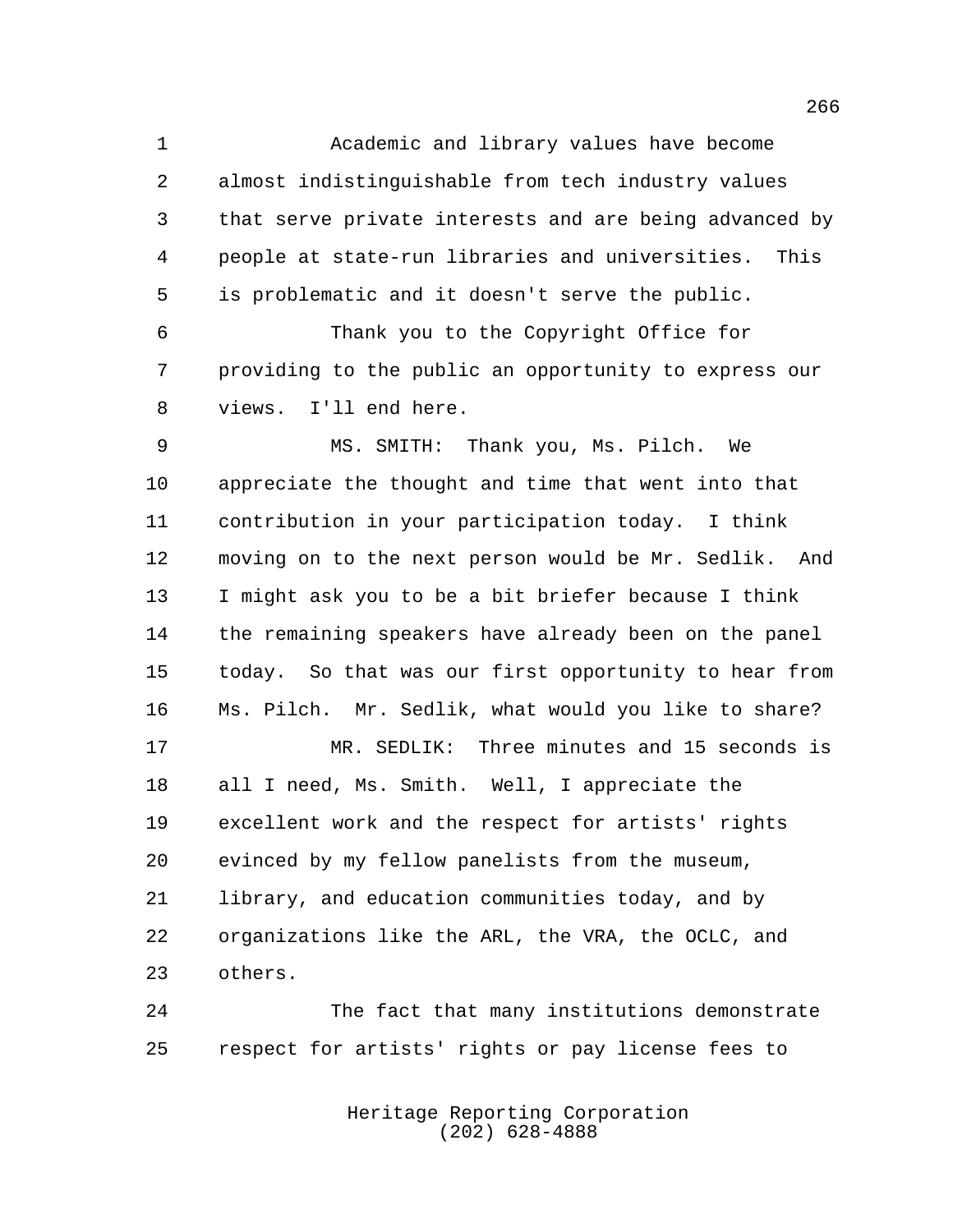Academic and library values have become almost indistinguishable from tech industry values that serve private interests and are being advanced by people at state-run libraries and universities. This is problematic and it doesn't serve the public.

Thank you to the Copyright Office for providing to the public an opportunity to express our views. I'll end here.

MS. SMITH: Thank you, Ms. Pilch. We appreciate the thought and time that went into that contribution in your participation today. I think moving on to the next person would be Mr. Sedlik. And I might ask you to be a bit briefer because I think the remaining speakers have already been on the panel today. So that was our first opportunity to hear from Ms. Pilch. Mr. Sedlik, what would you like to share?

MR. SEDLIK: Three minutes and 15 seconds is all I need, Ms. Smith. Well, I appreciate the excellent work and the respect for artists' rights evinced by my fellow panelists from the museum, library, and education communities today, and by organizations like the ARL, the VRA, the OCLC, and others.

The fact that many institutions demonstrate respect for artists' rights or pay license fees to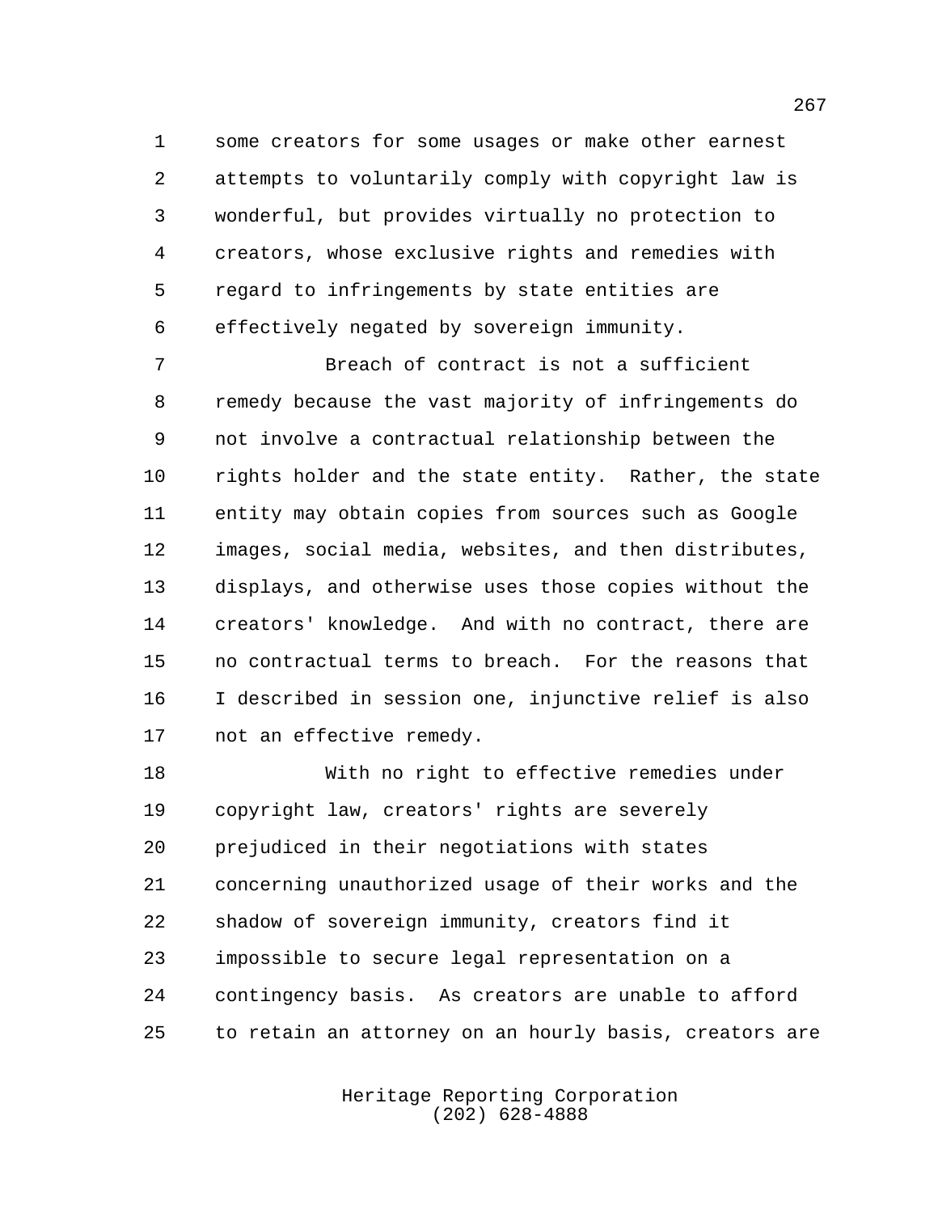some creators for some usages or make other earnest attempts to voluntarily comply with copyright law is wonderful, but provides virtually no protection to creators, whose exclusive rights and remedies with regard to infringements by state entities are effectively negated by sovereign immunity.

Breach of contract is not a sufficient remedy because the vast majority of infringements do not involve a contractual relationship between the rights holder and the state entity. Rather, the state entity may obtain copies from sources such as Google images, social media, websites, and then distributes, displays, and otherwise uses those copies without the creators' knowledge. And with no contract, there are no contractual terms to breach. For the reasons that I described in session one, injunctive relief is also not an effective remedy.

With no right to effective remedies under copyright law, creators' rights are severely prejudiced in their negotiations with states concerning unauthorized usage of their works and the shadow of sovereign immunity, creators find it impossible to secure legal representation on a contingency basis. As creators are unable to afford to retain an attorney on an hourly basis, creators are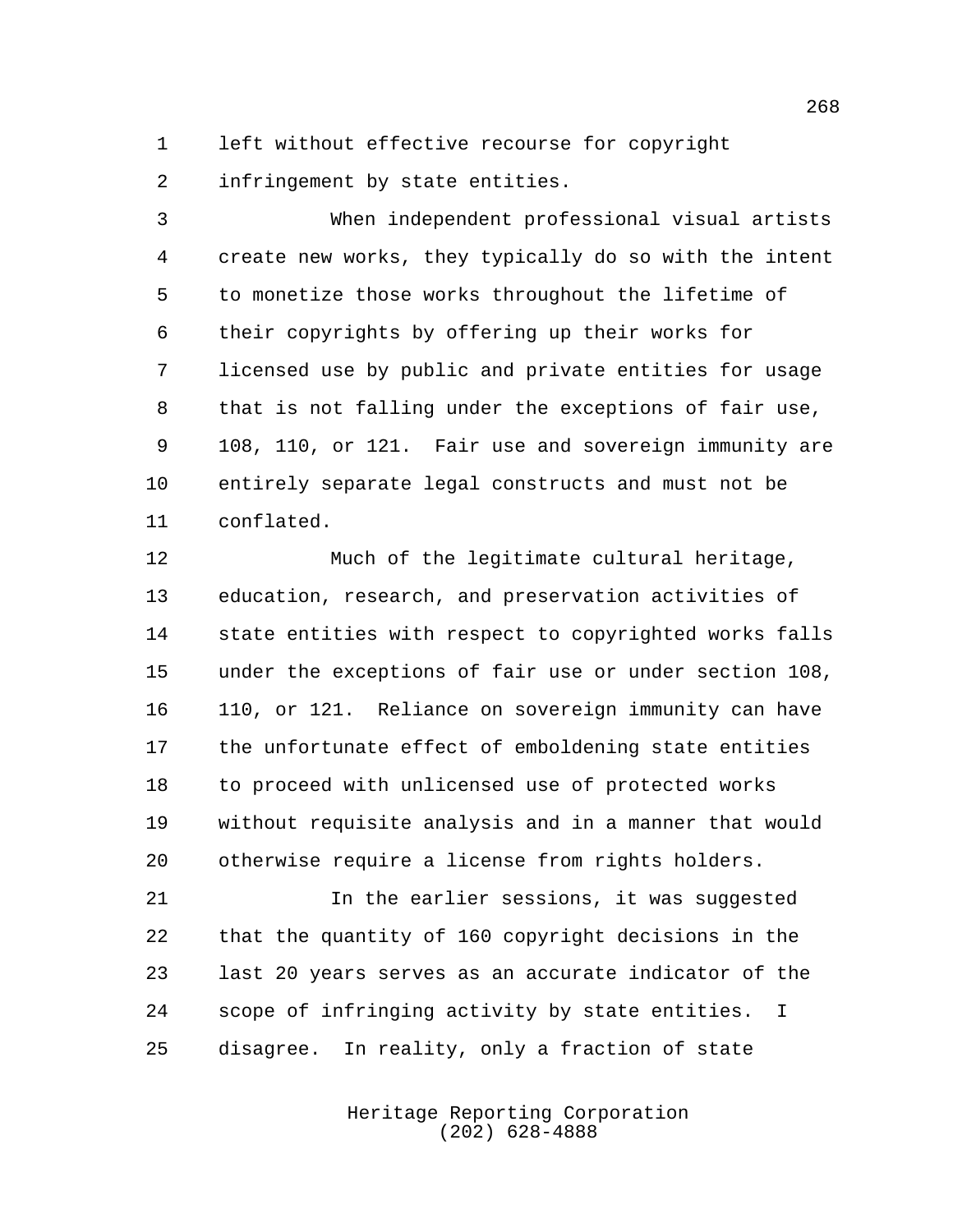left without effective recourse for copyright infringement by state entities.

When independent professional visual artists create new works, they typically do so with the intent to monetize those works throughout the lifetime of their copyrights by offering up their works for licensed use by public and private entities for usage that is not falling under the exceptions of fair use, 108, 110, or 121. Fair use and sovereign immunity are entirely separate legal constructs and must not be conflated.

Much of the legitimate cultural heritage, education, research, and preservation activities of state entities with respect to copyrighted works falls under the exceptions of fair use or under section 108, 110, or 121. Reliance on sovereign immunity can have the unfortunate effect of emboldening state entities to proceed with unlicensed use of protected works without requisite analysis and in a manner that would otherwise require a license from rights holders.

In the earlier sessions, it was suggested that the quantity of 160 copyright decisions in the last 20 years serves as an accurate indicator of the scope of infringing activity by state entities. I disagree. In reality, only a fraction of state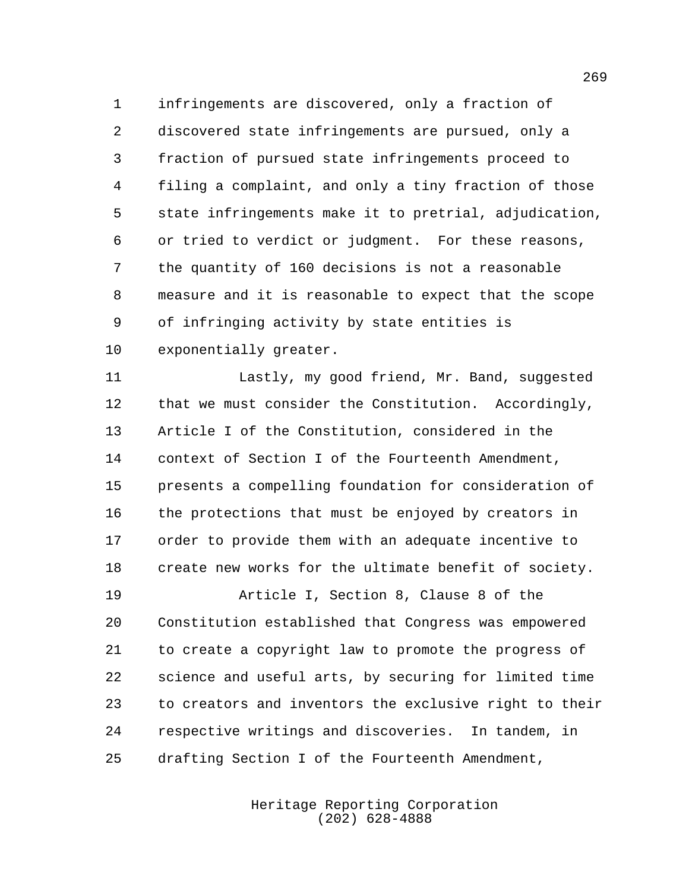infringements are discovered, only a fraction of discovered state infringements are pursued, only a fraction of pursued state infringements proceed to filing a complaint, and only a tiny fraction of those state infringements make it to pretrial, adjudication, or tried to verdict or judgment. For these reasons, the quantity of 160 decisions is not a reasonable measure and it is reasonable to expect that the scope of infringing activity by state entities is exponentially greater.

Lastly, my good friend, Mr. Band, suggested that we must consider the Constitution. Accordingly, Article I of the Constitution, considered in the context of Section I of the Fourteenth Amendment, presents a compelling foundation for consideration of the protections that must be enjoyed by creators in order to provide them with an adequate incentive to create new works for the ultimate benefit of society.

Article I, Section 8, Clause 8 of the Constitution established that Congress was empowered to create a copyright law to promote the progress of science and useful arts, by securing for limited time to creators and inventors the exclusive right to their respective writings and discoveries. In tandem, in drafting Section I of the Fourteenth Amendment,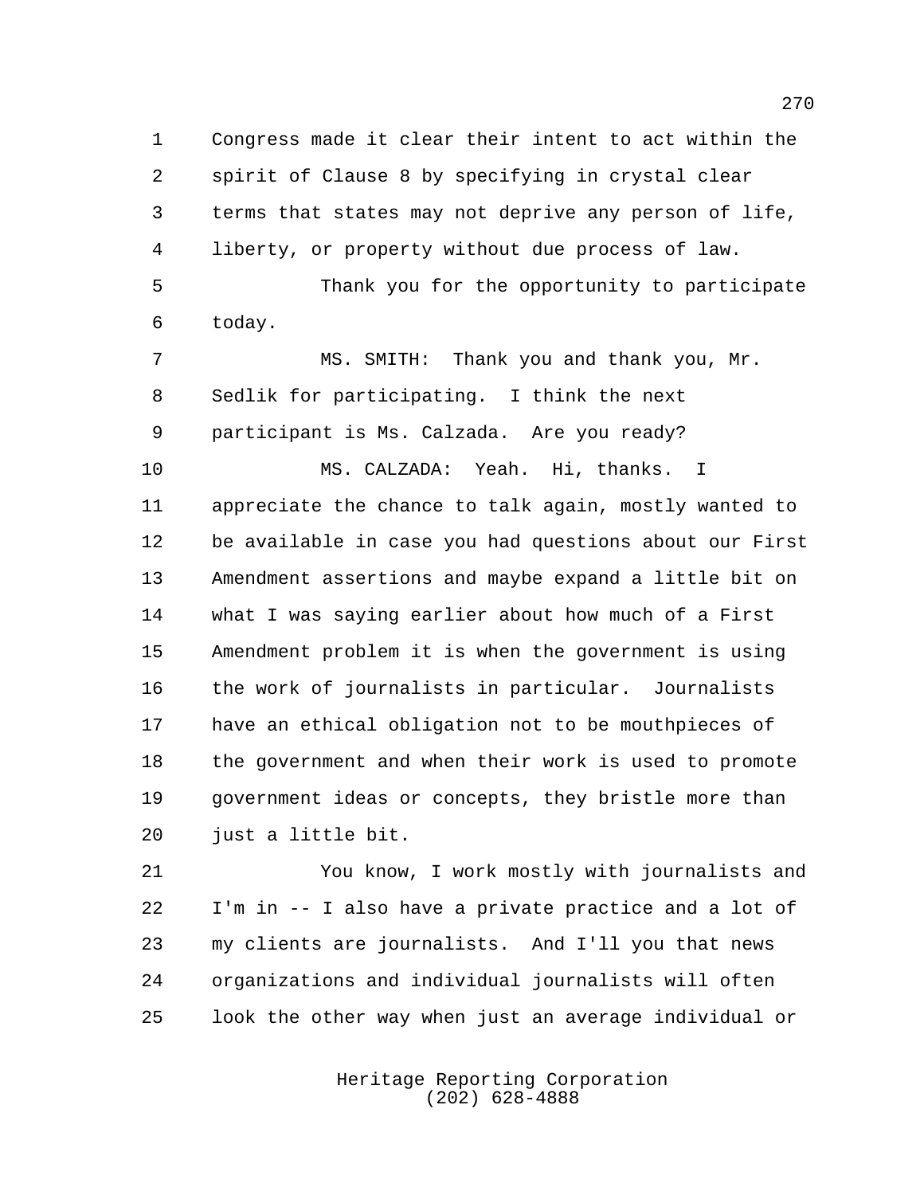Congress made it clear their intent to act within the spirit of Clause 8 by specifying in crystal clear terms that states may not deprive any person of life, liberty, or property without due process of law.

Thank you for the opportunity to participate today.

MS. SMITH: Thank you and thank you, Mr. Sedlik for participating. I think the next participant is Ms. Calzada. Are you ready?

MS. CALZADA: Yeah. Hi, thanks. I appreciate the chance to talk again, mostly wanted to be available in case you had questions about our First Amendment assertions and maybe expand a little bit on what I was saying earlier about how much of a First Amendment problem it is when the government is using the work of journalists in particular. Journalists have an ethical obligation not to be mouthpieces of the government and when their work is used to promote government ideas or concepts, they bristle more than just a little bit.

You know, I work mostly with journalists and I'm in -- I also have a private practice and a lot of my clients are journalists. And I'll you that news organizations and individual journalists will often look the other way when just an average individual or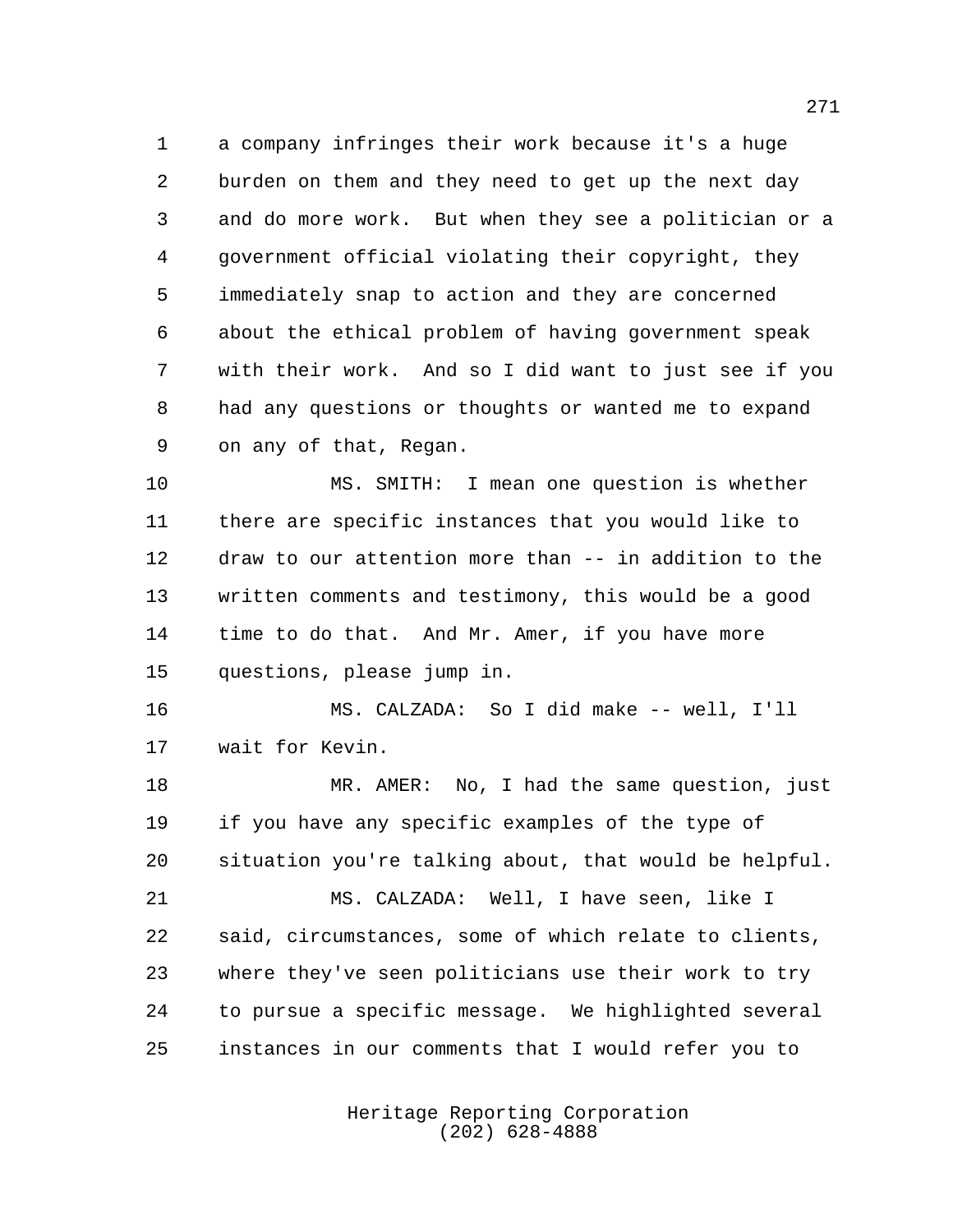a company infringes their work because it's a huge burden on them and they need to get up the next day and do more work. But when they see a politician or a government official violating their copyright, they immediately snap to action and they are concerned about the ethical problem of having government speak with their work. And so I did want to just see if you had any questions or thoughts or wanted me to expand on any of that, Regan.

MS. SMITH: I mean one question is whether there are specific instances that you would like to draw to our attention more than -- in addition to the written comments and testimony, this would be a good time to do that. And Mr. Amer, if you have more questions, please jump in.

MS. CALZADA: So I did make -- well, I'll wait for Kevin.

MR. AMER: No, I had the same question, just if you have any specific examples of the type of situation you're talking about, that would be helpful.

MS. CALZADA: Well, I have seen, like I said, circumstances, some of which relate to clients, where they've seen politicians use their work to try to pursue a specific message. We highlighted several instances in our comments that I would refer you to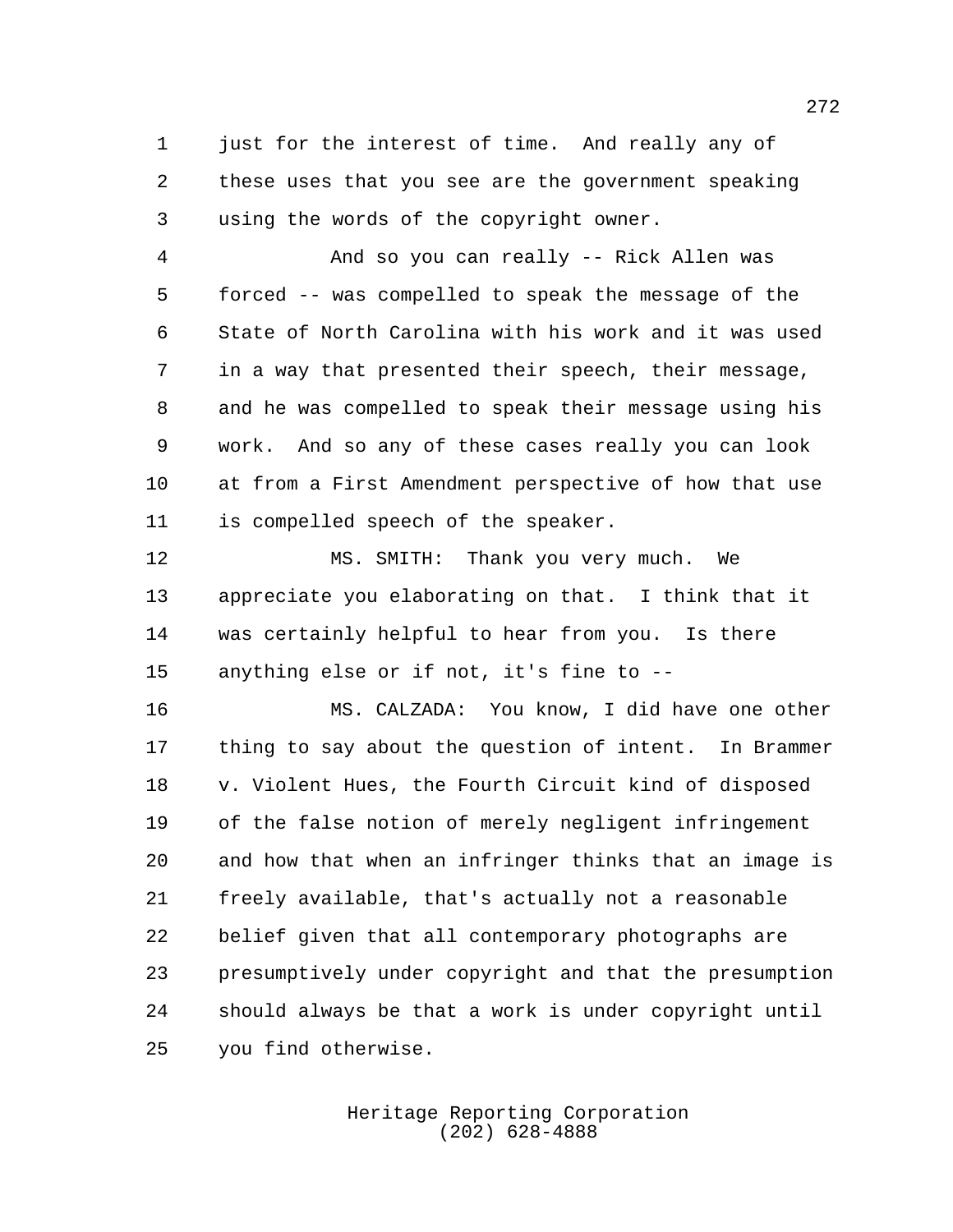just for the interest of time. And really any of these uses that you see are the government speaking using the words of the copyright owner.

And so you can really -- Rick Allen was forced -- was compelled to speak the message of the State of North Carolina with his work and it was used in a way that presented their speech, their message, and he was compelled to speak their message using his work. And so any of these cases really you can look at from a First Amendment perspective of how that use is compelled speech of the speaker.

MS. SMITH: Thank you very much. We appreciate you elaborating on that. I think that it was certainly helpful to hear from you. Is there anything else or if not, it's fine to --

MS. CALZADA: You know, I did have one other thing to say about the question of intent. In Brammer v. Violent Hues, the Fourth Circuit kind of disposed of the false notion of merely negligent infringement and how that when an infringer thinks that an image is freely available, that's actually not a reasonable belief given that all contemporary photographs are presumptively under copyright and that the presumption should always be that a work is under copyright until you find otherwise.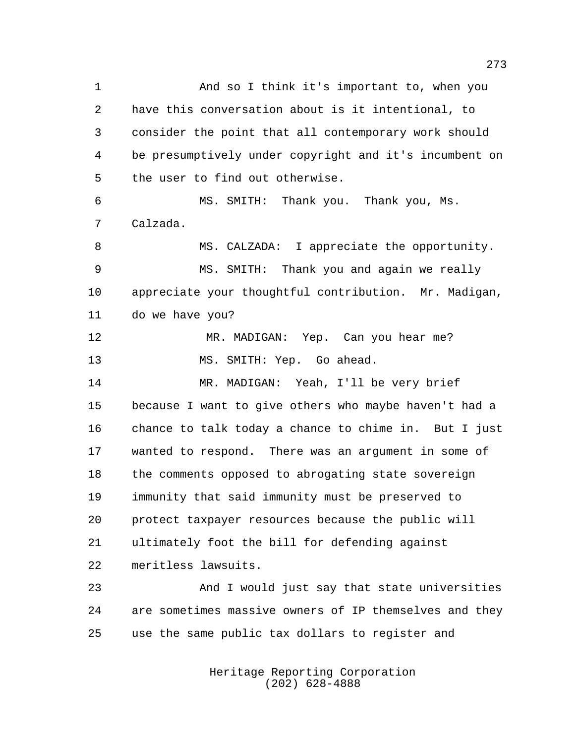And so I think it's important to, when you have this conversation about is it intentional, to consider the point that all contemporary work should be presumptively under copyright and it's incumbent on the user to find out otherwise.

MS. SMITH: Thank you. Thank you, Ms. Calzada.

MS. CALZADA: I appreciate the opportunity.

MS. SMITH: Thank you and again we really appreciate your thoughtful contribution. Mr. Madigan, do we have you?

MR. MADIGAN: Yep. Can you hear me?

MS. SMITH: Yep. Go ahead.

MR. MADIGAN: Yeah, I'll be very brief because I want to give others who maybe haven't had a chance to talk today a chance to chime in. But I just wanted to respond. There was an argument in some of the comments opposed to abrogating state sovereign immunity that said immunity must be preserved to protect taxpayer resources because the public will ultimately foot the bill for defending against meritless lawsuits.

And I would just say that state universities are sometimes massive owners of IP themselves and they use the same public tax dollars to register and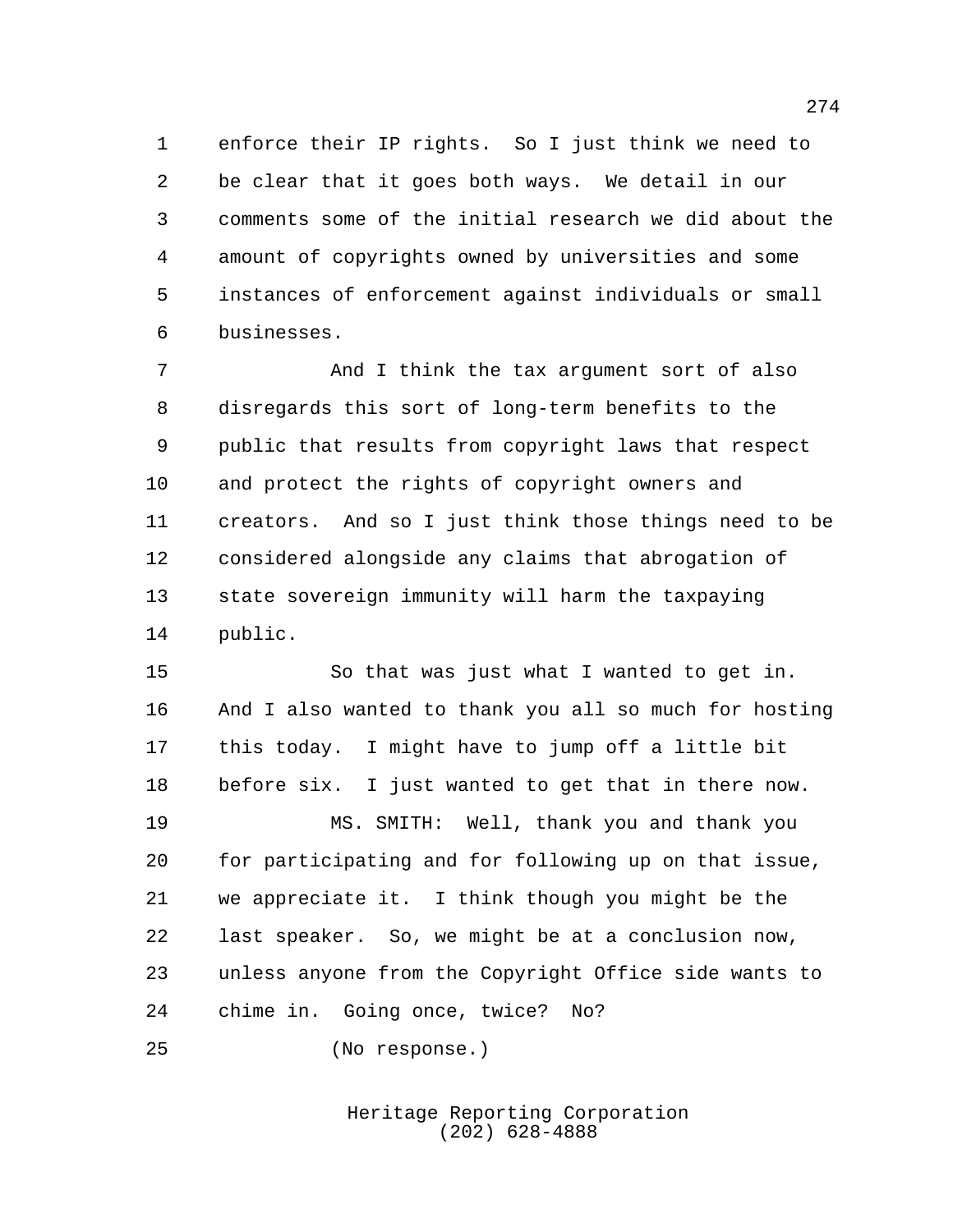enforce their IP rights. So I just think we need to be clear that it goes both ways. We detail in our comments some of the initial research we did about the amount of copyrights owned by universities and some instances of enforcement against individuals or small businesses.

And I think the tax argument sort of also disregards this sort of long-term benefits to the public that results from copyright laws that respect and protect the rights of copyright owners and creators. And so I just think those things need to be considered alongside any claims that abrogation of state sovereign immunity will harm the taxpaying public.

So that was just what I wanted to get in. And I also wanted to thank you all so much for hosting this today. I might have to jump off a little bit before six. I just wanted to get that in there now.

MS. SMITH: Well, thank you and thank you for participating and for following up on that issue, we appreciate it. I think though you might be the last speaker. So, we might be at a conclusion now, unless anyone from the Copyright Office side wants to chime in. Going once, twice? No?

(No response.)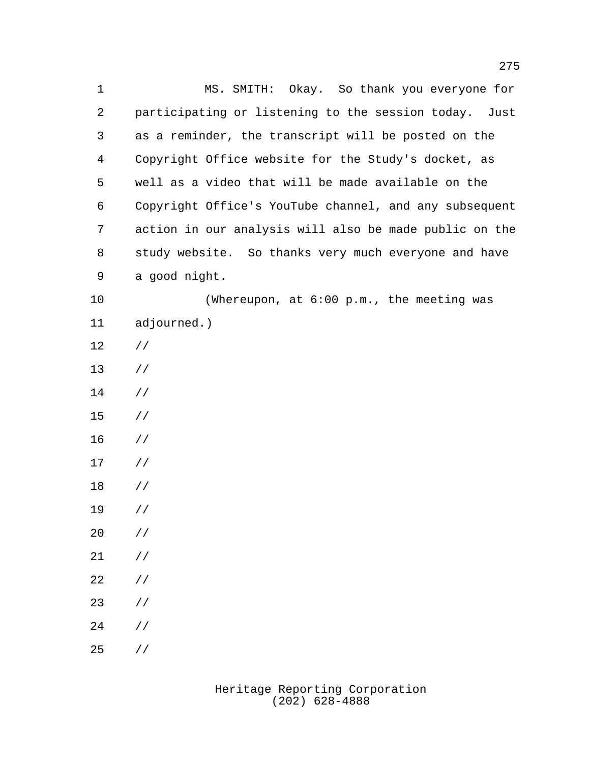MS. SMITH: Okay. So thank you everyone for participating or listening to the session today. Just as a reminder, the transcript will be posted on the Copyright Office website for the Study's docket, as well as a video that will be made available on the Copyright Office's YouTube channel, and any subsequent action in our analysis will also be made public on the study website. So thanks very much everyone and have a good night.

(Whereupon, at 6:00 p.m., the meeting was adjourned.)

//

//

//

//

//

//

//

//

//

//

//

//

//

//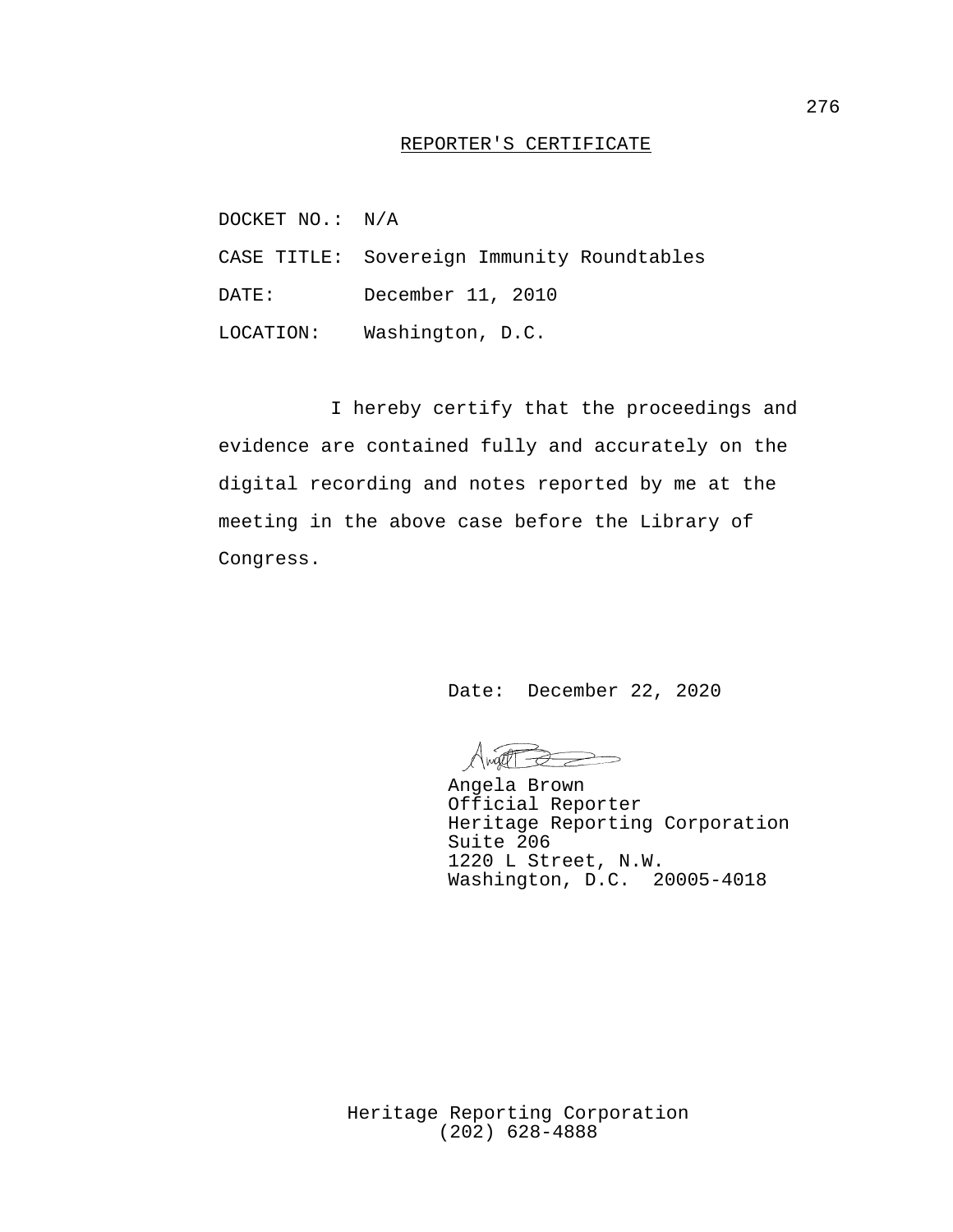## REPORTER'S CERTIFICATE

DOCKET NO.: N/A

CASE TITLE: Sovereign Immunity Roundtables

DATE: December 11, 2010

LOCATION: Washington, D.C.

I hereby certify that the proceedings and evidence are contained fully and accurately on the digital recording and notes reported by me at the meeting in the above case before the Library of Congress.

Date: December 22, 2020

Angela Brown
Official Reporter
Heritage Reporting Corporation
Suite 206
1220 L Street, N.W.
Washington, D.C. 20005-4018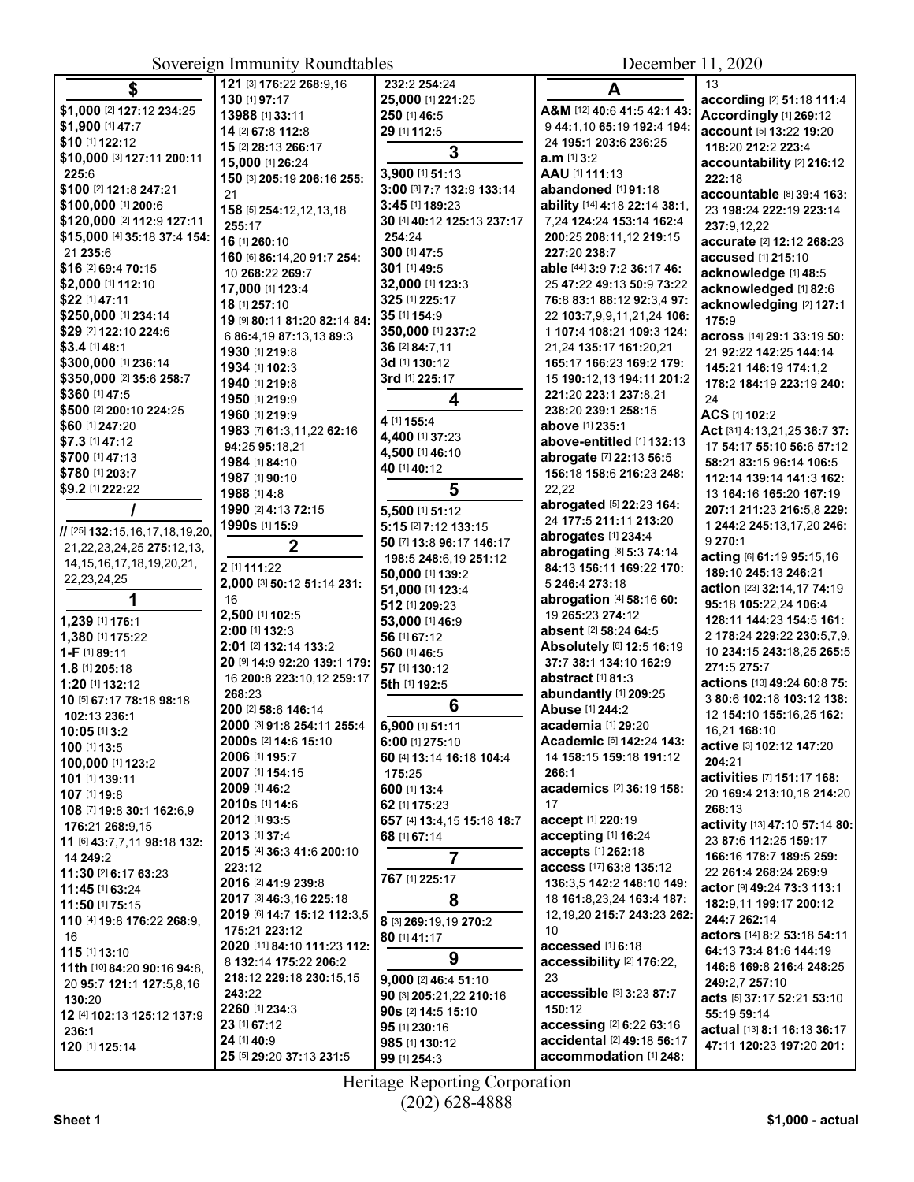**$**

**$1,000** [2] **127:**12 **234:**25
**$1,900** [1] **47:**7
**$10** [1] **122:**12
**$10,000** [3] **127:**11 **200:**11 **225:**6
**$100** [2] **121:**8 **247:**21
**$100,000** [1] **200:**6
**$120,000** [2] **112:**9 **127:**11 **255:**17
**$15,000** [4] **35:**18 **37:**4 **154:**21 **235:**6
**$16** [2] **69:**4 **70:**15
**$2,000** [1] **112:**10
**$22** [1] **47:**11
**$250,000** [1] **234:**14
**$29** [2] **122:**10 **224:**6
**$3.4** [1] **48:**1
**$300,000** [1] **236:**14
**$350,000** [2] **35:**6 **258:**7
**$360** [1] **47:**5
**$500** [2] **200:**10 **224:**25
**$60** [1] **247:**20
**$7.3** [1] **47:**12
**$700** [1] **47:**13
**$780** [1] **203:**7
**$9.2** [1] **222:**22

**/**

**//** [25] **132:**15,16,17,18,19,20,21,22,23,24,25 **275:**12,13,14,15,16,17,18,19,20,21,22,23,24,25

**1**

**1,239** [1] **176:**1
**1,380** [1] **175:**22
**1-F** [1] **89:**11
**1.8** [1] **205:**18
**1:20** [1] **132:**12
**10** [5] **67:**17 **78:**18 **98:**18 **102:**13 **236:**1
**10:05** [1] **3:**2
**100** [1] **13:**5
**100,000** [1] **123:**2
**101** [1] **139:**11
**107** [1] **19:**8
**108** [7] **19:**8 **30:**1 **162:**6,9 **176:**21 **268:**9,15
**11** [6] **43:**7,7,11 **98:**18 **132:**14 **249:**2
**11:30** [2] **6:**17 **63:**23
**11:45** [1] **63:**24
**11:50** [1] **75:**15
**110** [4] **19:**8 **176:**22 **268:**9,16
**115** [1] **13:**10
**11th** [10] **84:**20 **90:**16 **94:**8,20 **95:**7 **121:**1 **127:**5,8,16 **130:**20
**12** [4] **102:**13 **125:**12 **137:**9 **236:**1
**120** [1] **125:**14
**121** [3] **176:**22 **268:**9,16
**130** [1] **97:**17
**13988** [1] **33:**11
**14** [2] **67:**8 **112:**8
**15** [2] **28:**13 **266:**17
**15,000** [1] **26:**24
**150** [3] **205:**19 **206:**16 **255:**21
**158** [5] **254:**12,12,13,18
**16** [1] **260:**10
**160** [6] **86:**14,20 **91:**7 **254:**10 **268:**22 **269:**7
**17,000** [1] **123:**4
**18** [1] **257:**10
**19** [9] **80:**11 **81:**20 **82:**14 **84:**6 **86:**4,19 **87:**13,13 **89:**3
**1930** [1] **219:**8
**1934** [1] **102:**3
**1940** [1] **219:**8
**1950** [1] **219:**9
**1960** [1] **219:**9
**1983** [7] **61:**3,11,22 **62:**16 **94:**25 **95:**18,21
**1984** [1] **84:**10
**1987** [1] **90:**10
**1988** [1] **4:**8
**1990** [2] **4:**13 **72:**15
**1990s** [1] **15:**9

**2**

**2** [1] **111:**22
**2,000** [3] **50:**12 **51:**14 **231:**16
**2,500** [1] **102:**5
**2:00** [1] **132:**3
**2:01** [2] **132:**14 **133:**2
**20** [9] **14:**9 **92:**20 **139:**1 **179:**16 **200:**8 **223:**10,12 **259:**17 **268:**23
**200** [2] **58:**6 **146:**14
**2000** [3] **91:**8 **254:**11 **255:**4
**2000s** [2] **14:**6 **15:**10
**2006** [1] **195:**7
**2007** [1] **154:**15
**2009** [1] **46:**2
**2010s** [1] **14:**6
**2012** [1] **93:**5
**2013** [1] **37:**4
**2015** [4] **36:**3 **41:**6 **200:**10 **223:**12
**2016** [2] **41:**9 **239:**8
**2017** [3] **46:**3,16 **225:**18
**2019** [6] **14:**7 **15:**12 **112:**3,5 **175:**21 **223:**12
**2020** [11] **84:**10 **111:**23 **112:**8 **132:**14 **175:**22 **206:**2 **218:**12 **229:**18 **230:**15,15 **243:**22
**2260** [1] **234:**3
**23** [1] **67:**12
**24** [1] **40:**9
**25** [5] **29:**20 **37:**13 **231:**5 **232:**2 **254:**24
**25,000** [1] **221:**25
**250** [1] **46:**5
**29** [1] **112:**5

**3**

**3,900** [1] **51:**13
**3:00** [3] **7:**7 **132:**9 **133:**14
**3:45** [1] **189:**23
**30** [4] **40:**12 **125:**13 **237:**17 **254:**24
**300** [1] **47:**5
**301** [1] **49:**5
**32,000** [1] **123:**3
**325** [1] **225:**17
**35** [1] **154:**9
**350,000** [1] **237:**2
**36** [2] **84:**7,11
**3d** [1] **130:**12
**3rd** [1] **225:**17

**4**

**4** [1] **155:**4
**4,400** [1] **37:**23
**4,500** [1] **46:**10
**40** [1] **40:**12

**5**

**5,500** [1] **51:**12
**5:15** [2] **7:**12 **133:**15
**50** [7] **13:**8 **96:**17 **146:**17 **198:**5 **248:**6,19 **251:**12
**50,000** [1] **139:**2
**51,000** [1] **123:**4
**512** [1] **209:**23
**53,000** [1] **46:**9
**56** [1] **67:**12
**560** [1] **46:**5
**57** [1] **130:**12
**5th** [1] **192:**5

**6**

**6,900** [1] **51:**11
**6:00** [1] **275:**10
**60** [4] **13:**14 **16:**18 **104:**4 **175:**25
**600** [1] **13:**4
**62** [1] **175:**23
**657** [4] **13:**4,15 **15:**18 **18:**7
**68** [1] **67:**14

**7**

**767** [1] **225:**17

**8**

**8** [3] **269:**19,19 **270:**2
**80** [1] **41:**17

**9**

**9,000** [2] **46:**4 **51:**10
**90** [3] **205:**21,22 **210:**16
**90s** [2] **14:**5 **15:**10
**95** [1] **230:**16
**985** [1] **130:**12
**99** [1] **254:**3

**A**

**A&M** [12] **40:**6 **41:**5 **42:**1 **43:**9 **44:**1,10 **65:**19 **192:**4 **194:**24 **195:**1 **203:**6 **236:**25
**a.m** [1] **3:**2
**AAU** [1] **111:**13
**abandoned** [1] **91:**18
**ability** [14] **4:**18 **22:**14 **38:**1,7,24 **124:**24 **153:**14 **162:**4 **200:**25 **208:**11,12 **219:**15 **227:**20 **238:**7
**able** [44] **3:**9 **7:**2 **36:**17 **46:**25 **47:**22 **49:**13 **50:**9 **73:**22 **76:**8 **83:**1 **88:**12 **92:**3,4 **97:**22 **103:**7,9,9,11,21,24 **106:**1 **107:**4 **108:**21 **109:**3 **124:**21,24 **135:**17 **161:**20,21 **165:**17 **166:**23 **169:**2 **179:**15 **190:**12,13 **194:**11 **201:**2 **221:**20 **223:**1 **237:**8,21 **238:**20 **239:**1 **258:**15
**above** [1] **235:**1
**above-entitled** [1] **132:**13
**abrogate** [7] **22:**13 **56:**5 **156:**18 **158:**6 **216:**23 **248:**22,22
**abrogated** [5] **22:**23 **164:**24 **177:**5 **211:**11 **213:**20
**abrogates** [1] **234:**4
**abrogating** [8] **5:**3 **74:**14 **84:**13 **156:**11 **169:**22 **170:**5 **246:**4 **273:**18
**abrogation** [4] **58:**16 **60:**19 **265:**23 **274:**12
**absent** [2] **58:**24 **64:**5
**Absolutely** [6] **12:**5 **16:**19 **37:**7 **38:**1 **134:**10 **162:**9
**abstract** [1] **81:**3
**abundantly** [1] **209:**25
**Abuse** [1] **244:**2
**academia** [1] **29:**20
**Academic** [6] **142:**24 **143:**14 **158:**15 **159:**18 **191:**12 **266:**1
**academics** [2] **36:**19 **158:**17
**accept** [1] **220:**19
**accepting** [1] **16:**24
**accepts** [1] **262:**18
**access** [17] **63:**8 **135:**12 **136:**3,5 **142:**2 **148:**10 **149:**18 **161:**8,23,24 **163:**4 **187:**12,19,20 **215:**7 **243:**23 **262:**10
**accessed** [1] **6:**18
**accessibility** [2] **176:**22,23
**accessible** [3] **3:**23 **87:**7 **150:**12
**accessing** [2] **6:**22 **63:**16
**accidental** [2] **49:**18 **56:**17
**accommodation** [1] **248:**13
**according** [2] **51:**18 **111:**4
**Accordingly** [1] **269:**12
**account** [5] **13:**22 **19:**20 **118:**20 **212:**2 **223:**4
**accountability** [2] **216:**12 **222:**18
**accountable** [8] **39:**4 **163:**23 **198:**24 **222:**19 **223:**14 **237:**9,12,22
**accurate** [2] **12:**12 **268:**23
**accused** [1] **215:**10
**acknowledge** [1] **48:**5
**acknowledged** [1] **82:**6
**acknowledging** [2] **127:**1 **175:**9
**across** [14] **29:**1 **33:**19 **50:**21 **92:**22 **142:**25 **144:**14 **145:**21 **146:**19 **174:**1,2 **178:**2 **184:**19 **223:**19 **240:**24
**ACS** [1] **102:**2
**Act** [31] **4:**13,21,25 **36:**7 **37:**17 **54:**17 **55:**10 **56:**7 **57:**12 **58:**21 **83:**15 **96:**14 **106:**5 **112:**14 **139:**14 **141:**3 **162:**13 **164:**16 **165:**20 **167:**19 **207:**1 **211:**23 **216:**5,8 **229:**1 **244:**2 **245:**13,17,20 **246:**9 **270:**1
**acting** [6] **61:**19 **95:**15,16 **189:**10 **245:**13 **246:**21
**action** [23] **32:**14,17 **74:**19 **95:**18 **105:**22,24 **106:**4 **128:**11 **144:**23 **154:**5 **161:**2 **178:**24 **229:**22 **230:**5,7,9,10 **234:**15 **243:**18,25 **265:**5 **271:**5 **275:**7
**actions** [13] **49:**24 **60:**8 **75:**3 **80:**6 **102:**18 **103:**12 **138:**12 **154:**10 **155:**16,25 **162:**16,21 **168:**10
**active** [3] **102:**12 **147:**20 **204:**21
**activities** [7] **151:**17 **168:**20 **169:**4 **213:**10,18 **214:**20 **268:**13
**activity** [13] **47:**10 **57:**14 **80:**23 **87:**6 **112:**25 **159:**17 **166:**16 **178:**7 **189:**5 **259:**22 **261:**4 **268:**24 **269:**9
**actor** [9] **49:**24 **73:**3 **113:**1 **182:**9,11 **199:**17 **200:**12 **244:**7 **262:**14
**actors** [14] **8:**2 **53:**18 **54:**11 **64:**13 **73:**4 **81:**6 **144:**19 **146:**8 **169:**8 **216:**4 **248:**25 **249:**2,7 **257:**10
**acts** [5] **37:**17 **52:**21 **53:**10 **55:**19 **59:**14
**actual** [13] **8:**1 **16:**13 **36:**17 **47:**11 **120:**23 **197:**20 **201:**13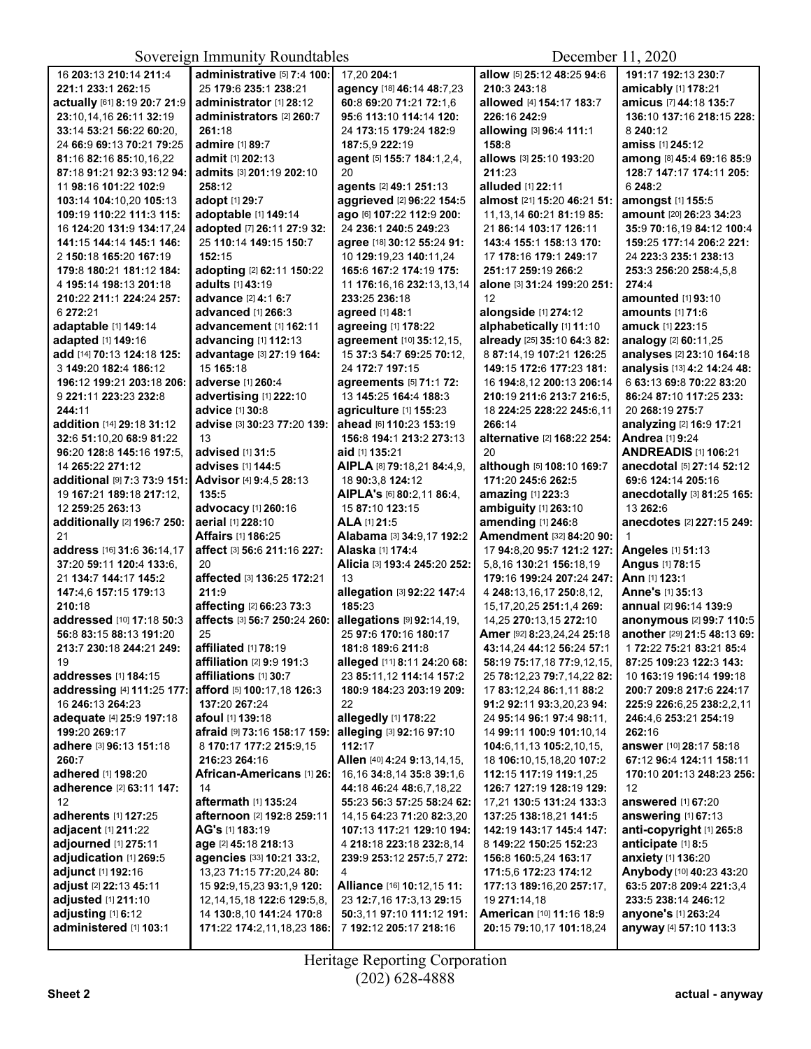16 **203:**13 **210:**14 **211:**4 **221:**1 **233:**1 **262:**15
**actually** [61] **8:**19 **20:**7 **21:**9 **23:**10,14,16 **26:**11 **32:**19 **33:**14 **53:**21 **56:**22 **60:**20, 24 **66:**9 **69:**13 **70:**21 **79:**25 **81:**16 **82:**16 **85:**10,16,22 **87:**18 **91:**21 **92:**3 **93:**12 **94:**11 **98:**16 **101:**22 **102:**9 **103:**14 **104:**10,20 **105:**13 **109:**19 **110:**22 **111:**3 **115:**16 **124:**20 **131:**9 **134:**17,24 **141:**15 **144:**14 **145:**1 **146:**2 **150:**18 **165:**20 **167:**19 **179:**8 **180:**21 **181:**12 **184:**4 **195:**14 **198:**13 **201:**18 **210:**22 **211:**1 **224:**24 **257:**6 **272:**21
**adaptable** [1] **149:**14
**adapted** [1] **149:**16
**add** [14] **70:**13 **124:**18 **125:**3 **149:**20 **182:**4 **186:**12 **196:**12 **199:**21 **203:**18 **206:**9 **221:**11 **223:**23 **232:**8 **244:**11
**addition** [14] **29:**18 **31:**12 **32:**6 **51:**10,20 **68:**9 **81:**22 **96:**20 **128:**8 **145:**16 **197:**5, 14 **265:**22 **271:**12
**additional** [9] **7:**3 **73:**9 **151:**19 **167:**21 **189:**18 **217:**12, 12 **259:**25 **263:**13
**additionally** [2] **196:**7 **250:**21
**address** [16] **31:**6 **36:**14,17 **37:**20 **59:**11 **120:**4 **133:**6, 21 **134:**7 **144:**17 **145:**2 **147:**4,6 **157:**15 **179:**13 **210:**18
**addressed** [10] **17:**18 **50:**3 **56:**8 **83:**15 **88:**13 **191:**20 **213:**7 **230:**18 **244:**21 **249:**19
**addresses** [1] **184:**15
**addressing** [4] **111:**25 **177:**16 **246:**13 **264:**23
**adequate** [4] **25:**9 **197:**18 **199:**20 **269:**17
**adhere** [3] **96:**13 **151:**18 **260:**7
**adhered** [1] **198:**20
**adherence** [2] **63:**11 **147:**12
**adherents** [1] **127:**25
**adjacent** [1] **211:**22
**adjourned** [1] **275:**11
**adjudication** [1] **269:**5
**adjunct** [1] **192:**16
**adjust** [2] **22:**13 **45:**11
**adjusted** [1] **211:**10
**adjusting** [1] **6:**12
**administered** [1] **103:**1
**administrative** [5] **7:**4 **100:**25 **179:**6 **235:**1 **238:**21
**administrator** [1] **28:**12
**administrators** [2] **260:**7 **261:**18
**admire** [1] **89:**7
**admit** [1] **202:**13
**admits** [3] **201:**19 **202:**10 **258:**12
**adopt** [1] **29:**7
**adoptable** [1] **149:**14
**adopted** [7] **26:**11 **27:**9 **32:**25 **110:**14 **149:**15 **150:**7 **152:**15
**adopting** [2] **62:**11 **150:**22
**adults** [1] **43:**19
**advance** [2] **4:**1 **6:**7
**advanced** [1] **266:**3
**advancement** [1] **162:**11
**advancing** [1] **112:**13
**advantage** [3] **27:**19 **164:**15 **165:**18
**adverse** [1] **260:**4
**advertising** [1] **222:**10
**advice** [1] **30:**8
**advise** [3] **30:**23 **77:**20 **139:**13
**advised** [1] **31:**5
**advises** [1] **144:**5
**Advisor** [4] **9:**4,5 **28:**13 **135:**5
**advocacy** [1] **260:**16
**aerial** [1] **228:**10
**Affairs** [1] **186:**25
**affect** [3] **56:**6 **211:**16 **227:**20
**affected** [3] **136:**25 **172:**21 **211:**9
**affecting** [2] **66:**23 **73:**3
**affects** [3] **56:**7 **250:**24 **260:**25
**affiliated** [1] **78:**19
**affiliation** [2] **9:**9 **191:**3
**affiliations** [1] **30:**7
**afford** [5] **100:**17,18 **126:**3 **137:**20 **267:**24
**afoul** [1] **139:**18
**afraid** [9] **73:**16 **158:**17 **159:**8 **170:**17 **177:**2 **215:**9,15 **216:**23 **264:**16
**African-Americans** [1] **26:**14
**aftermath** [1] **135:**24
**afternoon** [2] **192:**8 **259:**11
**AG's** [1] **183:**19
**age** [2] **45:**18 **218:**13
**agencies** [33] **10:**21 **33:**2, 13,23 **71:**15 **77:**20,24 **80:**15 **92:**9,15,23 **93:**1,9 **120:**12,14,15,18 **122:**6 **129:**5,8, 14 **130:**8,10 **141:**24 **170:**8 **171:**22 **174:**2,11,18,23 **186:**17,20 **204:**1
**agency** [18] **46:**14 **48:**7,23 **60:**8 **69:**20 **71:**21 **72:**1,6 **95:**6 **113:**10 **114:**14 **120:**24 **173:**15 **179:**24 **182:**9 **187:**5,9 **222:**19
**agent** [5] **155:**7 **184:**1,2,4, 20
**agents** [2] **49:**1 **251:**13
**aggrieved** [2] **96:**22 **154:**5
**ago** [6] **107:**22 **112:**9 **200:**24 **236:**1 **240:**5 **249:**23
**agree** [18] **30:**12 **55:**24 **91:**10 **129:**19,23 **140:**11,24 **165:**6 **167:**2 **174:**19 **175:**11 **176:**16,16 **232:**13,13,14 **233:**25 **236:**18
**agreed** [1] **48:**1
**agreeing** [1] **178:**22
**agreement** [10] **35:**12,15, 15 **37:**3 **54:**7 **69:**25 **70:**12, 24 **172:**7 **197:**15
**agreements** [5] **71:**1 **72:**13 **145:**25 **164:**4 **188:**3
**agriculture** [1] **155:**23
**ahead** [6] **110:**23 **153:**19 **156:**8 **194:**1 **213:**2 **273:**13
**aid** [1] **135:**21
**AIPLA** [8] **79:**18,21 **84:**4,9, 18 **90:**3,8 **124:**12
**AIPLA's** [6] **80:**2,11 **86:**4, 15 **87:**10 **123:**15
**ALA** [1] **21:**5
**Alabama** [3] **34:**9,17 **192:**2
**Alaska** [1] **174:**4
**Alicia** [3] **193:**4 **245:**20 **252:**13
**allegation** [3] **92:**22 **147:**4 **185:**23
**allegations** [9] **92:**14,19, 25 **97:**6 **170:**16 **180:**17 **181:**8 **189:**6 **211:**8
**alleged** [11] **8:**11 **24:**20 **68:**23 **85:**11,12 **114:**14 **157:**2 **180:**9 **184:**23 **203:**19 **209:**22
**allegedly** [1] **178:**22
**alleging** [3] **92:**16 **97:**10 **112:**17
**Allen** [40] **4:**24 **9:**13,14,15, 16,16 **34:**8,14 **35:**8 **39:**1,6 **44:**18 **46:**24 **48:**6,7,18,22 **55:**23 **56:**3 **57:**25 **58:**24 **62:**14,15 **64:**23 **71:**20 **82:**3,20 **107:**13 **117:**21 **129:**10 **194:**4 **218:**18 **223:**18 **232:**8,14 **239:**9 **253:**12 **257:**5,7 **272:**4
**Alliance** [16] **10:**12,15 **11:**23 **12:**7,16 **17:**3,13 **29:**15 **50:**3,11 **97:**10 **111:**12 **191:**7 **192:**12 **205:**17 **218:**16
**allow** [5] **25:**12 **48:**25 **94:**6 **210:**3 **243:**18
**allowed** [4] **154:**17 **183:**7 **226:**16 **242:**9
**allowing** [3] **96:**4 **111:**1 **158:**8
**allows** [3] **25:**10 **193:**20 **211:**23
**alluded** [1] **22:**11
**almost** [21] **15:**20 **46:**21 **51:**11,13,14 **60:**21 **81:**19 **85:**21 **86:**14 **103:**17 **126:**11 **143:**4 **155:**1 **158:**13 **170:**17 **178:**16 **179:**1 **249:**17 **251:**17 **259:**19 **266:**2
**alone** [3] **31:**24 **199:**20 **251:**12
**alongside** [1] **274:**12
**alphabetically** [1] **11:**10
**already** [25] **35:**10 **64:**3 **82:**8 **87:**14,19 **107:**21 **126:**25 **149:**15 **172:**6 **177:**23 **181:**16 **194:**8,12 **200:**13 **206:**14 **210:**19 **211:**6 **213:**7 **216:**5, 18 **224:**25 **228:**22 **245:**6,11 **266:**14
**alternative** [2] **168:**22 **254:**20
**although** [5] **108:**10 **169:**7 **171:**20 **245:**6 **262:**5
**amazing** [1] **223:**3
**ambiguity** [1] **263:**10
**amending** [1] **246:**8
**Amendment** [32] **84:**20 **90:**17 **94:**8,20 **95:**7 **121:**2 **127:**5,8,16 **130:**21 **156:**18,19 **179:**16 **199:**24 **207:**24 **247:**4 **248:**13,16,17 **250:**8,12, 15,17,20,25 **251:**1,4 **269:**14,25 **270:**13,15 **272:**10
**Amer** [92] **8:**23,24,24 **25:**18 **43:**14,24 **44:**12 **56:**24 **57:**1 **58:**19 **75:**17,18 **77:**9,12,15, 25 **78:**12,23 **79:**7,14,22 **82:**17 **83:**12,24 **86:**1,11 **88:**2 **91:**2 **92:**11 **93:**3,20,23 **94:**24 **95:**14 **96:**1 **97:**4 **98:**11, 14 **99:**11 **100:**9 **101:**10,14 **104:**6,11,13 **105:**2,10,15, 18 **106:**10,15,18,20 **107:**2 **112:**15 **117:**19 **119:**1,25 **126:**7 **127:**19 **128:**19 **129:**17,21 **130:**5 **131:**24 **133:**3 **137:**25 **138:**18,21 **141:**5 **142:**19 **143:**17 **145:**4 **147:**8 **149:**22 **150:**25 **152:**23 **156:**8 **160:**5,24 **163:**17 **171:**5,6 **172:**23 **174:**12 **177:**13 **189:**16,20 **257:**17, 19 **271:**14,18
**American** [10] **11:**16 **18:**9 **20:**15 **79:**10,17 **101:**18,24 **191:**17 **192:**13 **230:**7
**amicably** [1] **178:**21
**amicus** [7] **44:**18 **135:**7 **136:**10 **137:**16 **218:**15 **228:**8 **240:**12
**amiss** [1] **245:**12
**among** [8] **45:**4 **69:**16 **85:**9 **128:**7 **147:**17 **174:**11 **205:**6 **248:**2
**amongst** [1] **155:**5
**amount** [20] **26:**23 **34:**23 **35:**9 **70:**16,19 **84:**12 **100:**4 **159:**25 **177:**14 **206:**2 **221:**24 **223:**3 **235:**1 **238:**13 **253:**3 **256:**20 **258:**4,5,8 **274:**4
**amounted** [1] **93:**10
**amounts** [1] **71:**6
**amuck** [1] **223:**15
**analogy** [2] **60:**11,25
**analyses** [2] **23:**10 **164:**18
**analysis** [13] **4:**2 **14:**24 **48:**6 **63:**13 **69:**8 **70:**22 **83:**20 **86:**24 **87:**10 **117:**25 **233:**20 **268:**19 **275:**7
**analyzing** [2] **16:**9 **17:**21
**Andrea** [1] **9:**24
**ANDREADIS** [1] **106:**21
**anecdotal** [5] **27:**14 **52:**12 **69:**6 **124:**14 **205:**16
**anecdotally** [3] **81:**25 **165:**13 **262:**6
**anecdotes** [2] **227:**15 **249:**1
**Angeles** [1] **51:**13
**Angus** [1] **78:**15
**Ann** [1] **123:**1
**Anne's** [1] **35:**13
**annual** [2] **96:**14 **139:**9
**anonymous** [2] **99:**7 **110:**5
**another** [29] **21:**5 **48:**13 **69:**1 **72:**22 **75:**21 **83:**21 **85:**4 **87:**25 **109:**23 **122:**3 **143:**10 **163:**19 **196:**14 **199:**18 **200:**7 **209:**8 **217:**6 **224:**17 **225:**9 **226:**6,25 **238:**2,2,11 **246:**4,6 **253:**21 **254:**19 **262:**16
**answer** [10] **28:**17 **58:**18 **67:**12 **96:**4 **124:**11 **158:**11 **170:**10 **201:**13 **248:**23 **256:**12
**answered** [1] **67:**20
**answering** [1] **67:**13
**anti-copyright** [1] **265:**8
**anticipate** [1] **8:**5
**anxiety** [1] **136:**20
**Anybody** [10] **40:**23 **43:**20 **63:**5 **207:**8 **209:**4 **221:**3,4 **233:**5 **238:**14 **246:**12
**anyone's** [1] **263:**24
**anyway** [4] **57:**10 **113:**3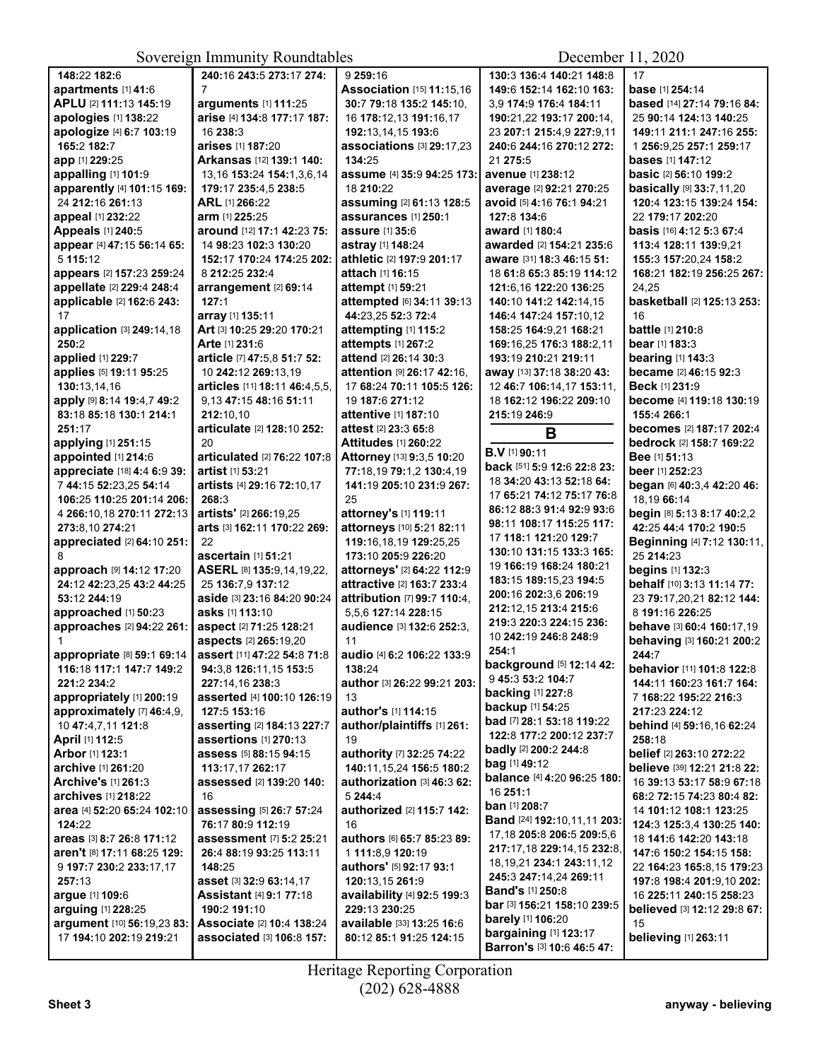148:22 182:6
**apartments** [1] **41**:6
**APLU** [2] **111**:13 **145**:19
**apologies** [1] **138**:22
**apologize** [4] **6**:7 **103**:19 **165**:2 **182**:7
**app** [1] **229**:25
**appalling** [1] **101**:9
**apparently** [4] **101**:15 **169**:24 **212**:16 **261**:13
**appeal** [1] **232**:22
**Appeals** [1] **240**:5
**appear** [4] **47**:15 **56**:14 **65**:5 **115**:12
**appears** [2] **157**:23 **259**:24
**appellate** [2] **229**:4 **248**:4
**applicable** [2] **162**:6 **243**:17
**application** [3] **249**:14,18 **250**:2
**applied** [1] **229**:7
**applies** [5] **19**:11 **95**:25 **130**:13,14,16
**apply** [9] **8**:14 **19**:4,7 **49**:2 **83**:18 **85**:18 **130**:1 **214**:1 **251**:17
**applying** [1] **251**:15
**appointed** [1] **214**:6
**appreciate** [18] **4**:4 **6**:9 **39**:7 **44**:15 **52**:23,25 **54**:14 **106**:25 **110**:25 **201**:14 **206**:4 **266**:10,18 **270**:11 **272**:13 **273**:8,10 **274**:21
**appreciated** [2] **64**:10 **251**:8
**approach** [9] **14**:12 **17**:20 **24**:12 **42**:23,25 **43**:2 **44**:25 **53**:12 **244**:19
**approached** [1] **50**:23
**approaches** [2] **94**:22 **261**:1
**appropriate** [8] **59**:1 **69**:14 **116**:18 **117**:1 **147**:7 **149**:2 **221**:2 **234**:2
**appropriately** [1] **200**:19
**approximately** [7] **46**:4,9,10 **47**:4,7,11 **121**:8
**April** [1] **112**:5
**Arbor** [1] **123**:1
**archive** [1] **261**:20
**Archive's** [1] **261**:3
**archives** [1] **218**:22
**area** [4] **52**:20 **65**:24 **102**:10 **124**:22
**areas** [3] **8**:7 **26**:8 **171**:12
**aren't** [8] **17**:11 **68**:25 **129**:9 **197**:7 **230**:2 **233**:17,17 **257**:13
**argue** [1] **109**:6
**arguing** [1] **228**:25
**argument** [10] **56**:19,23 **83**:17 **194**:10 **202**:19 **219**:21
**240**:16 **243**:5 **273**:17 **274**:7
**arguments** [1] **111**:25
**arise** [4] **134**:8 **177**:17 **187**:16 **238**:3
**arises** [1] **187**:20
**Arkansas** [12] **139**:1 **140**:13,16 **153**:24 **154**:1,3,6,14 **179**:17 **235**:4,5 **238**:5
**ARL** [1] **266**:22
**arm** [1] **225**:25
**around** [12] **17**:1 **42**:23 **75**:14 **98**:23 **102**:3 **130**:20 **152**:17 **170**:24 **174**:25 **202**:8 **212**:25 **232**:4
**arrangement** [2] **69**:14 **127**:1
**array** [1] **135**:11
**Art** [3] **10**:25 **29**:20 **170**:21
**Arte** [1] **231**:6
**article** [7] **47**:5,8 **51**:7 **52**:10 **242**:12 **269**:13,19
**articles** [11] **18**:11 **46**:4,5,5,9,13 **47**:15 **48**:16 **51**:11 **212**:10,10
**articulate** [2] **128**:10 **252**:20
**articulated** [2] **76**:22 **107**:8
**artist** [1] **53**:21
**artists** [4] **29**:16 **72**:10,17 **268**:3
**artists'** [2] **266**:19,25
**arts** [3] **162**:11 **170**:22 **269**:22
**ascertain** [1] **51**:21
**ASERL** [8] **135**:9,14,19,22,25 **136**:7,9 **137**:12
**aside** [3] **23**:16 **84**:20 **90**:24
**asks** [1] **113**:10
**aspect** [2] **71**:25 **128**:21
**aspects** [2] **265**:19,20
**assert** [11] **47**:22 **54**:8 **71**:8 **94**:3,8 **126**:11,15 **153**:5 **227**:14,16 **238**:3
**asserted** [4] **100**:10 **126**:19 **127**:5 **153**:16
**asserting** [2] **184**:13 **227**:7
**assertions** [1] **270**:13
**assess** [5] **88**:15 **94**:15 **113**:17,17 **262**:17
**assessed** [2] **139**:20 **140**:16
**assessing** [5] **26**:7 **57**:24 **76**:17 **80**:9 **112**:19
**assessment** [7] **5**:2 **25**:21 **26**:4 **88**:19 **93**:25 **113**:11 **148**:25
**asset** [3] **32**:9 **63**:14,17
**Assistant** [4] **9**:1 **77**:18 **190**:2 **191**:10
**Associate** [2] **10**:4 **138**:24
**associated** [3] **106**:8 **157**:9 **259**:16
**Association** [15] **11**:15,16 **30**:7 **79**:18 **135**:2 **145**:10,16 **178**:12,13 **191**:16,17 **192**:13,14,15 **193**:6
**associations** [3] **29**:17,23 **134**:25
**assume** [4] **35**:9 **94**:25 **173**:18 **210**:22
**assuming** [2] **61**:13 **128**:5
**assurances** [1] **250**:1
**assure** [1] **35**:6
**astray** [1] **148**:24
**athletic** [2] **197**:9 **201**:17
**attach** [1] **16**:15
**attempt** [1] **59**:21
**attempted** [6] **34**:11 **39**:13 **44**:23,25 **52**:3 **72**:4
**attempting** [1] **115**:2
**attempts** [1] **267**:2
**attend** [2] **26**:14 **30**:3
**attention** [9] **26**:17 **42**:16,17 **68**:24 **70**:11 **105**:5 **126**:19 **187**:6 **271**:12
**attentive** [1] **187**:10
**attest** [2] **23**:3 **65**:8
**Attitudes** [1] **260**:22
**Attorney** [13] **9**:3,5 **10**:20 **77**:18,19 **79**:1,2 **130**:4,19 **141**:19 **205**:10 **231**:9 **267**:25
**attorney's** [1] **119**:11
**attorneys** [10] **5**:21 **82**:11 **119**:16,18,19 **129**:25,25 **173**:10 **205**:9 **226**:20
**attorneys'** [2] **64**:22 **112**:9
**attractive** [2] **163**:7 **233**:4
**attribution** [7] **99**:7 **110**:4,5,5,6 **127**:14 **228**:15
**audience** [3] **132**:6 **252**:3,11
**audio** [4] **6**:2 **106**:22 **133**:9 **138**:24
**author** [3] **26**:22 **99**:21 **203**:13
**author's** [1] **114**:15
**author/plaintiffs** [1] **261**:19
**authority** [7] **32**:25 **74**:22 **140**:11,15,24 **156**:5 **180**:2
**authorization** [3] **46**:3 **62**:5 **244**:4
**authorized** [2] **115**:7 **142**:16
**authors** [6] **65**:7 **85**:23 **89**:1 **111**:8,9 **120**:19
**authors'** [5] **92**:17 **93**:1 **120**:13,15 **261**:9
**availability** [4] **92**:5 **199**:3 **229**:13 **230**:25
**available** [33] **13**:25 **16**:6 **80**:12 **85**:1 **91**:25 **124**:15
**130**:3 **136**:4 **140**:21 **148**:8 **149**:6 **152**:14 **162**:10 **163**:3,9 **174**:9 **176**:4 **184**:11 **190**:21,22 **193**:17 **200**:14,23 **207**:1 **215**:4,9 **227**:9,11 **240**:6 **244**:16 **270**:12 **272**:21 **275**:5
**avenue** [1] **238**:12
**average** [2] **92**:21 **270**:25
**avoid** [5] **4**:16 **76**:1 **94**:21 **127**:8 **134**:6
**award** [1] **180**:4
**awarded** [2] **154**:21 **235**:6
**aware** [31] **18**:3 **46**:15 **51**:18 **61**:8 **65**:3 **85**:19 **114**:12 **121**:6,16 **122**:20 **136**:25 **140**:10 **141**:2 **142**:14,15 **146**:4 **147**:24 **157**:10,12 **158**:25 **164**:9,21 **168**:21 **169**:16,25 **176**:3 **188**:2,11 **193**:19 **210**:21 **219**:11
**away** [13] **37**:18 **38**:20 **43**:12 **46**:7 **106**:14,17 **153**:11,18 **162**:12 **196**:22 **209**:10 **215**:19 **246**:9

## B

**B.V** [1] **90**:11
**back** [51] **5**:9 **12**:6 **22**:8 **23**:18 **34**:20 **43**:13 **52**:18 **64**:17 **65**:21 **74**:12 **75**:17 **76**:8 **86**:12 **88**:3 **91**:4 **92**:9 **93**:6 **98**:11 **108**:17 **115**:25 **117**:17 **118**:1 **121**:20 **129**:7 **130**:10 **131**:15 **133**:3 **165**:19 **166**:19 **168**:24 **180**:21 **183**:15 **189**:15,23 **194**:5 **200**:16 **202**:3,6 **206**:19 **212**:12,15 **213**:4 **215**:6 **219**:3 **220**:3 **224**:15 **236**:10 **242**:19 **246**:8 **248**:9 **254**:1
**background** [5] **12**:14 **42**:9 **45**:3 **53**:2 **104**:7
**backing** [1] **227**:8
**backup** [1] **54**:25
**bad** [7] **28**:1 **53**:18 **119**:22 **122**:8 **177**:2 **200**:12 **237**:7
**badly** [2] **200**:2 **244**:8
**bag** [1] **49**:12
**balance** [4] **4**:20 **96**:25 **180**:16 **251**:1
**ban** [1] **208**:7
**Band** [24] **192**:10,11,11 **203**:17,18 **205**:8 **206**:5 **209**:5,6 **217**:17,18 **229**:14,15 **232**:8,18,19,21 **234**:1 **243**:11,12 **245**:3 **247**:14,24 **269**:11
**Band's** [1] **250**:8
**bar** [3] **156**:21 **158**:10 **239**:5
**barely** [1] **106**:20
**bargaining** [1] **123**:17
**Barron's** [3] **10**:6 **46**:5 **47**:17
**base** [1] **254**:14
**based** [14] **27**:14 **79**:16 **84**:25 **90**:14 **124**:13 **140**:25 **149**:11 **211**:1 **247**:16 **255**:1 **256**:9,25 **257**:1 **259**:17
**bases** [1] **147**:12
**basic** [2] **56**:10 **199**:2
**basically** [9] **33**:7,11,20 **120**:4 **123**:15 **139**:24 **154**:22 **179**:17 **202**:20
**basis** [16] **4**:12 **5**:3 **67**:4 **113**:4 **128**:11 **139**:21 **155**:3 **157**:20,24 **158**:2 **168**:21 **182**:19 **256**:25 **267**:24,25
**basketball** [2] **125**:13 **253**:16
**battle** [1] **210**:8
**bear** [1] **183**:3
**bearing** [1] **143**:3
**became** [2] **46**:15 **92**:3
**Beck** [1] **231**:9
**become** [4] **119**:18 **130**:19 **155**:4 **266**:1
**becomes** [2] **187**:17 **202**:4
**bedrock** [2] **158**:7 **169**:22
**Bee** [1] **51**:13
**beer** [1] **252**:23
**began** [6] **40**:3,4 **42**:20 **46**:18,19 **66**:14
**begin** [8] **5**:13 **8**:17 **40**:2,2 **42**:25 **44**:4 **170**:2 **190**:5
**Beginning** [4] **7**:12 **130**:11,25 **214**:23
**begins** [1] **132**:3
**behalf** [10] **3**:13 **11**:14 **77**:23 **79**:17,20 **82**:12 **144**:8 **191**:16 **226**:25
**behave** [3] **60**:4 **160**:17,19
**behaving** [3] **160**:21 **200**:2 **244**:7
**behavior** [11] **101**:8 **122**:8 **144**:11 **160**:23 **161**:7 **164**:7 **168**:22 **195**:22 **216**:3 **217**:23 **224**:12
**behind** [4] **59**:16,16 **62**:24 **258**:18
**belief** [2] **263**:10 **272**:22
**believe** [39] **12**:21 **21**:8 **22**:16 **39**:13 **53**:17 **58**:9 **67**:18 **68**:2 **72**:15 **74**:23 **80**:4 **82**:14 **101**:12 **108**:1 **123**:25 **124**:3 **125**:3,4 **130**:25 **140**:18 **141**:6 **142**:20 **143**:18 **147**:6 **150**:2 **154**:15 **158**:22 **164**:23 **165**:8,15 **179**:23 **197**:8 **198**:4 **201**:9,10 **202**:16 **225**:11 **240**:15 **258**:23
**believed** [3] **12**:12 **29**:8 **67**:15
**believing** [1] **263**:11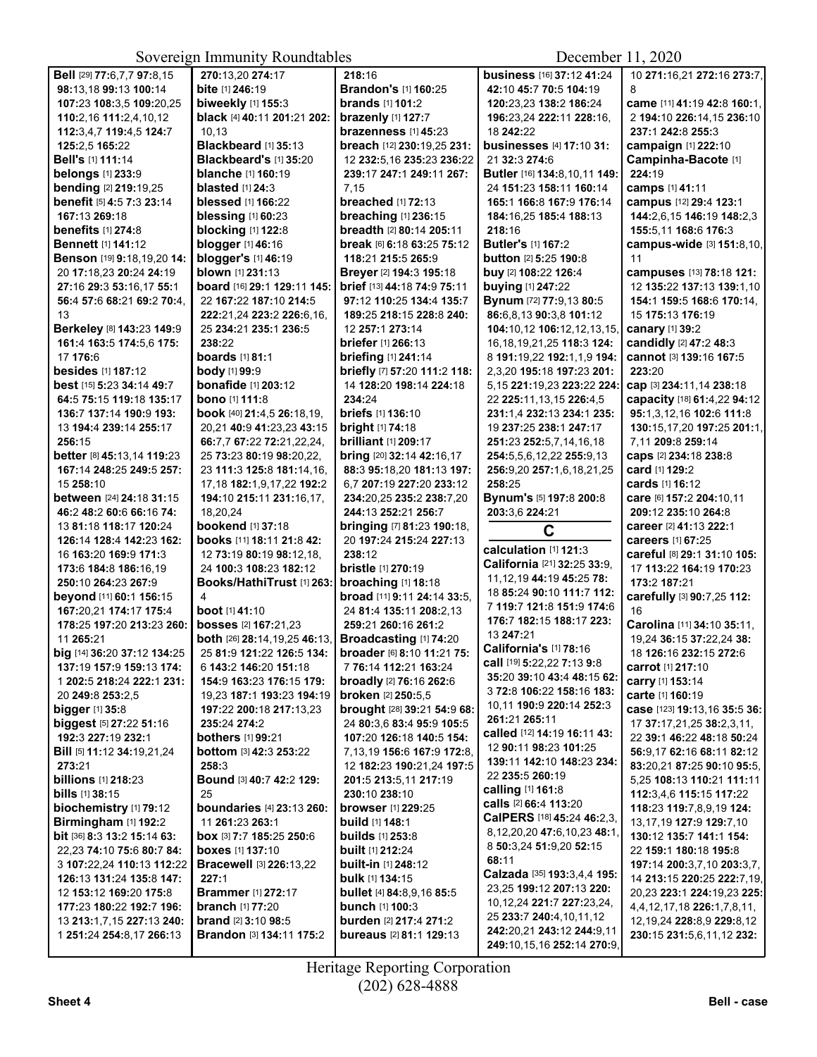**Bell** [29] **77:**6,7,7 **97:**8,15 **98:**13,18 **99:**13 **100:**14 **107:**23 **108:**3,5 **109:**20,25 **110:**2,16 **111:**2,4,10,12 **112:**3,4,7 **119:**4,5 **124:**7 **125:**2,5 **165:**22
**Bell's** [1] **111:**14
**belongs** [1] **233:**9
**bending** [2] **219:**19,25
**benefit** [5] **4:**5 **7:**3 **23:**14 **167:**13 **269:**18
**benefits** [1] **274:**8
**Bennett** [1] **141:**12
**Benson** [19] **9:**18,19,20 **14:**20 **17:**18,23 **20:**24 **24:**19 **27:**16 **29:**3 **53:**16,17 **55:**1 **56:**4 **57:**6 **68:**21 **69:**2 **70:**4,13
**Berkeley** [8] **143:**23 **149:**9 **161:**4 **163:**5 **174:**5,6 **175:**17 **176:**6
**besides** [1] **187:**12
**best** [15] **5:**23 **34:**14 **49:**7 **64:**5 **75:**15 **119:**18 **135:**17 **136:**7 **137:**14 **190:**9 **193:**13 **194:**4 **239:**14 **255:**17 **256:**15
**better** [8] **45:**13,14 **119:**23 **167:**14 **248:**25 **249:**5 **257:**15 **258:**10
**between** [24] **24:**18 **31:**15 **46:**2 **48:**2 **60:**6 **66:**16 **74:**13 **81:**18 **118:**17 **120:**24 **126:**14 **128:**4 **142:**23 **162:**16 **163:**20 **169:**9 **171:**3 **173:**6 **184:**8 **186:**16,19 **250:**10 **264:**23 **267:**9
**beyond** [11] **60:**1 **156:**15 **167:**20,21 **174:**17 **175:**4 **178:**25 **197:**20 **213:**23 **260:**11 **265:**21
**big** [14] **36:**20 **37:**12 **134:**25 **137:**19 **157:**9 **159:**13 **174:**1 **202:**5 **218:**24 **222:**1 **231:**20 **249:**8 **253:**2,5
**bigger** [1] **35:**8
**biggest** [5] **27:**22 **51:**16 **192:**3 **227:**19 **232:**1
**Bill** [5] **11:**12 **34:**19,21,24 **273:**21
**billions** [1] **218:**23
**bills** [1] **38:**15
**biochemistry** [1] **79:**12
**Birmingham** [1] **192:**2
**bit** [36] **8:**3 **13:**2 **15:**14 **63:**22,23 **74:**10 **75:**6 **80:**7 **84:**3 **107:**22,24 **110:**13 **112:**22 **126:**13 **131:**24 **135:**8 **147:**12 **153:**12 **169:**20 **175:**8 **177:**23 **180:**22 **192:**7 **196:**13 **213:**1,7,15 **227:**13 **240:**1 **251:**24 **254:**8,17 **266:**13 **270:**13,20 **274:**17
**bite** [1] **246:**19
**biweekly** [1] **155:**3
**black** [4] **40:**11 **201:**21 **202:**10,13
**Blackbeard** [1] **35:**13
**Blackbeard's** [1] **35:**20
**blanche** [1] **160:**19
**blasted** [1] **24:**3
**blessed** [1] **166:**22
**blessing** [1] **60:**23
**blocking** [1] **122:**8
**blogger** [1] **46:**16
**blogger's** [1] **46:**19
**blown** [1] **231:**13
**board** [16] **29:**1 **129:**11 **145:**22 **167:**22 **187:**10 **214:**5 **222:**21,24 **223:**2 **226:**6,16,25 **234:**21 **235:**1 **236:**5 **238:**22
**boards** [1] **81:**1
**body** [1] **99:**9
**bonafide** [1] **203:**12
**bono** [1] **111:**8
**book** [40] **21:**4,5 **26:**18,19,20,21 **40:**9 **41:**23,23 **43:**15 **66:**7,7 **67:**22 **72:**21,22,24,25 **73:**23 **80:**19 **98:**20,22,23 **111:**3 **125:**8 **181:**14,16,17,18 **182:**1,9,17,22 **192:**2 **194:**10 **215:**11 **231:**16,17,18,20,24
**bookend** [1] **37:**18
**books** [11] **18:**11 **21:**8 **42:**12 **73:**19 **80:**19 **98:**12,18,24 **100:**3 **108:**23 **182:**12
**Books/HathiTrust** [1] **263:**4
**boot** [1] **41:**10
**bosses** [2] **167:**21,23
**both** [26] **28:**14,19,25 **46:**13,25 **81:**9 **121:**22 **126:**5 **134:**6 **143:**2 **146:**20 **151:**18 **154:**9 **163:**23 **176:**15 **179:**19,23 **187:**15 **193:**23 **194:**19 **197:**22 **200:**18 **217:**13,23 **235:**24 **274:**2
**bothers** [1] **99:**21
**bottom** [3] **42:**3 **253:**22 **258:**3
**Bound** [3] **40:**7 **42:**2 **129:**25
**boundaries** [4] **23:**13 **260:**11 **261:**23 **263:**1
**box** [3] **7:**7 **185:**25 **250:**6
**boxes** [1] **137:**10
**Bracewell** [3] **226:**13,22 **227:**1
**Brammer** [1] **272:**17
**branch** [1] **77:**20
**brand** [2] **3:**10 **98:**5
**Brandon** [3] **134:**11 **175:**2 **218:**16
**Brandon's** [1] **160:**25
**brands** [1] **101:**2
**brazenly** [1] **127:**7
**brazenness** [1] **45:**23
**breach** [12] **230:**19,25 **231:**12 **232:**5,16 **235:**23 **236:**22 **239:**17 **247:**1 **249:**11 **267:**7,15
**breached** [1] **72:**13
**breaching** [1] **236:**15
**breadth** [2] **80:**14 **205:**11
**break** [6] **6:**18 **63:**25 **75:**12 **118:**21 **215:**5 **265:**9
**Breyer** [2] **194:**3 **195:**18
**brief** [13] **44:**18 **74:**9 **75:**11 **97:**12 **110:**25 **134:**4 **135:**7 **189:**25 **218:**15 **228:**8 **240:**12 **257:**1 **273:**14
**briefer** [1] **266:**13
**briefing** [1] **241:**14
**briefly** [7] **57:**20 **111:**2 **118:**14 **128:**20 **198:**14 **224:**18 **234:**24
**briefs** [1] **136:**10
**bright** [1] **74:**18
**brilliant** [1] **209:**17
**bring** [20] **32:**14 **42:**16,17 **88:**3 **95:**18,20 **181:**13 **197:**6,7 **207:**19 **227:**20 **233:**12 **234:**20,25 **235:**2 **238:**7,20 **244:**13 **252:**21 **256:**7
**bringing** [7] **81:**23 **190:**18,20 **197:**24 **215:**24 **227:**13 **238:**12
**bristle** [1] **270:**19
**broaching** [1] **18:**18
**broad** [11] **9:**11 **24:**14 **33:**5,24 **81:**4 **135:**11 **208:**2,13 **259:**21 **260:**16 **261:**2
**Broadcasting** [1] **74:**20
**broader** [6] **8:**10 **11:**21 **75:**7 **76:**14 **112:**21 **163:**24
**broadly** [2] **76:**16 **262:**6
**broken** [2] **250:**5,5
**brought** [28] **39:**21 **54:**9 **68:**24 **80:**3,6 **83:**4 **95:**9 **105:**5 **107:**20 **126:**18 **140:**5 **154:**7,13,19 **156:**6 **167:**9 **172:**8,12 **182:**23 **190:**21,24 **197:**5 **201:**5 **213:**5,11 **217:**19 **230:**10 **238:**10
**browser** [1] **229:**25
**build** [1] **148:**1
**builds** [1] **253:**8
**built** [1] **212:**24
**built-in** [1] **248:**12
**bulk** [1] **134:**15
**bullet** [4] **84:**8,9,16 **85:**5
**bunch** [1] **100:**3
**burden** [2] **217:**4 **271:**2
**bureaus** [2] **81:**1 **129:**13
**business** [16] **37:**12 **41:**24 **42:**10 **45:**7 **70:**5 **104:**19 **120:**23,23 **138:**2 **186:**24 **196:**23,24 **222:**11 **228:**16,18 **242:**22
**businesses** [4] **17:**10 **31:**21 **32:**3 **274:**6
**Butler** [16] **134:**8,10,11 **149:**24 **151:**23 **158:**11 **160:**14 **165:**1 **166:**8 **167:**9 **176:**14 **184:**16,25 **185:**4 **188:**13 **218:**16
**Butler's** [1] **167:**2
**button** [2] **5:**25 **190:**8
**buy** [2] **108:**22 **126:**4
**buying** [1] **247:**22
**Bynum** [72] **77:**9,13 **80:**5 **86:**6,8,13 **90:**3,8 **101:**12 **104:**10,12 **106:**12,12,13,15,16,18,19,21,25 **118:**3 **124:**8 **191:**19,22 **192:**1,1,9 **194:**2,3,20 **195:**18 **197:**23 **201:**5,15 **221:**19,23 **223:**22 **224:**22 **225:**11,13,15 **226:**4,5 **231:**1,4 **232:**13 **234:**1 **235:**19 **237:**25 **238:**1 **247:**17 **251:**23 **252:**5,7,14,16,18 **254:**5,5,6,12,22 **255:**9,13 **256:**9,20 **257:**1,6,18,21,25 **258:**25
**Bynum's** [5] **197:**8 **200:**8 **203:**3,6 **224:**21

## C

**calculation** [1] **121:**3
**California** [21] **32:**25 **33:**9,11,12,19 **44:**19 **45:**25 **78:**18 **85:**24 **90:**10 **111:**7 **112:**7 **119:**7 **121:**8 **151:**9 **174:**6 **176:**7 **182:**15 **188:**17 **223:**13 **247:**21
**California's** [1] **78:**16
**call** [19] **5:**22,22 **7:**13 **9:**8 **35:**20 **39:**10 **43:**4 **48:**15 **62:**3 **72:**8 **106:**22 **158:**16 **183:**10,11 **190:**9 **220:**14 **252:**3 **261:**21 **265:**11
**called** [12] **14:**19 **16:**11 **43:**12 **90:**11 **98:**23 **101:**25 **139:**11 **142:**10 **148:**23 **234:**22 **235:**5 **260:**19
**calling** [1] **161:**8
**calls** [2] **66:**4 **113:**20
**CalPERS** [18] **45:**24 **46:**2,3,8,12,20,20 **47:**6,10,23 **48:**1,8 **50:**3,24 **51:**9,20 **52:**15 **68:**11
**Calzada** [35] **193:**3,4,4 **195:**23,25 **199:**12 **207:**13 **220:**10,12,24 **221:**7 **227:**23,24,25 **233:**7 **240:**4,10,11,12 **242:**20,21 **243:**12 **244:**9,11 **249:**10,15,16 **252:**14 **270:**9,10 **271:**16,21 **272:**16 **273:**7,8
**came** [11] **41:**19 **42:**8 **160:**1,2 **194:**10 **226:**14,15 **236:**10 **237:**1 **242:**8 **255:**3
**campaign** [1] **222:**10
**Campinha-Bacote** [1] **224:**19
**camps** [1] **41:**11
**campus** [12] **29:**4 **123:**1 **144:**2,6,15 **146:**19 **148:**2,3 **155:**5,11 **168:**6 **176:**3
**campus-wide** [3] **151:**8,10,11
**campuses** [13] **78:**18 **121:**12 **135:**22 **137:**13 **139:**1,10 **154:**1 **159:**5 **168:**6 **170:**14,15 **175:**13 **176:**19
**canary** [1] **39:**2
**candidly** [2] **47:**2 **48:**3
**cannot** [3] **139:**16 **167:**5 **223:**20
**cap** [3] **234:**11,14 **238:**18
**capacity** [18] **61:**4,22 **94:**12 **95:**1,3,12,16 **102:**6 **111:**8 **130:**15,17,20 **197:**25 **201:**1,7,11,23 **209:**8 **259:**14
**caps** [2] **234:**18 **238:**8
**card** [1] **129:**2
**cards** [1] **16:**12
**care** [6] **157:**2 **204:**10,11 **209:**12 **235:**10 **264:**8
**career** [2] **41:**13 **222:**1
**careers** [1] **67:**25
**careful** [8] **29:**1 **31:**10 **105:**17 **113:**22 **164:**19 **170:**23 **173:**2 **187:**21
**carefully** [3] **90:**7,25 **112:**16
**Carolina** [11] **34:**10 **35:**11,19,24 **36:**15 **37:**22,24 **38:**18 **126:**16 **232:**15 **272:**6
**carrot** [1] **217:**10
**carry** [1] **153:**14
**carte** [1] **160:**19
**case** [123] **19:**13,16 **35:**5 **36:**17 **37:**17,21,25 **38:**2,3,11,22 **39:**1 **46:**22 **48:**18 **50:**24 **56:**9,17 **62:**16 **68:**11 **82:**12 **83:**20,21 **87:**25 **90:**10 **95:**5,25 **108:**13 **110:**21 **111:**11 **112:**3,4,6 **115:**15 **117:**22 **118:**23 **119:**7,8,9,19 **124:**13,17,19 **127:**9 **129:**7,10 **130:**12 **135:**7 **141:**1 **154:**22 **159:**1 **180:**18 **195:**8 **197:**14 **200:**3,7,10 **203:**3,7,14 **213:**15 **220:**25 **222:**7,19,20,23 **223:**1 **224:**19,23 **225:**4,4,12,17,18 **226:**1,7,8,11,12,19,24 **228:**8,9 **229:**8,12 **230:**15 **231:**5,6,11,12 **232:**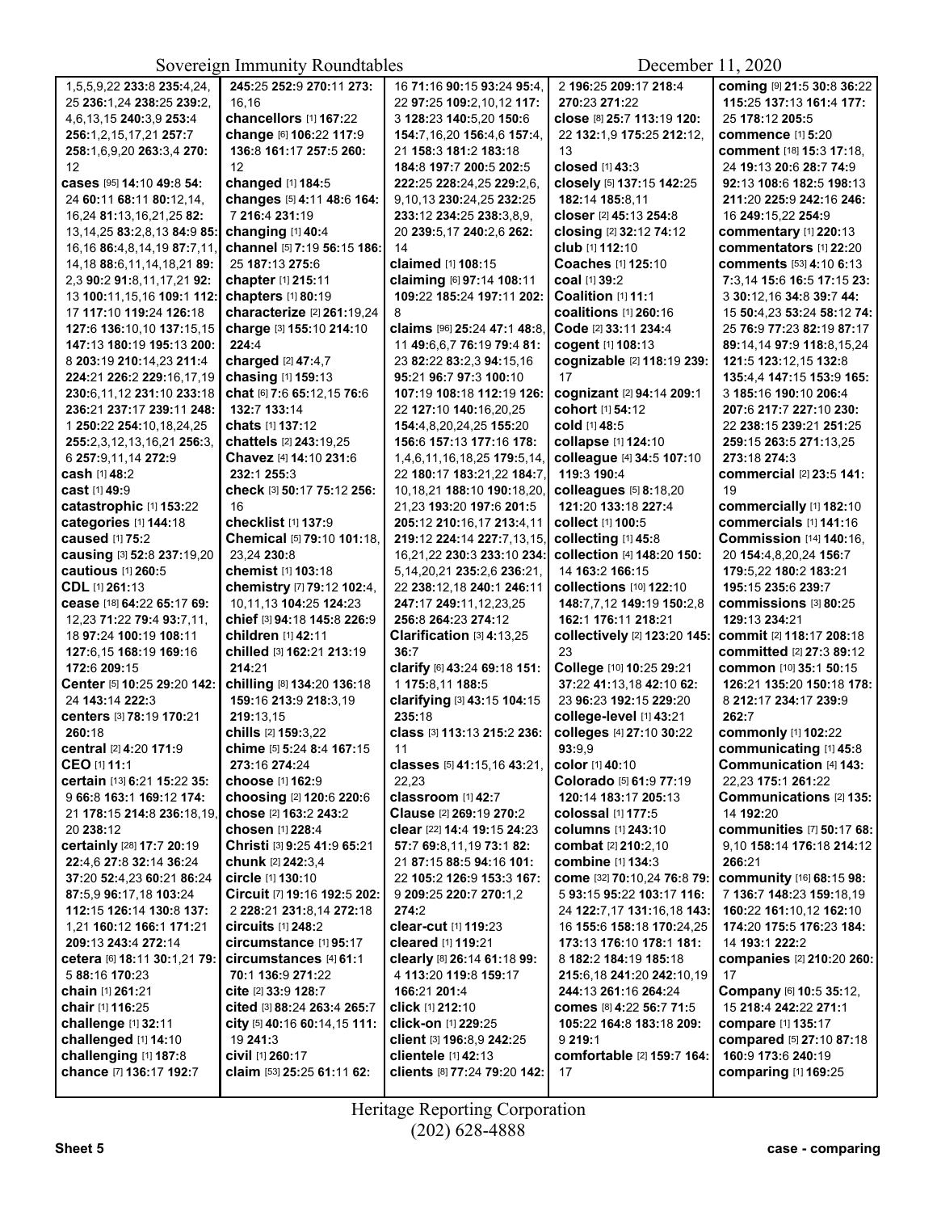1,5,5,9,22 **233:**8 **235:**4,24, 25 **236:**1,24 **238:**25 **239:**2, 4,6,13,15 **240:**3,9 **253:**4 **256:**1,2,15,17,21 **257:**7 **258:**1,6,9,20 **263:**3,4 **270:** 12

**cases** [95] **14:**10 **49:**8 **54:** 24 **60:**11 **68:**11 **80:**12,14, 16,24 **81:**13,16,21,25 **82:** 13,14,25 **83:**2,8,13 **84:**9 **85:** 16,16 **86:**4,8,14,19 **87:**7,11, 14,18 **88:**6,11,14,18,21 **89:** 2,3 **90:**2 **91:**8,11,17,21 **92:** 13 **100:**11,15,16 **109:**1 **112:** 17 **117:**10 **119:**24 **126:**18 **127:**6 **136:**10,10 **137:**15,15 **147:**13 **180:**19 **195:**13 **200:** 8 **203:**19 **210:**14,23 **211:**4 **224:**21 **226:**2 **229:**16,17,19 **230:**6,11,12 **231:**10 **233:**18 **236:**21 **237:**17 **239:**11 **248:** 1 **250:**22 **254:**10,18,24,25 **255:**2,3,12,13,16,21 **256:**3, 6 **257:**9,11,14 **272:**9

**cash** [1] **48:**2

**cast** [1] **49:**9

**catastrophic** [1] **153:**22

**categories** [1] **144:**18

**caused** [1] **75:**2

**causing** [3] **52:**8 **237:**19,20

**cautious** [1] **260:**5

**CDL** [1] **261:**13

**cease** [18] **64:**22 **65:**17 **69:** 12,23 **71:**22 **79:**4 **93:**7,11, 18 **97:**24 **100:**19 **108:**11 **127:**6,15 **168:**19 **169:**16 **172:**6 **209:**15

**Center** [5] **10:**25 **29:**20 **142:** 24 **143:**14 **222:**3

**centers** [3] **78:**19 **170:**21 **260:**18

**central** [2] **4:**20 **171:**9

**CEO** [1] **11:**1

**certain** [13] **6:**21 **15:**22 **35:** 9 **66:**8 **163:**1 **169:**12 **174:** 21 **178:**15 **214:**8 **236:**18,19, 20 **238:**12

**certainly** [28] **17:**7 **20:**19 **22:**4,6 **27:**8 **32:**14 **36:**24 **37:**20 **52:**4,23 **60:**21 **86:**24 **87:**5,9 **96:**17,18 **103:**24 **112:**15 **126:**14 **130:**8 **137:** 1,21 **160:**12 **166:**1 **171:**21 **209:**13 **243:**4 **272:**14

**cetera** [6] **18:**11 **30:**1,21 **79:** 5 **88:**16 **170:**23

**chain** [1] **261:**21

**chair** [1] **116:**25

**challenge** [1] **32:**11

**challenged** [1] **14:**10

**challenging** [1] **187:**8

**chance** [7] **136:**17 **192:**7 **245:**25 **252:**9 **270:**11 **273:** 16,16

**chancellors** [1] **167:**22

**change** [6] **106:**22 **117:**9 **136:**8 **161:**17 **257:**5 **260:** 12

**changed** [1] **184:**5

**changes** [5] **4:**11 **48:**6 **164:** 7 **216:**4 **231:**19

**changing** [1] **40:**4

**channel** [5] **7:**19 **56:**15 **186:** 25 **187:**13 **275:**6

**chapter** [1] **215:**11

**chapters** [1] **80:**19

**characterize** [2] **261:**19,24

**charge** [3] **155:**10 **214:**10 **224:**4

**charged** [2] **47:**4,7

**chasing** [1] **159:**13

**chat** [6] **7:**6 **65:**12,15 **76:**6 **132:**7 **133:**14

**chats** [1] **137:**12

**chattels** [2] **243:**19,25

**Chavez** [4] **14:**10 **231:**6 **232:**1 **255:**3

**check** [3] **50:**17 **75:**12 **256:** 16

**checklist** [1] **137:**9

**Chemical** [5] **79:**10 **101:**18, 23,24 **230:**8

**chemist** [1] **103:**18

**chemistry** [7] **79:**12 **102:**4, 10,11,13 **104:**25 **124:**23

**chief** [3] **94:**18 **145:**8 **226:**9

**children** [1] **42:**11

**chilled** [3] **162:**21 **213:**19 **214:**21

**chilling** [8] **134:**20 **136:**18 **159:**16 **213:**9 **218:**3,19 **219:**13,15

**chills** [2] **159:**3,22

**chime** [5] **5:**24 **8:**4 **167:**15 **273:**16 **274:**24

**choose** [1] **162:**9

**choosing** [2] **120:**6 **220:**6

**chose** [2] **163:**2 **243:**2

**chosen** [1] **228:**4

**Christi** [3] **9:**25 **41:**9 **65:**21

**chunk** [2] **242:**3,4

**circle** [1] **130:**10

**Circuit** [7] **19:**16 **192:**5 **202:** 2 **228:**21 **231:**8,14 **272:**18

**circuits** [1] **248:**2

**circumstance** [1] **95:**17

**circumstances** [4] **61:**1 **70:**1 **136:**9 **271:**22

**cite** [2] **33:**9 **128:**7

**cited** [3] **88:**24 **263:**4 **265:**7

**city** [5] **40:**16 **60:**14,15 **111:** 19 **241:**3

**civil** [1] **260:**17

**claim** [53] **25:**25 **61:**11 **62:** 16 **71:**16 **90:**15 **93:**24 **95:**4, 22 **97:**25 **109:**2,10,12 **117:** 3 **128:**23 **140:**5,20 **150:**6 **154:**7,16,20 **156:**4,6 **157:**4, 21 **158:**3 **181:**2 **183:**18 **184:**8 **197:**7 **200:**5 **202:**5 **222:**25 **228:**24,25 **229:**2,6, 9,10,13 **230:**24,25 **232:**25 **233:**12 **234:**25 **238:**3,8,9, 20 **239:**5,17 **240:**2,6 **262:** 14

**claimed** [1] **108:**15

**claiming** [6] **97:**14 **108:**11 **109:**22 **185:**24 **197:**11 **202:** 8

**claims** [96] **25:**24 **47:**1 **48:**8, 11 **49:**6,6,7 **76:**19 **79:**4 **81:** 23 **82:**22 **83:**2,3 **94:**15,16 **95:**21 **96:**7 **97:**3 **100:**10 **107:**19 **108:**18 **112:**19 **126:** 22 **127:**10 **140:**16,20,25 **154:**4,8,20,24,25 **155:**20 **156:**6 **157:**13 **177:**16 **178:** 1,4,6,11,16,18,25 **179:**5,14, 22 **180:**17 **183:**21,22 **184:**7, 10,18,21 **188:**10 **190:**18,20, 21,23 **193:**20 **197:**6 **201:**5 **205:**12 **210:**16,17 **213:**4,11 **219:**12 **224:**14 **227:**7,13,15, 16,21,22 **230:**3 **233:**10 **234:** 5,14,20,21 **235:**2,6 **236:**21, 22 **238:**12,18 **240:**1 **246:**11 **247:**17 **249:**11,12,23,25 **256:**8 **264:**23 **274:**12

**Clarification** [3] **4:**13,25 **36:**7

**clarify** [6] **43:**24 **69:**18 **151:** 1 **175:**8,11 **188:**5

**clarifying** [3] **43:**15 **104:**15 **235:**18

**class** [3] **113:**13 **215:**2 **236:** 11

**classes** [5] **41:**15,16 **43:**21, 22,23

**classroom** [1] **42:**7

**Clause** [2] **269:**19 **270:**2

**clear** [22] **14:**4 **19:**15 **24:**23 **57:**7 **69:**8,11,19 **73:**1 **82:** 21 **87:**15 **88:**5 **94:**16 **101:** 22 **105:**2 **126:**9 **153:**3 **167:** 9 **209:**25 **220:**7 **270:**1,2 **274:**2

**clear-cut** [1] **119:**23

**cleared** [1] **119:**21

**clearly** [8] **26:**14 **61:**18 **99:** 4 **113:**20 **119:**8 **159:**17 **166:**21 **201:**4

**click** [1] **212:**10

**click-on** [1] **229:**25

**client** [3] **196:**8,9 **242:**25

**clientele** [1] **42:**13

**clients** [8] **77:**24 **79:**20 **142:** 2 **196:**25 **209:**17 **218:**4 **270:**23 **271:**22

**close** [8] **25:**7 **113:**19 **120:** 22 **132:**1,9 **175:**25 **212:**12, 13

**closed** [1] **43:**3

**closely** [5] **137:**15 **142:**25 **182:**14 **185:**8,11

**closer** [2] **45:**13 **254:**8

**closing** [2] **32:**12 **74:**12

**club** [1] **112:**10

**Coaches** [1] **125:**10

**coal** [1] **39:**2

**Coalition** [1] **11:**1

**coalitions** [1] **260:**16

**Code** [2] **33:**11 **234:**4

**cogent** [1] **108:**13

**cognizable** [2] **118:**19 **239:** 17

**cognizant** [2] **94:**14 **209:**1

**cohort** [1] **54:**12

**cold** [1] **48:**5

**collapse** [1] **124:**10

**colleague** [4] **34:**5 **107:**10 **119:**3 **190:**4

**colleagues** [5] **8:**18,20 **121:**20 **133:**18 **227:**4

**collect** [1] **100:**5

**collecting** [1] **45:**8

**collection** [4] **148:**20 **150:** 14 **163:**2 **166:**15

**collections** [10] **122:**10 **148:**7,7,12 **149:**19 **150:**2,8 **162:**1 **176:**11 **218:**21

**collectively** [2] **123:**20 **145:** 23

**College** [10] **10:**25 **29:**21 **37:**22 **41:**13,18 **42:**10 **62:** 23 **96:**23 **192:**15 **229:**20

**college-level** [1] **43:**21

**colleges** [4] **27:**10 **30:**22 **93:**9,9

**color** [1] **40:**10

**Colorado** [5] **61:**9 **77:**19 **120:**14 **183:**17 **205:**13

**colossal** [1] **177:**5

**columns** [1] **243:**10

**combat** [2] **210:**2,10

**combine** [1] **134:**3

**come** [32] **70:**10,24 **76:**8 **79:** 5 **93:**15 **95:**22 **103:**17 **116:** 24 **122:**7,17 **131:**16,18 **143:** 16 **155:**6 **158:**18 **170:**24,25 **173:**13 **176:**10 **178:**1 **181:** 8 **182:**2 **184:**19 **185:**18 **215:**6,18 **241:**20 **242:**10,19 **244:**13 **261:**16 **264:**24

**comes** [8] **4:**22 **56:**7 **71:**5 **105:**22 **164:**8 **183:**18 **209:** 9 **219:**1

**comfortable** [2] **159:**7 **164:** 17

**coming** [9] **21:**5 **30:**8 **36:**22 **115:**25 **137:**13 **161:**4 **177:** 25 **178:**12 **205:**5

**commence** [1] **5:**20

**comment** [18] **15:**3 **17:**18, 24 **19:**13 **20:**6 **28:**7 **74:**9 **92:**13 **108:**6 **182:**5 **198:**13 **211:**20 **225:**9 **242:**16 **246:** 16 **249:**15,22 **254:**9

**commentary** [1] **220:**13

**commentators** [1] **22:**20

**comments** [53] **4:**10 **6:**13 **7:**3,14 **15:**6 **16:**5 **17:**15 **23:** 3 **30:**12,16 **34:**8 **39:**7 **44:** 15 **50:**4,23 **53:**24 **58:**12 **74:** 25 **76:**9 **77:**23 **82:**19 **87:**17 **89:**14,14 **97:**9 **118:**8,15,24 **121:**5 **123:**12,15 **132:**8 **135:**4,4 **147:**15 **153:**9 **165:** 3 **185:**16 **190:**10 **206:**4 **207:**6 **217:**7 **227:**10 **230:** 22 **238:**15 **239:**21 **251:**25 **259:**15 **263:**5 **271:**13,25 **273:**18 **274:**3

**commercial** [2] **23:**5 **141:** 19

**commercially** [1] **182:**10

**commercials** [1] **141:**16

**Commission** [14] **140:**16, 20 **154:**4,8,20,24 **156:**7 **179:**5,22 **180:**2 **183:**21 **195:**15 **235:**6 **239:**7

**commissions** [3] **80:**25 **129:**13 **234:**21

**commit** [2] **118:**17 **208:**18

**committed** [2] **27:**3 **89:**12

**common** [10] **35:**1 **50:**15 **126:**21 **135:**20 **150:**18 **178:** 8 **212:**17 **234:**17 **239:**9 **262:**7

**commonly** [1] **102:**22

**communicating** [1] **45:**8

**Communication** [4] **143:** 22,23 **175:**1 **261:**22

**Communications** [2] **135:** 14 **192:**20

**communities** [7] **50:**17 **68:** 9,10 **158:**14 **176:**18 **214:**12 **266:**21

**community** [16] **68:**15 **98:** 7 **136:**7 **148:**23 **159:**18,19 **160:**22 **161:**10,12 **162:**10 **174:**20 **175:**5 **176:**23 **184:** 14 **193:**1 **222:**2

**companies** [2] **210:**20 **260:** 17

**Company** [6] **10:**5 **35:**12, 15 **218:**4 **242:**22 **271:**1

**compare** [1] **135:**17

**compared** [5] **27:**10 **87:**18 **160:**9 **173:**6 **240:**19

**comparing** [1] **169:**25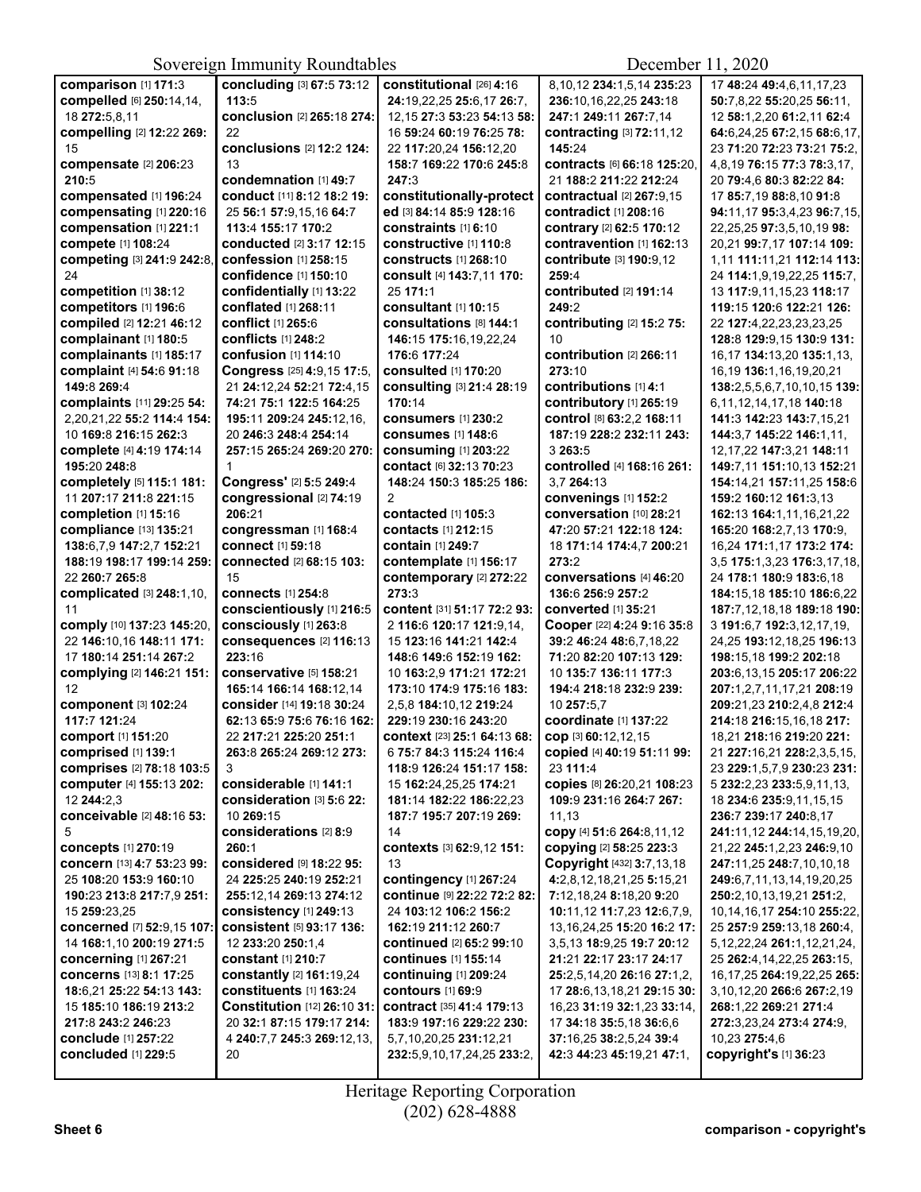**comparison** [1] **171:**3
**compelled** [6] **250:**14,14, 18 **272:**5,8,11
**compelling** [2] **12:**22 **269:**15
**compensate** [2] **206:**23 **210:**5
**compensated** [1] **196:**24
**compensating** [1] **220:**16
**compensation** [1] **221:**1
**compete** [1] **108:**24
**competing** [3] **241:**9 **242:**8, 24
**competition** [1] **38:**12
**competitors** [1] **196:**6
**compiled** [2] **12:**21 **46:**12
**complainant** [1] **180:**5
**complainants** [1] **185:**17
**complaint** [4] **54:**6 **91:**18 **149:**8 **269:**4
**complaints** [11] **29:**25 **54:**2,20,21,22 **55:**2 **114:**4 **154:**10 **169:**8 **216:**15 **262:**3
**complete** [4] **4:**19 **174:**14 **195:**20 **248:**8
**completely** [5] **115:**1 **181:**11 **207:**17 **211:**8 **221:**15
**completion** [1] **15:**16
**compliance** [13] **135:**21 **138:**6,7,9 **147:**2,7 **152:**21 **188:**19 **198:**17 **199:**14 **259:**22 **260:**7 **265:**8
**complicated** [3] **248:**1,10, 11
**comply** [10] **137:**23 **145:**20, 22 **146:**10,16 **148:**11 **171:**17 **180:**14 **251:**14 **267:**2
**complying** [2] **146:**21 **151:**12
**component** [3] **102:**24 **117:**7 **121:**24
**comport** [1] **151:**20
**comprised** [1] **139:**1
**comprises** [2] **78:**18 **103:**5
**computer** [4] **155:**13 **202:**12 **244:**2,3
**conceivable** [2] **48:**16 **53:**5
**concepts** [1] **270:**19
**concern** [13] **4:**7 **53:**23 **99:**25 **108:**20 **153:**9 **160:**10 **190:**23 **213:**8 **217:**7,9 **251:**15 **259:**23,25
**concerned** [7] **52:**9,15 **107:**14 **168:**1,10 **200:**19 **271:**5
**concerning** [1] **267:**21
**concerns** [13] **8:**1 **17:**25 **18:**6,21 **25:**22 **54:**13 **143:**15 **185:**10 **186:**19 **213:**2 **217:**8 **243:**2 **246:**23
**conclude** [1] **257:**22
**concluded** [1] **229:**5
**concluding** [3] **67:**5 **73:**12 **113:**5
**conclusion** [2] **265:**18 **274:**22
**conclusions** [2] **12:**2 **124:**13
**condemnation** [1] **49:**7
**conduct** [11] **8:**12 **18:**2 **19:**25 **56:**1 **57:**9,15,16 **64:**7 **113:**4 **155:**17 **170:**2
**conducted** [2] **3:**17 **12:**15
**confession** [1] **258:**15
**confidence** [1] **150:**10
**confidentially** [1] **13:**22
**conflated** [1] **268:**11
**conflict** [1] **265:**6
**conflicts** [1] **248:**2
**confusion** [1] **114:**10
**Congress** [25] **4:**9,15 **17:**5, 21 **24:**12,24 **52:**21 **72:**4,15 **74:**21 **75:**1 **122:**5 **164:**25 **195:**11 **209:**24 **245:**12,16, 20 **246:**3 **248:**4 **254:**14 **257:**15 **265:**24 **269:**20 **270:**1
**Congress'** [2] **5:**5 **249:**4
**congressional** [2] **74:**19 **206:**21
**congressman** [1] **168:**4
**connect** [1] **59:**18
**connected** [2] **68:**15 **103:**15
**connects** [1] **254:**8
**conscientiously** [1] **216:**5
**consciously** [1] **263:**8
**consequences** [2] **116:**13 **223:**16
**conservative** [5] **158:**21 **165:**14 **166:**14 **168:**12,14
**consider** [14] **19:**18 **30:**24 **62:**13 **65:**9 **75:**6 **76:**16 **162:**22 **217:**21 **225:**20 **251:**1 **263:**8 **265:**24 **269:**12 **273:**3
**considerable** [1] **141:**1
**consideration** [3] **5:**6 **22:**10 **269:**15
**considerations** [2] **8:**9 **260:**1
**considered** [9] **18:**22 **95:**24 **225:**25 **240:**19 **252:**21 **255:**12,14 **269:**13 **274:**12
**consistency** [1] **249:**13
**consistent** [5] **93:**17 **136:**12 **233:**20 **250:**1,4
**constant** [1] **210:**7
**constantly** [2] **161:**19,24
**constituents** [1] **163:**24
**Constitution** [12] **26:**10 **31:**20 **32:**1 **87:**15 **179:**17 **214:**4 **240:**7,7 **245:**3 **269:**12,13, 20
**constitutional** [26] **4:**16 **24:**19,22,25 **25:**6,17 **26:**7, 12,15 **27:**3 **53:**23 **54:**13 **58:**16 **59:**24 **60:**19 **76:**25 **78:**22 **117:**20,24 **156:**12,20 **158:**7 **169:**22 **170:**6 **245:**8 **247:**3
**constitutionally-protected** [3] **84:**14 **85:**9 **128:**16
**constraints** [1] **6:**10
**constructive** [1] **110:**8
**constructs** [1] **268:**10
**consult** [4] **143:**7,11 **170:**25 **171:**1
**consultant** [1] **10:**15
**consultations** [8] **144:**1 **146:**15 **175:**16,19,22,24 **176:**6 **177:**24
**consulted** [1] **170:**20
**consulting** [3] **21:**4 **28:**19 **170:**14
**consumers** [1] **230:**2
**consumes** [1] **148:**6
**consuming** [1] **203:**22
**contact** [6] **32:**13 **70:**23 **148:**24 **150:**3 **185:**25 **186:**2
**contacted** [1] **105:**3
**contacts** [1] **212:**15
**contain** [1] **249:**7
**contemplate** [1] **156:**17
**contemporary** [2] **272:**22 **273:**3
**content** [31] **51:**17 **72:**2 **93:**2 **116:**6 **120:**17 **121:**9,14, 15 **123:**16 **141:**21 **142:**4 **148:**6 **149:**6 **152:**19 **162:**10 **163:**2,9 **171:**21 **172:**21 **173:**10 **174:**9 **175:**16 **183:**2,5,8 **184:**10,12 **219:**24 **229:**19 **230:**16 **243:**20
**context** [23] **25:**1 **64:**13 **68:**6 **75:**7 **84:**3 **115:**24 **116:**4 **118:**9 **126:**24 **151:**17 **158:**15 **162:**24,25,25 **174:**21 **181:**14 **182:**22 **186:**22,23 **187:**7 **195:**7 **207:**19 **269:**14
**contexts** [3] **62:**9,12 **151:**13
**contingency** [1] **267:**24
**continue** [9] **22:**22 **72:**2 **82:**24 **103:**12 **106:**2 **156:**2 **162:**19 **211:**12 **260:**7
**continued** [2] **65:**2 **99:**10
**continues** [1] **155:**14
**continuing** [1] **209:**24
**contours** [1] **69:**9
**contract** [35] **41:**4 **179:**13 **183:**9 **197:**16 **229:**22 **230:**5,7,10,20,25 **231:**12,21 **232:**5,9,10,17,24,25 **233:**2, 8,10,12 **234:**1,5,14 **235:**23 **236:**10,16,22,25 **243:**18 **247:**1 **249:**11 **267:**7,14
**contracting** [3] **72:**11,12 **145:**24
**contracts** [6] **66:**18 **125:**20, 21 **188:**2 **211:**22 **212:**24
**contractual** [2] **267:**9,15
**contradict** [1] **208:**16
**contrary** [2] **62:**5 **170:**12
**contravention** [1] **162:**13
**contribute** [3] **190:**9,12 **259:**4
**contributed** [2] **191:**14 **249:**2
**contributing** [2] **15:**2 **75:**10
**contribution** [2] **266:**11 **273:**10
**contributions** [1] **4:**1
**contributory** [1] **265:**19
**control** [8] **63:**2,2 **168:**11 **187:**19 **228:**2 **232:**11 **243:**3 **263:**5
**controlled** [4] **168:**16 **261:**3,7 **264:**13
**convenings** [1] **152:**2
**conversation** [10] **28:**21 **47:**20 **57:**21 **122:**18 **124:**18 **171:**14 **174:**4,7 **200:**21 **273:**2
**conversations** [4] **46:**20 **136:**6 **256:**9 **257:**2
**converted** [1] **35:**21
**Cooper** [22] **4:**24 **9:**16 **35:**8 **39:**2 **46:**24 **48:**6,7,18,22 **71:**20 **82:**20 **107:**13 **129:**10 **135:**7 **136:**11 **177:**3 **194:**4 **218:**18 **232:**9 **239:**10 **257:**5,7
**coordinate** [1] **137:**22
**cop** [3] **60:**12,12,15
**copied** [4] **40:**19 **51:**11 **99:**23 **111:**4
**copies** [8] **26:**20,21 **108:**23 **109:**9 **231:**16 **264:**7 **267:**11,13
**copy** [4] **51:**6 **264:**8,11,12
**copying** [2] **58:**25 **223:**3
**Copyright** [432] **3:**7,13,18 **4:**2,8,12,18,21,25 **5:**15,21 **7:**12,18,24 **8:**18,20 **9:**20 **10:**11,12 **11:**7,23 **12:**6,7,9, 13,16,24,25 **15:**20 **16:**2 **17:**3,5,13 **18:**9,25 **19:**7 **20:**12 **21:**21 **22:**17 **23:**17 **24:**17 **25:**2,5,14,20 **26:**16 **27:**1,2, 17 **28:**6,13,18,21 **29:**15 **30:**16,23 **31:**19 **32:**1,23 **33:**14, 17 **34:**18 **35:**5,18 **36:**6,6 **37:**16,25 **38:**2,5,24 **39:**4 **42:**3 **44:**23 **45:**19,21 **47:**1, 17 **48:**24 **49:**4,6,11,17,23 **50:**7,8,22 **55:**20,25 **56:**11, 12 **58:**1,2,20 **61:**2,11 **62:**4 **64:**6,24,25 **67:**2,15 **68:**6,17, 23 **71:**20 **72:**23 **73:**21 **75:**2, 4,8,19 **76:**15 **77:**3,17 **78:**3,17, 20 **79:**4,6 **80:**3 **82:**22 **84:**17 **85:**7,19 **88:**8,10 **91:**8 **94:**11,17 **95:**3,4,23 **96:**7,15, 22,25,25 **97:**3,5,10,19 **98:**20,21 **99:**7,17 **107:**14 **109:**1,11 **111:**11,21 **112:**14 **113:**24 **114:**1,9,19,22,25 **115:**7, 13 **117:**9,11,15,23 **118:**17 **119:**15 **120:**6 **122:**21 **126:**22 **127:**4,22,23,23,23,25 **128:**8 **129:**5,15 **130:**9 **131:**16,17 **134:**13,20 **135:**1,13, 16,19 **136:**1,16,19,20,21 **138:**2,5,5,6,7,10,10,15 **139:**6,11,12,14,17,18 **140:**18 **141:**3 **142:**23 **143:**7,15,21 **144:**3,7 **145:**22 **146:**1,11, 12,17,22 **147:**3,21 **148:**11 **149:**7,11 **151:**10,13 **152:**21 **154:**14,21 **157:**11,25 **158:**6 **159:**2 **160:**12 **161:**3,13 **162:**13 **164:**1,11,16,21,22 **165:**20 **168:**2,7,13 **170:**9, 16,24 **171:**1,17 **173:**2 **174:**3,5 **175:**1,3,23 **176:**3,17,18, 24 **178:**1 **180:**9 **183:**6,18 **184:**15,18 **185:**10 **186:**6,22 **187:**7,12,18,18 **189:**18 **190:**3 **191:**6,7 **192:**3,12,17,19, 24,25 **193:**12,18,25 **196:**13 **198:**15,18 **199:**2 **202:**18 **203:**6,13,15 **205:**17 **206:**22 **207:**1,2,7,11,17,21 **208:**19 **209:**21,23 **210:**2,4,8 **212:**4 **214:**18 **216:**15,16,18 **217:**18,21 **218:**16 **219:**20 **221:**21 **227:**16,21 **228:**2,3,5,15, 23 **229:**1,5,7,9 **230:**23 **231:**5 **232:**2,23 **233:**5,9,11,13, 18 **234:**6 **235:**9,11,15,15 **236:**7 **239:**17 **240:**8,17 **241:**11,12 **244:**14,15,19,20, 21,22 **245:**1,2,23 **246:**9,10 **247:**11,25 **248:**7,10,10,18 **249:**6,7,11,13,14,19,20,25 **250:**2,10,13,19,21 **251:**2, 10,14,16,17 **254:**10 **255:**22, 25 **257:**9 **259:**13,18 **260:**4, 5,12,22,24 **261:**1,12,21,24, 25 **262:**4,14,22,25 **263:**15, 16,17,25 **264:**19,22,25 **265:**3,10,12,20 **266:**6 **267:**2,19 **268:**1,22 **269:**21 **271:**4 **272:**3,23,24 **273:**4 **274:**9, 10,23 **275:**4,6
**copyright's** [1] **36:**23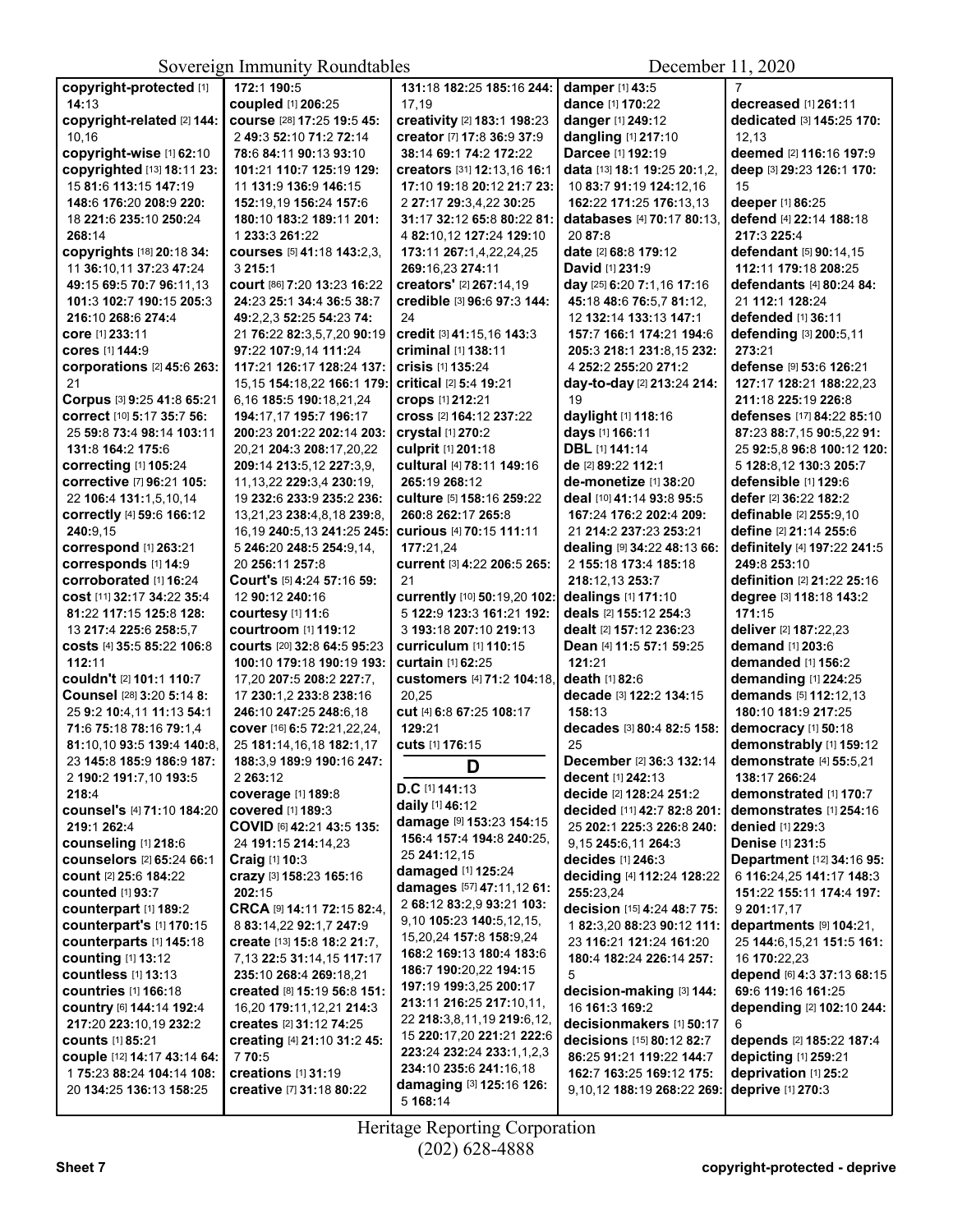**copyright-protected** [1] **14**:13
**copyright-related** [2] **144**: 10,16
**copyright-wise** [1] **62**:10
**copyrighted** [13] **18**:11 **23**: 15 **81**:6 **113**:15 **147**:19 **148**:6 **176**:20 **208**:9 **220**: 18 **221**:6 **235**:10 **250**:24 **268**:14
**copyrights** [18] **20**:18 **34**: 11 **36**:10,11 **37**:23 **47**:24 **49**:15 **69**:5 **70**:7 **96**:11,13 **101**:3 **102**:7 **190**:15 **205**:3 **216**:10 **268**:6 **274**:4
**core** [1] **233**:11
**cores** [1] **144**:9
**corporations** [2] **45**:6 **263**: 21
**Corpus** [3] **9**:25 **41**:8 **65**:21
**correct** [10] **5**:17 **35**:7 **56**: 25 **59**:8 **73**:4 **98**:14 **103**:11 **131**:8 **164**:2 **175**:6
**correcting** [1] **105**:24
**corrective** [7] **96**:21 **105**: 22 **106**:4 **131**:1,5,10,14
**correctly** [4] **59**:6 **166**:12 **240**:9,15
**correspond** [1] **263**:21
**corresponds** [1] **14**:9
**corroborated** [1] **16**:24
**cost** [11] **32**:17 **34**:22 **35**:4 **81**:22 **117**:15 **125**:8 **128**: 13 **217**:4 **225**:6 **258**:5,7
**costs** [4] **35**:5 **85**:22 **106**:8 **112**:11
**couldn't** [2] **101**:1 **110**:7
**Counsel** [28] **3**:20 **5**:14 **8**: 25 **9**:2 **10**:4,11 **11**:13 **54**:1 **71**:6 **75**:18 **78**:16 **79**:1,4 **81**:10,10 **93**:5 **139**:4 **140**:8, 23 **145**:8 **185**:9 **186**:9 **187**: 2 **190**:2 **191**:7,10 **193**:5 **218**:4
**counsel's** [4] **71**:10 **184**:20 **219**:1 **262**:4
**counseling** [1] **218**:6
**counselors** [2] **65**:24 **66**:1
**count** [2] **25**:6 **184**:22
**counted** [1] **93**:7
**counterpart** [1] **189**:2
**counterpart's** [1] **170**:15
**counterparts** [1] **145**:18
**counting** [1] **13**:12
**countless** [1] **13**:13
**countries** [1] **166**:18
**country** [6] **144**:14 **192**:4 **217**:20 **223**:10,19 **232**:2
**counts** [1] **85**:21
**couple** [12] **14**:17 **43**:14 **64**: 1 **75**:23 **88**:24 **104**:14 **108**: 20 **134**:25 **136**:13 **158**:25 **172**:1 **190**:5
**coupled** [1] **206**:25
**course** [28] **17**:25 **19**:5 **45**: 2 **49**:3 **52**:10 **71**:2 **72**:14 **78**:6 **84**:11 **90**:13 **93**:10 **101**:21 **110**:7 **125**:19 **129**: 11 **131**:9 **136**:9 **146**:15 **152**:19,19 **156**:24 **157**:6 **180**:10 **183**:2 **189**:11 **201**: 1 **233**:3 **261**:22
**courses** [5] **41**:18 **143**:2,3, 3 **215**:1
**court** [86] **7**:20 **13**:23 **16**:22 **24**:23 **25**:1 **34**:4 **36**:5 **38**:7 **49**:2,2,3 **52**:25 **54**:23 **74**: 21 **76**:22 **82**:3,5,7,20 **90**:19 **97**:22 **107**:9,14 **111**:24 **117**:21 **126**:17 **128**:24 **137**: 15,15 **154**:18,22 **166**:1 **179**: 6,16 **185**:5 **190**:18,21,24 **194**:17,17 **195**:7 **196**:17 **200**:23 **201**:22 **202**:14 **203**: 20,21 **204**:3 **208**:17,20,22 **209**:14 **213**:5,12 **227**:3,9, 11,13,22 **229**:3,4 **230**:19, 19 **232**:6 **233**:9 **235**:2 **236**: 13,21,23 **238**:4,8,18 **239**:8, 16,19 **240**:5,13 **241**:25 **245**: 5 **246**:20 **248**:5 **254**:9,14, 20 **256**:11 **257**:8
**Court's** [5] **4**:24 **57**:16 **59**: 12 **90**:12 **240**:16
**courtesy** [1] **11**:6
**courtroom** [1] **119**:12
**courts** [20] **32**:8 **64**:5 **95**:23 **100**:10 **179**:18 **190**:19 **193**: 17,20 **207**:5 **208**:2 **227**:7, 17 **230**:1,2 **233**:8 **238**:16 **246**:10 **247**:25 **248**:6,18
**cover** [16] **6**:5 **72**:21,22,24, 25 **181**:14,16,18 **182**:1,17 **188**:3,9 **189**:9 **190**:16 **247**: 2 **263**:12
**coverage** [1] **189**:8
**covered** [1] **189**:3
**COVID** [6] **42**:21 **43**:5 **135**: 24 **191**:15 **214**:14,23
**Craig** [1] **10**:3
**crazy** [3] **158**:23 **165**:16 **202**:15
**CRCA** [9] **14**:11 **72**:15 **82**:4, 8 **83**:14,22 **92**:1,7 **247**:9
**create** [13] **15**:8 **18**:2 **21**:7, 7,13 **22**:5 **31**:14,15 **117**:17 **235**:10 **268**:4 **269**:18,21
**created** [8] **15**:19 **56**:8 **151**: 16,20 **179**:11,12,21 **214**:3
**creates** [2] **31**:12 **74**:25
**creating** [4] **21**:10 **31**:2 **45**: 7 **70**:5
**creations** [1] **31**:19
**creative** [7] **31**:18 **80**:22 **131**:18 **182**:25 **185**:16 **244**: 17,19
**creativity** [2] **183**:1 **198**:23
**creator** [7] **17**:8 **36**:9 **37**:9 **38**:14 **69**:1 **74**:2 **172**:22
**creators** [31] **12**:13,16 **16**:1 **17**:10 **19**:18 **20**:12 **21**:7 **23**: 2 **27**:17 **29**:3,4,22 **30**:25 **31**:17 **32**:12 **65**:8 **80**:22 **81**: 4 **82**:10,12 **127**:24 **129**:10 **173**:11 **267**:1,4,22,24,25 **269**:16,23 **274**:11
**creators'** [2] **267**:14,19
**credible** [3] **96**:6 **97**:3 **144**: 24
**credit** [3] **41**:15,16 **143**:3
**criminal** [1] **138**:11
**crisis** [1] **135**:24
**critical** [2] **5**:4 **19**:21
**crops** [1] **212**:21
**cross** [2] **164**:12 **237**:22
**crystal** [1] **270**:2
**culprit** [1] **201**:18
**cultural** [4] **78**:11 **149**:16 **265**:19 **268**:12
**culture** [5] **158**:16 **259**:22 **260**:8 **262**:17 **265**:8
**curious** [4] **70**:15 **111**:11 **177**:21,24
**current** [3] **4**:22 **206**:5 **265**: 21
**currently** [10] **50**:19,20 **102**: 5 **122**:9 **123**:3 **161**:21 **192**: 3 **193**:18 **207**:10 **219**:13
**curriculum** [1] **110**:15
**curtain** [1] **62**:25
**customers** [4] **71**:2 **104**:18, 20,25
**cut** [4] **6**:8 **67**:25 **108**:17 **129**:21
**cuts** [1] **176**:15

## D

**D.C** [1] **141**:13
**daily** [1] **46**:12
**damage** [9] **153**:23 **154**:15 **156**:4 **157**:4 **194**:8 **240**:25, 25 **241**:12,15
**damaged** [1] **125**:24
**damages** [57] **47**:11,12 **61**: 2 **68**:12 **83**:2,9 **93**:21 **103**: 9,10 **105**:23 **140**:5,12,15, 15,20,24 **157**:8 **158**:9,24 **168**:2 **169**:13 **180**:4 **183**:6 **186**:7 **190**:20,22 **194**:15 **197**:19 **199**:3,25 **200**:17 **213**:11 **216**:25 **217**:10,11, 22 **218**:3,8,11,19 **219**:6,12, 15 **220**:17,20 **221**:22 **222**:6 **223**:24 **232**:24 **233**:1,1,2,3 **234**:10 **235**:6 **241**:16,18
**damaging** [3] **125**:16 **126**: 5 **168**:14
**damper** [1] **43**:5
**dance** [1] **170**:22
**danger** [1] **249**:12
**dangling** [1] **217**:10
**Darcee** [1] **192**:19
**data** [13] **18**:1 **19**:25 **20**:1,2, 10 **83**:7 **91**:19 **124**:12,16 **162**:22 **171**:25 **176**:13,13
**databases** [4] **70**:17 **80**:13, 20 **87**:8
**date** [2] **68**:8 **179**:12
**David** [1] **231**:9
**day** [25] **6**:20 **7**:1,16 **17**:16 **45**:18 **48**:6 **76**:5,7 **81**:12, 12 **132**:14 **133**:13 **147**:1 **157**:7 **166**:1 **174**:21 **194**:6 **205**:3 **218**:1 **231**:8,15 **232**: 4 **252**:2 **255**:20 **271**:2
**day-to-day** [2] **213**:24 **214**: 19
**daylight** [1] **118**:16
**days** [1] **166**:11
**DBL** [1] **141**:14
**de** [2] **89**:22 **112**:1
**de-monetize** [1] **38**:20
**deal** [10] **41**:14 **93**:8 **95**:5 **167**:24 **176**:2 **202**:4 **209**: 21 **214**:2 **237**:23 **253**:21
**dealing** [9] **34**:22 **48**:13 **66**: 2 **155**:18 **173**:4 **185**:18 **218**:12,13 **253**:7
**dealings** [1] **171**:10
**deals** [2] **155**:12 **254**:3
**dealt** [2] **157**:12 **236**:23
**Dean** [4] **11**:5 **57**:11 **59**:25 **121**:21
**death** [1] **82**:6
**decade** [3] **122**:2 **134**:15 **158**:13
**decades** [3] **80**:4 **82**:5 **158**: 25
**December** [2] **36**:3 **132**:14
**decent** [1] **242**:13
**decide** [2] **128**:24 **251**:2
**decided** [11] **42**:7 **82**:8 **201**: 25 **202**:1 **225**:3 **226**:8 **240**: 9,15 **245**:6,11 **264**:3
**decides** [1] **246**:3
**deciding** [4] **112**:24 **128**:22 **255**:23,24
**decision** [15] **4**:24 **48**:7 **75**: 1 **82**:3,20 **88**:23 **90**:12 **111**: 23 **116**:21 **121**:24 **161**:20 **180**:4 **182**:24 **226**:14 **257**: 5
**decision-making** [3] **144**: 16 **161**:3 **169**:2
**decisionmakers** [1] **50**:17
**decisions** [15] **80**:12 **82**:7 **86**:25 **91**:21 **119**:22 **144**:7 **162**:7 **163**:25 **169**:12 **175**: 9,10,12 **188**:19 **268**:22 **269**: 7
**decreased** [1] **261**:11
**dedicated** [3] **145**:25 **170**: 12,13
**deemed** [2] **116**:16 **197**:9
**deep** [3] **29**:23 **126**:1 **170**: 15
**deeper** [1] **86**:25
**defend** [4] **22**:14 **188**:18 **217**:3 **225**:4
**defendant** [5] **90**:14,15 **112**:11 **179**:18 **208**:25
**defendants** [4] **80**:24 **84**: 21 **112**:1 **128**:24
**defended** [1] **36**:11
**defending** [3] **200**:5,11 **273**:21
**defense** [9] **53**:6 **126**:21 **127**:17 **128**:21 **188**:22,23 **211**:18 **225**:19 **226**:8
**defenses** [17] **84**:22 **85**:10 **87**:23 **88**:7,15 **90**:5,22 **91**: 25 **92**:5,8 **96**:8 **100**:12 **120**: 5 **128**:8,12 **130**:3 **205**:7
**defensible** [1] **129**:6
**defer** [2] **36**:22 **182**:2
**definable** [2] **255**:9,10
**define** [2] **21**:14 **255**:6
**definitely** [4] **197**:22 **241**:5 **249**:8 **253**:10
**definition** [2] **21**:22 **25**:16
**degree** [3] **118**:18 **143**:2 **171**:15
**deliver** [2] **187**:22,23
**demand** [1] **203**:6
**demanded** [1] **156**:2
**demanding** [1] **224**:25
**demands** [5] **112**:12,13 **180**:10 **181**:9 **217**:25
**democracy** [1] **50**:18
**demonstrably** [1] **159**:12
**demonstrate** [4] **55**:5,21 **138**:17 **266**:24
**demonstrated** [1] **170**:7
**demonstrates** [1] **254**:16
**denied** [1] **229**:3
**Denise** [1] **231**:5
**Department** [12] **34**:16 **95**: 6 **116**:24,25 **141**:17 **148**:3 **151**:22 **155**:11 **174**:4 **197**: 9 **201**:17,17
**departments** [9] **104**:21, 25 **144**:6,15,21 **151**:5 **161**: 16 **170**:22,23
**depend** [6] **4**:3 **37**:13 **68**:15 **69**:6 **119**:16 **161**:25
**depending** [2] **102**:10 **244**: 6
**depends** [2] **185**:22 **187**:4
**depicting** [1] **259**:21
**deprivation** [1] **25**:2
**deprive** [1] **270**:3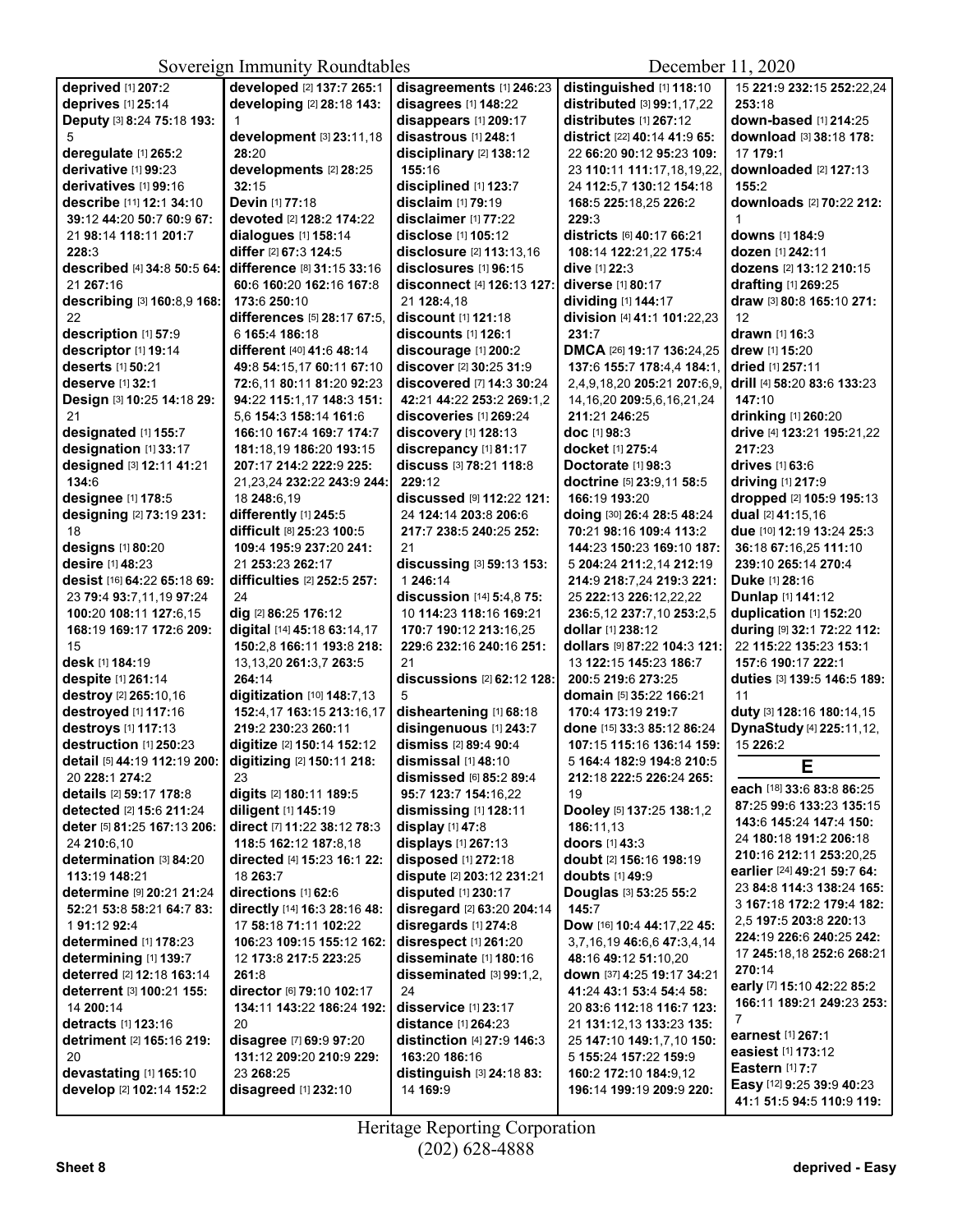**deprived** [1] **207**:2
**deprives** [1] **25**:14
**Deputy** [3] **8**:24 **75**:18 **193**:5
**deregulate** [1] **265**:2
**derivative** [1] **99**:23
**derivatives** [1] **99**:16
**describe** [11] **12**:1 **34**:10 **39**:12 **44**:20 **50**:7 **60**:9 **67**:21 **98**:14 **118**:11 **201**:7 **228**:3
**described** [4] **34**:8 **50**:5 **64**:21 **267**:16
**describing** [3] **160**:8,9 **168**:22
**description** [1] **57**:9
**descriptor** [1] **19**:14
**deserts** [1] **50**:21
**deserve** [1] **32**:1
**Design** [3] **10**:25 **14**:18 **29**:21
**designated** [1] **155**:7
**designation** [1] **33**:17
**designed** [3] **12**:11 **41**:21 **134**:6
**designee** [1] **178**:5
**designing** [2] **73**:19 **231**:18
**designs** [1] **80**:20
**desire** [1] **48**:23
**desist** [16] **64**:22 **65**:18 **69**:23 **79**:4 **93**:7,11,19 **97**:24 **100**:20 **108**:11 **127**:6,15 **168**:19 **169**:17 **172**:6 **209**:15
**desk** [1] **184**:19
**despite** [1] **261**:14
**destroy** [2] **265**:10,16
**destroyed** [1] **117**:16
**destroys** [1] **117**:13
**destruction** [1] **250**:23
**detail** [5] **44**:19 **112**:19 **200**:20 **228**:1 **274**:2
**details** [2] **59**:17 **178**:8
**detected** [2] **15**:6 **211**:24
**deter** [5] **81**:25 **167**:13 **206**:24 **210**:6,10
**determination** [3] **84**:20 **113**:19 **148**:21
**determine** [9] **20**:21 **21**:24 **52**:21 **53**:8 **58**:21 **64**:7 **83**:1 **91**:12 **92**:4
**determined** [1] **178**:23
**determining** [1] **139**:7
**deterred** [2] **12**:18 **163**:14
**deterrent** [3] **100**:21 **155**:14 **200**:14
**detracts** [1] **123**:16
**detriment** [2] **165**:16 **219**:20
**devastating** [1] **165**:10
**develop** [2] **102**:14 **152**:2
**developed** [2] **137**:7 **265**:1
**developing** [2] **28**:18 **143**:1
**development** [3] **23**:11,18 **28**:20
**developments** [2] **28**:25 **32**:15
**Devin** [1] **77**:18
**devoted** [2] **128**:2 **174**:22
**dialogues** [1] **158**:14
**differ** [2] **67**:3 **124**:5
**difference** [8] **31**:15 **33**:16 **60**:6 **160**:20 **162**:16 **167**:8 **173**:6 **250**:10
**differences** [5] **28**:17 **67**:5,6 **165**:4 **186**:18
**different** [40] **41**:6 **48**:14 **49**:8 **54**:15,17 **60**:11 **67**:10 **72**:6,11 **80**:11 **81**:20 **92**:23 **94**:22 **115**:1,17 **148**:3 **151**:5,6 **154**:3 **158**:14 **161**:6 **166**:10 **167**:4 **169**:7 **174**:7 **181**:18,19 **186**:20 **193**:15 **207**:17 **214**:2 **222**:9 **225**:21,23,24 **232**:22 **243**:9 **244**:18 **248**:6,19
**differently** [1] **245**:5
**difficult** [8] **25**:23 **100**:5 **109**:4 **195**:9 **237**:20 **241**:21 **253**:23 **262**:17
**difficulties** [2] **252**:5 **257**:24
**dig** [2] **86**:25 **176**:12
**digital** [14] **45**:18 **63**:14,17 **150**:2,8 **166**:11 **193**:8 **218**:13,13,20 **261**:3,7 **263**:5 **264**:14
**digitization** [10] **148**:7,13 **152**:4,17 **163**:15 **213**:16,17 **219**:2 **230**:23 **260**:11
**digitize** [2] **150**:14 **152**:12
**digitizing** [2] **150**:11 **218**:23
**digits** [2] **180**:11 **189**:5
**diligent** [1] **145**:19
**direct** [7] **11**:22 **38**:12 **78**:3 **118**:5 **162**:12 **187**:8,18
**directed** [4] **15**:23 **16**:1 **22**:18 **263**:7
**directions** [1] **62**:6
**directly** [14] **16**:3 **28**:16 **48**:17 **58**:18 **71**:11 **102**:22 **106**:23 **109**:15 **155**:12 **162**:12 **173**:8 **217**:5 **223**:25 **261**:8
**director** [6] **79**:10 **102**:17 **134**:11 **143**:22 **186**:24 **192**:20
**disagree** [7] **69**:9 **97**:20 **131**:12 **209**:20 **210**:9 **229**:23 **268**:25
**disagreed** [1] **232**:10
**disagreements** [1] **246**:23
**disagrees** [1] **148**:22
**disappears** [1] **209**:17
**disastrous** [1] **248**:1
**disciplinary** [2] **138**:12 **155**:16
**disciplined** [1] **123**:7
**disclaim** [1] **79**:19
**disclaimer** [1] **77**:22
**disclose** [1] **105**:12
**disclosure** [2] **113**:13,16
**disclosures** [1] **96**:15
**disconnect** [4] **126**:13 **127**:21 **128**:4,18
**discount** [1] **121**:18
**discounts** [1] **126**:1
**discourage** [1] **200**:2
**discover** [2] **30**:25 **31**:9
**discovered** [7] **14**:3 **30**:24 **42**:21 **44**:22 **253**:2 **269**:1,2
**discoveries** [1] **269**:24
**discovery** [1] **128**:13
**discrepancy** [1] **81**:17
**discuss** [3] **78**:21 **118**:8 **229**:12
**discussed** [9] **112**:22 **121**:24 **124**:14 **203**:8 **206**:6 **217**:7 **238**:5 **240**:25 **252**:21
**discussing** [3] **59**:13 **153**:1 **246**:14
**discussion** [14] **5**:4,8 **75**:10 **114**:23 **118**:16 **169**:21 **170**:7 **190**:12 **213**:16,25 **229**:6 **232**:16 **240**:16 **251**:21
**discussions** [2] **62**:12 **128**:5
**disheartening** [1] **68**:18
**disingenuous** [1] **243**:7
**dismiss** [2] **89**:4 **90**:4
**dismissal** [1] **48**:10
**dismissed** [6] **85**:2 **89**:4 **95**:7 **123**:7 **154**:16,22
**dismissing** [1] **128**:11
**display** [1] **47**:8
**displays** [1] **267**:13
**disposed** [1] **272**:18
**dispute** [2] **203**:12 **231**:21
**disputed** [1] **230**:17
**disregard** [2] **63**:20 **204**:14
**disregards** [1] **274**:8
**disrespect** [1] **261**:20
**disseminate** [1] **180**:16
**disseminated** [3] **99**:1,2,24
**disservice** [1] **23**:17
**distance** [1] **264**:23
**distinction** [4] **27**:9 **146**:3 **163**:20 **186**:16
**distinguish** [3] **24**:18 **83**:14 **169**:9
**distinguished** [1] **118**:10
**distributed** [3] **99**:1,17,22
**distributes** [1] **267**:12
**district** [22] **40**:14 **41**:9 **65**:22 **66**:20 **90**:12 **95**:23 **109**:23 **110**:11 **111**:17,18,19,22,24 **112**:5,7 **130**:12 **154**:18 **168**:5 **225**:18,25 **226**:2 **229**:3
**districts** [6] **40**:17 **66**:21 **108**:14 **122**:21,22 **175**:4
**dive** [1] **22**:3
**diverse** [1] **80**:17
**dividing** [1] **144**:17
**division** [4] **41**:1 **101**:22,23 **231**:7
**DMCA** [26] **19**:17 **136**:24,25 **137**:6 **155**:7 **178**:4,4 **184**:1,2,4,9,18,20 **205**:21 **207**:6,9,14,16,20 **209**:5,6,16,21,24 **211**:21 **246**:25
**doc** [1] **98**:3
**docket** [1] **275**:4
**Doctorate** [1] **98**:3
**doctrine** [5] **23**:9,11 **58**:5 **166**:19 **193**:20
**doing** [30] **26**:4 **28**:5 **48**:24 **70**:21 **98**:16 **109**:4 **113**:2 **144**:23 **150**:23 **169**:10 **187**:5 **204**:24 **211**:2,14 **212**:19 **214**:9 **218**:7,24 **219**:3 **221**:25 **222**:13 **226**:12,22,22 **236**:5,12 **237**:7,10 **253**:2,5
**dollar** [1] **238**:12
**dollars** [9] **87**:22 **104**:3 **121**:13 **122**:15 **145**:23 **186**:7 **200**:5 **219**:6 **273**:25
**domain** [5] **35**:22 **166**:21 **170**:4 **173**:19 **219**:7
**done** [15] **33**:3 **85**:12 **86**:24 **107**:15 **115**:16 **136**:14 **159**:5 **164**:4 **182**:9 **194**:8 **210**:5 **212**:18 **222**:5 **226**:24 **265**:19
**Dooley** [5] **137**:25 **138**:1,2 **186**:11,13
**doors** [1] **43**:3
**doubt** [2] **156**:16 **198**:19
**doubts** [1] **49**:9
**Douglas** [3] **53**:25 **55**:2 **145**:7
**Dow** [16] **10**:4 **44**:17,22 **45**:3,7,16,19 **46**:6,6 **47**:3,4,14 **48**:16 **49**:12 **51**:10,20
**down** [37] **4**:25 **19**:17 **34**:21 **41**:24 **43**:1 **53**:4 **54**:4 **58**:20 **83**:6 **112**:18 **116**:7 **123**:21 **131**:12,13 **133**:23 **135**:25 **147**:10 **149**:1,7,10 **150**:5 **155**:24 **157**:22 **159**:9 **160**:2 **172**:10 **184**:9,12 **196**:14 **199**:19 **209**:9 **220**:15 **221**:9 **232**:15 **252**:22,24 **253**:18
**down-based** [1] **214**:25
**download** [3] **38**:18 **178**:17 **179**:1
**downloaded** [2] **127**:13 **155**:2
**downloads** [2] **70**:22 **212**:1
**downs** [1] **184**:9
**dozen** [1] **242**:11
**dozens** [2] **13**:12 **210**:15
**drafting** [1] **269**:25
**draw** [3] **80**:8 **165**:10 **271**:12
**drawn** [1] **16**:3
**drew** [1] **15**:20
**dried** [1] **257**:11
**drill** [4] **58**:20 **83**:6 **133**:23 **147**:10
**drinking** [1] **260**:20
**drive** [4] **123**:21 **195**:21,22 **217**:23
**drives** [1] **63**:6
**driving** [1] **217**:9
**dropped** [2] **105**:9 **195**:13
**dual** [2] **41**:15,16
**due** [10] **12**:19 **13**:24 **25**:3 **36**:18 **67**:16,25 **111**:10 **239**:10 **265**:14 **270**:4
**Duke** [1] **28**:16
**Dunlap** [1] **141**:12
**duplication** [1] **152**:20
**during** [9] **32**:1 **72**:22 **112**:22 **115**:22 **135**:23 **153**:1 **157**:6 **190**:17 **222**:1
**duties** [3] **139**:5 **146**:5 **189**:11
**duty** [3] **128**:16 **180**:14,15
**DynaStudy** [4] **225**:11,12,15 **226**:2

## E

**each** [18] **33**:6 **83**:8 **86**:25 **87**:25 **99**:6 **133**:23 **135**:15 **143**:6 **145**:24 **147**:4 **150**:24 **180**:18 **191**:2 **206**:18 **210**:16 **212**:11 **253**:20,25
**earlier** [24] **49**:21 **59**:7 **64**:23 **84**:8 **114**:3 **138**:24 **165**:3 **167**:18 **172**:7 **179**:4 **182**:2,5 **197**:5 **203**:8 **220**:13 **224**:19 **226**:6 **240**:25 **242**:17 **245**:18,18 **252**:6 **268**:21 **270**:14
**early** [7] **15**:10 **42**:22 **85**:2 **166**:11 **189**:21 **249**:23 **253**:7
**earnest** [1] **267**:1
**easiest** [1] **173**:12
**Eastern** [1] **7**:7
**Easy** [12] **9**:25 **39**:9 **40**:23 **41**:1 **51**:5 **94**:5 **110**:9 **119**: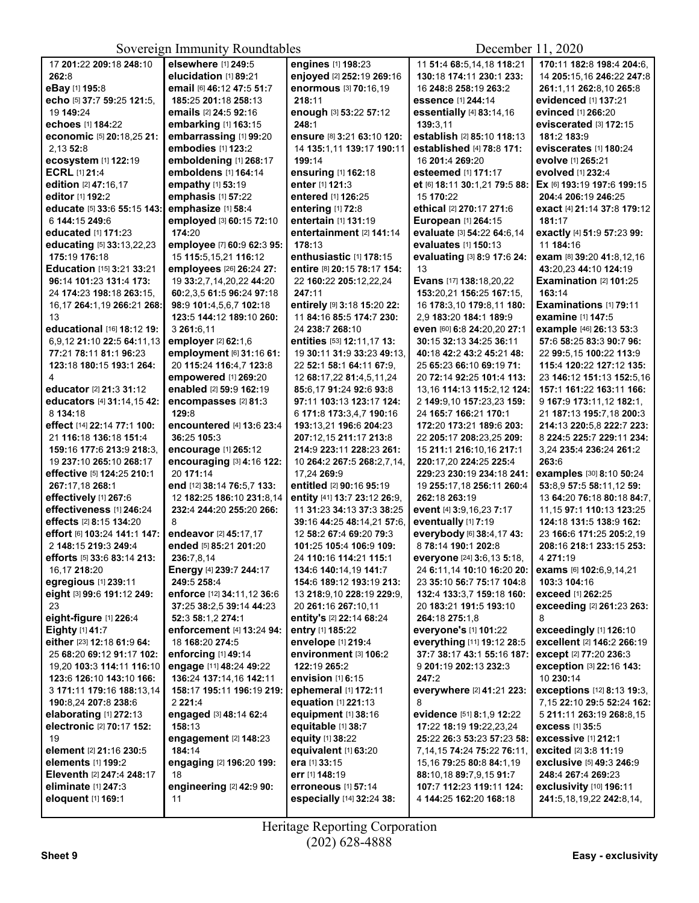17 **201:**22 **209:**18 **248:**10 **262:**8
**eBay** [1] **195:**8
**echo** [5] **37:**7 **59:**25 **121:**5, 19 **149:**24
**echoes** [1] **184:**22
**economic** [5] **20:**18,25 **21:** 2,13 **52:**8
**ecosystem** [1] **122:**19
**ECRL** [1] **21:**4
**edition** [2] **47:**16,17
**editor** [1] **192:**2
**educate** [5] **33:**6 **55:**15 **143:** 6 **144:**15 **249:**6
**educated** [1] **171:**23
**educating** [5] **33:**13,22,23 **175:**19 **176:**18
**Education** [15] **3:**21 **33:**21 **96:**14 **101:**23 **131:**4 **173:** 24 **174:**23 **198:**18 **263:**15, 16,17 **264:**1,19 **266:**21 **268:** 13
**educational** [16] **18:**12 **19:** 6,9,12 **21:**10 **22:**5 **64:**11,13 **77:**21 **78:**11 **81:**1 **96:**23 **123:**18 **180:**15 **193:**1 **264:** 4
**educator** [2] **21:**3 **31:**12
**educators** [4] **31:**14,15 **42:** 8 **134:**18
**effect** [14] **22:**14 **77:**1 **100:** 21 **116:**18 **136:**18 **151:**4 **159:**16 **177:**6 **213:**9 **218:**3, 19 **237:**10 **265:**10 **268:**17
**effective** [5] **124:**25 **210:**1 **267:**17,18 **268:**1
**effectively** [1] **267:**6
**effectiveness** [1] **246:**24
**effects** [2] **8:**15 **134:**20
**effort** [6] **103:**24 **141:**1 **147:** 2 **148:**15 **219:**3 **249:**4
**efforts** [5] **33:**6 **83:**14 **213:** 16,17 **218:**20
**egregious** [1] **239:**11
**eight** [3] **99:**6 **191:**12 **249:** 23
**eight-figure** [1] **226:**4
**Eighty** [1] **41:**7
**either** [23] **12:**18 **61:**9 **64:** 25 **68:**20 **69:**12 **91:**17 **102:** 19,20 **103:**3 **114:**11 **116:**10 **123:**6 **126:**10 **143:**10 **166:** 3 **171:**11 **179:**16 **188:**13,14 **190:**8,24 **207:**8 **238:**6
**elaborating** [1] **272:**13
**electronic** [2] **70:**17 **152:** 19
**element** [2] **21:**16 **230:**5
**elements** [1] **199:**2
**Eleventh** [2] **247:**4 **248:**17
**eliminate** [1] **247:**3
**eloquent** [1] **169:**1
**elsewhere** [1] **249:**5
**elucidation** [1] **89:**21
**email** [6] **46:**12 **47:**5 **51:**7 **185:**25 **201:**18 **258:**13
**emails** [2] **24:**5 **92:**16
**embarking** [1] **163:**15
**embarrassing** [1] **99:**20
**embodies** [1] **123:**2
**emboldening** [1] **268:**17
**emboldens** [1] **164:**14
**empathy** [1] **53:**19
**emphasis** [1] **57:**22
**emphasize** [1] **58:**4
**employed** [3] **60:**15 **72:**10 **174:**20
**employee** [7] **60:**9 **62:**3 **95:** 15 **115:**5,15,21 **116:**12
**employees** [26] **26:**24 **27:** 19 **33:**2,7,14,20,22 **44:**20 **60:**2,3,5 **61:**5 **96:**24 **97:**18 **98:**9 **101:**4,5,6,7 **102:**18 **123:**5 **144:**12 **189:**10 **260:** 3 **261:**6,11
**employer** [2] **62:**1,6
**employment** [6] **31:**16 **61:** 20 **115:**24 **116:**4,7 **123:**8
**empowered** [1] **269:**20
**enabled** [2] **59:**9 **162:**19
**encompasses** [2] **81:**3 **129:**8
**encountered** [4] **13:**6 **23:**4 **36:**25 **105:**3
**encourage** [1] **265:**12
**encouraging** [3] **4:**16 **122:** 20 **171:**14
**end** [12] **38:**14 **76:**5,7 **133:** 12 **182:**25 **186:**10 **231:**8,14 **232:**4 **244:**20 **255:**20 **266:** 8
**endeavor** [2] **45:**17,17
**ended** [5] **85:**21 **201:**20 **236:**7,8,14
**Energy** [4] **239:**7 **244:**17 **249:**5 **258:**4
**enforce** [12] **34:**11,12 **36:**6 **37:**25 **38:**2,5 **39:**14 **44:**23 **52:**3 **58:**1,2 **274:**1
**enforcement** [4] **13:**24 **94:** 18 **168:**20 **274:**5
**enforcing** [1] **49:**14
**engage** [11] **48:**24 **49:**22 **136:**24 **137:**14,16 **142:**11 **158:**17 **195:**11 **196:**19 **219:** 2 **221:**4
**engaged** [3] **48:**14 **62:**4 **158:**13
**engagement** [2] **148:**23 **184:**14
**engaging** [2] **196:**20 **199:** 18
**engineering** [2] **42:**9 **90:** 11
**engines** [1] **198:**23
**enjoyed** [2] **252:**19 **269:**16
**enormous** [3] **70:**16,19 **218:**11
**enough** [3] **53:**22 **57:**12 **248:**1
**ensure** [8] **3:**21 **63:**10 **120:** 14 **135:**1,11 **139:**17 **190:**11 **199:**14
**ensuring** [1] **162:**18
**enter** [1] **121:**3
**entered** [1] **126:**25
**entering** [1] **72:**8
**entertain** [1] **131:**19
**entertainment** [2] **141:**14 **178:**13
**enthusiastic** [1] **178:**15
**entire** [8] **20:**15 **78:**17 **154:** 22 **160:**22 **205:**12,22,24 **247:**11
**entirely** [9] **3:**18 **15:**20 **22:** 11 **84:**16 **85:**5 **174:**7 **230:** 24 **238:**7 **268:**10
**entities** [53] **12:**11,17 **13:** 19 **30:**11 **31:**9 **33:**23 **49:**13, 22 **52:**1 **58:**1 **64:**11 **67:**9, 12 **68:**17,22 **81:**4,5,11,24 **85:**6,17 **91:**24 **92:**6 **93:**8 **97:**11 **103:**13 **123:**17 **124:** 6 **171:**8 **173:**3,4,7 **190:**16 **193:**13,21 **196:**6 **204:**23 **207:**12,15 **211:**17 **213:**8 **214:**9 **223:**11 **228:**23 **261:** 10 **264:**2 **267:**5 **268:**2,7,14, 17,24 **269:**9
**entitled** [2] **90:**16 **95:**19
**entity** [41] **13:**7 **23:**12 **26:**9, 11 **31:**23 **34:**13 **37:**3 **38:**25 **39:**16 **44:**25 **48:**14,21 **57:**6, 12 **58:**2 **67:**4 **69:**20 **79:**3 **101:**25 **105:**4 **106:**9 **109:** 24 **110:**16 **114:**21 **115:**1 **134:**6 **140:**14,19 **141:**7 **154:**6 **189:**12 **193:**19 **213:** 13 **218:**9,10 **228:**19 **229:**9, 20 **261:**16 **267:**10,11
**entity's** [2] **22:**14 **68:**24
**entry** [1] **185:**22
**envelope** [1] **219:**4
**environment** [3] **106:**2 **122:**19 **265:**2
**envision** [1] **6:**15
**ephemeral** [1] **172:**11
**equation** [1] **221:**13
**equipment** [1] **38:**16
**equitable** [1] **38:**7
**equity** [1] **38:**22
**equivalent** [1] **63:**20
**era** [1] **33:**15
**err** [1] **148:**19
**erroneous** [1] **57:**14
**especially** [14] **32:**24 **38:** 11 **51:**4 **68:**5,14,18 **118:**21 **130:**18 **174:**11 **230:**1 **233:** 16 **248:**8 **258:**19 **263:**2
**essence** [1] **244:**14
**essentially** [4] **83:**14,16 **139:**3,11
**establish** [2] **85:**10 **118:**13
**established** [4] **78:**8 **171:** 16 **201:**4 **269:**20
**esteemed** [1] **171:**17
**et** [6] **18:**11 **30:**1,21 **79:**5 **88:** 15 **170:**22
**ethical** [2] **270:**17 **271:**6
**European** [1] **264:**15
**evaluate** [3] **54:**22 **64:**6,14
**evaluates** [1] **150:**13
**evaluating** [3] **8:**9 **17:**6 **24:** 13
**Evans** [17] **138:**18,20,22 **153:**20,21 **156:**25 **167:**15, 16 **178:**3,10 **179:**8,11 **180:** 2,9 **183:**20 **184:**1 **189:**9
**even** [60] **6:**8 **24:**20,20 **27:**1 **30:**15 **32:**13 **34:**25 **36:**11 **40:**18 **42:**2 **43:**2 **45:**21 **48:** 25 **65:**23 **66:**10 **69:**19 **71:** 20 **72:**14 **92:**25 **101:**4 **113:** 13,16 **114:**13 **115:**2,12 **124:** 2 **149:**9,10 **157:**23,23 **159:** 24 **165:**7 **166:**21 **170:**1 **172:**20 **173:**21 **189:**6 **203:** 22 **205:**17 **208:**23,25 **209:** 15 **211:**1 **216:**10,16 **217:**1 **220:**17,20 **224:**25 **225:**4 **229:**23 **230:**19 **234:**18 **241:** 19 **255:**17,18 **256:**11 **260:**4 **262:**18 **263:**19
**event** [4] **3:**9,16,23 **7:**17
**eventually** [1] **7:**19
**everybody** [6] **38:**4,17 **43:** 8 **78:**14 **190:**1 **202:**8
**everyone** [24] **3:**6,13 **5:**18, 24 **6:**11,14 **10:**10 **16:**20 **20:** 23 **35:**10 **56:**7 **75:**17 **104:**8 **132:**4 **133:**3,7 **159:**18 **160:** 20 **183:**21 **191:**5 **193:**10 **264:**18 **275:**1,8
**everyone's** [1] **101:**22
**everything** [11] **19:**12 **28:**5 **37:**7 **38:**17 **43:**1 **55:**16 **187:** 9 **201:**19 **202:**13 **232:**3 **247:**2
**everywhere** [2] **41:**21 **223:** 8
**evidence** [51] **8:**1,9 **12:**22 **17:**22 **18:**19 **19:**22,23,24 **25:**22 **26:**3 **53:**23 **57:**23 **58:** 7,14,15 **74:**24 **75:**22 **76:**11, 15,16 **79:**25 **80:**8 **84:**1,19 **88:**10,18 **89:**7,9,15 **91:**7 **107:**7 **112:**23 **119:**11 **124:** 4 **144:**25 **162:**20 **168:**18 **170:**11 **182:**8 **198:**4 **204:**6, 14 **205:**15,16 **246:**22 **247:**8 **261:**1,11 **262:**8,10 **265:**8
**evidenced** [1] **137:**21
**evinced** [1] **266:**20
**eviscerated** [3] **172:**15 **181:**2 **183:**9
**eviscerates** [1] **180:**24
**evolve** [1] **265:**21
**evolved** [1] **232:**4
**Ex** [6] **193:**19 **197:**6 **199:**15 **204:**4 **206:**19 **246:**25
**exact** [4] **21:**14 **37:**8 **179:**12 **181:**17
**exactly** [4] **51:**9 **57:**23 **99:** 11 **184:**16
**exam** [8] **39:**20 **41:**8,12,16 **43:**20,23 **44:**10 **124:**19
**Examination** [2] **101:**25 **163:**14
**Examinations** [1] **79:**11
**examine** [1] **147:**5
**example** [46] **26:**13 **53:**3 **57:**6 **58:**25 **83:**3 **90:**7 **96:** 22 **99:**5,15 **100:**22 **113:**9 **115:**4 **120:**22 **127:**12 **135:** 23 **146:**12 **151:**13 **152:**5,16 **157:**1 **161:**22 **163:**11 **166:** 9 **167:**9 **173:**11,12 **182:**1, 21 **187:**13 **195:**7,18 **200:**3 **214:**13 **220:**5,8 **222:**7 **223:** 8 **224:**5 **225:**7 **229:**11 **234:** 3,24 **235:**4 **236:**24 **261:**2 **263:**6
**examples** [30] **8:**10 **50:**24 **53:**8,9 **57:**5 **58:**11,12 **59:** 13 **64:**20 **76:**18 **80:**18 **84:**7, 11,15 **97:**1 **110:**13 **123:**25 **124:**18 **131:**5 **138:**9 **162:** 23 **166:**6 **171:**25 **205:**2,19 **208:**16 **218:**1 **233:**15 **253:** 4 **271:**19
**exams** [6] **102:**6,9,14,21 **103:**3 **104:**16
**exceed** [1] **262:**25
**exceeding** [2] **261:**23 **263:** 8
**exceedingly** [1] **126:**10
**excellent** [2] **146:**2 **266:**19
**except** [2] **77:**20 **236:**3
**exception** [3] **22:**16 **143:** 10 **230:**14
**exceptions** [12] **8:**13 **19:**3, 7,15 **22:**10 **29:**5 **52:**24 **162:** 5 **211:**11 **263:**19 **268:**8,15
**excess** [1] **35:**5
**excessive** [1] **212:**1
**excited** [2] **3:**8 **11:**19
**exclusive** [5] **49:**3 **246:**9 **248:**4 **267:**4 **269:**23
**exclusivity** [10] **196:**11 **241:**5,18,19,22 **242:**8,14,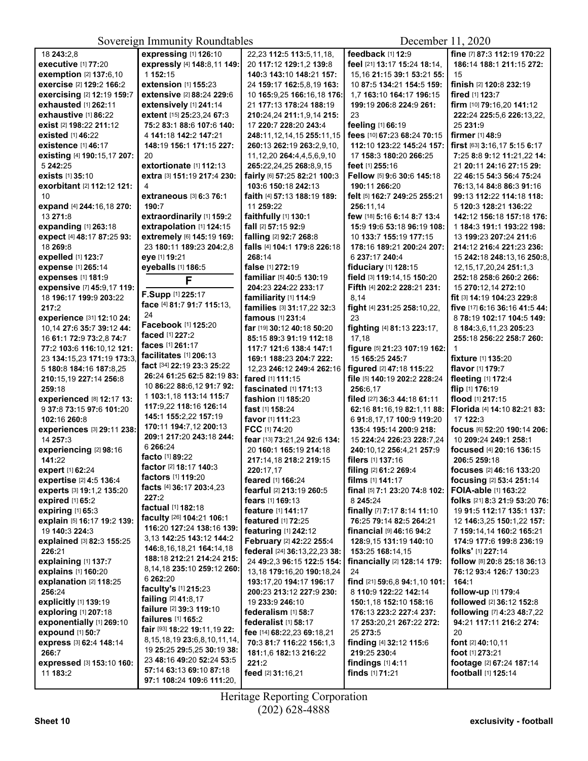18 **243**:2,8
**executive** [1] **77**:20
**exemption** [2] **137**:6,10
**exercise** [2] **129**:2 **166**:2
**exercising** [2] **12**:19 **159**:7
**exhausted** [1] **262**:11
**exhaustive** [1] **86**:22
**exist** [2] **198**:22 **211**:12
**existed** [1] **46**:22
**existence** [1] **46**:17
**existing** [4] **190**:15,17 **207**:5 **242**:25
**exists** [1] **35**:10
**exorbitant** [2] **112**:12 **121**:10
**expand** [4] **244**:16,18 **270**:13 **271**:8
**expanding** [1] **263**:18
**expect** [4] **48**:17 **87**:25 **93**:18 **269**:8
**expelled** [1] **123**:7
**expense** [1] **265**:14
**expenses** [1] **181**:9
**expensive** [7] **45**:9,17 **119**:18 **196**:17 **199**:5 **203**:22 **217**:2
**experience** [31] **12**:10 **24**:10,14 **27**:6 **35**:7 **39**:12 **44**:16 **61**:1 **72**:9 **73**:2,8 **74**:7 **77**:2 **103**:6 **116**:10,12 **121**:23 **134**:15,23 **171**:19 **173**:3,5 **180**:8 **184**:16 **187**:8,25 **210**:15,19 **227**:14 **256**:8 **259**:18
**experienced** [8] **12**:17 **13**:9 **37**:8 **73**:15 **97**:6 **101**:20 **102**:16 **260**:8
**experiences** [3] **29**:11 **238**:14 **257**:3
**experiencing** [2] **98**:16 **141**:22
**expert** [1] **62**:24
**expertise** [2] **4**:5 **136**:4
**experts** [3] **19**:1,2 **135**:20
**expired** [1] **65**:2
**expiring** [1] **65**:3
**explain** [5] **16**:17 **19**:2 **139**:19 **140**:3 **224**:3
**explained** [3] **82**:3 **155**:25 **226**:21
**explaining** [1] **137**:7
**explains** [1] **160**:20
**explanation** [2] **118**:25 **256**:24
**explicitly** [1] **139**:19
**exploring** [1] **207**:18
**exponentially** [1] **269**:10
**expound** [1] **50**:7
**express** [3] **62**:4 **148**:14 **266**:7
**expressed** [3] **153**:10 **160**:11 **183**:2
**expressing** [1] **126**:10
**expressly** [4] **148**:8,11 **149**:1 **152**:15
**extension** [1] **155**:23
**extensive** [2] **88**:24 **229**:6
**extensively** [1] **241**:14
**extent** [15] **25**:23,24 **67**:3 **75**:2 **83**:1 **88**:6 **107**:6 **140**:4 **141**:18 **142**:2 **147**:21 **148**:19 **156**:1 **171**:15 **227**:20
**extortionate** [1] **112**:13
**extra** [3] **151**:19 **217**:4 **230**:4
**extraneous** [3] **6**:3 **76**:1 **190**:7
**extraordinarily** [1] **159**:2
**extrapolation** [1] **124**:15
**extremely** [6] **145**:19 **169**:23 **180**:11 **189**:23 **204**:2,8
**eye** [1] **19**:21
**eyeballs** [1] **186**:5

## F

**F.Supp** [1] **225**:17
**face** [4] **81**:7 **91**:7 **115**:13,24
**Facebook** [1] **125**:20
**faced** [1] **227**:2
**faces** [1] **261**:17
**facilitates** [1] **206**:13
**fact** [34] **22**:19 **23**:3 **25**:22 **26**:24 **61**:25 **62**:5 **82**:19 **83**:10 **86**:22 **88**:6,12 **91**:7 **92**:1 **103**:1,18 **113**:14 **115**:7 **117**:9,22 **118**:16 **126**:14 **145**:1 **155**:2,22 **157**:19 **170**:11 **194**:7,12 **200**:13 **209**:1 **217**:20 **243**:18 **244**:6 **266**:24
**facto** [1] **89**:22
**factor** [2] **18**:17 **140**:3
**factors** [1] **119**:20
**facts** [4] **36**:17 **203**:4,23 **227**:2
**factual** [1] **182**:18
**faculty** [26] **104**:21 **106**:1 **116**:20 **127**:24 **138**:16 **139**:3,13 **142**:25 **143**:12 **144**:2 **146**:8,16,18,21 **164**:14,18 **188**:18 **212**:21 **214**:24 **215**:8,14,18 **235**:10 **259**:12 **260**:6 **262**:20
**faculty's** [1] **215**:23
**failing** [2] **41**:8,17
**failure** [2] **39**:3 **119**:10
**failures** [1] **165**:2
**fair** [93] **18**:22 **19**:11,19 **22**:8,15,18,19 **23**:6,8,10,11,14,19 **25**:25 **29**:5,25 **30**:19 **38**:23 **48**:16 **49**:20 **52**:24 **53**:5 **57**:14 **63**:13 **69**:10 **87**:18 **97**:1 **108**:24 **109**:6 **111**:20,22,23 **112**:5 **113**:5,11,18,20 **117**:12 **129**:1,2 **139**:8 **140**:3 **143**:10 **148**:21 **157**:24 **159**:17 **162**:5,8,19 **163**:10 **165**:9,25 **166**:16,18 **176**:21 **177**:13 **178**:24 **188**:19 **210**:24,24 **211**:1,9,14 **215**:17 **220**:7 **228**:20 **243**:4 **248**:11,12,14,15 **255**:11,15 **260**:13 **262**:19 **263**:2,9,10,11,12,20 **264**:4,4,5,6,9,10 **265**:22,24,25 **268**:8,9,15
**fairly** [6] **57**:25 **82**:21 **100**:3 **103**:6 **150**:18 **242**:13
**faith** [4] **57**:13 **188**:19 **189**:11 **259**:22
**faithfully** [1] **130**:1
**fall** [2] **57**:15 **92**:9
**falling** [2] **92**:7 **268**:8
**falls** [4] **104**:1 **179**:8 **226**:18 **268**:14
**false** [1] **272**:19
**familiar** [5] **40**:5 **130**:19 **204**:23 **224**:22 **233**:17
**familiarity** [1] **114**:9
**families** [3] **31**:17,22 **32**:3
**famous** [1] **231**:4
**far** [19] **30**:12 **40**:18 **50**:20 **85**:15 **89**:3 **91**:19 **112**:18 **117**:7 **121**:6 **138**:4 **147**:1 **169**:1 **188**:23 **204**:7 **222**:12,23 **246**:12 **249**:4 **262**:16
**fared** [1] **111**:15
**fascinated** [1] **171**:13
**fashion** [1] **185**:20
**fast** [1] **158**:24
**favor** [1] **111**:23
**FCC** [1] **74**:20
**fear** [13] **73**:21,24 **92**:6 **134**:20 **160**:1 **165**:19 **214**:18 **217**:14,18 **218**:2 **219**:15 **220**:17,17
**feared** [1] **166**:24
**fearful** [2] **213**:19 **260**:5
**fears** [1] **169**:13
**feature** [1] **141**:17
**featured** [1] **72**:25
**featuring** [1] **242**:12
**February** [2] **42**:22 **255**:4
**federal** [24] **36**:13,22,23 **38**:24 **49**:2,3 **96**:15 **122**:5 **154**:13,18 **179**:16,20 **190**:18,24 **193**:17,20 **194**:17 **196**:17 **200**:23 **213**:12 **227**:9 **230**:19 **233**:9 **246**:10
**federalism** [1] **58**:7
**federalist** [1] **58**:17
**fee** [14] **68**:22,23 **69**:18,21 **70**:3 **81**:7 **116**:22 **156**:1,3 **181**:1,6 **182**:13 **216**:22 **221**:2
**feed** [2] **31**:16,21
**feedback** [1] **12**:9
**feel** [21] **13**:17 **15**:24 **18**:14,15,16 **21**:15 **39**:1 **53**:21 **55**:10 **87**:5 **134**:21 **154**:5 **159**:1,7 **163**:10 **164**:17 **196**:15 **199**:19 **206**:8 **224**:9 **261**:23
**feeling** [1] **66**:19
**fees** [10] **67**:23 **68**:24 **70**:15 **112**:10 **123**:22 **145**:24 **157**:17 **158**:3 **180**:20 **266**:25
**feet** [1] **255**:16
**Fellow** [5] **9**:6 **30**:6 **145**:18 **190**:11 **266**:20
**felt** [5] **162**:7 **249**:25 **255**:21 **256**:11,14
**few** [18] **5**:16 **6**:14 **8**:7 **13**:4 **15**:9 **19**:6 **53**:18 **96**:19 **108**:10 **133**:7 **155**:19 **177**:15 **178**:16 **189**:21 **200**:24 **207**:6 **237**:17 **240**:4
**fiduciary** [1] **128**:15
**field** [3] **119**:14,15 **150**:20
**Fifth** [4] **202**:2 **228**:21 **231**:8,14
**fight** [4] **231**:25 **258**:10,22,23
**fighting** [4] **81**:13 **223**:17,17,18
**figure** [5] **21**:23 **107**:19 **162**:15 **165**:25 **245**:7
**figured** [2] **47**:18 **115**:22
**file** [5] **140**:19 **202**:2 **228**:24 **256**:6,11
**filed** [27] **36**:3 **44**:18 **61**:11 **62**:16 **81**:16,19 **82**:1,11 **88**:6 **91**:8,17,17 **100**:9 **119**:20 **135**:4 **195**:14 **200**:9 **218**:15 **224**:24 **226**:23 **228**:7,24 **240**:10,12 **256**:4,21 **257**:9
**filers** [1] **137**:16
**filing** [2] **61**:2 **269**:4
**films** [1] **141**:17
**final** [5] **7**:1 **23**:20 **74**:8 **102**:8 **245**:24
**finally** [7] **7**:17 **8**:14 **11**:10 **76**:25 **79**:14 **82**:5 **264**:21
**financial** [9] **46**:16 **94**:2 **128**:9,15 **131**:19 **140**:10 **153**:25 **168**:14,15
**financially** [2] **128**:14 **179**:24
**find** [21] **59**:6,8 **94**:1,10 **101**:8 **110**:9 **122**:22 **142**:14 **150**:1,18 **152**:10 **158**:16 **176**:13 **223**:2 **227**:4 **237**:17 **253**:20,21 **267**:22 **272**:25 **273**:5
**finding** [4] **32**:12 **115**:6 **219**:25 **230**:4
**findings** [1] **4**:11
**finds** [1] **71**:21
**fine** [7] **87**:3 **112**:19 **170**:22 **186**:14 **188**:1 **211**:15 **272**:15
**finish** [2] **120**:8 **232**:19
**fired** [1] **123**:7
**firm** [10] **79**:16,20 **141**:12 **222**:24 **225**:5,6 **226**:13,22,25 **231**:9
**firmer** [1] **48**:9
**first** [63] **3**:16,17 **5**:15 **6**:17 **7**:25 **8**:8 **9**:12 **11**:21,22 **14**:21 **20**:11 **24**:16 **27**:15 **29**:22 **46**:15 **54**:3 **56**:4 **75**:24 **76**:13,14 **84**:8 **86**:3 **91**:16 **99**:13 **112**:22 **114**:18 **118**:5 **120**:3 **128**:21 **136**:22 **142**:12 **156**:18 **157**:18 **176**:1 **184**:3 **191**:1 **193**:22 **198**:13 **199**:23 **207**:24 **211**:6 **214**:12 **216**:4 **221**:23 **236**:15 **242**:18 **248**:13,16 **250**:8,12,15,17,20,24 **251**:1,3 **252**:18 **258**:6 **260**:2 **266**:15 **270**:12,14 **272**:10
**fit** [3] **14**:19 **104**:23 **229**:8
**five** [17] **6**:16 **36**:16 **41**:5 **44**:8 **78**:19 **102**:17 **104**:5 **149**:8 **184**:3,6,11,23 **205**:23 **255**:18 **256**:22 **258**:7 **260**:1
**fixture** [1] **135**:20
**flavor** [1] **179**:7
**fleeting** [1] **172**:4
**flip** [1] **176**:19
**flood** [1] **217**:15
**Florida** [4] **14**:10 **82**:21 **83**:17 **122**:3
**focus** [6] **52**:20 **190**:14 **206**:10 **209**:24 **249**:1 **258**:1
**focused** [4] **20**:16 **136**:15 **206**:5 **259**:18
**focuses** [2] **46**:16 **133**:20
**focusing** [2] **53**:4 **251**:14
**FOIA-able** [1] **163**:22
**folks** [21] **8**:3 **21**:9 **53**:20 **76**:19 **91**:5 **112**:17 **135**:1 **137**:12 **146**:3,25 **150**:1,22 **157**:7 **159**:14,14 **160**:2 **165**:21 **174**:9 **177**:6 **199**:8 **236**:19
**folks'** [1] **227**:14
**follow** [8] **20**:8 **25**:18 **36**:13 **76**:12 **93**:4 **126**:7 **130**:23 **164**:1
**follow-up** [1] **179**:4
**followed** [2] **36**:12 **152**:8
**following** [7] **4**:23 **48**:7,22 **94**:21 **117**:11 **216**:2 **274**:20
**font** [2] **40**:10,11
**foot** [1] **273**:21
**footage** [2] **67**:24 **187**:14
**football** [1] **125**:14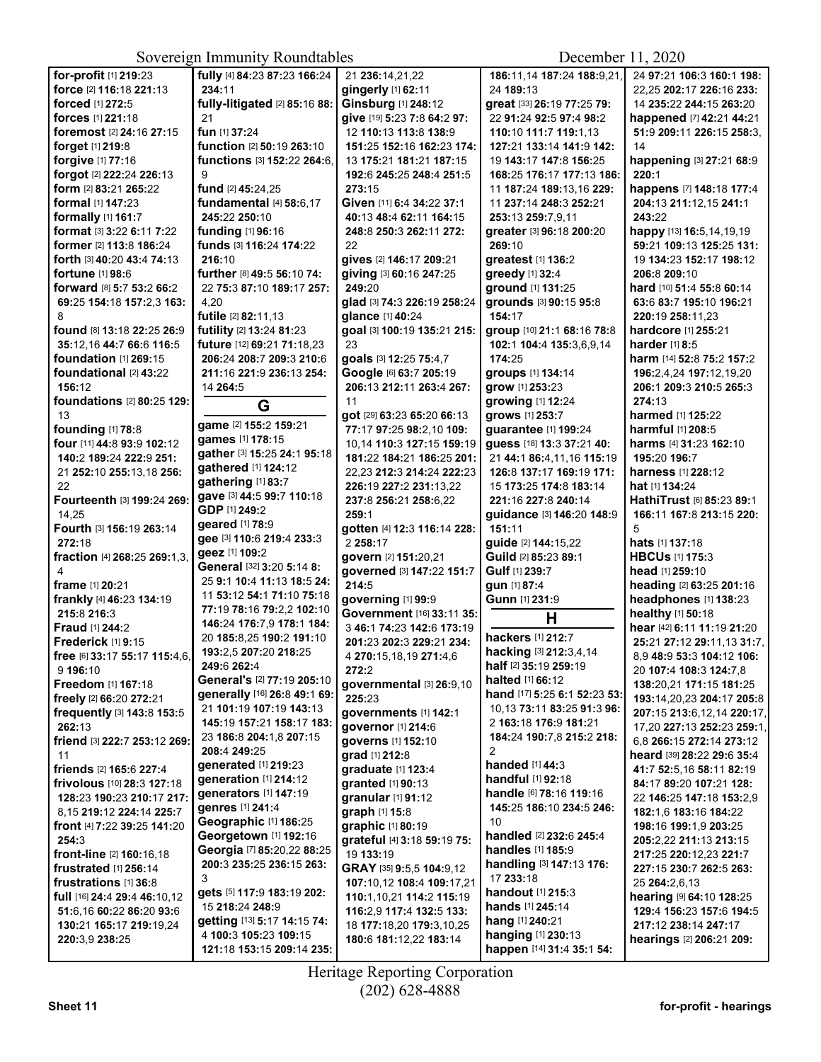**for-profit** [1] **219**:23
**force** [2] **116**:18 **221**:13
**forced** [1] **272**:5
**forces** [1] **221**:18
**foremost** [2] **24**:16 **27**:15
**forget** [1] **219**:8
**forgive** [1] **77**:16
**forgot** [2] **222**:24 **226**:13
**form** [2] **83**:21 **265**:22
**formal** [1] **147**:23
**formally** [1] **161**:7
**format** [3] **3**:22 **6**:11 **7**:22
**former** [2] **113**:8 **186**:24
**forth** [3] **40**:20 **43**:4 **74**:13
**fortune** [1] **98**:6
**forward** [8] **5**:7 **53**:2 **66**:2 **69**:25 **154**:18 **157**:2,3 **163**:8
**found** [8] **13**:18 **22**:25 **26**:9 **35**:12,16 **44**:7 **66**:6 **116**:5
**foundation** [1] **269**:15
**foundational** [2] **43**:22 **156**:12
**foundations** [2] **80**:25 **129**:13
**founding** [1] **78**:8
**four** [11] **44**:8 **93**:9 **102**:12 **140**:2 **189**:24 **222**:9 **251**:21 **252**:10 **255**:13,18 **256**:22
**Fourteenth** [3] **199**:24 **269**:14,25
**Fourth** [3] **156**:19 **263**:14 **272**:18
**fraction** [4] **268**:25 **269**:1,3,4
**frame** [1] **20**:21
**frankly** [4] **46**:23 **134**:19 **215**:8 **216**:3
**Fraud** [1] **244**:2
**Frederick** [1] **9**:15
**free** [6] **33**:17 **55**:17 **115**:4,6,9 **196**:10
**Freedom** [1] **167**:18
**freely** [2] **66**:20 **272**:21
**frequently** [3] **143**:8 **153**:5 **262**:13
**friend** [3] **222**:7 **253**:12 **269**:11
**friends** [2] **165**:6 **227**:4
**frivolous** [10] **28**:3 **127**:18 **128**:23 **190**:23 **210**:17 **217**:8,15 **219**:12 **224**:14 **225**:7
**front** [4] **7**:22 **39**:25 **141**:20 **254**:3
**front-line** [2] **160**:16,18
**frustrated** [1] **256**:14
**frustrations** [1] **36**:8
**full** [16] **24**:4 **29**:4 **46**:10,12 **51**:6,16 **60**:22 **86**:20 **93**:6 **130**:21 **165**:17 **219**:19,24 **220**:3,9 **238**:25
**fully** [4] **84**:23 **87**:23 **166**:24 **234**:11
**fully-litigated** [2] **85**:16 **88**:21
**fun** [1] **37**:24
**function** [2] **50**:19 **263**:10
**functions** [3] **152**:22 **264**:6,9
**fund** [2] **45**:24,25
**fundamental** [4] **58**:6,17 **245**:22 **250**:10
**funding** [1] **96**:16
**funds** [3] **116**:24 **174**:22 **216**:10
**further** [8] **49**:5 **56**:10 **74**:22 **75**:3 **87**:10 **189**:17 **257**:4,20
**futile** [2] **82**:11,13
**futility** [2] **13**:24 **81**:23
**future** [12] **69**:21 **71**:18,23 **206**:24 **208**:7 **209**:3 **210**:6 **211**:16 **221**:9 **236**:13 **254**:14 **264**:5

## G

**game** [2] **155**:2 **159**:21
**games** [1] **178**:15
**gather** [3] **15**:25 **24**:1 **95**:18
**gathered** [1] **124**:12
**gathering** [1] **83**:7
**gave** [3] **44**:5 **99**:7 **110**:18
**GDP** [1] **249**:2
**geared** [1] **78**:9
**gee** [3] **110**:6 **219**:4 **233**:3
**geez** [1] **109**:2
**General** [32] **3**:20 **5**:14 **8**:25 **9**:1 **10**:4 **11**:13 **18**:5 **24**:11 **53**:12 **54**:1 **71**:10 **75**:18 **77**:19 **78**:16 **79**:2,2 **102**:10 **146**:24 **176**:7,9 **178**:1 **184**:20 **185**:8,25 **190**:2 **191**:10 **193**:2,5 **207**:20 **218**:25 **249**:6 **262**:4
**General's** [2] **77**:19 **205**:10
**generally** [16] **26**:8 **49**:1 **69**:21 **101**:19 **107**:19 **143**:13 **145**:19 **157**:21 **158**:17 **183**:23 **186**:8 **204**:1,8 **207**:15 **208**:4 **249**:25
**generated** [1] **219**:23
**generation** [1] **214**:12
**generators** [1] **147**:19
**genres** [1] **241**:4
**Geographic** [1] **186**:25
**Georgetown** [1] **192**:16
**Georgia** [7] **85**:20,22 **88**:25 **200**:3 **235**:25 **236**:15 **263**:3
**gets** [5] **117**:9 **183**:19 **202**:15 **218**:24 **248**:9
**getting** [13] **5**:17 **14**:15 **74**:4 **100**:3 **105**:23 **109**:15 **121**:18 **153**:15 **209**:14 **235**:21 **236**:14,21,22
**gingerly** [1] **62**:11
**Ginsburg** [1] **248**:12
**give** [19] **5**:23 **7**:8 **64**:2 **97**:12 **110**:13 **113**:8 **138**:9 **151**:25 **152**:16 **162**:23 **174**:13 **175**:21 **181**:21 **187**:15 **192**:6 **245**:25 **248**:4 **251**:5 **273**:15
**Given** [11] **6**:4 **34**:22 **37**:1 **40**:13 **48**:4 **62**:11 **164**:15 **248**:8 **250**:3 **262**:11 **272**:22
**gives** [2] **146**:17 **209**:21
**giving** [3] **60**:16 **247**:25 **249**:20
**glad** [3] **74**:3 **226**:19 **258**:24
**glance** [1] **40**:24
**goal** [3] **100**:19 **135**:21 **215**:23
**goals** [3] **12**:25 **75**:4,7
**Google** [6] **63**:7 **205**:19 **206**:13 **212**:11 **263**:4 **267**:11
**got** [29] **63**:23 **65**:20 **66**:13 **77**:17 **97**:25 **98**:2,10 **109**:10,14 **110**:3 **127**:15 **159**:19 **181**:22 **184**:21 **186**:25 **201**:22,23 **212**:3 **214**:24 **222**:23 **226**:19 **227**:2 **231**:13,22 **237**:8 **256**:21 **258**:6,22 **259**:1
**gotten** [4] **12**:3 **116**:14 **228**:2 **258**:17
**govern** [2] **151**:20,21
**governed** [3] **147**:22 **151**:7 **214**:5
**governing** [1] **99**:9
**Government** [16] **33**:11 **35**:3 **46**:1 **74**:23 **142**:6 **173**:19 **201**:23 **202**:3 **229**:21 **234**:4 **270**:15,18,19 **271**:4,6 **272**:2
**governmental** [3] **26**:9,10 **225**:23
**governments** [1] **142**:1
**governor** [1] **214**:6
**governs** [1] **152**:10
**grad** [1] **212**:8
**graduate** [1] **123**:4
**granted** [1] **90**:13
**granular** [1] **91**:12
**graph** [1] **15**:8
**graphic** [1] **80**:19
**grateful** [4] **3**:18 **59**:19 **75**:19 **133**:19
**GRAY** [35] **9**:5,5 **104**:9,12 **107**:10,12 **108**:4 **109**:17,21 **110**:1,10,21 **114**:2 **115**:19 **116**:2,9 **117**:4 **132**:5 **133**:18 **177**:18,20 **179**:3,10,25 **180**:6 **181**:12,22 **183**:14 **186**:11,14 **187**:24 **188**:9,21,24 **189**:13
**great** [33] **26**:19 **77**:25 **79**:22 **91**:24 **92**:5 **97**:4 **98**:2 **110**:10 **111**:7 **119**:1,13 **127**:21 **133**:14 **141**:9 **142**:19 **143**:17 **147**:8 **156**:25 **168**:25 **176**:17 **177**:13 **186**:11 **187**:24 **189**:13,16 **229**:11 **237**:14 **248**:3 **252**:21 **253**:13 **259**:7,9,11
**greater** [3] **96**:18 **200**:20 **269**:10
**greatest** [1] **136**:2
**greedy** [1] **32**:4
**ground** [1] **131**:25
**grounds** [3] **90**:15 **95**:8 **154**:17
**group** [10] **21**:1 **68**:16 **78**:8 **102**:1 **104**:4 **135**:3,6,9,14 **174**:25
**groups** [1] **134**:14
**grow** [1] **253**:23
**growing** [1] **12**:24
**grows** [1] **253**:7
**guarantee** [1] **199**:24
**guess** [18] **13**:3 **37**:21 **40**:21 **44**:1 **86**:4,11,16 **115**:19 **126**:8 **137**:17 **169**:19 **171**:15 **173**:25 **174**:8 **183**:14 **221**:16 **227**:8 **240**:14
**guidance** [3] **146**:20 **148**:9 **151**:11
**guide** [2] **144**:15,22
**Guild** [2] **85**:23 **89**:1
**Gulf** [1] **239**:7
**gun** [1] **87**:4
**Gunn** [1] **231**:9

## H

**hackers** [1] **212**:7
**hacking** [3] **212**:3,4,14
**half** [2] **35**:19 **259**:19
**halted** [1] **66**:12
**hand** [17] **5**:25 **6**:1 **52**:23 **53**:10,13 **73**:11 **83**:25 **91**:3 **96**:2 **163**:18 **176**:9 **181**:21 **184**:24 **190**:7,8 **215**:2 **218**:2
**handed** [1] **44**:3
**handful** [1] **92**:18
**handle** [6] **78**:16 **119**:16 **145**:25 **186**:10 **234**:5 **246**:10
**handled** [2] **232**:6 **245**:4
**handles** [1] **185**:9
**handling** [3] **147**:13 **176**:17 **233**:18
**handout** [1] **215**:3
**hands** [1] **245**:14
**hang** [1] **240**:21
**hanging** [1] **230**:13
**happen** [14] **31**:4 **35**:1 **54**:24 **97**:21 **106**:3 **160**:1 **198**:22,25 **202**:17 **226**:16 **233**:14 **235**:22 **244**:15 **263**:20
**happened** [7] **42**:21 **44**:21 **51**:9 **209**:11 **226**:15 **258**:3,14
**happening** [3] **27**:21 **68**:9 **220**:1
**happens** [7] **148**:18 **177**:4 **204**:13 **211**:12,15 **241**:1 **243**:22
**happy** [13] **16**:5,14,19,19 **59**:21 **109**:13 **125**:25 **131**:19 **134**:23 **152**:17 **198**:12 **206**:8 **209**:10
**hard** [10] **51**:4 **55**:8 **60**:14 **63**:6 **83**:7 **195**:10 **196**:21 **220**:19 **258**:11,23
**hardcore** [1] **255**:21
**harder** [1] **8**:5
**harm** [14] **52**:8 **75**:2 **157**:2 **196**:2,4,24 **197**:12,19,20 **206**:1 **209**:3 **210**:5 **265**:3 **274**:13
**harmed** [1] **125**:22
**harmful** [1] **208**:5
**harms** [4] **31**:23 **162**:10 **195**:20 **196**:7
**harness** [1] **228**:12
**hat** [1] **134**:24
**HathiTrust** [6] **85**:23 **89**:1 **166**:11 **167**:8 **213**:15 **220**:5
**hats** [1] **137**:18
**HBCUs** [1] **175**:3
**head** [1] **259**:10
**heading** [2] **63**:25 **201**:16
**headphones** [1] **138**:23
**healthy** [1] **50**:18
**hear** [42] **6**:11 **11**:19 **21**:20 **25**:21 **27**:12 **29**:11,13 **31**:7,8,9 **48**:9 **53**:3 **104**:12 **106**:20 **107**:4 **108**:3 **124**:7,8 **138**:20,21 **171**:15 **181**:25 **193**:14,20,23 **204**:17 **205**:8 **207**:15 **213**:6,12,14 **220**:17,17,20 **227**:13 **252**:23 **259**:1,6,8 **266**:15 **272**:14 **273**:12
**heard** [39] **28**:22 **29**:6 **35**:4 **41**:7 **52**:5,16 **58**:11 **82**:19 **84**:17 **89**:20 **107**:21 **128**:22 **146**:25 **147**:18 **153**:2,9 **182**:1,6 **183**:16 **184**:22 **198**:16 **199**:1,9 **203**:25 **205**:2,22 **211**:13 **213**:15 **217**:25 **220**:12,23 **221**:7 **227**:15 **230**:7 **262**:5 **263**:25 **264**:2,6,13
**hearing** [9] **64**:10 **128**:25 **129**:4 **156**:23 **157**:6 **194**:5 **217**:12 **238**:14 **247**:17
**hearings** [2] **206**:21 **209**: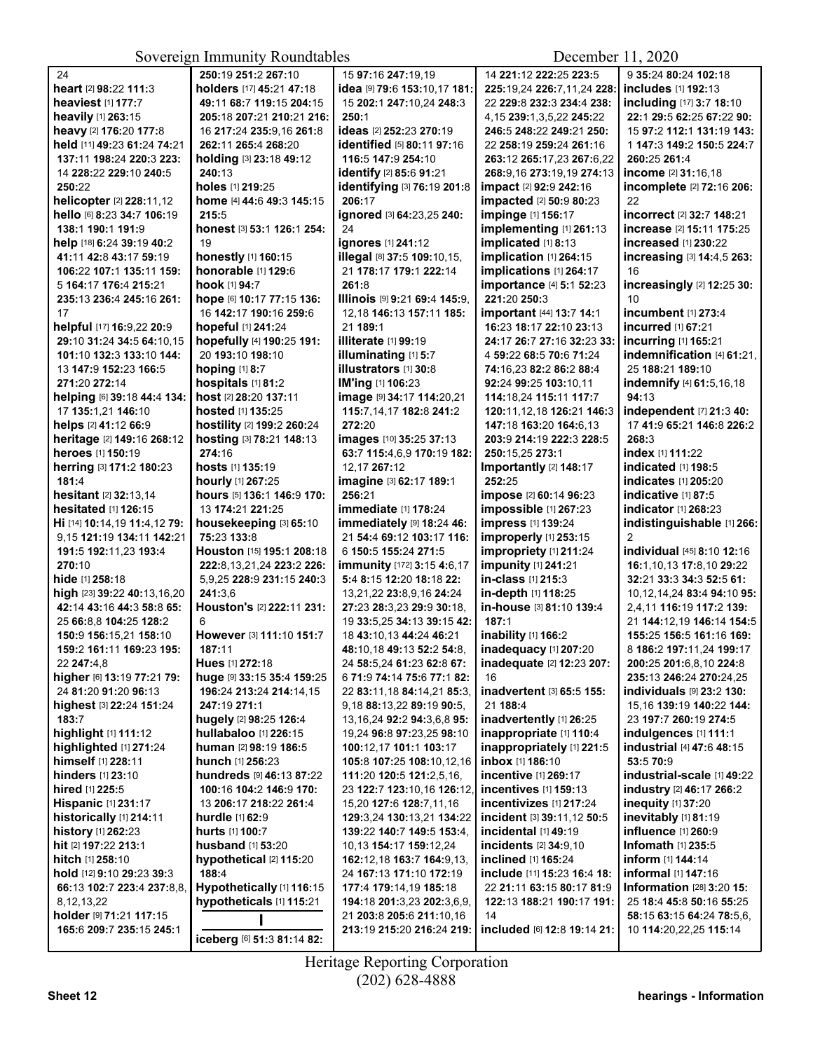24
**heart** [2] **98:**22 **111:**3
**heaviest** [1] **177:**7
**heavily** [1] **263:**15
**heavy** [2] **176:**20 **177:**8
**held** [11] **49:**23 **61:**24 **74:**21 **137:**11 **198:**24 **220:**3 **223:**14 **228:**22 **229:**10 **240:**5 **250:**22
**helicopter** [2] **228:**11,12
**hello** [6] **8:**23 **34:**7 **106:**19 **138:**1 **190:**1 **191:**9
**help** [18] **6:**24 **39:**19 **40:**2 **41:**11 **42:**8 **43:**17 **59:**19 **106:**22 **107:**1 **135:**11 **159:**5 **164:**17 **176:**4 **215:**21 **235:**13 **236:**4 **245:**16 **261:**17
**helpful** [17] **16:**9,22 **20:**9 **29:**10 **31:**24 **34:**5 **64:**10,15 **101:**10 **132:**3 **133:**10 **144:**13 **147:**9 **152:**23 **166:**5 **271:**20 **272:**14
**helping** [6] **39:**18 **44:**4 **134:**17 **135:**1,21 **146:**10
**helps** [2] **41:**12 **66:**9
**heritage** [2] **149:**16 **268:**12
**heroes** [1] **150:**19
**herring** [3] **171:**2 **180:**23 **181:**4
**hesitant** [2] **32:**13,14
**hesitated** [1] **126:**15
**Hi** [14] **10:**14,19 **11:**4,12 **79:**9,15 **121:**19 **134:**11 **142:**21 **191:**5 **192:**11,23 **193:**4 **270:**10
**hide** [1] **258:**18
**high** [23] **39:**22 **40:**13,16,20 **42:**14 **43:**16 **44:**3 **58:**8 **65:**25 **66:**8,8 **104:**25 **128:**2 **150:**9 **156:**15,21 **158:**10 **159:**2 **161:**11 **169:**23 **195:**22 **247:**4,8
**higher** [6] **13:**19 **77:**21 **79:**24 **81:**20 **91:**20 **96:**13
**highest** [3] **22:**24 **151:**24 **183:**7
**highlight** [1] **111:**12
**highlighted** [1] **271:**24
**himself** [1] **228:**11
**hinders** [1] **23:**10
**hired** [1] **225:**5
**Hispanic** [1] **231:**17
**historically** [1] **214:**11
**history** [1] **262:**23
**hit** [2] **197:**22 **213:**1
**hitch** [1] **258:**10
**hold** [12] **9:**10 **29:**23 **39:**3 **66:**13 **102:**7 **223:**4 **237:**8,8,8,12,13,22
**holder** [9] **71:**21 **117:**15 **165:**6 **209:**7 **235:**15 **245:**1 **250:**19 **251:**2 **267:**10
**holders** [17] **45:**21 **47:**18 **49:**11 **68:**7 **119:**15 **204:**15 **205:**18 **207:**21 **210:**21 **216:**16 **217:**24 **235:**9,16 **261:**8 **262:**11 **265:**4 **268:**20
**holding** [3] **23:**18 **49:**12 **240:**13
**holes** [1] **219:**25
**home** [4] **44:**6 **49:**3 **145:**15 **215:**5
**honest** [3] **53:**1 **126:**1 **254:**19
**honestly** [1] **160:**15
**honorable** [1] **129:**6
**hook** [1] **94:**7
**hope** [6] **10:**17 **77:**15 **136:**16 **142:**17 **190:**16 **259:**6
**hopeful** [1] **241:**24
**hopefully** [4] **190:**25 **191:**20 **193:**10 **198:**10
**hoping** [1] **8:**7
**hospitals** [1] **81:**2
**host** [2] **28:**20 **137:**11
**hosted** [1] **135:**25
**hostility** [2] **199:**2 **260:**24
**hosting** [3] **78:**21 **148:**13 **274:**16
**hosts** [1] **135:**19
**hourly** [1] **267:**25
**hours** [5] **136:**1 **146:**9 **170:**13 **174:**21 **221:**25
**housekeeping** [3] **65:**10 **75:**23 **133:**8
**Houston** [15] **195:**1 **208:**18 **222:**8,13,21,24 **223:**2 **226:**5,9,25 **228:**9 **231:**15 **240:**3 **241:**3,6
**Houston's** [2] **222:**11 **231:**6
**However** [3] **111:**10 **151:**7 **187:**11
**Hues** [1] **272:**18
**huge** [9] **33:**15 **35:**4 **159:**25 **196:**24 **213:**24 **214:**14,15 **247:**19 **271:**1
**hugely** [2] **98:**25 **126:**4
**hullabaloo** [1] **226:**15
**human** [2] **98:**19 **186:**5
**hunch** [1] **256:**23
**hundreds** [9] **46:**13 **87:**22 **100:**16 **104:**2 **146:**9 **170:**13 **206:**17 **218:**22 **261:**4
**hurdle** [1] **62:**9
**hurts** [1] **100:**7
**husband** [1] **53:**20
**hypothetical** [2] **115:**20 **188:**4
**Hypothetically** [1] **116:**15
**hypotheticals** [1] **115:**21

## I

**iceberg** [6] **51:**3 **81:**14 **82:**15 **97:**16 **247:**19,19
**idea** [9] **79:**6 **153:**10,17 **181:**15 **202:**1 **247:**10,24 **248:**3 **250:**1
**ideas** [2] **252:**23 **270:**19
**identified** [5] **80:**11 **97:**16 **116:**5 **147:**9 **254:**10
**identify** [2] **85:**6 **91:**21
**identifying** [3] **76:**19 **201:**8 **206:**17
**ignored** [3] **64:**23,25 **240:**24
**ignores** [1] **241:**12
**illegal** [8] **37:**5 **109:**10,15,21 **178:**17 **179:**1 **222:**14 **261:**8
**Illinois** [9] **9:**21 **69:**4 **145:**9,12,18 **146:**13 **157:**11 **185:**21 **189:**1
**illiterate** [1] **99:**19
**illuminating** [1] **5:**7
**illustrators** [1] **30:**8
**IM'ing** [1] **106:**23
**image** [9] **34:**17 **114:**20,21 **115:**7,14,17 **182:**8 **241:**2 **272:**20
**images** [10] **35:**25 **37:**13 **63:**7 **115:**4,6,9 **170:**19 **182:**12,17 **267:**12
**imagine** [3] **62:**17 **189:**1 **256:**21
**immediate** [1] **178:**24
**immediately** [9] **18:**24 **46:**21 **54:**4 **69:**12 **103:**17 **116:**6 **150:**5 **155:**24 **271:**5
**immunity** [172] **3:**15 **4:**6,17 **5:**4 **8:**15 **12:**20 **18:**18 **22:**13,21,22 **23:**8,9,16 **24:**24 **27:**23 **28:**3,23 **29:**8 **30:**18,19 **33:**5,25 **34:**13 **39:**15 **42:**18 **43:**10,13 **44:**24 **46:**21 **48:**10,18 **49:**13 **52:**2 **54:**8,24 **58:**5,24 **61:**23 **62:**8 **67:**6 **71:**9 **74:**14 **75:**6 **77:**1 **82:**22 **83:**11,18 **84:**14,21 **85:**3,9,18 **88:**13,22 **89:**19 **90:**5,13,16,24 **92:**2 **94:**3,6,8 **95:**19,24 **96:**8 **97:**23,25 **98:**10 **100:**12,17 **101:**1 **103:**17 **105:**8 **107:**25 **108:**10,12,16 **111:**20 **120:**5 **121:**2,5,16,23 **122:**7 **123:**10,16 **126:**12,15,20 **127:**6 **128:**7,11,16 **129:**3,24 **130:**13,21 **134:**22 **139:**22 **140:**7 **149:**5 **153:**4,10,13 **154:**17 **159:**12,24 **162:**12,18 **163:**7 **164:**9,13,24 **167:**13 **171:**10 **172:**19 **177:**4 **179:**14,19 **185:**18 **194:**18 **201:**3,23 **202:**3,6,9,21 **203:**8 **205:**6 **211:**10,16 **213:**19 **215:**20 **216:**24 **219:**14 **221:**12 **222:**25 **223:**5 **225:**19,24 **226:**7,11,24 **228:**22 **229:**8 **232:**3 **234:**4 **238:**4,15 **239:**1,3,5,22 **245:**22 **246:**5 **248:**22 **249:**21 **250:**22 **258:**19 **259:**24 **261:**16 **263:**12 **265:**17,23 **267:**6,22 **268:**9,16 **273:**19,19 **274:**13
**impact** [2] **92:**9 **242:**16
**impacted** [2] **50:**9 **80:**23
**impinge** [1] **156:**17
**implementing** [1] **261:**13
**implicated** [1] **8:**13
**implication** [1] **264:**15
**implications** [1] **264:**17
**importance** [4] **5:**1 **52:**23 **221:**20 **250:**3
**important** [44] **13:**7 **14:**1 **16:**23 **18:**17 **22:**10 **23:**13 **24:**17 **26:**7 **27:**16 **32:**23 **33:**4 **59:**22 **68:**5 **70:**6 **71:**24 **74:**16,23 **82:**2 **86:**2 **88:**4 **92:**24 **99:**25 **103:**10,11 **114:**18,24 **115:**11 **117:**7 **120:**11,12,18 **126:**21 **146:**3 **147:**18 **163:**20 **164:**6,13 **203:**9 **214:**19 **222:**3 **228:**5 **250:**15,25 **273:**1
**Importantly** [2] **148:**17 **252:**25
**impose** [2] **60:**14 **96:**23
**impossible** [1] **267:**23
**impress** [1] **139:**24
**improperly** [1] **253:**15
**impropriety** [1] **211:**24
**impunity** [1] **241:**21
**in-class** [1] **215:**3
**in-depth** [1] **118:**25
**in-house** [3] **81:**10 **139:**4 **187:**1
**inability** [1] **166:**2
**inadequacy** [1] **207:**20
**inadequate** [2] **12:**23 **207:**16
**inadvertent** [3] **65:**5 **155:**21 **188:**4
**inadvertently** [1] **26:**25
**inappropriate** [1] **110:**4
**inappropriately** [1] **221:**5
**inbox** [1] **186:**10
**incentive** [1] **269:**17
**incentives** [1] **159:**13
**incentivizes** [1] **217:**24
**incident** [3] **39:**11,12 **50:**5
**incidental** [1] **49:**19
**incidents** [2] **34:**9,10
**inclined** [1] **165:**24
**include** [11] **15:**23 **16:**4 **18:**22 **21:**11 **63:**15 **80:**17 **81:**9 **122:**13 **188:**21 **190:**17 **191:**14
**included** [6] **12:**8 **19:**14 **21:**9 **35:**24 **80:**24 **102:**18
**includes** [1] **192:**13
**including** [17] **3:**7 **18:**10 **22:**1 **29:**5 **62:**25 **67:**22 **90:**15 **97:**2 **112:**1 **131:**19 **143:**1 **147:**3 **149:**2 **150:**5 **224:**7 **260:**25 **261:**4
**income** [2] **31:**16,18
**incomplete** [2] **72:**16 **206:**22
**incorrect** [2] **32:**7 **148:**21
**increase** [2] **15:**11 **175:**25
**increased** [1] **230:**22
**increasing** [3] **14:**4,5 **263:**16
**increasingly** [2] **12:**25 **30:**10
**incumbent** [1] **273:**4
**incurred** [1] **67:**21
**incurring** [1] **165:**21
**indemnification** [4] **61:**21,25 **188:**21 **189:**10
**indemnify** [4] **61:**5,16,18 **94:**13
**independent** [7] **21:**3 **40:**17 **41:**9 **65:**21 **146:**8 **226:**2 **268:**3
**index** [1] **111:**22
**indicated** [1] **198:**5
**indicates** [1] **205:**20
**indicative** [1] **87:**5
**indicator** [1] **268:**23
**indistinguishable** [1] **266:**2
**individual** [45] **8:**10 **12:**16 **16:**1,10,13 **17:**8,10 **29:**22 **32:**21 **33:**3 **34:**3 **52:**5 **61:**10,12,14,24 **83:**4 **94:**10 **95:**2,4,11 **116:**19 **117:**2 **139:**21 **144:**12,19 **146:**14 **154:**5 **155:**25 **156:**5 **161:**16 **169:**8 **186:**2 **197:**11,24 **199:**17 **200:**25 **201:**6,8,10 **224:**8 **235:**13 **246:**24 **270:**24,25
**individuals** [9] **23:**2 **130:**15,16 **139:**19 **140:**22 **144:**23 **197:**7 **260:**19 **274:**5
**indulgences** [1] **111:**1
**industrial** [4] **47:**6 **48:**15 **53:**5 **70:**9
**industrial-scale** [1] **49:**22
**industry** [2] **46:**17 **266:**2
**inequity** [1] **37:**20
**inevitably** [1] **81:**19
**influence** [1] **260:**9
**Infomath** [1] **235:**5
**inform** [1] **144:**14
**informal** [1] **147:**16
**Information** [28] **3:**20 **15:**25 **18:**4 **45:**8 **50:**16 **55:**25 **58:**15 **63:**15 **64:**24 **78:**5,6,10 **114:**20,22,25 **115:**14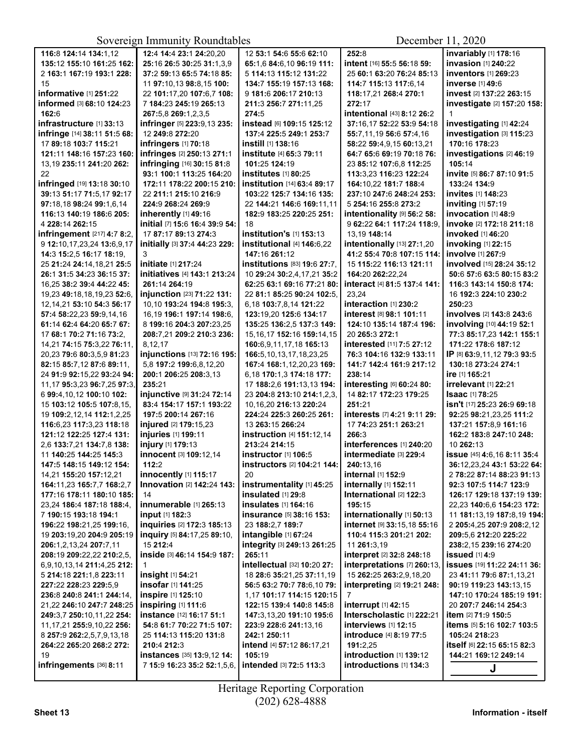**116**:8 **124**:14 **134**:1,12 **135**:12 **155**:10 **161**:25 **162**:2 **163**:1 **167**:19 **193**:1 **228**:15

**informative** [1] **251**:22

**informed** [3] **68**:10 **124**:23 **162**:6

**infrastructure** [1] **33**:13

**infringe** [14] **38**:11 **51**:5 **68**:17 **89**:18 **103**:7 **115**:21 **121**:11 **148**:16 **157**:23 **160**:13,19 **235**:11 **241**:20 **262**:22

**infringed** [19] **13**:18 **30**:10 **39**:13 **51**:17 **71**:5,17 **92**:17 **97**:18,18 **98**:24 **99**:1,6,14 **116**:13 **140**:19 **186**:6 **205**:4 **228**:14 **262**:15

**infringement** [217] **4**:7 **8**:2,9 **12**:10,17,23,24 **13**:6,9,17 **14**:3 **15**:2,5 **16**:17 **18**:19,25 **21**:24 **24**:14,18,21 **25**:5 **26**:1 **31**:5 **34**:23 **36**:15 **37**:16,25 **38**:2 **39**:4 **44**:22 **45**:19,23 **49**:18,18,19,23 **52**:6,12,14,21 **53**:10 **54**:3 **56**:17 **57**:4 **58**:22,23 **59**:9,14,16 **61**:14 **62**:4 **64**:20 **65**:7 **67**:17 **68**:1 **70**:2 **71**:16 **73**:2,14,21 **74**:15 **75**:3,22 **76**:11,20,23 **79**:6 **80**:3,5,9 **81**:23 **82**:15 **85**:7,12 **87**:6 **89**:11,24 **91**:9 **92**:15,22 **93**:24 **94**:11,17 **95**:3,23 **96**:7,25 **97**:3,6 **99**:4,10,12 **100**:10 **102**:15 **103**:12 **105**:5 **107**:8,15,19 **109**:2,12,14 **112**:1,2,25 **116**:6,23 **117**:3,23 **118**:18 **121**:12 **122**:25 **127**:4 **131**:2,6 **133**:7,21 **134**:7,8 **138**:11 **140**:25 **144**:25 **145**:3 **147**:5 **148**:15 **149**:12 **154**:14,21 **155**:20 **157**:12,21 **164**:11,23 **165**:7,7 **168**:2,7 **177**:16 **178**:11 **180**:10 **185**:23,24 **186**:4 **187**:18 **188**:4,7 **190**:15 **193**:18 **194**:1 **196**:22 **198**:21,25 **199**:16,19 **203**:19,20 **204**:9 **205**:19 **206**:1,2,13,24 **207**:7,11 **208**:19 **209**:22,22 **210**:2,5,6,9,10,13,14 **211**:4,25 **212**:5 **214**:18 **221**:1,8 **223**:11 **227**:22 **228**:23 **229**:5,9 **236**:8 **240**:8 **241**:1 **244**:14,21,22 **246**:10 **247**:7 **248**:25 **249**:3,7 **250**:10,11,22 **254**:11,17,21 **255**:9,10,22 **256**:8 **257**:9 **262**:2,5,7,9,13,18 **264**:22 **265**:20 **268**:2 **272**:19

**infringements** [36] **8**:11 **12**:4 **14**:4 **23**:1 **24**:20,20 **25**:16 **26**:5 **30**:25 **31**:1,3,9 **37**:2 **59**:13 **65**:5 **74**:18 **85**:11 **97**:10,13 **98**:8,15 **100**:22 **101**:17,20 **107**:6,7 **108**:7 **184**:23 **245**:19 **265**:13 **267**:5,8 **269**:1,2,3,5

**infringer** [5] **223**:9,13 **235**:12 **249**:8 **272**:20

**infringers** [1] **70**:18

**infringes** [2] **250**:13 **271**:1

**infringing** [16] **30**:15 **81**:8 **93**:1 **100**:1 **113**:25 **164**:20 **172**:11 **178**:22 **200**:15 **210**:22 **211**:1 **215**:10 **216**:9 **224**:9 **268**:24 **269**:9

**inherently** [1] **49**:16

**initial** [7] **15**:6 **16**:4 **39**:5 **54**:17 **87**:17 **89**:13 **274**:3

**initially** [3] **37**:4 **44**:23 **229**:3

**initiate** [1] **217**:24

**initiatives** [4] **143**:1 **213**:24 **261**:14 **264**:19

**injunction** [23] **71**:22 **131**:10,10 **193**:24 **194**:8 **195**:3,16,19 **196**:1 **197**:14 **198**:6,8 **199**:16 **204**:3 **207**:23,25 **208**:7,21 **209**:2 **210**:3 **236**:8,12,17

**injunctions** [13] **72**:16 **195**:5,8 **197**:2 **199**:6,8,12,20 **200**:1 **206**:25 **208**:3,13 **235**:21

**injunctive** [9] **31**:24 **72**:14 **83**:4 **154**:17 **157**:1 **193**:22 **197**:5 **200**:14 **267**:16

**injured** [2] **179**:15,23

**injuries** [1] **199**:11

**injury** [1] **179**:13

**innocent** [3] **109**:12,14 **112**:2

**innocently** [1] **115**:17

**Innovation** [2] **142**:24 **143**:14

**innumerable** [1] **265**:13

**input** [1] **182**:3

**inquiries** [2] **172**:3 **185**:13

**inquiry** [5] **84**:17,25 **89**:10,15 **212**:4

**inside** [3] **46**:14 **154**:9 **187**:1

**insight** [1] **54**:21

**insofar** [1] **141**:25

**inspire** [1] **125**:10

**inspiring** [1] **111**:6

**instance** [12] **16**:17 **51**:1 **54**:8 **61**:7 **70**:22 **71**:5 **107**:25 **114**:13 **115**:20 **131**:8 **210**:4 **212**:3

**instances** [35] **13**:9,12 **14**:7 **15**:9 **16**:23 **35**:2 **52**:1,5,6,12 **53**:1 **54**:6 **55**:6 **62**:10 **65**:1,6 **84**:6,10 **96**:19 **111**:5 **114**:13 **115**:12 **131**:22 **134**:7 **155**:19 **157**:13 **168**:9 **181**:6 **206**:17 **210**:13 **211**:3 **256**:7 **271**:11,25 **274**:5

**instead** [6] **109**:15 **125**:12 **137**:4 **225**:5 **249**:1 **253**:7

**instill** [1] **138**:16

**institute** [4] **65**:3 **79**:11 **101**:25 **124**:19

**institutes** [1] **80**:25

**institution** [14] **63**:4 **89**:17 **103**:22 **125**:7 **134**:16 **135**:22 **144**:21 **146**:6 **169**:11,11 **182**:9 **183**:25 **220**:25 **251**:18

**institution's** [1] **153**:13

**institutional** [4] **146**:6,22 **147**:16 **261**:12

**institutions** [83] **19**:6 **27**:7,10 **29**:24 **30**:2,4,17,21 **35**:2 **62**:25 **63**:1 **69**:16 **77**:21 **80**:22 **81**:1 **85**:25 **90**:24 **102**:5,6,18 **103**:7,8,14 **121**:22 **123**:19,20 **125**:6 **134**:17 **135**:25 **136**:2,5 **137**:3 **149**:15,16,17 **152**:16 **159**:14,15 **160**:6,9,11,17,18 **165**:13 **166**:5,10,13,17,18,23,25 **167**:4 **168**:1,12,20,23 **169**:6,18 **170**:1,3 **174**:18 **177**:17 **188**:2,6 **191**:13,13 **194**:23 **204**:8 **213**:10 **214**:1,2,3,10,16,20 **216**:13 **220**:24 **224**:24 **225**:3 **260**:25 **261**:13 **263**:15 **266**:24

**instruction** [4] **151**:12,14 **213**:24 **214**:15

**instructor** [1] **106**:5

**instructors** [2] **104**:21 **144**:20

**instrumentality** [1] **45**:25

**insulated** [1] **29**:8

**insulates** [1] **164**:16

**insurance** [5] **38**:16 **153**:23 **188**:2,7 **189**:7

**intangible** [1] **67**:24

**integrity** [3] **249**:13 **261**:25 **265**:11

**intellectual** [32] **10**:20 **27**:18 **28**:6 **35**:21,25 **37**:11,19 **56**:5 **63**:2 **70**:7 **78**:6,10 **79**:1,17 **101**:17 **114**:15 **120**:15 **122**:15 **139**:4 **140**:8 **145**:8 **147**:3,13,20 **191**:10 **195**:6 **223**:9 **228**:6 **241**:13,16 **242**:1 **250**:11

**intend** [4] **57**:12 **86**:17,21 **105**:19

**intended** [3] **72**:5 **113**:3 **252**:8

**intent** [16] **55**:5 **56**:18 **59**:25 **60**:1 **63**:20 **76**:24 **85**:13 **114**:7 **115**:13 **117**:6,14 **118**:17,21 **268**:4 **270**:1 **272**:17

**intentional** [43] **8**:12 **26**:2 **37**:16,17 **52**:22 **53**:9 **54**:18 **55**:7,11,19 **56**:6 **57**:4,16 **58**:22 **59**:4,9,15 **60**:13,21 **64**:7 **65**:6 **69**:19 **70**:18 **76**:23 **85**:12 **107**:6,8 **112**:25 **113**:3,23 **116**:23 **122**:24 **164**:10,22 **181**:7 **188**:4 **237**:10 **247**:6 **248**:24 **253**:5 **254**:16 **255**:8 **273**:2

**intentionality** [9] **56**:2 **58**:9 **62**:22 **64**:1 **117**:24 **118**:9,13,19 **148**:14

**intentionally** [13] **27**:1,20 **41**:2 **55**:4 **70**:8 **107**:15 **114**:15 **115**:22 **116**:3 **121**:11 **164**:20 **262**:22,24

**interact** [4] **81**:5 **137**:4 **141**:23,24

**interaction** [1] **230**:2

**interest** [8] **98**:1 **101**:11 **124**:10 **135**:14 **187**:4 **196**:20 **265**:3 **272**:1

**interested** [11] **7**:5 **27**:12 **76**:3 **104**:16 **132**:9 **133**:11 **141**:7 **142**:4 **161**:9 **217**:12 **238**:14

**interesting** [6] **60**:24 **80**:14 **82**:17 **172**:23 **179**:25 **251**:21

**interests** [7] **4**:21 **9**:11 **29**:17 **74**:23 **251**:1 **263**:21 **266**:3

**interferences** [1] **240**:20

**intermediate** [3] **229**:4 **240**:13,16

**internal** [1] **152**:9

**internally** [1] **152**:11

**International** [2] **122**:3 **195**:15

**internationally** [1] **50**:13

**internet** [9] **33**:15,18 **55**:16 **110**:4 **115**:3 **201**:21 **202**:11 **261**:3,19

**interpret** [2] **32**:8 **248**:18

**interpretations** [7] **260**:13,15 **262**:25 **263**:2,9,18,20

**interpreting** [2] **19**:21 **248**:7

**interrupt** [1] **42**:15

**Interscholastic** [1] **222**:21

**interviews** [1] **12**:15

**introduce** [4] **8**:19 **77**:5 **191**:2,25

**introduction** [1] **139**:12

**introductions** [1] **134**:3

**invariably** [1] **178**:16

**invasion** [1] **240**:22

**inventors** [1] **269**:23

**inverse** [1] **49**:6

**invest** [2] **137**:22 **263**:15

**investigate** [2] **157**:20 **158**:1

**investigating** [1] **42**:24

**investigation** [3] **115**:23 **170**:16 **178**:23

**investigations** [2] **46**:19 **105**:14

**invite** [5] **86**:7 **87**:10 **91**:5 **133**:24 **134**:9

**invites** [1] **148**:23

**inviting** [1] **57**:19

**invocation** [1] **48**:9

**invoke** [2] **172**:18 **211**:18

**invoked** [1] **46**:20

**invoking** [1] **22**:15

**involve** [1] **267**:9

**involved** [15] **28**:24 **35**:12 **50**:6 **57**:6 **63**:5 **80**:15 **83**:2 **116**:3 **143**:14 **150**:8 **174**:16 **192**:3 **224**:10 **230**:2 **250**:23

**involves** [2] **143**:8 **243**:6

**involving** [10] **44**:19 **52**:1 **77**:3 **85**:17,23 **142**:1 **155**:1 **171**:22 **178**:6 **187**:12

**IP** [8] **63**:9,11,12 **79**:3 **93**:5 **130**:18 **273**:24 **274**:1

**ire** [1] **165**:21

**irrelevant** [1] **22**:21

**Isaac** [1] **78**:25

**isn't** [17] **25**:23 **26**:9 **69**:18 **92**:25 **98**:21,23,25 **111**:2 **137**:21 **157**:8,9 **161**:16 **162**:2 **183**:8 **247**:10 **248**:10 **262**:13

**issue** [45] **4**:6,16 **8**:11 **35**:4 **36**:12,23,24 **43**:1 **53**:22 **64**:2 **78**:22 **87**:14 **88**:23 **91**:13 **92**:3 **107**:5 **114**:7 **123**:9 **126**:17 **129**:18 **137**:19 **139**:22,23 **140**:6,6 **154**:23 **172**:11 **181**:13,19 **187**:8,19 **194**:2 **205**:4,25 **207**:9 **208**:2,12 **209**:5,6 **212**:20 **225**:22 **238**:2,15 **239**:16 **274**:20

**issued** [1] **4**:9

**issues** [19] **11**:22 **24**:11 **36**:23 **41**:11 **79**:6 **87**:1,13,21 **90**:19 **119**:23 **143**:13,15 **147**:10 **170**:24 **185**:19 **191**:20 **207**:7 **246**:14 **254**:3

**item** [2] **71**:9 **150**:5

**items** [5] **5**:16 **102**:7 **103**:5 **105**:24 **218**:23

**itself** [6] **22**:15 **65**:15 **82**:3 **144**:21 **169**:12 **249**:14

## J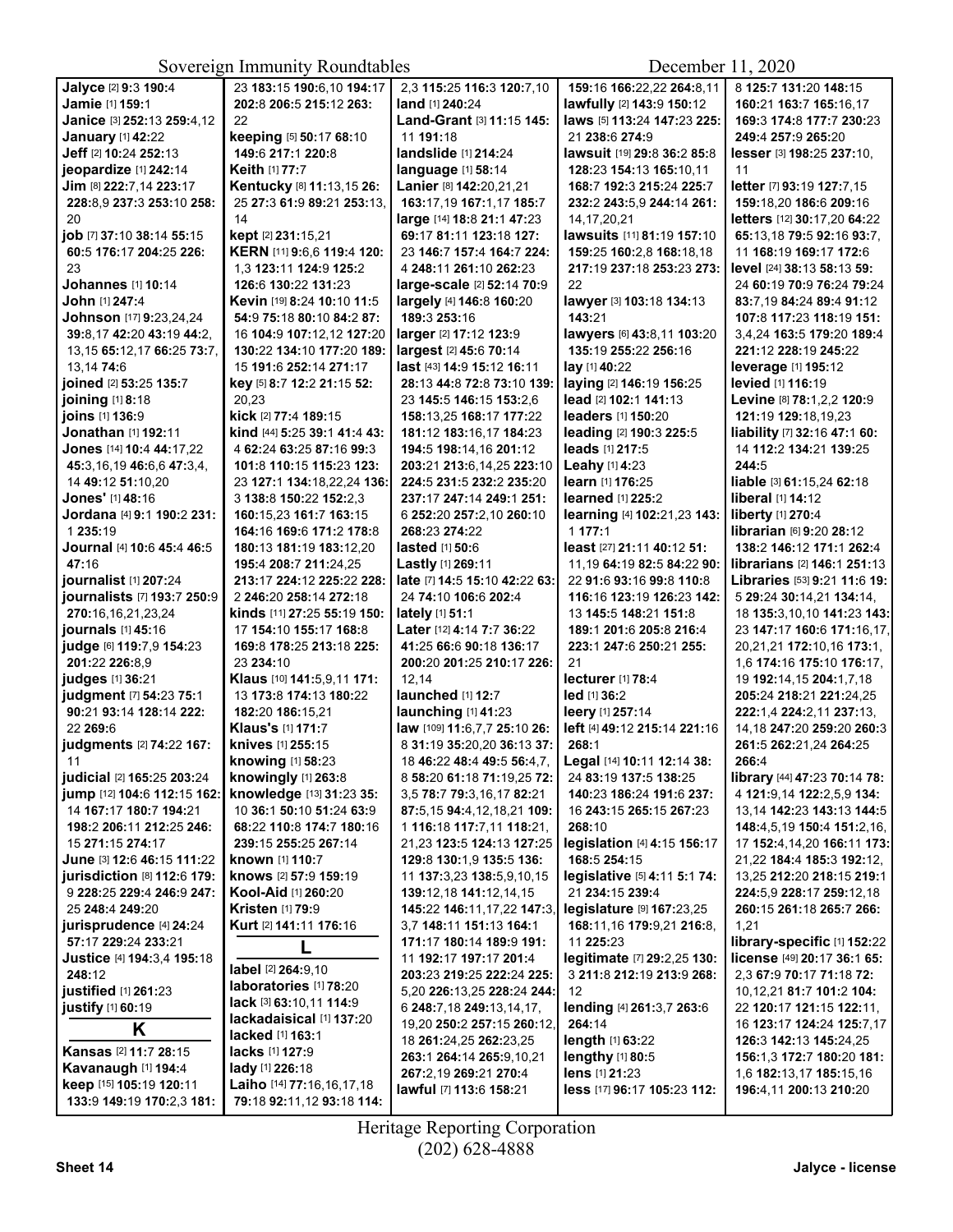**Jalyce** [2] **9:**3 **190:**4
**Jamie** [1] **159:**1
**Janice** [3] **252:**13 **259:**4,12
**January** [1] **42:**22
**Jeff** [2] **10:**24 **252:**13
**jeopardize** [1] **242:**14
**Jim** [8] **222:**7,14 **223:**17 **228:**8,9 **237:**3 **253:**10 **258:**20
**job** [7] **37:**10 **38:**14 **55:**15 **60:**5 **176:**17 **204:**25 **226:**23
**Johannes** [1] **10:**14
**John** [1] **247:**4
**Johnson** [17] **9:**23,24,24 **39:**8,17 **42:**20 **43:**19 **44:**2,13,15 **65:**12,17 **66:**25 **73:**7,13,14 **74:**6
**joined** [2] **53:**25 **135:**7
**joining** [1] **8:**18
**joins** [1] **136:**9
**Jonathan** [1] **192:**11
**Jones** [14] **10:**4 **44:**17,22 **45:**3,16,19 **46:**6,6 **47:**3,4,14 **49:**12 **51:**10,20
**Jones'** [1] **48:**16
**Jordana** [4] **9:**1 **190:**2 **231:**1 **235:**19
**Journal** [4] **10:**6 **45:**4 **46:**5 **47:**16
**journalist** [1] **207:**24
**journalists** [7] **193:**7 **250:**9 **270:**16,16,21,23,24
**journals** [1] **45:**16
**judge** [6] **119:**7,9 **154:**23 **201:**22 **226:**8,9
**judges** [1] **36:**21
**judgment** [7] **54:**23 **75:**1 **90:**21 **93:**14 **128:**14 **222:**22 **269:**6
**judgments** [2] **74:**22 **167:**11
**judicial** [2] **165:**25 **203:**24
**jump** [12] **104:**6 **112:**15 **162:**14 **167:**17 **180:**7 **194:**21 **198:**2 **206:**11 **212:**25 **246:**15 **271:**15 **274:**17
**June** [3] **12:**6 **46:**15 **111:**22
**jurisdiction** [8] **112:**6 **179:**9 **228:**25 **229:**4 **246:**9 **247:**25 **248:**4 **249:**20
**jurisprudence** [4] **24:**24 **57:**17 **229:**24 **233:**21
**Justice** [4] **194:**3,4 **195:**18 **248:**12
**justified** [1] **261:**23
**justify** [1] **60:**19

## K

**Kansas** [2] **11:**7 **28:**15
**Kavanaugh** [1] **194:**4
**keep** [15] **105:**19 **120:**11 **133:**9 **149:**19 **170:**2,3 **181:**23 **183:**15 **190:**6,10 **194:**17 **202:**8 **206:**5 **215:**12 **263:**22
**keeping** [5] **50:**17 **68:**10 **149:**6 **217:**1 **220:**8
**Keith** [1] **77:**7
**Kentucky** [8] **11:**13,15 **26:**25 **27:**3 **61:**9 **89:**21 **253:**13,14
**kept** [2] **231:**15,21
**KERN** [11] **9:**6,6 **119:**4 **120:**1,3 **123:**11 **124:**9 **125:**2 **126:**6 **130:**22 **131:**23
**Kevin** [19] **8:**24 **10:**10 **11:**5 **54:**9 **75:**18 **80:**10 **84:**2 **87:**16 **104:**9 **107:**12,12 **127:**20 **130:**22 **134:**10 **177:**20 **189:**15 **191:**6 **252:**14 **271:**17
**key** [5] **8:**7 **12:**2 **21:**15 **52:**20,23
**kick** [2] **77:**4 **189:**15
**kind** [44] **5:**25 **39:**1 **41:**4 **43:**4 **62:**24 **63:**25 **87:**16 **99:**3 **101:**8 **110:**15 **115:**23 **123:**23 **127:**1 **134:**18,22,24 **136:**3 **138:**8 **150:**22 **152:**2,3 **160:**15,23 **161:**7 **163:**15 **164:**16 **169:**6 **171:**2 **178:**8 **180:**13 **181:**19 **183:**12,20 **195:**4 **208:**7 **211:**24,25 **213:**17 **224:**12 **225:**22 **228:**2 **246:**20 **258:**14 **272:**18
**kinds** [11] **27:**25 **55:**19 **150:**17 **154:**10 **155:**17 **168:**8 **169:**8 **178:**25 **213:**18 **225:**23 **234:**10
**Klaus** [10] **141:**5,9,11 **171:**13 **173:**8 **174:**13 **180:**22 **182:**20 **186:**15,21
**Klaus's** [1] **171:**7
**knives** [1] **255:**15
**knowing** [1] **58:**23
**knowingly** [1] **263:**8
**knowledge** [13] **31:**23 **35:**10 **36:**1 **50:**10 **51:**24 **63:**9 **68:**22 **110:**8 **174:**7 **180:**16 **239:**15 **255:**25 **267:**14
**known** [1] **110:**7
**knows** [2] **57:**9 **159:**19
**Kool-Aid** [1] **260:**20
**Kristen** [1] **79:**9
**Kurt** [2] **141:**11 **176:**16

## L

**label** [2] **264:**9,10
**laboratories** [1] **78:**20
**lack** [3] **63:**10,11 **114:**9
**lackadaisical** [1] **137:**20
**lacked** [1] **163:**1
**lacks** [1] **127:**9
**lady** [1] **226:**18
**Laiho** [14] **77:**16,16,17,18 **79:**18 **92:**11,12 **93:**18 **114:**2,3 **115:**25 **116:**3 **120:**7,10
**land** [1] **240:**24
**Land-Grant** [3] **11:**15 **145:**11 **191:**18
**landslide** [1] **214:**24
**language** [1] **58:**14
**Lanier** [8] **142:**20,21,21 **163:**17,19 **167:**1,17 **185:**7
**large** [14] **18:**8 **21:**1 **47:**23 **69:**17 **81:**11 **123:**18 **127:**23 **146:**7 **157:**4 **164:**7 **224:**4 **248:**11 **261:**10 **262:**23
**large-scale** [2] **52:**14 **70:**9
**largely** [4] **146:**8 **160:**20 **189:**3 **253:**16
**larger** [2] **17:**12 **123:**9
**largest** [2] **45:**6 **70:**14
**last** [43] **14:**9 **15:**12 **16:**11 **28:**13 **44:**8 **72:**8 **73:**10 **139:**23 **145:**5 **146:**15 **153:**2,6 **158:**13,25 **168:**17 **177:**22 **181:**12 **183:**16,17 **184:**23 **194:**5 **198:**14,16 **201:**12 **203:**21 **213:**6,14,25 **223:**10 **224:**5 **231:**5 **232:**2 **235:**20 **237:**17 **247:**14 **249:**1 **251:**6 **252:**20 **257:**2,10 **260:**10 **268:**23 **274:**22
**lasted** [1] **50:**6
**Lastly** [1] **269:**11
**late** [7] **14:**5 **15:**10 **42:**22 **63:**24 **74:**10 **106:**6 **202:**4
**lately** [1] **51:**1
**Later** [12] **4:**14 **7:**7 **36:**22 **41:**25 **66:**6 **90:**18 **136:**17 **200:**20 **201:**25 **210:**17 **226:**12,14
**launched** [1] **12:**7
**launching** [1] **41:**23
**law** [109] **11:**6,7,7 **25:**10 **26:**8 **31:**19 **35:**20,20 **36:**13 **37:**18 **46:**22 **48:**4 **49:**5 **56:**4,7,8 **58:**20 **61:**18 **71:**19,25 **72:**3,5 **78:**7 **79:**3,16,17 **82:**21 **87:**5,15 **94:**4,12,18,21 **109:**1 **116:**18 **117:**7,11 **118:**21,21,23 **123:**5 **124:**13 **127:**25 **129:**8 **130:**1,9 **135:**5 **136:**11 **137:**3,23 **138:**5,9,10,15 **139:**12,18 **141:**12,14,15 **145:**22 **146:**11,17,22 **147:**3,3,7 **148:**11 **151:**13 **164:**1 **171:**17 **180:**14 **189:**6 **191:**11 **192:**17 **197:**17 **201:**4 **203:**23 **219:**25 **222:**24 **225:**5,20 **226:**13,25 **228:**24 **244:**6 **248:**7,18 **249:**13,14,17,19,20 **250:**2 **257:**15 **260:**12,18 **261:**24,25 **262:**23,25 **263:**1 **264:**14 **265:**9,10,21 **267:**2,19 **269:**21 **270:**4
**lawful** [7] **113:**6 **158:**21 **159:**16 **166:**22,22 **264:**8,11
**lawfully** [2] **143:**9 **150:**12
**laws** [5] **113:**24 **147:**23 **225:**21 **238:**6 **274:**9
**lawsuit** [19] **29:**8 **36:**2 **85:**8 **128:**23 **154:**13 **165:**10,11 **168:**7 **192:**3 **215:**24 **225:**7 **232:**2 **243:**5,9 **244:**14 **261:**14,17,20,21
**lawsuits** [11] **81:**19 **157:**10 **159:**25 **160:**2,8 **168:**18,18 **217:**19 **237:**18 **253:**23 **273:**22
**lawyer** [3] **103:**18 **134:**13 **143:**21
**lawyers** [6] **43:**8,11 **103:**20 **135:**19 **255:**22 **256:**16
**lay** [1] **40:**22
**laying** [2] **146:**19 **156:**25
**lead** [2] **102:**1 **141:**13
**leaders** [1] **150:**20
**leading** [2] **190:**3 **225:**5
**leads** [1] **217:**5
**Leahy** [1] **4:**23
**learn** [1] **176:**25
**learned** [1] **225:**2
**learning** [4] **102:**21,23 **143:**1 **177:**1
**least** [27] **21:**11 **40:**12 **51:**11,19 **64:**19 **82:**5 **84:**22 **90:**22 **91:**6 **93:**16 **99:**8 **110:**8 **116:**16 **123:**19 **126:**23 **142:**13 **145:**5 **148:**21 **151:**8 **189:**1 **201:**6 **205:**8 **216:**4 **223:**1 **247:**6 **250:**21 **255:**21
**lecturer** [1] **78:**4
**led** [1] **36:**2
**leery** [1] **257:**14
**left** [4] **49:**12 **215:**14 **221:**16 **268:**1
**Legal** [14] **10:**11 **12:**14 **38:**24 **83:**19 **137:**5 **138:**25 **140:**23 **186:**24 **191:**6 **237:**16 **243:**15 **265:**15 **267:**23 **268:**10
**legislation** [4] **4:**15 **156:**17 **168:**5 **254:**15
**legislative** [5] **4:**11 **5:**1 **74:**21 **234:**15 **239:**4
**legislature** [9] **167:**23,25 **168:**11,16 **179:**9,21 **216:**8,11 **225:**23
**legitimate** [7] **29:**2,25 **130:**3 **211:**8 **212:**19 **213:**9 **268:**12
**lending** [4] **261:**3,7 **263:**6 **264:**14
**length** [1] **63:**22
**lengthy** [1] **80:**5
**lens** [1] **21:**23
**less** [17] **96:**17 **105:**23 **112:**8 **125:**7 **131:**20 **148:**15 **160:**21 **163:**7 **165:**16,17 **169:**3 **174:**8 **177:**4 **230:**23 **249:**4 **257:**9 **265:**20
**lesser** [3] **198:**25 **237:**10,11
**letter** [7] **93:**19 **127:**7,15 **159:**18,20 **186:**6 **209:**16
**letters** [12] **30:**17,20 **64:**22 **65:**13,18 **79:**5 **92:**16 **93:**7,11 **168:**19 **169:**17 **172:**6
**level** [24] **38:**13 **58:**13 **59:**24 **60:**19 **70:**9 **76:**24 **79:**24 **83:**7,19 **84:**24 **89:**4 **91:**12 **107:**8 **117:**23 **118:**19 **151:**3,4,24 **163:**5 **179:**20 **189:**4 **221:**12 **228:**19 **245:**22
**leverage** [1] **195:**12
**levied** [1] **116:**19
**Levine** [8] **78:**1,2,2 **120:**9 **121:**19 **129:**18,19,23
**liability** [7] **32:**16 **47:**1 **60:**14 **112:**2 **134:**21 **139:**25 **244:**5
**liable** [3] **61:**15,24 **62:**18
**liberal** [1] **14:**12
**liberty** [1] **270:**4
**librarian** [6] **9:**20 **28:**12 **138:**2 **146:**12 **171:**1 **262:**4
**librarians** [2] **146:**1 **251:**13
**Libraries** [53] **9:**21 **11:**6 **19:**5 **29:**24 **30:**14,21 **134:**14,18 **135:**3,10,10 **141:**23 **143:**23 **147:**17 **160:**6 **171:**16,17,20,21,21 **172:**10,16 **173:**1,6 **174:**16 **175:**10 **176:**17,19 **192:**14,15 **204:**1,7,18 **205:**24 **218:**21 **221:**24,25 **222:**1,4 **224:**2,11 **237:**13,14,18 **247:**20 **259:**20 **260:**3 **261:**5 **262:**21,24 **264:**25 **266:**4
**library** [44] **47:**23 **70:**14 **78:**4 **121:**9,14 **122:**2,5,9 **134:**13,14 **142:**23 **143:**13 **144:**5 **148:**4,5,19 **150:**4 **151:**2,16,17 **152:**4,14,20 **166:**11 **173:**21,22 **184:**4 **185:**3 **192:**12,13,25 **212:**20 **218:**15 **219:**1 **224:**5,9 **228:**17 **259:**12,18 **260:**15 **261:**18 **265:**7 **266:**1,21
**library-specific** [1] **152:**22
**license** [49] **20:**17 **36:**1 **65:**2,3 **67:**9 **70:**17 **71:**18 **72:**10,12,21 **81:**7 **101:**2 **104:**22 **120:**17 **121:**15 **122:**11,16 **123:**17 **124:**24 **125:**7,17 **126:**3 **142:**13 **145:**24,25 **156:**1,3 **172:**14 **180:**20 **181:**1,6 **182:**13,17 **185:**15,16 **196:**4,11 **200:**13 **210:**20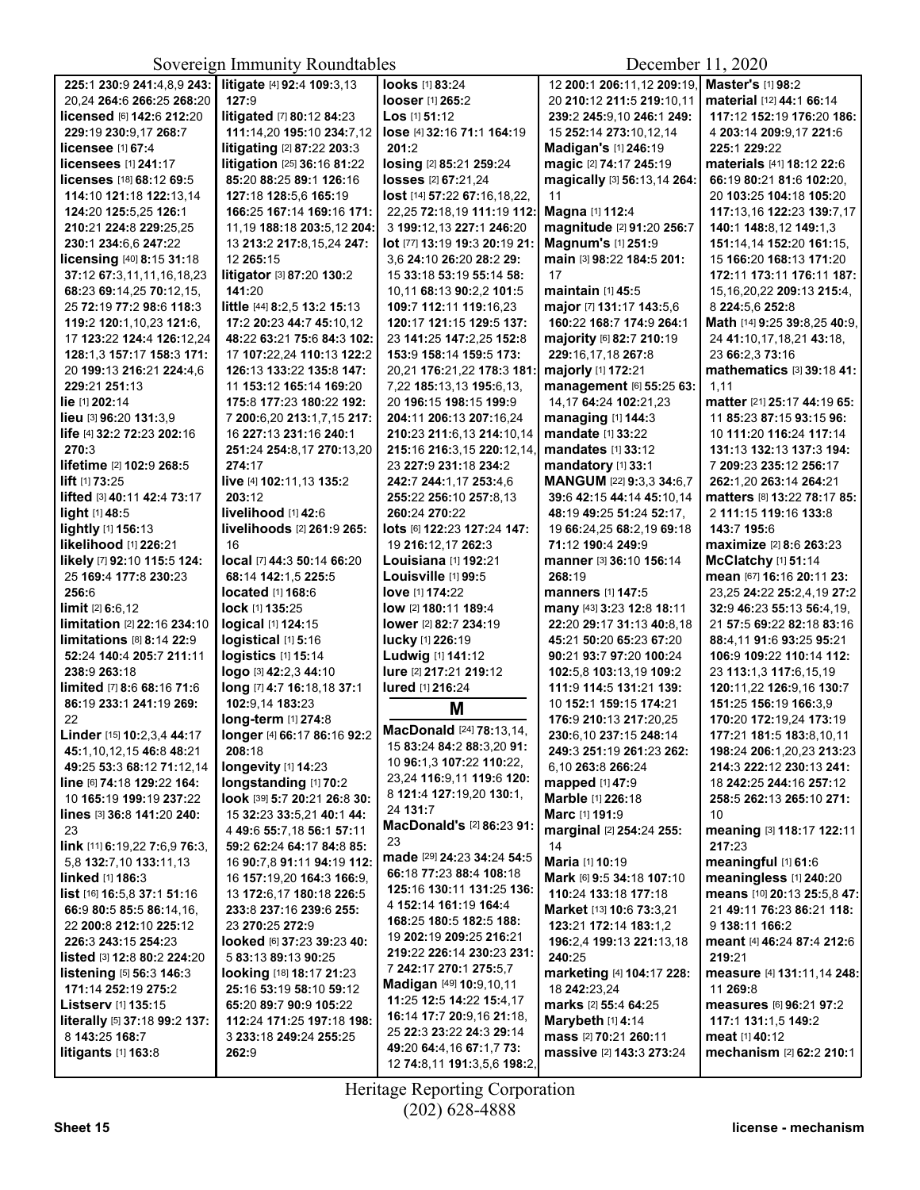**225**:1 **230**:9 **241**:4,8,9 **243**: 20,24 **264**:6 **266**:25 **268**:20
**licensed** [6] **142**:6 **212**:20 **229**:19 **230**:9,17 **268**:7
**licensee** [1] **67**:4
**licensees** [1] **241**:17
**licenses** [18] **68**:12 **69**:5 **114**:10 **121**:18 **122**:13,14 **124**:20 **125**:5,25 **126**:1 **210**:21 **224**:8 **229**:25,25 **230**:1 **234**:6,6 **247**:22
**licensing** [40] **8**:15 **31**:18 **37**:12 **67**:3,11,11,16,18,23 **68**:23 **69**:14,25 **70**:12,15, 25 **72**:19 **77**:2 **98**:6 **118**:3 **119**:2 **120**:1,10,23 **121**:6, 17 **123**:22 **124**:4 **126**:12,24 **128**:1,3 **157**:17 **158**:3 **171**: 20 **199**:13 **216**:21 **224**:4,6 **229**:21 **251**:13
**lie** [1] **202**:14
**lieu** [3] **96**:20 **131**:3,9
**life** [4] **32**:2 **72**:23 **202**:16 **270**:3
**lifetime** [2] **102**:9 **268**:5
**lift** [1] **73**:25
**lifted** [3] **40**:11 **42**:4 **73**:17
**light** [1] **48**:5
**lightly** [1] **156**:13
**likelihood** [1] **226**:21
**likely** [7] **92**:10 **115**:5 **124**: 25 **169**:4 **177**:8 **230**:23 **256**:6
**limit** [2] **6**:6,12
**limitation** [2] **22**:16 **234**:10
**limitations** [8] **8**:14 **22**:9 **52**:24 **140**:4 **205**:7 **211**:11 **238**:9 **263**:18
**limited** [7] **8**:6 **68**:16 **71**:6 **86**:19 **233**:1 **241**:19 **269**: 22
**Linder** [15] **10**:2,3,4 **44**:17 **45**:1,10,12,15 **46**:8 **48**:21 **49**:25 **53**:3 **68**:12 **71**:12,14
**line** [6] **74**:18 **129**:22 **164**: 10 **165**:19 **199**:19 **237**:22
**lines** [3] **36**:8 **141**:20 **240**: 23
**link** [11] **6**:19,22 **7**:6,9 **76**:3, 5,8 **132**:7,10 **133**:11,13
**linked** [1] **186**:3
**list** [16] **16**:5,8 **37**:1 **51**:16 **66**:9 **80**:5 **85**:5 **86**:14,16, 22 **200**:8 **212**:10 **225**:12 **226**:3 **243**:15 **254**:23
**listed** [3] **12**:8 **80**:2 **224**:20
**listening** [5] **56**:3 **146**:3 **171**:14 **252**:19 **275**:2
**Listserv** [1] **135**:15
**literally** [5] **37**:18 **99**:2 **137**: 8 **143**:25 **168**:7
**litigants** [1] **163**:8
**litigate** [4] **92**:4 **109**:3,13 **127**:9
**litigated** [7] **80**:12 **84**:23 **111**:14,20 **195**:10 **234**:7,12
**litigating** [2] **87**:22 **203**:3
**litigation** [25] **36**:16 **81**:22 **85**:20 **88**:25 **89**:1 **126**:16 **127**:18 **128**:5,6 **165**:19 **166**:25 **167**:14 **169**:16 **171**: 11,19 **188**:18 **203**:5,12 **204**: 13 **213**:2 **217**:8,15,24 **247**: 12 **265**:15
**litigator** [3] **87**:20 **130**:2 **141**:20
**little** [44] **8**:2,5 **13**:2 **15**:13 **17**:2 **20**:23 **44**:7 **45**:10,12 **48**:22 **63**:21 **75**:6 **84**:3 **102**: 17 **107**:22,24 **110**:13 **122**:2 **126**:13 **133**:22 **135**:8 **147**: 11 **153**:12 **165**:14 **169**:20 **175**:8 **177**:23 **180**:22 **192**: 7 **200**:6,20 **213**:1,7,15 **217**: 16 **227**:13 **231**:16 **240**:1 **251**:24 **254**:8,17 **270**:13,20 **274**:17
**live** [4] **102**:11,13 **135**:2 **203**:12
**livelihood** [1] **42**:6
**livelihoods** [2] **261**:9 **265**: 16
**local** [7] **44**:3 **50**:14 **66**:20 **68**:14 **142**:1,5 **225**:5
**located** [1] **168**:6
**lock** [1] **135**:25
**logical** [1] **124**:15
**logistical** [1] **5**:16
**logistics** [1] **15**:14
**logo** [3] **42**:2,3 **44**:10
**long** [7] **4**:7 **16**:18,18 **37**:1 **102**:9,14 **183**:23
**long-term** [1] **274**:8
**longer** [4] **66**:17 **86**:16 **92**:2 **208**:18
**longevity** [1] **14**:23
**longstanding** [1] **70**:2
**look** [39] **5**:7 **20**:21 **26**:8 **30**: 15 **32**:23 **33**:5,21 **40**:1 **44**: 4 **49**:6 **55**:7,18 **56**:1 **57**:11 **59**:2 **62**:24 **64**:17 **84**:8 **85**: 16 **90**:7,8 **91**:11 **94**:19 **112**: 16 **157**:19,20 **164**:3 **166**:9, 13 **172**:6,17 **180**:18 **226**:5 **233**:8 **237**:16 **239**:6 **255**: 23 **270**:25 **272**:9
**looked** [6] **37**:23 **39**:23 **40**: 5 **83**:13 **89**:13 **90**:25
**looking** [18] **18**:17 **21**:23 **25**:16 **53**:19 **58**:10 **59**:12 **65**:20 **89**:7 **90**:9 **105**:22 **112**:24 **171**:25 **197**:18 **198**: 3 **233**:18 **249**:24 **255**:25 **262**:9
**looks** [1] **83**:24
**looser** [1] **265**:2
**Los** [1] **51**:12
**lose** [4] **32**:16 **71**:1 **164**:19 **201**:2
**losing** [2] **85**:21 **259**:24
**losses** [2] **67**:21,24
**lost** [14] **57**:22 **67**:16,18,22, 22,25 **72**:18,19 **111**:19 **112**: 3 **199**:12,13 **227**:1 **246**:20
**lot** [77] **13**:19 **19**:3 **20**:19 **21**: 3,6 **24**:10 **26**:20 **28**:2 **29**: 15 **33**:18 **53**:19 **55**:14 **58**: 10,11 **68**:13 **90**:2,2 **101**:5 **109**:7 **112**:11 **119**:16,23 **120**:17 **121**:15 **129**:5 **137**: 23 **141**:25 **147**:2,25 **152**:8 **153**:9 **158**:14 **159**:5 **173**: 20,21 **176**:21,22 **178**:3 **181**: 7,22 **185**:13,13 **195**:6,13, 20 **196**:15 **198**:15 **199**:5 **204**:11 **206**:13 **207**:16,24 **210**:23 **211**:6,13 **214**:10,14 **215**:16 **216**:3,15 **220**:12,14, 23 **227**:9 **231**:18 **234**:2 **242**:7 **244**:1,17 **253**:4,6 **255**:22 **256**:10 **257**:8,13 **260**:24 **270**:22
**lots** [6] **122**:23 **127**:24 **147**: 19 **216**:12,17 **262**:3
**Louisiana** [1] **192**:21
**Louisville** [1] **99**:5
**love** [1] **174**:22
**low** [2] **180**:11 **189**:4
**lower** [2] **82**:7 **234**:19
**lucky** [1] **226**:19
**Ludwig** [1] **141**:12
**lure** [2] **217**:21 **219**:12
**lured** [1] **216**:24

## M

**MacDonald** [24] **78**:13,14, 15 **83**:24 **84**:2 **88**:3,20 **91**: 10 **96**:1,3 **107**:22 **110**:22, 23,24 **116**:9,11 **119**:6 **120**: 8 **121**:4 **127**:19,20 **130**:1, 24 **131**:7
**MacDonald's** [2] **86**:23 **91**: 23
**made** [29] **24**:23 **34**:24 **54**:5 **66**:18 **77**:23 **88**:4 **108**:18 **125**:16 **130**:11 **131**:25 **136**: 4 **152**:14 **161**:19 **164**:4 **168**:25 **180**:5 **182**:5 **188**: 19 **202**:19 **209**:25 **216**:21 **219**:22 **226**:14 **230**:23 **231**: 7 **242**:17 **270**:1 **275**:5,7
**Madigan** [49] **10**:9,10,11 **11**:25 **12**:5 **14**:22 **15**:4,17 **16**:14 **17**:7 **20**:9,16 **21**:18, 25 **22**:3 **23**:22 **24**:3 **29**:14 **49**:20 **64**:4,16 **67**:1,7 **73**: 12 **74**:8,11 **191**:3,5,6 **198**:2, 12 **200**:1 **206**:11,12 **209**:19, 20 **210**:12 **211**:5 **219**:10,11 **239**:2 **245**:9,10 **246**:1 **249**: 15 **252**:14 **273**:10,12,14
**Madigan's** [1] **246**:19
**magic** [2] **74**:17 **245**:19
**magically** [3] **56**:13,14 **264**: 11
**Magna** [1] **112**:4
**magnitude** [2] **91**:20 **256**:7
**Magnum's** [1] **251**:9
**main** [3] **98**:22 **184**:5 **201**: 17
**maintain** [1] **45**:5
**major** [7] **131**:17 **143**:5,6 **160**:22 **168**:7 **174**:9 **264**:1
**majority** [6] **82**:7 **210**:19 **229**:16,17,18 **267**:8
**majorly** [1] **172**:21
**management** [6] **55**:25 **63**: 14,17 **64**:24 **102**:21,23
**managing** [1] **144**:3
**mandate** [1] **33**:22
**mandates** [1] **33**:12
**mandatory** [1] **33**:1
**MANGUM** [22] **9**:3,3 **34**:6,7 **39**:6 **42**:15 **44**:14 **45**:10,14 **48**:19 **49**:25 **51**:24 **52**:17, 19 **66**:24,25 **68**:2,19 **69**:18 **71**:12 **190**:4 **249**:9
**manner** [3] **36**:10 **156**:14 **268**:19
**manners** [1] **147**:5
**many** [43] **3**:23 **12**:8 **18**:11 **22**:20 **29**:17 **31**:13 **40**:8,18 **45**:21 **50**:20 **65**:23 **67**:20 **90**:21 **93**:7 **97**:20 **100**:24 **102**:5,8 **103**:13,19 **109**:2 **111**:9 **114**:5 **131**:21 **139**: 10 **152**:1 **159**:15 **174**:21 **176**:9 **210**:13 **217**:20,25 **230**:6,10 **237**:15 **248**:14 **249**:3 **251**:19 **261**:23 **262**: 6,10 **263**:8 **266**:24
**mapped** [1] **47**:9
**Marble** [1] **226**:18
**Marc** [1] **191**:9
**marginal** [2] **254**:24 **255**: 14
**Maria** [1] **10**:19
**Mark** [6] **9**:5 **34**:18 **107**:10 **110**:24 **133**:18 **177**:18
**Market** [13] **10**:6 **73**:3,21 **123**:21 **172**:14 **183**:1,2 **196**:2,4 **199**:13 **221**:13,18 **240**:25
**marketing** [4] **104**:17 **228**: 18 **242**:23,24
**marks** [2] **55**:4 **64**:25
**Marybeth** [1] **4**:14
**mass** [2] **70**:21 **260**:11
**massive** [2] **143**:3 **273**:24
**Master's** [1] **98**:2
**material** [12] **44**:1 **66**:14 **117**:12 **152**:19 **176**:20 **186**: 4 **203**:14 **209**:9,17 **221**:6 **225**:1 **229**:22
**materials** [41] **18**:12 **22**:6 **66**:19 **80**:21 **81**:6 **102**:20, 20 **103**:25 **104**:18 **105**:20 **117**:13,16 **122**:23 **139**:7,17 **140**:1 **148**:8,12 **149**:1,3 **151**:14,14 **152**:20 **161**:15, 15 **166**:20 **168**:13 **171**:20 **172**:11 **173**:11 **176**:11 **187**: 15,16,20,22 **209**:13 **215**:4, 8 **224**:5,6 **252**:8
**Math** [14] **9**:25 **39**:8,25 **40**:9, 24 **41**:10,17,18,21 **43**:18, 23 **66**:2,3 **73**:16
**mathematics** [3] **39**:18 **41**: 1,11
**matter** [21] **25**:17 **44**:19 **65**: 11 **85**:23 **87**:15 **93**:15 **96**: 10 **111**:20 **116**:24 **117**:14 **131**:13 **132**:13 **137**:3 **194**: 7 **209**:23 **235**:12 **256**:17 **262**:1,20 **263**:14 **264**:21
**matters** [8] **13**:22 **78**:17 **85**: 2 **111**:15 **119**:16 **133**:8 **143**:7 **195**:6
**maximize** [2] **8**:6 **263**:23
**McClatchy** [1] **51**:14
**mean** [67] **16**:16 **20**:11 **23**: 23,25 **24**:22 **25**:2,4,19 **27**:2 **32**:9 **46**:23 **55**:13 **56**:4,19, 21 **57**:5 **69**:22 **82**:18 **83**:16 **88**:4,11 **91**:6 **93**:25 **95**:21 **106**:9 **109**:22 **110**:14 **112**: 23 **113**:1,3 **117**:6,15,19 **120**:11,22 **126**:9,16 **130**:7 **151**:25 **156**:19 **166**:3,9 **170**:20 **172**:19,24 **173**:19 **177**:21 **181**:5 **183**:8,10,11 **198**:24 **206**:1,20,23 **213**:23 **214**:3 **222**:12 **230**:13 **241**: 18 **242**:25 **244**:16 **257**:12 **258**:5 **262**:13 **265**:10 **271**: 10
**meaning** [3] **118**:17 **122**:11 **217**:23
**meaningful** [1] **61**:6
**meaningless** [1] **240**:20
**means** [10] **20**:13 **25**:5,8 **47**: 21 **49**:11 **76**:23 **86**:21 **118**: 9 **138**:11 **166**:2
**meant** [4] **46**:24 **87**:4 **212**:6 **219**:21
**measure** [4] **131**:11,14 **248**: 11 **269**:8
**measures** [6] **96**:21 **97**:2 **117**:1 **131**:1,5 **149**:2
**meat** [1] **40**:12
**mechanism** [2] **62**:2 **210**:1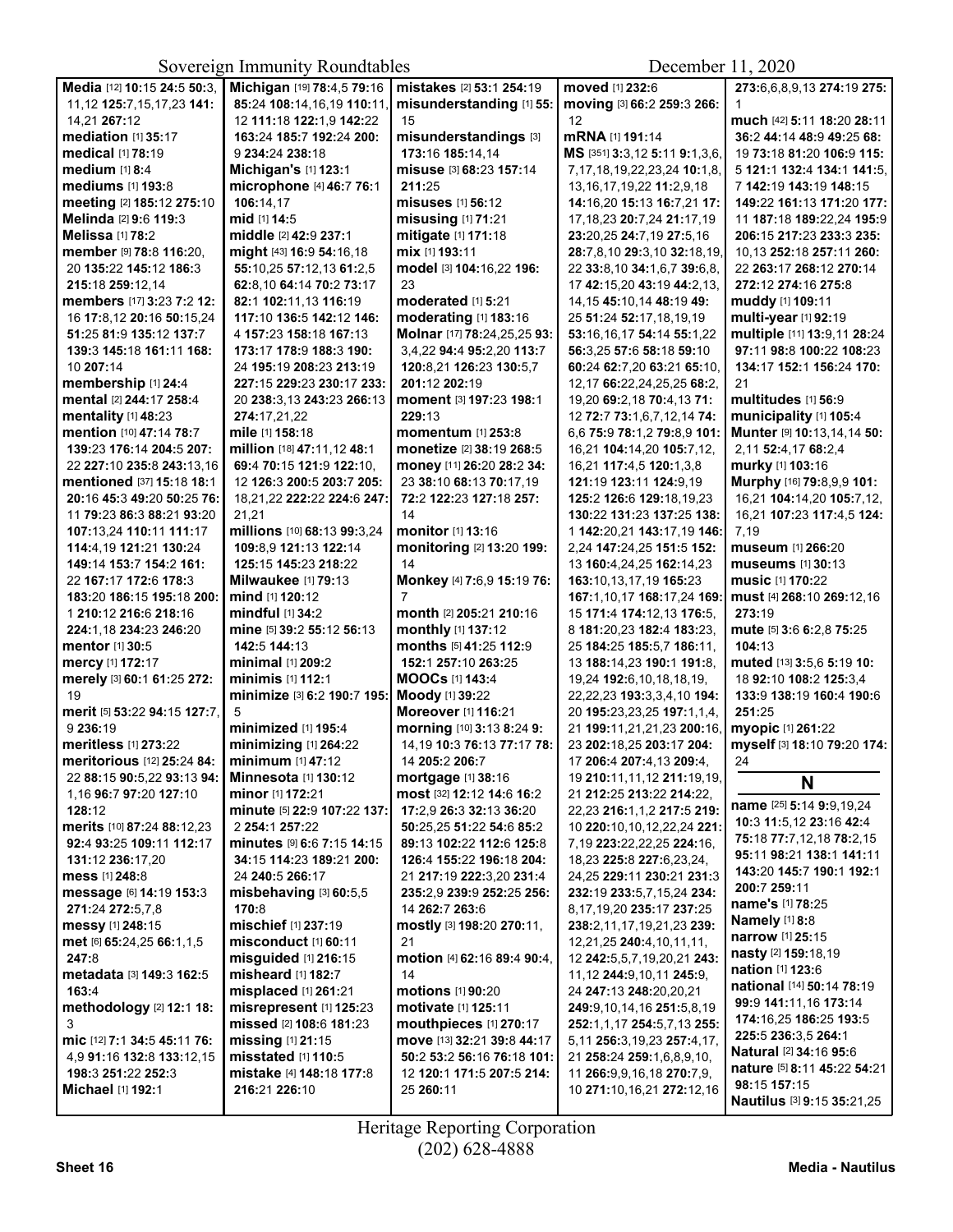**Media** [12] **10:**15 **24:**5 **50:**3, 11,12 **125:**7,15,17,23 **141:** 14,21 **267:**12
**mediation** [1] **35:**17
**medical** [1] **78:**19
**medium** [1] **8:**4
**mediums** [1] **193:**8
**meeting** [2] **185:**12 **275:**10
**Melinda** [2] **9:**6 **119:**3
**Melissa** [1] **78:**2
**member** [9] **78:**8 **116:**20, 20 **135:**22 **145:**12 **186:**3 **215:**18 **259:**12,14
**members** [17] **3:**23 **7:**2 **12:** 16 **17:**8,12 **20:**16 **50:**15,24 **51:**25 **81:**9 **135:**12 **137:**7 **139:**3 **145:**18 **161:**11 **168:** 10 **207:**14
**membership** [1] **24:**4
**mental** [2] **244:**17 **258:**4
**mentality** [1] **48:**23
**mention** [10] **47:**14 **78:**7 **139:**23 **176:**14 **204:**5 **207:** 22 **227:**10 **235:**8 **243:**13,16
**mentioned** [37] **15:**18 **18:**1 **20:**16 **45:**3 **49:**20 **50:**25 **76:** 11 **79:**23 **86:**3 **88:**21 **93:**20 **107:**13,24 **110:**11 **111:**17 **114:**4,19 **121:**21 **130:**24 **149:**14 **153:**7 **154:**2 **161:** 22 **167:**17 **172:**6 **178:**3 **183:**20 **186:**15 **195:**18 **200:** 1 **210:**12 **216:**6 **218:**16 **224:**1,18 **234:**23 **246:**20
**mentor** [1] **30:**5
**mercy** [1] **172:**17
**merely** [3] **60:**1 **61:**25 **272:** 19
**merit** [5] **53:**22 **94:**15 **127:**7, 9 **236:**19
**meritless** [1] **273:**22
**meritorious** [12] **25:**24 **84:** 22 **88:**15 **90:**5,22 **93:**13 **94:** 1,16 **96:**7 **97:**20 **127:**10 **128:**12
**merits** [10] **87:**24 **88:**12,23 **92:**4 **93:**25 **109:**11 **112:**17 **131:**12 **236:**17,20
**mess** [1] **248:**8
**message** [6] **14:**19 **153:**3 **271:**24 **272:**5,7,8
**messy** [1] **248:**15
**met** [6] **65:**24,25 **66:**1,1,5 **247:**8
**metadata** [3] **149:**3 **162:**5 **163:**4
**methodology** [2] **12:**1 **18:** 3
**mic** [12] **7:**1 **34:**5 **45:**11 **76:** 4,9 **91:**16 **132:**8 **133:**12,15 **198:**3 **251:**22 **252:**3
**Michael** [1] **192:**1
**Michigan** [19] **78:**4,5 **79:**16 **85:**24 **108:**14,16,19 **110:**11, 12 **111:**18 **122:**1,9 **142:**22 **163:**24 **185:**7 **192:**24 **200:** 9 **234:**24 **238:**18
**Michigan's** [1] **123:**1
**microphone** [4] **46:**7 **76:**1 **106:**14,17
**mid** [1] **14:**5
**middle** [2] **42:**9 **237:**1
**might** [43] **16:**9 **54:**16,18 **55:**10,25 **57:**12,13 **61:**2,5 **62:**8,10 **64:**14 **70:**2 **73:**17 **82:**1 **102:**11,13 **116:**19 **117:**10 **136:**5 **142:**12 **146:** 4 **157:**23 **158:**18 **167:**13 **173:**17 **178:**9 **188:**3 **190:** 24 **195:**19 **208:**23 **213:**19 **227:**15 **229:**23 **230:**17 **233:** 20 **238:**3,13 **243:**23 **266:**13 **274:**17,21,22
**mile** [1] **158:**18
**million** [18] **47:**11,12 **48:**1 **69:**4 **70:**15 **121:**9 **122:**10, 12 **126:**3 **200:**5 **203:**7 **205:** 18,21,22 **222:**22 **224:**6 **247:** 21,21
**millions** [10] **68:**13 **99:**3,24 **109:**8,9 **121:**13 **122:**14 **125:**15 **145:**23 **218:**22
**Milwaukee** [1] **79:**13
**mind** [1] **120:**12
**mindful** [1] **34:**2
**mine** [5] **39:**2 **55:**12 **56:**13 **142:**5 **144:**13
**minimal** [1] **209:**2
**minimis** [1] **112:**1
**minimize** [3] **6:**2 **190:**7 **195:** 5
**minimized** [1] **195:**4
**minimizing** [1] **264:**22
**minimum** [1] **47:**12
**Minnesota** [1] **130:**12
**minor** [1] **172:**21
**minute** [5] **22:**9 **107:**22 **137:** 2 **254:**1 **257:**22
**minutes** [9] **6:**6 **7:**15 **14:**15 **34:**15 **114:**23 **189:**21 **200:** 24 **240:**5 **266:**17
**misbehaving** [3] **60:**5,5 **170:**8
**mischief** [1] **237:**19
**misconduct** [1] **60:**11
**misguided** [1] **216:**15
**misheard** [1] **182:**7
**misplaced** [1] **261:**21
**misrepresent** [1] **125:**23
**missed** [2] **108:**6 **181:**23
**missing** [1] **21:**15
**misstated** [1] **110:**5
**mistake** [4] **148:**18 **177:**8 **216:**21 **226:**10
**mistakes** [2] **53:**1 **254:**19
**misunderstanding** [1] **55:** 15
**misunderstandings** [3] **173:**16 **185:**14,14
**misuse** [3] **68:**23 **157:**14 **211:**25
**misuses** [1] **56:**12
**misusing** [1] **71:**21
**mitigate** [1] **171:**18
**mix** [1] **193:**11
**model** [3] **104:**16,22 **196:** 23
**moderated** [1] **5:**21
**moderating** [1] **183:**16
**Molnar** [17] **78:**24,25,25 **93:** 3,4,22 **94:**4 **95:**2,20 **113:**7 **120:**8,21 **126:**23 **130:**5,7 **201:**12 **202:**19
**moment** [3] **197:**23 **198:**1 **229:**13
**momentum** [1] **253:**8
**monetize** [2] **38:**19 **268:**5
**money** [11] **26:**20 **28:**2 **34:** 23 **38:**10 **68:**13 **70:**17,19 **72:**2 **122:**23 **127:**18 **257:** 14
**monitor** [1] **13:**16
**monitoring** [2] **13:**20 **199:** 14
**Monkey** [4] **7:**6,9 **15:**19 **76:** 7
**month** [2] **205:**21 **210:**16
**monthly** [1] **137:**12
**months** [5] **41:**25 **112:**9 **152:**1 **257:**10 **263:**25
**MOOCs** [1] **143:**4
**Moody** [1] **39:**22
**Moreover** [1] **116:**21
**morning** [10] **3:**13 **8:**24 **9:** 14,19 **10:**3 **76:**13 **77:**17 **78:** 14 **205:**2 **206:**7
**mortgage** [1] **38:**16
**most** [32] **12:**12 **14:**6 **16:**2 **17:**2,9 **26:**3 **32:**13 **36:**20 **50:**25,25 **51:**22 **54:**6 **85:**2 **89:**13 **102:**22 **112:**6 **125:**8 **126:**4 **155:**22 **196:**18 **204:** 21 **217:**19 **222:**3,20 **231:**4 **235:**2,9 **239:**9 **252:**25 **256:** 14 **262:**7 **263:**6
**mostly** [3] **198:**20 **270:**11, 21
**motion** [4] **62:**16 **89:**4 **90:**4, 14
**motions** [1] **90:**20
**motivate** [1] **125:**11
**mouthpieces** [1] **270:**17
**move** [13] **32:**21 **39:**8 **44:**17 **50:**2 **53:**2 **56:**16 **76:**18 **101:** 12 **120:**1 **171:**5 **207:**5 **214:** 25 **260:**11
**moved** [1] **232:**6
**moving** [3] **66:**2 **259:**3 **266:** 12
**mRNA** [1] **191:**14
**MS** [351] **3:**3,12 **5:**11 **9:**1,3,6, 7,17,18,19,22,23,24 **10:**1,8, 13,16,17,19,22 **11:**2,9,18 **14:**16,20 **15:**13 **16:**7,21 **17:** 17,18,23 **20:**7,24 **21:**17,19 **23:**20,25 **24:**7,19 **27:**5,16 **28:**7,8,10 **29:**3,10 **32:**18,19, 22 **33:**8,10 **34:**1,6,7 **39:**6,8, 17 **42:**15,20 **43:**19 **44:**2,13, 14,15 **45:**10,14 **48:**19 **49:** 25 **51:**24 **52:**17,18,19,19 **53:**16,16,17 **54:**14 **55:**1,22 **56:**3,25 **57:**6 **58:**18 **59:**10 **60:**24 **62:**7,20 **63:**21 **65:**10, 12,17 **66:**22,24,25,25 **68:**2, 19,20 **69:**2,18 **70:**4,13 **71:** 12 **72:**7 **73:**1,6,7,12,14 **74:** 6,6 **75:**9 **78:**1,2 **79:**8,9 **101:** 16,21 **104:**14,20 **105:**7,12, 16,21 **117:**4,5 **120:**1,3,8 **121:**19 **123:**11 **124:**9,19 **125:**2 **126:**6 **129:**18,19,23 **130:**22 **131:**23 **137:**25 **138:** 1 **142:**20,21 **143:**17,19 **146:** 2,24 **147:**24,25 **151:**5 **152:** 13 **160:**4,24,25 **162:**14,23 **163:**10,13,17,19 **165:**23 **167:**1,10,17 **168:**17,24 **169:** 15 **171:**4 **174:**12,13 **176:**5, 8 **181:**20,23 **182:**4 **183:**23, 25 **184:**25 **185:**5,7 **186:**11, 13 **188:**14,23 **190:**1 **191:**8, 19,24 **192:**6,10,18,18,19, 22,22,23 **193:**3,3,4,10 **194:** 20 **195:**23,23,25 **197:**1,1,4, 21 **199:**11,21,21,23 **200:**16, 23 **202:**18,25 **203:**17 **204:** 17 **206:**4 **207:**4,13 **209:**4, 19 **210:**11,11,12 **211:**19,19, 21 **212:**25 **213:**22 **214:**22, 22,23 **216:**1,1,2 **217:**5 **219:** 10 **220:**10,10,12,22,24 **221:** 7,19 **223:**22,22,25 **224:**16, 18,23 **225:**8 **227:**6,23,24, 24,25 **229:**11 **230:**21 **231:**3 **232:**19 **233:**5,7,15,24 **234:** 8,17,19,20 **235:**17 **237:**25 **238:**2,11,17,19,21,23 **239:** 12,21,25 **240:**4,10,11,11, 12 **242:**5,5,7,19,20,21 **243:** 11,12 **244:**9,10,11 **245:**9, 24 **247:**13 **248:**20,20,21 **249:**9,10,14,16 **251:**5,8,19 **252:**1,1,17 **254:**5,7,13 **255:** 5,11 **256:**3,19,23 **257:**4,17, 21 **258:**24 **259:**1,6,8,9,10, 11 **266:**9,9,16,18 **270:**7,9, 10 **271:**10,16,21 **272:**12,16 **273:**6,6,8,9,13 **274:**19 **275:** 1
**much** [42] **5:**11 **18:**20 **28:**11 **36:**2 **44:**14 **48:**9 **49:**25 **68:** 19 **73:**18 **81:**20 **106:**9 **115:** 5 **121:**1 **132:**4 **134:**1 **141:**5, 7 **142:**19 **143:**19 **148:**15 **149:**22 **161:**13 **171:**20 **177:** 11 **187:**18 **189:**22,24 **195:**9 **206:**15 **217:**23 **233:**3 **235:** 10,13 **252:**18 **257:**11 **260:** 22 **263:**17 **268:**12 **270:**14 **272:**12 **274:**16 **275:**8
**muddy** [1] **109:**11
**multi-year** [1] **92:**19
**multiple** [11] **13:**9,11 **28:**24 **97:**11 **98:**8 **100:**22 **108:**23 **134:**17 **152:**1 **156:**24 **170:** 21
**multitudes** [1] **56:**9
**municipality** [1] **105:**4
**Munter** [9] **10:**13,14,14 **50:** 2,11 **52:**4,17 **68:**2,4
**murky** [1] **103:**16
**Murphy** [16] **79:**8,9,9 **101:** 16,21 **104:**14,20 **105:**7,12, 16,21 **107:**23 **117:**4,5 **124:** 7,19
**museum** [1] **266:**20
**museums** [1] **30:**13
**music** [1] **170:**22
**must** [4] **268:**10 **269:**12,16 **273:**19
**mute** [5] **3:**6 **6:**2,8 **75:**25 **104:**13
**muted** [13] **3:**5,6 **5:**19 **10:** 18 **92:**10 **108:**2 **125:**3,4 **133:**9 **138:**19 **160:**4 **190:**6 **251:**25
**myopic** [1] **261:**22
**myself** [3] **18:**10 **79:**20 **174:** 24

## N

**name** [25] **5:**14 **9:**9,19,24 **10:**3 **11:**5,12 **23:**16 **42:**4 **75:**18 **77:**7,12,18 **78:**2,15 **95:**11 **98:**21 **138:**1 **141:**11 **143:**20 **145:**7 **190:**1 **192:**1 **200:**7 **259:**11
**name's** [1] **78:**25
**Namely** [1] **8:**8
**narrow** [1] **25:**15
**nasty** [2] **159:**18,19
**nation** [1] **123:**6
**national** [14] **50:**14 **78:**19 **99:**3 **141:**11,16 **173:**14 **174:**16,25 **186:**25 **193:**5 **225:**5 **236:**3,5 **264:**1
**Natural** [2] **34:**16 **95:**6
**nature** [5] **8:**11 **45:**22 **54:**21 **98:**15 **157:**15
**Nautilus** [3] **9:**15 **35:**21,25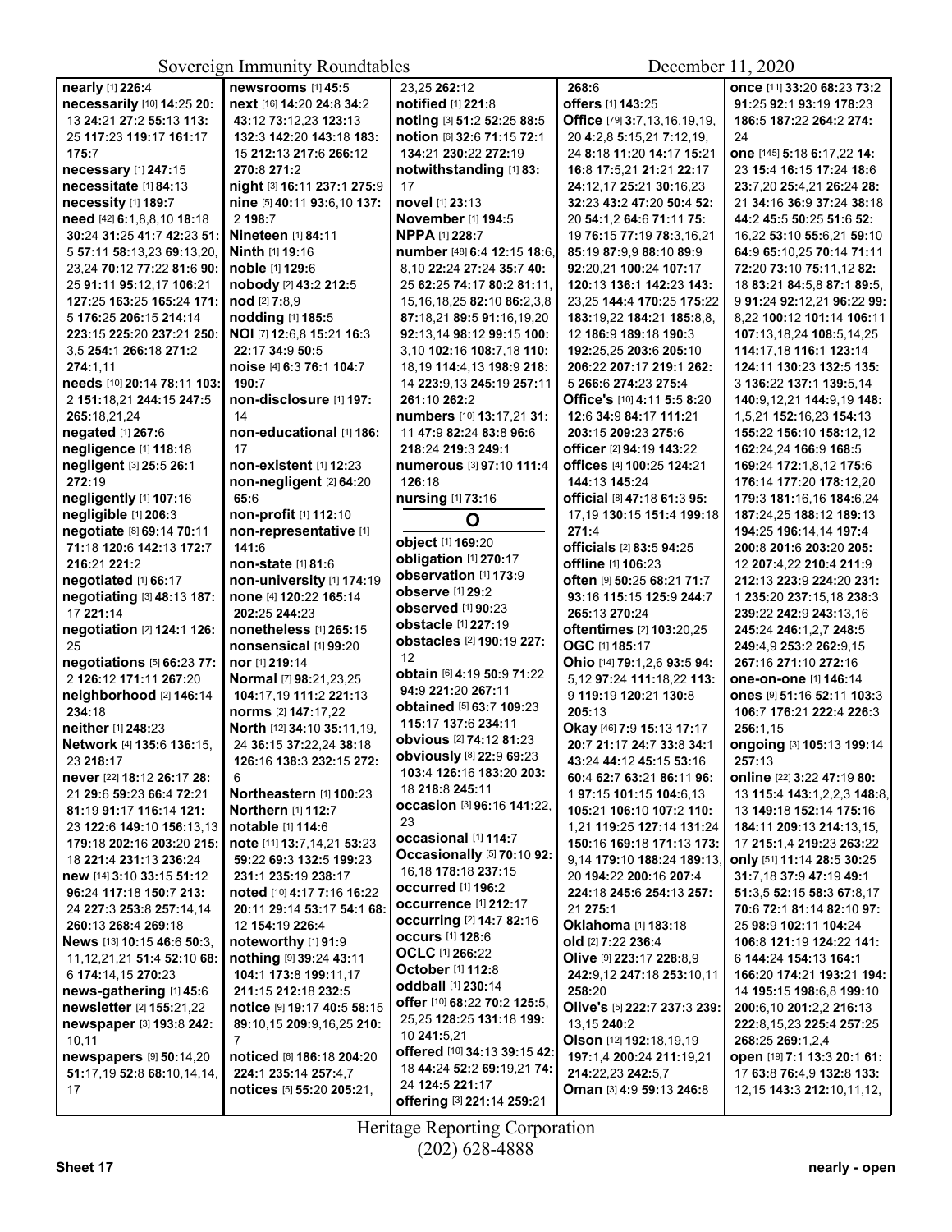**nearly** [1] **226**:4
**necessarily** [10] **14**:25 **20**:13 **24**:21 **27**:2 **55**:13 **113**:25 **117**:23 **119**:17 **161**:17 **175**:7
**necessary** [1] **247**:15
**necessitate** [1] **84**:13
**necessity** [1] **189**:7
**need** [42] **6**:1,8,8,10 **18**:18 **30**:24 **31**:25 **41**:7 **42**:23 **51**:5 **57**:11 **58**:13,23 **69**:13,20, 23,24 **70**:12 **77**:22 **81**:6 **90**:25 **91**:11 **95**:12,17 **106**:21 **127**:25 **163**:25 **165**:24 **171**:5 **176**:25 **206**:15 **214**:14 **223**:15 **225**:20 **237**:21 **250**:3,5 **254**:1 **266**:18 **271**:2 **274**:1,11
**needs** [10] **20**:14 **78**:11 **103**:2 **151**:18,21 **244**:15 **247**:5 **265**:18,21,24
**negated** [1] **267**:6
**negligence** [1] **118**:18
**negligent** [3] **25**:5 **26**:1 **272**:19
**negligently** [1] **107**:16
**negligible** [1] **206**:3
**negotiate** [8] **69**:14 **70**:11 **71**:18 **120**:6 **142**:13 **172**:7 **216**:21 **221**:2
**negotiated** [1] **66**:17
**negotiating** [3] **48**:13 **187**:17 **221**:14
**negotiation** [2] **124**:1 **126**:25
**negotiations** [5] **66**:23 **77**:2 **126**:12 **171**:11 **267**:20
**neighborhood** [2] **146**:14 **234**:18
**neither** [1] **248**:23
**Network** [4] **135**:6 **136**:15, 23 **218**:17
**never** [22] **18**:12 **26**:17 **28**:21 **29**:6 **59**:23 **66**:4 **72**:21 **81**:19 **91**:17 **116**:14 **121**:23 **122**:6 **149**:10 **156**:13,13 **179**:18 **202**:16 **203**:20 **215**:18 **221**:4 **231**:13 **236**:24
**new** [14] **3**:10 **33**:15 **51**:12 **96**:24 **117**:18 **150**:7 **213**:24 **227**:3 **253**:8 **257**:14,14 **260**:13 **268**:4 **269**:18
**News** [13] **10**:15 **46**:6 **50**:3, 11,12,21,21 **51**:4 **52**:10 **68**:6 **174**:14,15 **270**:23
**news-gathering** [1] **45**:6
**newsletter** [2] **155**:21,22
**newspaper** [3] **193**:8 **242**:10,11
**newspapers** [9] **50**:14,20 **51**:17,19 **52**:8 **68**:10,14,14, 17
**newsrooms** [1] **45**:5
**next** [16] **14**:20 **24**:8 **34**:2 **43**:12 **73**:12,23 **123**:13 **132**:3 **142**:20 **143**:18 **183**:15 **212**:13 **217**:6 **266**:12 **270**:8 **271**:2
**night** [3] **16**:11 **237**:1 **275**:9
**nine** [5] **40**:11 **93**:6,10 **137**:2 **198**:7
**Nineteen** [1] **84**:11
**Ninth** [1] **19**:16
**noble** [1] **129**:6
**nobody** [2] **43**:2 **212**:5
**nod** [2] **7**:8,9
**nodding** [1] **185**:5
**NOI** [7] **12**:6,8 **15**:21 **16**:3 **22**:17 **34**:9 **50**:5
**noise** [4] **6**:3 **76**:1 **104**:7 **190**:7
**non-disclosure** [1] **197**:14
**non-educational** [1] **186**:17
**non-existent** [1] **12**:23
**non-negligent** [2] **64**:20 **65**:6
**non-profit** [1] **112**:10
**non-representative** [1] **141**:6
**non-state** [1] **81**:6
**non-university** [1] **174**:19
**none** [4] **120**:22 **165**:14 **202**:25 **244**:23
**nonetheless** [1] **265**:15
**nonsensical** [1] **99**:20
**nor** [1] **219**:14
**Normal** [7] **98**:21,23,25 **104**:17,19 **111**:2 **221**:13
**norms** [2] **147**:17,22
**North** [12] **34**:10 **35**:11,19, 24 **36**:15 **37**:22,24 **38**:18 **126**:16 **138**:3 **232**:15 **272**:6
**Northeastern** [1] **100**:23
**Northern** [1] **112**:7
**notable** [1] **114**:6
**note** [11] **13**:7,14,21 **53**:23 **59**:22 **69**:3 **132**:5 **199**:23 **231**:5 **235**:19 **238**:17
**noted** [10] **4**:17 **7**:16 **16**:22 **20**:11 **29**:14 **53**:17 **54**:1 **68**:12 **154**:19 **226**:4
**noteworthy** [1] **91**:9
**nothing** [9] **39**:24 **43**:11 **104**:1 **173**:8 **199**:11,17 **211**:15 **212**:18 **232**:5
**notice** [9] **19**:17 **40**:5 **58**:15 **89**:10,15 **209**:9,16,25 **210**:7
**noticed** [6] **186**:18 **204**:20 **224**:1 **235**:14 **257**:4,7
**notices** [5] **55**:20 **205**:21, 23,25 **262**:12
**notified** [1] **221**:8
**noting** [3] **51**:2 **52**:25 **88**:5
**notion** [6] **32**:6 **71**:15 **72**:1 **134**:21 **230**:22 **272**:19
**notwithstanding** [1] **83**:17
**novel** [1] **23**:13
**November** [1] **194**:5
**NPPA** [1] **228**:7
**number** [48] **6**:4 **12**:15 **18**:6, 8,10 **22**:24 **27**:24 **35**:7 **40**:25 **62**:25 **74**:17 **80**:2 **81**:11, 15,16,18,25 **82**:10 **86**:2,3,8 **87**:18,21 **89**:5 **91**:16,19,20 **92**:13,14 **98**:12 **99**:15 **100**:3,10 **102**:16 **108**:7,18 **110**:18,19 **114**:4,13 **198**:9 **218**:14 **223**:9,13 **245**:19 **257**:11 **261**:10 **262**:2
**numbers** [10] **13**:17,21 **31**:11 **47**:9 **82**:24 **83**:8 **96**:6 **218**:24 **219**:3 **249**:1
**numerous** [3] **97**:10 **111**:4 **126**:18
**nursing** [1] **73**:16

## O

**object** [1] **169**:20
**obligation** [1] **270**:17
**observation** [1] **173**:9
**observe** [1] **29**:2
**observed** [1] **90**:23
**obstacle** [1] **227**:19
**obstacles** [2] **190**:19 **227**:12
**obtain** [6] **4**:19 **50**:9 **71**:22 **94**:9 **221**:20 **267**:11
**obtained** [5] **63**:7 **109**:23 **115**:17 **137**:6 **234**:11
**obvious** [2] **74**:12 **81**:23
**obviously** [8] **22**:9 **69**:23 **103**:4 **126**:16 **183**:20 **203**:18 **218**:8 **245**:11
**occasion** [3] **96**:16 **141**:22, 23
**occasional** [1] **114**:7
**Occasionally** [5] **70**:10 **92**:16,18 **178**:18 **237**:15
**occurred** [1] **196**:2
**occurrence** [1] **212**:17
**occurring** [2] **14**:7 **82**:16
**occurs** [1] **128**:6
**OCLC** [1] **266**:22
**October** [1] **112**:8
**oddball** [1] **230**:14
**offer** [10] **68**:22 **70**:2 **125**:5, 25,25 **128**:25 **131**:18 **199**:10 **241**:5,21
**offered** [10] **34**:13 **39**:15 **42**:18 **44**:24 **52**:2 **69**:19,21 **74**:24 **124**:5 **221**:17
**offering** [3] **221**:14 **259**:21 **268**:6
**offers** [1] **143**:25
**Office** [79] **3**:7,13,16,19,19, 20 **4**:2,8 **5**:15,21 **7**:12,19, 24 **8**:18 **11**:20 **14**:17 **15**:21 **16**:8 **17**:5,21 **21**:21 **22**:17 **24**:12,17 **25**:21 **30**:16,23 **32**:23 **43**:2 **47**:20 **50**:4 **52**:20 **54**:1,2 **64**:6 **71**:11 **75**:19 **76**:15 **77**:19 **78**:3,16,21 **85**:19 **87**:9,9 **88**:10 **89**:9 **92**:20,21 **100**:24 **107**:17 **120**:13 **136**:1 **142**:23 **143**:23,25 **144**:4 **170**:25 **175**:22 **183**:19,22 **184**:21 **185**:8,8, 12 **186**:9 **189**:18 **190**:3 **192**:25,25 **203**:6 **205**:10 **206**:22 **207**:17 **219**:1 **262**:5 **266**:6 **274**:23 **275**:4
**Office's** [10] **4**:11 **5**:5 **8**:20 **12**:6 **34**:9 **84**:17 **111**:21 **203**:15 **209**:23 **275**:6
**officer** [2] **94**:19 **143**:22
**offices** [4] **100**:25 **124**:21 **144**:13 **145**:24
**official** [8] **47**:18 **61**:3 **95**:17,19 **130**:15 **151**:4 **199**:18 **271**:4
**officials** [2] **83**:5 **94**:25
**offline** [1] **106**:23
**often** [9] **50**:25 **68**:21 **71**:7 **93**:16 **115**:15 **125**:9 **244**:7 **265**:13 **270**:24
**oftentimes** [2] **103**:20,25
**OGC** [1] **185**:17
**Ohio** [14] **79**:1,2,6 **93**:5 **94**:5,12 **97**:24 **111**:18,22 **113**:9 **119**:19 **120**:21 **130**:8 **205**:13
**Okay** [46] **7**:9 **15**:13 **17**:17 **20**:7 **21**:17 **24**:7 **33**:8 **34**:1 **43**:24 **44**:12 **45**:15 **53**:16 **60**:4 **62**:7 **63**:21 **86**:11 **96**:1 **97**:15 **101**:15 **104**:6,13 **105**:21 **106**:10 **107**:2 **110**:1,21 **119**:25 **127**:14 **131**:24 **150**:16 **169**:18 **171**:13 **173**:9,14 **179**:10 **188**:24 **189**:13, 20 **194**:22 **200**:16 **207**:4 **224**:18 **245**:6 **254**:13 **257**:21 **275**:1
**Oklahoma** [1] **183**:18
**old** [2] **7**:22 **236**:4
**Olive** [9] **223**:17 **228**:8,9 **242**:9,12 **247**:18 **253**:10,11 **258**:20
**Olive's** [5] **222**:7 **237**:3 **239**:13,15 **240**:2
**Olson** [12] **192**:18,19,19 **197**:1,4 **200**:24 **211**:19,21 **214**:22,23 **242**:5,7
**Oman** [3] **4**:9 **59**:13 **246**:8
**once** [11] **33**:20 **68**:23 **73**:2 **91**:25 **92**:1 **93**:19 **178**:23 **186**:5 **187**:22 **264**:2 **274**:24
**one** [145] **5**:18 **6**:17,22 **14**:23 **15**:4 **16**:15 **17**:24 **18**:6 **23**:7,20 **25**:4,21 **26**:24 **28**:21 **34**:16 **36**:9 **37**:24 **38**:18 **44**:2 **45**:5 **50**:25 **51**:6 **52**:16,22 **53**:10 **55**:6,21 **59**:10 **64**:9 **65**:10,25 **70**:14 **71**:11 **72**:20 **73**:10 **75**:11,12 **82**:18 **83**:21 **84**:5,8 **87**:1 **89**:5, 9 **91**:24 **92**:12,21 **96**:22 **99**:8,22 **100**:12 **101**:14 **106**:11 **107**:13,18,24 **108**:5,14,25 **114**:17,18 **116**:1 **123**:14 **124**:11 **130**:23 **132**:5 **135**:3 **136**:22 **137**:1 **139**:5,14 **140**:9,12,21 **144**:9,19 **148**:1,5,21 **152**:16,23 **154**:13 **155**:22 **156**:10 **158**:12,12 **162**:24,24 **166**:9 **168**:5 **169**:24 **172**:1,8,12 **175**:6 **176**:14 **177**:20 **178**:12,20 **179**:3 **181**:16,16 **184**:6,24 **187**:24,25 **188**:12 **189**:13 **194**:25 **196**:14,14 **197**:4 **200**:8 **201**:6 **203**:20 **205**:12 **207**:4,22 **210**:4 **211**:9 **212**:13 **223**:9 **224**:20 **231**:1 **235**:20 **237**:15,18 **238**:3 **239**:22 **242**:9 **243**:13,16 **245**:24 **246**:1,2,7 **248**:5 **249**:4,9 **253**:2 **262**:9,15 **267**:16 **271**:10 **272**:16
**one-on-one** [1] **146**:14
**ones** [9] **51**:16 **52**:11 **103**:1 **106**:7 **176**:21 **222**:4 **226**:3 **256**:1,15
**ongoing** [3] **105**:13 **199**:14 **257**:13
**online** [22] **3**:22 **47**:19 **80**:13 **115**:4 **143**:1,2,2,3 **148**:8, 13 **149**:18 **152**:14 **175**:16 **184**:11 **209**:13 **214**:13,15, 17 **215**:1,4 **219**:23 **263**:22
**only** [51] **11**:14 **28**:5 **30**:25 **31**:7,18 **37**:9 **47**:19 **49**:1 **51**:3,5 **52**:15 **58**:3 **67**:8,17 **70**:6 **72**:1 **81**:14 **82**:10 **97**:25 **98**:9 **102**:11 **104**:24 **106**:8 **121**:19 **124**:22 **141**:6 **144**:24 **154**:13 **164**:1 **166**:20 **174**:21 **193**:21 **194**:14 **195**:15 **198**:6,8 **199**:10 **200**:6,10 **201**:2,2 **216**:13 **222**:8,15,23 **225**:4 **257**:25 **268**:25 **269**:1,2,4
**open** [19] **7**:1 **13**:3 **20**:1 **61**:17 **63**:8 **76**:4,9 **132**:8 **133**:12,15 **143**:3 **212**:10,11,12,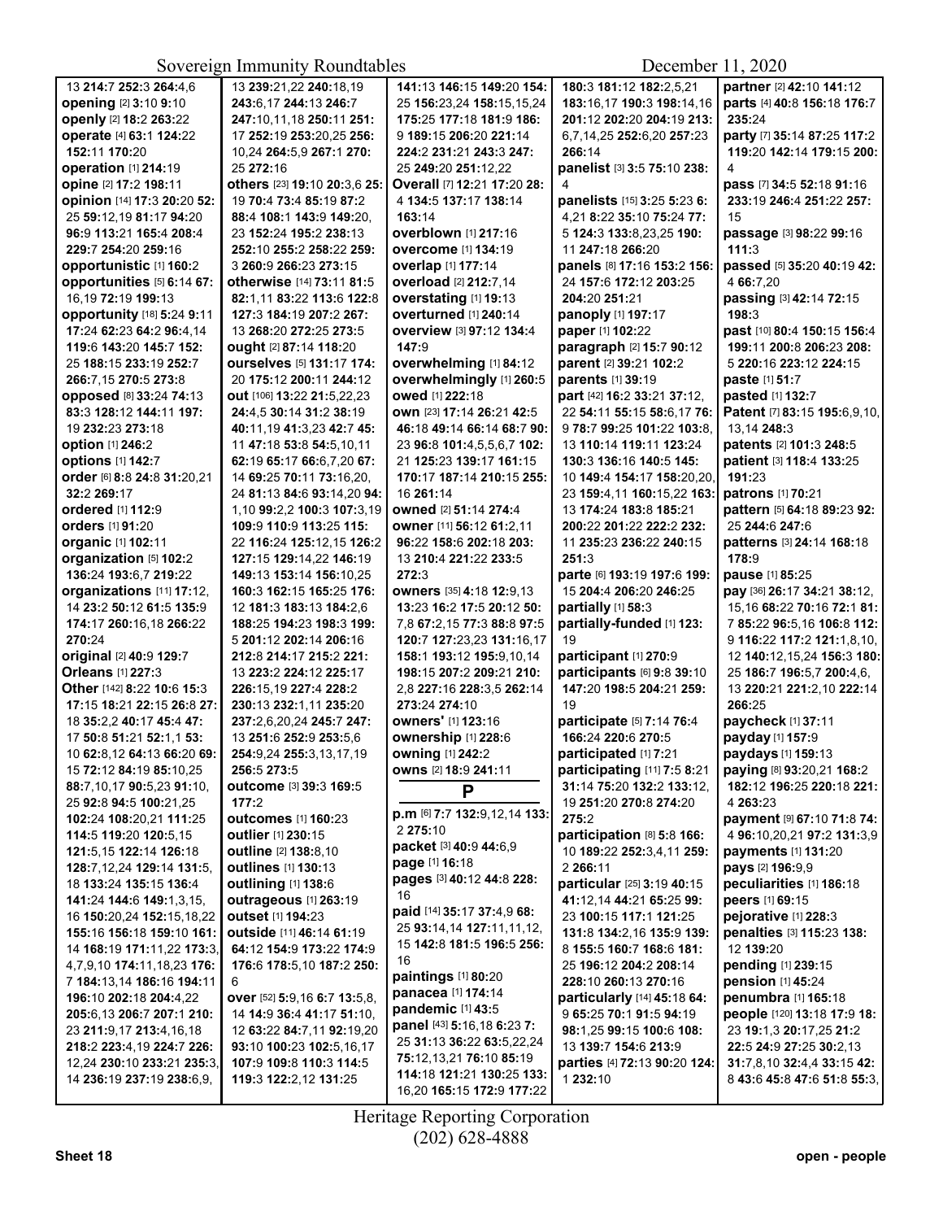13 **214:**7 **252:**3 **264:**4,6
**opening** [2] **3:**10 **9:**10
**openly** [2] **18:**2 **263:**22
**operate** [4] **63:**1 **124:**22 **152:**11 **170:**20
**operation** [1] **214:**19
**opine** [2] **17:**2 **198:**11
**opinion** [14] **17:**3 **20:**20 **52:**25 **59:**12,19 **81:**17 **94:**20 **96:**9 **113:**21 **165:**4 **208:**4 **229:**7 **254:**20 **259:**16
**opportunistic** [1] **160:**2
**opportunities** [5] **6:**14 **67:**16,19 **72:**19 **199:**13
**opportunity** [18] **5:**24 **9:**11 **17:**24 **62:**23 **64:**2 **96:**4,14 **119:**6 **143:**20 **145:**7 **152:**25 **188:**15 **233:**19 **252:**7 **266:**7,15 **270:**5 **273:**8
**opposed** [8] **33:**24 **74:**13 **83:**3 **128:**12 **144:**11 **197:**19 **232:**23 **273:**18
**option** [1] **246:**2
**options** [1] **142:**7
**order** [6] **8:**8 **24:**8 **31:**20,21 **32:**2 **269:**17
**ordered** [1] **112:**9
**orders** [1] **91:**20
**organic** [1] **102:**11
**organization** [5] **102:**2 **136:**24 **193:**6,7 **219:**22
**organizations** [11] **17:**12,14 **23:**2 **50:**12 **61:**5 **135:**9 **174:**17 **260:**16,18 **266:**22 **270:**24
**original** [2] **40:**9 **129:**7
**Orleans** [1] **227:**3
**Other** [142] **8:**22 **10:**6 **15:**3 **17:**15 **18:**21 **22:**15 **26:**8 **27:**18 **35:**2,2 **40:**17 **45:**4 **47:**17 **50:**8 **51:**21 **52:**1,1 **53:**10 **62:**8,12 **64:**13 **66:**20 **69:**15 **72:**12 **84:**19 **85:**10,25 **88:**7,10,17 **90:**5,23 **91:**10,25 **92:**8 **94:**5 **100:**21,25 **102:**24 **108:**20,21 **111:**25 **114:**5 **119:**20 **120:**5,15 **121:**5,15 **122:**14 **126:**18 **128:**7,12,24 **129:**14 **131:**5,18 **133:**24 **135:**15 **136:**4 **141:**24 **144:**6 **149:**1,3,15,16 **150:**20,24 **152:**15,18,22 **155:**16 **156:**18 **159:**10 **161:**14 **168:**19 **171:**11,22 **173:**3,4,7,9,10 **174:**11,18,23 **176:**7 **184:**13,14 **186:**16 **194:**11 **196:**10 **202:**18 **204:**4,22 **205:**6,13 **206:**7 **207:**1 **210:**23 **211:**9,17 **213:**4,16,18 **218:**2 **223:**4,19 **224:**7 **226:**12,24 **230:**10 **233:**21 **235:**3,14 **236:**19 **237:**19 **238:**6,9,
13 **239:**21,22 **240:**18,19 **243:**6,17 **244:**13 **246:**7 **247:**10,11,18 **250:**11 **251:**17 **252:**19 **253:**20,25 **256:**10,24 **264:**5,9 **267:**1 **270:**25 **272:**16
**others** [23] **19:**10 **20:**3,6 **25:**19 **70:**4 **73:**4 **85:**19 **87:**2 **88:**4 **108:**1 **143:**9 **149:**20,23 **152:**24 **195:**2 **238:**13 **252:**10 **255:**2 **258:**22 **259:**3 **260:**9 **266:**23 **273:**15
**otherwise** [14] **73:**11 **81:**5 **82:**1,11 **83:**22 **113:**6 **122:**8 **127:**3 **184:**19 **207:**2 **267:**13 **268:**20 **272:**25 **273:**5
**ought** [2] **87:**14 **118:**20
**ourselves** [5] **131:**17 **174:**20 **175:**12 **200:**11 **244:**12
**out** [106] **13:**22 **21:**5,22,23 **24:**4,5 **30:**14 **31:**2 **38:**19 **40:**11,19 **41:**3,23 **42:**7 **45:**11 **47:**18 **53:**8 **54:**5,10,11 **62:**19 **65:**17 **66:**6,7,20 **67:**14 **69:**25 **70:**11 **73:**16,20,24 **81:**13 **84:**6 **93:**14,20 **94:**1,10 **99:**2,2 **100:**3 **107:**3,19 **109:**9 **110:**9 **113:**25 **115:**22 **116:**24 **125:**12,15 **126:**2 **127:**15 **129:**14,22 **146:**19 **149:**13 **153:**14 **156:**10,25 **160:**3 **162:**15 **165:**25 **176:**12 **181:**3 **183:**13 **184:**2,6 **188:**25 **194:**23 **198:**3 **199:**5 **201:**12 **202:**14 **206:**16 **212:**8 **214:**12 **215:**2 **221:**13 **223:**2 **224:**12 **225:**17 **226:**15,19 **227:**4 **228:**2 **230:**13 **232:**1,11 **235:**20 **237:**2,6,20,24 **245:**7 **247:**13 **251:**6 **252:**9 **253:**5,6 **254:**9,24 **255:**3,13,17,19 **256:**5 **273:**5
**outcome** [3] **39:**3 **169:**5 **177:**2
**outcomes** [1] **160:**23
**outlier** [1] **230:**15
**outline** [2] **138:**8,10
**outlines** [1] **130:**13
**outlining** [1] **138:**6
**outrageous** [1] **263:**19
**outset** [1] **194:**23
**outside** [11] **46:**14 **61:**19 **64:**12 **154:**9 **173:**22 **174:**9 **176:**6 **178:**5,10 **187:**2 **250:**6
**over** [52] **5:**9,16 **6:**7 **13:**5,8,14 **14:**9 **36:**4 **41:**17 **51:**10,12 **63:**22 **84:**7,11 **92:**19,20 **93:**10 **100:**23 **102:**5,16,17 **107:**9 **109:**8 **110:**3 **114:**5 **119:**3 **122:**2,12 **131:**25
**141:**13 **146:**15 **149:**20 **154:**25 **156:**23,24 **158:**15,15,24 **175:**25 **177:**18 **181:**9 **186:**9 **189:**15 **206:**20 **221:**14 **224:**2 **231:**21 **243:**3 **247:**25 **249:**20 **251:**12,22
**Overall** [7] **12:**21 **17:**20 **28:**4 **134:**5 **137:**17 **138:**14 **163:**14
**overblown** [1] **217:**16
**overcome** [1] **134:**19
**overlap** [1] **177:**14
**overload** [2] **212:**7,14
**overstating** [1] **19:**13
**overturned** [1] **240:**14
**overview** [3] **97:**12 **134:**4 **147:**9
**overwhelming** [1] **84:**12
**overwhelmingly** [1] **260:**5
**owed** [1] **222:**18
**own** [23] **17:**14 **26:**21 **42:**5 **46:**18 **49:**14 **66:**14 **68:**7 **90:**23 **96:**8 **101:**4,5,5,6,7 **102:**21 **125:**23 **139:**17 **161:**15 **170:**17 **187:**14 **210:**15 **255:**16 **261:**14
**owned** [2] **51:**14 **274:**4
**owner** [11] **56:**12 **61:**2,11 **96:**22 **158:**6 **202:**18 **203:**13 **210:**4 **221:**22 **233:**5 **272:**3
**owners** [35] **4:**18 **12:**9,13 **13:**23 **16:**2 **17:**5 **20:**12 **50:**7,8 **67:**2,15 **77:**3 **88:**8 **97:**5 **120:**7 **127:**23,23 **131:**16,17 **158:**1 **193:**12 **195:**9,10,14 **198:**15 **207:**2 **209:**21 **210:**2,8 **227:**16 **228:**3,5 **262:**14 **273:**24 **274:**10
**owners'** [1] **123:**16
**ownership** [1] **228:**6
**owning** [1] **242:**2
**owns** [2] **18:**9 **241:**11

## P

**p.m** [6] **7:**7 **132:**9,12,14 **133:**2 **275:**10
**packet** [3] **40:**9 **44:**6,9
**page** [1] **16:**18
**pages** [3] **40:**12 **44:**8 **228:**16
**paid** [14] **35:**17 **37:**4,9 **68:**25 **93:**14,14 **127:**11,11,12,15 **142:**8 **181:**5 **196:**5 **256:**16
**paintings** [1] **80:**20
**panacea** [1] **174:**14
**pandemic** [1] **43:**5
**panel** [43] **5:**16,18 **6:**23 **7:**25 **31:**13 **36:**22 **63:**5,22,24 **75:**12,13,21 **76:**10 **85:**19 **114:**18 **121:**21 **130:**25 **133:**16,20 **165:**15 **172:**9 **177:**22
**180:**3 **181:**12 **182:**2,5,21 **183:**16,17 **190:**3 **198:**14,16 **201:**12 **202:**20 **204:**19 **213:**6,7,14,25 **252:**6,20 **257:**23 **266:**14
**panelist** [3] **3:**5 **75:**10 **238:**4
**panelists** [15] **3:**25 **5:**23 **6:**4,21 **8:**22 **35:**10 **75:**24 **77:**5 **124:**3 **133:**8,23,25 **190:**11 **247:**18 **266:**20
**panels** [8] **17:**16 **153:**2 **156:**24 **157:**6 **172:**12 **203:**25 **204:**20 **251:**21
**panoply** [1] **197:**17
**paper** [1] **102:**22
**paragraph** [2] **15:**7 **90:**12
**parent** [2] **39:**21 **102:**2
**parents** [1] **39:**19
**part** [42] **16:**2 **33:**21 **37:**12,22 **54:**11 **55:**15 **58:**6,17 **76:**9 **78:**7 **99:**25 **101:**22 **103:**8,13 **110:**14 **119:**11 **123:**24 **130:**3 **136:**16 **140:**5 **145:**10 **149:**4 **154:**17 **158:**20,20,23 **159:**4,11 **160:**15,22 **163:**13 **174:**24 **183:**8 **185:**21 **200:**22 **201:**22 **222:**2 **232:**11 **235:**23 **236:**22 **240:**15 **251:**3
**parte** [6] **193:**19 **197:**6 **199:**15 **204:**4 **206:**20 **246:**25
**partially** [1] **58:**3
**partially-funded** [1] **123:**19
**participant** [1] **270:**9
**participants** [6] **9:**8 **39:**10 **147:**20 **198:**5 **204:**21 **259:**19
**participate** [5] **7:**14 **76:**4 **166:**24 **220:**6 **270:**5
**participated** [1] **7:**21
**participating** [11] **7:**5 **8:**21 **31:**14 **75:**20 **132:**2 **133:**12,19 **251:**20 **270:**8 **274:**20 **275:**2
**participation** [8] **5:**8 **166:**10 **189:**22 **252:**3,4,11 **259:**2 **266:**11
**particular** [25] **3:**19 **40:**15 **41:**12,14 **44:**21 **65:**25 **99:**23 **100:**15 **117:**1 **121:**25 **131:**8 **134:**2,16 **135:**9 **139:**8 **155:**5 **160:**7 **168:**6 **181:**25 **196:**12 **204:**2 **208:**14 **228:**10 **260:**13 **270:**16
**particularly** [14] **45:**18 **64:**9 **65:**25 **70:**1 **91:**5 **94:**19 **98:**1,25 **99:**15 **100:**6 **108:**13 **139:**7 **154:**6 **213:**9
**parties** [4] **72:**13 **90:**20 **124:**1 **232:**10
**partner** [2] **42:**10 **141:**12
**parts** [4] **40:**8 **156:**18 **176:**7 **235:**24
**party** [7] **35:**14 **87:**25 **117:**2 **119:**20 **142:**14 **179:**15 **200:**4
**pass** [7] **34:**5 **52:**18 **91:**16 **233:**19 **246:**4 **251:**22 **257:**15
**passage** [3] **98:**22 **99:**16 **111:**3
**passed** [5] **35:**20 **40:**19 **42:**4 **66:**7,20
**passing** [3] **42:**14 **72:**15 **198:**3
**past** [10] **80:**4 **150:**15 **156:**4 **199:**11 **200:**8 **206:**23 **208:**5 **220:**16 **223:**12 **224:**15
**paste** [1] **51:**7
**pasted** [1] **132:**7
**Patent** [7] **83:**15 **195:**6,9,10,13,14 **248:**3
**patents** [2] **101:**3 **248:**5
**patient** [3] **118:**4 **133:**25 **191:**23
**patrons** [1] **70:**21
**pattern** [5] **64:**18 **89:**23 **92:**25 **244:**6 **247:**6
**patterns** [3] **24:**14 **168:**18 **178:**9
**pause** [1] **85:**25
**pay** [36] **26:**17 **34:**21 **38:**12,15,16 **68:**22 **70:**16 **72:**1 **81:**7 **85:**22 **96:**5,16 **106:**8 **112:**9 **116:**22 **117:**2 **121:**1,8,10,12 **140:**12,15,24 **156:**3 **180:**25 **186:**7 **196:**5,7 **200:**4,6,13 **220:**21 **221:**2,10 **222:**14 **266:**25
**paycheck** [1] **37:**11
**payday** [1] **157:**9
**paydays** [1] **159:**13
**paying** [8] **93:**20,21 **168:**2 **182:**12 **196:**25 **220:**18 **221:**4 **263:**23
**payment** [9] **67:**10 **71:**8 **74:**4 **96:**10,20,21 **97:**2 **131:**3,9
**payments** [1] **131:**20
**pays** [2] **196:**9,9
**peculiarities** [1] **186:**18
**peers** [1] **69:**15
**pejorative** [1] **228:**3
**penalties** [3] **115:**23 **138:**12 **139:**20
**pending** [1] **239:**15
**pension** [1] **45:**24
**penumbra** [1] **165:**18
**people** [120] **13:**18 **17:**9 **18:**23 **19:**1,3 **20:**17,25 **21:**2 **22:**5 **24:**9 **27:**25 **30:**2,13 **31:**7,8,10 **32:**4,4 **33:**15 **42:**8 **43:**6 **45:**8 **47:**6 **51:**8 **55:**3,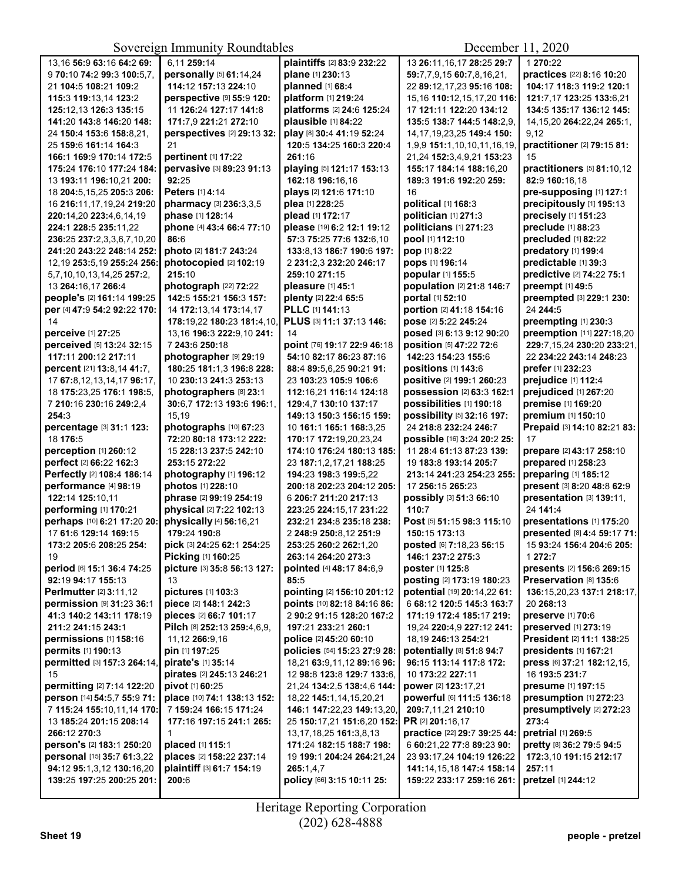13,16 **56**:9 **63**:16 **64**:2 **69**: 9 **70**:10 **74**:2 **99**:3 **100**:5,7, 21 **104**:5 **108**:21 **109**:2 **115**:3 **119**:13,14 **123**:2 **125**:12,13 **126**:3 **135**:15 **141**:20 **143**:8 **146**:20 **148**: 24 **150**:4 **153**:6 **158**:8,21, 25 **159**:6 **161**:14 **164**:3 **166**:1 **169**:9 **170**:14 **172**:5 **175**:24 **176**:10 **177**:24 **184**: 13 **193**:11 **196**:10,21 **200**: 18 **204**:5,15,25 **205**:3 **206**: 16 **216**:11,17,19,24 **219**:20 **220**:14,20 **223**:4,6,14,19 **224**:1 **228**:5 **235**:11,22 **236**:25 **237**:2,3,3,6,7,10,20 **241**:20 **243**:22 **248**:14 **252**: 12,19 **253**:5,19 **255**:24 **256**: 5,7,10,10,13,14,25 **257**:2, 13 **264**:16,17 **266**:4

**people's** [2] **161**:14 **199**:25
**per** [4] **47**:9 **54**:2 **92**:22 **170**: 14
**perceive** [1] **27**:25
**perceived** [5] **13**:24 **32**:15 **117**:11 **200**:12 **217**:11
**percent** [21] **13**:8,14 **41**:7, 17 **67**:8,12,13,14,17 **96**:17, 18 **175**:23,25 **176**:1 **198**:5, 7 **210**:16 **230**:16 **249**:2,4 **254**:3
**percentage** [3] **31**:1 **123**: 18 **176**:5
**perception** [1] **260**:12
**perfect** [2] **66**:22 **162**:3
**Perfectly** [2] **108**:4 **186**:14
**performance** [4] **98**:19 **122**:14 **125**:10,11
**performing** [1] **170**:21
**perhaps** [10] **6**:21 **17**:20 **20**: 17 **61**:6 **129**:14 **169**:15 **173**:2 **205**:6 **208**:25 **254**: 19
**period** [6] **15**:1 **36**:4 **74**:25 **92**:19 **94**:17 **155**:13
**Perlmutter** [2] **3**:11,12
**permission** [9] **31**:23 **36**:1 **41**:3 **140**:2 **143**:11 **178**:19 **211**:2 **241**:15 **243**:1
**permissions** [1] **158**:16
**permits** [1] **190**:13
**permitted** [3] **157**:3 **264**:14, 15
**permitting** [2] **7**:14 **122**:20
**person** [14] **54**:5,7 **55**:9 **71**: 7 **115**:24 **155**:10,11,14 **170**: 13 **185**:24 **201**:15 **208**:14 **266**:12 **270**:3
**person's** [2] **183**:1 **250**:20
**personal** [15] **35**:7 **61**:3,22 **94**:12 **95**:1,3,12 **130**:16,20 **139**:25 **197**:25 **200**:25 **201**: 6,11 **259**:14
**personally** [5] **61**:14,24 **114**:12 **157**:13 **224**:10
**perspective** [9] **55**:9 **120**: 11 **126**:24 **127**:17 **141**:8 **171**:7,9 **221**:21 **272**:10
**perspectives** [2] **29**:13 **32**: 21
**pertinent** [1] **17**:22
**pervasive** [3] **89**:23 **91**:13 **92**:25
**Peters** [1] **4**:14
**pharmacy** [3] **236**:3,3,5
**phase** [1] **128**:14
**phone** [4] **43**:4 **66**:4 **77**:10 **86**:6
**photo** [2] **181**:7 **243**:24
**photocopied** [2] **102**:19 **215**:10
**photograph** [22] **72**:22 **142**:5 **155**:21 **156**:3 **157**: 14 **172**:13,14 **173**:14,17 **178**:19,22 **180**:23 **181**:4,10, 13,16 **196**:3 **222**:9,10 **241**: 7 **243**:6 **250**:18
**photographer** [9] **29**:19 **180**:25 **181**:1,3 **196**:8 **228**: 10 **230**:13 **241**:3 **253**:13
**photographers** [8] **23**:1 **30**:6,7 **172**:13 **193**:6 **196**:1, 15,19
**photographs** [10] **67**:23 **72**:20 **80**:18 **173**:12 **222**: 15 **228**:13 **237**:5 **242**:10 **253**:15 **272**:22
**photography** [1] **196**:12
**photos** [1] **228**:10
**phrase** [2] **99**:19 **254**:19
**physical** [2] **7**:22 **102**:13
**physically** [4] **56**:16,21 **179**:24 **190**:8
**pick** [3] **24**:25 **62**:1 **254**:25
**Picking** [1] **160**:25
**picture** [3] **35**:8 **56**:13 **127**: 13
**pictures** [1] **103**:3
**piece** [2] **148**:1 **242**:3
**pieces** [2] **66**:7 **101**:17
**Pilch** [8] **252**:13 **259**:4,6,9, 11,12 **266**:9,16
**pin** [1] **197**:25
**pirate's** [1] **35**:14
**pirates** [2] **245**:13 **246**:21
**pivot** [1] **60**:25
**place** [10] **74**:1 **138**:13 **152**: 7 **159**:24 **166**:15 **171**:24 **177**:16 **197**:15 **241**:1 **265**: 1
**placed** [1] **115**:1
**places** [2] **158**:22 **237**:14
**plaintiff** [3] **61**:7 **154**:19 **200**:6
**plaintiffs** [2] **83**:9 **232**:22
**plane** [1] **230**:13
**planned** [1] **68**:4
**platform** [1] **219**:24
**platforms** [2] **24**:6 **125**:24
**plausible** [1] **84**:22
**play** [8] **30**:4 **41**:19 **52**:24 **120**:5 **134**:25 **160**:3 **220**:4 **261**:16
**playing** [5] **121**:17 **153**:13 **162**:18 **196**:16,16
**plays** [2] **121**:6 **171**:10
**plea** [1] **228**:25
**plead** [1] **172**:17
**please** [19] **6**:2 **12**:1 **19**:12 **57**:3 **75**:25 **77**:6 **132**:6,10 **133**:8,13 **186**:7 **190**:6 **197**: 2 **231**:2,3 **232**:20 **246**:17 **259**:10 **271**:15
**pleasure** [1] **45**:1
**plenty** [2] **22**:4 **65**:5
**PLLC** [1] **141**:13
**PLUS** [3] **11**:1 **37**:13 **146**: 14
**point** [76] **19**:17 **22**:9 **46**:18 **54**:10 **82**:17 **86**:23 **87**:16 **88**:4 **89**:5,6,25 **90**:21 **91**: 23 **103**:23 **105**:9 **106**:6 **112**:16,21 **116**:24 **124**:18 **129**:4,7 **130**:10 **137**:17 **149**:13 **150**:3 **156**:15 **159**: 10 **161**:1 **165**:1 **168**:3,25 **170**:17 **172**:19,20,23,24 **174**:10 **176**:24 **180**:13 **185**: 23 **187**:1,2,17,21 **188**:25 **194**:23 **198**:3 **199**:5,22 **200**:18 **202**:23 **204**:12 **205**: 6 **206**:7 **211**:20 **217**:13 **223**:25 **224**:15,17 **231**:22 **232**:21 **234**:8 **235**:18 **238**: 2 **248**:9 **250**:8,12 **251**:9 **253**:25 **260**:2 **262**:1,20 **263**:14 **264**:20 **273**:3
**pointed** [4] **48**:17 **84**:6,9 **85**:5
**pointing** [2] **156**:10 **201**:12
**points** [10] **82**:18 **84**:16 **86**: 2 **90**:2 **91**:15 **128**:20 **167**:2 **197**:21 **233**:21 **260**:1
**police** [2] **45**:20 **60**:10
**policies** [54] **15**:23 **27**:9 **28**: 18,21 **63**:9,11,12 **89**:16 **96**: 12 **98**:8 **123**:8 **129**:7 **133**:6, 21,24 **134**:2,5 **138**:4,6 **144**: 18,22 **145**:1,14,15,20,21 **146**:1 **147**:22,23 **149**:13,20, 25 **150**:17,21 **151**:6,20 **152**: 13,17,18,25 **161**:3,8,13 **171**:24 **182**:15 **188**:7 **198**: 19 **199**:1 **204**:24 **264**:21,24 **265**:1,4,7
**policy** [66] **3**:15 **10**:11 **25**: 13 **26**:11,16,17 **28**:25 **29**:7 **59**:7,7,9,15 **60**:7,8,16,21, 22 **89**:12,17,23 **95**:16 **108**: 15,16 **110**:12,15,17,20 **116**: 17 **121**:11 **122**:20 **134**:12 **135**:5 **138**:7 **144**:5 **148**:2,9, 14,17,19,23,25 **149**:4 **150**: 1,9,15 **151**:1,10,10,11,16,19, 21,24 **152**:3,4,9,21 **153**:23 **155**:17 **184**:14 **188**:16,20 **189**:3 **191**:6 **192**:20 **259**: 16
**political** [1] **168**:3
**politician** [1] **271**:3
**politicians** [1] **271**:23
**pool** [1] **112**:10
**pop** [1] **8**:22
**pops** [1] **196**:14
**popular** [1] **155**:5
**population** [2] **21**:8 **146**:7
**portal** [1] **52**:10
**portion** [2] **41**:18 **154**:16
**pose** [2] **5**:22 **245**:24
**posed** [3] **6**:13 **9**:12 **90**:20
**position** [5] **47**:22 **72**:6 **142**:23 **154**:23 **155**:6
**positions** [1] **143**:6
**positive** [2] **199**:1 **260**:23
**possession** [2] **63**:3 **162**:1
**possibilities** [1] **190**:18
**possibility** [5] **32**:16 **197**: 24 **218**:8 **232**:24 **246**:7
**possible** [16] **3**:24 **20**:2 **25**: 11 **28**:4 **61**:13 **87**:23 **139**: 19 **183**:8 **193**:14 **205**:7 **213**:14 **241**:23 **254**:23 **255**: 17 **256**:15 **265**:23
**possibly** [3] **51**:3 **66**:10 **110**:7
**Post** [5] **51**:15 **98**:3 **115**:10 **150**:15 **173**:13
**posted** [6] **7**:18,23 **56**:15 **146**:1 **237**:2 **275**:3
**poster** [1] **125**:8
**posting** [2] **173**:19 **180**:23
**potential** [19] **20**:14,22 **61**: 6 **68**:12 **120**:5 **145**:3 **163**:7 **171**:19 **172**:4 **185**:17 **219**: 19,24 **220**:4,9 **227**:12 **241**: 18,19 **246**:13 **254**:21
**potentially** [8] **51**:8 **94**:7 **96**:15 **113**:14 **117**:8 **172**: 10 **173**:22 **227**:11
**power** [2] **123**:17,21
**powerful** [6] **111**:5 **136**:18 **209**:7,11,21 **210**:10
**PR** [2] **201**:16,17
**practice** [22] **29**:7 **39**:25 **44**: 6 **60**:21,22 **77**:8 **89**:23 **90**: 23 **93**:17,24 **104**:19 **126**:22 **141**:14,15,18 **147**:4 **158**:14 **159**:22 **233**:17 **259**:16 **261**: 1 **270**:22
**practices** [22] **8**:16 **10**:20 **104**:17 **118**:3 **119**:2 **120**:1 **121**:7,17 **123**:25 **133**:6,21 **134**:5 **135**:17 **136**:12 **145**: 14,15,20 **264**:22,24 **265**:1, 9,12
**practitioner** [2] **79**:15 **81**: 15
**practitioners** [5] **81**:10,12 **82**:9 **160**:16,18
**pre-supposing** [1] **127**:1
**precipitously** [1] **195**:13
**precisely** [1] **151**:23
**preclude** [1] **88**:23
**precluded** [1] **82**:22
**predatory** [1] **199**:4
**predictable** [1] **39**:3
**predictive** [2] **74**:22 **75**:1
**preempt** [1] **49**:5
**preempted** [3] **229**:1 **230**: 24 **244**:5
**preempting** [1] **230**:3
**preemption** [11] **227**:18,20 **229**:7,15,24 **230**:20 **233**:21, 22 **234**:22 **243**:14 **248**:23
**prefer** [1] **232**:23
**prejudice** [1] **112**:4
**prejudiced** [1] **267**:20
**premise** [1] **169**:20
**premium** [1] **150**:10
**Prepaid** [3] **14**:10 **82**:21 **83**: 17
**prepare** [2] **43**:17 **258**:10
**prepared** [1] **258**:23
**preparing** [1] **185**:12
**present** [3] **8**:20 **48**:8 **62**:9
**presentation** [3] **139**:11, 24 **141**:4
**presentations** [1] **175**:20
**presented** [8] **4**:4 **59**:17 **71**: 15 **93**:24 **156**:4 **204**:6 **205**: 1 **272**:7
**presents** [2] **156**:6 **269**:15
**Preservation** [8] **135**:6 **136**:15,20,23 **137**:1 **218**:17, 20 **268**:13
**preserve** [1] **70**:6
**preserved** [1] **273**:19
**President** [2] **11**:1 **138**:25
**presidents** [1] **167**:21
**press** [6] **37**:21 **182**:12,15, 16 **193**:5 **231**:7
**presume** [1] **197**:15
**presumption** [1] **272**:23
**presumptively** [2] **272**:23 **273**:4
**pretrial** [1] **269**:5
**pretty** [8] **36**:2 **79**:5 **94**:5 **172**:3,10 **191**:15 **212**:17 **257**:11
**pretzel** [1] **244**:12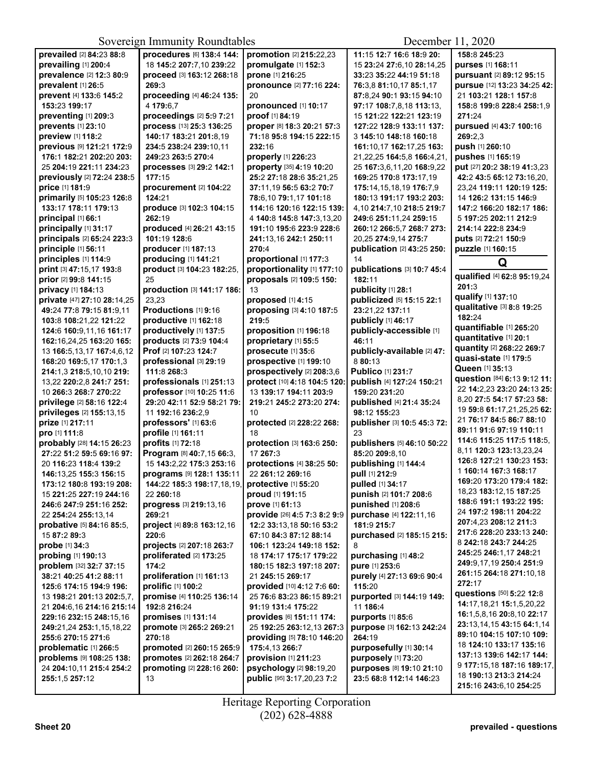**prevailed** [2] **84:**23 **88:**8
**prevailing** [1] **200:**4
**prevalence** [2] **12:**3 **80:**9
**prevalent** [1] **26:**5
**prevent** [4] **133:**6 **145:**2 **153:**23 **199:**17
**preventing** [1] **209:**3
**prevents** [1] **23:**10
**preview** [1] **118:**2
**previous** [9] **121:**21 **172:**9 **176:**1 **182:**21 **202:**20 **203:**25 **204:**19 **221:**11 **234:**23
**previously** [2] **72:**24 **238:**5
**price** [1] **181:**9
**primarily** [5] **105:**23 **126:**8 **133:**17 **178:**11 **179:**13
**principal** [1] **66:**1
**principally** [1] **31:**17
**principals** [2] **65:**24 **223:**3
**principle** [1] **56:**11
**principles** [1] **114:**9
**print** [3] **47:**15,17 **193:**8
**prior** [2] **99:**8 **141:**15
**privacy** [1] **184:**13
**private** [47] **27:**10 **28:**14,25 **49:**24 **77:**8 **79:**15 **81:**9,11 **103:**8 **108:**21,22 **121:**22 **124:**6 **160:**9,11,16 **161:**17 **162:**16,24,25 **163:**20 **165:**13 **166:**5,13,17 **167:**4,6,12 **168:**20 **169:**5,17 **170:**1,3 **214:**1,3 **218:**5,10,10 **219:**13,22 **220:**2,8 **241:**7 **251:**10 **266:**3 **268:**7 **270:**22
**privilege** [2] **58:**16 **122:**4
**privileges** [2] **155:**13,15
**prize** [1] **217:**11
**pro** [1] **111:**8
**probably** [28] **14:**15 **26:**23 **27:**22 **51:**2 **59:**5 **69:**16 **97:**20 **116:**23 **118:**4 **139:**2 **146:**13,25 **155:**3 **156:**15 **173:**12 **180:**8 **193:**19 **208:**15 **221:**25 **227:**19 **244:**16 **246:**6 **247:**9 **251:**16 **252:**22 **254:**24 **255:**13,14
**probative** [5] **84:**16 **85:**5,15 **87:**2 **89:**3
**probe** [1] **34:**3
**probing** [1] **190:**13
**problem** [32] **32:**7 **37:**15 **38:**21 **40:**25 **41:**2 **88:**11 **125:**6 **174:**15 **194:**9 **196:**13 **198:**21 **201:**13 **202:**5,7,21 **204:**6,16 **214:**16 **215:**14 **229:**16 **232:**15 **248:**15,16 **249:**21,24 **253:**1,15,18,22 **255:**6 **270:**15 **271:**6
**problematic** [1] **266:**5
**problems** [9] **108:**25 **138:**24 **204:**10,11 **215:**4 **254:**2 **255:**1,5 **257:**12
**procedures** [6] **138:**4 **144:**18 **145:**2 **207:**7,10 **239:**22
**proceed** [3] **163:**12 **268:**18 **269:**3
**proceeding** [4] **46:**24 **135:**4 **179:**6,7
**proceedings** [2] **5:**9 **7:**21
**process** [13] **25:**3 **136:**25 **140:**17 **183:**21 **201:**8,19 **249:**23 **263:**5 **270:**4
**processes** [3] **29:**2 **142:**1 **177:**15
**procurement** [2] **104:**22 **124:**21
**produce** [3] **102:**3 **104:**15 **262:**19
**produced** [4] **26:**21 **43:**15 **101:**19 **128:**6
**producer** [1] **187:**13
**producing** [1] **141:**21
**product** [3] **104:**23 **182:**25,25
**production** [3] **141:**17 **186:**23,23
**Productions** [1] **9:**16
**productive** [1] **162:**18
**productively** [1] **137:**5
**products** [2] **73:**9 **104:**4
**Prof** [2] **107:**23 **124:**7
**professional** [3] **29:**19 **111:**8 **268:**3
**professionals** [1] **251:**13
**professor** [10] **10:**25 **11:**6 **29:**20 **42:**11 **52:**9 **58:**21 **79:**11 **192:**16 **236:**2,9
**professors'** [1] **63:**6
**profile** [1] **161:**11
**profits** [1] **72:**18
**Program** [8] **40:**7,15 **66:**3,15 **143:**2,22 **175:**3 **253:**16
**programs** [9] **128:**1 **135:**11 **144:**22 **185:**3 **198:**17,18,19,22 **260:**18
**progress** [3] **219:**13,16 **269:**21
**project** [4] **89:**8 **163:**12,16 **220:**6
**projects** [2] **207:**18 **263:**7
**proliferated** [2] **173:**25 **174:**2
**proliferation** [1] **161:**13
**prolific** [1] **100:**2
**promise** [4] **110:**25 **136:**14 **192:**8 **216:**24
**promises** [1] **131:**14
**promote** [3] **265:**2 **269:**21 **270:**18
**promoted** [2] **260:**15 **265:**9
**promotes** [2] **262:**18 **264:**7
**promoting** [2] **228:**16 **260:**13
**promotion** [2] **215:**22,23
**promulgate** [1] **152:**3
**prone** [1] **216:**25
**pronounce** [2] **77:**16 **224:**20
**pronounced** [1] **10:**17
**proof** [1] **84:**19
**proper** [8] **18:**3 **20:**21 **57:**3 **71:**18 **95:**8 **194:**15 **222:**15 **232:**16
**properly** [1] **226:**23
**property** [35] **4:**19 **10:**20 **25:**2 **27:**18 **28:**6 **35:**21,25 **37:**11,19 **56:**5 **63:**2 **70:**7 **78:**6,10 **79:**1,17 **101:**18 **114:**16 **120:**16 **122:**15 **139:**4 **140:**8 **145:**8 **147:**3,13,20 **191:**10 **195:**6 **223:**9 **228:**6 **241:**13,16 **242:**1 **250:**11 **270:**4
**proportional** [1] **177:**3
**proportionality** [1] **177:**10
**proposals** [2] **109:**5 **150:**13
**proposed** [1] **4:**15
**proposing** [3] **4:**10 **187:**5 **219:**5
**proposition** [1] **196:**18
**proprietary** [1] **55:**5
**prosecute** [1] **35:**6
**prospective** [1] **199:**10
**prospectively** [2] **208:**3,6
**protect** [10] **4:**18 **104:**5 **120:**13 **139:**17 **194:**11 **203:**9 **219:**21 **245:**2 **273:**20 **274:**10
**protected** [2] **228:**22 **268:**18
**protection** [3] **163:**6 **250:**17 **267:**3
**protections** [4] **38:**25 **50:**22 **261:**12 **269:**16
**protective** [1] **55:**20
**proud** [1] **191:**15
**prove** [1] **61:**13
**provide** [26] **4:**5 **7:**3 **8:**2 **9:**9 **12:**2 **33:**13,18 **50:**16 **53:**2 **67:**10 **84:**3 **87:**12 **88:**14 **106:**1 **123:**24 **149:**18 **152:**18 **174:**17 **175:**17 **179:**22 **180:**15 **182:**3 **197:**18 **207:**21 **245:**15 **269:**17
**provided** [10] **4:**12 **7:**6 **60:**25 **76:**23 **83:**23 **86:**15 **89:**21 **91:**19 **131:**4 **175:**22
**provides** [6] **151:**11 **174:**25 **192:**25 **263:**12,13 **267:**3
**providing** [5] **78:**10 **146:**20 **175:**4,13 **266:**7
**provision** [1] **211:**23
**psychology** [2] **98:**19,20
**public** [95] **3:**17,20,23 **7:**2 **11:**15 **12:**7 **16:**6 **18:**9 **20:**15 **23:**24 **27:**6,10 **28:**14,25 **33:**23 **35:**22 **44:**19 **51:**18 **76:**3,8 **81:**10,17 **85:**1,17 **87:**8,24 **90:**1 **93:**15 **94:**10 **97:**17 **108:**7,8,18 **113:**13,15 **121:**22 **122:**21 **123:**19 **127:**22 **128:**9 **133:**11 **137:**3 **145:**10 **148:**18 **160:**18 **161:**10,17 **162:**17,25 **163:**21,22,25 **164:**5,8 **166:**4,21,25 **167:**3,6,11,20 **168:**9,22 **169:**25 **170:**8 **173:**17,19 **175:**14,15,18,19 **176:**7,9 **180:**13 **191:**17 **193:**2 **203:**4,10 **214:**7,10 **218:**5 **219:**7 **249:**6 **251:**11,24 **259:**15 **260:**12 **266:**5,7 **268:**7 **273:**20,25 **274:**9,14 **275:**7
**publication** [2] **43:**25 **250:**14
**publications** [3] **10:**7 **45:**4 **182:**11
**publicity** [1] **28:**1
**publicized** [5] **15:**15 **22:**1 **23:**21,22 **137:**11
**publicly** [1] **46:**17
**publicly-accessible** [1] **46:**11
**publicly-available** [2] **47:**8 **80:**13
**Publico** [1] **231:**7
**publish** [4] **127:**24 **150:**21 **159:**20 **231:**20
**published** [4] **21:**4 **35:**24 **98:**12 **155:**23
**publisher** [3] **10:**5 **45:**3 **72:**23
**publishers** [5] **46:**10 **50:**22 **85:**20 **209:**8,10
**publishing** [1] **144:**4
**pull** [1] **212:**9
**pulled** [1] **34:**17
**punish** [2] **101:**7 **208:**6
**punished** [1] **208:**6
**purchase** [4] **122:**11,16 **181:**9 **215:**7
**purchased** [2] **185:**15 **215:**8
**purchasing** [1] **48:**2
**pure** [1] **253:**6
**purely** [4] **27:**13 **69:**6 **90:**4 **115:**20
**purported** [3] **144:**19 **149:**11 **186:**4
**purports** [1] **85:**6
**purpose** [3] **162:**13 **242:**24 **264:**19
**purposefully** [1] **30:**14
**purposely** [1] **73:**20
**purposes** [8] **19:**10 **21:**10 **23:**5 **68:**8 **112:**14 **146:**23 **158:**8 **245:**23
**purses** [1] **168:**11
**pursuant** [2] **89:**12 **95:**15
**pursue** [12] **13:**23 **34:**25 **42:**21 **103:**21 **128:**1 **157:**8 **158:**8 **199:**8 **228:**4 **258:**1,9 **271:**24
**pursued** [4] **43:**7 **100:**16 **269:**2,3
**push** [1] **260:**10
**pushes** [1] **165:**19
**put** [27] **20:**2 **38:**19 **41:**3,23 **42:**2 **43:**5 **65:**12 **73:**16,20,23,24 **119:**11 **120:**19 **125:**14 **126:**2 **131:**15 **146:**9 **147:**2 **166:**20 **182:**17 **186:**5 **197:**25 **202:**11 **212:**9 **214:**14 **222:**8 **234:**9
**puts** [2] **72:**21 **150:**9
**puzzle** [1] **160:**15

## Q

**qualified** [4] **62:**8 **95:**19,24 **201:**3
**qualify** [1] **137:**10
**qualitative** [3] **8:**8 **19:**25 **182:**24
**quantifiable** [1] **265:**20
**quantitative** [1] **20:**1
**quantity** [2] **268:**22 **269:**7
**quasi-state** [1] **179:**5
**Queen** [1] **35:**13
**question** [84] **6:**13 **9:**12 **11:**22 **14:**2,23 **23:**20 **24:**13 **25:**8,20 **27:**5 **54:**17 **57:**23 **58:**19 **59:**8 **61:**17,21,25,25 **62:**21 **76:**17 **84:**5 **86:**7 **88:**10 **89:**11 **91:**6 **97:**19 **110:**11 **114:**6 **115:**25 **117:**5 **118:**5,8,11 **120:**3 **123:**13,23,24 **126:**8 **127:**21 **130:**23 **153:**1 **160:**14 **167:**3 **168:**17 **169:**20 **173:**20 **179:**4 **182:**18,23 **183:**12,15 **187:**25 **188:**6 **191:**1 **193:**22 **195:**24 **197:**2 **198:**11 **204:**22 **207:**4,23 **208:**12 **211:**3 **217:**6 **228:**20 **233:**13 **240:**8 **242:**18 **243:**7 **244:**25 **245:**25 **246:**1,17 **248:**21 **249:**9,17,19 **250:**4 **251:**9 **261:**15 **264:**18 **271:**10,18 **272:**17
**questions** [50] **5:**22 **12:**8 **14:**17,18,21 **15:**1,5,20,22 **16:**1,5,8,16 **20:**8,10 **22:**17 **23:**13,14,15 **43:**15 **64:**1,14 **89:**10 **104:**15 **107:**10 **109:**18 **124:**10 **133:**17 **135:**16 **137:**13 **139:**6 **142:**17 **144:**9 **177:**15,18 **187:**16 **189:**17,18 **190:**13 **213:**3 **214:**24 **215:**16 **243:**6,10 **254:**25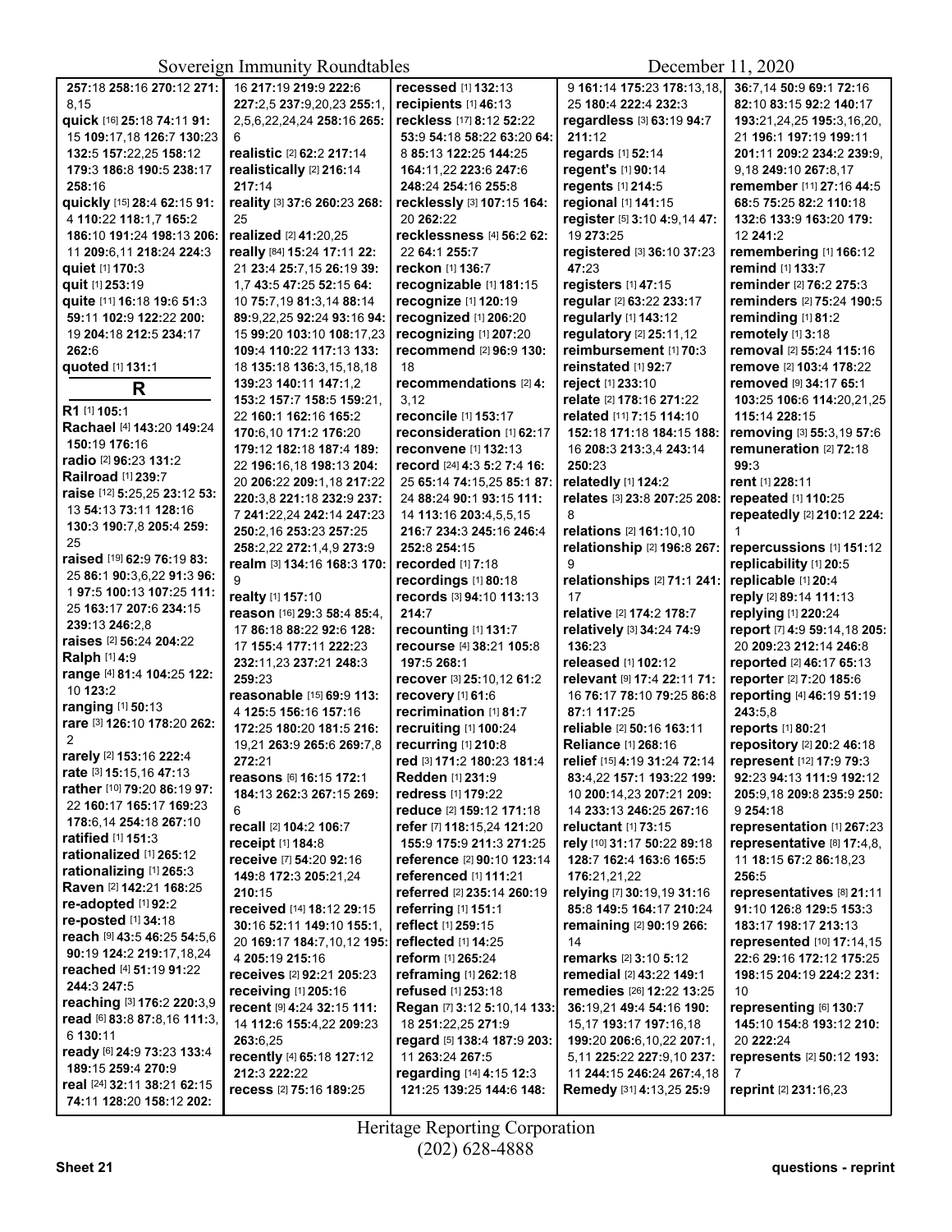**257**:18 **258**:16 **270**:12 **271**:8,15
**quick** [16] **25**:18 **74**:11 **91**:15 **109**:17,18 **126**:7 **130**:23 **132**:5 **157**:22,25 **158**:12 **179**:3 **186**:8 **190**:5 **238**:17 **258**:16
**quickly** [15] **28**:4 **62**:15 **91**:4 **110**:22 **118**:1,7 **165**:2 **186**:10 **191**:24 **198**:13 **206**:11 **209**:6,11 **218**:24 **224**:3
**quiet** [1] **170**:3
**quit** [1] **253**:19
**quite** [11] **16**:18 **19**:6 **51**:3 **59**:11 **102**:9 **122**:22 **200**:19 **204**:18 **212**:5 **234**:17 **262**:6
**quoted** [1] **131**:1

## R

**R1** [1] **105**:1
**Rachael** [4] **143**:20 **149**:24 **150**:19 **176**:16
**radio** [2] **96**:23 **131**:2
**Railroad** [1] **239**:7
**raise** [12] **5**:25,25 **23**:12 **53**:13 **54**:13 **73**:11 **128**:16 **130**:3 **190**:7,8 **205**:4 **259**:25
**raised** [19] **62**:9 **76**:19 **83**:25 **86**:1 **90**:3,6,22 **91**:3 **96**:1 **97**:5 **100**:13 **107**:25 **111**:25 **163**:17 **207**:6 **234**:15 **239**:13 **246**:2,8
**raises** [2] **56**:24 **204**:22
**Ralph** [1] **4**:9
**range** [4] **81**:4 **104**:25 **122**:10 **123**:2
**ranging** [1] **50**:13
**rare** [3] **126**:10 **178**:20 **262**:2
**rarely** [2] **153**:16 **222**:4
**rate** [3] **15**:15,16 **47**:13
**rather** [10] **79**:20 **86**:19 **97**:22 **160**:17 **165**:17 **169**:23 **178**:6,14 **254**:18 **267**:10
**ratified** [1] **151**:3
**rationalized** [1] **265**:12
**rationalizing** [1] **265**:3
**Raven** [2] **142**:21 **168**:25
**re-adopted** [1] **92**:2
**re-posted** [1] **34**:18
**reach** [9] **43**:5 **46**:25 **54**:5,6 **90**:19 **124**:2 **219**:17,18,24
**reached** [4] **51**:19 **91**:22 **244**:3 **247**:5
**reaching** [3] **176**:2 **220**:3,9
**read** [6] **83**:8 **87**:8,16 **111**:3,6 **130**:11
**ready** [6] **24**:9 **73**:23 **133**:4 **189**:15 **259**:4 **270**:9
**real** [24] **32**:11 **38**:21 **62**:15 **74**:11 **128**:20 **158**:12 **202**:16 **217**:19 **219**:9 **222**:6 **227**:2,5 **237**:9,20,23 **255**:1,2,5,6,22,24,24 **258**:16 **265**:6
**realistic** [2] **62**:2 **217**:14
**realistically** [2] **216**:14 **217**:14
**reality** [3] **37**:6 **260**:23 **268**:25
**realized** [2] **41**:20,25
**really** [84] **15**:24 **17**:11 **22**:21 **23**:4 **25**:7,15 **26**:19 **39**:1,7 **43**:5 **47**:25 **52**:15 **64**:10 **75**:7,19 **81**:3,14 **88**:14 **89**:9,22,25 **92**:24 **93**:16 **94**:15 **99**:20 **103**:10 **108**:17,23 **109**:4 **110**:22 **117**:13 **133**:18 **135**:18 **136**:3,15,18,18 **139**:23 **140**:11 **147**:1,2 **153**:2 **157**:7 **158**:5 **159**:21,22 **160**:1 **162**:16 **165**:2 **170**:6,10 **171**:2 **176**:20 **179**:12 **182**:18 **187**:4 **189**:22 **196**:16,18 **198**:13 **204**:20 **206**:22 **209**:1,18 **217**:22 **220**:3,8 **221**:18 **232**:9 **237**:7 **241**:22,24 **242**:14 **247**:23 **250**:2,16 **253**:23 **257**:25 **258**:2,22 **272**:1,4,9 **273**:9
**realm** [3] **134**:16 **168**:3 **170**:9
**realty** [1] **157**:10
**reason** [16] **29**:3 **58**:4 **85**:4,17 **86**:18 **88**:22 **92**:6 **128**:17 **155**:4 **177**:11 **222**:23 **232**:11,23 **237**:21 **248**:3 **259**:23
**reasonable** [15] **69**:9 **113**:4 **125**:5 **156**:16 **157**:16 **172**:25 **180**:20 **181**:5 **216**:19,21 **263**:9 **265**:6 **269**:7,8 **272**:21
**reasons** [6] **16**:15 **172**:1 **184**:13 **262**:3 **267**:15 **269**:6
**recall** [2] **104**:2 **106**:7
**receipt** [1] **184**:8
**receive** [7] **54**:20 **92**:16 **149**:8 **172**:3 **205**:21,24 **210**:15
**received** [14] **18**:12 **29**:15 **30**:16 **52**:11 **149**:10 **155**:1,20 **169**:17 **184**:7,10,12 **195**:4 **205**:19 **215**:16
**receives** [2] **92**:21 **205**:23
**receiving** [1] **205**:16
**recent** [9] **4**:24 **32**:15 **111**:14 **112**:6 **155**:4,22 **209**:23 **263**:6,25
**recently** [4] **65**:18 **127**:12 **212**:3 **222**:22
**recess** [2] **75**:16 **189**:25
**recessed** [1] **132**:13
**recipients** [1] **46**:13
**reckless** [17] **8**:12 **52**:22 **53**:9 **54**:18 **58**:22 **63**:20 **64**:8 **85**:13 **122**:25 **144**:25 **164**:11,22 **223**:6 **247**:6 **248**:24 **254**:16 **255**:8
**recklessly** [3] **107**:15 **164**:20 **262**:22
**recklessness** [4] **56**:2 **62**:22 **64**:1 **255**:7
**reckon** [1] **136**:7
**recognizable** [1] **181**:15
**recognize** [1] **120**:19
**recognized** [1] **206**:20
**recognizing** [1] **207**:20
**recommend** [2] **96**:9 **130**:18
**recommendations** [2] **4**:3,12
**reconcile** [1] **153**:17
**reconsideration** [1] **62**:17
**reconvene** [1] **132**:13
**record** [24] **4**:23 **5**:2 **7**:4 **16**:25 **65**:14 **74**:15,25 **85**:1 **87**:24 **88**:24 **90**:1 **93**:15 **111**:14 **113**:16 **203**:4,5,5,15 **216**:7 **234**:3 **245**:16 **246**:4 **252**:8 **254**:15
**recorded** [1] **7**:18
**recordings** [1] **80**:18
**records** [3] **94**:10 **113**:13 **214**:7
**recounting** [1] **131**:7
**recourse** [4] **38**:21 **105**:8 **197**:5 **268**:1
**recover** [3] **25**:10,12 **61**:2
**recovery** [1] **61**:6
**recrimination** [1] **81**:7
**recruiting** [1] **100**:24
**recurring** [1] **210**:8
**red** [3] **171**:2 **180**:23 **181**:4
**Redden** [1] **231**:9
**redress** [1] **179**:22
**reduce** [2] **159**:12 **171**:18
**refer** [7] **118**:15,24 **121**:20 **155**:9 **175**:9 **211**:3 **271**:25
**reference** [2] **90**:10 **123**:14
**referenced** [1] **111**:21
**referred** [2] **235**:14 **260**:19
**referring** [1] **151**:1
**reflect** [1] **259**:15
**reflected** [1] **14**:25
**reform** [1] **265**:24
**reframing** [1] **262**:18
**refused** [1] **253**:18
**Regan** [7] **3**:12 **5**:10,14 **133**:18 **251**:22,25 **271**:9
**regard** [5] **138**:4 **187**:9 **203**:11 **263**:24 **267**:5
**regarding** [14] **4**:15 **12**:3 **121**:25 **139**:25 **144**:6 **148**:9 **161**:14 **175**:23 **178**:13,18,25 **180**:4 **222**:4 **232**:3
**regardless** [3] **63**:19 **94**:7 **211**:12
**regards** [1] **52**:14
**regent's** [1] **90**:14
**regents** [1] **214**:5
**regional** [1] **141**:15
**register** [5] **3**:10 **4**:9,14 **47**:19 **273**:25
**registered** [3] **36**:10 **37**:23 **47**:23
**registers** [1] **47**:15
**regular** [2] **63**:22 **233**:17
**regularly** [1] **143**:12
**regulatory** [2] **25**:11,12
**reimbursement** [1] **70**:3
**reinstated** [1] **92**:7
**reject** [1] **233**:10
**relate** [2] **178**:16 **271**:22
**related** [11] **7**:15 **114**:10 **152**:18 **171**:18 **184**:15 **188**:16 **208**:3 **213**:3,4 **243**:14 **250**:23
**relatedly** [1] **124**:2
**relates** [3] **23**:8 **207**:25 **208**:8
**relations** [2] **161**:10,10
**relationship** [2] **196**:8 **267**:9
**relationships** [2] **71**:1 **241**:17
**relative** [2] **174**:2 **178**:7
**relatively** [3] **34**:24 **74**:9 **136**:23
**released** [1] **102**:12
**relevant** [9] **17**:4 **22**:11 **71**:16 **76**:17 **78**:10 **79**:25 **86**:8 **87**:1 **117**:25
**reliable** [2] **50**:16 **163**:11
**Reliance** [1] **268**:16
**relief** [15] **4**:19 **31**:24 **72**:14 **83**:4,22 **157**:1 **193**:22 **199**:10 **200**:14,23 **207**:21 **209**:14 **233**:13 **246**:25 **267**:16
**reluctant** [1] **73**:15
**rely** [10] **31**:17 **50**:22 **89**:18 **128**:7 **162**:4 **163**:6 **165**:5 **176**:21,21,22
**relying** [7] **30**:19,19 **31**:16 **85**:8 **149**:5 **164**:17 **210**:24
**remaining** [2] **90**:19 **266**:14
**remarks** [2] **3**:10 **5**:12
**remedial** [2] **43**:22 **149**:1
**remedies** [26] **12**:22 **13**:25 **36**:19,21 **49**:4 **54**:16 **190**:15,17 **193**:17 **197**:16,18 **199**:20 **206**:6,10,22 **207**:1,5,11 **225**:22 **227**:9,10 **237**:11 **244**:15 **246**:24 **267**:4,18
**Remedy** [31] **4**:13,25 **25**:9 **36**:7,14 **50**:9 **69**:1 **72**:16 **82**:10 **83**:15 **92**:2 **140**:17 **193**:21,24,25 **195**:3,16,20,21 **196**:1 **197**:19 **199**:11 **201**:11 **209**:2 **234**:2 **239**:9,9,18 **249**:10 **267**:8,17
**remember** [11] **27**:16 **44**:5 **68**:5 **75**:25 **82**:2 **110**:18 **132**:6 **133**:9 **163**:20 **179**:12 **241**:2
**remembering** [1] **166**:12
**remind** [1] **133**:7
**reminder** [2] **76**:2 **275**:3
**reminders** [2] **75**:24 **190**:5
**reminding** [1] **81**:2
**remotely** [1] **3**:18
**removal** [2] **55**:24 **115**:16
**remove** [2] **103**:4 **178**:22
**removed** [9] **34**:17 **65**:1 **103**:25 **106**:6 **114**:20,21,25 **115**:14 **228**:15
**removing** [3] **55**:3,19 **57**:6
**remuneration** [2] **72**:18 **99**:3
**rent** [1] **228**:11
**repeated** [1] **110**:25
**repeatedly** [2] **210**:12 **224**:1
**repercussions** [1] **151**:12
**replicability** [1] **20**:5
**replicable** [1] **20**:4
**reply** [2] **89**:14 **111**:13
**replying** [1] **220**:24
**report** [7] **4**:9 **59**:14,18 **205**:20 **209**:23 **212**:14 **246**:8
**reported** [2] **46**:17 **65**:13
**reporter** [2] **7**:20 **185**:6
**reporting** [4] **46**:19 **51**:19 **243**:5,8
**reports** [1] **80**:21
**repository** [2] **20**:2 **46**:18
**represent** [12] **17**:9 **79**:3 **92**:23 **94**:13 **111**:9 **192**:12 **205**:9,18 **209**:8 **235**:9 **250**:9 **254**:18
**representation** [1] **267**:23
**representative** [8] **17**:4,8,11 **18**:15 **67**:2 **86**:18,23 **256**:5
**representatives** [8] **21**:11 **91**:10 **126**:8 **129**:5 **153**:3 **183**:17 **198**:17 **213**:13
**represented** [10] **17**:14,15 **22**:6 **29**:16 **172**:12 **175**:25 **198**:15 **204**:19 **224**:2 **231**:10
**representing** [6] **130**:7 **145**:10 **154**:8 **193**:12 **210**:20 **222**:24
**represents** [2] **50**:12 **193**:7
**reprint** [2] **231**:16,23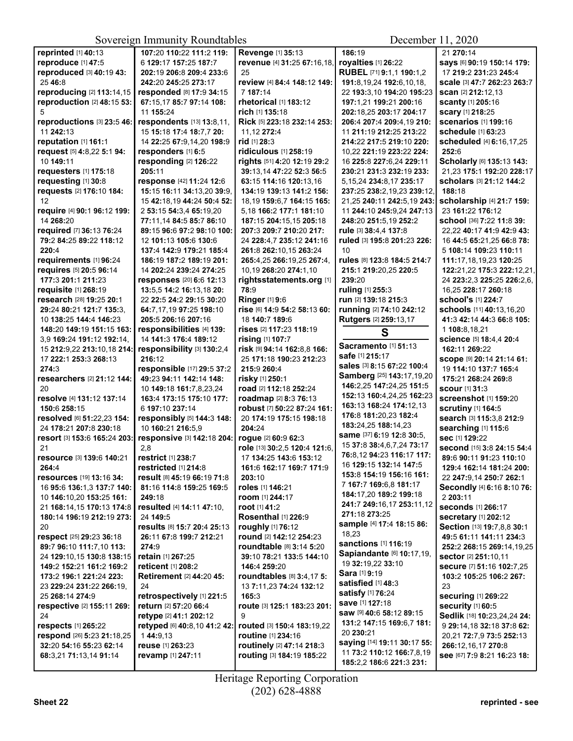**reprinted** [1] **40**:13
**reproduce** [1] **47**:5
**reproduced** [3] **40**:19 **43**:25 **46**:8
**reproducing** [2] **113**:14,15
**reproduction** [2] **48**:15 **53**:5
**reproductions** [3] **23**:5 **46**:11 **242**:13
**reputation** [1] **161**:1
**request** [5] **4**:8,22 **5**:1 **94**:10 **149**:11
**requesters** [1] **175**:18
**requesting** [1] **30**:8
**requests** [2] **176**:10 **184**:12
**require** [4] **90**:1 **96**:12 **199**:14 **268**:20
**required** [7] **36**:13 **76**:24 **79**:2 **84**:25 **89**:22 **118**:12 **220**:4
**requirements** [1] **96**:24
**requires** [5] **20**:5 **96**:14 **177**:3 **201**:1 **211**:23
**requisite** [1] **268**:19
**research** [28] **19**:25 **20**:1 **29**:24 **80**:21 **121**:7 **135**:3, 10 **138**:25 **144**:4 **146**:23 **148**:20 **149**:19 **151**:15 **163**:3,9 **169**:24 **191**:12 **192**:14, 15 **212**:9,22 **213**:10,18 **214**:17 **222**:1 **253**:3 **268**:13 **274**:3
**researchers** [2] **21**:12 **144**:20
**resolve** [4] **131**:12 **137**:14 **150**:6 **258**:15
**resolved** [6] **51**:22,23 **154**:24 **178**:21 **207**:8 **230**:18
**resort** [3] **153**:6 **165**:24 **203**:21
**resource** [3] **139**:6 **140**:21 **264**:4
**resources** [19] **13**:16 **34**:16 **95**:6 **136**:1,3 **137**:4 **140**:10 **146**:10,20 **153**:25 **161**:21 **168**:14,15 **170**:13 **174**:8 **180**:14 **196**:19 **212**:19 **273**:20
**respect** [25] **29**:23 **36**:18 **89**:7 **96**:10 **111**:7,10 **113**:24 **129**:10,15 **130**:8 **138**:15 **149**:2 **152**:21 **161**:2 **169**:2 **173**:2 **196**:1 **221**:24 **223**:23 **229**:24 **231**:22 **266**:19, 25 **268**:14 **274**:9
**respective** [2] **155**:11 **269**:24
**respects** [1] **265**:22
**respond** [26] **5**:23 **21**:18,25 **32**:20 **54**:16 **55**:23 **62**:14 **68**:3,21 **71**:13,14 **91**:14
**107**:20 **110**:22 **111**:2 **119**:6 **129**:17 **157**:25 **187**:7 **202**:19 **206**:8 **209**:4 **233**:6 **242**:20 **245**:25 **273**:17
**responded** [8] **17**:9 **34**:15 **67**:15,17 **85**:7 **97**:14 **108**:11 **155**:24
**respondents** [13] **13**:8,11, 15 **15**:18 **17**:4 **18**:7,7 **20**:14 **22**:25 **67**:9,14,20 **198**:9
**responders** [1] **6**:5
**responding** [2] **126**:22 **205**:11
**response** [42] **11**:24 **12**:6 **15**:15 **16**:11 **34**:13,20 **39**:9, 15 **42**:18,19 **44**:24 **50**:4 **52**:2 **53**:5 **54**:3,4 **65**:19,20 **77**:11,14 **84**:5 **85**:7 **86**:10 **89**:15 **96**:6 **97**:2 **98**:10 **100**:12 **101**:13 **105**:6 **130**:6 **137**:4 **142**:9 **179**:21 **185**:4 **186**:19 **187**:2 **189**:19 **201**:14 **202**:24 **239**:24 **274**:25
**responses** [20] **6**:6 **12**:13 **13**:5,5 **14**:2 **16**:13,18 **20**:22 **22**:5 **24**:2 **29**:15 **30**:20 **64**:7,17,19 **97**:25 **198**:10 **205**:5 **206**:16 **207**:16
**responsibilities** [4] **139**:14 **141**:3 **176**:4 **189**:12
**responsibility** [3] **130**:2,4 **216**:12
**responsible** [17] **29**:5 **37**:2 **49**:23 **94**:11 **142**:14 **148**:10 **149**:18 **161**:7,8,23,24 **163**:4 **173**:15 **175**:10 **177**:6 **197**:10 **237**:14
**responsibly** [5] **144**:3 **148**:10 **160**:21 **216**:5,9
**responsive** [3] **142**:18 **204**:2,8
**restrict** [1] **238**:7
**restricted** [1] **214**:8
**result** [8] **45**:19 **66**:19 **71**:8 **81**:16 **114**:8 **159**:25 **169**:5 **249**:18
**resulted** [4] **14**:11 **47**:10, 24 **149**:5
**results** [8] **15**:7 **20**:4 **25**:13 **26**:11 **67**:8 **199**:7 **212**:21 **274**:9
**retain** [1] **267**:25
**reticent** [1] **208**:2
**Retirement** [2] **44**:20 **45**:24
**retrospectively** [1] **221**:5
**return** [2] **57**:20 **66**:4
**retype** [2] **41**:1 **202**:12
**retyped** [6] **40**:8,10 **41**:2 **42**:1 **44**:9,13
**reuse** [1] **263**:23
**revamp** [1] **247**:11
**Revenge** [1] **35**:13
**revenue** [4] **31**:25 **67**:16,18, 25
**review** [4] **84**:4 **148**:12 **149**:7 **187**:14
**rhetorical** [1] **183**:12
**rich** [1] **135**:18
**Rick** [5] **223**:18 **232**:14 **253**:11,12 **272**:4
**rid** [1] **28**:3
**ridiculous** [1] **258**:19
**rights** [51] **4**:20 **12**:19 **29**:2 **39**:13,14 **47**:22 **52**:3 **56**:5 **63**:15 **114**:16 **120**:13,16 **134**:19 **139**:13 **141**:2 **156**:18,19 **159**:6,7 **164**:15 **165**:5,18 **166**:2 **177**:1 **181**:10 **187**:15 **204**:15,15 **205**:18 **207**:3 **209**:7 **210**:20 **217**:24 **228**:4,7 **235**:12 **241**:16 **261**:8 **262**:10,15 **263**:24 **265**:4,25 **266**:19,25 **267**:4, 10,19 **268**:20 **274**:1,10
**rightsstatements.org** [1] **78**:9
**Ringer** [1] **9**:6
**rise** [6] **14**:9 **54**:2 **58**:13 **60**:18 **140**:7 **189**:6
**rises** [2] **117**:23 **118**:19
**rising** [1] **107**:7
**risk** [9] **94**:14 **162**:8,8 **166**:25 **171**:18 **190**:23 **212**:23 **215**:9 **260**:4
**risky** [1] **250**:1
**road** [2] **112**:18 **252**:24
**roadmap** [2] **8**:3 **76**:13
**robust** [7] **50**:22 **87**:24 **161**:20 **174**:19 **175**:15 **198**:18 **204**:24
**rogue** [2] **60**:9 **62**:3
**role** [13] **30**:2,5 **120**:4 **121**:6, 17 **134**:25 **143**:6 **153**:12 **161**:6 **162**:17 **169**:7 **171**:9 **203**:10
**roles** [1] **146**:21
**room** [1] **244**:17
**root** [1] **41**:2
**Rosenthal** [1] **226**:9
**roughly** [1] **76**:12
**round** [2] **142**:12 **254**:23
**roundtable** [8] **3**:14 **5**:20 **39**:10 **78**:21 **133**:5 **144**:10 **146**:4 **259**:20
**roundtables** [8] **3**:4,17 **5**:13 **7**:11,23 **74**:24 **132**:12 **165**:3
**route** [3] **125**:1 **183**:23 **201**:9
**routed** [3] **150**:4 **183**:19,22
**routine** [1] **234**:16
**routinely** [2] **47**:14 **218**:3
**routing** [3] **184**:19 **185**:22
**186**:19
**royalties** [1] **26**:22
**RUBEL** [71] **9**:1,1 **190**:1,2 **191**:8,19,24 **192**:6,10,18, 22 **193**:3,10 **194**:20 **195**:23 **197**:1,21 **199**:21 **200**:16 **202**:18,25 **203**:17 **204**:17 **206**:4 **207**:4 **209**:4,19 **210**:11 **211**:19 **212**:25 **213**:22 **214**:22 **217**:5 **219**:10 **220**:10,22 **221**:19 **223**:22 **224**:16 **225**:8 **227**:6,24 **229**:11 **230**:21 **231**:3 **232**:19 **233**:5,15,24 **234**:8,17 **235**:17 **237**:25 **238**:2,19,23 **239**:12, 21,25 **240**:11 **242**:5,19 **243**:11 **244**:10 **245**:9,24 **247**:13 **248**:20 **251**:5,19 **252**:2
**rule** [3] **38**:4,4 **137**:8
**ruled** [3] **195**:8 **201**:23 **226**:10
**rules** [8] **123**:8 **184**:5 **214**:7 **215**:1 **219**:20,25 **220**:5 **239**:20
**ruling** [1] **255**:3
**run** [2] **139**:18 **215**:3
**running** [2] **74**:10 **242**:12
**Rutgers** [2] **259**:13,17

## S

**Sacramento** [1] **51**:13
**safe** [1] **215**:17
**sales** [3] **8**:15 **67**:22 **100**:4
**Samberg** [25] **143**:17,19,20 **146**:2,25 **147**:24,25 **151**:5 **152**:13 **160**:4,24,25 **162**:23 **163**:13 **168**:24 **174**:12,13 **176**:8 **181**:20,23 **182**:4 **183**:24,25 **188**:14,23
**same** [37] **6**:19 **12**:8 **30**:5, 15 **37**:8 **38**:4,6,7,24 **73**:17 **76**:8,12 **94**:23 **116**:17 **117**:16 **129**:15 **132**:14 **147**:5 **153**:8 **154**:19 **156**:16 **161**:7 **167**:7 **169**:6,8 **181**:17 **184**:17,20 **189**:2 **199**:18 **241**:7 **249**:16,17 **253**:11,12 **271**:18 **273**:25
**sample** [4] **17**:4 **18**:15 **86**:18,23
**sanctions** [1] **116**:19
**Sapiandante** [6] **10**:17,19, 19 **32**:19,22 **33**:10
**Sara** [1] **9**:19
**satisfied** [1] **48**:3
**satisfy** [1] **76**:24
**save** [1] **127**:18
**saw** [9] **40**:6 **58**:12 **89**:15 **131**:2 **147**:15 **169**:6,7 **181**:20 **230**:21
**saying** [14] **19**:11 **30**:17 **55**:11 **73**:2 **110**:12 **166**:7,8,19 **185**:2,2 **186**:6 **221**:3 **231**:21 **270**:14
**says** [6] **90**:19 **150**:14 **179**:17 **219**:2 **231**:23 **245**:4
**scale** [3] **47**:7 **262**:23 **263**:7
**scan** [2] **212**:12,13
**scanty** [1] **205**:16
**scary** [1] **218**:25
**scenarios** [1] **199**:16
**schedule** [1] **63**:23
**scheduled** [4] **6**:16,17,25 **252**:6
**Scholarly** [6] **135**:13 **143**:21,23 **175**:1 **192**:20 **228**:17
**scholars** [3] **21**:12 **144**:2 **188**:18
**scholarship** [4] **21**:7 **159**:23 **161**:22 **176**:12
**school** [36] **7**:22 **11**:8 **39**:22,22 **40**:17 **41**:9 **42**:9 **43**:16 **44**:5 **65**:21,25 **66**:8 **78**:5 **108**:14 **109**:23 **110**:11 **111**:17,18,19,23 **120**:25 **122**:21,22 **175**:3 **222**:12,21, 24 **223**:3 **225**:3 **226**:2,6, 16,25 **228**:17 **260**:18
**school's** [1] **224**:7
**schools** [11] **40**:13,16,20 **41**:3 **42**:14 **44**:3 **66**:8 **105**:1 **108**:8,18,21
**science** [5] **18**:4,4 **20**:4 **162**:11 **269**:22
**scope** [9] **20**:14 **21**:14 **61**:19 **114**:10 **137**:7 **165**:4 **175**:21 **268**:24 **269**:8
**scour** [1] **31**:3
**screenshot** [1] **159**:20
**scrutiny** [1] **164**:5
**search** [3] **115**:3,8 **212**:9
**searching** [1] **115**:6
**sec** [1] **129**:22
**second** [15] **3**:8 **24**:15 **54**:4 **89**:6 **90**:11 **91**:23 **110**:10 **129**:4 **162**:14 **181**:24 **200**:22 **247**:9,14 **250**:7 **262**:1
**Secondly** [4] **6**:16 **8**:10 **76**:2 **203**:11
**seconds** [1] **266**:17
**secretary** [1] **202**:12
**Section** [13] **19**:7,8,8 **30**:1 **49**:5 **61**:11 **141**:11 **234**:3 **252**:2 **268**:15 **269**:14,19,25
**sector** [2] **251**:10,11
**secure** [7] **51**:16 **102**:7,25 **103**:2 **105**:25 **106**:2 **267**:23
**securing** [1] **269**:22
**security** [1] **60**:5
**Sedlik** [18] **10**:23,24,24 **24**:9 **29**:14,18 **32**:18 **37**:8 **62**:20,21 **72**:7,9 **73**:5 **252**:13 **266**:12,16,17 **270**:8
**see** [67] **7**:9 **8**:21 **16**:23 **18**: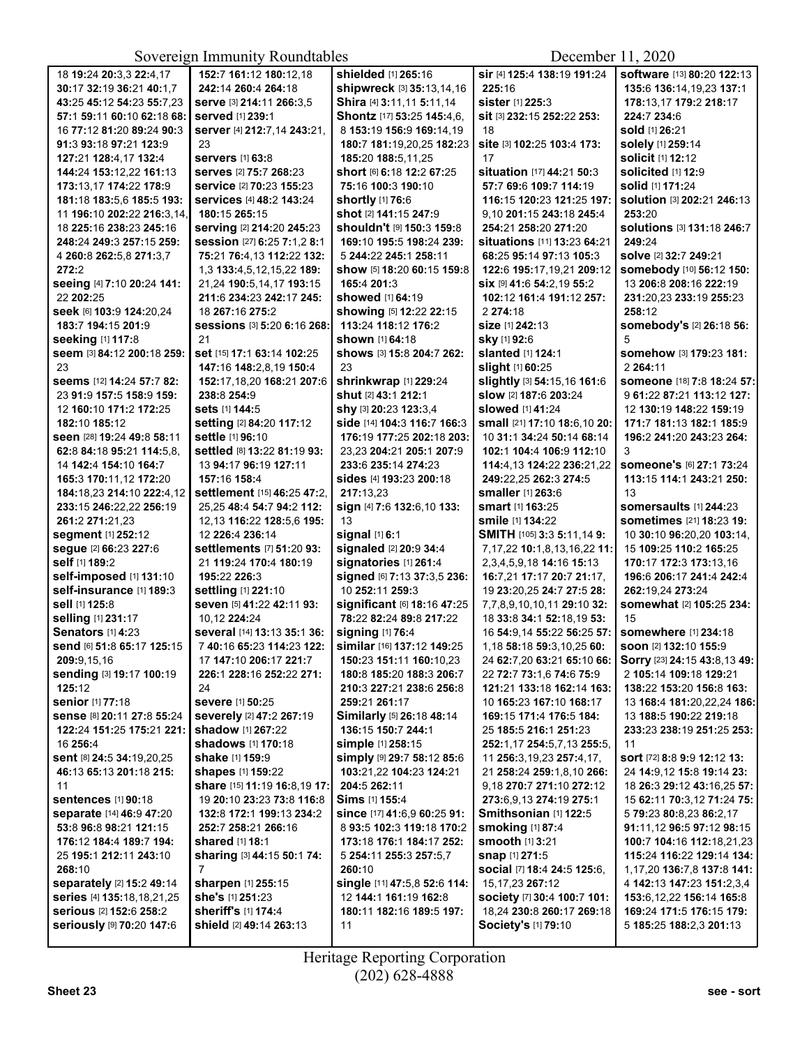18 **19:**24 **20:**3,3 **22:**4,17 **30:**17 **32:**19 **36:**21 **40:**1,7 **43:**25 **45:**12 **54:**23 **55:**7,23 **57:**1 **59:**11 **60:**10 **62:**18 **68:**16 **77:**12 **81:**20 **89:**24 **90:**3 **91:**3 **93:**18 **97:**21 **123:**9 **127:**21 **128:**4,17 **132:**4 **144:**24 **153:**12,22 **161:**13 **173:**13,17 **174:**22 **178:**9 **181:**18 **183:**5,6 **185:**5 **193:**11 **196:**10 **202:**22 **216:**3,14,18 **225:**16 **238:**23 **245:**16 **248:**24 **249:**3 **257:**15 **259:**4 **260:**8 **262:**5,8 **271:**3,7 **272:**2

**seeing** [4] **7:**10 **20:**24 **141:**22 **202:**25
**seek** [6] **103:**9 **124:**20,24 **183:**7 **194:**15 **201:**9
**seeking** [1] **117:**8
**seem** [3] **84:**12 **200:**18 **259:**23
**seems** [12] **14:**24 **57:**7 **82:**23 **91:**9 **157:**5 **158:**9 **159:**12 **160:**10 **171:**2 **172:**25 **182:**10 **185:**12
**seen** [28] **19:**24 **49:**8 **58:**11 **62:**8 **84:**18 **95:**21 **114:**5,8,14 **142:**4 **154:**10 **164:**7 **165:**3 **170:**11,12 **172:**20 **184:**18,23 **214:**10 **222:**4,12 **233:**15 **246:**22,22 **256:**19 **261:**2 **271:**21,23
**segment** [1] **252:**12
**segue** [2] **66:**23 **227:**6
**self** [1] **189:**2
**self-imposed** [1] **131:**10
**self-insurance** [1] **189:**3
**sell** [1] **125:**8
**selling** [1] **231:**17
**Senators** [1] **4:**23
**send** [6] **51:**8 **65:**17 **125:**15 **209:**9,15,16
**sending** [3] **19:**17 **100:**19 **125:**12
**senior** [1] **77:**18
**sense** [8] **20:**11 **27:**8 **55:**24 **122:**24 **151:**25 **175:**21 **221:**16 **256:**4
**sent** [8] **24:**5 **34:**19,20,25 **46:**13 **65:**13 **201:**18 **215:**11
**sentences** [1] **90:**18
**separate** [14] **46:**9 **47:**20 **53:**8 **96:**8 **98:**21 **121:**15 **176:**12 **184:**4 **189:**7 **194:**25 **195:**1 **212:**11 **243:**10 **268:**10
**separately** [2] **15:**2 **49:**14
**series** [4] **135:**18,18,21,25
**serious** [2] **152:**6 **258:**2
**seriously** [9] **70:**20 **147:**6 **152:**7 **161:**12 **180:**12,18 **242:**14 **260:**4 **264:**18
**serve** [3] **214:**11 **266:**3,5
**served** [1] **239:**1
**server** [4] **212:**7,14 **243:**21,23
**servers** [1] **63:**8
**serves** [2] **75:**7 **268:**23
**service** [2] **70:**23 **155:**23
**services** [4] **48:**2 **143:**24 **180:**15 **265:**15
**serving** [2] **214:**20 **245:**23
**session** [27] **6:**25 **7:**1,2 **8:**1 **75:**21 **76:**4,13 **112:**22 **132:**1,3 **133:**4,5,12,15,22 **189:**21,24 **190:**5,14,17 **193:**15 **211:**6 **234:**23 **242:**17 **245:**18 **267:**16 **275:**2
**sessions** [3] **5:**20 **6:**16 **268:**21
**set** [15] **17:**1 **63:**14 **102:**25 **147:**16 **148:**2,8,19 **150:**4 **152:**17,18,20 **168:**21 **207:**6 **238:**8 **254:**9
**sets** [1] **144:**5
**setting** [2] **84:**20 **117:**12
**settle** [1] **96:**10
**settled** [8] **13:**22 **81:**19 **93:**13 **94:**17 **96:**19 **127:**11 **157:**16 **158:**4
**settlement** [15] **46:**25 **47:**2,25,25 **48:**4 **54:**7 **94:**2 **112:**12,13 **116:**22 **128:**5,6 **195:**12 **226:**4 **236:**14
**settlements** [7] **51:**20 **93:**21 **119:**24 **170:**4 **180:**19 **195:**22 **226:**3
**settling** [1] **221:**10
**seven** [5] **41:**22 **42:**11 **93:**10,12 **224:**24
**several** [14] **13:**13 **35:**1 **36:**7 **40:**16 **65:**23 **114:**23 **122:**17 **147:**10 **206:**17 **221:**7 **226:**1 **228:**16 **252:**22 **271:**24
**severe** [1] **50:**25
**severely** [2] **47:**2 **267:**19
**shadow** [1] **267:**22
**shadows** [1] **170:**18
**shake** [1] **159:**9
**shapes** [1] **159:**22
**share** [15] **11:**19 **16:**8,19 **17:**19 **20:**10 **23:**23 **73:**8 **116:**8 **132:**8 **172:**1 **199:**13 **234:**2 **252:**7 **258:**21 **266:**16
**shared** [1] **18:**1
**sharing** [3] **44:**15 **50:**1 **74:**7
**sharpen** [1] **255:**15
**she's** [1] **251:**23
**sheriff's** [1] **174:**4
**shield** [2] **49:**14 **263:**13
**shielded** [1] **265:**16
**shipwreck** [3] **35:**13,14,16
**Shira** [4] **3:**11,11 **5:**11,14
**Shontz** [17] **53:**25 **145:**4,6,8 **153:**19 **156:**9 **169:**14,19 **180:**7 **181:**19,20,25 **182:**23 **185:**20 **188:**5,11,25
**short** [6] **6:**18 **12:**2 **67:**25 **75:**16 **100:**3 **190:**10
**shortly** [1] **76:**6
**shot** [2] **141:**15 **247:**9
**shouldn't** [9] **150:**3 **159:**8 **169:**10 **195:**5 **198:**24 **239:**5 **244:**22 **245:**1 **258:**11
**show** [5] **18:**20 **60:**15 **159:**8 **165:**4 **201:**3
**showed** [1] **64:**19
**showing** [5] **12:**22 **22:**15 **113:**24 **118:**12 **176:**2
**shown** [1] **64:**18
**shows** [3] **15:**8 **204:**7 **262:**23
**shrinkwrap** [1] **229:**24
**shut** [2] **43:**1 **212:**1
**shy** [3] **20:**23 **123:**3,4
**side** [14] **104:**3 **116:**7 **166:**3 **176:**19 **177:**25 **202:**18 **203:**23,23 **204:**21 **205:**1 **207:**9 **233:**6 **235:**14 **274:**23
**sides** [4] **193:**23 **200:**18 **217:**13,23
**sign** [4] **7:**6 **132:**6,10 **133:**13
**signal** [1] **6:**1
**signaled** [2] **20:**9 **34:**4
**signatories** [1] **261:**4
**signed** [6] **7:**13 **37:**3,5 **236:**10 **252:**11 **259:**3
**significant** [6] **18:**16 **47:**25 **78:**22 **82:**24 **89:**8 **217:**22
**signing** [1] **76:**4
**similar** [16] **137:**12 **149:**25 **150:**23 **151:**11 **160:**10,23 **180:**8 **185:**20 **188:**3 **206:**7 **210:**3 **227:**21 **238:**6 **256:**8 **259:**21 **261:**17
**Similarly** [5] **26:**18 **48:**14 **136:**15 **150:**7 **244:**1
**simple** [1] **258:**15
**simply** [9] **29:**7 **58:**12 **85:**6 **103:**21,22 **104:**23 **124:**21 **204:**5 **262:**11
**Sims** [1] **155:**4
**since** [17] **41:**6,9 **60:**25 **91:**8 **93:**5 **102:**3 **119:**18 **170:**2 **173:**18 **176:**1 **184:**17 **252:**5 **254:**11 **255:**3 **257:**5,7 **260:**10
**single** [11] **47:**5,8 **52:**6 **114:**12 **144:**1 **161:**19 **162:**8 **180:**11 **182:**16 **189:**5 **197:**11
**sir** [4] **125:**4 **138:**19 **191:**24 **225:**16
**sister** [1] **225:**3
**sit** [3] **232:**15 **252:**22 **253:**18
**site** [3] **102:**25 **103:**4 **173:**17
**situation** [17] **44:**21 **50:**3 **57:**7 **69:**6 **109:**7 **114:**19 **116:**15 **120:**23 **121:**25 **197:**9,10 **201:**15 **243:**18 **245:**4 **254:**21 **258:**20 **271:**20
**situations** [11] **13:**23 **64:**21 **68:**25 **95:**14 **97:**13 **105:**3 **122:**6 **195:**17,19,21 **209:**12
**six** [9] **41:**6 **54:**2,19 **55:**2 **102:**12 **161:**4 **191:**12 **257:**2 **274:**18
**size** [1] **242:**13
**sky** [1] **92:**6
**slanted** [1] **124:**1
**slight** [1] **60:**25
**slightly** [3] **54:**15,16 **161:**6
**slow** [2] **187:**6 **203:**24
**slowed** [1] **41:**24
**small** [21] **17:**10 **18:**6,10 **20:**10 **31:**1 **34:**24 **50:**14 **68:**14 **102:**1 **104:**4 **106:**9 **112:**10 **114:**4,13 **124:**22 **236:**21,22 **249:**22,25 **262:**3 **274:**5
**smaller** [1] **263:**6
**smart** [1] **163:**25
**smile** [1] **134:**22
**SMITH** [105] **3:**3 **5:**11,14 **9:**7,17,22 **10:**1,8,13,16,22 **11:**2,3,4,5,9,18 **14:**16 **15:**13 **16:**7,21 **17:**17 **20:**7 **21:**17,19 **23:**20,25 **24:**7 **27:**5 **28:**7,7,8,9,10,10,11 **29:**10 **32:**18 **33:**8 **34:**1 **52:**18,19 **53:**16 **54:**9,14 **55:**22 **56:**25 **57:**1,18 **58:**18 **59:**3,10,25 **60:**24 **62:**7,20 **63:**21 **65:**10 **66:**22 **72:**7 **73:**1,6 **74:**6 **75:**9 **121:**21 **133:**18 **162:**14 **163:**10 **165:**23 **167:**10 **168:**17 **169:**15 **171:**4 **176:**5 **184:**25 **185:**5 **216:**1 **251:**23 **252:**1,17 **254:**5,7,13 **255:**5,11 **256:**3,19,23 **257:**4,17,21 **258:**24 **259:**1,8,10 **266:**9,18 **270:**7 **271:**10 **272:**12 **273:**6,9,13 **274:**19 **275:**1
**Smithsonian** [1] **122:**5
**smoking** [1] **87:**4
**smooth** [1] **3:**21
**snap** [1] **271:**5
**social** [7] **18:**4 **24:**5 **125:**6,15,17,23 **267:**12
**society** [7] **30:**4 **100:**7 **101:**18,24 **230:**8 **260:**17 **269:**18
**Society's** [1] **79:**10
**software** [13] **80:**20 **122:**13 **135:**6 **136:**14,19,23 **137:**1 **178:**13,17 **179:**2 **218:**17 **224:**7 **234:**6
**sold** [1] **26:**21
**solely** [1] **259:**14
**solicit** [1] **12:**12
**solicited** [1] **12:**9
**solid** [1] **171:**24
**solution** [3] **202:**21 **246:**13 **253:**20
**solutions** [3] **131:**18 **246:**7 **249:**24
**solve** [2] **32:**7 **249:**21
**somebody** [10] **56:**12 **150:**13 **206:**8 **208:**16 **222:**19 **231:**20,23 **233:**19 **255:**23 **258:**12
**somebody's** [2] **26:**18 **56:**5
**somehow** [3] **179:**23 **181:**2 **264:**11
**someone** [18] **7:**8 **18:**24 **57:**9 **61:**22 **87:**21 **113:**12 **127:**12 **130:**19 **148:**22 **159:**19 **171:**7 **181:**13 **182:**1 **185:**9 **196:**2 **241:**20 **243:**23 **264:**3
**someone's** [6] **27:**1 **73:**24 **113:**15 **114:**1 **243:**21 **250:**13
**somersaults** [1] **244:**23
**sometimes** [21] **18:**23 **19:**10 **30:**10 **96:**20,20 **103:**14,15 **109:**25 **110:**2 **165:**25 **170:**17 **172:**3 **173:**13,16 **196:**6 **206:**17 **241:**4 **242:**4 **262:**19,24 **273:**24
**somewhat** [2] **105:**25 **234:**15
**somewhere** [1] **234:**18
**soon** [2] **132:**10 **155:**9
**Sorry** [23] **24:**15 **43:**8,13 **49:**2 **105:**14 **109:**18 **129:**21 **138:**22 **153:**20 **156:**8 **163:**13 **168:**4 **181:**20,22,24 **186:**13 **188:**5 **190:**22 **219:**18 **233:**23 **238:**19 **251:**25 **253:**11
**sort** [72] **8:**8 **9:**9 **12:**12 **13:**24 **14:**9,12 **15:**8 **19:**14 **23:**18 **26:**3 **29:**12 **43:**16,25 **57:**15 **62:**11 **70:**3,12 **71:**24 **75:**5 **79:**23 **80:**8,23 **86:**2,17 **91:**11,12 **96:**5 **97:**12 **98:**15 **100:**7 **104:**16 **112:**18,21,23 **115:**24 **116:**22 **129:**14 **134:**1,17,20 **136:**7,8 **137:**8 **141:**4 **142:**13 **147:**23 **151:**2,3,4 **153:**6,12,22 **156:**14 **165:**8 **169:**24 **171:**5 **176:**15 **179:**5 **185:**25 **188:**2,3 **201:**13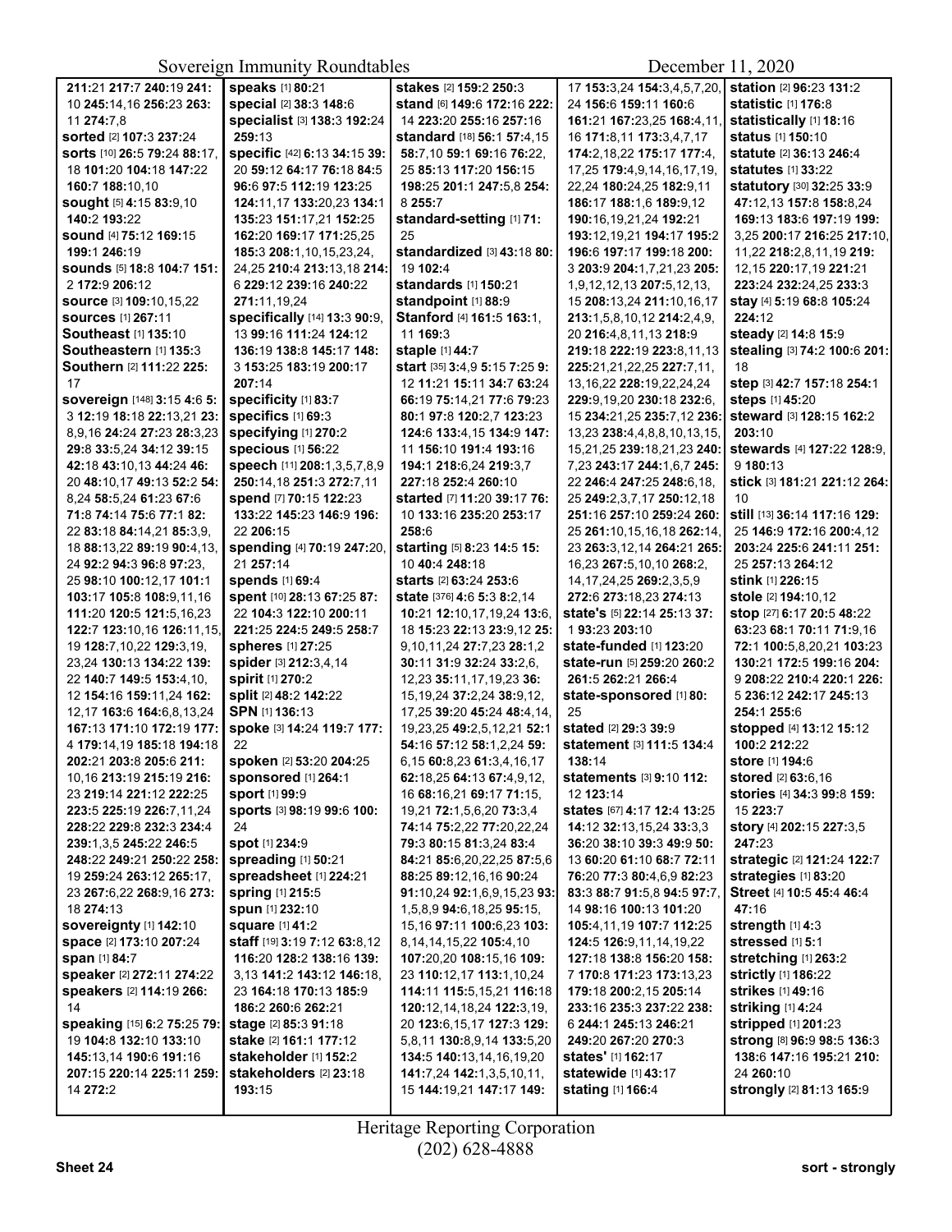211:21 217:7 240:19 241: 10 245:14,16 256:23 263: 11 274:7,8
**sorted** [2] 107:3 237:24
**sorts** [10] 26:5 79:24 88:17, 18 101:20 104:18 147:22 160:7 188:10,10
**sought** [5] 4:15 83:9,10 140:2 193:22
**sound** [4] 75:12 169:15 199:1 246:19
**sounds** [5] 18:8 104:7 151: 2 172:9 206:12
**source** [3] 109:10,15,22
**sources** [1] 267:11
**Southeast** [1] 135:10
**Southeastern** [1] 135:3
**Southern** [2] 111:22 225: 17
**sovereign** [148] 3:15 4:6 5: 3 12:19 18:18 22:13,21 23: 8,9,16 24:24 27:23 28:3,23 29:8 33:5,24 34:12 39:15 42:18 43:10,13 44:24 46: 20 48:10,17 49:13 52:2 54: 8,24 58:5,24 61:23 67:6 71:8 74:14 75:6 77:1 82: 22 83:18 84:14,21 85:3,9, 18 88:13,22 89:19 90:4,13, 24 92:2 94:3 96:8 97:23, 25 98:10 100:12,17 101:1 103:17 105:8 108:9,11,16 111:20 120:5 121:5,16,23 122:7 123:10,16 126:11,15, 19 128:7,10,22 129:3,19, 23,24 130:13 134:22 139: 22 140:7 149:5 153:4,10, 12 154:16 159:11,24 162: 12,17 163:6 164:6,8,13,24 167:13 171:10 172:19 177: 4 179:14,19 185:18 194:18 202:21 203:8 205:6 211: 10,16 213:19 215:19 216: 23 219:14 221:12 222:25 223:5 225:19 226:7,11,24 228:22 229:8 232:3 234:4 239:1,3,5 245:22 246:5 248:22 249:21 250:22 258: 19 259:24 263:12 265:17, 23 267:6,22 268:9,16 273: 18 274:13
**sovereignty** [1] 142:10
**space** [2] 173:10 207:24
**span** [1] 84:7
**speaker** [2] 272:11 274:22
**speakers** [2] 114:19 266: 14
**speaking** [15] 6:2 75:25 79: 19 104:8 132:10 133:10 145:13,14 190:6 191:16 207:15 220:14 225:11 259: 14 272:2
**speaks** [1] 80:21
**special** [2] 38:3 148:6
**specialist** [3] 138:3 192:24 259:13
**specific** [42] 6:13 34:15 39: 20 59:12 64:17 76:18 84:5 96:6 97:5 112:19 123:25 124:11,17 133:20,23 134:1 135:23 151:17,21 152:25 162:20 169:17 171:25,25 185:3 208:1,10,15,23,24, 24,25 210:4 213:13,18 214: 6 229:12 239:16 240:22 271:11,19,24
**specifically** [14] 13:3 90:9, 13 99:16 111:24 124:12 136:19 138:8 145:17 148: 3 153:25 183:19 200:17 207:14
**specificity** [1] 83:7
**specifics** [1] 69:3
**specifying** [1] 270:2
**specious** [1] 56:22
**speech** [11] 208:1,3,5,7,8,9 250:14,18 251:3 272:7,11
**spend** [7] 70:15 122:23 133:22 145:23 146:9 196: 22 206:15
**spending** [4] 70:19 247:20, 21 257:14
**spends** [1] 69:4
**spent** [10] 28:13 67:25 87: 22 104:3 122:10 200:11 221:25 224:5 249:5 258:7
**spheres** [1] 27:25
**spider** [3] 212:3,4,14
**spirit** [1] 270:2
**split** [2] 48:2 142:22
**SPN** [1] 136:13
**spoke** [3] 14:24 119:7 177: 22
**spoken** [2] 53:20 204:25
**sponsored** [1] 264:1
**sport** [1] 99:9
**sports** [3] 98:19 99:6 100: 24
**spot** [1] 234:9
**spreading** [1] 50:21
**spreadsheet** [1] 224:21
**spring** [1] 215:5
**spun** [1] 232:10
**square** [1] 41:2
**staff** [19] 3:19 7:12 63:8,12 116:20 128:2 138:16 139: 3,13 141:2 143:12 146:18, 23 164:18 170:13 185:9 186:2 260:6 262:21
**stage** [2] 85:3 91:18
**stake** [2] 161:1 177:12
**stakeholder** [1] 152:2
**stakeholders** [2] 23:18 193:15
**stakes** [2] 159:2 250:3
**stand** [6] 149:6 172:16 222: 14 223:20 255:16 257:16
**standard** [18] 56:1 57:4,15 58:7,10 59:1 69:16 76:22, 25 85:13 117:20 156:15 198:25 201:1 247:5,8 254: 8 255:7
**standard-setting** [1] 71: 25
**standardized** [3] 43:18 80: 19 102:4
**standards** [1] 150:21
**standpoint** [1] 88:9
**Stanford** [4] 161:5 163:1, 11 169:3
**staple** [1] 44:7
**start** [35] 3:4,9 5:15 7:25 9: 12 11:21 15:11 34:7 63:24 66:19 75:14,21 77:6 79:23 80:1 97:8 120:2,7 123:23 124:6 133:4,15 134:9 147: 11 156:10 191:4 193:16 194:1 218:6,24 219:3,7 227:18 252:4 260:10
**started** [7] 11:20 39:17 76: 10 133:16 235:20 253:17 258:6
**starting** [5] 8:23 14:5 15: 10 40:4 248:18
**starts** [2] 63:24 253:6
**state** [376] 4:6 5:3 8:2,14 10:21 12:10,17,19,24 13:6, 18 15:23 22:13 23:9,12 25: 9,10,11,24 27:7,23 28:1,2 30:11 31:9 32:24 33:2,6, 12,23 35:11,17,19,23 36: 15,19,24 37:2,24 38:9,12, 17,25 39:20 45:24 48:4,14, 19,23,25 49:2,5,12,21 52:1 54:16 57:12 58:1,2,24 59: 6,15 60:8,23 61:3,4,16,17 62:18,25 64:13 67:4,9,12, 16 68:16,21 69:17 71:15, 19,21 72:1,5,6,20 73:3,4 74:14 75:2,22 77:20,22,24 79:3 80:15 81:3,24 83:4 84:21 85:6,20,22,25 87:5,6 88:25 89:12,16,16 90:24 91:10,24 92:1,6,9,15,23 93: 1,5,8,9 94:6,18,25 95:15, 15,16 97:11 100:6,23 103: 8,14,14,15,22 105:4,10 107:20,20 108:15,16 109: 23 110:12,17 113:1,10,24 114:11 115:5,15,21 116:18 120:12,14,18,24 122:3,19, 20 123:6,15,17 127:3 129: 5,8,11 130:8,9,14 133:5,20 134:5 140:13,14,16,19,20 141:7,24 142:1,3,5,10,11, 15 144:19,21 147:17 149: 17 153:3,24 154:3,4,5,7,20, 24 156:6 159:11 160:6 161:21 167:23,25 168:4,11, 16 171:8,11 173:3,4,7,17 174:2,18,22 175:17 177:4, 17,25 179:4,9,14,16,17,19, 22,24 180:24,25 182:9,11 186:17 188:1,6 189:9,12 190:16,19,21,24 192:21 193:12,19,21 194:17 195:2 196:6 197:17 199:18 200: 3 203:9 204:1,7,21,23 205: 1,9,12,12,13 207:5,12,13, 15 208:13,24 211:10,16,17 213:1,5,8,10,12 214:2,4,9, 20 216:4,8,11,13 218:9 219:18 222:19 223:8,11,13 225:21,21,22,25 227:7,11, 13,16,22 228:19,22,24,24 229:9,19,20 230:18 232:6, 15 234:21,25 235:7,12 236: 13,23 238:4,4,8,8,10,13,15, 15,21,25 239:18,21,23 240: 7,23 243:17 244:1,6,7 245: 22 246:4 247:25 248:6,18, 25 249:2,3,7,17 250:12,18 251:16 257:10 259:24 260: 25 261:10,15,16,18 262:14, 23 263:3,12,14 264:21 265: 16,23 267:5,10,10 268:2, 14,17,24,25 269:2,3,5,9 272:6 273:18,23 274:13
**state's** [5] 22:14 25:13 37: 1 93:23 203:10
**state-funded** [1] 123:20
**state-run** [5] 259:20 260:2 261:5 262:21 266:4
**state-sponsored** [1] 80: 25
**stated** [2] 29:3 39:9
**statement** [3] 111:5 134:4 138:14
**statements** [3] 9:10 112: 12 123:14
**states** [67] 4:17 12:4 13:25 14:12 32:13,15,24 33:3,3 36:20 38:10 39:3 49:9 50: 13 60:20 61:10 68:7 72:11 76:20 77:3 80:4,6,9 82:23 83:3 88:7 91:5,8 94:5 97:7, 14 98:16 100:13 101:20 105:4,11,19 107:7 112:25 124:5 126:9,11,14,19,22 127:18 138:8 156:20 158: 7 170:8 171:23 173:13,23 179:18 200:2,15 205:14 233:16 235:3 237:22 238: 6 244:1 245:13 246:21 249:20 267:20 270:3
**states'** [1] 162:17
**statewide** [1] 43:17
**stating** [1] 166:4
**station** [2] 96:23 131:2
**statistic** [1] 176:8
**statistically** [1] 18:16
**status** [1] 150:10
**statute** [2] 36:13 246:4
**statutes** [1] 33:22
**statutory** [30] 32:25 33:9 47:12,13 157:8 158:8,24 169:13 183:6 197:19 199: 3,25 200:17 216:25 217:10, 11,22 218:2,8,11,19 219: 12,15 220:17,19 221:21 223:24 232:24,25 233:3
**stay** [4] 5:19 68:8 105:24 224:12
**steady** [2] 14:8 15:9
**stealing** [3] 74:2 100:6 201: 18
**step** [3] 42:7 157:18 254:1
**steps** [1] 45:20
**steward** [3] 128:15 162:2 203:10
**stewards** [4] 127:22 128:9, 9 180:13
**stick** [3] 181:21 221:12 264: 10
**still** [13] 36:14 117:16 129: 25 146:9 172:16 200:4,12 203:24 225:6 241:11 251: 25 257:13 264:12
**stink** [1] 226:15
**stole** [2] 194:10,12
**stop** [27] 6:17 20:5 48:22 63:23 68:1 70:11 71:9,16 72:1 100:5,8,20,21 103:23 130:21 172:5 199:16 204: 9 208:22 210:4 220:1 226: 5 236:12 242:17 245:13 254:1 255:6
**stopped** [4] 13:12 15:12 100:2 212:22
**store** [1] 194:6
**stored** [2] 63:6,16
**stories** [4] 34:3 99:8 159: 15 223:7
**story** [4] 202:15 227:3,5 247:23
**strategic** [2] 121:24 122:7
**strategies** [1] 83:20
**Street** [4] 10:5 45:4 46:4 47:16
**strength** [1] 4:3
**stressed** [1] 5:1
**stretching** [1] 263:2
**strictly** [1] 186:22
**strikes** [1] 49:16
**striking** [1] 4:24
**stripped** [1] 201:23
**strong** [8] 96:9 98:5 136:3 138:6 147:16 195:21 210: 24 260:10
**strongly** [2] 81:13 165:9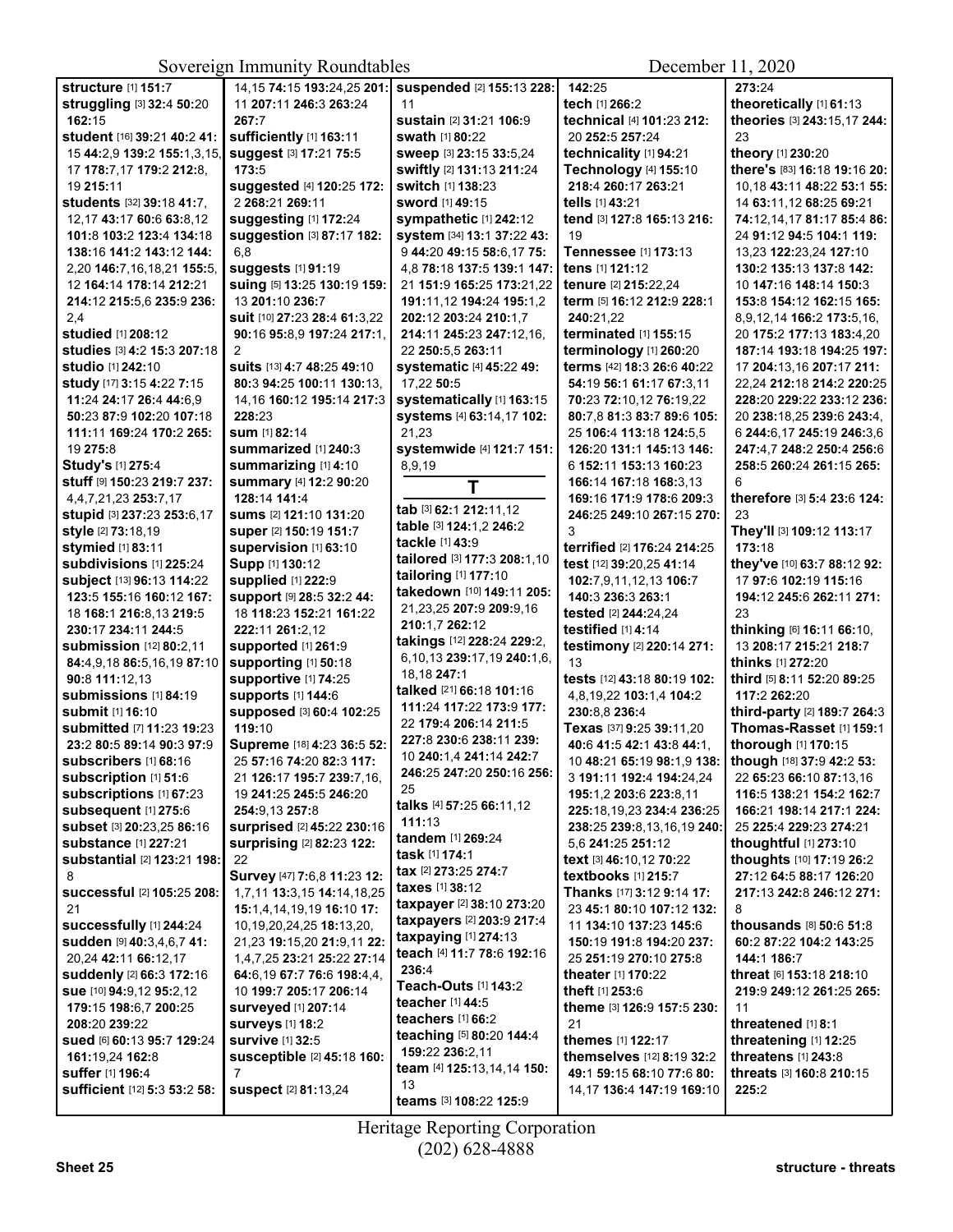**structure** [1] **151:**7
**struggling** [3] **32:**4 **50:**20 **162:**15
**student** [16] **39:**21 **40:**2 **41:**15 **44:**2,9 **139:**2 **155:**1,3,15,17 **178:**7,17 **179:**2 **212:**8,19 **215:**11
**students** [32] **39:**18 **41:**7,12,17 **43:**17 **60:**6 **63:**8,12 **101:**8 **103:**2 **123:**4 **134:**18 **138:**16 **141:**2 **143:**12 **144:**2,20 **146:**7,16,18,21 **155:**5,12 **164:**14 **178:**14 **212:**21 **214:**12 **215:**5,6 **235:**9 **236:**2,4
**studied** [1] **208:**12
**studies** [3] **4:**2 **15:**3 **207:**18
**studio** [1] **242:**10
**study** [17] **3:**15 **4:**22 **7:**15 **11:**24 **24:**17 **26:**4 **44:**6,9 **50:**23 **87:**9 **102:**20 **107:**18 **111:**11 **169:**24 **170:**2 **265:**19 **275:**8
**Study's** [1] **275:**4
**stuff** [9] **150:**23 **219:**7 **237:**4,4,7,21,23 **253:**7,17
**stupid** [3] **237:**23 **253:**6,17
**style** [2] **73:**18,19
**stymied** [1] **83:**11
**subdivisions** [1] **225:**24
**subject** [13] **96:**13 **114:**22 **123:**5 **155:**16 **160:**12 **167:**18 **168:**1 **216:**8,13 **219:**5 **230:**17 **234:**11 **244:**5
**submission** [12] **80:**2,11 **84:**4,9,18 **86:**5,16,19 **87:**10 **90:**8 **111:**12,13
**submissions** [1] **84:**19
**submit** [1] **16:**10
**submitted** [7] **11:**23 **19:**23 **23:**2 **80:**5 **89:**14 **90:**3 **97:**9
**subscribers** [1] **68:**16
**subscription** [1] **51:**6
**subscriptions** [1] **67:**23
**subsequent** [1] **275:**6
**subset** [3] **20:**23,25 **86:**16
**substance** [1] **227:**21
**substantial** [2] **123:**21 **198:**8
**successful** [2] **105:**25 **208:**21
**successfully** [1] **244:**24
**sudden** [9] **40:**3,4,6,7 **41:**20,24 **42:**11 **66:**12,17
**suddenly** [2] **66:**3 **172:**16
**sue** [10] **94:**9,12 **95:**2,12 **179:**15 **198:**6,7 **200:**25 **208:**20 **239:**22
**sued** [6] **60:**13 **95:**7 **129:**24 **161:**19,24 **162:**8
**suffer** [1] **196:**4
**sufficient** [12] **5:**3 **53:**2 **58:**14,15 **74:**15 **193:**24,25 **201:**11 **207:**11 **246:**3 **263:**24 **267:**7
**sufficiently** [1] **163:**11
**suggest** [3] **17:**21 **75:**5 **173:**5
**suggested** [4] **120:**25 **172:**2 **268:**21 **269:**11
**suggesting** [1] **172:**24
**suggestion** [3] **87:**17 **182:**6,8
**suggests** [1] **91:**19
**suing** [5] **13:**25 **130:**19 **159:**13 **201:**10 **236:**7
**suit** [10] **27:**23 **28:**4 **61:**3,22 **90:**16 **95:**8,9 **197:**24 **217:**1,2
**suits** [13] **4:**7 **48:**25 **49:**10 **80:**3 **94:**25 **100:**11 **130:**13,14,16 **160:**12 **195:**14 **217:**3 **228:**23
**sum** [1] **82:**14
**summarized** [1] **240:**3
**summarizing** [1] **4:**10
**summary** [4] **12:**2 **90:**20 **128:**14 **141:**4
**sums** [2] **121:**10 **131:**20
**super** [2] **150:**19 **151:**7
**supervision** [1] **63:**10
**Supp** [1] **130:**12
**supplied** [1] **222:**9
**support** [9] **28:**5 **32:**2 **44:**18 **118:**23 **152:**21 **161:**22 **222:**11 **261:**2,12
**supported** [1] **261:**9
**supporting** [1] **50:**18
**supportive** [1] **74:**25
**supports** [1] **144:**6
**supposed** [3] **60:**4 **102:**25 **119:**10
**Supreme** [18] **4:**23 **36:**5 **52:**25 **57:**16 **74:**20 **82:**3 **117:**21 **126:**17 **195:**7 **239:**7,16,19 **241:**25 **245:**5 **246:**20 **254:**9,13 **257:**8
**surprised** [2] **45:**22 **230:**16
**surprising** [2] **82:**23 **122:**22
**Survey** [47] **7:**6,8 **11:**23 **12:**1,7,11 **13:**3,15 **14:**14,18,25 **15:**1,4,14,19,19 **16:**10 **17:**10,19,20,24,25 **18:**13,20,21,23 **19:**15,20 **21:**9,11 **22:**1,4,7,25 **23:**21 **25:**22 **27:**14 **64:**6,19 **67:**7 **76:**6 **198:**4,4,10 **199:**7 **205:**17 **206:**14
**surveyed** [1] **207:**14
**surveys** [1] **18:**2
**survive** [1] **32:**5
**susceptible** [2] **45:**18 **160:**7
**suspect** [2] **81:**13,24
**suspended** [2] **155:**13 **228:**11
**sustain** [2] **31:**21 **106:**9
**swath** [1] **80:**22
**sweep** [3] **23:**15 **33:**5,24
**swiftly** [2] **131:**13 **211:**24
**switch** [1] **138:**23
**sword** [1] **49:**15
**sympathetic** [1] **242:**12
**system** [34] **13:**1 **37:**22 **43:**9 **44:**20 **49:**15 **58:**6,17 **75:**4,8 **78:**18 **137:**5 **139:**1 **147:**21 **151:**9 **165:**25 **173:**21,22 **191:**11,12 **194:**24 **195:**1,2 **202:**12 **203:**24 **210:**1,7 **214:**11 **245:**23 **247:**12,16,22 **250:**5,5 **263:**11
**systematic** [4] **45:**22 **49:**17,22 **50:**5
**systematically** [1] **163:**15
**systems** [4] **63:**14,17 **102:**21,23
**systemwide** [4] **121:**7 **151:**8,9,19

## T

**tab** [3] **62:**1 **212:**11,12
**table** [3] **124:**1,2 **246:**2
**tackle** [1] **43:**9
**tailored** [3] **177:**3 **208:**1,10
**tailoring** [1] **177:**10
**takedown** [10] **149:**11 **205:**21,23,25 **207:**9 **209:**9,16 **210:**1,7 **262:**12
**takings** [12] **228:**24 **229:**2,6,10,13 **239:**17,19 **240:**1,6,18,18 **247:**1
**talked** [21] **66:**18 **101:**16 **111:**24 **117:**22 **173:**9 **177:**22 **179:**4 **206:**14 **211:**5 **227:**8 **230:**6 **238:**11 **239:**10 **240:**1,4 **241:**14 **242:**7 **246:**25 **247:**20 **250:**16 **256:**25
**talks** [4] **57:**25 **66:**11,12 **111:**13
**tandem** [1] **269:**24
**task** [1] **174:**1
**tax** [2] **273:**25 **274:**7
**taxes** [1] **38:**12
**taxpayer** [2] **38:**10 **273:**20
**taxpayers** [2] **203:**9 **217:**4
**taxpaying** [1] **274:**13
**teach** [4] **11:**7 **78:**6 **192:**16 **236:**4
**Teach-Outs** [1] **143:**2
**teacher** [1] **44:**5
**teachers** [1] **66:**2
**teaching** [5] **80:**20 **144:**4 **159:**22 **236:**2,11
**team** [4] **125:**13,14,14 **150:**13
**teams** [3] **108:**22 **125:**9
**142:**25
**tech** [1] **266:**2
**technical** [4] **101:**23 **212:**20 **252:**5 **257:**24
**technicality** [1] **94:**21
**Technology** [4] **155:**10 **218:**4 **260:**17 **263:**21
**tells** [1] **43:**21
**tend** [3] **127:**8 **165:**13 **216:**19
**Tennessee** [1] **173:**13
**tens** [1] **121:**12
**tenure** [2] **215:**22,24
**term** [5] **16:**12 **212:**9 **228:**1 **240:**21,22
**terminated** [1] **155:**15
**terminology** [1] **260:**20
**terms** [42] **18:**3 **26:**6 **40:**22 **54:**19 **56:**1 **61:**17 **67:**3,11 **70:**23 **72:**10,12 **76:**19,22 **80:**7,8 **81:**3 **83:**7 **89:**6 **105:**25 **106:**4 **113:**18 **124:**5,5 **126:**20 **131:**1 **145:**13 **146:**6 **152:**11 **153:**13 **160:**23 **166:**14 **167:**18 **168:**3,13 **169:**16 **171:**9 **178:**6 **209:**3 **246:**25 **249:**10 **267:**15 **270:**3
**terrified** [2] **176:**24 **214:**25
**test** [12] **39:**20,25 **41:**14 **102:**7,9,11,12,13 **106:**7 **140:**3 **236:**3 **263:**1
**tested** [2] **244:**24,24
**testified** [1] **4:**14
**testimony** [2] **220:**14 **271:**13
**tests** [12] **43:**18 **80:**19 **102:**4,8,19,22 **103:**1,4 **104:**2 **230:**8,8 **236:**4
**Texas** [37] **9:**25 **39:**11,20 **40:**6 **41:**5 **42:**1 **43:**8 **44:**1,10 **48:**21 **65:**19 **98:**1,9 **138:**3 **191:**11 **192:**4 **194:**24,24 **195:**1,2 **203:**6 **223:**8,11 **225:**18,19,23 **234:**4 **236:**25 **238:**25 **239:**8,13,16,19 **240:**5,6 **241:**25 **251:**12
**text** [3] **46:**10,12 **70:**22
**textbooks** [1] **215:**7
**Thanks** [17] **3:**12 **9:**14 **17:**23 **45:**1 **80:**10 **107:**12 **132:**11 **134:**10 **137:**23 **145:**6 **150:**19 **191:**8 **194:**20 **237:**25 **251:**19 **270:**10 **275:**8
**theater** [1] **170:**22
**theft** [1] **253:**6
**theme** [3] **126:**9 **157:**5 **230:**21
**themes** [1] **122:**17
**themselves** [12] **8:**19 **32:**2 **49:**1 **59:**15 **68:**10 **77:**6 **80:**14,17 **136:**4 **147:**19 **169:**10
**273:**24
**theoretically** [1] **61:**13
**theories** [3] **243:**15,17 **244:**23
**theory** [1] **230:**20
**there's** [83] **16:**18 **19:**16 **20:**10,18 **43:**11 **48:**22 **53:**1 **55:**14 **63:**11,12 **68:**25 **69:**21 **74:**12,14,17 **81:**17 **85:**4 **86:**24 **91:**12 **94:**5 **104:**1 **119:**13,23 **122:**23,24 **127:**10 **130:**2 **135:**13 **137:**8 **142:**10 **147:**16 **148:**14 **150:**3 **153:**8 **154:**12 **162:**15 **165:**8,9,12,14 **166:**2 **173:**5,16,20 **175:**2 **177:**13 **183:**4,20 **187:**14 **193:**18 **194:**25 **197:**17 **204:**13,16 **207:**17 **211:**22,24 **212:**18 **214:**2 **220:**25 **228:**20 **229:**22 **233:**12 **236:**20 **238:**18,25 **239:**6 **243:**4,6 **244:**6,17 **245:**19 **246:**3,6 **247:**4,7 **248:**2 **250:**4 **256:**6 **258:**5 **260:**24 **261:**15 **265:**6
**therefore** [3] **5:**4 **23:**6 **124:**23
**They'll** [3] **109:**12 **113:**17 **173:**18
**they've** [10] **63:**7 **88:**12 **92:**17 **97:**6 **102:**19 **115:**16 **194:**12 **245:**6 **262:**11 **271:**23
**thinking** [6] **16:**11 **66:**10,13 **208:**17 **215:**21 **218:**7
**thinks** [1] **272:**20
**third** [5] **8:**11 **52:**20 **89:**25 **117:**2 **262:**20
**third-party** [2] **189:**7 **264:**3
**Thomas-Rasset** [1] **159:**1
**thorough** [1] **170:**15
**though** [18] **37:**9 **42:**2 **53:**22 **65:**23 **66:**10 **87:**13,16 **116:**5 **138:**21 **154:**2 **162:**7 **166:**21 **198:**14 **217:**1 **224:**25 **225:**4 **229:**23 **274:**21
**thoughtful** [1] **273:**10
**thoughts** [10] **17:**19 **26:**2 **27:**12 **64:**5 **88:**17 **126:**20 **217:**13 **242:**8 **246:**12 **271:**8
**thousands** [8] **50:**6 **51:**8 **60:**2 **87:**22 **104:**2 **143:**25 **144:**1 **186:**7
**threat** [6] **153:**18 **218:**10 **219:**9 **249:**12 **261:**25 **265:**11
**threatened** [1] **8:**1
**threatening** [1] **12:**25
**threatens** [1] **243:**8
**threats** [3] **160:**8 **210:**15 **225:**2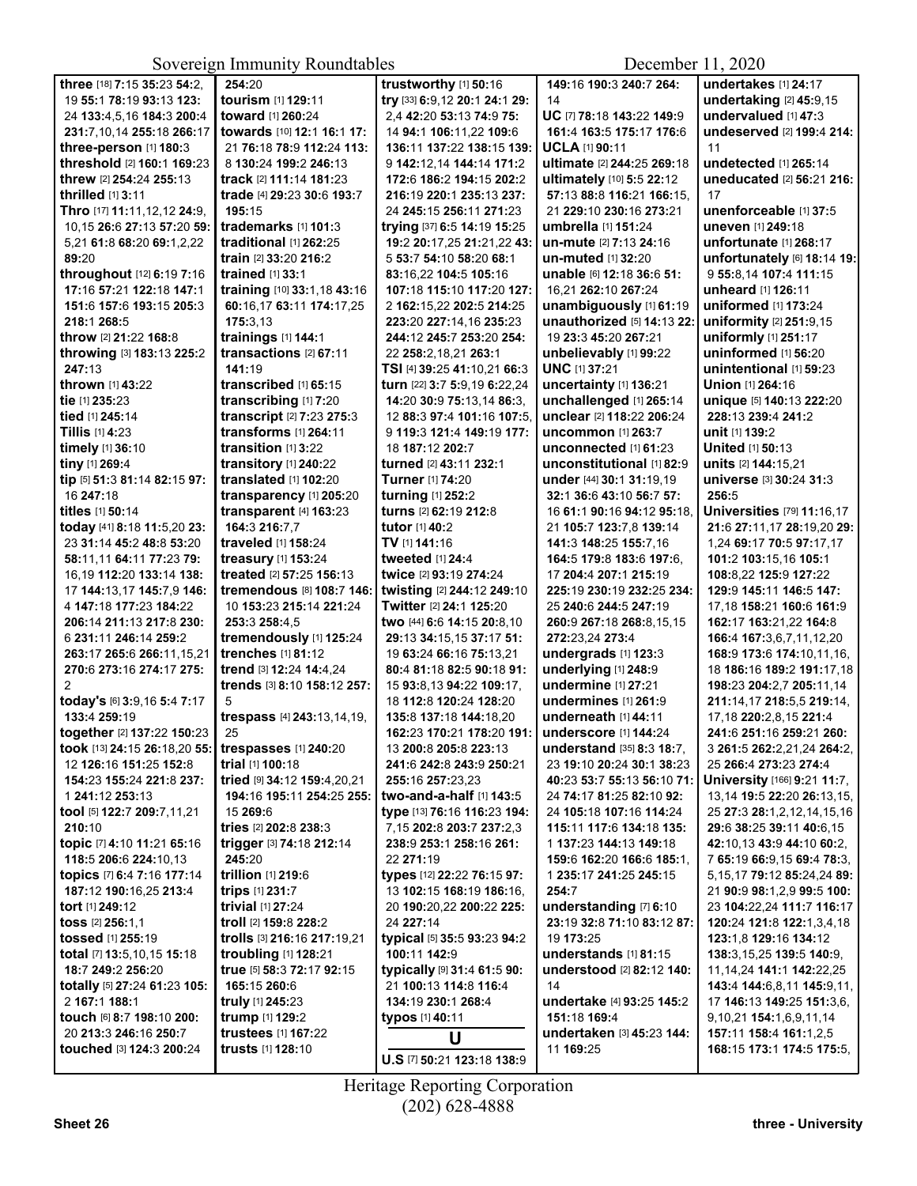**three** [18] **7:**15 **35:**23 **54:**2, 19 **55:**1 **78:**19 **93:**13 **123:** 24 **133:**4,5,16 **184:**3 **200:**4 **231:**7,10,14 **255:**18 **266:**17
**three-person** [1] **180:**3
**threshold** [2] **160:**1 **169:**23
**threw** [2] **254:**24 **255:**13
**thrilled** [1] **3:**11
**Thro** [17] **11:**11,12,12 **24:**9, 10,15 **26:**6 **27:**13 **57:**20 **59:** 5,21 **61:**8 **68:**20 **69:**1,2,22 **89:**20
**throughout** [12] **6:**19 **7:**16 **17:**16 **57:**21 **122:**18 **147:**1 **151:**6 **157:**6 **193:**15 **205:**3 **218:**1 **268:**5
**throw** [2] **21:**22 **168:**8
**throwing** [3] **183:**13 **225:**2 **247:**13
**thrown** [1] **43:**22
**tie** [1] **235:**23
**tied** [1] **245:**14
**Tillis** [1] **4:**23
**timely** [1] **36:**10
**tiny** [1] **269:**4
**tip** [5] **51:**3 **81:**14 **82:**15 **97:** 16 **247:**18
**titles** [1] **50:**14
**today** [41] **8:**18 **11:**5,20 **23:** 23 **31:**14 **45:**2 **48:**8 **53:**20 **58:**11,11 **64:**11 **77:**23 **79:** 16,19 **112:**20 **133:**14 **138:** 17 **144:**13,17 **145:**7,9 **146:** 4 **147:**18 **177:**23 **184:**22 **206:**14 **211:**13 **217:**8 **230:** 6 **231:**11 **246:**14 **259:**2 **263:**17 **265:**6 **266:**11,15,21 **270:**6 **273:**16 **274:**17 **275:** 2
**today's** [6] **3:**9,16 **5:**4 **7:**17 **133:**4 **259:**19
**together** [2] **137:**22 **150:**23
**took** [13] **24:**15 **26:**18,20 **55:** 12 **126:**16 **151:**25 **152:**8 **154:**23 **155:**24 **221:**8 **237:** 1 **241:**12 **253:**13
**tool** [5] **122:**7 **209:**7,11,21 **210:**10
**topic** [7] **4:**10 **11:**21 **65:**16 **118:**5 **206:**6 **224:**10,13
**topics** [7] **6:**4 **7:**16 **177:**14 **187:**12 **190:**16,25 **213:**4
**tort** [1] **249:**12
**toss** [2] **256:**1,1
**tossed** [1] **255:**19
**total** [7] **13:**5,10,15 **15:**18 **18:**7 **249:**2 **256:**20
**totally** [5] **27:**24 **61:**23 **105:** 2 **167:**1 **188:**1
**touch** [6] **8:**7 **198:**10 **200:** 20 **213:**3 **246:**16 **250:**7
**touched** [3] **124:**3 **200:**24
**254:**20
**tourism** [1] **129:**11
**toward** [1] **260:**24
**towards** [10] **12:**1 **16:**1 **17:** 21 **76:**18 **78:**9 **112:**24 **113:** 8 **130:**24 **199:**2 **246:**13
**track** [2] **111:**14 **181:**23
**trade** [4] **29:**23 **30:**6 **193:**7 **195:**15
**trademarks** [1] **101:**3
**traditional** [1] **262:**25
**train** [2] **33:**20 **216:**2
**trained** [1] **33:**1
**training** [10] **33:**1,18 **43:**16 **60:**16,17 **63:**11 **174:**17,25 **175:**3,13
**trainings** [1] **144:**1
**transactions** [2] **67:**11 **141:**19
**transcribed** [1] **65:**15
**transcribing** [1] **7:**20
**transcript** [2] **7:**23 **275:**3
**transforms** [1] **264:**11
**transition** [1] **3:**22
**transitory** [1] **240:**22
**translated** [1] **102:**20
**transparency** [1] **205:**20
**transparent** [4] **163:**23 **164:**3 **216:**7,7
**traveled** [1] **158:**24
**treasury** [1] **153:**24
**treated** [2] **57:**25 **156:**13
**tremendous** [8] **108:**7 **146:** 10 **153:**23 **215:**14 **221:**24 **253:**3 **258:**4,5
**tremendously** [1] **125:**24
**trenches** [1] **81:**12
**trend** [3] **12:**24 **14:**4,24
**trends** [3] **8:**10 **158:**12 **257:** 5
**trespass** [4] **243:**13,14,19, 25
**trespasses** [1] **240:**20
**trial** [1] **100:**18
**tried** [9] **34:**12 **159:**4,20,21 **194:**16 **195:**11 **254:**25 **255:** 15 **269:**6
**tries** [2] **202:**8 **238:**3
**trigger** [3] **74:**18 **212:**14 **245:**20
**trillion** [1] **219:**6
**trips** [1] **231:**7
**trivial** [1] **27:**24
**troll** [2] **159:**8 **228:**2
**trolls** [3] **216:**16 **217:**19,21
**troubling** [1] **128:**21
**true** [5] **58:**3 **72:**17 **92:**15 **165:**15 **260:**6
**truly** [1] **245:**23
**trump** [1] **129:**2
**trustees** [1] **167:**22
**trusts** [1] **128:**10
**trustworthy** [1] **50:**16
**try** [33] **6:**9,12 **20:**1 **24:**1 **29:** 2,4 **42:**20 **53:**13 **74:**9 **75:** 14 **94:**1 **106:**11,22 **109:**6 **136:**11 **137:**22 **138:**15 **139:** 9 **142:**12,14 **144:**14 **171:**2 **172:**6 **186:**2 **194:**15 **202:**2 **216:**19 **220:**1 **235:**13 **237:** 24 **245:**15 **256:**11 **271:**23
**trying** [37] **6:**5 **14:**19 **15:**25 **19:**2 **20:**17,25 **21:**21,22 **43:** 5 **53:**7 **54:**10 **58:**20 **68:**1 **83:**16,22 **104:**5 **105:**16 **107:**18 **115:**10 **117:**20 **127:** 2 **162:**15,22 **202:**5 **214:**25 **223:**20 **227:**14,16 **235:**23 **244:**12 **245:**7 **253:**20 **254:** 22 **258:**2,18,21 **263:**1
**TSI** [4] **39:**25 **41:**10,21 **66:**3
**turn** [22] **3:**7 **5:**9,19 **6:**22,24 **14:**20 **30:**9 **75:**13,14 **86:**3, 12 **88:**3 **97:**4 **101:**16 **107:**5, 9 **119:**3 **121:**4 **149:**19 **177:** 18 **187:**12 **202:**7
**turned** [2] **43:**11 **232:**1
**Turner** [1] **74:**20
**turning** [1] **252:**2
**turns** [2] **62:**19 **212:**8
**tutor** [1] **40:**2
**TV** [1] **141:**16
**tweeted** [1] **24:**4
**twice** [2] **93:**19 **274:**24
**twisting** [2] **244:**12 **249:**10
**Twitter** [2] **24:**1 **125:**20
**two** [44] **6:**6 **14:**15 **20:**8,10 **29:**13 **34:**15,15 **37:**15 **51:** 19 **63:**24 **66:**16 **75:**13,21 **80:**4 **81:**18 **82:**5 **90:**18 **91:** 15 **93:**8,13 **94:**22 **109:**17, 18 **112:**8 **120:**24 **128:**20 **135:**8 **137:**18 **144:**18,20 **162:**23 **170:**21 **178:**20 **191:** 13 **200:**8 **205:**8 **223:**13 **241:**6 **242:**8 **243:**9 **250:**21 **255:**16 **257:**23,23
**two-and-a-half** [1] **143:**5
**type** [13] **76:**16 **116:**23 **194:** 7,15 **202:**8 **203:**7 **237:**2,3 **238:**9 **253:**1 **258:**16 **261:** 22 **271:**19
**types** [12] **22:**22 **76:**15 **97:** 13 **102:**15 **168:**19 **186:**16, 20 **190:**20,22 **200:**22 **225:** 24 **227:**14
**typical** [5] **35:**5 **93:**23 **94:**2 **100:**11 **142:**9
**typically** [9] **31:**4 **61:**5 **90:** 21 **100:**13 **114:**8 **116:**4 **134:**19 **230:**1 **268:**4
**typos** [1] **40:**11

## U

**U.S** [7] **50:**21 **123:**18 **138:**9 **149:**16 **190:**3 **240:**7 **264:** 14
**UC** [7] **78:**18 **143:**22 **149:**9 **161:**4 **163:**5 **175:**17 **176:**6
**UCLA** [1] **90:**11
**ultimate** [2] **244:**25 **269:**18
**ultimately** [10] **5:**5 **22:**12 **57:**13 **88:**8 **116:**21 **166:**15, 21 **229:**10 **230:**16 **273:**21
**umbrella** [1] **151:**24
**un-mute** [2] **7:**13 **24:**16
**un-muted** [1] **32:**20
**unable** [6] **12:**18 **36:**6 **51:** 16,21 **262:**10 **267:**24
**unambiguously** [1] **61:**19
**unauthorized** [5] **14:**13 **22:** 19 **23:**3 **45:**20 **267:**21
**unbelievably** [1] **99:**22
**UNC** [1] **37:**21
**uncertainty** [1] **136:**21
**unchallenged** [1] **265:**14
**unclear** [2] **118:**22 **206:**24
**uncommon** [1] **263:**7
**unconnected** [1] **61:**23
**unconstitutional** [1] **82:**9
**under** [44] **30:**1 **31:**19,19 **32:**1 **36:**6 **43:**10 **56:**7 **57:** 16 **61:**1 **90:**16 **94:**12 **95:**18, 21 **105:**7 **123:**7,8 **139:**14 **141:**3 **148:**25 **155:**7,16 **164:**5 **179:**8 **183:**6 **197:**6, 17 **204:**4 **207:**1 **215:**19 **225:**19 **230:**19 **232:**25 **234:** 25 **240:**6 **244:**5 **247:**19 **260:**9 **267:**18 **268:**8,15,15 **272:**23,24 **273:**4
**undergrads** [1] **123:**3
**underlying** [1] **248:**9
**undermine** [1] **27:**21
**undermines** [1] **261:**9
**underneath** [1] **44:**11
**underscore** [1] **144:**24
**understand** [35] **8:**3 **18:**7, 23 **19:**10 **20:**24 **30:**1 **38:**23 **40:**23 **53:**7 **55:**13 **56:**10 **71:** 24 **74:**17 **81:**25 **82:**10 **92:** 24 **105:**18 **107:**16 **114:**24 **115:**11 **117:**6 **134:**18 **135:** 1 **137:**23 **144:**13 **149:**18 **159:**6 **162:**20 **166:**6 **185:**1, 1 **235:**17 **241:**25 **245:**15 **254:**7
**understanding** [7] **6:**10 **23:**19 **32:**8 **71:**10 **83:**12 **87:** 19 **173:**25
**understands** [1] **81:**15
**understood** [2] **82:**12 **140:** 14
**undertake** [4] **93:**25 **145:**2 **151:**18 **169:**4
**undertaken** [3] **45:**23 **144:** 11 **169:**25
**undertakes** [1] **24:**17
**undertaking** [2] **45:**9,15
**undervalued** [1] **47:**3
**undeserved** [2] **199:**4 **214:** 11
**undetected** [1] **265:**14
**uneducated** [2] **56:**21 **216:** 17
**unenforceable** [1] **37:**5
**uneven** [1] **249:**18
**unfortunate** [1] **268:**17
**unfortunately** [6] **18:**14 **19:** 9 **55:**8,14 **107:**4 **111:**15
**unheard** [1] **126:**11
**uniformed** [1] **173:**24
**uniformity** [2] **251:**9,15
**uniformly** [1] **251:**17
**uninformed** [1] **56:**20
**unintentional** [1] **59:**23
**Union** [1] **264:**16
**unique** [5] **140:**13 **222:**20 **228:**13 **239:**4 **241:**2
**unit** [1] **139:**2
**United** [1] **50:**13
**units** [2] **144:**15,21
**universe** [3] **30:**24 **31:**3 **256:**5
**Universities** [79] **11:**16,17 **21:**6 **27:**11,17 **28:**19,20 **29:** 1,24 **69:**17 **70:**5 **97:**17,17 **101:**2 **103:**15,16 **105:**1 **108:**8,22 **125:**9 **127:**22 **129:**9 **145:**11 **146:**5 **147:** 17,18 **158:**21 **160:**6 **161:**9 **162:**17 **163:**21,22 **164:**8 **166:**4 **167:**3,6,7,11,12,20 **168:**9 **173:**6 **174:**10,11,16, 18 **186:**16 **189:**2 **191:**17,18 **198:**23 **204:**2,7 **205:**11,14 **211:**14,17 **218:**5,5 **219:**14, 17,18 **220:**2,8,15 **221:**4 **241:**6 **251:**16 **259:**21 **260:** 3 **261:**5 **262:**2,21,24 **264:**2, 25 **266:**4 **273:**23 **274:**4
**University** [166] **9:**21 **11:**7, 13,14 **19:**5 **22:**20 **26:**13,15, 25 **27:**3 **28:**1,2,12,14,15,16 **29:**6 **38:**25 **39:**11 **40:**6,15 **42:**10,13 **43:**9 **44:**10 **60:**2, 7 **65:**19 **66:**9,15 **69:**4 **78:**3, 5,15,17 **79:**12 **85:**24,24 **89:** 21 **90:**9 **98:**1,2,9 **99:**5 **100:** 23 **104:**22,24 **111:**7 **116:**17 **120:**24 **121:**8 **122:**1,3,4,18 **123:**1,8 **129:**16 **134:**12 **138:**3,15,25 **139:**5 **140:**9, 11,14,24 **141:**1 **142:**22,25 **143:**4 **144:**6,8,11 **145:**9,11, 17 **146:**13 **149:**25 **151:**3,6, 9,10,21 **154:**1,6,9,11,14 **157:**11 **158:**4 **161:**1,2,5 **168:**15 **173:**1 **174:**5 **175:**5,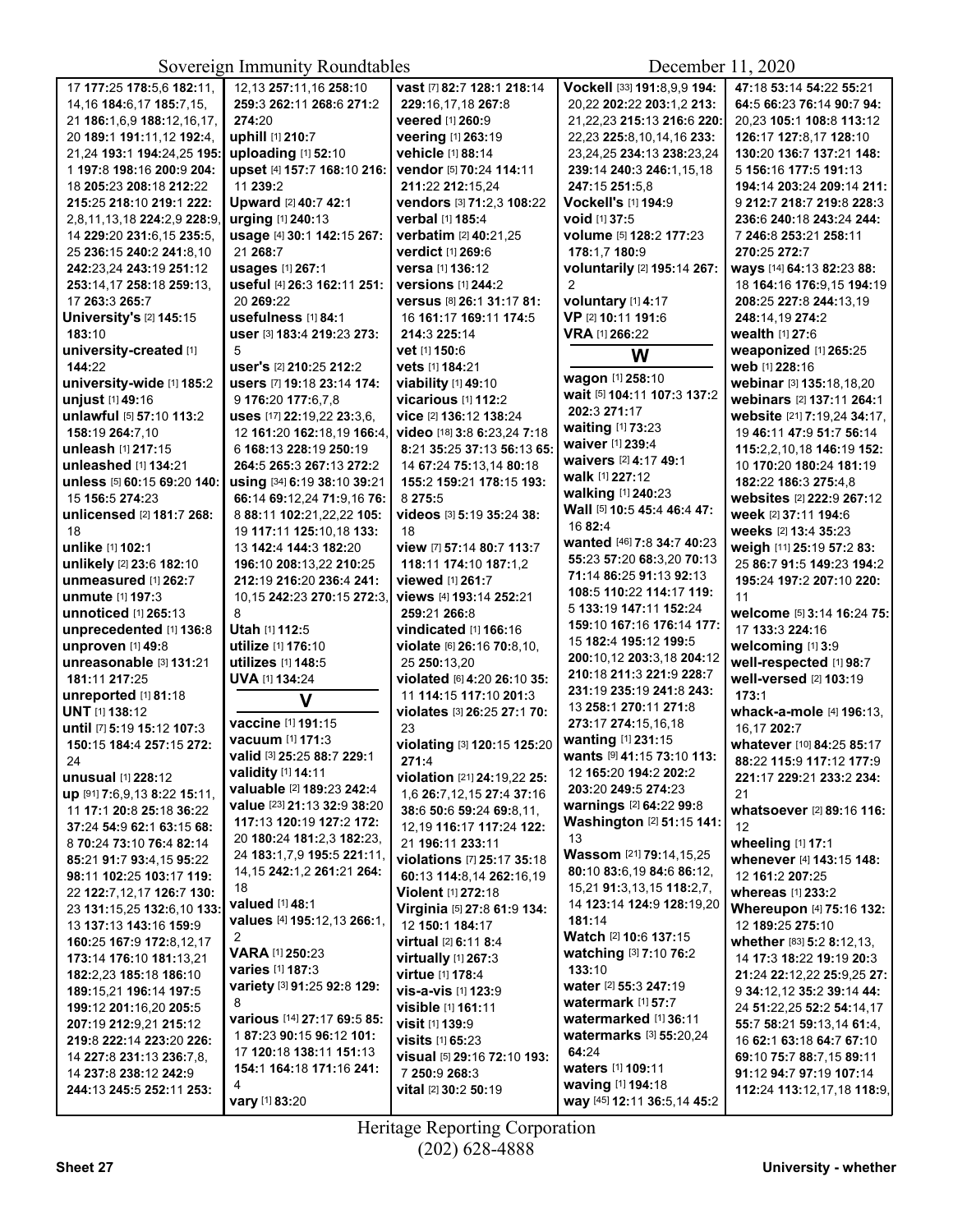17 **177:**25 **178:**5,6 **182:**11, 14,16 **184:**6,17 **185:**7,15, 21 **186:**1,6,9 **188:**12,16,17, 20 **189:**1 **191:**11,12 **192:**4, 21,24 **193:**1 **194:**24,25 **195:** 1 **197:**8 **198:**16 **200:**9 **204:** 18 **205:**23 **208:**18 **212:**22 **215:**25 **218:**10 **219:**1 **222:** 2,8,11,13,18 **224:**2,9 **228:**9, 14 **229:**20 **231:**6,15 **235:**5, 25 **236:**15 **240:**2 **241:**8,10 **242:**23,24 **243:**19 **251:**12 **253:**14,17 **258:**18 **259:**13, 17 **263:**3 **265:**7

**University's** [2] **145:**15 **183:**10

**university-created** [1] **144:**22

**university-wide** [1] **185:**2

**unjust** [1] **49:**16

**unlawful** [5] **57:**10 **113:**2 **158:**19 **264:**7,10

**unleash** [1] **217:**15

**unleashed** [1] **134:**21

**unless** [5] **60:**15 **69:**20 **140:** 15 **156:**5 **274:**23

**unlicensed** [2] **181:**7 **268:** 18

**unlike** [1] **102:**1

**unlikely** [2] **23:**6 **182:**10

**unmeasured** [1] **262:**7

**unmute** [1] **197:**3

**unnoticed** [1] **265:**13

**unprecedented** [1] **136:**8

**unproven** [1] **49:**8

**unreasonable** [3] **131:**21 **181:**11 **217:**25

**unreported** [1] **81:**18

**UNT** [1] **138:**12

**until** [7] **5:**19 **15:**12 **107:**3 **150:**15 **184:**4 **257:**15 **272:** 24

**unusual** [1] **228:**12

**up** [91] **7:**6,9,13 **8:**22 **15:**11, 11 **17:**1 **20:**8 **25:**18 **36:**22 **37:**24 **54:**9 **62:**1 **63:**15 **68:** 8 **70:**24 **73:**10 **76:**4 **82:**14 **85:**21 **91:**7 **93:**4,15 **95:**22 **98:**11 **102:**25 **103:**17 **119:** 22 **122:**7,12,17 **126:**7 **130:** 23 **131:**15,25 **132:**6,10 **133:** 13 **137:**13 **143:**16 **159:**9 **160:**25 **167:**9 **172:**8,12,17 **173:**14 **176:**10 **181:**13,21 **182:**2,23 **185:**18 **186:**10 **189:**15,21 **196:**14 **197:**5 **199:**12 **201:**16,20 **205:**5 **207:**19 **212:**9,21 **215:**12 **219:**8 **222:**14 **223:**20 **226:** 14 **227:**8 **231:**13 **236:**7,8, 14 **237:**8 **238:**12 **242:**9 **244:**13 **245:**5 **252:**11 **253:**

12,13 **257:**11,16 **258:**10 **259:**3 **262:**11 **268:**6 **271:**2 **274:**20

**uphill** [1] **210:**7

**uploading** [1] **52:**10

**upset** [4] **157:**7 **168:**10 **216:** 11 **239:**2

**Upward** [2] **40:**7 **42:**1

**urging** [1] **240:**13

**usage** [4] **30:**1 **142:**15 **267:** 21 **268:**7

**usages** [1] **267:**1

**useful** [4] **26:**3 **162:**11 **251:** 20 **269:**22

**usefulness** [1] **84:**1

**user** [3] **183:**4 **219:**23 **273:** 5

**user's** [2] **210:**25 **212:**2

**users** [7] **19:**18 **23:**14 **174:** 9 **176:**20 **177:**6,7,8

**uses** [17] **22:**19,22 **23:**3,6, 12 **161:**20 **162:**18,19 **166:**4, 6 **168:**13 **228:**19 **250:**19 **264:**5 **265:**3 **267:**13 **272:**2

**using** [34] **6:**19 **38:**10 **39:**21 **66:**14 **69:**12,24 **71:**9,16 **76:** 8 **88:**11 **102:**21,22,22 **105:** 19 **117:**11 **125:**10,18 **133:** 13 **142:**4 **144:**3 **182:**20 **196:**10 **208:**13,22 **210:**25 **212:**19 **216:**20 **236:**4 **241:** 10,15 **242:**23 **270:**15 **272:**3, 8

**Utah** [1] **112:**5

**utilize** [1] **176:**10

**utilizes** [1] **148:**5

**UVA** [1] **134:**24

## V

**vaccine** [1] **191:**15

**vacuum** [1] **171:**3

**valid** [3] **25:**25 **88:**7 **229:**1

**validity** [1] **14:**11

**valuable** [2] **189:**23 **242:**4

**value** [23] **21:**13 **32:**9 **38:**20 **117:**13 **120:**19 **127:**2 **172:** 20 **180:**24 **181:**2,3 **182:**23, 24 **183:**1,7,9 **195:**5 **221:**11, 14,15 **242:**1,2 **261:**21 **264:** 18

**valued** [1] **48:**1

**values** [4] **195:**12,13 **266:**1, 2

**VARA** [1] **250:**23

**varies** [1] **187:**3

**variety** [3] **91:**25 **92:**8 **129:** 8

**various** [14] **27:**17 **69:**5 **85:** 1 **87:**23 **90:**15 **96:**12 **101:** 17 **120:**18 **138:**11 **151:**13 **154:**1 **164:**18 **171:**16 **241:** 4

**vary** [1] **83:**20

**vast** [7] **82:**7 **128:**1 **218:**14 **229:**16,17,18 **267:**8

**veered** [1] **260:**9

**veering** [1] **263:**19

**vehicle** [1] **88:**14

**vendor** [5] **70:**24 **114:**11 **211:**22 **212:**15,24

**vendors** [3] **71:**2,3 **108:**22

**verbal** [1] **185:**4

**verbatim** [2] **40:**21,25

**verdict** [1] **269:**6

**versa** [1] **136:**12

**versions** [1] **244:**2

**versus** [8] **26:**1 **31:**17 **81:** 16 **161:**17 **169:**11 **174:**5 **214:**3 **225:**14

**vet** [1] **150:**6

**vets** [1] **184:**21

**viability** [1] **49:**10

**vicarious** [1] **112:**2

**vice** [2] **136:**12 **138:**24

**video** [18] **3:**8 **6:**23,24 **7:**18 **8:**21 **35:**25 **37:**13 **56:**13 **65:** 14 **67:**24 **75:**13,14 **80:**18 **155:**2 **159:**21 **178:**15 **193:** 8 **275:**5

**videos** [3] **5:**19 **35:**24 **38:** 18

**view** [7] **57:**14 **80:**7 **113:**7 **118:**11 **174:**10 **187:**1,2

**viewed** [1] **261:**7

**views** [4] **193:**14 **252:**21 **259:**21 **266:**8

**vindicated** [1] **166:**16

**violate** [6] **26:**16 **70:**8,10, 25 **250:**13,20

**violated** [6] **4:**20 **26:**10 **35:** 11 **114:**15 **117:**10 **201:**3

**violates** [3] **26:**25 **27:**1 **70:** 23

**violating** [3] **120:**15 **125:**20 **271:**4

**violation** [21] **24:**19,22 **25:** 1,6 **26:**7,12,15 **27:**4 **37:**16 **38:**6 **50:**6 **59:**24 **69:**8,11, 12,19 **116:**17 **117:**24 **122:** 21 **196:**11 **233:**11

**violations** [7] **25:**17 **35:**18 **60:**13 **114:**8,14 **262:**16,19

**Violent** [1] **272:**18

**Virginia** [5] **27:**8 **61:**9 **134:** 12 **150:**1 **184:**17

**virtual** [2] **6:**11 **8:**4

**virtually** [1] **267:**3

**virtue** [1] **178:**4

**vis-a-vis** [1] **123:**9

**visible** [1] **161:**11

**visit** [1] **139:**9

**visits** [1] **65:**23

**visual** [5] **29:**16 **72:**10 **193:** 7 **250:**9 **268:**3

**vital** [2] **30:**2 **50:**19

**Vockell** [33] **191:**8,9,9 **194:** 20,22 **202:**22 **203:**1,2 **213:** 21,22,23 **215:**13 **216:**6 **220:** 22,23 **225:**8,10,14,16 **233:** 23,24,25 **234:**13 **238:**23,24 **239:**14 **240:**3 **246:**1,15,18 **247:**15 **251:**5,8

**Vockell's** [1] **194:**9

**void** [1] **37:**5

**volume** [5] **128:**2 **177:**23 **178:**1,7 **180:**9

**voluntarily** [2] **195:**14 **267:** 2

**voluntary** [1] **4:**17

**VP** [2] **10:**11 **191:**6

**VRA** [1] **266:**22

## W

**wagon** [1] **258:**10

**wait** [5] **104:**11 **107:**3 **137:**2 **202:**3 **271:**17

**waiting** [1] **73:**23

**waiver** [1] **239:**4

**waivers** [2] **4:**17 **49:**1

**walk** [1] **227:**12

**walking** [1] **240:**23

**Wall** [5] **10:**5 **45:**4 **46:**4 **47:** 16 **82:**4

**wanted** [46] **7:**8 **34:**7 **40:**23 **55:**23 **57:**20 **68:**3,20 **70:**13 **71:**14 **86:**25 **91:**13 **92:**13 **108:**5 **110:**22 **114:**17 **119:** 5 **133:**19 **147:**11 **152:**24 **159:**10 **167:**16 **176:**14 **177:** 15 **182:**4 **195:**12 **199:**5 **200:**10,12 **203:**3,18 **204:**12 **210:**18 **211:**3 **221:**9 **228:**7 **231:**19 **235:**19 **241:**8 **243:** 13 **258:**1 **270:**11 **271:**8 **273:**17 **274:**15,16,18

**wanting** [1] **231:**15

**wants** [9] **41:**15 **73:**10 **113:** 12 **165:**20 **194:**2 **202:**2 **203:**20 **249:**5 **274:**23

**warnings** [2] **64:**22 **99:**8

**Washington** [2] **51:**15 **141:** 13

**Wassom** [21] **79:**14,15,25 **80:**10 **83:**6,19 **84:**6 **86:**12, 15,21 **91:**3,13,15 **118:**2,7, 14 **123:**14 **124:**9 **128:**19,20 **181:**14

**Watch** [2] **10:**6 **137:**15

**watching** [3] **7:**10 **76:**2 **133:**10

**water** [2] **55:**3 **247:**19

**watermark** [1] **57:**7

**watermarked** [1] **36:**11

**watermarks** [3] **55:**20,24 **64:**24

**waters** [1] **109:**11

**waving** [1] **194:**18

**way** [45] **12:**11 **36:**5,14 **45:**2 **47:**18 **53:**14 **54:**22 **55:**21 **64:**5 **66:**23 **76:**14 **90:**7 **94:** 20,23 **105:**1 **108:**8 **113:**12 **126:**17 **127:**8,17 **128:**10 **130:**20 **136:**7 **137:**21 **148:** 5 **156:**16 **177:**5 **191:**13 **194:**14 **203:**24 **209:**14 **211:** 9 **212:**7 **218:**7 **219:**8 **228:**3 **236:**6 **240:**18 **243:**24 **244:** 7 **246:**8 **253:**21 **258:**11 **270:**25 **272:**7

**ways** [14] **64:**13 **82:**23 **88:** 18 **164:**16 **176:**9,15 **194:**19 **208:**25 **227:**8 **244:**13,19 **248:**14,19 **274:**2

**wealth** [1] **27:**6

**weaponized** [1] **265:**25

**web** [1] **228:**16

**webinar** [3] **135:**18,18,20

**webinars** [2] **137:**11 **264:**1

**website** [21] **7:**19,24 **34:**17, 19 **46:**11 **47:**9 **51:**7 **56:**14 **115:**2,2,10,18 **146:**19 **152:** 10 **170:**20 **180:**24 **181:**19 **182:**22 **186:**3 **275:**4,8

**websites** [2] **222:**9 **267:**12

**week** [2] **37:**11 **194:**6

**weeks** [2] **13:**4 **35:**23

**weigh** [11] **25:**19 **57:**2 **83:** 25 **86:**7 **91:**5 **149:**23 **194:**2 **195:**24 **197:**2 **207:**10 **220:** 11

**welcome** [5] **3:**14 **16:**24 **75:** 17 **133:**3 **224:**16

**welcoming** [1] **3:**9

**well-respected** [1] **98:**7

**well-versed** [2] **103:**19 **173:**1

**whack-a-mole** [4] **196:**13, 16,17 **202:**7

**whatever** [10] **84:**25 **85:**17 **88:**22 **115:**9 **117:**12 **177:**9 **221:**17 **229:**21 **233:**2 **234:** 21

**whatsoever** [2] **89:**16 **116:** 12

**wheeling** [1] **17:**1

**whenever** [4] **143:**15 **148:** 12 **161:**2 **207:**25

**whereas** [1] **233:**2

**Whereupon** [4] **75:**16 **132:** 12 **189:**25 **275:**10

**whether** [83] **5:**2 **8:**12,13, 14 **17:**3 **18:**22 **19:**19 **20:**3 **21:**24 **22:**12,22 **25:**9,25 **27:** 9 **34:**12,12 **35:**2 **39:**14 **44:** 24 **51:**22,25 **52:**2 **54:**14,17 **55:**7 **58:**21 **59:**13,14 **61:**4, 16 **62:**1 **63:**18 **64:**7 **67:**10 **69:**10 **75:**7 **88:**7,15 **89:**11 **91:**12 **94:**7 **97:**19 **107:**14 **112:**24 **113:**12,17,18 **118:**9,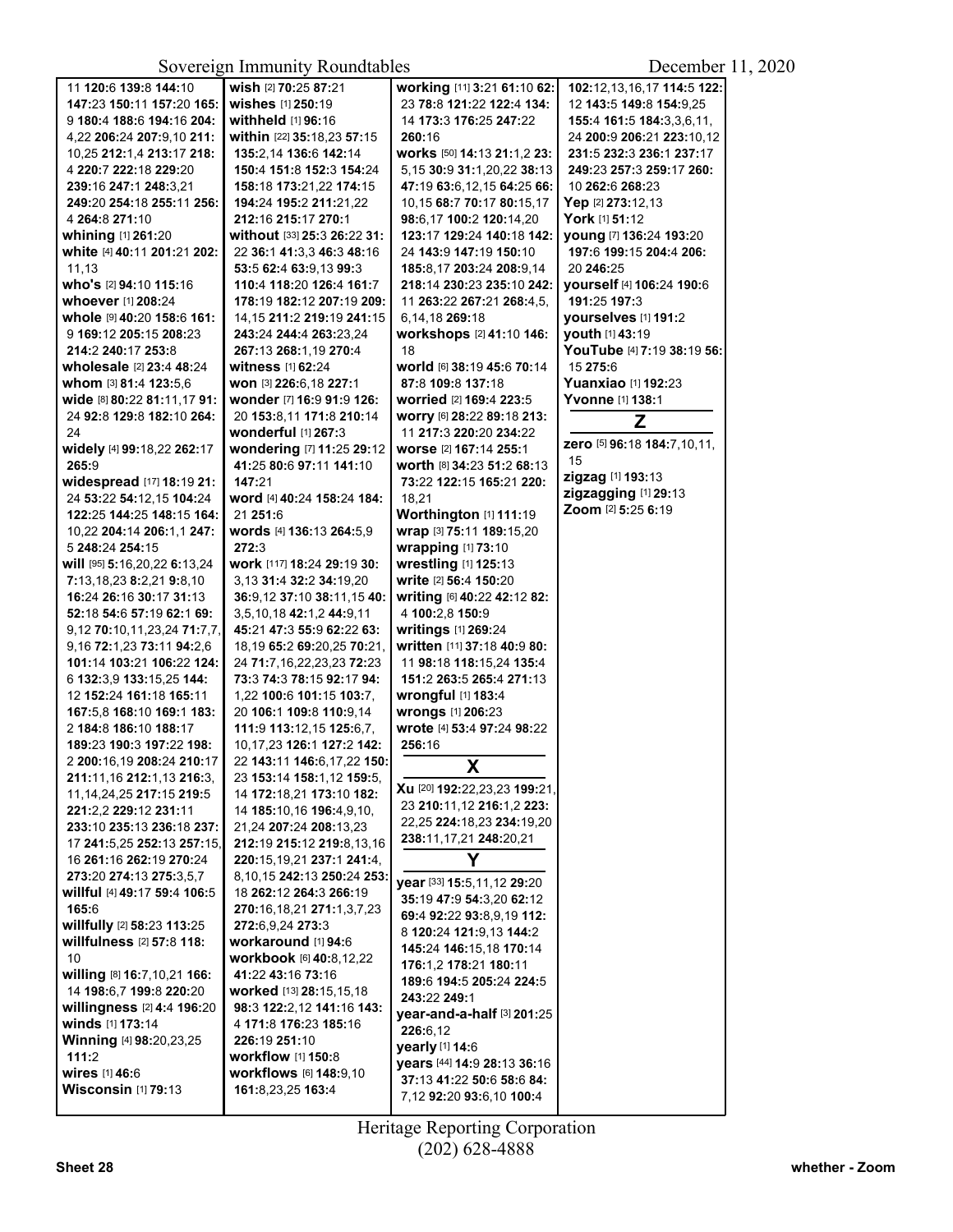11 **120**:6 **139**:8 **144**:10 **147**:23 **150**:11 **157**:20 **165**:9 **180**:4 **188**:6 **194**:16 **204**:4,22 **206**:24 **207**:9,10 **211**:10,25 **212**:1,4 **213**:17 **218**:4 **220**:7 **222**:18 **229**:20 **239**:16 **247**:1 **248**:3,21 **249**:20 **254**:18 **255**:11 **256**:4 **264**:8 **271**:10

**whining** [1] **261**:20

**white** [4] **40**:11 **201**:21 **202**:11,13

**who's** [2] **94**:10 **115**:16

**whoever** [1] **208**:24

**whole** [9] **40**:20 **158**:6 **161**:9 **169**:12 **205**:15 **208**:23 **214**:2 **240**:17 **253**:8

**wholesale** [2] **23**:4 **48**:24

**whom** [3] **81**:4 **123**:5,6

**wide** [8] **80**:22 **81**:11,17 **91**:24 **92**:8 **129**:8 **182**:10 **264**:24

**widely** [4] **99**:18,22 **262**:17 **265**:9

**widespread** [17] **18**:19 **21**:24 **53**:22 **54**:12,15 **104**:24 **122**:25 **144**:25 **148**:15 **164**:10,22 **204**:14 **206**:1,1 **247**:5 **248**:24 **254**:15

**will** [95] **5**:16,20,22 **6**:13,24 **7**:13,18,23 **8**:2,21 **9**:8,10 **16**:24 **26**:16 **30**:17 **31**:13 **52**:18 **54**:6 **57**:19 **62**:1 **69**:9,12 **70**:10,11,23,24 **71**:7,7,9,16 **72**:1,23 **73**:11 **94**:2,6 **101**:14 **103**:21 **106**:22 **124**:6 **132**:3,9 **133**:15,25 **144**:12 **152**:24 **161**:18 **165**:11 **167**:5,8 **168**:10 **169**:1 **183**:2 **184**:8 **186**:10 **188**:17 **189**:23 **190**:3 **197**:22 **198**:2 **200**:16,19 **208**:24 **210**:17 **211**:11,16 **212**:1,13 **216**:3,11,14,24,25 **217**:15 **219**:5 **221**:2,2 **229**:12 **231**:11 **233**:10 **235**:13 **236**:18 **237**:17 **241**:5,25 **252**:13 **257**:15,16 **261**:16 **262**:19 **270**:24 **273**:20 **274**:13 **275**:3,5,7

**willful** [4] **49**:17 **59**:4 **106**:5 **165**:6

**willfully** [2] **58**:23 **113**:25

**willfulness** [2] **57**:8 **118**:10

**willing** [8] **16**:7,10,21 **166**:14 **198**:6,7 **199**:8 **220**:20

**willingness** [2] **4**:4 **196**:20

**winds** [1] **173**:14

**Winning** [4] **98**:20,23,25 **111**:2

**wires** [1] **46**:6

**Wisconsin** [1] **79**:13

**wish** [2] **70**:25 **87**:21

**wishes** [1] **250**:19

**withheld** [1] **96**:16

**within** [22] **35**:18,23 **57**:15 **135**:2,14 **136**:6 **142**:14 **150**:4 **151**:8 **152**:3 **154**:24 **158**:18 **173**:21,22 **174**:15 **194**:24 **195**:2 **211**:21,22 **212**:16 **215**:17 **270**:1

**without** [33] **25**:3 **26**:22 **31**:22 **36**:1 **41**:3,3 **46**:3 **48**:16 **53**:5 **62**:4 **63**:9,13 **99**:3 **110**:4 **118**:20 **126**:4 **161**:7 **178**:19 **182**:12 **207**:19 **209**:14,15 **211**:2 **219**:19 **241**:15 **243**:24 **244**:4 **263**:23,24 **267**:13 **268**:1,19 **270**:4

**witness** [1] **62**:24

**won** [3] **226**:6,18 **227**:1

**wonder** [7] **16**:9 **91**:9 **126**:20 **153**:8,11 **171**:8 **210**:14

**wonderful** [1] **267**:3

**wondering** [7] **11**:25 **29**:12 **41**:25 **80**:6 **97**:11 **141**:10 **147**:21

**word** [4] **40**:24 **158**:24 **184**:21 **251**:6

**words** [4] **136**:13 **264**:5,9 **272**:3

**work** [117] **18**:24 **29**:19 **30**:3,13 **31**:4 **32**:2 **34**:19,20 **36**:9,12 **37**:10 **38**:11,15 **40**:3,5,10,18 **42**:1,2 **44**:9,11 **45**:21 **47**:3 **55**:9 **62**:22 **63**:18,19 **65**:2 **69**:20,25 **70**:21,24 **71**:7,16,22,23,23 **72**:23 **73**:3 **74**:3 **78**:15 **92**:17 **94**:1,22 **100**:6 **101**:15 **103**:7,20 **106**:1 **109**:8 **110**:9,14 **111**:9 **113**:12,15 **125**:6,7,10,17,23 **126**:1 **127**:2 **142**:22 **143**:11 **146**:6,17,22 **150**:23 **153**:14 **158**:1,12 **159**:5,14 **172**:18,21 **173**:10 **182**:14 **185**:10,16 **196**:4,9,10,21,24 **207**:24 **208**:13,23 **212**:19 **215**:12 **219**:8,13,16 **220**:15,19,21 **237**:1 **241**:4,8,10,15 **242**:13 **250**:24 **253**:18 **262**:12 **264**:3 **266**:19 **270**:16,18,21 **271**:1,3,7,23 **272**:6,9,24 **273**:3

**workaround** [1] **94**:6

**workbook** [6] **40**:8,12,22 **41**:22 **43**:16 **73**:16

**worked** [13] **28**:15,15,18 **98**:3 **122**:2,12 **141**:16 **143**:4 **171**:8 **176**:23 **185**:16 **226**:19 **251**:10

**workflow** [1] **150**:8

**workflows** [6] **148**:9,10 **161**:8,23,25 **163**:4

**working** [11] **3**:21 **61**:10 **62**:23 **78**:8 **121**:22 **122**:4 **134**:14 **173**:3 **176**:25 **247**:22 **260**:16

**works** [50] **14**:13 **21**:1,2 **23**:5,15 **30**:9 **31**:1,20,22 **38**:13 **47**:19 **63**:6,12,15 **64**:25 **66**:10,15 **68**:7 **70**:17 **80**:15,17 **98**:6,17 **100**:2 **120**:14,20 **123**:17 **129**:24 **140**:18 **142**:24 **143**:9 **147**:19 **150**:10 **185**:8,17 **203**:24 **208**:9,14 **218**:14 **230**:23 **235**:10 **242**:11 **263**:22 **267**:21 **268**:4,5,6,14,18 **269**:18

**workshops** [2] **41**:10 **146**:18

**world** [6] **38**:19 **45**:6 **70**:14 **87**:8 **109**:8 **137**:18

**worried** [2] **169**:4 **223**:5

**worry** [6] **28**:22 **89**:18 **213**:11 **217**:3 **220**:20 **234**:22

**worse** [2] **167**:14 **255**:1

**worth** [8] **34**:23 **51**:2 **68**:13 **73**:22 **122**:15 **165**:21 **220**:18,21

**Worthington** [1] **111**:19

**wrap** [3] **75**:11 **189**:15,20

**wrapping** [1] **73**:10

**wrestling** [1] **125**:13

**write** [2] **56**:4 **150**:20

**writing** [6] **40**:22 **42**:12 **82**:4 **100**:2,8 **150**:9

**writings** [1] **269**:24

**written** [11] **37**:18 **40**:9 **80**:11 **98**:18 **118**:15,24 **135**:4 **151**:2 **263**:5 **265**:4 **271**:13

**wrongful** [1] **183**:4

**wrongs** [1] **206**:23

**wrote** [4] **53**:4 **97**:24 **98**:22 **256**:16

## X

**Xu** [20] **192**:22,23,23 **199**:21,23 **210**:11,12 **216**:1,2 **223**:22,25 **224**:18,23 **234**:19,20 **238**:11,17,21 **248**:20,21

## Y

**year** [33] **15**:5,11,12 **29**:20 **35**:19 **47**:9 **54**:3,20 **62**:12 **69**:4 **92**:22 **93**:8,9,19 **112**:8 **120**:24 **121**:9,13 **144**:2 **145**:24 **146**:15,18 **170**:14 **176**:1,2 **178**:21 **180**:11 **189**:6 **194**:5 **205**:24 **224**:5 **243**:22 **249**:1

**year-and-a-half** [3] **201**:25 **226**:6,12

**yearly** [1] **14**:6

**years** [44] **14**:9 **28**:13 **36**:16 **37**:13 **41**:22 **50**:6 **58**:6 **84**:7,12 **92**:20 **93**:6,10 **100**:4 **102**:12,13,16,17 **114**:5 **122**:12 **143**:5 **149**:8 **154**:9,25 **155**:4 **161**:5 **184**:3,3,6,11,24 **200**:9 **206**:21 **223**:10,12 **231**:5 **232**:3 **236**:1 **237**:17 **249**:23 **257**:3 **259**:17 **260**:10 **262**:6 **268**:23

**Yep** [2] **273**:12,13

**York** [1] **51**:12

**young** [7] **136**:24 **193**:20 **197**:6 **199**:15 **204**:4 **206**:20 **246**:25

**yourself** [4] **106**:24 **190**:6 **191**:25 **197**:3

**yourselves** [1] **191**:2

**youth** [1] **43**:19

**YouTube** [4] **7**:19 **38**:19 **56**:15 **275**:6

**Yuanxiao** [1] **192**:23

**Yvonne** [1] **138**:1

## Z

**zero** [5] **96**:18 **184**:7,10,11,15

**zigzag** [1] **193**:13

**zigzagging** [1] **29**:13

**Zoom** [2] **5**:25 **6**:19